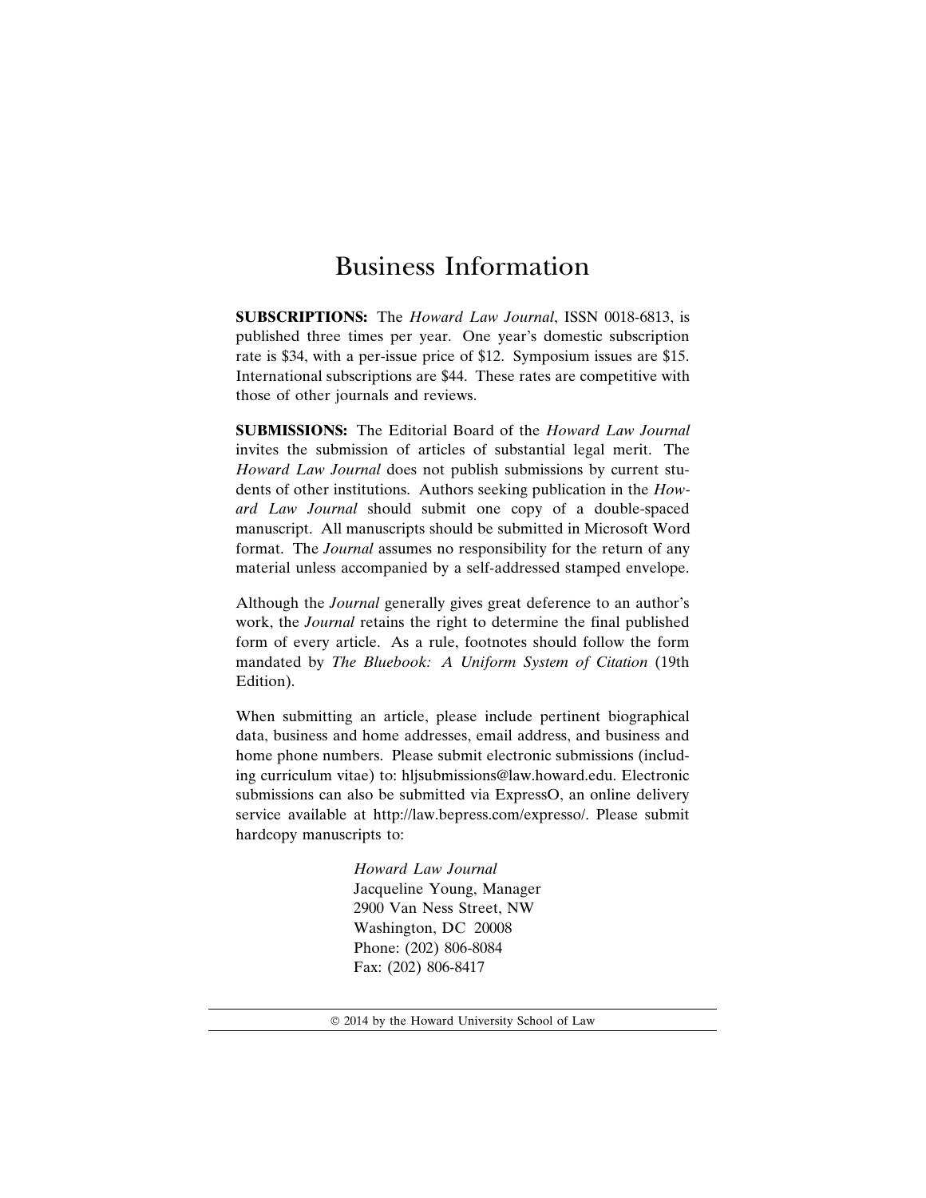# Business Information

**SUBSCRIPTIONS:** The *Howard Law Journal*, ISSN 0018-6813, is published three times per year. One year's domestic subscription rate is $34, with a per-issue price of $12. Symposium issues are $15. International subscriptions are $44. These rates are competitive with those of other journals and reviews.

**SUBMISSIONS:** The Editorial Board of the *Howard Law Journal* invites the submission of articles of substantial legal merit. The *Howard Law Journal* does not publish submissions by current students of other institutions. Authors seeking publication in the *Howard Law Journal* should submit one copy of a double-spaced manuscript. All manuscripts should be submitted in Microsoft Word format. The *Journal* assumes no responsibility for the return of any material unless accompanied by a self-addressed stamped envelope.

Although the *Journal* generally gives great deference to an author's work, the *Journal* retains the right to determine the final published form of every article. As a rule, footnotes should follow the form mandated by *The Bluebook: A Uniform System of Citation* (19th Edition).

When submitting an article, please include pertinent biographical data, business and home addresses, email address, and business and home phone numbers. Please submit electronic submissions (including curriculum vitae) to: hljsubmissions@law.howard.edu. Electronic submissions can also be submitted via ExpressO, an online delivery service available at http://law.bepress.com/expresso/. Please submit hardcopy manuscripts to:

*Howard Law Journal*
Jacqueline Young, Manager
2900 Van Ness Street, NW
Washington, DC 20008
Phone: (202) 806-8084
Fax: (202) 806-8417

© 2014 by the Howard University School of Law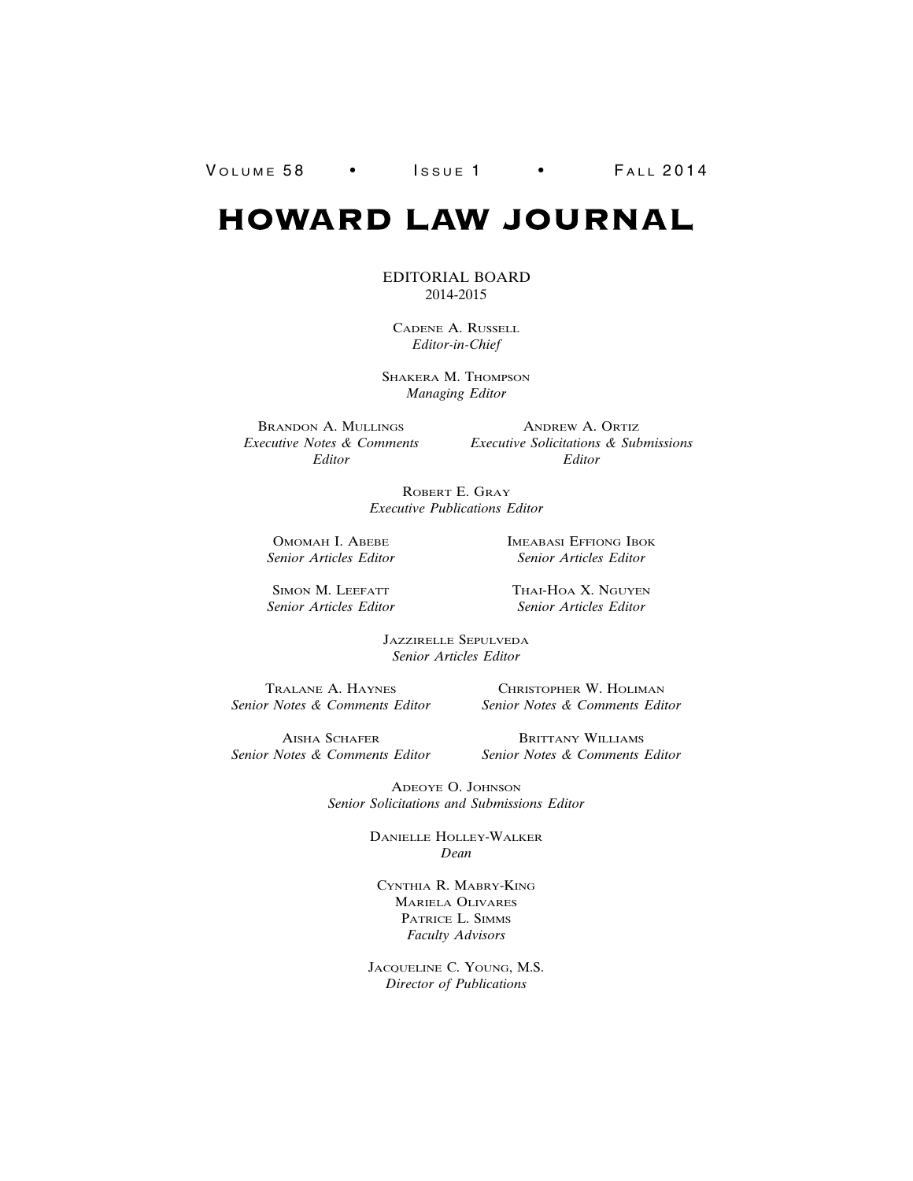VOLUME 58 • ISSUE 1 • FALL 2014

# HOWARD LAW JOURNAL

EDITORIAL BOARD
2014-2015

CADENE A. RUSSELL
*Editor-in-Chief*

SHAKERA M. THOMPSON
*Managing Editor*

BRANDON A. MULLINGS
*Executive Notes & Comments Editor*

ANDREW A. ORTIZ
*Executive Solicitations & Submissions Editor*

ROBERT E. GRAY
*Executive Publications Editor*

OMOMAH I. ABEBE
*Senior Articles Editor*

IMEABASI EFFIONG IBOK
*Senior Articles Editor*

SIMON M. LEEFATT
*Senior Articles Editor*

THAI-HOA X. NGUYEN
*Senior Articles Editor*

JAZZIRELLE SEPULVEDA
*Senior Articles Editor*

TRALANE A. HAYNES
*Senior Notes & Comments Editor*

CHRISTOPHER W. HOLIMAN
*Senior Notes & Comments Editor*

AISHA SCHAFER
*Senior Notes & Comments Editor*

BRITTANY WILLIAMS
*Senior Notes & Comments Editor*

ADEOYE O. JOHNSON
*Senior Solicitations and Submissions Editor*

DANIELLE HOLLEY-WALKER
*Dean*

CYNTHIA R. MABRY-KING
MARIELA OLIVARES
PATRICE L. SIMMS
*Faculty Advisors*

JACQUELINE C. YOUNG, M.S.
*Director of Publications*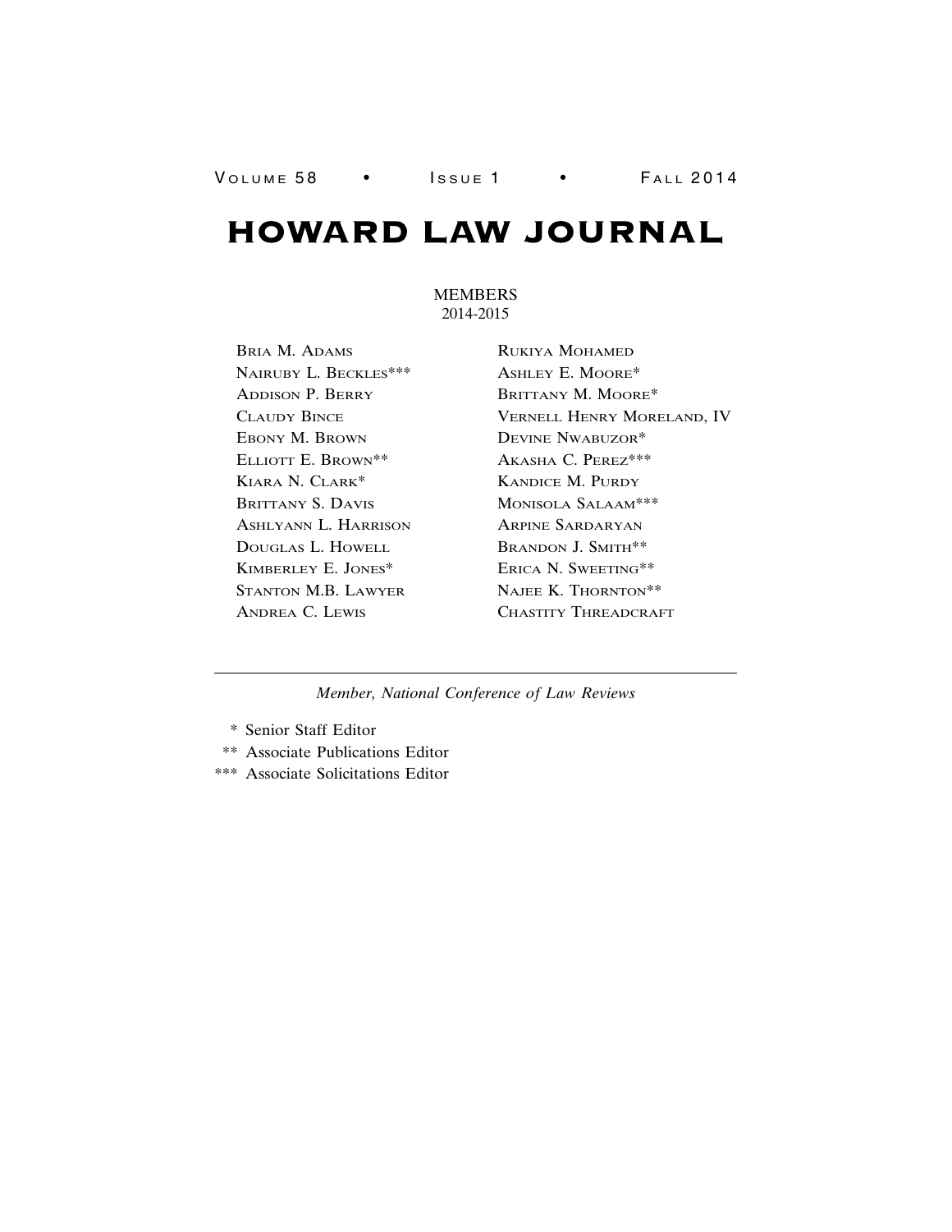# HOWARD LAW JOURNAL

MEMBERS
2014-2015

Bria M. Adams
Nairuby L. Beckles***
Addison P. Berry
Claudy Bince
Ebony M. Brown
Elliott E. Brown**
Kiara N. Clark*
Brittany S. Davis
Ashlyann L. Harrison
Douglas L. Howell
Kimberley E. Jones*
Stanton M.B. Lawyer
Andrea C. Lewis
Rukiya Mohamed
Ashley E. Moore*
Brittany M. Moore*
Vernell Henry Moreland, IV
Devine Nwabuzor*
Akasha C. Perez***
Kandice M. Purdy
Monisola Salaam***
Arpine Sardaryan
Brandon J. Smith**
Erica N. Sweeting**
Najee K. Thornton**
Chastity Threadcraft

---

*Member, National Conference of Law Reviews*

\* Senior Staff Editor
\** Associate Publications Editor
\*** Associate Solicitations Editor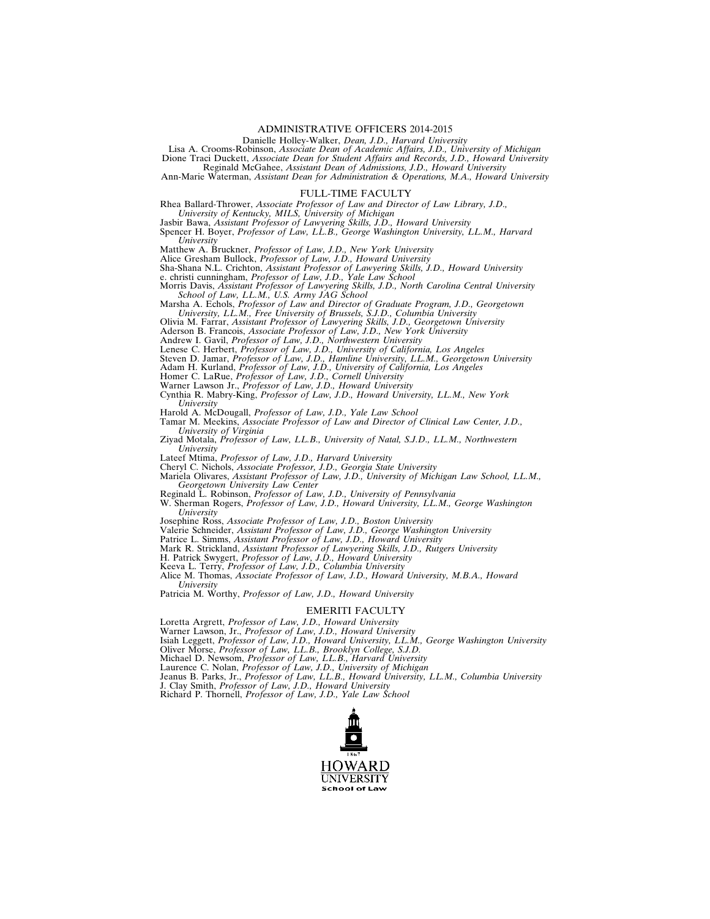## ADMINISTRATIVE OFFICERS 2014-2015

Danielle Holley-Walker, *Dean, J.D., Harvard University*
Lisa A. Crooms-Robinson, *Associate Dean of Academic Affairs, J.D., University of Michigan*
Dione Traci Duckett, *Associate Dean for Student Affairs and Records, J.D., Howard University*
Reginald McGahee, *Assistant Dean of Admissions, J.D., Howard University*
Ann-Marie Waterman, *Assistant Dean for Administration & Operations, M.A., Howard University*

## FULL-TIME FACULTY

Rhea Ballard-Thrower, *Associate Professor of Law and Director of Law Library, J.D., University of Kentucky, MILS, University of Michigan*
Jasbir Bawa, *Assistant Professor of Lawyering Skills, J.D., Howard University*
Spencer H. Boyer, *Professor of Law, LL.B., George Washington University, LL.M., Harvard University*
Matthew A. Bruckner, *Professor of Law, J.D., New York University*
Alice Gresham Bullock, *Professor of Law, J.D., Howard University*
Sha-Shana N.L. Crichton, *Assistant Professor of Lawyering Skills, J.D., Howard University*
e. christi cunningham, *Professor of Law, J.D., Yale Law School*
Morris Davis, *Assistant Professor of Lawyering Skills, J.D., North Carolina Central University School of Law, LL.M., U.S. Army JAG School*
Marsha A. Echols, *Professor of Law and Director of Graduate Program, J.D., Georgetown University, LL.M., Free University of Brussels, S.J.D., Columbia University*
Olivia M. Farrar, *Assistant Professor of Lawyering Skills, J.D., Georgetown University*
Aderson B. Francois, *Associate Professor of Law, J.D., New York University*
Andrew I. Gavil, *Professor of Law, J.D., Northwestern University*
Lenese C. Herbert, *Professor of Law, J.D., University of California, Los Angeles*
Steven D. Jamar, *Professor of Law, J.D., Hamline University, LL.M., Georgetown University*
Adam H. Kurland, *Professor of Law, J.D., University of California, Los Angeles*
Homer C. LaRue, *Professor of Law, J.D., Cornell University*
Warner Lawson Jr., *Professor of Law, J.D., Howard University*
Cynthia R. Mabry-King, *Professor of Law, J.D., Howard University, LL.M., New York University*
Harold A. McDougall, *Professor of Law, J.D., Yale Law School*
Tamar M. Meekins, *Associate Professor of Law and Director of Clinical Law Center, J.D., University of Virginia*
Ziyad Motala, *Professor of Law, LL.B., University of Natal, S.J.D., LL.M., Northwestern University*
Lateef Mtima, *Professor of Law, J.D., Harvard University*
Cheryl C. Nichols, *Associate Professor, J.D., Georgia State University*
Mariela Olivares, *Assistant Professor of Law, J.D., University of Michigan Law School, LL.M., Georgetown University Law Center*
Reginald L. Robinson, *Professor of Law, J.D., University of Pennsylvania*
W. Sherman Rogers, *Professor of Law, J.D., Howard University, LL.M., George Washington University*
Josephine Ross, *Associate Professor of Law, J.D., Boston University*
Valerie Schneider, *Assistant Professor of Law, J.D., George Washington University*
Patrice L. Simms, *Assistant Professor of Law, J.D., Howard University*
Mark R. Strickland, *Assistant Professor of Lawyering Skills, J.D., Rutgers University*
H. Patrick Swygert, *Professor of Law, J.D., Howard University*
Keeva L. Terry, *Professor of Law, J.D., Columbia University*
Alice M. Thomas, *Associate Professor of Law, J.D., Howard University, M.B.A., Howard University*
Patricia M. Worthy, *Professor of Law, J.D., Howard University*

## EMERITI FACULTY

Loretta Argrett, *Professor of Law, J.D., Howard University*
Warner Lawson, Jr., *Professor of Law, J.D., Howard University*
Isiah Leggett, *Professor of Law, J.D., Howard University, LL.M., George Washington University*
Oliver Morse, *Professor of Law, LL.B., Brooklyn College, S.J.D.*
Michael D. Newsom, *Professor of Law, LL.B., Harvard University*
Laurence C. Nolan, *Professor of Law, J.D., University of Michigan*
Jeanus B. Parks, Jr., *Professor of Law, LL.B., Howard University, LL.M., Columbia University*
J. Clay Smith, *Professor of Law, J.D., Howard University*
Richard P. Thornell, *Professor of Law, J.D., Yale Law School*

1867
HOWARD UNIVERSITY
School of Law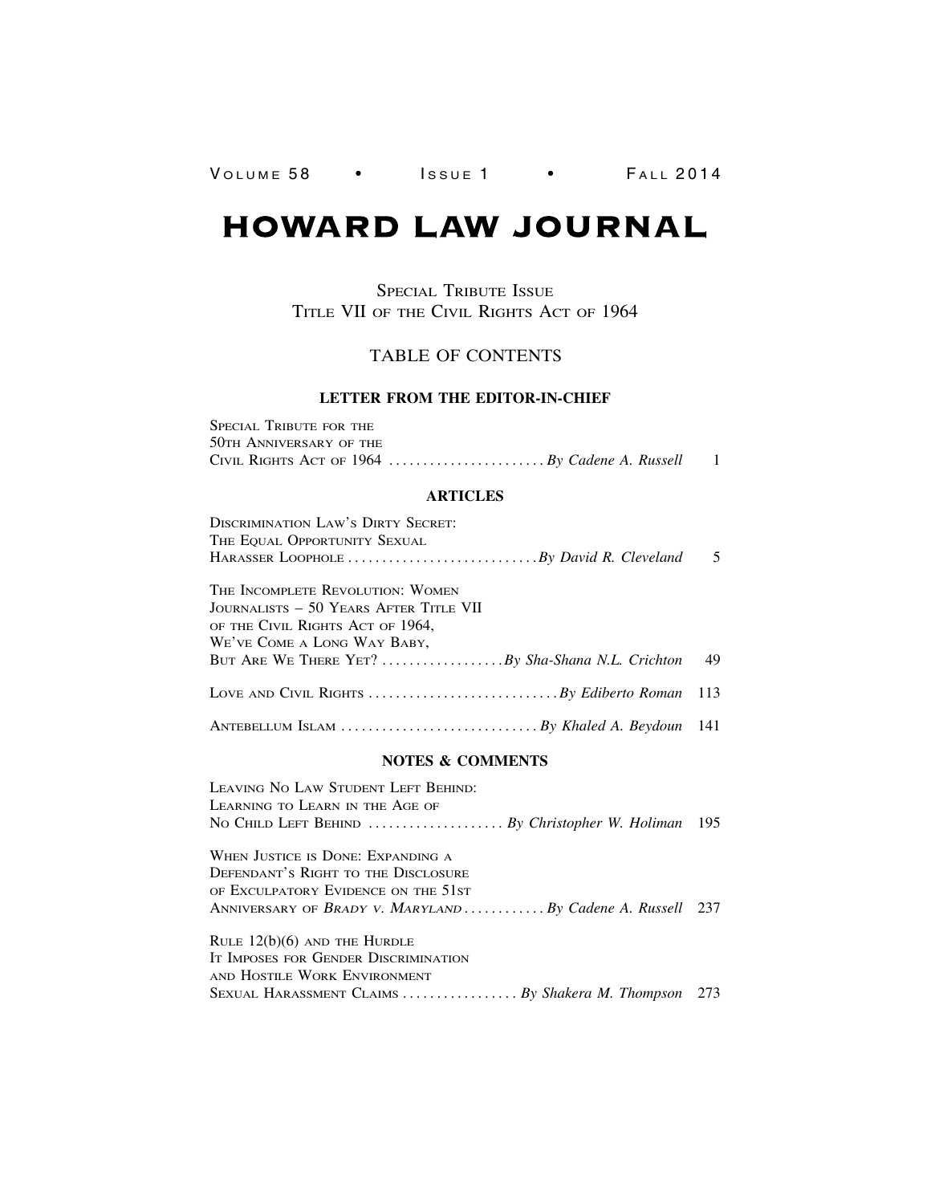VOLUME 58 • ISSUE 1 • FALL 2014

# HOWARD LAW JOURNAL

SPECIAL TRIBUTE ISSUE
TITLE VII OF THE CIVIL RIGHTS ACT OF 1964

## TABLE OF CONTENTS

### LETTER FROM THE EDITOR-IN-CHIEF

SPECIAL TRIBUTE FOR THE
50TH ANNIVERSARY OF THE
CIVIL RIGHTS ACT OF 1964 . . . . . . . . . . . . . . . . . . . . . . . *By Cadene A. Russell* 1

### ARTICLES

DISCRIMINATION LAW'S DIRTY SECRET:
THE EQUAL OPPORTUNITY SEXUAL
HARASSER LOOPHOLE . . . . . . . . . . . . . . . . . . . . . . . . . . . .*By David R. Cleveland* 5

THE INCOMPLETE REVOLUTION: WOMEN
JOURNALISTS – 50 YEARS AFTER TITLE VII
OF THE CIVIL RIGHTS ACT OF 1964,
WE'VE COME A LONG WAY BABY,
BUT ARE WE THERE YET? . . . . . . . . . . . . . . . . . .*By Sha-Shana N.L. Crichton* 49

LOVE AND CIVIL RIGHTS . . . . . . . . . . . . . . . . . . . . . . . . . . . .*By Ediberto Roman* 113

ANTEBELLUM ISLAM . . . . . . . . . . . . . . . . . . . . . . . . . . . . *By Khaled A. Beydoun* 141

### NOTES & COMMENTS

LEAVING NO LAW STUDENT LEFT BEHIND:
LEARNING TO LEARN IN THE AGE OF
NO CHILD LEFT BEHIND . . . . . . . . . . . . . . . . . . . . *By Christopher W. Holiman* 195

WHEN JUSTICE IS DONE: EXPANDING A
DEFENDANT'S RIGHT TO THE DISCLOSURE
OF EXCULPATORY EVIDENCE ON THE 51ST
ANNIVERSARY OF *BRADY V. MARYLAND* . . . . . . . . . . . . *By Cadene A. Russell* 237

RULE 12(b)(6) AND THE HURDLE
IT IMPOSES FOR GENDER DISCRIMINATION
AND HOSTILE WORK ENVIRONMENT
SEXUAL HARASSMENT CLAIMS . . . . . . . . . . . . . . . . . *By Shakera M. Thompson* 273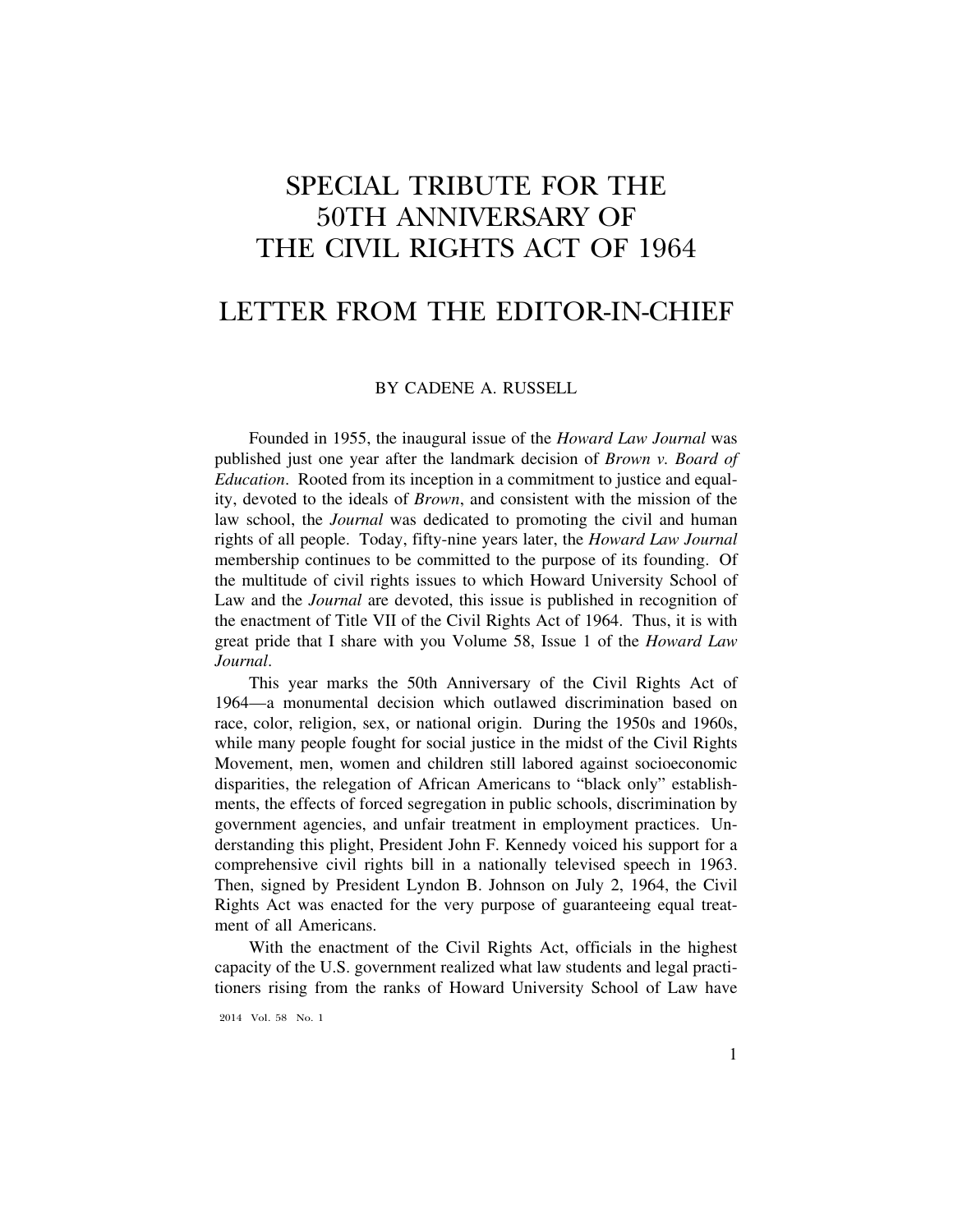# SPECIAL TRIBUTE FOR THE 50TH ANNIVERSARY OF THE CIVIL RIGHTS ACT OF 1964

# LETTER FROM THE EDITOR-IN-CHIEF

BY CADENE A. RUSSELL

Founded in 1955, the inaugural issue of the *Howard Law Journal* was published just one year after the landmark decision of *Brown v. Board of Education*. Rooted from its inception in a commitment to justice and equality, devoted to the ideals of *Brown*, and consistent with the mission of the law school, the *Journal* was dedicated to promoting the civil and human rights of all people. Today, fifty-nine years later, the *Howard Law Journal* membership continues to be committed to the purpose of its founding. Of the multitude of civil rights issues to which Howard University School of Law and the *Journal* are devoted, this issue is published in recognition of the enactment of Title VII of the Civil Rights Act of 1964. Thus, it is with great pride that I share with you Volume 58, Issue 1 of the *Howard Law Journal*.

This year marks the 50th Anniversary of the Civil Rights Act of 1964—a monumental decision which outlawed discrimination based on race, color, religion, sex, or national origin. During the 1950s and 1960s, while many people fought for social justice in the midst of the Civil Rights Movement, men, women and children still labored against socioeconomic disparities, the relegation of African Americans to "black only" establishments, the effects of forced segregation in public schools, discrimination by government agencies, and unfair treatment in employment practices. Understanding this plight, President John F. Kennedy voiced his support for a comprehensive civil rights bill in a nationally televised speech in 1963. Then, signed by President Lyndon B. Johnson on July 2, 1964, the Civil Rights Act was enacted for the very purpose of guaranteeing equal treatment of all Americans.

With the enactment of the Civil Rights Act, officials in the highest capacity of the U.S. government realized what law students and legal practitioners rising from the ranks of Howard University School of Law have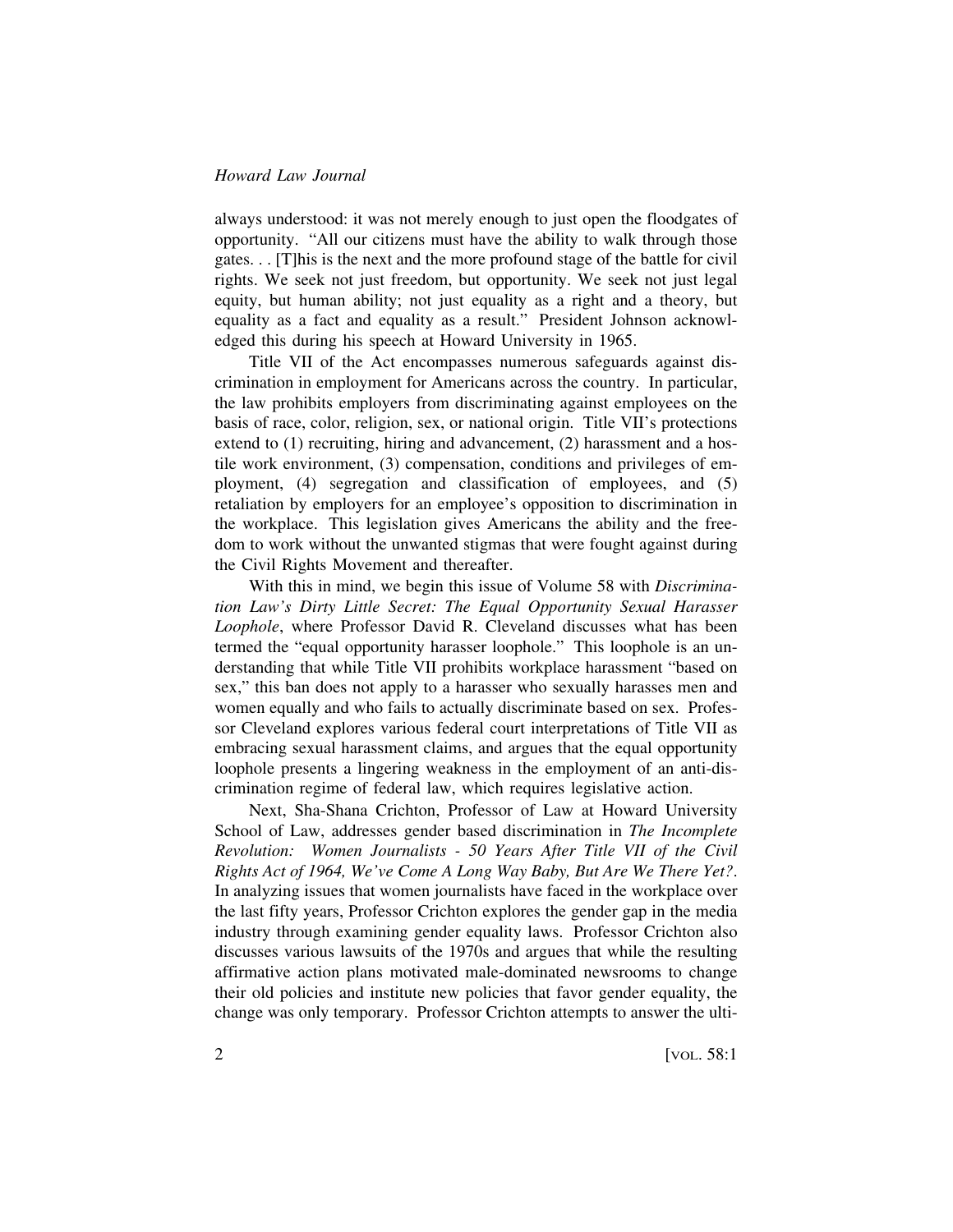always understood: it was not merely enough to just open the floodgates of opportunity. "All our citizens must have the ability to walk through those gates. . . [T]his is the next and the more profound stage of the battle for civil rights. We seek not just freedom, but opportunity. We seek not just legal equity, but human ability; not just equality as a right and a theory, but equality as a fact and equality as a result." President Johnson acknowledged this during his speech at Howard University in 1965.

Title VII of the Act encompasses numerous safeguards against discrimination in employment for Americans across the country. In particular, the law prohibits employers from discriminating against employees on the basis of race, color, religion, sex, or national origin. Title VII's protections extend to (1) recruiting, hiring and advancement, (2) harassment and a hostile work environment, (3) compensation, conditions and privileges of employment, (4) segregation and classification of employees, and (5) retaliation by employers for an employee's opposition to discrimination in the workplace. This legislation gives Americans the ability and the freedom to work without the unwanted stigmas that were fought against during the Civil Rights Movement and thereafter.

With this in mind, we begin this issue of Volume 58 with *Discrimination Law's Dirty Little Secret: The Equal Opportunity Sexual Harasser Loophole*, where Professor David R. Cleveland discusses what has been termed the "equal opportunity harasser loophole." This loophole is an understanding that while Title VII prohibits workplace harassment "based on sex," this ban does not apply to a harasser who sexually harasses men and women equally and who fails to actually discriminate based on sex. Professor Cleveland explores various federal court interpretations of Title VII as embracing sexual harassment claims, and argues that the equal opportunity loophole presents a lingering weakness in the employment of an anti-discrimination regime of federal law, which requires legislative action.

Next, Sha-Shana Crichton, Professor of Law at Howard University School of Law, addresses gender based discrimination in *The Incomplete Revolution: Women Journalists - 50 Years After Title VII of the Civil Rights Act of 1964, We've Come A Long Way Baby, But Are We There Yet?*. In analyzing issues that women journalists have faced in the workplace over the last fifty years, Professor Crichton explores the gender gap in the media industry through examining gender equality laws. Professor Crichton also discusses various lawsuits of the 1970s and argues that while the resulting affirmative action plans motivated male-dominated newsrooms to change their old policies and institute new policies that favor gender equality, the change was only temporary. Professor Crichton attempts to answer the ulti-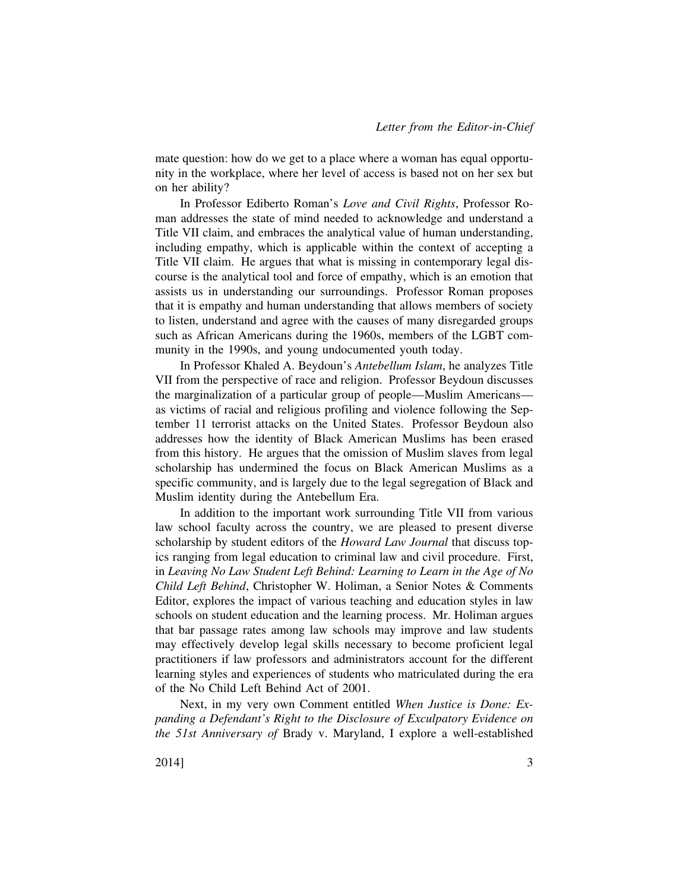mate question: how do we get to a place where a woman has equal opportunity in the workplace, where her level of access is based not on her sex but on her ability?

In Professor Ediberto Roman's *Love and Civil Rights*, Professor Roman addresses the state of mind needed to acknowledge and understand a Title VII claim, and embraces the analytical value of human understanding, including empathy, which is applicable within the context of accepting a Title VII claim. He argues that what is missing in contemporary legal discourse is the analytical tool and force of empathy, which is an emotion that assists us in understanding our surroundings. Professor Roman proposes that it is empathy and human understanding that allows members of society to listen, understand and agree with the causes of many disregarded groups such as African Americans during the 1960s, members of the LGBT community in the 1990s, and young undocumented youth today.

In Professor Khaled A. Beydoun's *Antebellum Islam*, he analyzes Title VII from the perspective of race and religion. Professor Beydoun discusses the marginalization of a particular group of people—Muslim Americans—as victims of racial and religious profiling and violence following the September 11 terrorist attacks on the United States. Professor Beydoun also addresses how the identity of Black American Muslims has been erased from this history. He argues that the omission of Muslim slaves from legal scholarship has undermined the focus on Black American Muslims as a specific community, and is largely due to the legal segregation of Black and Muslim identity during the Antebellum Era.

In addition to the important work surrounding Title VII from various law school faculty across the country, we are pleased to present diverse scholarship by student editors of the *Howard Law Journal* that discuss topics ranging from legal education to criminal law and civil procedure. First, in *Leaving No Law Student Left Behind: Learning to Learn in the Age of No Child Left Behind*, Christopher W. Holiman, a Senior Notes & Comments Editor, explores the impact of various teaching and education styles in law schools on student education and the learning process. Mr. Holiman argues that bar passage rates among law schools may improve and law students may effectively develop legal skills necessary to become proficient legal practitioners if law professors and administrators account for the different learning styles and experiences of students who matriculated during the era of the No Child Left Behind Act of 2001.

Next, in my very own Comment entitled *When Justice is Done: Expanding a Defendant's Right to the Disclosure of Exculpatory Evidence on the 51st Anniversary of* Brady v. Maryland, I explore a well-established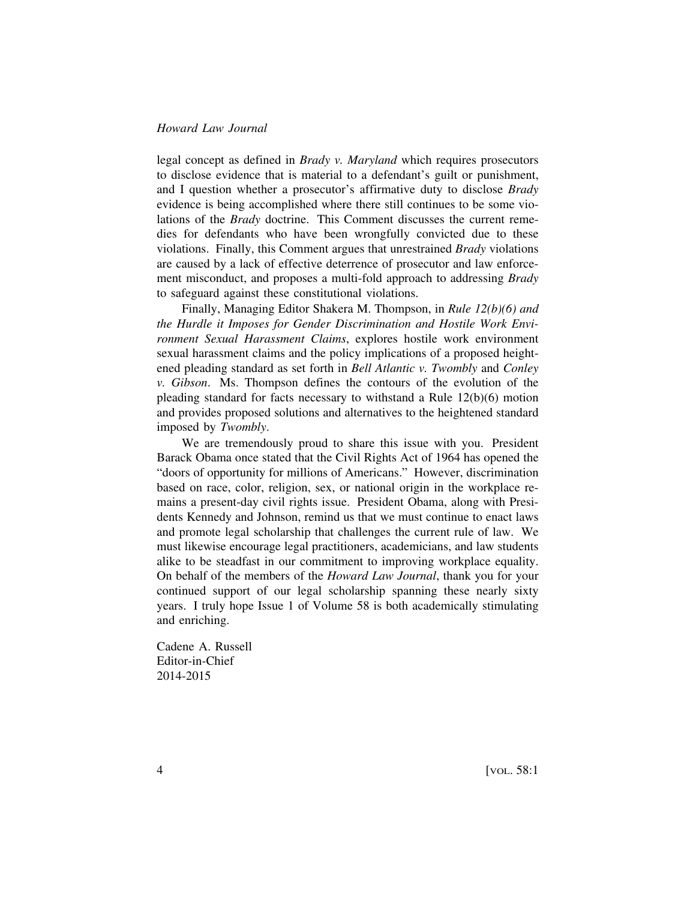legal concept as defined in *Brady v. Maryland* which requires prosecutors to disclose evidence that is material to a defendant's guilt or punishment, and I question whether a prosecutor's affirmative duty to disclose *Brady* evidence is being accomplished where there still continues to be some violations of the *Brady* doctrine. This Comment discusses the current remedies for defendants who have been wrongfully convicted due to these violations. Finally, this Comment argues that unrestrained *Brady* violations are caused by a lack of effective deterrence of prosecutor and law enforcement misconduct, and proposes a multi-fold approach to addressing *Brady* to safeguard against these constitutional violations.

Finally, Managing Editor Shakera M. Thompson, in *Rule 12(b)(6) and the Hurdle it Imposes for Gender Discrimination and Hostile Work Environment Sexual Harassment Claims*, explores hostile work environment sexual harassment claims and the policy implications of a proposed heightened pleading standard as set forth in *Bell Atlantic v. Twombly* and *Conley v. Gibson*. Ms. Thompson defines the contours of the evolution of the pleading standard for facts necessary to withstand a Rule 12(b)(6) motion and provides proposed solutions and alternatives to the heightened standard imposed by *Twombly*.

We are tremendously proud to share this issue with you. President Barack Obama once stated that the Civil Rights Act of 1964 has opened the "doors of opportunity for millions of Americans." However, discrimination based on race, color, religion, sex, or national origin in the workplace remains a present-day civil rights issue. President Obama, along with Presidents Kennedy and Johnson, remind us that we must continue to enact laws and promote legal scholarship that challenges the current rule of law. We must likewise encourage legal practitioners, academicians, and law students alike to be steadfast in our commitment to improving workplace equality. On behalf of the members of the *Howard Law Journal*, thank you for your continued support of our legal scholarship spanning these nearly sixty years. I truly hope Issue 1 of Volume 58 is both academically stimulating and enriching.

Cadene A. Russell
Editor-in-Chief
2014-2015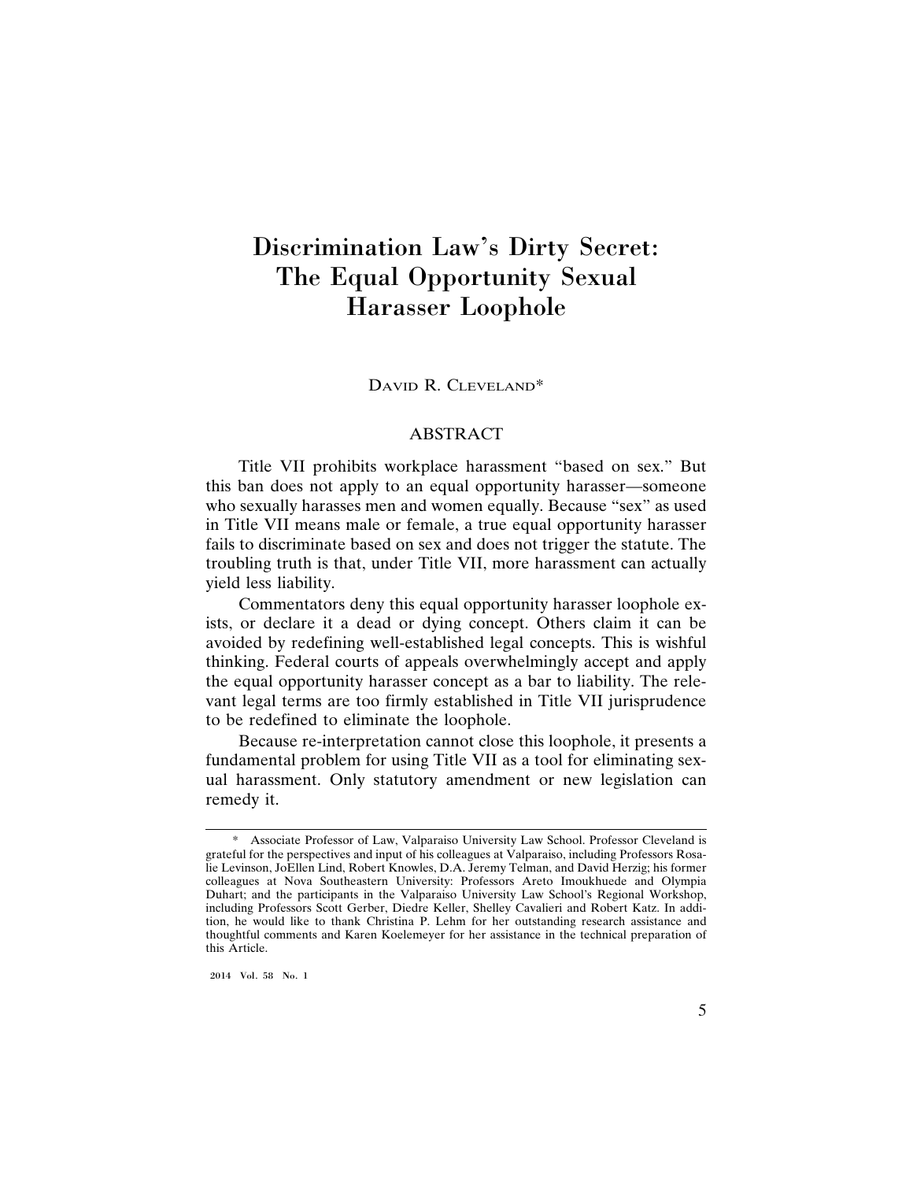# Discrimination Law's Dirty Secret: The Equal Opportunity Sexual Harasser Loophole

DAVID R. CLEVELAND*

## ABSTRACT

Title VII prohibits workplace harassment "based on sex." But this ban does not apply to an equal opportunity harasser—someone who sexually harasses men and women equally. Because "sex" as used in Title VII means male or female, a true equal opportunity harasser fails to discriminate based on sex and does not trigger the statute. The troubling truth is that, under Title VII, more harassment can actually yield less liability.

Commentators deny this equal opportunity harasser loophole exists, or declare it a dead or dying concept. Others claim it can be avoided by redefining well-established legal concepts. This is wishful thinking. Federal courts of appeals overwhelmingly accept and apply the equal opportunity harasser concept as a bar to liability. The relevant legal terms are too firmly established in Title VII jurisprudence to be redefined to eliminate the loophole.

Because re-interpretation cannot close this loophole, it presents a fundamental problem for using Title VII as a tool for eliminating sexual harassment. Only statutory amendment or new legislation can remedy it.

---

\* Associate Professor of Law, Valparaiso University Law School. Professor Cleveland is grateful for the perspectives and input of his colleagues at Valparaiso, including Professors Rosalie Levinson, JoEllen Lind, Robert Knowles, D.A. Jeremy Telman, and David Herzig; his former colleagues at Nova Southeastern University: Professors Areto Imoukhuede and Olympia Duhart; and the participants in the Valparaiso University Law School's Regional Workshop, including Professors Scott Gerber, Diedre Keller, Shelley Cavalieri and Robert Katz. In addition, he would like to thank Christina P. Lehm for her outstanding research assistance and thoughtful comments and Karen Koelemeyer for her assistance in the technical preparation of this Article.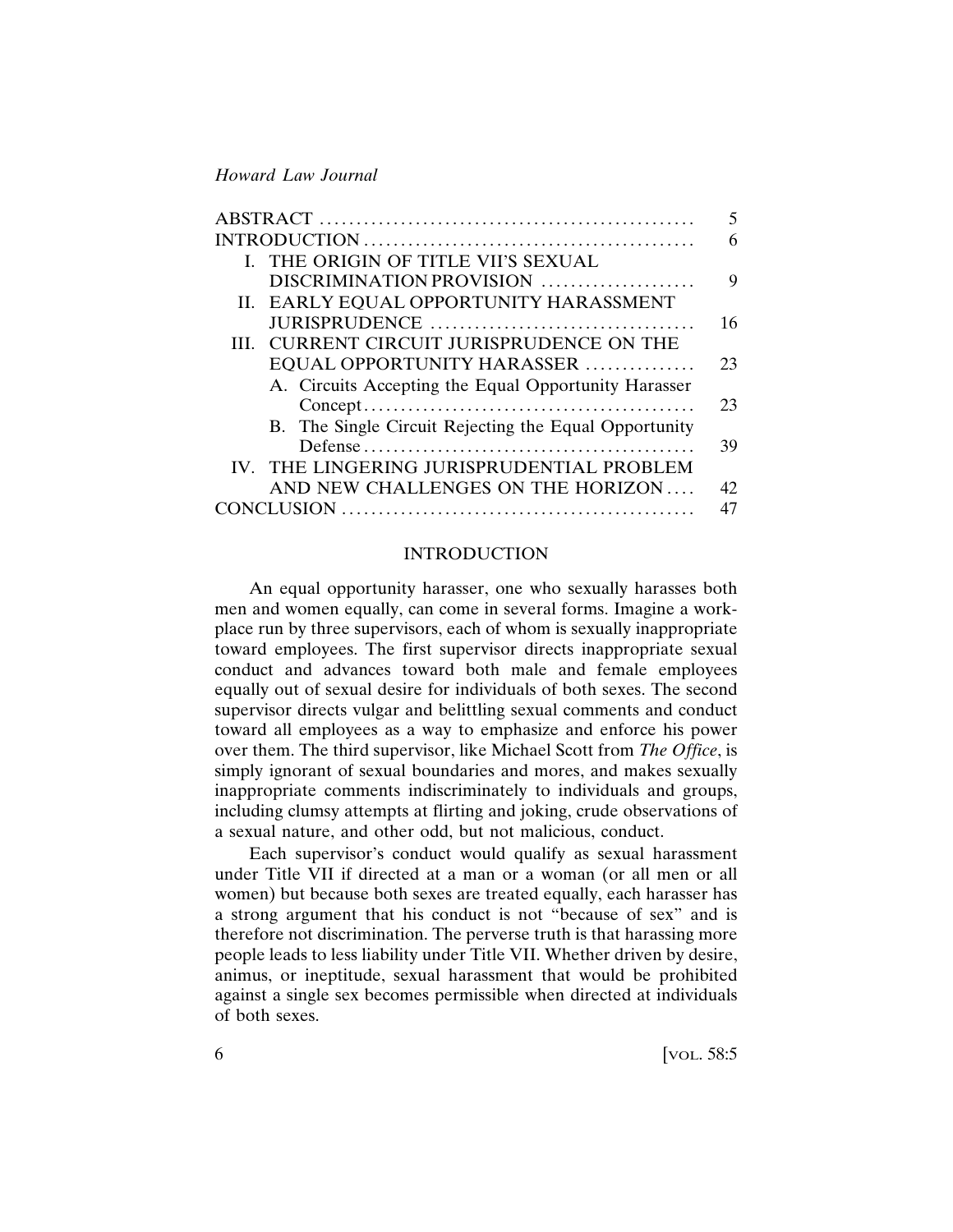| | |
|---|---|
| ABSTRACT | 5 |
| INTRODUCTION | 6 |
| I. THE ORIGIN OF TITLE VII'S SEXUAL DISCRIMINATION PROVISION | 9 |
| II. EARLY EQUAL OPPORTUNITY HARASSMENT JURISPRUDENCE | 16 |
| III. CURRENT CIRCUIT JURISPRUDENCE ON THE EQUAL OPPORTUNITY HARASSER | 23 |
| A. Circuits Accepting the Equal Opportunity Harasser Concept | 23 |
| B. The Single Circuit Rejecting the Equal Opportunity Defense | 39 |
| IV. THE LINGERING JURISPRUDENTIAL PROBLEM AND NEW CHALLENGES ON THE HORIZON | 42 |
| CONCLUSION | 47 |

## INTRODUCTION

An equal opportunity harasser, one who sexually harasses both men and women equally, can come in several forms. Imagine a workplace run by three supervisors, each of whom is sexually inappropriate toward employees. The first supervisor directs inappropriate sexual conduct and advances toward both male and female employees equally out of sexual desire for individuals of both sexes. The second supervisor directs vulgar and belittling sexual comments and conduct toward all employees as a way to emphasize and enforce his power over them. The third supervisor, like Michael Scott from *The Office*, is simply ignorant of sexual boundaries and mores, and makes sexually inappropriate comments indiscriminately to individuals and groups, including clumsy attempts at flirting and joking, crude observations of a sexual nature, and other odd, but not malicious, conduct.

Each supervisor's conduct would qualify as sexual harassment under Title VII if directed at a man or a woman (or all men or all women) but because both sexes are treated equally, each harasser has a strong argument that his conduct is not "because of sex" and is therefore not discrimination. The perverse truth is that harassing more people leads to less liability under Title VII. Whether driven by desire, animus, or ineptitude, sexual harassment that would be prohibited against a single sex becomes permissible when directed at individuals of both sexes.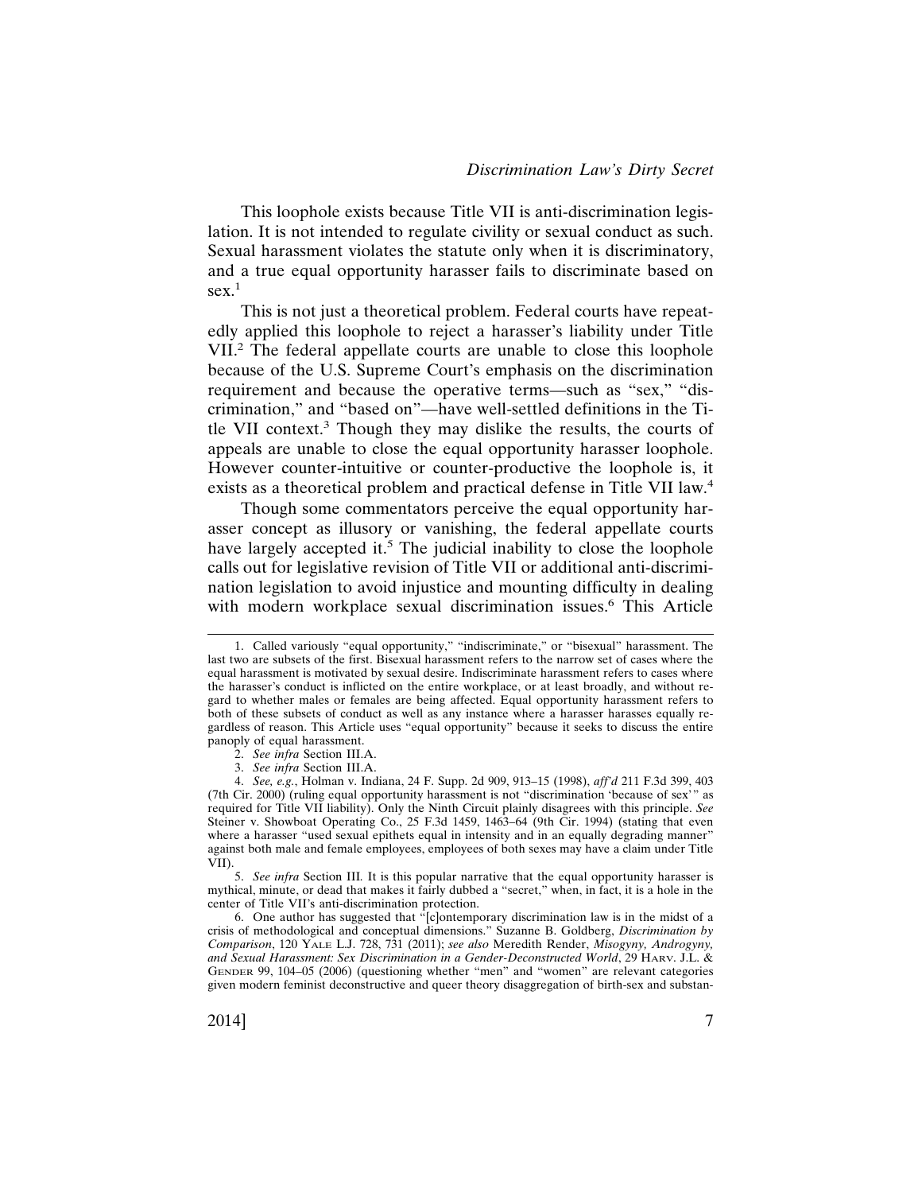This loophole exists because Title VII is anti-discrimination legislation. It is not intended to regulate civility or sexual conduct as such. Sexual harassment violates the statute only when it is discriminatory, and a true equal opportunity harasser fails to discriminate based on sex.[1]

This is not just a theoretical problem. Federal courts have repeatedly applied this loophole to reject a harasser's liability under Title VII.[2] The federal appellate courts are unable to close this loophole because of the U.S. Supreme Court's emphasis on the discrimination requirement and because the operative terms—such as "sex," "discrimination," and "based on"—have well-settled definitions in the Title VII context.[3] Though they may dislike the results, the courts of appeals are unable to close the equal opportunity harasser loophole. However counter-intuitive or counter-productive the loophole is, it exists as a theoretical problem and practical defense in Title VII law.[4]

Though some commentators perceive the equal opportunity harasser concept as illusory or vanishing, the federal appellate courts have largely accepted it.[5] The judicial inability to close the loophole calls out for legislative revision of Title VII or additional anti-discrimination legislation to avoid injustice and mounting difficulty in dealing with modern workplace sexual discrimination issues.[6] This Article

---

1. Called variously "equal opportunity," "indiscriminate," or "bisexual" harassment. The last two are subsets of the first. Bisexual harassment refers to the narrow set of cases where the equal harassment is motivated by sexual desire. Indiscriminate harassment refers to cases where the harasser's conduct is inflicted on the entire workplace, or at least broadly, and without regard to whether males or females are being affected. Equal opportunity harassment refers to both of these subsets of conduct as well as any instance where a harasser harasses equally regardless of reason. This Article uses "equal opportunity" because it seeks to discuss the entire panoply of equal harassment.

2. *See infra* Section III.A.

3. *See infra* Section III.A.

4. *See, e.g.*, Holman v. Indiana, 24 F. Supp. 2d 909, 913–15 (1998), *aff'd* 211 F.3d 399, 403 (7th Cir. 2000) (ruling equal opportunity harassment is not "discrimination 'because of sex'" as required for Title VII liability). Only the Ninth Circuit plainly disagrees with this principle. *See* Steiner v. Showboat Operating Co., 25 F.3d 1459, 1463–64 (9th Cir. 1994) (stating that even where a harasser "used sexual epithets equal in intensity and in an equally degrading manner" against both male and female employees, employees of both sexes may have a claim under Title VII).

5. *See infra* Section III. It is this popular narrative that the equal opportunity harasser is mythical, minute, or dead that makes it fairly dubbed a "secret," when, in fact, it is a hole in the center of Title VII's anti-discrimination protection.

6. One author has suggested that "[c]ontemporary discrimination law is in the midst of a crisis of methodological and conceptual dimensions." Suzanne B. Goldberg, *Discrimination by Comparison*, 120 YALE L.J. 728, 731 (2011); *see also* Meredith Render, *Misogyny, Androgyny, and Sexual Harassment: Sex Discrimination in a Gender-Deconstructed World*, 29 HARV. J.L. & GENDER 99, 104–05 (2006) (questioning whether "men" and "women" are relevant categories given modern feminist deconstructive and queer theory disaggregation of birth-sex and substan-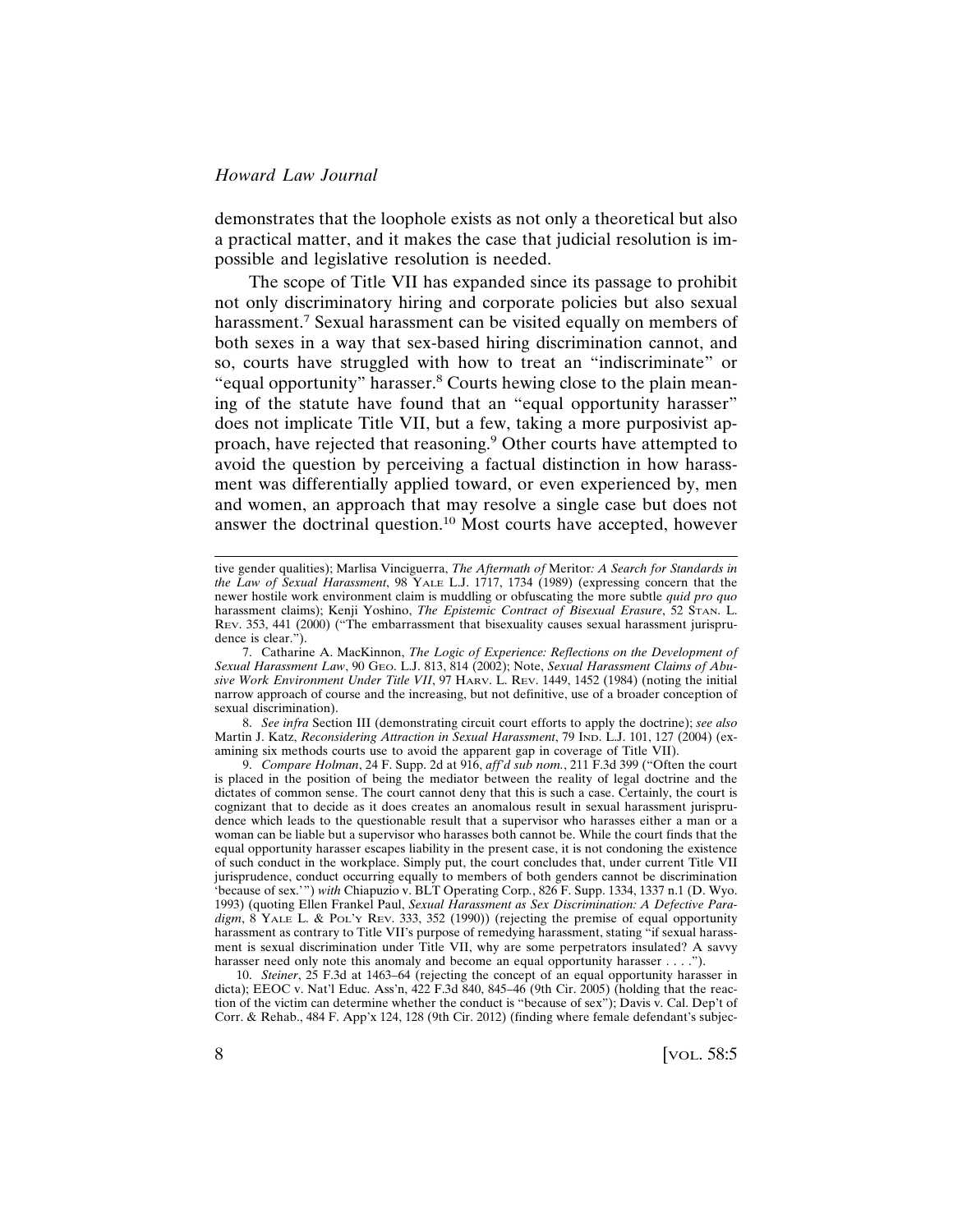demonstrates that the loophole exists as not only a theoretical but also a practical matter, and it makes the case that judicial resolution is impossible and legislative resolution is needed.

The scope of Title VII has expanded since its passage to prohibit not only discriminatory hiring and corporate policies but also sexual harassment.[7] Sexual harassment can be visited equally on members of both sexes in a way that sex-based hiring discrimination cannot, and so, courts have struggled with how to treat an "indiscriminate" or "equal opportunity" harasser.[8] Courts hewing close to the plain meaning of the statute have found that an "equal opportunity harasser" does not implicate Title VII, but a few, taking a more purposivist approach, have rejected that reasoning.[9] Other courts have attempted to avoid the question by perceiving a factual distinction in how harassment was differentially applied toward, or even experienced by, men and women, an approach that may resolve a single case but does not answer the doctrinal question.[10] Most courts have accepted, however

---

tive gender qualities); Marlisa Vinciguerra, *The Aftermath of* Meritor*: A Search for Standards in the Law of Sexual Harassment*, 98 YALE L.J. 1717, 1734 (1989) (expressing concern that the newer hostile work environment claim is muddling or obfuscating the more subtle *quid pro quo* harassment claims); Kenji Yoshino, *The Epistemic Contract of Bisexual Erasure*, 52 STAN. L. REV. 353, 441 (2000) ("The embarrassment that bisexuality causes sexual harassment jurisprudence is clear.").

7. Catharine A. MacKinnon, *The Logic of Experience: Reflections on the Development of Sexual Harassment Law*, 90 GEO. L.J. 813, 814 (2002); Note, *Sexual Harassment Claims of Abusive Work Environment Under Title VII*, 97 HARV. L. REV. 1449, 1452 (1984) (noting the initial narrow approach of course and the increasing, but not definitive, use of a broader conception of sexual discrimination).

8. *See infra* Section III (demonstrating circuit court efforts to apply the doctrine); *see also* Martin J. Katz, *Reconsidering Attraction in Sexual Harassment*, 79 IND. L.J. 101, 127 (2004) (examining six methods courts use to avoid the apparent gap in coverage of Title VII).

9. *Compare Holman*, 24 F. Supp. 2d at 916, *aff'd sub nom.*, 211 F.3d 399 ("Often the court is placed in the position of being the mediator between the reality of legal doctrine and the dictates of common sense. The court cannot deny that this is such a case. Certainly, the court is cognizant that to decide as it does creates an anomalous result in sexual harassment jurisprudence which leads to the questionable result that a supervisor who harasses either a man or a woman can be liable but a supervisor who harasses both cannot be. While the court finds that the equal opportunity harasser escapes liability in the present case, it is not condoning the existence of such conduct in the workplace. Simply put, the court concludes that, under current Title VII jurisprudence, conduct occurring equally to members of both genders cannot be discrimination 'because of sex.'") *with* Chiapuzio v. BLT Operating Corp., 826 F. Supp. 1334, 1337 n.1 (D. Wyo. 1993) (quoting Ellen Frankel Paul, *Sexual Harassment as Sex Discrimination: A Defective Paradigm*, 8 YALE L. & POL'Y REV. 333, 352 (1990)) (rejecting the premise of equal opportunity harassment as contrary to Title VII's purpose of remedying harassment, stating "if sexual harassment is sexual discrimination under Title VII, why are some perpetrators insulated? A savvy harasser need only note this anomaly and become an equal opportunity harasser . . . .").

10. *Steiner*, 25 F.3d at 1463–64 (rejecting the concept of an equal opportunity harasser in dicta); EEOC v. Nat'l Educ. Ass'n, 422 F.3d 840, 845–46 (9th Cir. 2005) (holding that the reaction of the victim can determine whether the conduct is "because of sex"); Davis v. Cal. Dep't of Corr. & Rehab., 484 F. App'x 124, 128 (9th Cir. 2012) (finding where female defendant's subjec-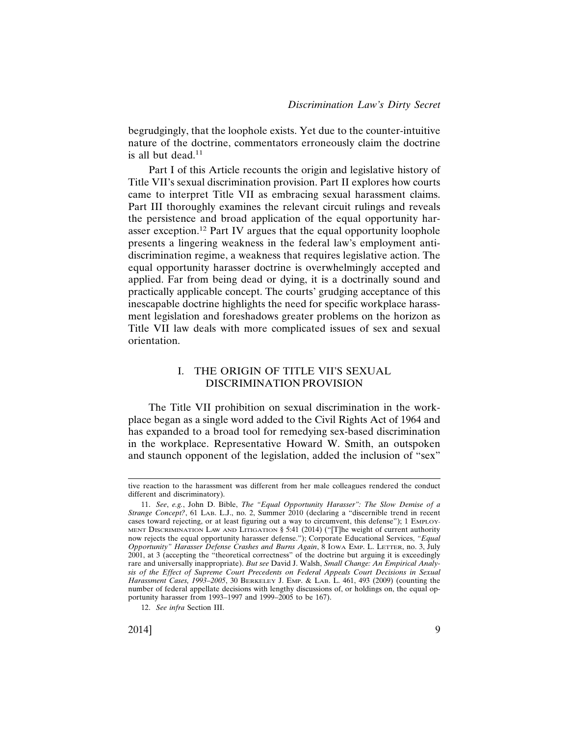begrudgingly, that the loophole exists. Yet due to the counter-intuitive nature of the doctrine, commentators erroneously claim the doctrine is all but dead.[11]

Part I of this Article recounts the origin and legislative history of Title VII's sexual discrimination provision. Part II explores how courts came to interpret Title VII as embracing sexual harassment claims. Part III thoroughly examines the relevant circuit rulings and reveals the persistence and broad application of the equal opportunity harasser exception.[12] Part IV argues that the equal opportunity loophole presents a lingering weakness in the federal law's employment anti-discrimination regime, a weakness that requires legislative action. The equal opportunity harasser doctrine is overwhelmingly accepted and applied. Far from being dead or dying, it is a doctrinally sound and practically applicable concept. The courts' grudging acceptance of this inescapable doctrine highlights the need for specific workplace harassment legislation and foreshadows greater problems on the horizon as Title VII law deals with more complicated issues of sex and sexual orientation.

## I. THE ORIGIN OF TITLE VII'S SEXUAL DISCRIMINATION PROVISION

The Title VII prohibition on sexual discrimination in the workplace began as a single word added to the Civil Rights Act of 1964 and has expanded to a broad tool for remedying sex-based discrimination in the workplace. Representative Howard W. Smith, an outspoken and staunch opponent of the legislation, added the inclusion of "sex"

---

tive reaction to the harassment was different from her male colleagues rendered the conduct different and discriminatory).

11. *See*, *e.g.*, John D. Bible, *The "Equal Opportunity Harasser": The Slow Demise of a Strange Concept?*, 61 Lab. L.J., no. 2, Summer 2010 (declaring a "discernible trend in recent cases toward rejecting, or at least figuring out a way to circumvent, this defense"); 1 Employment Discrimination Law and Litigation § 5:41 (2014) ("[T]he weight of current authority now rejects the equal opportunity harasser defense."); Corporate Educational Services, *"Equal Opportunity" Harasser Defense Crashes and Burns Again*, 8 Iowa Emp. L. Letter, no. 3, July 2001, at 3 (accepting the "theoretical correctness" of the doctrine but arguing it is exceedingly rare and universally inappropriate). *But see* David J. Walsh, *Small Change: An Empirical Analysis of the Effect of Supreme Court Precedents on Federal Appeals Court Decisions in Sexual Harassment Cases, 1993–2005*, 30 Berkeley J. Emp. & Lab. L. 461, 493 (2009) (counting the number of federal appellate decisions with lengthy discussions of, or holdings on, the equal opportunity harasser from 1993–1997 and 1999–2005 to be 167).

12. *See infra* Section III.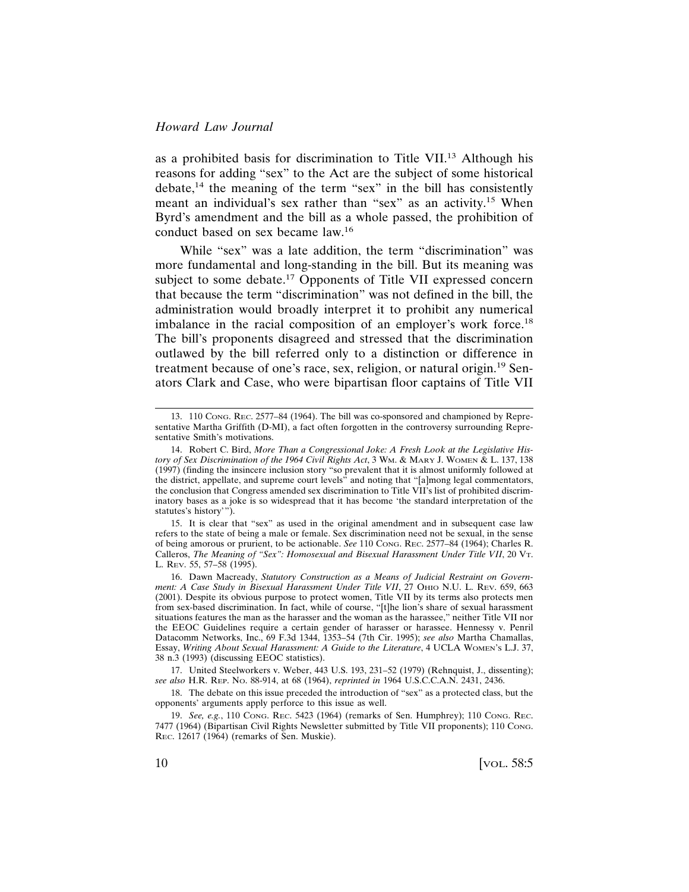as a prohibited basis for discrimination to Title VII.[13] Although his reasons for adding "sex" to the Act are the subject of some historical debate,[14] the meaning of the term "sex" in the bill has consistently meant an individual's sex rather than "sex" as an activity.[15] When Byrd's amendment and the bill as a whole passed, the prohibition of conduct based on sex became law.[16]

While "sex" was a late addition, the term "discrimination" was more fundamental and long-standing in the bill. But its meaning was subject to some debate.[17] Opponents of Title VII expressed concern that because the term "discrimination" was not defined in the bill, the administration would broadly interpret it to prohibit any numerical imbalance in the racial composition of an employer's work force.[18] The bill's proponents disagreed and stressed that the discrimination outlawed by the bill referred only to a distinction or difference in treatment because of one's race, sex, religion, or natural origin.[19] Senators Clark and Case, who were bipartisan floor captains of Title VII

---

13. 110 CONG. REC. 2577–84 (1964). The bill was co-sponsored and championed by Representative Martha Griffith (D-MI), a fact often forgotten in the controversy surrounding Representative Smith's motivations.

14. Robert C. Bird, *More Than a Congressional Joke: A Fresh Look at the Legislative History of Sex Discrimination of the 1964 Civil Rights Act*, 3 WM. & MARY J. WOMEN & L. 137, 138 (1997) (finding the insincere inclusion story "so prevalent that it is almost uniformly followed at the district, appellate, and supreme court levels" and noting that "[a]mong legal commentators, the conclusion that Congress amended sex discrimination to Title VII's list of prohibited discriminatory bases as a joke is so widespread that it has become 'the standard interpretation of the statutes's history'").

15. It is clear that "sex" as used in the original amendment and in subsequent case law refers to the state of being a male or female. Sex discrimination need not be sexual, in the sense of being amorous or prurient, to be actionable. *See* 110 CONG. REC. 2577–84 (1964); Charles R. Calleros, *The Meaning of "Sex": Homosexual and Bisexual Harassment Under Title VII*, 20 VT. L. REV. 55, 57–58 (1995).

16. Dawn Macready, *Statutory Construction as a Means of Judicial Restraint on Government: A Case Study in Bisexual Harassment Under Title VII*, 27 OHIO N.U. L. REV. 659, 663 (2001). Despite its obvious purpose to protect women, Title VII by its terms also protects men from sex-based discrimination. In fact, while of course, "[t]he lion's share of sexual harassment situations features the man as the harasser and the woman as the harassee," neither Title VII nor the EEOC Guidelines require a certain gender of harasser or harassee. Hennessy v. Penril Datacomm Networks, Inc., 69 F.3d 1344, 1353–54 (7th Cir. 1995); *see also* Martha Chamallas, Essay, *Writing About Sexual Harassment: A Guide to the Literature*, 4 UCLA WOMEN'S L.J. 37, 38 n.3 (1993) (discussing EEOC statistics).

17. United Steelworkers v. Weber, 443 U.S. 193, 231–52 (1979) (Rehnquist, J., dissenting); *see also* H.R. REP. NO. 88-914, at 68 (1964), *reprinted in* 1964 U.S.C.C.A.N. 2431, 2436.

18. The debate on this issue preceded the introduction of "sex" as a protected class, but the opponents' arguments apply perforce to this issue as well.

19. *See, e.g.*, 110 CONG. REC. 5423 (1964) (remarks of Sen. Humphrey); 110 CONG. REC. 7477 (1964) (Bipartisan Civil Rights Newsletter submitted by Title VII proponents); 110 CONG. REC. 12617 (1964) (remarks of Sen. Muskie).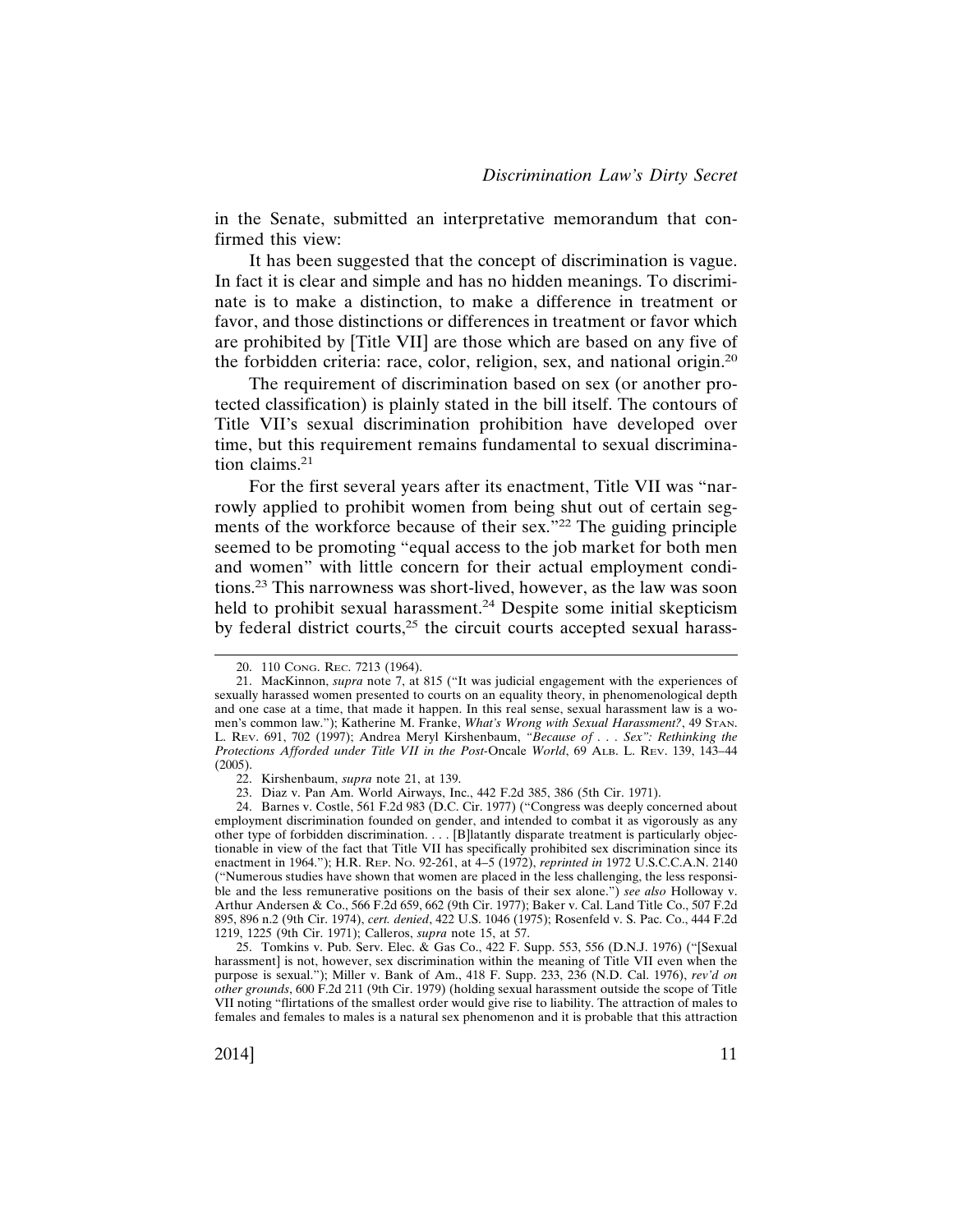in the Senate, submitted an interpretative memorandum that confirmed this view:

> It has been suggested that the concept of discrimination is vague. In fact it is clear and simple and has no hidden meanings. To discriminate is to make a distinction, to make a difference in treatment or favor, and those distinctions or differences in treatment or favor which are prohibited by [Title VII] are those which are based on any five of the forbidden criteria: race, color, religion, sex, and national origin.[20]

The requirement of discrimination based on sex (or another protected classification) is plainly stated in the bill itself. The contours of Title VII's sexual discrimination prohibition have developed over time, but this requirement remains fundamental to sexual discrimination claims.[21]

For the first several years after its enactment, Title VII was "narrowly applied to prohibit women from being shut out of certain segments of the workforce because of their sex."[22] The guiding principle seemed to be promoting "equal access to the job market for both men and women" with little concern for their actual employment conditions.[23] This narrowness was short-lived, however, as the law was soon held to prohibit sexual harassment.[24] Despite some initial skepticism by federal district courts,[25] the circuit courts accepted sexual harass-

---

20. 110 Cong. Rec. 7213 (1964).

21. MacKinnon, *supra* note 7, at 815 ("It was judicial engagement with the experiences of sexually harassed women presented to courts on an equality theory, in phenomenological depth and one case at a time, that made it happen. In this real sense, sexual harassment law is a women's common law."); Katherine M. Franke, *What's Wrong with Sexual Harassment?*, 49 Stan. L. Rev. 691, 702 (1997); Andrea Meryl Kirshenbaum, *"Because of . . . Sex": Rethinking the Protections Afforded under Title VII in the Post-*Oncale *World*, 69 Alb. L. Rev. 139, 143–44 (2005).

22. Kirshenbaum, *supra* note 21, at 139.

23. Diaz v. Pan Am. World Airways, Inc., 442 F.2d 385, 386 (5th Cir. 1971).

24. Barnes v. Costle, 561 F.2d 983 (D.C. Cir. 1977) ("Congress was deeply concerned about employment discrimination founded on gender, and intended to combat it as vigorously as any other type of forbidden discrimination. . . . [B]latantly disparate treatment is particularly objectionable in view of the fact that Title VII has specifically prohibited sex discrimination since its enactment in 1964."); H.R. Rep. No. 92-261, at 4–5 (1972), *reprinted in* 1972 U.S.C.C.A.N. 2140 ("Numerous studies have shown that women are placed in the less challenging, the less responsible and the less remunerative positions on the basis of their sex alone.") *see also* Holloway v. Arthur Andersen & Co., 566 F.2d 659, 662 (9th Cir. 1977); Baker v. Cal. Land Title Co., 507 F.2d 895, 896 n.2 (9th Cir. 1974), *cert. denied*, 422 U.S. 1046 (1975); Rosenfeld v. S. Pac. Co., 444 F.2d 1219, 1225 (9th Cir. 1971); Calleros, *supra* note 15, at 57.

25. Tomkins v. Pub. Serv. Elec. & Gas Co., 422 F. Supp. 553, 556 (D.N.J. 1976) ("[Sexual harassment] is not, however, sex discrimination within the meaning of Title VII even when the purpose is sexual."); Miller v. Bank of Am., 418 F. Supp. 233, 236 (N.D. Cal. 1976), *rev'd on other grounds*, 600 F.2d 211 (9th Cir. 1979) (holding sexual harassment outside the scope of Title VII noting "flirtations of the smallest order would give rise to liability. The attraction of males to females and females to males is a natural sex phenomenon and it is probable that this attraction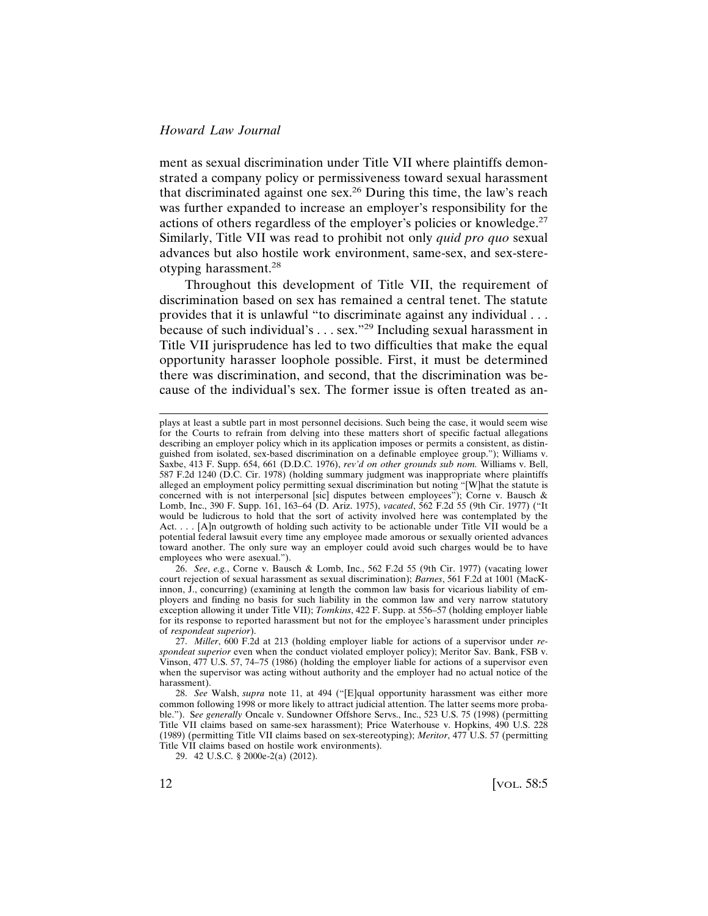ment as sexual discrimination under Title VII where plaintiffs demonstrated a company policy or permissiveness toward sexual harassment that discriminated against one sex.[26] During this time, the law's reach was further expanded to increase an employer's responsibility for the actions of others regardless of the employer's policies or knowledge.[27] Similarly, Title VII was read to prohibit not only *quid pro quo* sexual advances but also hostile work environment, same-sex, and sex-stereotyping harassment.[28]

Throughout this development of Title VII, the requirement of discrimination based on sex has remained a central tenet. The statute provides that it is unlawful "to discriminate against any individual . . . because of such individual's . . . sex."[29] Including sexual harassment in Title VII jurisprudence has led to two difficulties that make the equal opportunity harasser loophole possible. First, it must be determined there was discrimination, and second, that the discrimination was because of the individual's sex. The former issue is often treated as an-

---

plays at least a subtle part in most personnel decisions. Such being the case, it would seem wise for the Courts to refrain from delving into these matters short of specific factual allegations describing an employer policy which in its application imposes or permits a consistent, as distinguished from isolated, sex-based discrimination on a definable employee group."); Williams v. Saxbe, 413 F. Supp. 654, 661 (D.D.C. 1976), *rev'd on other grounds sub nom.* Williams v. Bell, 587 F.2d 1240 (D.C. Cir. 1978) (holding summary judgment was inappropriate where plaintiffs alleged an employment policy permitting sexual discrimination but noting "[W]hat the statute is concerned with is not interpersonal [sic] disputes between employees"); Corne v. Bausch & Lomb, Inc., 390 F. Supp. 161, 163–64 (D. Ariz. 1975), *vacated*, 562 F.2d 55 (9th Cir. 1977) ("It would be ludicrous to hold that the sort of activity involved here was contemplated by the Act. . . . [A]n outgrowth of holding such activity to be actionable under Title VII would be a potential federal lawsuit every time any employee made amorous or sexually oriented advances toward another. The only sure way an employer could avoid such charges would be to have employees who were asexual.").

26. *See*, *e.g.*, Corne v. Bausch & Lomb, Inc., 562 F.2d 55 (9th Cir. 1977) (vacating lower court rejection of sexual harassment as sexual discrimination); *Barnes*, 561 F.2d at 1001 (MacKinnon, J., concurring) (examining at length the common law basis for vicarious liability of employers and finding no basis for such liability in the common law and very narrow statutory exception allowing it under Title VII); *Tomkins*, 422 F. Supp. at 556–57 (holding employer liable for its response to reported harassment but not for the employee's harassment under principles of *respondeat superior*).

27. *Miller*, 600 F.2d at 213 (holding employer liable for actions of a supervisor under *respondeat superior* even when the conduct violated employer policy); Meritor Sav. Bank, FSB v. Vinson, 477 U.S. 57, 74–75 (1986) (holding the employer liable for actions of a supervisor even when the supervisor was acting without authority and the employer had no actual notice of the harassment).

28. *See* Walsh, *supra* note 11, at 494 ("[E]qual opportunity harassment was either more common following 1998 or more likely to attract judicial attention. The latter seems more probable."). *See generally* Oncale v. Sundowner Offshore Servs., Inc., 523 U.S. 75 (1998) (permitting Title VII claims based on same-sex harassment); Price Waterhouse v. Hopkins, 490 U.S. 228 (1989) (permitting Title VII claims based on sex-stereotyping); *Meritor*, 477 U.S. 57 (permitting Title VII claims based on hostile work environments).

29. 42 U.S.C. § 2000e-2(a) (2012).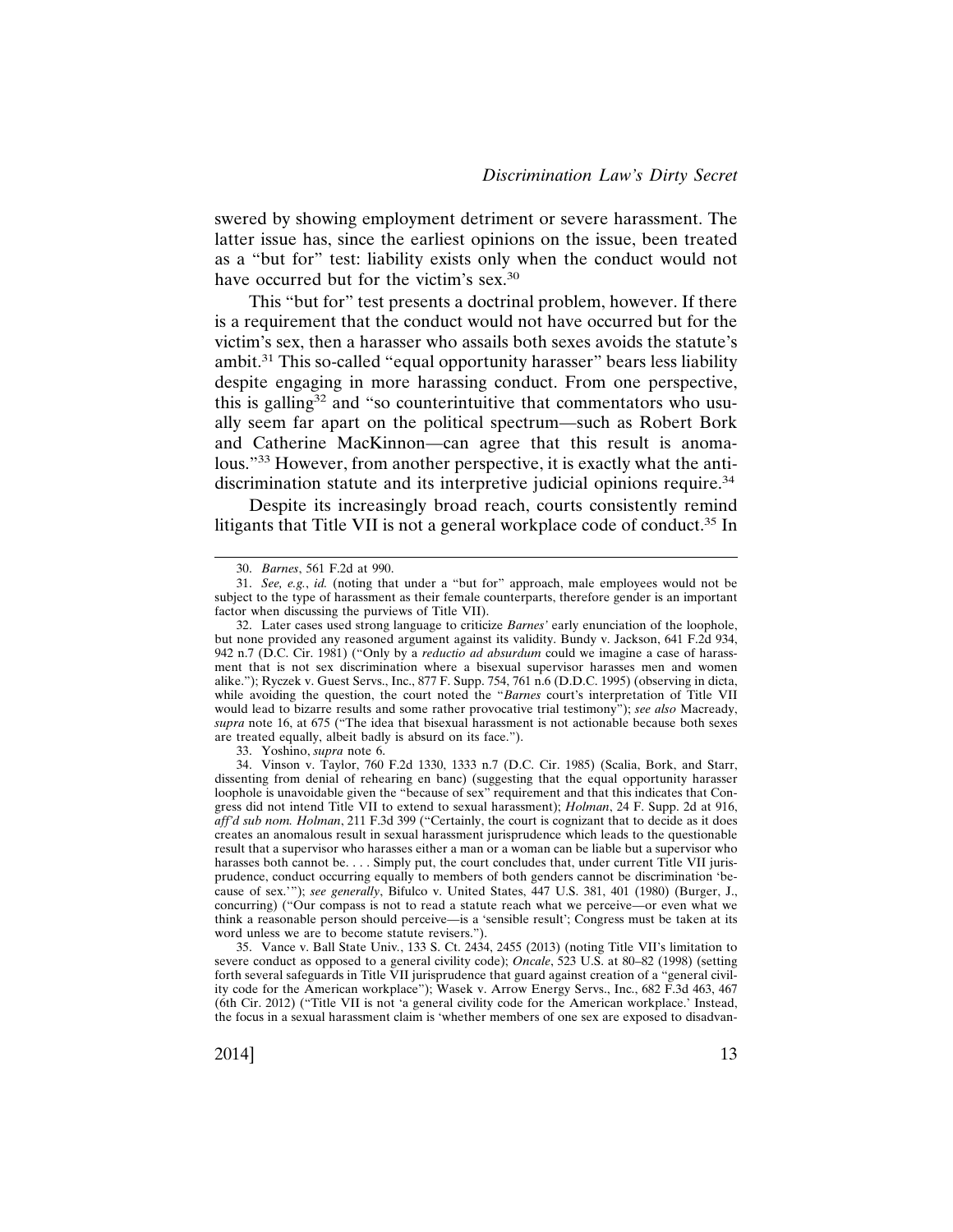swered by showing employment detriment or severe harassment. The latter issue has, since the earliest opinions on the issue, been treated as a "but for" test: liability exists only when the conduct would not have occurred but for the victim's sex.[30]

This "but for" test presents a doctrinal problem, however. If there is a requirement that the conduct would not have occurred but for the victim's sex, then a harasser who assails both sexes avoids the statute's ambit.[31] This so-called "equal opportunity harasser" bears less liability despite engaging in more harassing conduct. From one perspective, this is galling[32] and "so counterintuitive that commentators who usually seem far apart on the political spectrum—such as Robert Bork and Catherine MacKinnon—can agree that this result is anomalous."[33] However, from another perspective, it is exactly what the antidiscrimination statute and its interpretive judicial opinions require.[34]

Despite its increasingly broad reach, courts consistently remind litigants that Title VII is not a general workplace code of conduct.[35] In

---

30. *Barnes*, 561 F.2d at 990.

31. *See, e.g.*, *id.* (noting that under a "but for" approach, male employees would not be subject to the type of harassment as their female counterparts, therefore gender is an important factor when discussing the purviews of Title VII).

32. Later cases used strong language to criticize *Barnes'* early enunciation of the loophole, but none provided any reasoned argument against its validity. Bundy v. Jackson, 641 F.2d 934, 942 n.7 (D.C. Cir. 1981) ("Only by a *reductio ad absurdum* could we imagine a case of harassment that is not sex discrimination where a bisexual supervisor harasses men and women alike."); Ryczek v. Guest Servs., Inc., 877 F. Supp. 754, 761 n.6 (D.D.C. 1995) (observing in dicta, while avoiding the question, the court noted the "*Barnes* court's interpretation of Title VII would lead to bizarre results and some rather provocative trial testimony"); *see also* Macready, *supra* note 16, at 675 ("The idea that bisexual harassment is not actionable because both sexes are treated equally, albeit badly is absurd on its face.").

33. Yoshino, *supra* note 6.

34. Vinson v. Taylor, 760 F.2d 1330, 1333 n.7 (D.C. Cir. 1985) (Scalia, Bork, and Starr, dissenting from denial of rehearing en banc) (suggesting that the equal opportunity harasser loophole is unavoidable given the "because of sex" requirement and that this indicates that Congress did not intend Title VII to extend to sexual harassment); *Holman*, 24 F. Supp. 2d at 916, *aff'd sub nom. Holman*, 211 F.3d 399 ("Certainly, the court is cognizant that to decide as it does creates an anomalous result in sexual harassment jurisprudence which leads to the questionable result that a supervisor who harasses either a man or a woman can be liable but a supervisor who harasses both cannot be. . . . Simply put, the court concludes that, under current Title VII jurisprudence, conduct occurring equally to members of both genders cannot be discrimination 'because of sex.'"); *see generally*, Bifulco v. United States, 447 U.S. 381, 401 (1980) (Burger, J., concurring) ("Our compass is not to read a statute reach what we perceive—or even what we think a reasonable person should perceive—is a 'sensible result'; Congress must be taken at its word unless we are to become statute revisers.").

35. Vance v. Ball State Univ., 133 S. Ct. 2434, 2455 (2013) (noting Title VII's limitation to severe conduct as opposed to a general civility code); *Oncale*, 523 U.S. at 80–82 (1998) (setting forth several safeguards in Title VII jurisprudence that guard against creation of a "general civility code for the American workplace"); Wasek v. Arrow Energy Servs., Inc., 682 F.3d 463, 467 (6th Cir. 2012) ("Title VII is not 'a general civility code for the American workplace.' Instead, the focus in a sexual harassment claim is 'whether members of one sex are exposed to disadvan-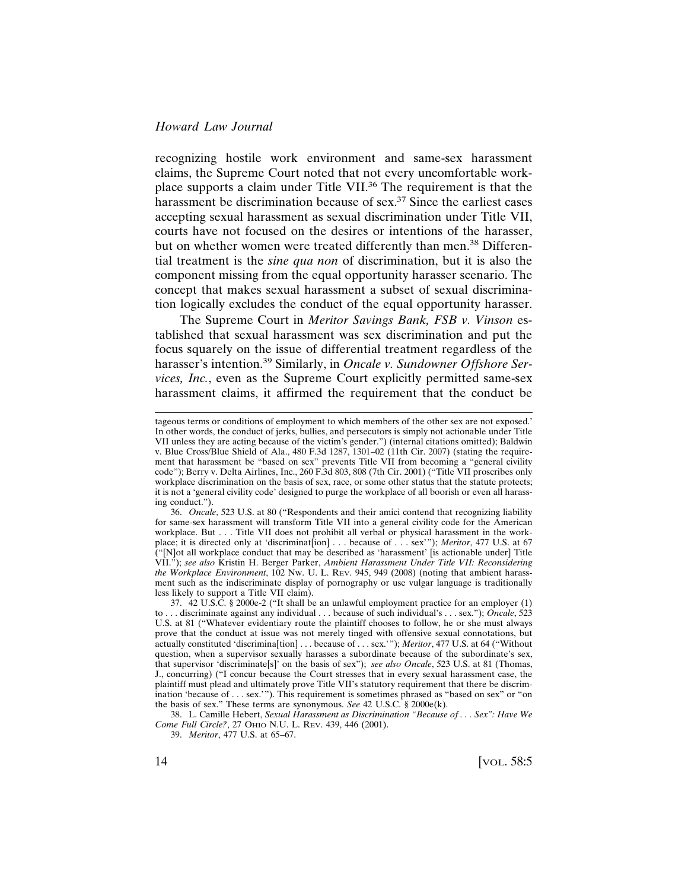recognizing hostile work environment and same-sex harassment claims, the Supreme Court noted that not every uncomfortable workplace supports a claim under Title VII.[36] The requirement is that the harassment be discrimination because of sex.[37] Since the earliest cases accepting sexual harassment as sexual discrimination under Title VII, courts have not focused on the desires or intentions of the harasser, but on whether women were treated differently than men.[38] Differential treatment is the *sine qua non* of discrimination, but it is also the component missing from the equal opportunity harasser scenario. The concept that makes sexual harassment a subset of sexual discrimination logically excludes the conduct of the equal opportunity harasser.

The Supreme Court in *Meritor Savings Bank, FSB v. Vinson* established that sexual harassment was sex discrimination and put the focus squarely on the issue of differential treatment regardless of the harasser's intention.[39] Similarly, in *Oncale v. Sundowner Offshore Services, Inc.*, even as the Supreme Court explicitly permitted same-sex harassment claims, it affirmed the requirement that the conduct be

---

tageous terms or conditions of employment to which members of the other sex are not exposed.' In other words, the conduct of jerks, bullies, and persecutors is simply not actionable under Title VII unless they are acting because of the victim's gender.") (internal citations omitted); Baldwin v. Blue Cross/Blue Shield of Ala., 480 F.3d 1287, 1301–02 (11th Cir. 2007) (stating the requirement that harassment be "based on sex" prevents Title VII from becoming a "general civility code"); Berry v. Delta Airlines, Inc., 260 F.3d 803, 808 (7th Cir. 2001) ("Title VII proscribes only workplace discrimination on the basis of sex, race, or some other status that the statute protects; it is not a 'general civility code' designed to purge the workplace of all boorish or even all harassing conduct.").

36. *Oncale*, 523 U.S. at 80 ("Respondents and their amici contend that recognizing liability for same-sex harassment will transform Title VII into a general civility code for the American workplace. But . . . Title VII does not prohibit all verbal or physical harassment in the workplace; it is directed only at 'discriminat[ion] . . . because of . . . sex'"); *Meritor*, 477 U.S. at 67 ("[N]ot all workplace conduct that may be described as 'harassment' [is actionable under] Title VII."); *see also* Kristin H. Berger Parker, *Ambient Harassment Under Title VII: Reconsidering the Workplace Environment*, 102 Nw. U. L. Rev. 945, 949 (2008) (noting that ambient harassment such as the indiscriminate display of pornography or use vulgar language is traditionally less likely to support a Title VII claim).

37. 42 U.S.C. § 2000e-2 ("It shall be an unlawful employment practice for an employer (1) to . . . discriminate against any individual . . . because of such individual's . . . sex."); *Oncale*, 523 U.S. at 81 ("Whatever evidentiary route the plaintiff chooses to follow, he or she must always prove that the conduct at issue was not merely tinged with offensive sexual connotations, but actually constituted 'discrimina[tion] . . . because of . . . sex.'"); *Meritor*, 477 U.S. at 64 ("Without question, when a supervisor sexually harasses a subordinate because of the subordinate's sex, that supervisor 'discriminate[s]' on the basis of sex"); *see also Oncale*, 523 U.S. at 81 (Thomas, J., concurring) ("I concur because the Court stresses that in every sexual harassment case, the plaintiff must plead and ultimately prove Title VII's statutory requirement that there be discrimination 'because of . . . sex.'"). This requirement is sometimes phrased as "based on sex" or "on the basis of sex." These terms are synonymous. *See* 42 U.S.C. § 2000e(k).

38. L. Camille Hebert, *Sexual Harassment as Discrimination "Because of . . . Sex": Have We Come Full Circle?*, 27 Ohio N.U. L. Rev. 439, 446 (2001).

39. *Meritor*, 477 U.S. at 65–67.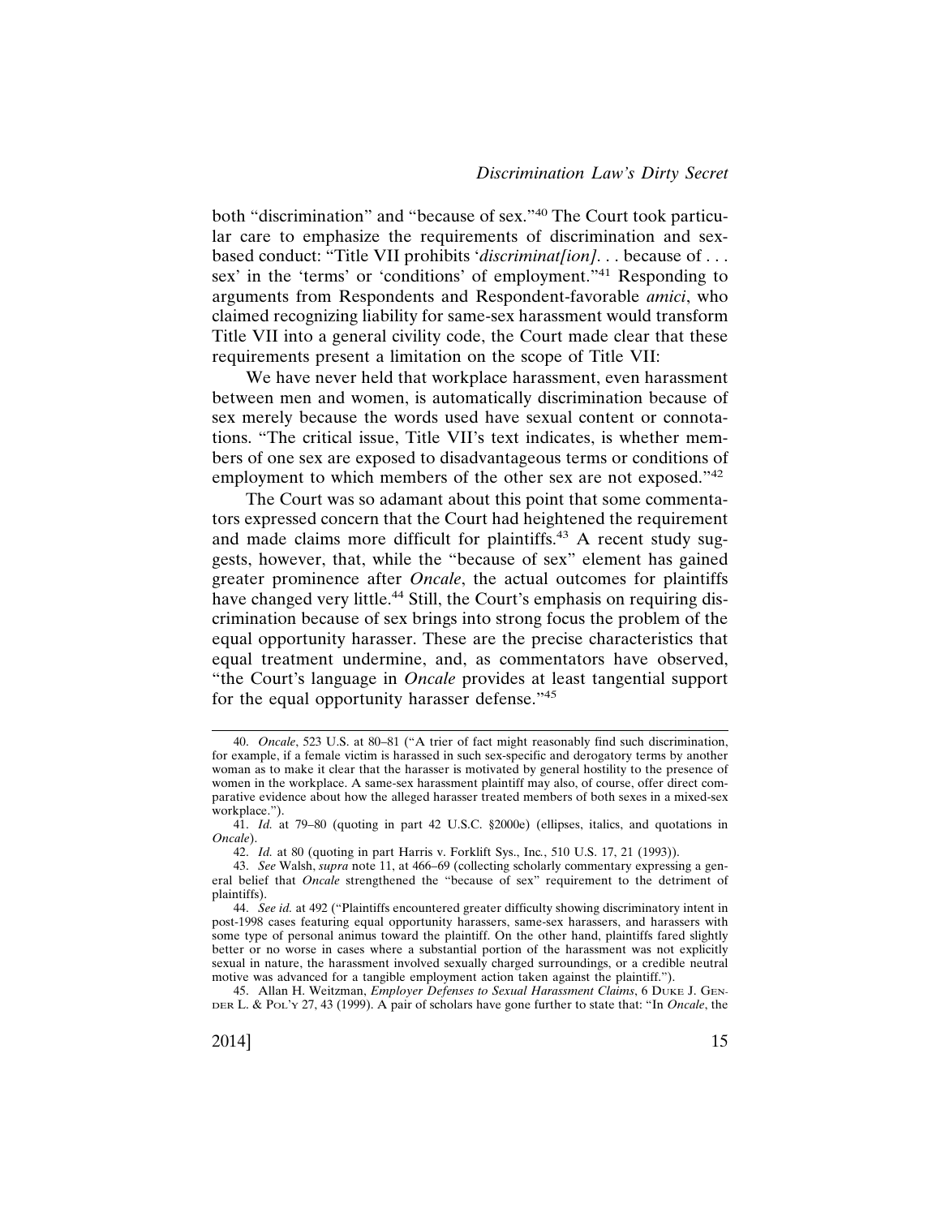both "discrimination" and "because of sex."[40] The Court took particular care to emphasize the requirements of discrimination and sex-based conduct: "Title VII prohibits '*discriminat[ion]*. . . because of . . . sex' in the 'terms' or 'conditions' of employment."[41] Responding to arguments from Respondents and Respondent-favorable *amici*, who claimed recognizing liability for same-sex harassment would transform Title VII into a general civility code, the Court made clear that these requirements present a limitation on the scope of Title VII:

> We have never held that workplace harassment, even harassment between men and women, is automatically discrimination because of sex merely because the words used have sexual content or connotations. "The critical issue, Title VII's text indicates, is whether members of one sex are exposed to disadvantageous terms or conditions of employment to which members of the other sex are not exposed."[42]

The Court was so adamant about this point that some commentators expressed concern that the Court had heightened the requirement and made claims more difficult for plaintiffs.[43] A recent study suggests, however, that, while the "because of sex" element has gained greater prominence after *Oncale*, the actual outcomes for plaintiffs have changed very little.[44] Still, the Court's emphasis on requiring discrimination because of sex brings into strong focus the problem of the equal opportunity harasser. These are the precise characteristics that equal treatment undermine, and, as commentators have observed, "the Court's language in *Oncale* provides at least tangential support for the equal opportunity harasser defense."[45]

---

40. *Oncale*, 523 U.S. at 80–81 ("A trier of fact might reasonably find such discrimination, for example, if a female victim is harassed in such sex-specific and derogatory terms by another woman as to make it clear that the harasser is motivated by general hostility to the presence of women in the workplace. A same-sex harassment plaintiff may also, of course, offer direct comparative evidence about how the alleged harasser treated members of both sexes in a mixed-sex workplace.").

41. *Id.* at 79–80 (quoting in part 42 U.S.C. §2000e) (ellipses, italics, and quotations in *Oncale*).

42. *Id.* at 80 (quoting in part Harris v. Forklift Sys., Inc., 510 U.S. 17, 21 (1993)).

43. *See* Walsh, *supra* note 11, at 466–69 (collecting scholarly commentary expressing a general belief that *Oncale* strengthened the "because of sex" requirement to the detriment of plaintiffs).

44. *See id.* at 492 ("Plaintiffs encountered greater difficulty showing discriminatory intent in post-1998 cases featuring equal opportunity harassers, same-sex harassers, and harassers with some type of personal animus toward the plaintiff. On the other hand, plaintiffs fared slightly better or no worse in cases where a substantial portion of the harassment was not explicitly sexual in nature, the harassment involved sexually charged surroundings, or a credible neutral motive was advanced for a tangible employment action taken against the plaintiff.").

45. Allan H. Weitzman, *Employer Defenses to Sexual Harassment Claims*, 6 DUKE J. GENDER L. & POL'Y 27, 43 (1999). A pair of scholars have gone further to state that: "In *Oncale*, the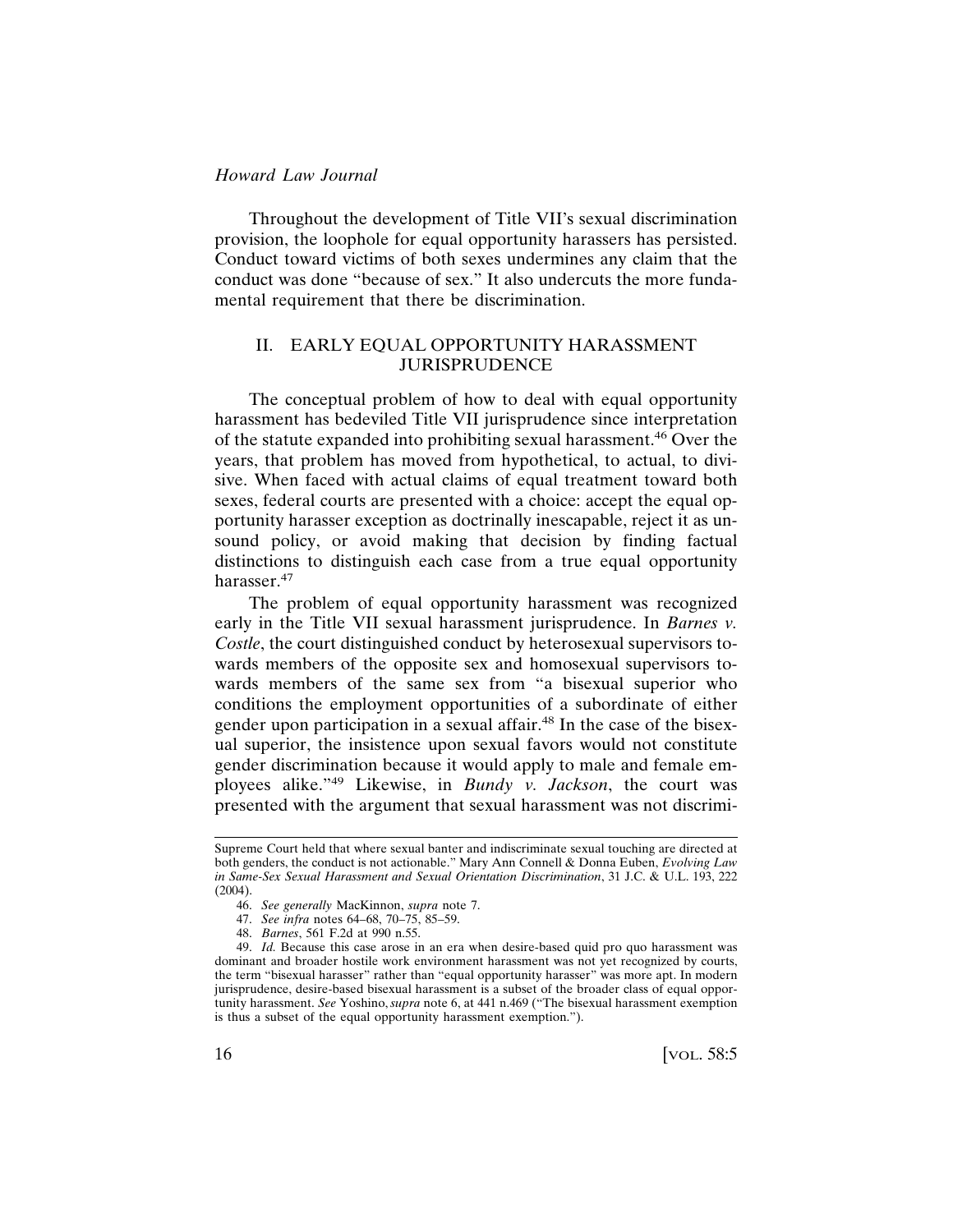Throughout the development of Title VII's sexual discrimination provision, the loophole for equal opportunity harassers has persisted. Conduct toward victims of both sexes undermines any claim that the conduct was done "because of sex." It also undercuts the more fundamental requirement that there be discrimination.

## II. EARLY EQUAL OPPORTUNITY HARASSMENT JURISPRUDENCE

The conceptual problem of how to deal with equal opportunity harassment has bedeviled Title VII jurisprudence since interpretation of the statute expanded into prohibiting sexual harassment.[46] Over the years, that problem has moved from hypothetical, to actual, to divisive. When faced with actual claims of equal treatment toward both sexes, federal courts are presented with a choice: accept the equal opportunity harasser exception as doctrinally inescapable, reject it as unsound policy, or avoid making that decision by finding factual distinctions to distinguish each case from a true equal opportunity harasser.[47]

The problem of equal opportunity harassment was recognized early in the Title VII sexual harassment jurisprudence. In *Barnes v. Costle*, the court distinguished conduct by heterosexual supervisors towards members of the opposite sex and homosexual supervisors towards members of the same sex from "a bisexual superior who conditions the employment opportunities of a subordinate of either gender upon participation in a sexual affair.[48] In the case of the bisexual superior, the insistence upon sexual favors would not constitute gender discrimination because it would apply to male and female employees alike."[49] Likewise, in *Bundy v. Jackson*, the court was presented with the argument that sexual harassment was not discrimi-

---

Supreme Court held that where sexual banter and indiscriminate sexual touching are directed at both genders, the conduct is not actionable." Mary Ann Connell & Donna Euben, *Evolving Law in Same-Sex Sexual Harassment and Sexual Orientation Discrimination*, 31 J.C. & U.L. 193, 222 (2004).

46. *See generally* MacKinnon, *supra* note 7.

47. *See infra* notes 64–68, 70–75, 85–59.

48. *Barnes*, 561 F.2d at 990 n.55.

49. *Id.* Because this case arose in an era when desire-based quid pro quo harassment was dominant and broader hostile work environment harassment was not yet recognized by courts, the term "bisexual harasser" rather than "equal opportunity harasser" was more apt. In modern jurisprudence, desire-based bisexual harassment is a subset of the broader class of equal opportunity harassment. *See* Yoshino, *supra* note 6, at 441 n.469 ("The bisexual harassment exemption is thus a subset of the equal opportunity harassment exemption.").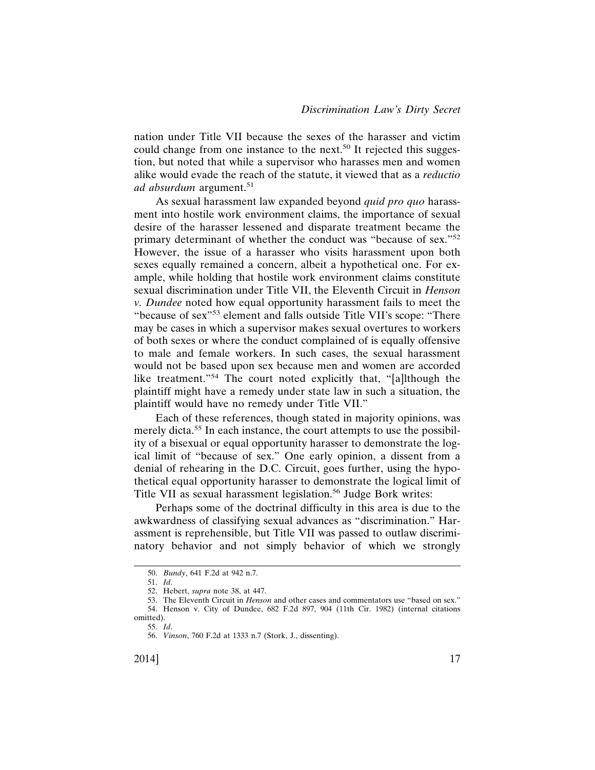nation under Title VII because the sexes of the harasser and victim could change from one instance to the next.[50] It rejected this suggestion, but noted that while a supervisor who harasses men and women alike would evade the reach of the statute, it viewed that as a *reductio ad absurdum* argument.[51]

As sexual harassment law expanded beyond *quid pro quo* harassment into hostile work environment claims, the importance of sexual desire of the harasser lessened and disparate treatment became the primary determinant of whether the conduct was "because of sex."[52] However, the issue of a harasser who visits harassment upon both sexes equally remained a concern, albeit a hypothetical one. For example, while holding that hostile work environment claims constitute sexual discrimination under Title VII, the Eleventh Circuit in *Henson v. Dundee* noted how equal opportunity harassment fails to meet the "because of sex"[53] element and falls outside Title VII's scope: "There may be cases in which a supervisor makes sexual overtures to workers of both sexes or where the conduct complained of is equally offensive to male and female workers. In such cases, the sexual harassment would not be based upon sex because men and women are accorded like treatment."[54] The court noted explicitly that, "[a]lthough the plaintiff might have a remedy under state law in such a situation, the plaintiff would have no remedy under Title VII."

Each of these references, though stated in majority opinions, was merely dicta.[55] In each instance, the court attempts to use the possibility of a bisexual or equal opportunity harasser to demonstrate the logical limit of "because of sex." One early opinion, a dissent from a denial of rehearing in the D.C. Circuit, goes further, using the hypothetical equal opportunity harasser to demonstrate the logical limit of Title VII as sexual harassment legislation.[56] Judge Bork writes:

Perhaps some of the doctrinal difficulty in this area is due to the awkwardness of classifying sexual advances as "discrimination." Harassment is reprehensible, but Title VII was passed to outlaw discriminatory behavior and not simply behavior of which we strongly

50. *Bundy*, 641 F.2d at 942 n.7.

51. *Id*.

52. Hebert, *supra* note 38, at 447.

53. The Eleventh Circuit in *Henson* and other cases and commentators use "based on sex."

54. Henson v. City of Dundee, 682 F.2d 897, 904 (11th Cir. 1982) (internal citations omitted).

55. *Id*.

56. *Vinson*, 760 F.2d at 1333 n.7 (Stork, J., dissenting).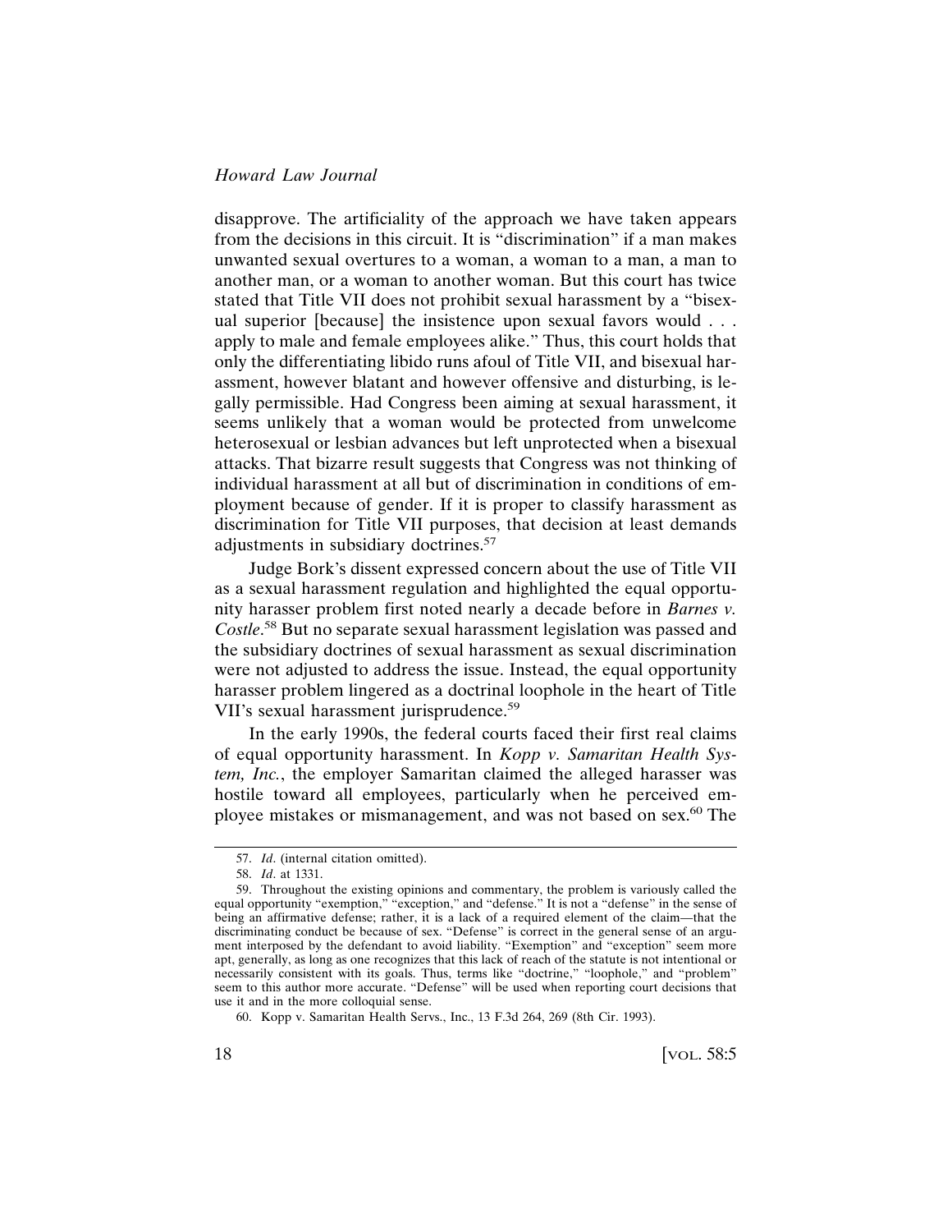disapprove. The artificiality of the approach we have taken appears from the decisions in this circuit. It is "discrimination" if a man makes unwanted sexual overtures to a woman, a woman to a man, a man to another man, or a woman to another woman. But this court has twice stated that Title VII does not prohibit sexual harassment by a "bisexual superior [because] the insistence upon sexual favors would . . . apply to male and female employees alike." Thus, this court holds that only the differentiating libido runs afoul of Title VII, and bisexual harassment, however blatant and however offensive and disturbing, is legally permissible. Had Congress been aiming at sexual harassment, it seems unlikely that a woman would be protected from unwelcome heterosexual or lesbian advances but left unprotected when a bisexual attacks. That bizarre result suggests that Congress was not thinking of individual harassment at all but of discrimination in conditions of employment because of gender. If it is proper to classify harassment as discrimination for Title VII purposes, that decision at least demands adjustments in subsidiary doctrines.[57]

Judge Bork's dissent expressed concern about the use of Title VII as a sexual harassment regulation and highlighted the equal opportunity harasser problem first noted nearly a decade before in *Barnes v. Costle*.[58] But no separate sexual harassment legislation was passed and the subsidiary doctrines of sexual harassment as sexual discrimination were not adjusted to address the issue. Instead, the equal opportunity harasser problem lingered as a doctrinal loophole in the heart of Title VII's sexual harassment jurisprudence.[59]

In the early 1990s, the federal courts faced their first real claims of equal opportunity harassment. In *Kopp v. Samaritan Health System, Inc.*, the employer Samaritan claimed the alleged harasser was hostile toward all employees, particularly when he perceived employee mistakes or mismanagement, and was not based on sex.[60] The

---

57. *Id*. (internal citation omitted).

58. *Id*. at 1331.

59. Throughout the existing opinions and commentary, the problem is variously called the equal opportunity "exemption," "exception," and "defense." It is not a "defense" in the sense of being an affirmative defense; rather, it is a lack of a required element of the claim—that the discriminating conduct be because of sex. "Defense" is correct in the general sense of an argument interposed by the defendant to avoid liability. "Exemption" and "exception" seem more apt, generally, as long as one recognizes that this lack of reach of the statute is not intentional or necessarily consistent with its goals. Thus, terms like "doctrine," "loophole," and "problem" seem to this author more accurate. "Defense" will be used when reporting court decisions that use it and in the more colloquial sense.

60. Kopp v. Samaritan Health Servs., Inc., 13 F.3d 264, 269 (8th Cir. 1993).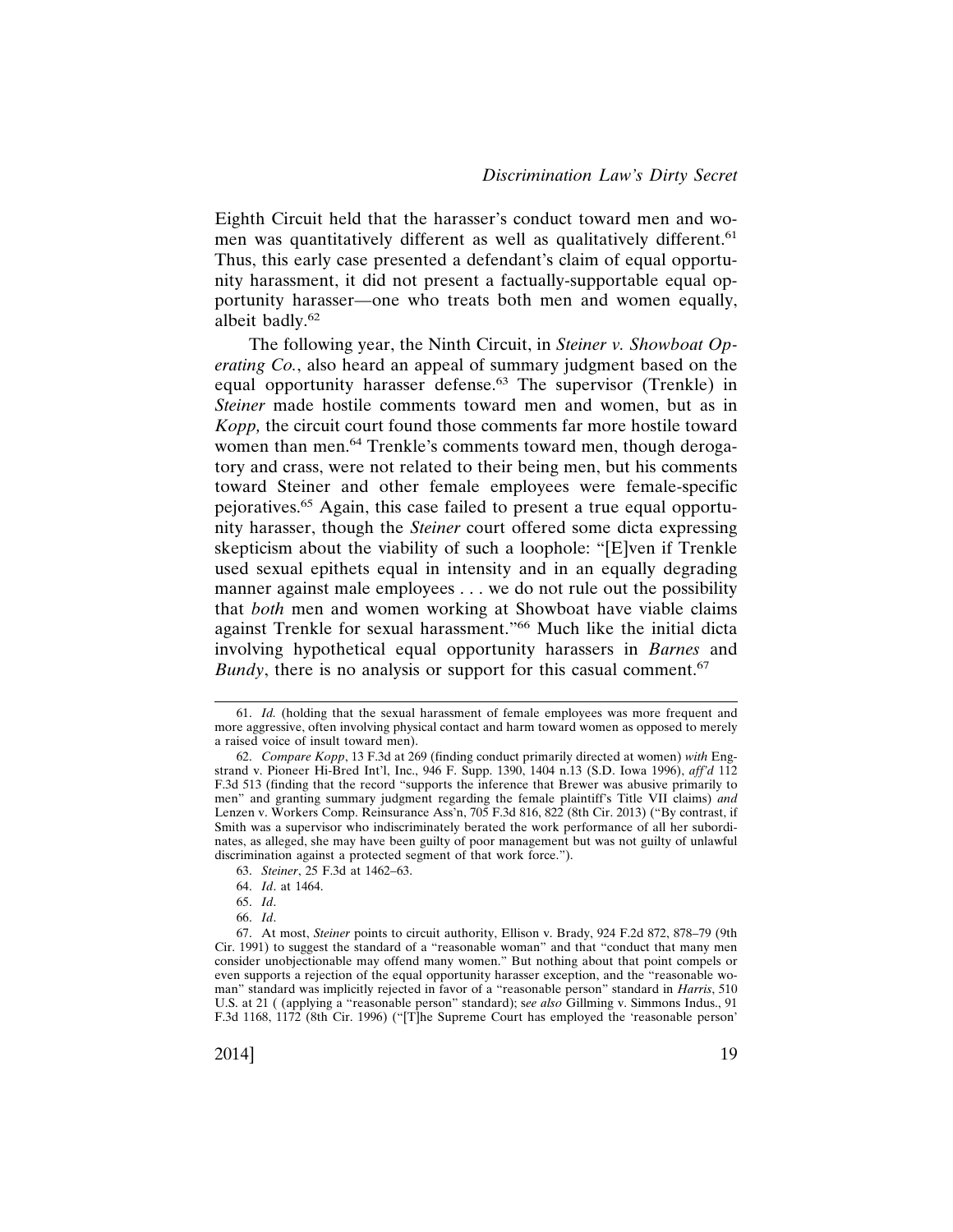Eighth Circuit held that the harasser's conduct toward men and women was quantitatively different as well as qualitatively different.[61] Thus, this early case presented a defendant's claim of equal opportunity harassment, it did not present a factually-supportable equal opportunity harasser—one who treats both men and women equally, albeit badly.[62]

The following year, the Ninth Circuit, in *Steiner v. Showboat Operating Co.*, also heard an appeal of summary judgment based on the equal opportunity harasser defense.[63] The supervisor (Trenkle) in *Steiner* made hostile comments toward men and women, but as in *Kopp,* the circuit court found those comments far more hostile toward women than men.[64] Trenkle's comments toward men, though derogatory and crass, were not related to their being men, but his comments toward Steiner and other female employees were female-specific pejoratives.[65] Again, this case failed to present a true equal opportunity harasser, though the *Steiner* court offered some dicta expressing skepticism about the viability of such a loophole: "[E]ven if Trenkle used sexual epithets equal in intensity and in an equally degrading manner against male employees . . . we do not rule out the possibility that *both* men and women working at Showboat have viable claims against Trenkle for sexual harassment."[66] Much like the initial dicta involving hypothetical equal opportunity harassers in *Barnes* and *Bundy*, there is no analysis or support for this casual comment.[67]

---

61. *Id.* (holding that the sexual harassment of female employees was more frequent and more aggressive, often involving physical contact and harm toward women as opposed to merely a raised voice of insult toward men).

62. *Compare Kopp*, 13 F.3d at 269 (finding conduct primarily directed at women) *with* Engstrand v. Pioneer Hi-Bred Int'l, Inc., 946 F. Supp. 1390, 1404 n.13 (S.D. Iowa 1996), *aff'd* 112 F.3d 513 (finding that the record "supports the inference that Brewer was abusive primarily to men" and granting summary judgment regarding the female plaintiff's Title VII claims) *and* Lenzen v. Workers Comp. Reinsurance Ass'n, 705 F.3d 816, 822 (8th Cir. 2013) ("By contrast, if Smith was a supervisor who indiscriminately berated the work performance of all her subordinates, as alleged, she may have been guilty of poor management but was not guilty of unlawful discrimination against a protected segment of that work force.").

63. *Steiner*, 25 F.3d at 1462–63.

64. *Id*. at 1464.

65. *Id*.

66. *Id*.

67. At most, *Steiner* points to circuit authority, Ellison v. Brady, 924 F.2d 872, 878–79 (9th Cir. 1991) to suggest the standard of a "reasonable woman" and that "conduct that many men consider unobjectionable may offend many women." But nothing about that point compels or even supports a rejection of the equal opportunity harasser exception, and the "reasonable woman" standard was implicitly rejected in favor of a "reasonable person" standard in *Harris*, 510 U.S. at 21 ( (applying a "reasonable person" standard); s*ee also* Gillming v. Simmons Indus., 91 F.3d 1168, 1172 (8th Cir. 1996) ("[T]he Supreme Court has employed the 'reasonable person'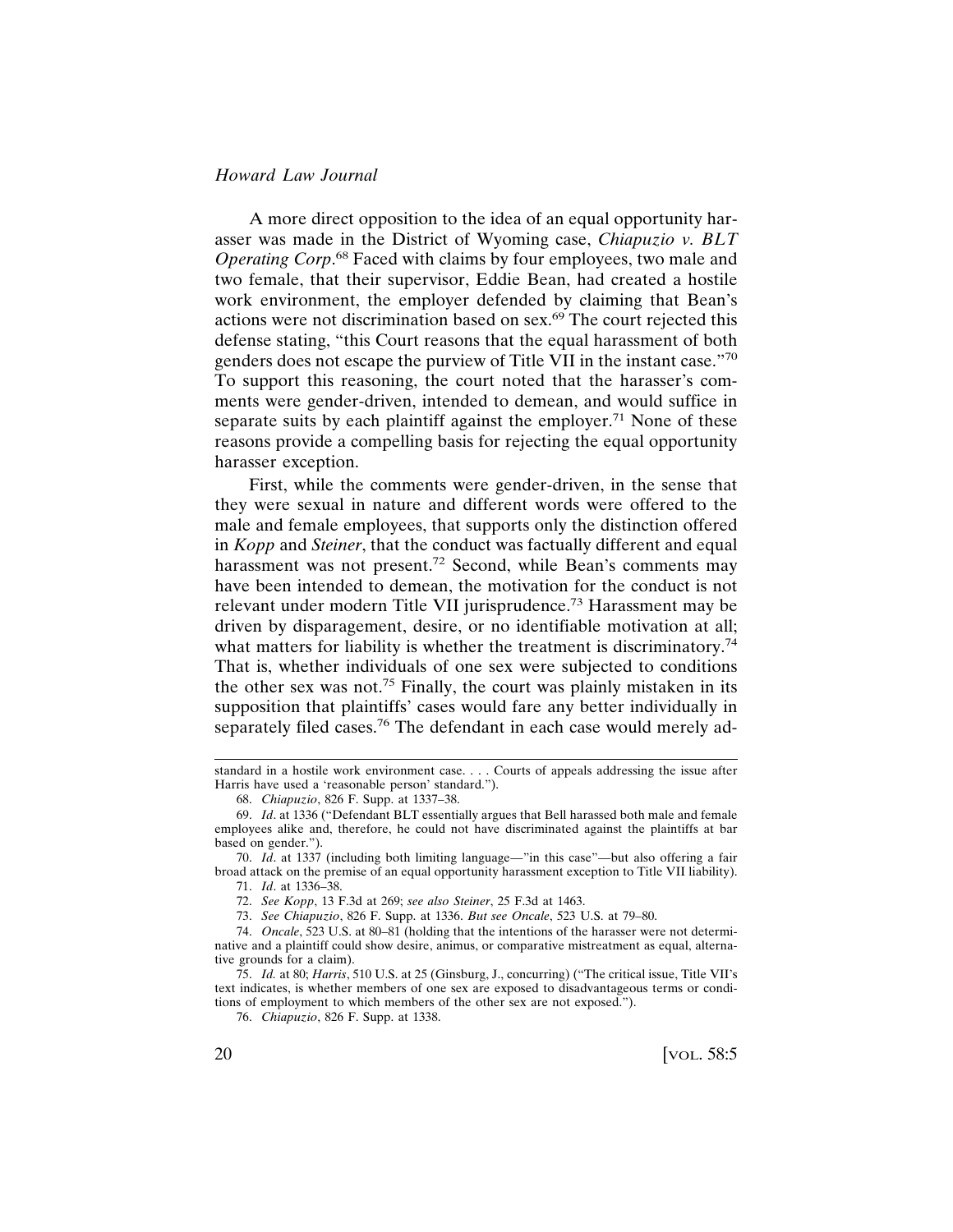A more direct opposition to the idea of an equal opportunity harasser was made in the District of Wyoming case, *Chiapuzio v. BLT Operating Corp*.[68] Faced with claims by four employees, two male and two female, that their supervisor, Eddie Bean, had created a hostile work environment, the employer defended by claiming that Bean's actions were not discrimination based on sex.[69] The court rejected this defense stating, "this Court reasons that the equal harassment of both genders does not escape the purview of Title VII in the instant case."[70] To support this reasoning, the court noted that the harasser's comments were gender-driven, intended to demean, and would suffice in separate suits by each plaintiff against the employer.[71] None of these reasons provide a compelling basis for rejecting the equal opportunity harasser exception.

First, while the comments were gender-driven, in the sense that they were sexual in nature and different words were offered to the male and female employees, that supports only the distinction offered in *Kopp* and *Steiner*, that the conduct was factually different and equal harassment was not present.[72] Second, while Bean's comments may have been intended to demean, the motivation for the conduct is not relevant under modern Title VII jurisprudence.[73] Harassment may be driven by disparagement, desire, or no identifiable motivation at all; what matters for liability is whether the treatment is discriminatory.[74] That is, whether individuals of one sex were subjected to conditions the other sex was not.[75] Finally, the court was plainly mistaken in its supposition that plaintiffs' cases would fare any better individually in separately filed cases.[76] The defendant in each case would merely ad-

---

standard in a hostile work environment case. . . . Courts of appeals addressing the issue after Harris have used a 'reasonable person' standard.").

68. *Chiapuzio*, 826 F. Supp. at 1337–38.

69. *Id*. at 1336 ("Defendant BLT essentially argues that Bell harassed both male and female employees alike and, therefore, he could not have discriminated against the plaintiffs at bar based on gender.").

70. *Id*. at 1337 (including both limiting language—"in this case"—but also offering a fair broad attack on the premise of an equal opportunity harassment exception to Title VII liability).

71. *Id*. at 1336–38.

72. *See Kopp*, 13 F.3d at 269; *see also Steiner*, 25 F.3d at 1463.

73. *See Chiapuzio*, 826 F. Supp. at 1336. *But see Oncale*, 523 U.S. at 79–80.

74. *Oncale*, 523 U.S. at 80–81 (holding that the intentions of the harasser were not determinative and a plaintiff could show desire, animus, or comparative mistreatment as equal, alternative grounds for a claim).

75. *Id.* at 80; *Harris*, 510 U.S. at 25 (Ginsburg, J., concurring) ("The critical issue, Title VII's text indicates, is whether members of one sex are exposed to disadvantageous terms or conditions of employment to which members of the other sex are not exposed.").

76. *Chiapuzio*, 826 F. Supp. at 1338.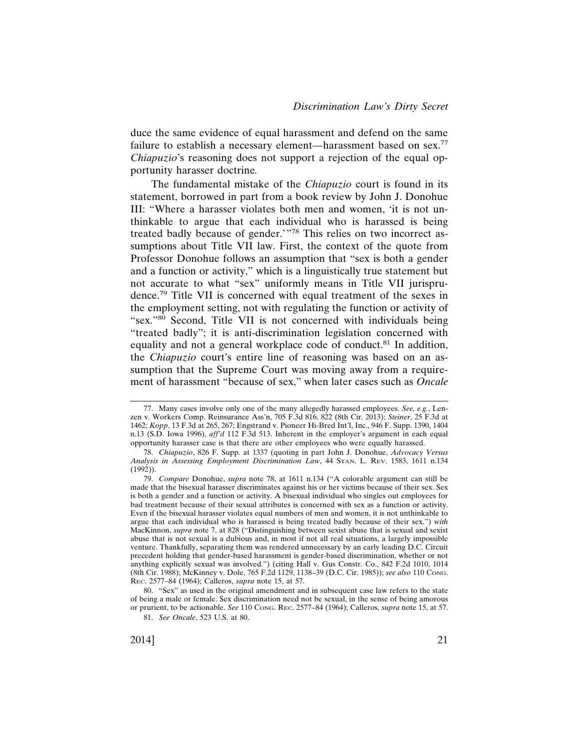duce the same evidence of equal harassment and defend on the same failure to establish a necessary element—harassment based on sex.[77] *Chiapuzio*'s reasoning does not support a rejection of the equal opportunity harasser doctrine.

The fundamental mistake of the *Chiapuzio* court is found in its statement, borrowed in part from a book review by John J. Donohue III: "Where a harasser violates both men and women, 'it is not unthinkable to argue that each individual who is harassed is being treated badly because of gender.'"[78] This relies on two incorrect assumptions about Title VII law. First, the context of the quote from Professor Donohue follows an assumption that "sex is both a gender and a function or activity," which is a linguistically true statement but not accurate to what "sex" uniformly means in Title VII jurisprudence.[79] Title VII is concerned with equal treatment of the sexes in the employment setting, not with regulating the function or activity of "sex."[80] Second, Title VII is not concerned with individuals being "treated badly"; it is anti-discrimination legislation concerned with equality and not a general workplace code of conduct.[81] In addition, the *Chiapuzio* court's entire line of reasoning was based on an assumption that the Supreme Court was moving away from a requirement of harassment "because of sex," when later cases such as *Oncale*

---

77. Many cases involve only one of the many allegedly harassed employees. *See, e.g.*, Lenzen v. Workers Comp. Reinsurance Ass'n, 705 F.3d 816, 822 (8th Cir. 2013); *Steiner*, 25 F.3d at 1462; *Kopp*, 13 F.3d at 265, 267; Engstrand v. Pioneer Hi-Bred Int'l, Inc., 946 F. Supp. 1390, 1404 n.13 (S.D. Iowa 1996), *aff'd* 112 F.3d 513. Inherent in the employer's argument in each equal opportunity harasser case is that there are other employees who were equally harassed.

78. *Chiapuzio*, 826 F. Supp. at 1337 (quoting in part John J. Donohue, *Advocacy Versus Analysis in Assessing Employment Discrimination Law*, 44 Stan. L. Rev. 1583, 1611 n.134 (1992)).

79. *Compare* Donohue, *supra* note 78, at 1611 n.134 ("A colorable argument can still be made that the bisexual harasser discriminates against his or her victims because of their sex. Sex is both a gender and a function or activity. A bisexual individual who singles out employees for bad treatment because of their sexual attributes is concerned with sex as a function or activity. Even if the bisexual harasser violates equal numbers of men and women, it is not unthinkable to argue that each individual who is harassed is being treated badly because of their sex.") *with* MacKinnon, *supra* note 7, at 828 ("Distinguishing between sexist abuse that is sexual and sexist abuse that is not sexual is a dubious and, in most if not all real situations, a largely impossible venture. Thankfully, separating them was rendered unnecessary by an early leading D.C. Circuit precedent holding that gender-based harassment is gender-based discrimination, whether or not anything explicitly sexual was involved.") (citing Hall v. Gus Constr. Co., 842 F.2d 1010, 1014 (8th Cir. 1988); McKinney v. Dole, 765 F.2d 1129, 1138–39 (D.C. Cir. 1985)); *see also* 110 Cong. Rec. 2577–84 (1964); Calleros, *supra* note 15, at 57.

80. "Sex" as used in the original amendment and in subsequent case law refers to the state of being a male or female. Sex discrimination need not be sexual, in the sense of being amorous or prurient, to be actionable. *See* 110 Cong. Rec. 2577–84 (1964); Calleros, *supra* note 15, at 57.

81. *See Oncale*, 523 U.S. at 80.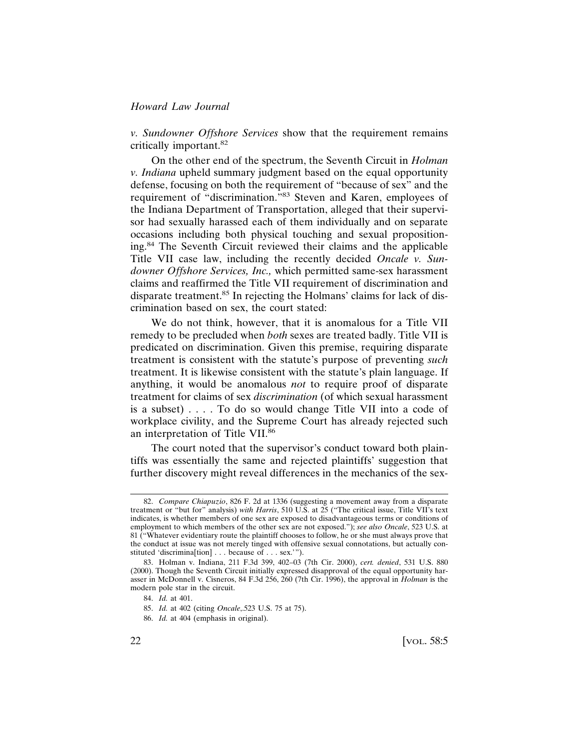*v. Sundowner Offshore Services* show that the requirement remains critically important.[82]

On the other end of the spectrum, the Seventh Circuit in *Holman v. Indiana* upheld summary judgment based on the equal opportunity defense, focusing on both the requirement of "because of sex" and the requirement of "discrimination."[83] Steven and Karen, employees of the Indiana Department of Transportation, alleged that their supervisor had sexually harassed each of them individually and on separate occasions including both physical touching and sexual propositioning.[84] The Seventh Circuit reviewed their claims and the applicable Title VII case law, including the recently decided *Oncale v. Sundowner Offshore Services, Inc.,* which permitted same-sex harassment claims and reaffirmed the Title VII requirement of discrimination and disparate treatment.[85] In rejecting the Holmans' claims for lack of discrimination based on sex, the court stated:

> We do not think, however, that it is anomalous for a Title VII remedy to be precluded when *both* sexes are treated badly. Title VII is predicated on discrimination. Given this premise, requiring disparate treatment is consistent with the statute's purpose of preventing *such* treatment. It is likewise consistent with the statute's plain language. If anything, it would be anomalous *not* to require proof of disparate treatment for claims of sex *discrimination* (of which sexual harassment is a subset) . . . . To do so would change Title VII into a code of workplace civility, and the Supreme Court has already rejected such an interpretation of Title VII.[86]

The court noted that the supervisor's conduct toward both plaintiffs was essentially the same and rejected plaintiffs' suggestion that further discovery might reveal differences in the mechanics of the sex-

---

82. *Compare Chiapuzio*, 826 F. 2d at 1336 (suggesting a movement away from a disparate treatment or "but for" analysis) *with Harris*, 510 U.S. at 25 ("The critical issue, Title VII's text indicates, is whether members of one sex are exposed to disadvantageous terms or conditions of employment to which members of the other sex are not exposed."); *see also Oncale*, 523 U.S. at 81 ("Whatever evidentiary route the plaintiff chooses to follow, he or she must always prove that the conduct at issue was not merely tinged with offensive sexual connotations, but actually constituted 'discrimina[tion] . . . because of . . . sex.'").

83. Holman v. Indiana, 211 F.3d 399, 402–03 (7th Cir. 2000), *cert. denied*, 531 U.S. 880 (2000). Though the Seventh Circuit initially expressed disapproval of the equal opportunity harasser in McDonnell v. Cisneros, 84 F.3d 256, 260 (7th Cir. 1996), the approval in *Holman* is the modern pole star in the circuit.

84. *Id.* at 401.

85. *Id.* at 402 (citing *Oncale*,.523 U.S. 75 at 75).

86. *Id.* at 404 (emphasis in original).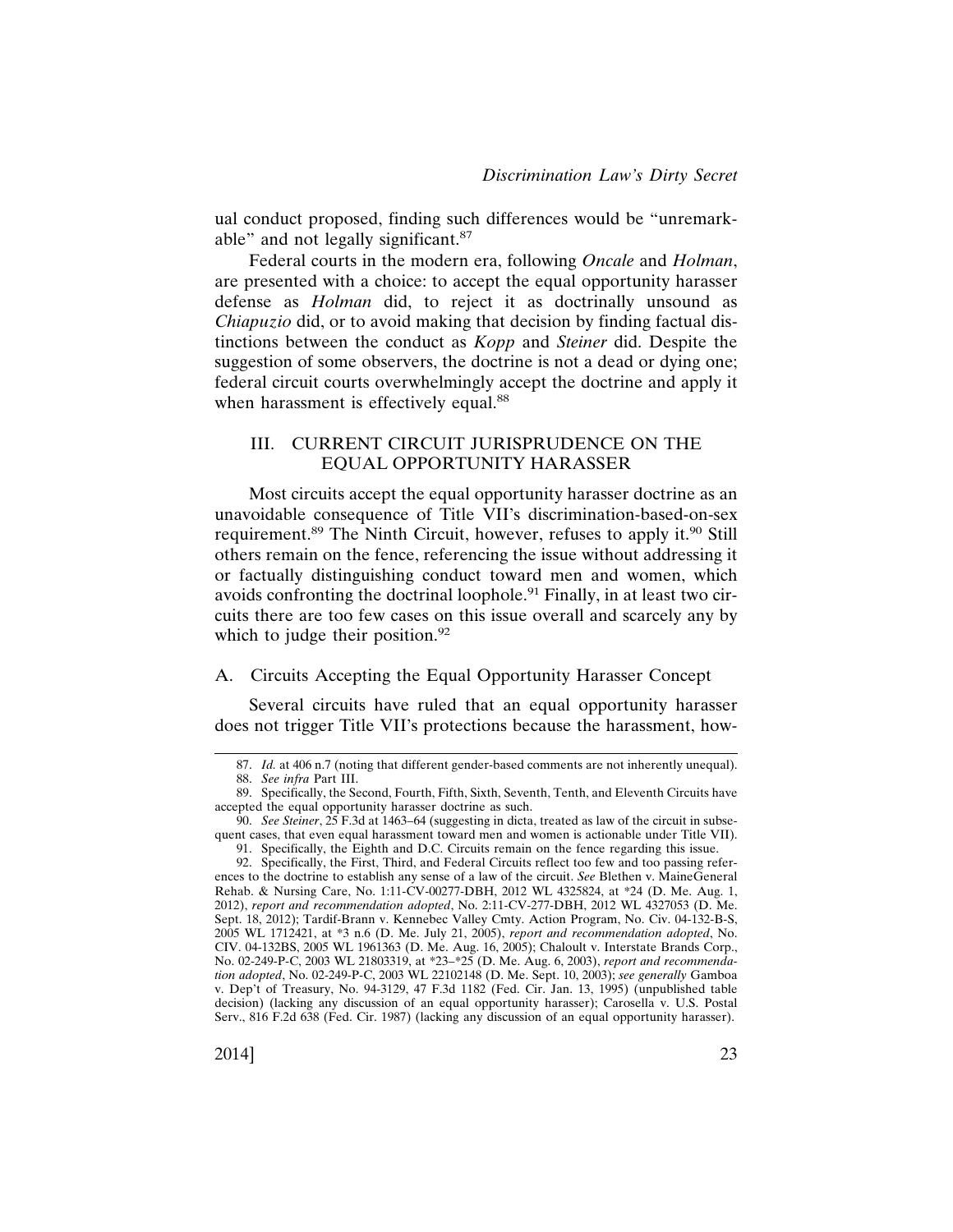ual conduct proposed, finding such differences would be "unremarkable" and not legally significant.[87]

Federal courts in the modern era, following *Oncale* and *Holman*, are presented with a choice: to accept the equal opportunity harasser defense as *Holman* did, to reject it as doctrinally unsound as *Chiapuzio* did, or to avoid making that decision by finding factual distinctions between the conduct as *Kopp* and *Steiner* did. Despite the suggestion of some observers, the doctrine is not a dead or dying one; federal circuit courts overwhelmingly accept the doctrine and apply it when harassment is effectively equal.[88]

## III. CURRENT CIRCUIT JURISPRUDENCE ON THE EQUAL OPPORTUNITY HARASSER

Most circuits accept the equal opportunity harasser doctrine as an unavoidable consequence of Title VII's discrimination-based-on-sex requirement.[89] The Ninth Circuit, however, refuses to apply it.[90] Still others remain on the fence, referencing the issue without addressing it or factually distinguishing conduct toward men and women, which avoids confronting the doctrinal loophole.[91] Finally, in at least two circuits there are too few cases on this issue overall and scarcely any by which to judge their position.[92]

### A. Circuits Accepting the Equal Opportunity Harasser Concept

Several circuits have ruled that an equal opportunity harasser does not trigger Title VII's protections because the harassment, how-

---

87. *Id.* at 406 n.7 (noting that different gender-based comments are not inherently unequal).

88. *See infra* Part III.

89. Specifically, the Second, Fourth, Fifth, Sixth, Seventh, Tenth, and Eleventh Circuits have accepted the equal opportunity harasser doctrine as such.

90. *See Steiner*, 25 F.3d at 1463–64 (suggesting in dicta, treated as law of the circuit in subsequent cases, that even equal harassment toward men and women is actionable under Title VII).

91. Specifically, the Eighth and D.C. Circuits remain on the fence regarding this issue.

92. Specifically, the First, Third, and Federal Circuits reflect too few and too passing references to the doctrine to establish any sense of a law of the circuit. *See* Blethen v. MaineGeneral Rehab. & Nursing Care, No. 1:11-CV-00277-DBH, 2012 WL 4325824, at *24 (D. Me. Aug. 1, 2012), *report and recommendation adopted*, No. 2:11-CV-277-DBH, 2012 WL 4327053 (D. Me. Sept. 18, 2012); Tardif-Brann v. Kennebec Valley Cmty. Action Program, No. Civ. 04-132-B-S, 2005 WL 1712421, at *3 n.6 (D. Me. July 21, 2005), *report and recommendation adopted*, No. CIV. 04-132BS, 2005 WL 1961363 (D. Me. Aug. 16, 2005); Chaloult v. Interstate Brands Corp., No. 02-249-P-C, 2003 WL 21803319, at *23–*25 (D. Me. Aug. 6, 2003), *report and recommendation adopted*, No. 02-249-P-C, 2003 WL 22102148 (D. Me. Sept. 10, 2003); *see generally* Gamboa v. Dep't of Treasury, No. 94-3129, 47 F.3d 1182 (Fed. Cir. Jan. 13, 1995) (unpublished table decision) (lacking any discussion of an equal opportunity harasser); Carosella v. U.S. Postal Serv., 816 F.2d 638 (Fed. Cir. 1987) (lacking any discussion of an equal opportunity harasser).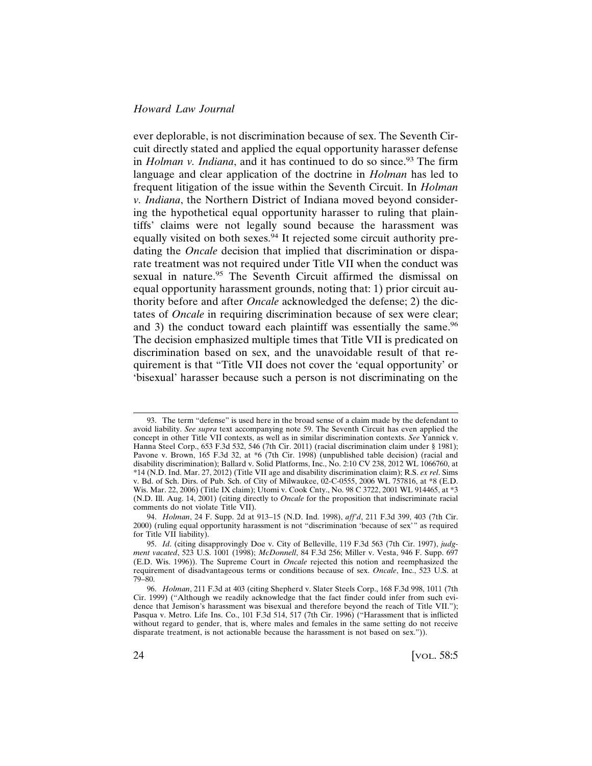ever deplorable, is not discrimination because of sex. The Seventh Circuit directly stated and applied the equal opportunity harasser defense in *Holman v. Indiana*, and it has continued to do so since.[93] The firm language and clear application of the doctrine in *Holman* has led to frequent litigation of the issue within the Seventh Circuit. In *Holman v. Indiana*, the Northern District of Indiana moved beyond considering the hypothetical equal opportunity harasser to ruling that plaintiffs' claims were not legally sound because the harassment was equally visited on both sexes.[94] It rejected some circuit authority predating the *Oncale* decision that implied that discrimination or disparate treatment was not required under Title VII when the conduct was sexual in nature.[95] The Seventh Circuit affirmed the dismissal on equal opportunity harassment grounds, noting that: 1) prior circuit authority before and after *Oncale* acknowledged the defense; 2) the dictates of *Oncale* in requiring discrimination because of sex were clear; and 3) the conduct toward each plaintiff was essentially the same.[96] The decision emphasized multiple times that Title VII is predicated on discrimination based on sex, and the unavoidable result of that requirement is that "Title VII does not cover the 'equal opportunity' or 'bisexual' harasser because such a person is not discriminating on the

---

93. The term "defense" is used here in the broad sense of a claim made by the defendant to avoid liability. *See supra* text accompanying note 59. The Seventh Circuit has even applied the concept in other Title VII contexts, as well as in similar discrimination contexts. *See* Yannick v. Hanna Steel Corp., 653 F.3d 532, 546 (7th Cir. 2011) (racial discrimination claim under § 1981); Pavone v. Brown, 165 F.3d 32, at *6 (7th Cir. 1998) (unpublished table decision) (racial and disability discrimination); Ballard v. Solid Platforms, Inc., No. 2:10 CV 238, 2012 WL 1066760, at *14 (N.D. Ind. Mar. 27, 2012) (Title VII age and disability discrimination claim); R.S. *ex rel*. Sims v. Bd. of Sch. Dirs. of Pub. Sch. of City of Milwaukee, 02-C-0555, 2006 WL 757816, at *8 (E.D. Wis. Mar. 22, 2006) (Title IX claim); Utomi v. Cook Cnty., No. 98 C 3722, 2001 WL 914465, at *3 (N.D. Ill. Aug. 14, 2001) (citing directly to *Oncale* for the proposition that indiscriminate racial comments do not violate Title VII).

94. *Holman*, 24 F. Supp. 2d at 913–15 (N.D. Ind. 1998), *aff'd*, 211 F.3d 399, 403 (7th Cir. 2000) (ruling equal opportunity harassment is not "discrimination 'because of sex'" as required for Title VII liability).

95. *Id*. (citing disapprovingly Doe v. City of Belleville, 119 F.3d 563 (7th Cir. 1997), *judgment vacated*, 523 U.S. 1001 (1998); *McDonnell*, 84 F.3d 256; Miller v. Vesta, 946 F. Supp. 697 (E.D. Wis. 1996)). The Supreme Court in *Oncale* rejected this notion and reemphasized the requirement of disadvantageous terms or conditions because of sex. *Oncale*, Inc., 523 U.S. at 79–80.

96. *Holman*, 211 F.3d at 403 (citing Shepherd v. Slater Steels Corp., 168 F.3d 998, 1011 (7th Cir. 1999) ("Although we readily acknowledge that the fact finder could infer from such evidence that Jemison's harassment was bisexual and therefore beyond the reach of Title VII."); Pasqua v. Metro. Life Ins. Co., 101 F.3d 514, 517 (7th Cir. 1996) ("Harassment that is inflicted without regard to gender, that is, where males and females in the same setting do not receive disparate treatment, is not actionable because the harassment is not based on sex.")).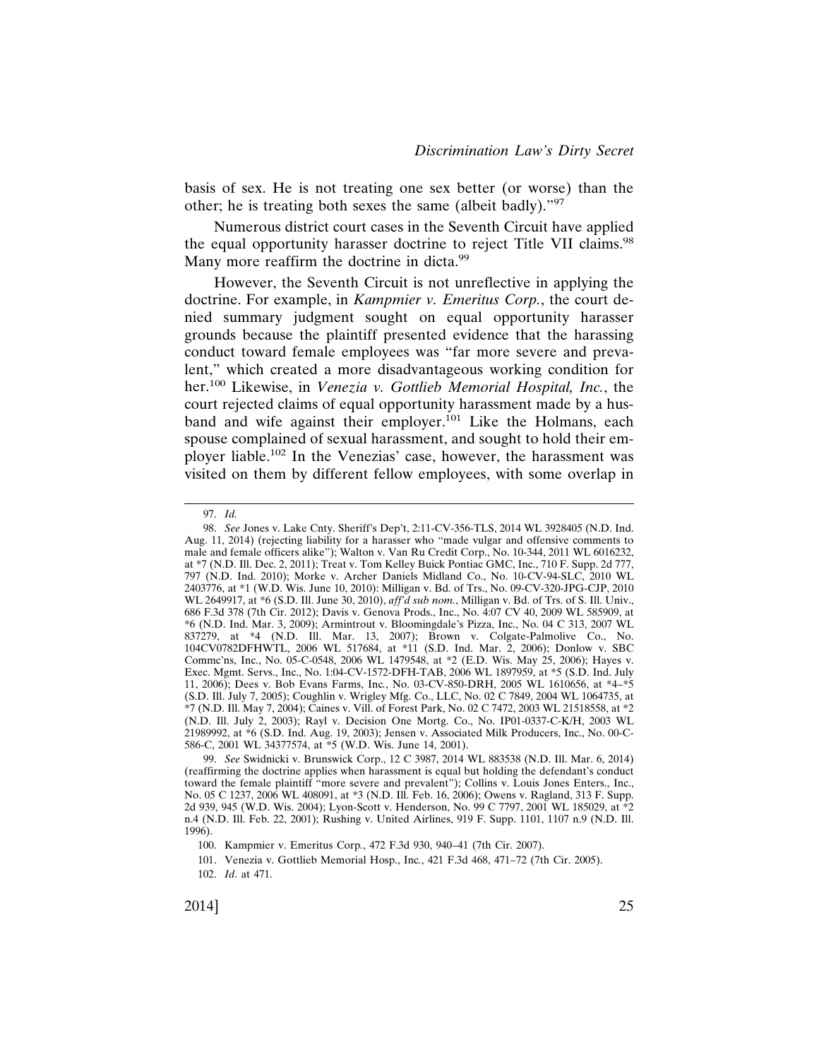basis of sex. He is not treating one sex better (or worse) than the other; he is treating both sexes the same (albeit badly)."[97]

Numerous district court cases in the Seventh Circuit have applied the equal opportunity harasser doctrine to reject Title VII claims.[98] Many more reaffirm the doctrine in dicta.[99]

However, the Seventh Circuit is not unreflective in applying the doctrine. For example, in *Kampmier v. Emeritus Corp.*, the court denied summary judgment sought on equal opportunity harasser grounds because the plaintiff presented evidence that the harassing conduct toward female employees was "far more severe and prevalent," which created a more disadvantageous working condition for her.[100] Likewise, in *Venezia v. Gottlieb Memorial Hospital, Inc.*, the court rejected claims of equal opportunity harassment made by a husband and wife against their employer.[101] Like the Holmans, each spouse complained of sexual harassment, and sought to hold their employer liable.[102] In the Venezias' case, however, the harassment was visited on them by different fellow employees, with some overlap in

---

97. *Id.*

98. *See* Jones v. Lake Cnty. Sheriff's Dep't, 2:11-CV-356-TLS, 2014 WL 3928405 (N.D. Ind. Aug. 11, 2014) (rejecting liability for a harasser who "made vulgar and offensive comments to male and female officers alike"); Walton v. Van Ru Credit Corp., No. 10-344, 2011 WL 6016232, at *7 (N.D. Ill. Dec. 2, 2011); Treat v. Tom Kelley Buick Pontiac GMC, Inc., 710 F. Supp. 2d 777, 797 (N.D. Ind. 2010); Morke v. Archer Daniels Midland Co., No. 10-CV-94-SLC, 2010 WL 2403776, at *1 (W.D. Wis. June 10, 2010): Milligan v. Bd. of Trs., No. 09-CV-320-JPG-CJP, 2010 WL 2649917, at *6 (S.D. Ill. June 30, 2010), *aff'd sub nom.*, Milligan v. Bd. of Trs. of S. Ill. Univ., 686 F.3d 378 (7th Cir. 2012); Davis v. Genova Prods., Inc., No. 4:07 CV 40, 2009 WL 585909, at *6 (N.D. Ind. Mar. 3, 2009); Armintrout v. Bloomingdale's Pizza, Inc., No. 04 C 313, 2007 WL 837279, at *4 (N.D. Ill. Mar. 13, 2007); Brown v. Colgate-Palmolive Co., No. 104CV0782DFHWTL, 2006 WL 517684, at *11 (S.D. Ind. Mar. 2, 2006); Donlow v. SBC Commc'ns, Inc., No. 05-C-0548, 2006 WL 1479548, at *2 (E.D. Wis. May 25, 2006); Hayes v. Exec. Mgmt. Servs., Inc., No. 1:04-CV-1572-DFH-TAB, 2006 WL 1897959, at *5 (S.D. Ind. July 11, 2006); Dees v. Bob Evans Farms, Inc., No. 03-CV-850-DRH, 2005 WL 1610656, at *4–*5 (S.D. Ill. July 7, 2005); Coughlin v. Wrigley Mfg. Co., LLC, No. 02 C 7849, 2004 WL 1064735, at *7 (N.D. Ill. May 7, 2004); Caines v. Vill. of Forest Park, No. 02 C 7472, 2003 WL 21518558, at *2 (N.D. Ill. July 2, 2003); Rayl v. Decision One Mortg. Co., No. IP01-0337-C-K/H, 2003 WL 21989992, at *6 (S.D. Ind. Aug. 19, 2003); Jensen v. Associated Milk Producers, Inc., No. 00-C-586-C, 2001 WL 34377574, at *5 (W.D. Wis. June 14, 2001).

99. *See* Swidnicki v. Brunswick Corp., 12 C 3987, 2014 WL 883538 (N.D. Ill. Mar. 6, 2014) (reaffirming the doctrine applies when harassment is equal but holding the defendant's conduct toward the female plaintiff "more severe and prevalent"); Collins v. Louis Jones Enters., Inc., No. 05 C 1237, 2006 WL 408091, at *3 (N.D. Ill. Feb. 16, 2006); Owens v. Ragland, 313 F. Supp. 2d 939, 945 (W.D. Wis. 2004); Lyon-Scott v. Henderson, No. 99 C 7797, 2001 WL 185029, at *2 n.4 (N.D. Ill. Feb. 22, 2001); Rushing v. United Airlines, 919 F. Supp. 1101, 1107 n.9 (N.D. Ill. 1996).

100. Kampmier v. Emeritus Corp., 472 F.3d 930, 940–41 (7th Cir. 2007).

101. Venezia v. Gottlieb Memorial Hosp., Inc., 421 F.3d 468, 471–72 (7th Cir. 2005).

102. *Id*. at 471.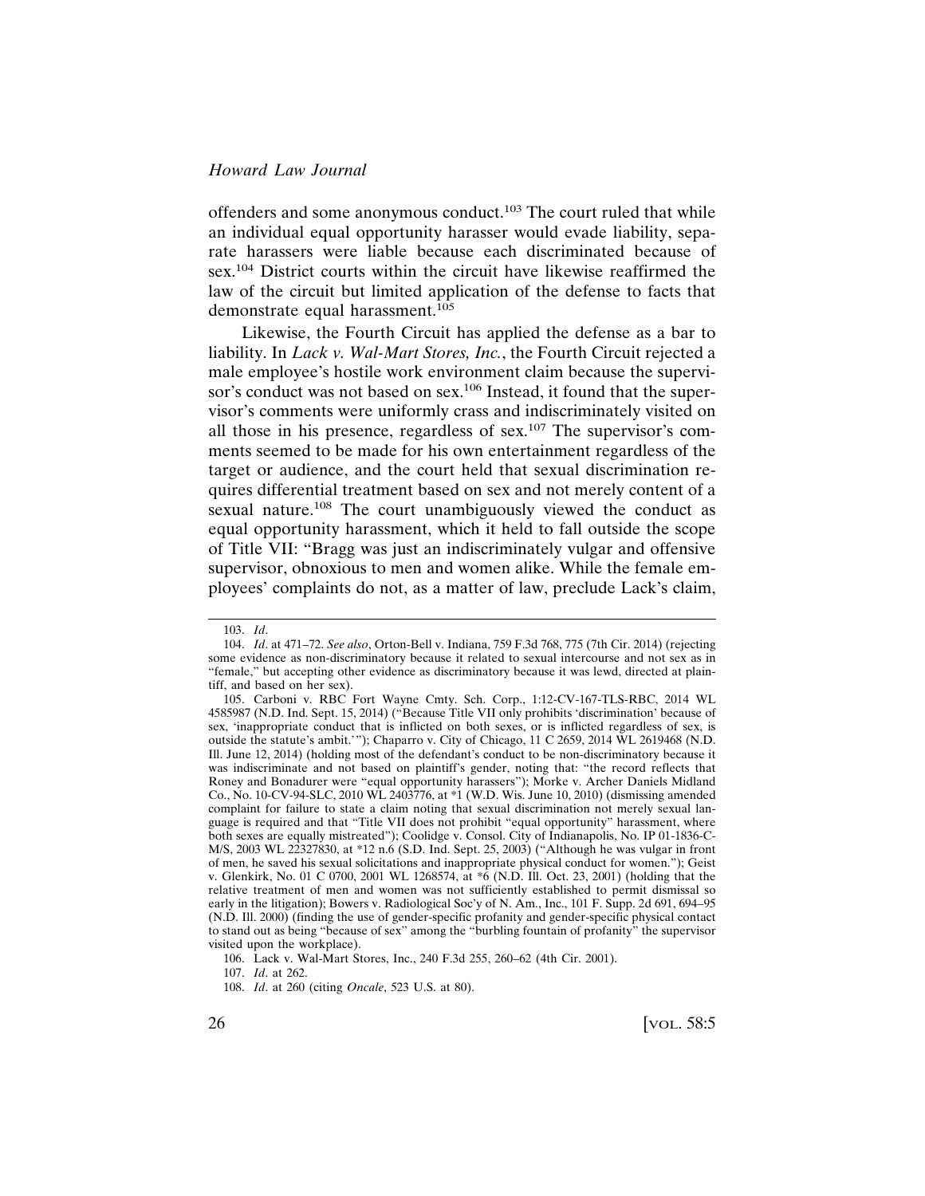offenders and some anonymous conduct.[103] The court ruled that while an individual equal opportunity harasser would evade liability, separate harassers were liable because each discriminated because of sex.[104] District courts within the circuit have likewise reaffirmed the law of the circuit but limited application of the defense to facts that demonstrate equal harassment.[105]

Likewise, the Fourth Circuit has applied the defense as a bar to liability. In *Lack v. Wal-Mart Stores, Inc.*, the Fourth Circuit rejected a male employee's hostile work environment claim because the supervisor's conduct was not based on sex.[106] Instead, it found that the supervisor's comments were uniformly crass and indiscriminately visited on all those in his presence, regardless of sex.[107] The supervisor's comments seemed to be made for his own entertainment regardless of the target or audience, and the court held that sexual discrimination requires differential treatment based on sex and not merely content of a sexual nature.[108] The court unambiguously viewed the conduct as equal opportunity harassment, which it held to fall outside the scope of Title VII: "Bragg was just an indiscriminately vulgar and offensive supervisor, obnoxious to men and women alike. While the female employees' complaints do not, as a matter of law, preclude Lack's claim,

---

103. *Id*.

104. *Id*. at 471–72. *See also*, Orton-Bell v. Indiana, 759 F.3d 768, 775 (7th Cir. 2014) (rejecting some evidence as non-discriminatory because it related to sexual intercourse and not sex as in "female," but accepting other evidence as discriminatory because it was lewd, directed at plaintiff, and based on her sex).

105. Carboni v. RBC Fort Wayne Cmty. Sch. Corp., 1:12-CV-167-TLS-RBC, 2014 WL 4585987 (N.D. Ind. Sept. 15, 2014) ("Because Title VII only prohibits 'discrimination' because of sex, 'inappropriate conduct that is inflicted on both sexes, or is inflicted regardless of sex, is outside the statute's ambit.'"); Chaparro v. City of Chicago, 11 C 2659, 2014 WL 2619468 (N.D. Ill. June 12, 2014) (holding most of the defendant's conduct to be non-discriminatory because it was indiscriminate and not based on plaintiff's gender, noting that: "the record reflects that Roney and Bonadurer were "equal opportunity harassers"); Morke v. Archer Daniels Midland Co., No. 10-CV-94-SLC, 2010 WL 2403776, at *1 (W.D. Wis. June 10, 2010) (dismissing amended complaint for failure to state a claim noting that sexual discrimination not merely sexual language is required and that "Title VII does not prohibit "equal opportunity" harassment, where both sexes are equally mistreated"); Coolidge v. Consol. City of Indianapolis, No. IP 01-1836-C-M/S, 2003 WL 22327830, at *12 n.6 (S.D. Ind. Sept. 25, 2003) ("Although he was vulgar in front of men, he saved his sexual solicitations and inappropriate physical conduct for women."); Geist v. Glenkirk, No. 01 C 0700, 2001 WL 1268574, at *6 (N.D. Ill. Oct. 23, 2001) (holding that the relative treatment of men and women was not sufficiently established to permit dismissal so early in the litigation); Bowers v. Radiological Soc'y of N. Am., Inc., 101 F. Supp. 2d 691, 694–95 (N.D. Ill. 2000) (finding the use of gender-specific profanity and gender-specific physical contact to stand out as being "because of sex" among the "burbling fountain of profanity" the supervisor visited upon the workplace).

106. Lack v. Wal-Mart Stores, Inc., 240 F.3d 255, 260–62 (4th Cir. 2001).

107. *Id*. at 262.

108. *Id*. at 260 (citing *Oncale*, 523 U.S. at 80).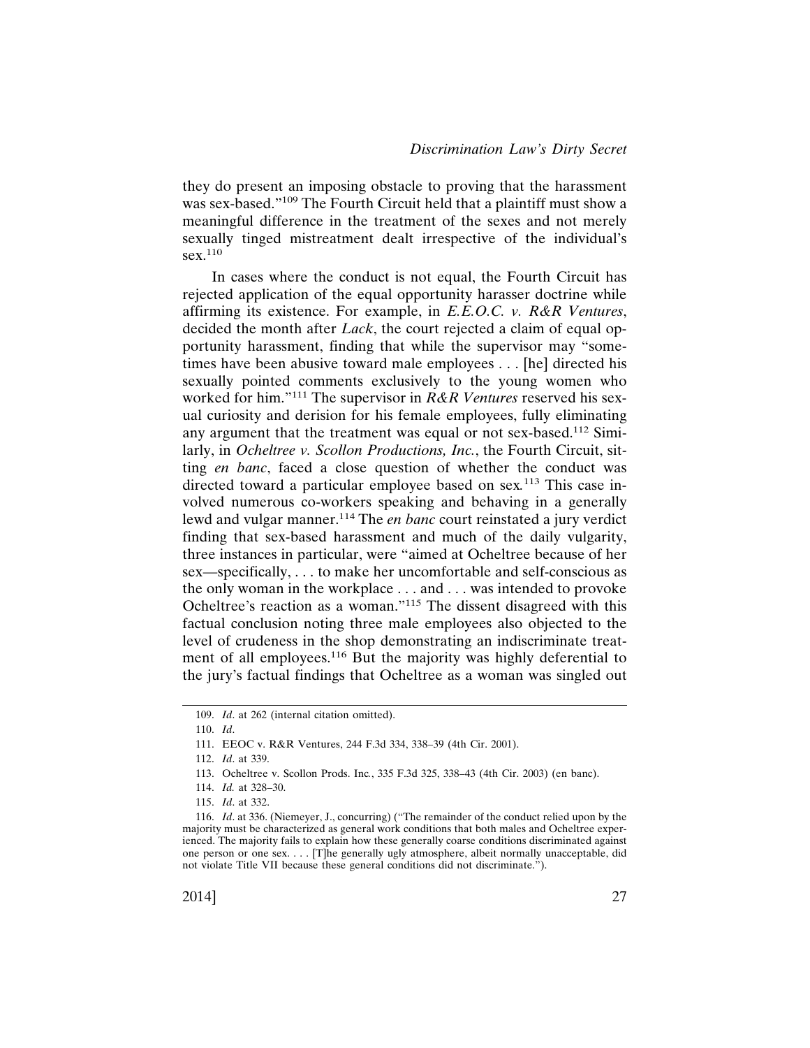they do present an imposing obstacle to proving that the harassment was sex-based."[109] The Fourth Circuit held that a plaintiff must show a meaningful difference in the treatment of the sexes and not merely sexually tinged mistreatment dealt irrespective of the individual's sex.[110]

In cases where the conduct is not equal, the Fourth Circuit has rejected application of the equal opportunity harasser doctrine while affirming its existence. For example, in *E.E.O.C. v. R&R Ventures*, decided the month after *Lack*, the court rejected a claim of equal opportunity harassment, finding that while the supervisor may "sometimes have been abusive toward male employees . . . [he] directed his sexually pointed comments exclusively to the young women who worked for him."[111] The supervisor in *R&R Ventures* reserved his sexual curiosity and derision for his female employees, fully eliminating any argument that the treatment was equal or not sex-based.[112] Similarly, in *Ocheltree v. Scollon Productions, Inc.*, the Fourth Circuit, sitting *en banc*, faced a close question of whether the conduct was directed toward a particular employee based on sex.[113] This case involved numerous co-workers speaking and behaving in a generally lewd and vulgar manner.[114] The *en banc* court reinstated a jury verdict finding that sex-based harassment and much of the daily vulgarity, three instances in particular, were "aimed at Ocheltree because of her sex—specifically, . . . to make her uncomfortable and self-conscious as the only woman in the workplace . . . and . . . was intended to provoke Ocheltree's reaction as a woman."[115] The dissent disagreed with this factual conclusion noting three male employees also objected to the level of crudeness in the shop demonstrating an indiscriminate treatment of all employees.[116] But the majority was highly deferential to the jury's factual findings that Ocheltree as a woman was singled out

---

109. *Id*. at 262 (internal citation omitted).

110. *Id*.

111. EEOC v. R&R Ventures, 244 F.3d 334, 338–39 (4th Cir. 2001).

112. *Id*. at 339.

113. Ocheltree v. Scollon Prods. Inc., 335 F.3d 325, 338–43 (4th Cir. 2003) (en banc).

114. *Id.* at 328–30.

115. *Id*. at 332.

116. *Id*. at 336. (Niemeyer, J., concurring) ("The remainder of the conduct relied upon by the majority must be characterized as general work conditions that both males and Ocheltree experienced. The majority fails to explain how these generally coarse conditions discriminated against one person or one sex. . . . [T]he generally ugly atmosphere, albeit normally unacceptable, did not violate Title VII because these general conditions did not discriminate.").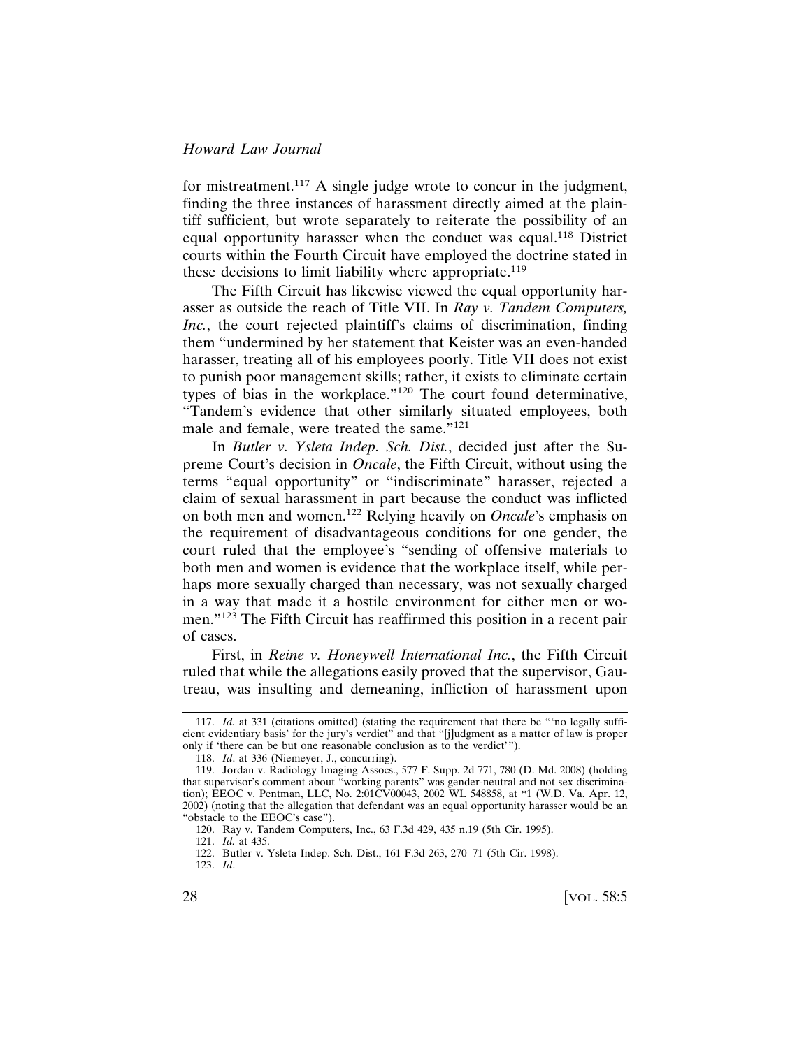for mistreatment.[117] A single judge wrote to concur in the judgment, finding the three instances of harassment directly aimed at the plaintiff sufficient, but wrote separately to reiterate the possibility of an equal opportunity harasser when the conduct was equal.[118] District courts within the Fourth Circuit have employed the doctrine stated in these decisions to limit liability where appropriate.[119]

The Fifth Circuit has likewise viewed the equal opportunity harasser as outside the reach of Title VII. In *Ray v. Tandem Computers, Inc.*, the court rejected plaintiff's claims of discrimination, finding them "undermined by her statement that Keister was an even-handed harasser, treating all of his employees poorly. Title VII does not exist to punish poor management skills; rather, it exists to eliminate certain types of bias in the workplace."[120] The court found determinative, "Tandem's evidence that other similarly situated employees, both male and female, were treated the same."[121]

In *Butler v. Ysleta Indep. Sch. Dist.*, decided just after the Supreme Court's decision in *Oncale*, the Fifth Circuit, without using the terms "equal opportunity" or "indiscriminate" harasser, rejected a claim of sexual harassment in part because the conduct was inflicted on both men and women.[122] Relying heavily on *Oncale*'s emphasis on the requirement of disadvantageous conditions for one gender, the court ruled that the employee's "sending of offensive materials to both men and women is evidence that the workplace itself, while perhaps more sexually charged than necessary, was not sexually charged in a way that made it a hostile environment for either men or women."[123] The Fifth Circuit has reaffirmed this position in a recent pair of cases.

First, in *Reine v. Honeywell International Inc.*, the Fifth Circuit ruled that while the allegations easily proved that the supervisor, Gautreau, was insulting and demeaning, infliction of harassment upon

---

117. *Id.* at 331 (citations omitted) (stating the requirement that there be "'no legally sufficient evidentiary basis' for the jury's verdict" and that "[j]udgment as a matter of law is proper only if 'there can be but one reasonable conclusion as to the verdict'").

118. *Id*. at 336 (Niemeyer, J., concurring).

119. Jordan v. Radiology Imaging Assocs., 577 F. Supp. 2d 771, 780 (D. Md. 2008) (holding that supervisor's comment about "working parents" was gender-neutral and not sex discrimination); EEOC v. Pentman, LLC, No. 2:01CV00043, 2002 WL 548858, at *1 (W.D. Va. Apr. 12, 2002) (noting that the allegation that defendant was an equal opportunity harasser would be an "obstacle to the EEOC's case").

120. Ray v. Tandem Computers, Inc., 63 F.3d 429, 435 n.19 (5th Cir. 1995).

121. *Id.* at 435.

122. Butler v. Ysleta Indep. Sch. Dist., 161 F.3d 263, 270–71 (5th Cir. 1998).

123. *Id*.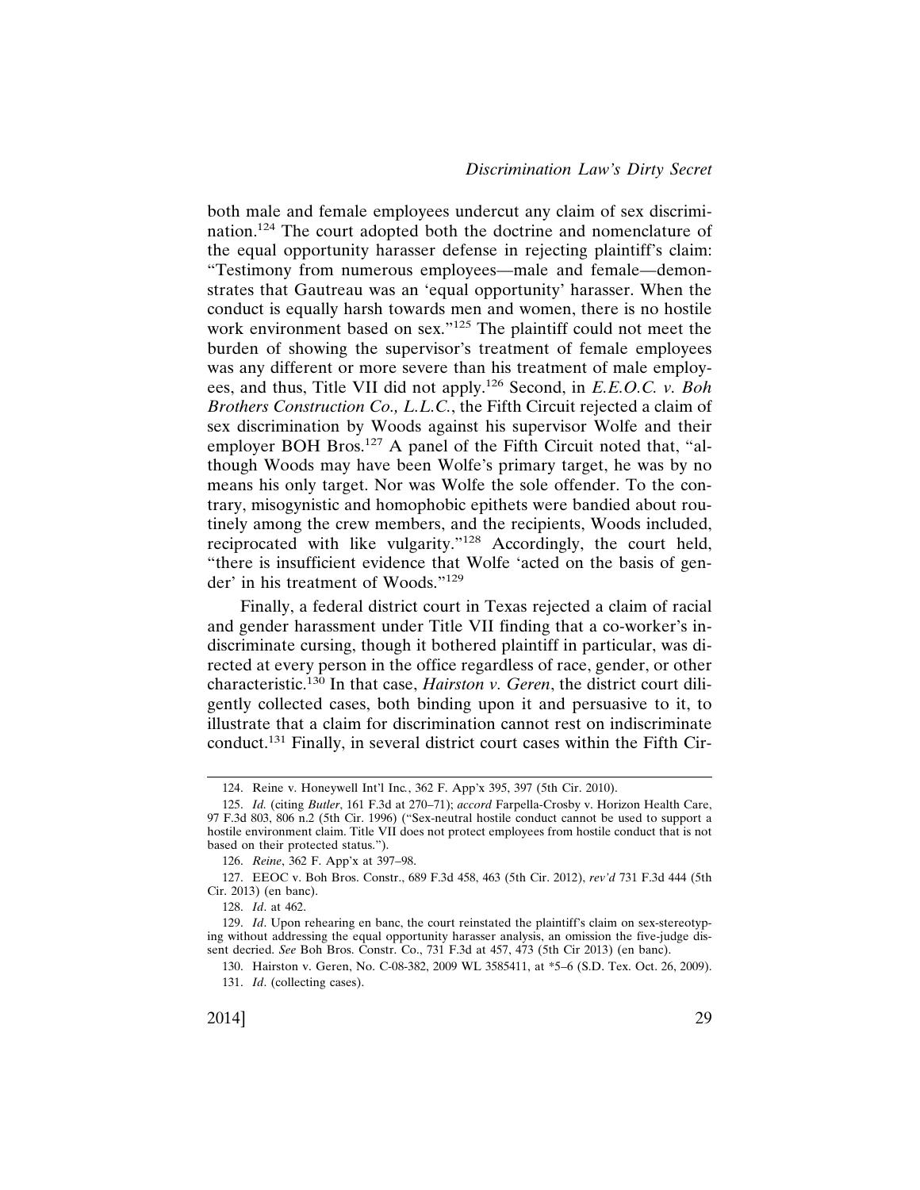both male and female employees undercut any claim of sex discrimination.[124] The court adopted both the doctrine and nomenclature of the equal opportunity harasser defense in rejecting plaintiff's claim: "Testimony from numerous employees—male and female—demonstrates that Gautreau was an 'equal opportunity' harasser. When the conduct is equally harsh towards men and women, there is no hostile work environment based on sex."[125] The plaintiff could not meet the burden of showing the supervisor's treatment of female employees was any different or more severe than his treatment of male employees, and thus, Title VII did not apply.[126] Second, in *E.E.O.C. v. Boh Brothers Construction Co., L.L.C.*, the Fifth Circuit rejected a claim of sex discrimination by Woods against his supervisor Wolfe and their employer BOH Bros.[127] A panel of the Fifth Circuit noted that, "although Woods may have been Wolfe's primary target, he was by no means his only target. Nor was Wolfe the sole offender. To the contrary, misogynistic and homophobic epithets were bandied about routinely among the crew members, and the recipients, Woods included, reciprocated with like vulgarity."[128] Accordingly, the court held, "there is insufficient evidence that Wolfe 'acted on the basis of gender' in his treatment of Woods."[129]

Finally, a federal district court in Texas rejected a claim of racial and gender harassment under Title VII finding that a co-worker's indiscriminate cursing, though it bothered plaintiff in particular, was directed at every person in the office regardless of race, gender, or other characteristic.[130] In that case, *Hairston v. Geren*, the district court diligently collected cases, both binding upon it and persuasive to it, to illustrate that a claim for discrimination cannot rest on indiscriminate conduct.[131] Finally, in several district court cases within the Fifth Cir-

---

124. Reine v. Honeywell Int'l Inc., 362 F. App'x 395, 397 (5th Cir. 2010).

125. *Id.* (citing *Butler*, 161 F.3d at 270–71); *accord* Farpella-Crosby v. Horizon Health Care, 97 F.3d 803, 806 n.2 (5th Cir. 1996) ("Sex-neutral hostile conduct cannot be used to support a hostile environment claim. Title VII does not protect employees from hostile conduct that is not based on their protected status.").

126. *Reine*, 362 F. App'x at 397–98.

127. EEOC v. Boh Bros. Constr., 689 F.3d 458, 463 (5th Cir. 2012), *rev'd* 731 F.3d 444 (5th Cir. 2013) (en banc).

128. *Id*. at 462.

129. *Id*. Upon rehearing en banc, the court reinstated the plaintiff's claim on sex-stereotyping without addressing the equal opportunity harasser analysis, an omission the five-judge dissent decried. *See* Boh Bros. Constr. Co., 731 F.3d at 457, 473 (5th Cir 2013) (en banc).

130. Hairston v. Geren, No. C-08-382, 2009 WL 3585411, at *5–6 (S.D. Tex. Oct. 26, 2009).

131. *Id*. (collecting cases).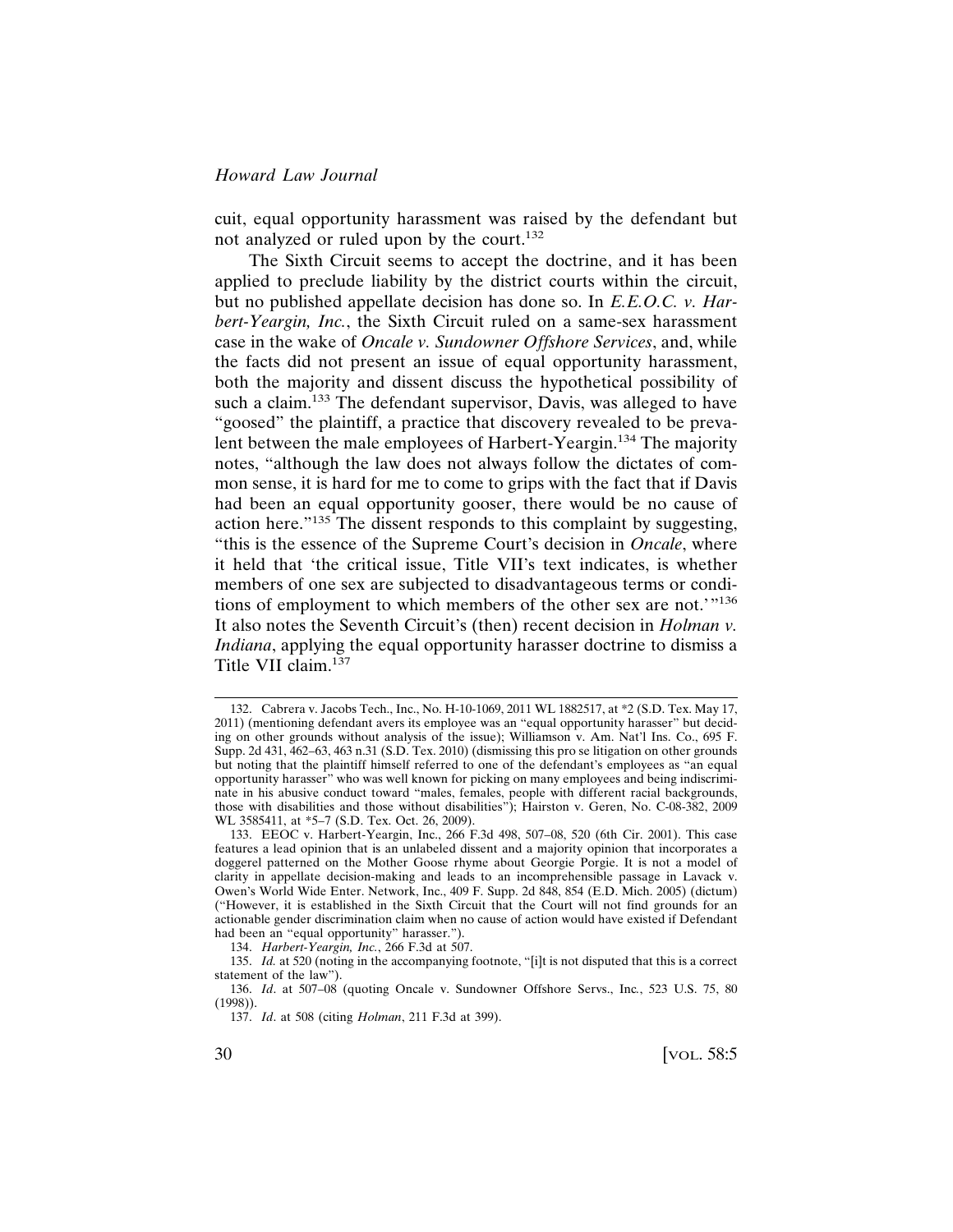cuit, equal opportunity harassment was raised by the defendant but not analyzed or ruled upon by the court.[132]

The Sixth Circuit seems to accept the doctrine, and it has been applied to preclude liability by the district courts within the circuit, but no published appellate decision has done so. In *E.E.O.C. v. Harbert-Yeargin, Inc.*, the Sixth Circuit ruled on a same-sex harassment case in the wake of *Oncale v. Sundowner Offshore Services*, and, while the facts did not present an issue of equal opportunity harassment, both the majority and dissent discuss the hypothetical possibility of such a claim.[133] The defendant supervisor, Davis, was alleged to have "goosed" the plaintiff, a practice that discovery revealed to be prevalent between the male employees of Harbert-Yeargin.[134] The majority notes, "although the law does not always follow the dictates of common sense, it is hard for me to come to grips with the fact that if Davis had been an equal opportunity gooser, there would be no cause of action here."[135] The dissent responds to this complaint by suggesting, "this is the essence of the Supreme Court's decision in *Oncale*, where it held that 'the critical issue, Title VII's text indicates, is whether members of one sex are subjected to disadvantageous terms or conditions of employment to which members of the other sex are not.'"[136] It also notes the Seventh Circuit's (then) recent decision in *Holman v. Indiana*, applying the equal opportunity harasser doctrine to dismiss a Title VII claim.[137]

---

132. Cabrera v. Jacobs Tech., Inc., No. H-10-1069, 2011 WL 1882517, at *2 (S.D. Tex. May 17, 2011) (mentioning defendant avers its employee was an "equal opportunity harasser" but deciding on other grounds without analysis of the issue); Williamson v. Am. Nat'l Ins. Co., 695 F. Supp. 2d 431, 462–63, 463 n.31 (S.D. Tex. 2010) (dismissing this pro se litigation on other grounds but noting that the plaintiff himself referred to one of the defendant's employees as "an equal opportunity harasser" who was well known for picking on many employees and being indiscriminate in his abusive conduct toward "males, females, people with different racial backgrounds, those with disabilities and those without disabilities"); Hairston v. Geren, No. C-08-382, 2009 WL 3585411, at *5–7 (S.D. Tex. Oct. 26, 2009).

133. EEOC v. Harbert-Yeargin, Inc., 266 F.3d 498, 507–08, 520 (6th Cir. 2001). This case features a lead opinion that is an unlabeled dissent and a majority opinion that incorporates a doggerel patterned on the Mother Goose rhyme about Georgie Porgie. It is not a model of clarity in appellate decision-making and leads to an incomprehensible passage in Lavack v. Owen's World Wide Enter. Network, Inc., 409 F. Supp. 2d 848, 854 (E.D. Mich. 2005) (dictum) ("However, it is established in the Sixth Circuit that the Court will not find grounds for an actionable gender discrimination claim when no cause of action would have existed if Defendant had been an "equal opportunity" harasser.").

134. *Harbert-Yeargin, Inc.*, 266 F.3d at 507.

135. *Id.* at 520 (noting in the accompanying footnote, "[i]t is not disputed that this is a correct statement of the law").

136. *Id*. at 507–08 (quoting Oncale v. Sundowner Offshore Servs., Inc., 523 U.S. 75, 80 (1998)).

137. *Id*. at 508 (citing *Holman*, 211 F.3d at 399).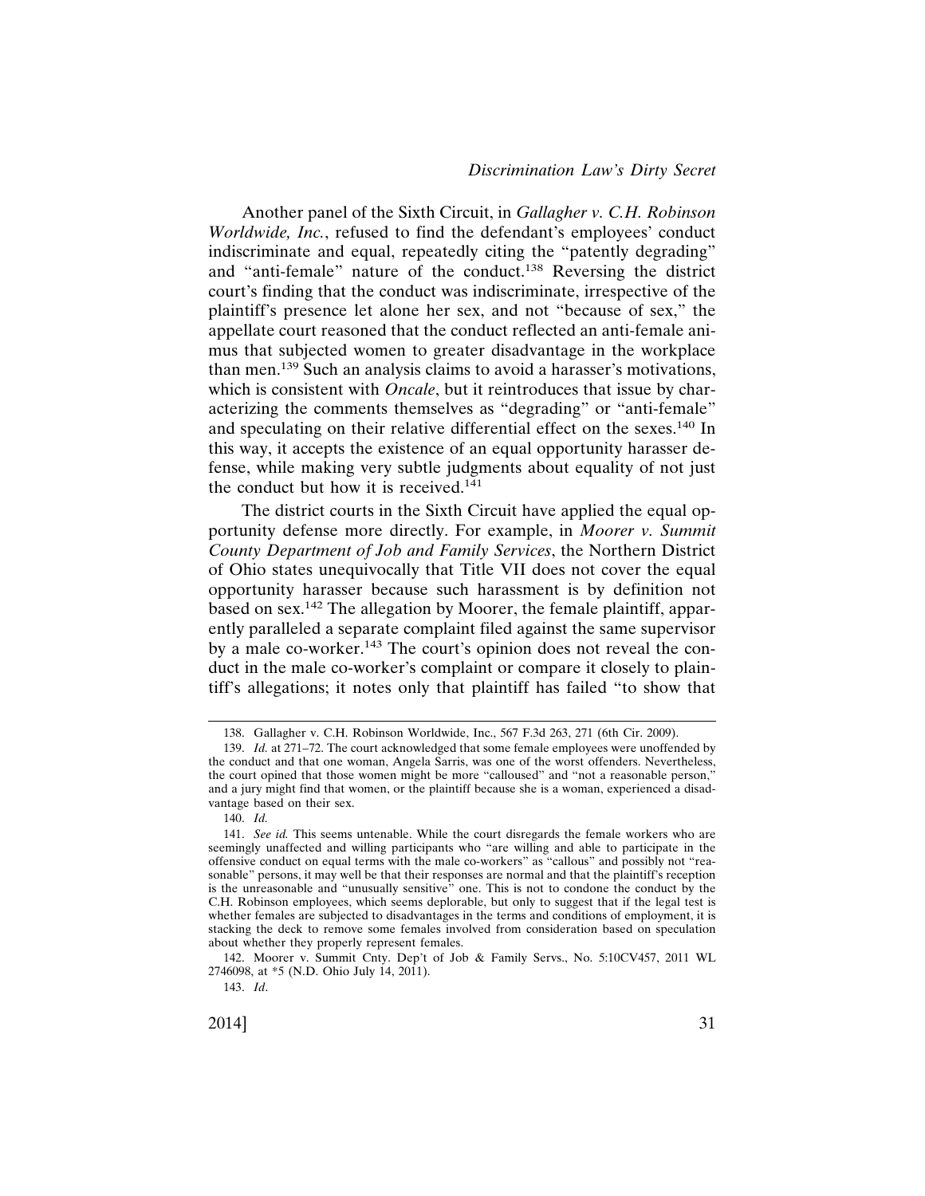Another panel of the Sixth Circuit, in *Gallagher v. C.H. Robinson Worldwide, Inc.*, refused to find the defendant's employees' conduct indiscriminate and equal, repeatedly citing the "patently degrading" and "anti-female" nature of the conduct.[138] Reversing the district court's finding that the conduct was indiscriminate, irrespective of the plaintiff's presence let alone her sex, and not "because of sex," the appellate court reasoned that the conduct reflected an anti-female animus that subjected women to greater disadvantage in the workplace than men.[139] Such an analysis claims to avoid a harasser's motivations, which is consistent with *Oncale*, but it reintroduces that issue by characterizing the comments themselves as "degrading" or "anti-female" and speculating on their relative differential effect on the sexes.[140] In this way, it accepts the existence of an equal opportunity harasser defense, while making very subtle judgments about equality of not just the conduct but how it is received.[141]

The district courts in the Sixth Circuit have applied the equal opportunity defense more directly. For example, in *Moorer v. Summit County Department of Job and Family Services*, the Northern District of Ohio states unequivocally that Title VII does not cover the equal opportunity harasser because such harassment is by definition not based on sex.[142] The allegation by Moorer, the female plaintiff, apparently paralleled a separate complaint filed against the same supervisor by a male co-worker.[143] The court's opinion does not reveal the conduct in the male co-worker's complaint or compare it closely to plaintiff's allegations; it notes only that plaintiff has failed "to show that

---

138. Gallagher v. C.H. Robinson Worldwide, Inc., 567 F.3d 263, 271 (6th Cir. 2009).

139. *Id.* at 271–72. The court acknowledged that some female employees were unoffended by the conduct and that one woman, Angela Sarris, was one of the worst offenders. Nevertheless, the court opined that those women might be more "calloused" and "not a reasonable person," and a jury might find that women, or the plaintiff because she is a woman, experienced a disadvantage based on their sex.

140. *Id.*

141. *See id.* This seems untenable. While the court disregards the female workers who are seemingly unaffected and willing participants who "are willing and able to participate in the offensive conduct on equal terms with the male co-workers" as "callous" and possibly not "reasonable" persons, it may well be that their responses are normal and that the plaintiff's reception is the unreasonable and "unusually sensitive" one. This is not to condone the conduct by the C.H. Robinson employees, which seems deplorable, but only to suggest that if the legal test is whether females are subjected to disadvantages in the terms and conditions of employment, it is stacking the deck to remove some females involved from consideration based on speculation about whether they properly represent females.

142. Moorer v. Summit Cnty. Dep't of Job & Family Servs., No. 5:10CV457, 2011 WL 2746098, at *5 (N.D. Ohio July 14, 2011).

143. *Id*.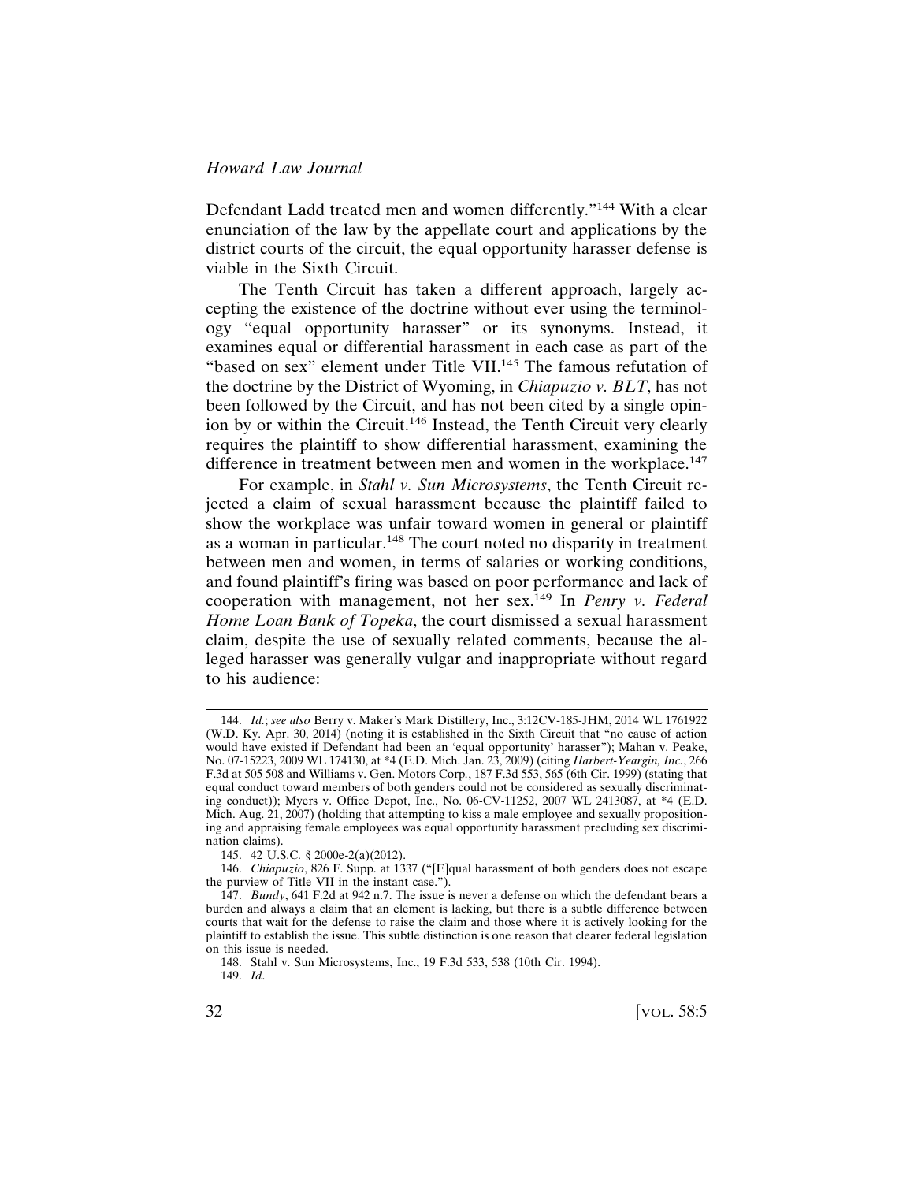Defendant Ladd treated men and women differently."[144] With a clear enunciation of the law by the appellate court and applications by the district courts of the circuit, the equal opportunity harasser defense is viable in the Sixth Circuit.

The Tenth Circuit has taken a different approach, largely accepting the existence of the doctrine without ever using the terminology "equal opportunity harasser" or its synonyms. Instead, it examines equal or differential harassment in each case as part of the "based on sex" element under Title VII.[145] The famous refutation of the doctrine by the District of Wyoming, in *Chiapuzio v. BLT*, has not been followed by the Circuit, and has not been cited by a single opinion by or within the Circuit.[146] Instead, the Tenth Circuit very clearly requires the plaintiff to show differential harassment, examining the difference in treatment between men and women in the workplace.[147]

For example, in *Stahl v. Sun Microsystems*, the Tenth Circuit rejected a claim of sexual harassment because the plaintiff failed to show the workplace was unfair toward women in general or plaintiff as a woman in particular.[148] The court noted no disparity in treatment between men and women, in terms of salaries or working conditions, and found plaintiff's firing was based on poor performance and lack of cooperation with management, not her sex.[149] In *Penry v. Federal Home Loan Bank of Topeka*, the court dismissed a sexual harassment claim, despite the use of sexually related comments, because the alleged harasser was generally vulgar and inappropriate without regard to his audience:

---

144. *Id.*; *see also* Berry v. Maker's Mark Distillery, Inc., 3:12CV-185-JHM, 2014 WL 1761922 (W.D. Ky. Apr. 30, 2014) (noting it is established in the Sixth Circuit that "no cause of action would have existed if Defendant had been an 'equal opportunity' harasser"); Mahan v. Peake, No. 07-15223, 2009 WL 174130, at *4 (E.D. Mich. Jan. 23, 2009) (citing *Harbert-Yeargin, Inc.*, 266 F.3d at 505 508 and Williams v. Gen. Motors Corp., 187 F.3d 553, 565 (6th Cir. 1999) (stating that equal conduct toward members of both genders could not be considered as sexually discriminating conduct)); Myers v. Office Depot, Inc., No. 06-CV-11252, 2007 WL 2413087, at *4 (E.D. Mich. Aug. 21, 2007) (holding that attempting to kiss a male employee and sexually propositioning and appraising female employees was equal opportunity harassment precluding sex discrimination claims).

145. 42 U.S.C. § 2000e-2(a)(2012).

146. *Chiapuzio*, 826 F. Supp. at 1337 ("[E]qual harassment of both genders does not escape the purview of Title VII in the instant case.").

147. *Bundy*, 641 F.2d at 942 n.7. The issue is never a defense on which the defendant bears a burden and always a claim that an element is lacking, but there is a subtle difference between courts that wait for the defense to raise the claim and those where it is actively looking for the plaintiff to establish the issue. This subtle distinction is one reason that clearer federal legislation on this issue is needed.

148. Stahl v. Sun Microsystems, Inc., 19 F.3d 533, 538 (10th Cir. 1994).

149. *Id*.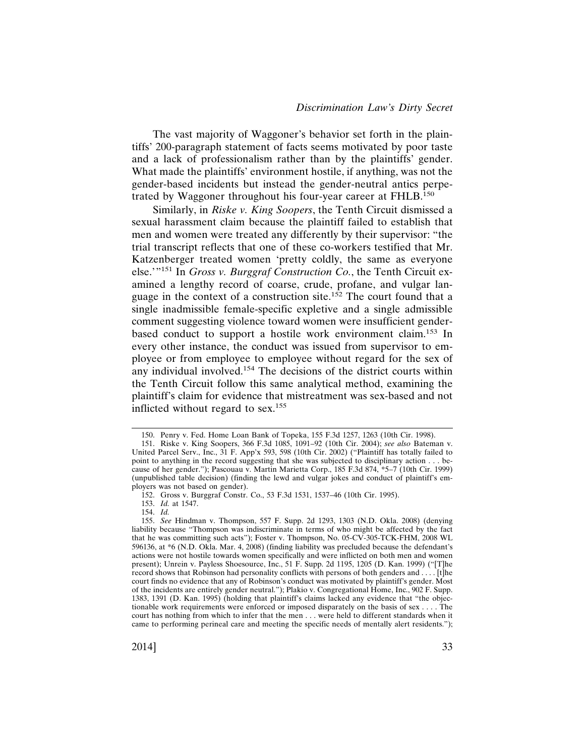The vast majority of Waggoner's behavior set forth in the plaintiffs' 200-paragraph statement of facts seems motivated by poor taste and a lack of professionalism rather than by the plaintiffs' gender. What made the plaintiffs' environment hostile, if anything, was not the gender-based incidents but instead the gender-neutral antics perpetrated by Waggoner throughout his four-year career at FHLB.[150]

Similarly, in *Riske v. King Soopers*, the Tenth Circuit dismissed a sexual harassment claim because the plaintiff failed to establish that men and women were treated any differently by their supervisor: "the trial transcript reflects that one of these co-workers testified that Mr. Katzenberger treated women 'pretty coldly, the same as everyone else.'"[151] In *Gross v. Burggraf Construction Co.*, the Tenth Circuit examined a lengthy record of coarse, crude, profane, and vulgar language in the context of a construction site.[152] The court found that a single inadmissible female-specific expletive and a single admissible comment suggesting violence toward women were insufficient gender-based conduct to support a hostile work environment claim.[153] In every other instance, the conduct was issued from supervisor to employee or from employee to employee without regard for the sex of any individual involved.[154] The decisions of the district courts within the Tenth Circuit follow this same analytical method, examining the plaintiff's claim for evidence that mistreatment was sex-based and not inflicted without regard to sex.[155]

---

150. Penry v. Fed. Home Loan Bank of Topeka, 155 F.3d 1257, 1263 (10th Cir. 1998).

151. Riske v. King Soopers, 366 F.3d 1085, 1091–92 (10th Cir. 2004); *see also* Bateman v. United Parcel Serv., Inc., 31 F. App'x 593, 598 (10th Cir. 2002) ("Plaintiff has totally failed to point to anything in the record suggesting that she was subjected to disciplinary action . . . because of her gender."); Pascouau v. Martin Marietta Corp., 185 F.3d 874, *5–7 (10th Cir. 1999) (unpublished table decision) (finding the lewd and vulgar jokes and conduct of plaintiff's employers was not based on gender).

152. Gross v. Burggraf Constr. Co., 53 F.3d 1531, 1537–46 (10th Cir. 1995).

153. *Id.* at 1547.

154. *Id.*

155. *See* Hindman v. Thompson, 557 F. Supp. 2d 1293, 1303 (N.D. Okla. 2008) (denying liability because "Thompson was indiscriminate in terms of who might be affected by the fact that he was committing such acts"); Foster v. Thompson, No. 05-CV-305-TCK-FHM, 2008 WL 596136, at *6 (N.D. Okla. Mar. 4, 2008) (finding liability was precluded because the defendant's actions were not hostile towards women specifically and were inflicted on both men and women present); Unrein v. Payless Shoesource, Inc., 51 F. Supp. 2d 1195, 1205 (D. Kan. 1999) ("[T]he record shows that Robinson had personality conflicts with persons of both genders and . . . . [t]he court finds no evidence that any of Robinson's conduct was motivated by plaintiff's gender. Most of the incidents are entirely gender neutral."); Plakio v. Congregational Home, Inc., 902 F. Supp. 1383, 1391 (D. Kan. 1995) (holding that plaintiff's claims lacked any evidence that "the objectionable work requirements were enforced or imposed disparately on the basis of sex . . . . The court has nothing from which to infer that the men . . . were held to different standards when it came to performing perineal care and meeting the specific needs of mentally alert residents.");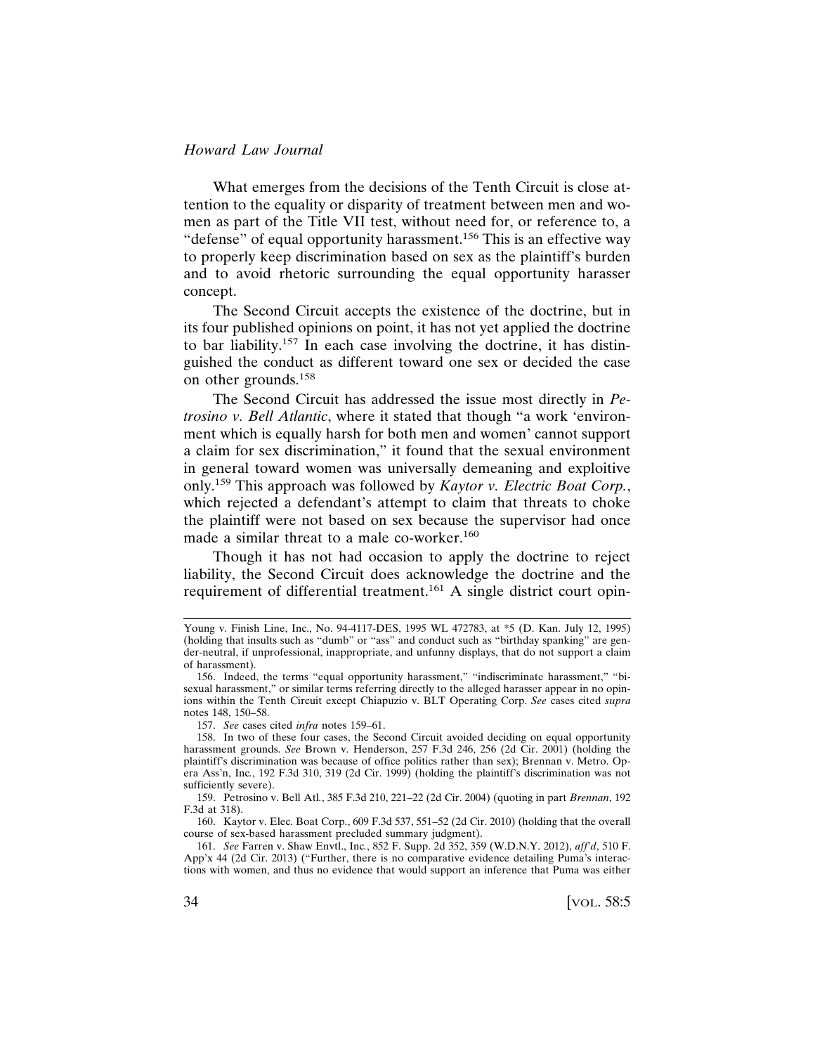What emerges from the decisions of the Tenth Circuit is close attention to the equality or disparity of treatment between men and women as part of the Title VII test, without need for, or reference to, a "defense" of equal opportunity harassment.[156] This is an effective way to properly keep discrimination based on sex as the plaintiff's burden and to avoid rhetoric surrounding the equal opportunity harasser concept.

The Second Circuit accepts the existence of the doctrine, but in its four published opinions on point, it has not yet applied the doctrine to bar liability.[157] In each case involving the doctrine, it has distinguished the conduct as different toward one sex or decided the case on other grounds.[158]

The Second Circuit has addressed the issue most directly in *Petrosino v. Bell Atlantic*, where it stated that though "a work 'environment which is equally harsh for both men and women' cannot support a claim for sex discrimination," it found that the sexual environment in general toward women was universally demeaning and exploitive only.[159] This approach was followed by *Kaytor v. Electric Boat Corp.*, which rejected a defendant's attempt to claim that threats to choke the plaintiff were not based on sex because the supervisor had once made a similar threat to a male co-worker.[160]

Though it has not had occasion to apply the doctrine to reject liability, the Second Circuit does acknowledge the doctrine and the requirement of differential treatment.[161] A single district court opin-

---

Young v. Finish Line, Inc., No. 94-4117-DES, 1995 WL 472783, at *5 (D. Kan. July 12, 1995) (holding that insults such as "dumb" or "ass" and conduct such as "birthday spanking" are gender-neutral, if unprofessional, inappropriate, and unfunny displays, that do not support a claim of harassment).

156. Indeed, the terms "equal opportunity harassment," "indiscriminate harassment," "bisexual harassment," or similar terms referring directly to the alleged harasser appear in no opinions within the Tenth Circuit except Chiapuzio v. BLT Operating Corp. *See* cases cited *supra* notes 148, 150–58.

157. *See* cases cited *infra* notes 159–61.

158. In two of these four cases, the Second Circuit avoided deciding on equal opportunity harassment grounds. *See* Brown v. Henderson, 257 F.3d 246, 256 (2d Cir. 2001) (holding the plaintiff's discrimination was because of office politics rather than sex); Brennan v. Metro. Opera Ass'n, Inc., 192 F.3d 310, 319 (2d Cir. 1999) (holding the plaintiff's discrimination was not sufficiently severe).

159. Petrosino v. Bell Atl., 385 F.3d 210, 221–22 (2d Cir. 2004) (quoting in part *Brennan*, 192 F.3d at 318).

160. Kaytor v. Elec. Boat Corp., 609 F.3d 537, 551–52 (2d Cir. 2010) (holding that the overall course of sex-based harassment precluded summary judgment).

161. *See* Farren v. Shaw Envtl., Inc., 852 F. Supp. 2d 352, 359 (W.D.N.Y. 2012), *aff'd*, 510 F. App'x 44 (2d Cir. 2013) ("Further, there is no comparative evidence detailing Puma's interactions with women, and thus no evidence that would support an inference that Puma was either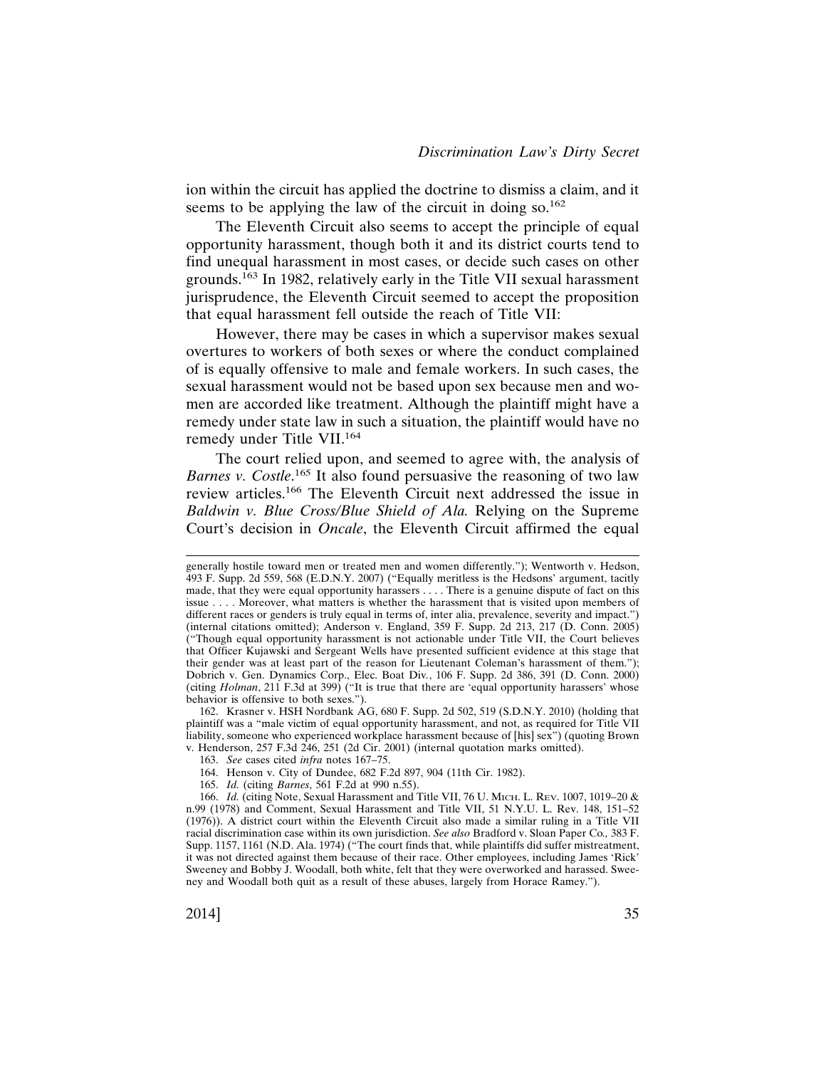ion within the circuit has applied the doctrine to dismiss a claim, and it seems to be applying the law of the circuit in doing so.[162]

The Eleventh Circuit also seems to accept the principle of equal opportunity harassment, though both it and its district courts tend to find unequal harassment in most cases, or decide such cases on other grounds.[163] In 1982, relatively early in the Title VII sexual harassment jurisprudence, the Eleventh Circuit seemed to accept the proposition that equal harassment fell outside the reach of Title VII:

> However, there may be cases in which a supervisor makes sexual overtures to workers of both sexes or where the conduct complained of is equally offensive to male and female workers. In such cases, the sexual harassment would not be based upon sex because men and women are accorded like treatment. Although the plaintiff might have a remedy under state law in such a situation, the plaintiff would have no remedy under Title VII.[164]

The court relied upon, and seemed to agree with, the analysis of *Barnes v. Costle*.[165] It also found persuasive the reasoning of two law review articles.[166] The Eleventh Circuit next addressed the issue in *Baldwin v. Blue Cross/Blue Shield of Ala.* Relying on the Supreme Court's decision in *Oncale*, the Eleventh Circuit affirmed the equal

---

generally hostile toward men or treated men and women differently."); Wentworth v. Hedson, 493 F. Supp. 2d 559, 568 (E.D.N.Y. 2007) ("Equally meritless is the Hedsons' argument, tacitly made, that they were equal opportunity harassers . . . . There is a genuine dispute of fact on this issue . . . . Moreover, what matters is whether the harassment that is visited upon members of different races or genders is truly equal in terms of, inter alia, prevalence, severity and impact.") (internal citations omitted); Anderson v. England, 359 F. Supp. 2d 213, 217 (D. Conn. 2005) ("Though equal opportunity harassment is not actionable under Title VII, the Court believes that Officer Kujawski and Sergeant Wells have presented sufficient evidence at this stage that their gender was at least part of the reason for Lieutenant Coleman's harassment of them."); Dobrich v. Gen. Dynamics Corp., Elec. Boat Div., 106 F. Supp. 2d 386, 391 (D. Conn. 2000) (citing *Holman*, 211 F.3d at 399) ("It is true that there are 'equal opportunity harassers' whose behavior is offensive to both sexes.").

162. Krasner v. HSH Nordbank AG, 680 F. Supp. 2d 502, 519 (S.D.N.Y. 2010) (holding that plaintiff was a "male victim of equal opportunity harassment, and not, as required for Title VII liability, someone who experienced workplace harassment because of [his] sex") (quoting Brown v. Henderson, 257 F.3d 246, 251 (2d Cir. 2001) (internal quotation marks omitted).

163. *See* cases cited *infra* notes 167–75.

164. Henson v. City of Dundee, 682 F.2d 897, 904 (11th Cir. 1982).

165. *Id.* (citing *Barnes*, 561 F.2d at 990 n.55).

166. *Id.* (citing Note, Sexual Harassment and Title VII, 76 U. MICH. L. REV. 1007, 1019–20 & n.99 (1978) and Comment, Sexual Harassment and Title VII, 51 N.Y.U. L. Rev. 148, 151–52 (1976)). A district court within the Eleventh Circuit also made a similar ruling in a Title VII racial discrimination case within its own jurisdiction. *See also* Bradford v. Sloan Paper Co., 383 F. Supp. 1157, 1161 (N.D. Ala. 1974) ("The court finds that, while plaintiffs did suffer mistreatment, it was not directed against them because of their race. Other employees, including James 'Rick' Sweeney and Bobby J. Woodall, both white, felt that they were overworked and harassed. Sweeney and Woodall both quit as a result of these abuses, largely from Horace Ramey.").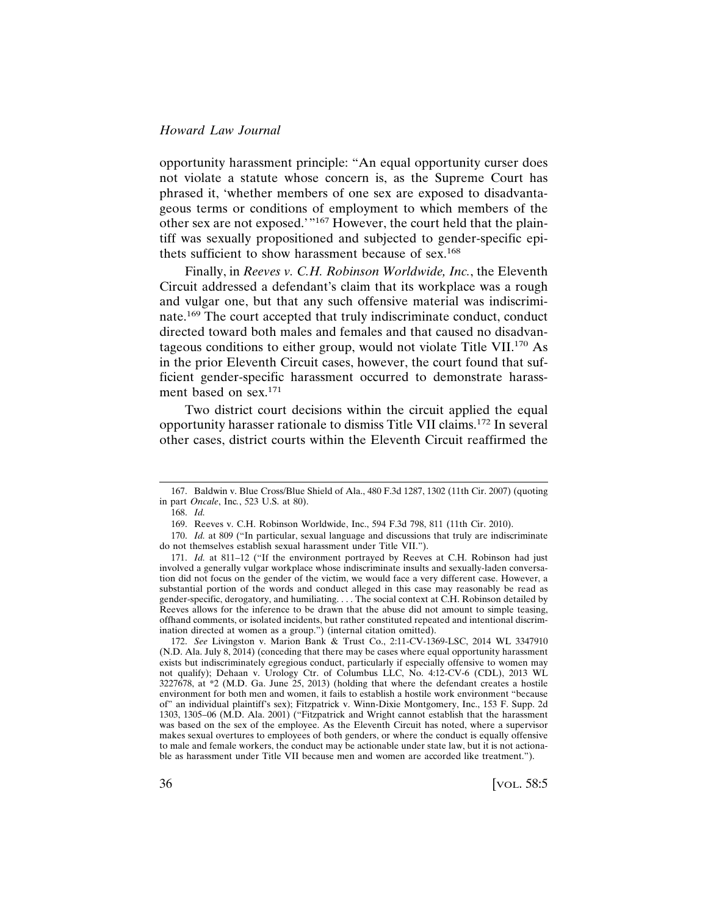opportunity harassment principle: "An equal opportunity curser does not violate a statute whose concern is, as the Supreme Court has phrased it, 'whether members of one sex are exposed to disadvantageous terms or conditions of employment to which members of the other sex are not exposed.'"[167] However, the court held that the plaintiff was sexually propositioned and subjected to gender-specific epithets sufficient to show harassment because of sex.[168]

Finally, in *Reeves v. C.H. Robinson Worldwide, Inc.*, the Eleventh Circuit addressed a defendant's claim that its workplace was a rough and vulgar one, but that any such offensive material was indiscriminate.[169] The court accepted that truly indiscriminate conduct, conduct directed toward both males and females and that caused no disadvantageous conditions to either group, would not violate Title VII.[170] As in the prior Eleventh Circuit cases, however, the court found that sufficient gender-specific harassment occurred to demonstrate harassment based on sex.[171]

Two district court decisions within the circuit applied the equal opportunity harasser rationale to dismiss Title VII claims.[172] In several other cases, district courts within the Eleventh Circuit reaffirmed the

---

167. Baldwin v. Blue Cross/Blue Shield of Ala., 480 F.3d 1287, 1302 (11th Cir. 2007) (quoting in part *Oncale*, Inc., 523 U.S. at 80).

168. *Id.*

169. Reeves v. C.H. Robinson Worldwide, Inc., 594 F.3d 798, 811 (11th Cir. 2010).

170. *Id.* at 809 ("In particular, sexual language and discussions that truly are indiscriminate do not themselves establish sexual harassment under Title VII.").

171. *Id.* at 811–12 ("If the environment portrayed by Reeves at C.H. Robinson had just involved a generally vulgar workplace whose indiscriminate insults and sexually-laden conversation did not focus on the gender of the victim, we would face a very different case. However, a substantial portion of the words and conduct alleged in this case may reasonably be read as gender-specific, derogatory, and humiliating. . . . The social context at C.H. Robinson detailed by Reeves allows for the inference to be drawn that the abuse did not amount to simple teasing, offhand comments, or isolated incidents, but rather constituted repeated and intentional discrimination directed at women as a group.") (internal citation omitted).

172. *See* Livingston v. Marion Bank & Trust Co., 2:11-CV-1369-LSC, 2014 WL 3347910 (N.D. Ala. July 8, 2014) (conceding that there may be cases where equal opportunity harassment exists but indiscriminately egregious conduct, particularly if especially offensive to women may not qualify); Dehaan v. Urology Ctr. of Columbus LLC, No. 4:12-CV-6 (CDL), 2013 WL 3227678, at *2 (M.D. Ga. June 25, 2013) (holding that where the defendant creates a hostile environment for both men and women, it fails to establish a hostile work environment "because of" an individual plaintiff's sex); Fitzpatrick v. Winn-Dixie Montgomery, Inc., 153 F. Supp. 2d 1303, 1305–06 (M.D. Ala. 2001) ("Fitzpatrick and Wright cannot establish that the harassment was based on the sex of the employee. As the Eleventh Circuit has noted, where a supervisor makes sexual overtures to employees of both genders, or where the conduct is equally offensive to male and female workers, the conduct may be actionable under state law, but it is not actionable as harassment under Title VII because men and women are accorded like treatment.").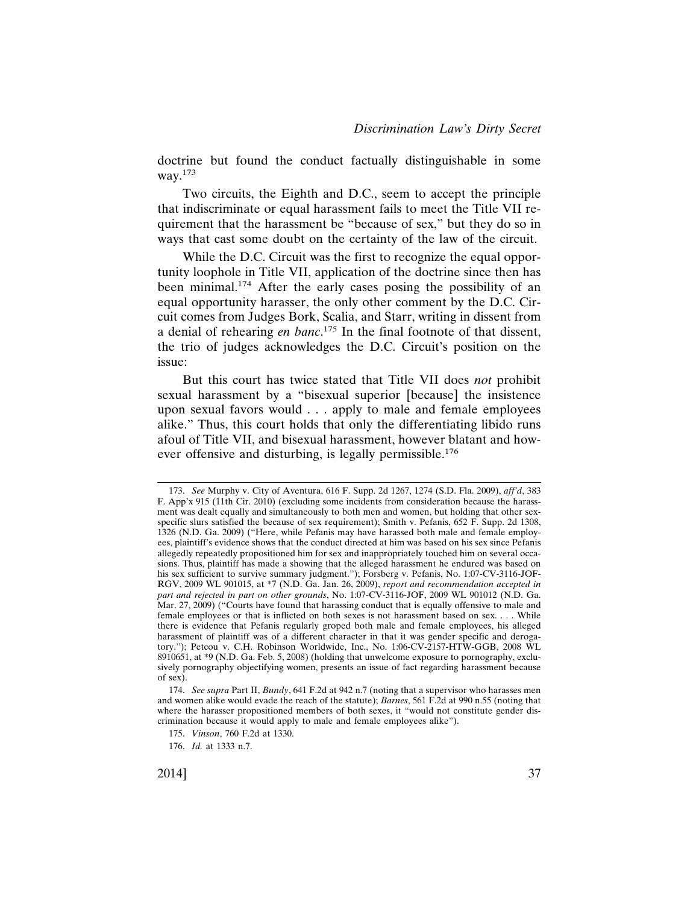doctrine but found the conduct factually distinguishable in some way.[173]

Two circuits, the Eighth and D.C., seem to accept the principle that indiscriminate or equal harassment fails to meet the Title VII requirement that the harassment be "because of sex," but they do so in ways that cast some doubt on the certainty of the law of the circuit.

While the D.C. Circuit was the first to recognize the equal opportunity loophole in Title VII, application of the doctrine since then has been minimal.[174] After the early cases posing the possibility of an equal opportunity harasser, the only other comment by the D.C. Circuit comes from Judges Bork, Scalia, and Starr, writing in dissent from a denial of rehearing *en banc*.[175] In the final footnote of that dissent, the trio of judges acknowledges the D.C. Circuit's position on the issue:

> But this court has twice stated that Title VII does *not* prohibit sexual harassment by a "bisexual superior [because] the insistence upon sexual favors would . . . apply to male and female employees alike." Thus, this court holds that only the differentiating libido runs afoul of Title VII, and bisexual harassment, however blatant and however offensive and disturbing, is legally permissible.[176]

---

173. *See* Murphy v. City of Aventura, 616 F. Supp. 2d 1267, 1274 (S.D. Fla. 2009), *aff'd*, 383 F. App'x 915 (11th Cir. 2010) (excluding some incidents from consideration because the harassment was dealt equally and simultaneously to both men and women, but holding that other sex-specific slurs satisfied the because of sex requirement); Smith v. Pefanis, 652 F. Supp. 2d 1308, 1326 (N.D. Ga. 2009) ("Here, while Pefanis may have harassed both male and female employees, plaintiff's evidence shows that the conduct directed at him was based on his sex since Pefanis allegedly repeatedly propositioned him for sex and inappropriately touched him on several occasions. Thus, plaintiff has made a showing that the alleged harassment he endured was based on his sex sufficient to survive summary judgment."); Forsberg v. Pefanis, No. 1:07-CV-3116-JOF-RGV, 2009 WL 901015, at *7 (N.D. Ga. Jan. 26, 2009), *report and recommendation accepted in part and rejected in part on other grounds*, No. 1:07-CV-3116-JOF, 2009 WL 901012 (N.D. Ga. Mar. 27, 2009) ("Courts have found that harassing conduct that is equally offensive to male and female employees or that is inflicted on both sexes is not harassment based on sex. . . . While there is evidence that Pefanis regularly groped both male and female employees, his alleged harassment of plaintiff was of a different character in that it was gender specific and derogatory."); Petcou v. C.H. Robinson Worldwide, Inc., No. 1:06-CV-2157-HTW-GGB, 2008 WL 8910651, at *9 (N.D. Ga. Feb. 5, 2008) (holding that unwelcome exposure to pornography, exclusively pornography objectifying women, presents an issue of fact regarding harassment because of sex).

174. *See supra* Part II, *Bundy*, 641 F.2d at 942 n.7 (noting that a supervisor who harasses men and women alike would evade the reach of the statute); *Barnes*, 561 F.2d at 990 n.55 (noting that where the harasser propositioned members of both sexes, it "would not constitute gender discrimination because it would apply to male and female employees alike").

175. *Vinson*, 760 F.2d at 1330.

176. *Id.* at 1333 n.7.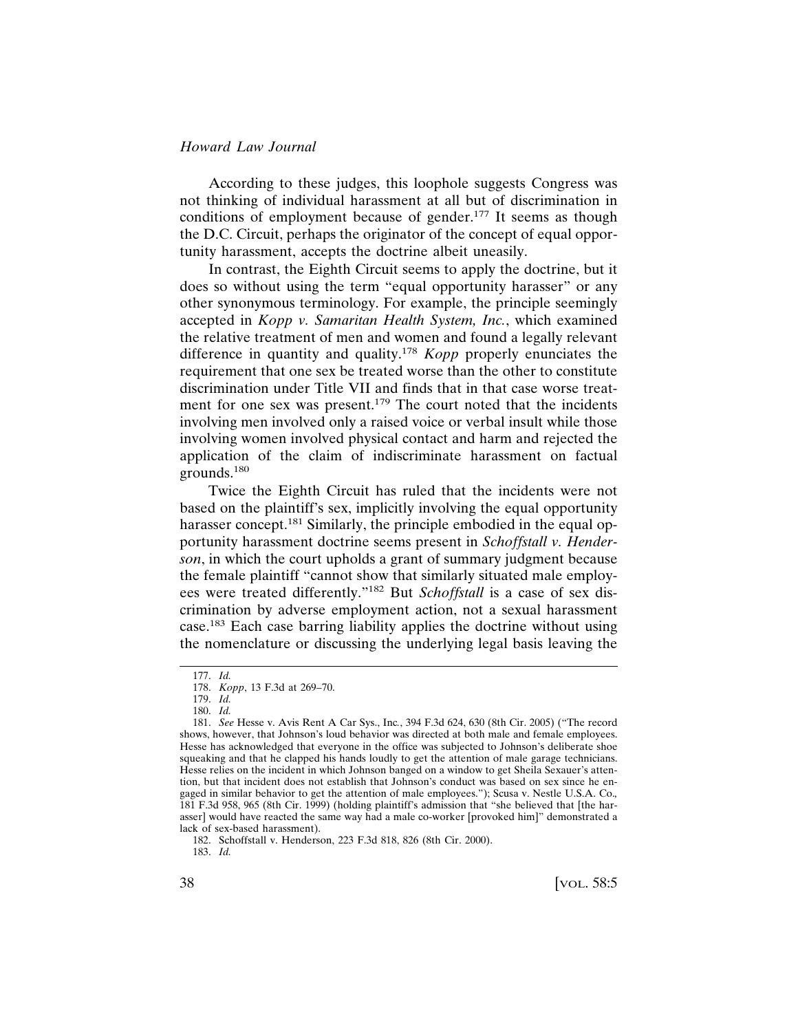According to these judges, this loophole suggests Congress was not thinking of individual harassment at all but of discrimination in conditions of employment because of gender.[177] It seems as though the D.C. Circuit, perhaps the originator of the concept of equal opportunity harassment, accepts the doctrine albeit uneasily.

In contrast, the Eighth Circuit seems to apply the doctrine, but it does so without using the term "equal opportunity harasser" or any other synonymous terminology. For example, the principle seemingly accepted in *Kopp v. Samaritan Health System, Inc.*, which examined the relative treatment of men and women and found a legally relevant difference in quantity and quality.[178] *Kopp* properly enunciates the requirement that one sex be treated worse than the other to constitute discrimination under Title VII and finds that in that case worse treatment for one sex was present.[179] The court noted that the incidents involving men involved only a raised voice or verbal insult while those involving women involved physical contact and harm and rejected the application of the claim of indiscriminate harassment on factual grounds.[180]

Twice the Eighth Circuit has ruled that the incidents were not based on the plaintiff's sex, implicitly involving the equal opportunity harasser concept.[181] Similarly, the principle embodied in the equal opportunity harassment doctrine seems present in *Schoffstall v. Henderson*, in which the court upholds a grant of summary judgment because the female plaintiff "cannot show that similarly situated male employees were treated differently."[182] But *Schoffstall* is a case of sex discrimination by adverse employment action, not a sexual harassment case.[183] Each case barring liability applies the doctrine without using the nomenclature or discussing the underlying legal basis leaving the

---

177. *Id.*

178. *Kopp*, 13 F.3d at 269–70.

179. *Id.*

180. *Id.*

181. *See* Hesse v. Avis Rent A Car Sys., Inc., 394 F.3d 624, 630 (8th Cir. 2005) ("The record shows, however, that Johnson's loud behavior was directed at both male and female employees. Hesse has acknowledged that everyone in the office was subjected to Johnson's deliberate shoe squeaking and that he clapped his hands loudly to get the attention of male garage technicians. Hesse relies on the incident in which Johnson banged on a window to get Sheila Sexauer's attention, but that incident does not establish that Johnson's conduct was based on sex since he engaged in similar behavior to get the attention of male employees."); Scusa v. Nestle U.S.A. Co., 181 F.3d 958, 965 (8th Cir. 1999) (holding plaintiff's admission that "she believed that [the harasser] would have reacted the same way had a male co-worker [provoked him]" demonstrated a lack of sex-based harassment).

182. Schoffstall v. Henderson, 223 F.3d 818, 826 (8th Cir. 2000).

183. *Id.*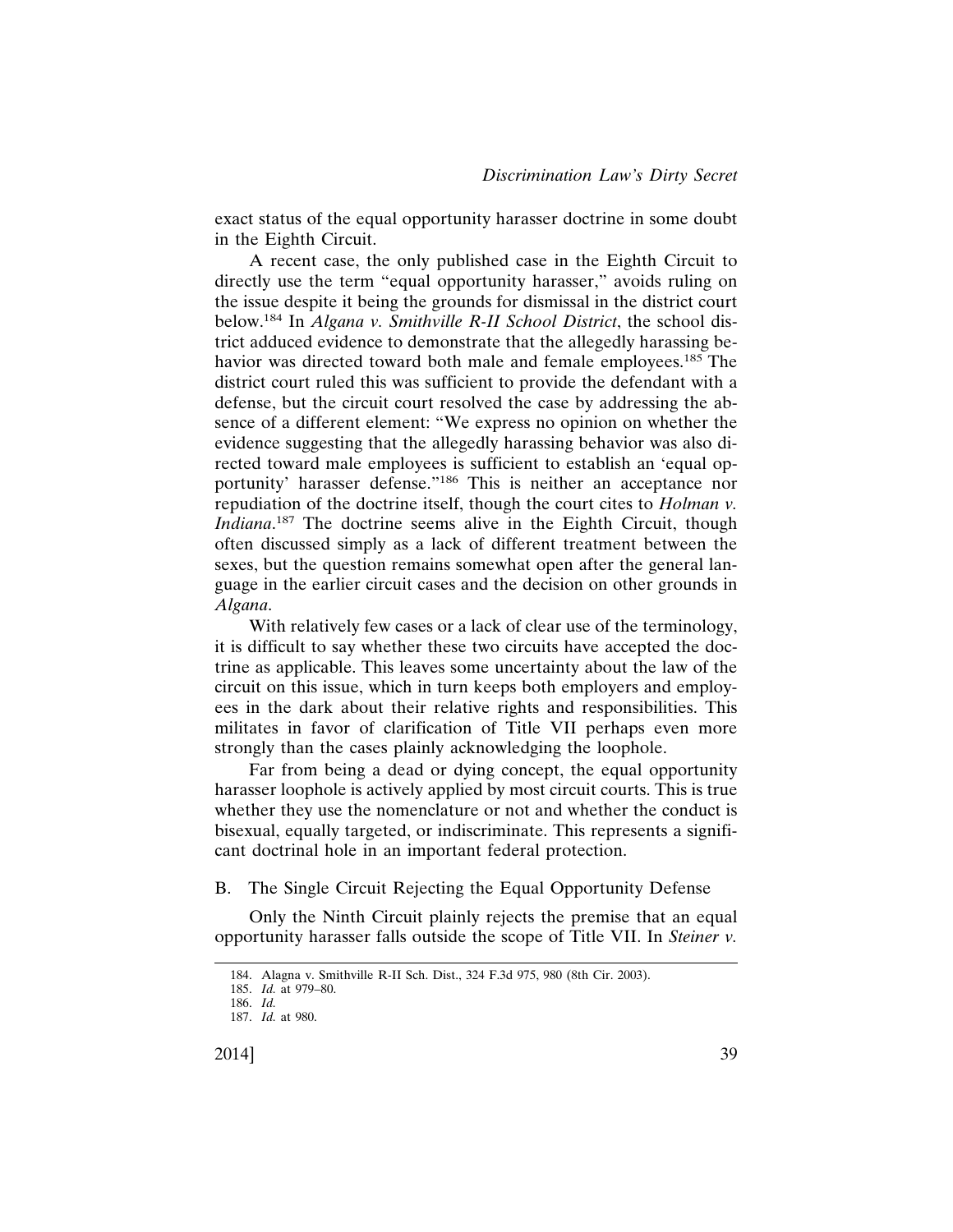exact status of the equal opportunity harasser doctrine in some doubt in the Eighth Circuit.

A recent case, the only published case in the Eighth Circuit to directly use the term "equal opportunity harasser," avoids ruling on the issue despite it being the grounds for dismissal in the district court below.[184] In *Algana v. Smithville R-II School District*, the school district adduced evidence to demonstrate that the allegedly harassing behavior was directed toward both male and female employees.[185] The district court ruled this was sufficient to provide the defendant with a defense, but the circuit court resolved the case by addressing the absence of a different element: "We express no opinion on whether the evidence suggesting that the allegedly harassing behavior was also directed toward male employees is sufficient to establish an 'equal opportunity' harasser defense."[186] This is neither an acceptance nor repudiation of the doctrine itself, though the court cites to *Holman v. Indiana*.[187] The doctrine seems alive in the Eighth Circuit, though often discussed simply as a lack of different treatment between the sexes, but the question remains somewhat open after the general language in the earlier circuit cases and the decision on other grounds in *Algana*.

With relatively few cases or a lack of clear use of the terminology, it is difficult to say whether these two circuits have accepted the doctrine as applicable. This leaves some uncertainty about the law of the circuit on this issue, which in turn keeps both employers and employees in the dark about their relative rights and responsibilities. This militates in favor of clarification of Title VII perhaps even more strongly than the cases plainly acknowledging the loophole.

Far from being a dead or dying concept, the equal opportunity harasser loophole is actively applied by most circuit courts. This is true whether they use the nomenclature or not and whether the conduct is bisexual, equally targeted, or indiscriminate. This represents a significant doctrinal hole in an important federal protection.

### B. The Single Circuit Rejecting the Equal Opportunity Defense

Only the Ninth Circuit plainly rejects the premise that an equal opportunity harasser falls outside the scope of Title VII. In *Steiner v.*

---

184. Alagna v. Smithville R-II Sch. Dist., 324 F.3d 975, 980 (8th Cir. 2003).

185. *Id.* at 979–80.

186. *Id.*

187. *Id.* at 980.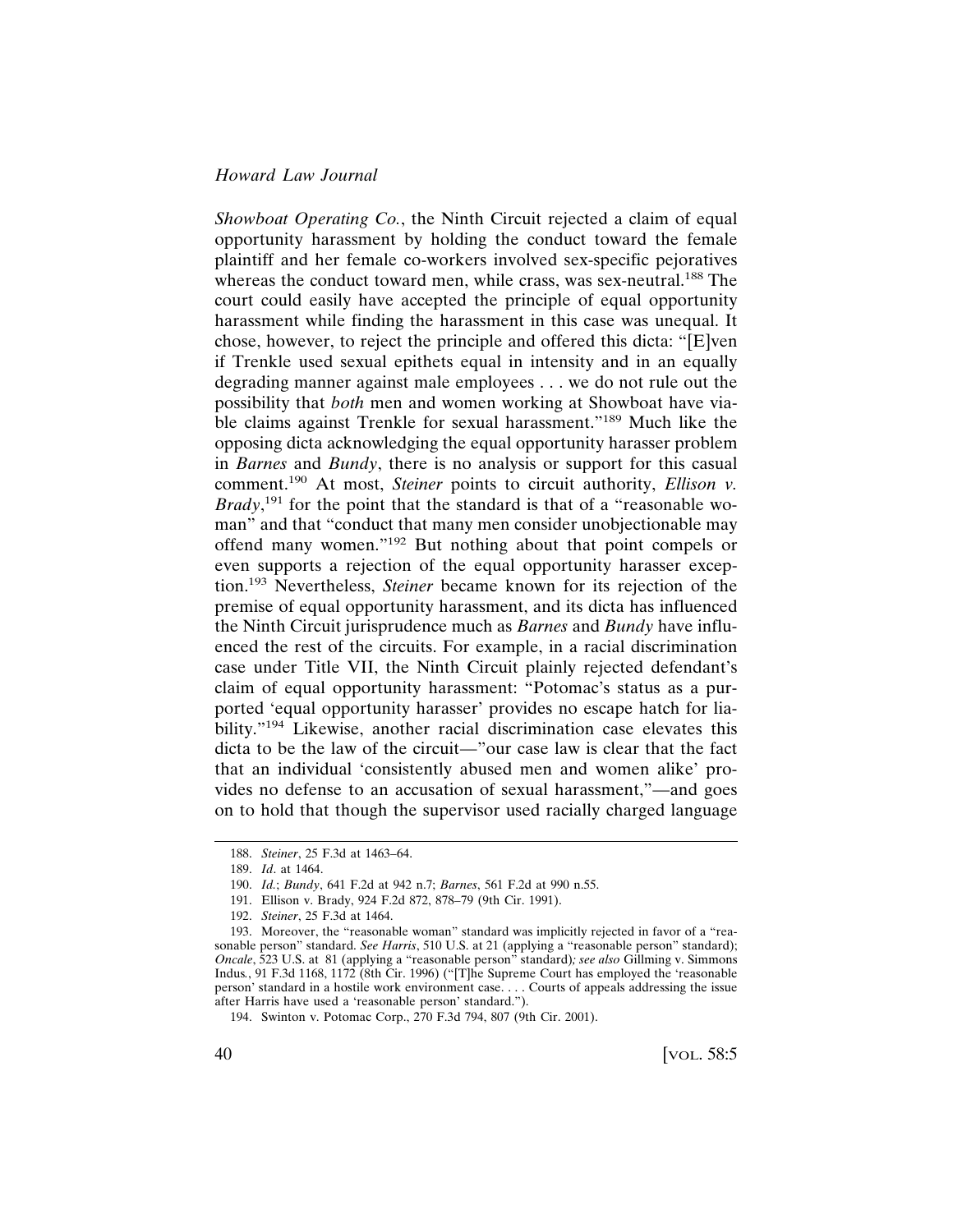*Showboat Operating Co.*, the Ninth Circuit rejected a claim of equal opportunity harassment by holding the conduct toward the female plaintiff and her female co-workers involved sex-specific pejoratives whereas the conduct toward men, while crass, was sex-neutral.[188] The court could easily have accepted the principle of equal opportunity harassment while finding the harassment in this case was unequal. It chose, however, to reject the principle and offered this dicta: "[E]ven if Trenkle used sexual epithets equal in intensity and in an equally degrading manner against male employees . . . we do not rule out the possibility that *both* men and women working at Showboat have viable claims against Trenkle for sexual harassment."[189] Much like the opposing dicta acknowledging the equal opportunity harasser problem in *Barnes* and *Bundy*, there is no analysis or support for this casual comment.[190] At most, *Steiner* points to circuit authority, *Ellison v. Brady*,[191] for the point that the standard is that of a "reasonable woman" and that "conduct that many men consider unobjectionable may offend many women."[192] But nothing about that point compels or even supports a rejection of the equal opportunity harasser exception.[193] Nevertheless, *Steiner* became known for its rejection of the premise of equal opportunity harassment, and its dicta has influenced the Ninth Circuit jurisprudence much as *Barnes* and *Bundy* have influenced the rest of the circuits. For example, in a racial discrimination case under Title VII, the Ninth Circuit plainly rejected defendant's claim of equal opportunity harassment: "Potomac's status as a purported 'equal opportunity harasser' provides no escape hatch for liability."[194] Likewise, another racial discrimination case elevates this dicta to be the law of the circuit—"our case law is clear that the fact that an individual 'consistently abused men and women alike' provides no defense to an accusation of sexual harassment,"—and goes on to hold that though the supervisor used racially charged language

---

188. *Steiner*, 25 F.3d at 1463–64.

189. *Id*. at 1464.

190. *Id*.; *Bundy*, 641 F.2d at 942 n.7; *Barnes*, 561 F.2d at 990 n.55.

191. Ellison v. Brady, 924 F.2d 872, 878–79 (9th Cir. 1991).

192. *Steiner*, 25 F.3d at 1464.

193. Moreover, the "reasonable woman" standard was implicitly rejected in favor of a "reasonable person" standard. *See Harris*, 510 U.S. at 21 (applying a "reasonable person" standard); *Oncale*, 523 U.S. at 81 (applying a "reasonable person" standard); *see also* Gillming v. Simmons Indus., 91 F.3d 1168, 1172 (8th Cir. 1996) ("[T]he Supreme Court has employed the 'reasonable person' standard in a hostile work environment case. . . . Courts of appeals addressing the issue after Harris have used a 'reasonable person' standard.").

194. Swinton v. Potomac Corp., 270 F.3d 794, 807 (9th Cir. 2001).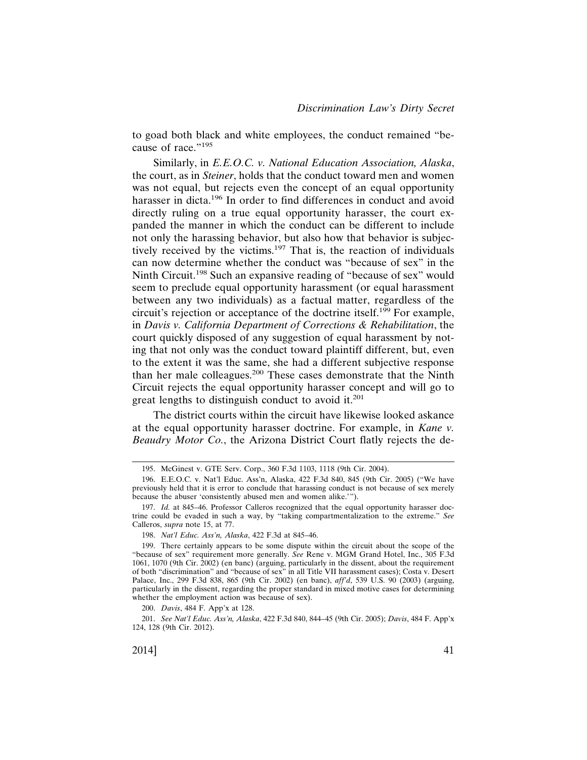to goad both black and white employees, the conduct remained "because of race."[195]

Similarly, in *E.E.O.C. v. National Education Association, Alaska*, the court, as in *Steiner*, holds that the conduct toward men and women was not equal, but rejects even the concept of an equal opportunity harasser in dicta.[196] In order to find differences in conduct and avoid directly ruling on a true equal opportunity harasser, the court expanded the manner in which the conduct can be different to include not only the harassing behavior, but also how that behavior is subjectively received by the victims.[197] That is, the reaction of individuals can now determine whether the conduct was "because of sex" in the Ninth Circuit.[198] Such an expansive reading of "because of sex" would seem to preclude equal opportunity harassment (or equal harassment between any two individuals) as a factual matter, regardless of the circuit's rejection or acceptance of the doctrine itself.[199] For example, in *Davis v. California Department of Corrections & Rehabilitation*, the court quickly disposed of any suggestion of equal harassment by noting that not only was the conduct toward plaintiff different, but, even to the extent it was the same, she had a different subjective response than her male colleagues.[200] These cases demonstrate that the Ninth Circuit rejects the equal opportunity harasser concept and will go to great lengths to distinguish conduct to avoid it.[201]

The district courts within the circuit have likewise looked askance at the equal opportunity harasser doctrine. For example, in *Kane v. Beaudry Motor Co.*, the Arizona District Court flatly rejects the de-

---

195. McGinest v. GTE Serv. Corp., 360 F.3d 1103, 1118 (9th Cir. 2004).

196. E.E.O.C. v. Nat'l Educ. Ass'n, Alaska, 422 F.3d 840, 845 (9th Cir. 2005) ("We have previously held that it is error to conclude that harassing conduct is not because of sex merely because the abuser 'consistently abused men and women alike.'").

197. *Id.* at 845–46. Professor Calleros recognized that the equal opportunity harasser doctrine could be evaded in such a way, by "taking compartmentalization to the extreme." *See* Calleros, *supra* note 15, at 77.

198. *Nat'l Educ. Ass'n, Alaska*, 422 F.3d at 845–46.

199. There certainly appears to be some dispute within the circuit about the scope of the "because of sex" requirement more generally. *See* Rene v. MGM Grand Hotel, Inc., 305 F.3d 1061, 1070 (9th Cir. 2002) (en banc) (arguing, particularly in the dissent, about the requirement of both "discrimination" and "because of sex" in all Title VII harassment cases); Costa v. Desert Palace, Inc., 299 F.3d 838, 865 (9th Cir. 2002) (en banc), *aff'd*, 539 U.S. 90 (2003) (arguing, particularly in the dissent, regarding the proper standard in mixed motive cases for determining whether the employment action was because of sex).

200. *Davis*, 484 F. App'x at 128.

201. *See Nat'l Educ. Ass'n, Alaska*, 422 F.3d 840, 844–45 (9th Cir. 2005); *Davis*, 484 F. App'x 124, 128 (9th Cir. 2012).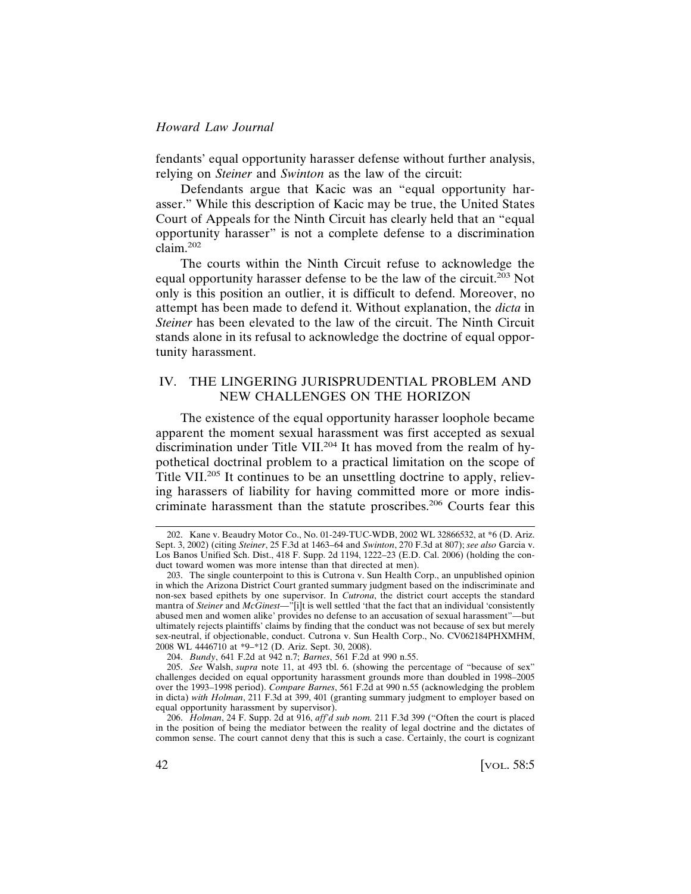fendants' equal opportunity harasser defense without further analysis, relying on *Steiner* and *Swinton* as the law of the circuit:

> Defendants argue that Kacic was an "equal opportunity harasser." While this description of Kacic may be true, the United States Court of Appeals for the Ninth Circuit has clearly held that an "equal opportunity harasser" is not a complete defense to a discrimination claim.[202]

The courts within the Ninth Circuit refuse to acknowledge the equal opportunity harasser defense to be the law of the circuit.[203] Not only is this position an outlier, it is difficult to defend. Moreover, no attempt has been made to defend it. Without explanation, the *dicta* in *Steiner* has been elevated to the law of the circuit. The Ninth Circuit stands alone in its refusal to acknowledge the doctrine of equal opportunity harassment.

## IV. THE LINGERING JURISPRUDENTIAL PROBLEM AND NEW CHALLENGES ON THE HORIZON

The existence of the equal opportunity harasser loophole became apparent the moment sexual harassment was first accepted as sexual discrimination under Title VII.[204] It has moved from the realm of hypothetical doctrinal problem to a practical limitation on the scope of Title VII.[205] It continues to be an unsettling doctrine to apply, relieving harassers of liability for having committed more or more indiscriminate harassment than the statute proscribes.[206] Courts fear this

---

202. Kane v. Beaudry Motor Co., No. 01-249-TUC-WDB, 2002 WL 32866532, at *6 (D. Ariz. Sept. 3, 2002) (citing *Steiner*, 25 F.3d at 1463–64 and *Swinton*, 270 F.3d at 807); *see also* Garcia v. Los Banos Unified Sch. Dist., 418 F. Supp. 2d 1194, 1222–23 (E.D. Cal. 2006) (holding the conduct toward women was more intense than that directed at men).

203. The single counterpoint to this is Cutrona v. Sun Health Corp., an unpublished opinion in which the Arizona District Court granted summary judgment based on the indiscriminate and non-sex based epithets by one supervisor. In *Cutrona*, the district court accepts the standard mantra of *Steiner* and *McGinest*—"[i]t is well settled 'that the fact that an individual 'consistently abused men and women alike' provides no defense to an accusation of sexual harassment"—but ultimately rejects plaintiffs' claims by finding that the conduct was not because of sex but merely sex-neutral, if objectionable, conduct. Cutrona v. Sun Health Corp., No. CV062184PHXMHM, 2008 WL 4446710 at *9–*12 (D. Ariz. Sept. 30, 2008).

204. *Bundy*, 641 F.2d at 942 n.7; *Barnes*, 561 F.2d at 990 n.55.

205. *See* Walsh, *supra* note 11, at 493 tbl. 6. (showing the percentage of "because of sex" challenges decided on equal opportunity harassment grounds more than doubled in 1998–2005 over the 1993–1998 period). *Compare Barnes*, 561 F.2d at 990 n.55 (acknowledging the problem in dicta) *with Holman*, 211 F.3d at 399, 401 (granting summary judgment to employer based on equal opportunity harassment by supervisor).

206. *Holman*, 24 F. Supp. 2d at 916, *aff'd sub nom.* 211 F.3d 399 ("Often the court is placed in the position of being the mediator between the reality of legal doctrine and the dictates of common sense. The court cannot deny that this is such a case. Certainly, the court is cognizant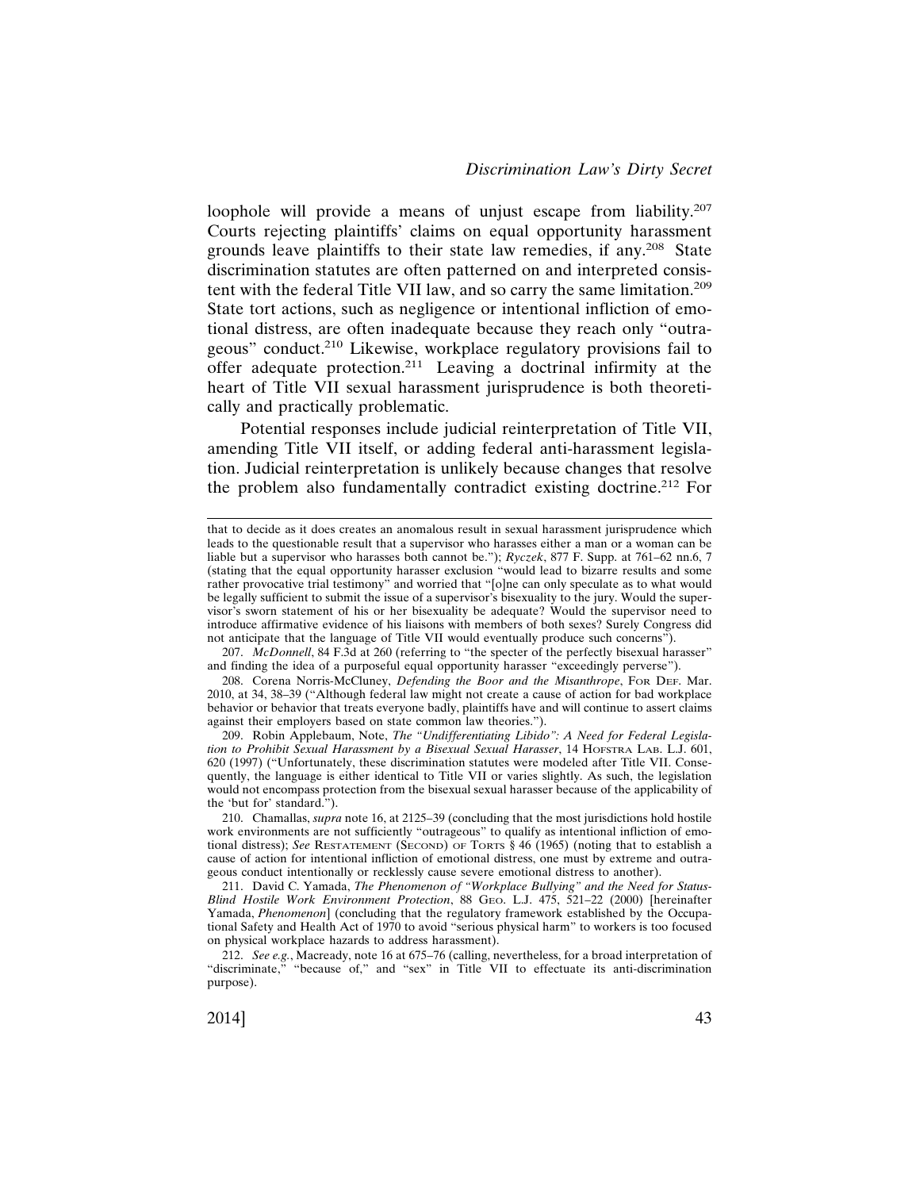loophole will provide a means of unjust escape from liability.[207] Courts rejecting plaintiffs' claims on equal opportunity harassment grounds leave plaintiffs to their state law remedies, if any.[208] State discrimination statutes are often patterned on and interpreted consistent with the federal Title VII law, and so carry the same limitation.[209] State tort actions, such as negligence or intentional infliction of emotional distress, are often inadequate because they reach only "outrageous" conduct.[210] Likewise, workplace regulatory provisions fail to offer adequate protection.[211] Leaving a doctrinal infirmity at the heart of Title VII sexual harassment jurisprudence is both theoretically and practically problematic.

Potential responses include judicial reinterpretation of Title VII, amending Title VII itself, or adding federal anti-harassment legislation. Judicial reinterpretation is unlikely because changes that resolve the problem also fundamentally contradict existing doctrine.[212] For

---

that to decide as it does creates an anomalous result in sexual harassment jurisprudence which leads to the questionable result that a supervisor who harasses either a man or a woman can be liable but a supervisor who harasses both cannot be."); *Ryczek*, 877 F. Supp. at 761–62 nn.6, 7 (stating that the equal opportunity harasser exclusion "would lead to bizarre results and some rather provocative trial testimony" and worried that "[o]ne can only speculate as to what would be legally sufficient to submit the issue of a supervisor's bisexuality to the jury. Would the supervisor's sworn statement of his or her bisexuality be adequate? Would the supervisor need to introduce affirmative evidence of his liaisons with members of both sexes? Surely Congress did not anticipate that the language of Title VII would eventually produce such concerns").

207. *McDonnell*, 84 F.3d at 260 (referring to "the specter of the perfectly bisexual harasser" and finding the idea of a purposeful equal opportunity harasser "exceedingly perverse").

208. Corena Norris-McCluney, *Defending the Boor and the Misanthrope*, FOR DEF. Mar. 2010, at 34, 38–39 ("Although federal law might not create a cause of action for bad workplace behavior or behavior that treats everyone badly, plaintiffs have and will continue to assert claims against their employers based on state common law theories.").

209. Robin Applebaum, Note, *The "Undifferentiating Libido": A Need for Federal Legislation to Prohibit Sexual Harassment by a Bisexual Sexual Harasser*, 14 HOFSTRA LAB. L.J. 601, 620 (1997) ("Unfortunately, these discrimination statutes were modeled after Title VII. Consequently, the language is either identical to Title VII or varies slightly. As such, the legislation would not encompass protection from the bisexual sexual harasser because of the applicability of the 'but for' standard.").

210. Chamallas, *supra* note 16, at 2125–39 (concluding that the most jurisdictions hold hostile work environments are not sufficiently "outrageous" to qualify as intentional infliction of emotional distress); *See* RESTATEMENT (SECOND) OF TORTS § 46 (1965) (noting that to establish a cause of action for intentional infliction of emotional distress, one must by extreme and outrageous conduct intentionally or recklessly cause severe emotional distress to another).

211. David C. Yamada, *The Phenomenon of "Workplace Bullying" and the Need for Status-Blind Hostile Work Environment Protection*, 88 GEO. L.J. 475, 521–22 (2000) [hereinafter Yamada, *Phenomenon*] (concluding that the regulatory framework established by the Occupational Safety and Health Act of 1970 to avoid "serious physical harm" to workers is too focused on physical workplace hazards to address harassment).

212. *See e.g.*, Macready, note 16 at 675–76 (calling, nevertheless, for a broad interpretation of "discriminate," "because of," and "sex" in Title VII to effectuate its anti-discrimination purpose).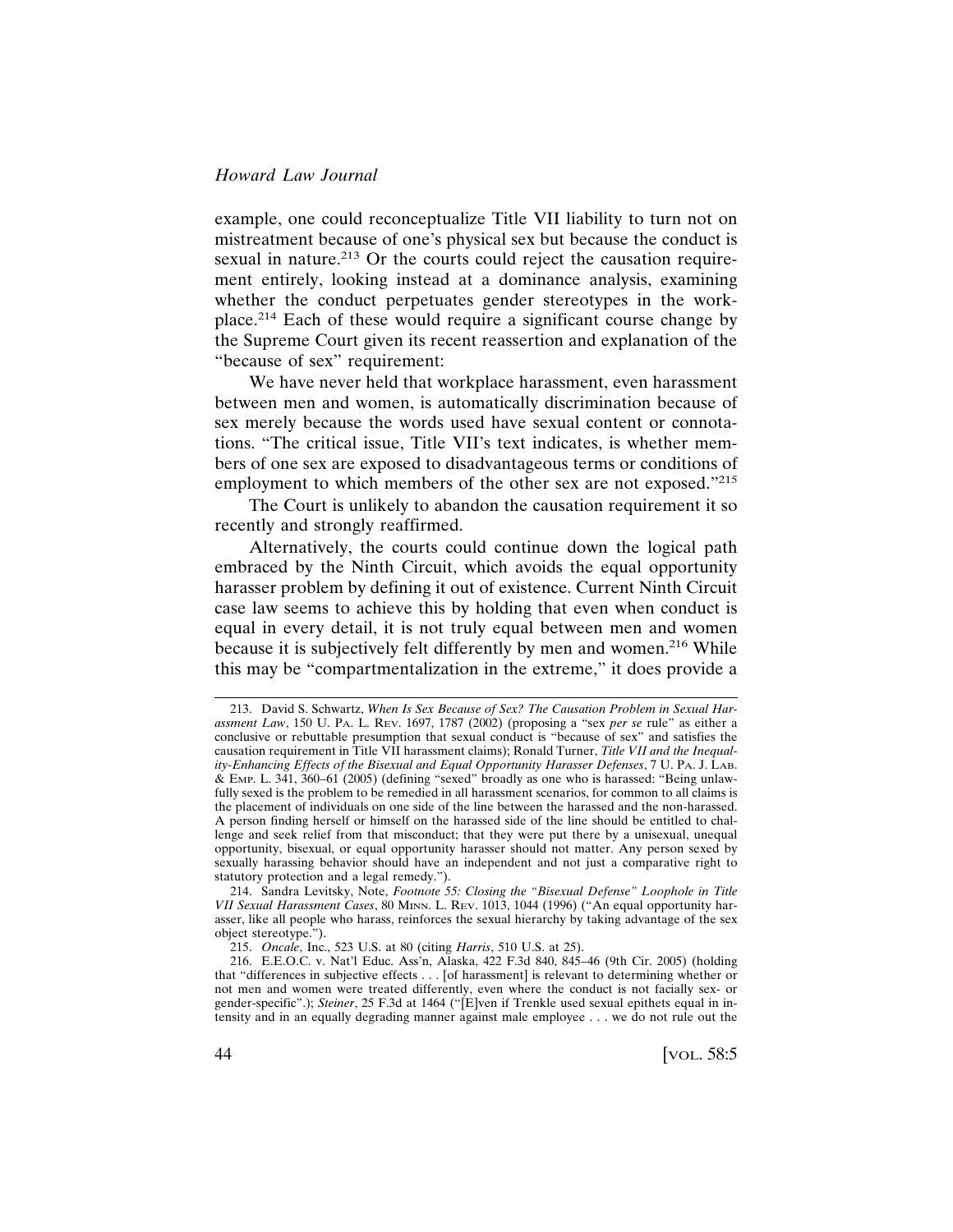example, one could reconceptualize Title VII liability to turn not on mistreatment because of one's physical sex but because the conduct is sexual in nature.[213] Or the courts could reject the causation requirement entirely, looking instead at a dominance analysis, examining whether the conduct perpetuates gender stereotypes in the workplace.[214] Each of these would require a significant course change by the Supreme Court given its recent reassertion and explanation of the "because of sex" requirement:

> We have never held that workplace harassment, even harassment between men and women, is automatically discrimination because of sex merely because the words used have sexual content or connotations. "The critical issue, Title VII's text indicates, is whether members of one sex are exposed to disadvantageous terms or conditions of employment to which members of the other sex are not exposed."[215]

The Court is unlikely to abandon the causation requirement it so recently and strongly reaffirmed.

Alternatively, the courts could continue down the logical path embraced by the Ninth Circuit, which avoids the equal opportunity harasser problem by defining it out of existence. Current Ninth Circuit case law seems to achieve this by holding that even when conduct is equal in every detail, it is not truly equal between men and women because it is subjectively felt differently by men and women.[216] While this may be "compartmentalization in the extreme," it does provide a

---

213. David S. Schwartz, *When Is Sex Because of Sex? The Causation Problem in Sexual Harassment Law*, 150 U. Pa. L. Rev. 1697, 1787 (2002) (proposing a "sex *per se* rule" as either a conclusive or rebuttable presumption that sexual conduct is "because of sex" and satisfies the causation requirement in Title VII harassment claims); Ronald Turner, *Title VII and the Inequality-Enhancing Effects of the Bisexual and Equal Opportunity Harasser Defenses*, 7 U. Pa. J. Lab. & Emp. L. 341, 360–61 (2005) (defining "sexed" broadly as one who is harassed: "Being unlawfully sexed is the problem to be remedied in all harassment scenarios, for common to all claims is the placement of individuals on one side of the line between the harassed and the non-harassed. A person finding herself or himself on the harassed side of the line should be entitled to challenge and seek relief from that misconduct; that they were put there by a unisexual, unequal opportunity, bisexual, or equal opportunity harasser should not matter. Any person sexed by sexually harassing behavior should have an independent and not just a comparative right to statutory protection and a legal remedy.").

214. Sandra Levitsky, Note, *Footnote 55: Closing the "Bisexual Defense" Loophole in Title VII Sexual Harassment Cases*, 80 Minn. L. Rev. 1013, 1044 (1996) ("An equal opportunity harasser, like all people who harass, reinforces the sexual hierarchy by taking advantage of the sex object stereotype.").

215. *Oncale*, Inc., 523 U.S. at 80 (citing *Harris*, 510 U.S. at 25).

216. E.E.O.C. v. Nat'l Educ. Ass'n, Alaska, 422 F.3d 840, 845–46 (9th Cir. 2005) (holding that "differences in subjective effects . . . [of harassment] is relevant to determining whether or not men and women were treated differently, even where the conduct is not facially sex- or gender-specific".); *Steiner*, 25 F.3d at 1464 ("[E]ven if Trenkle used sexual epithets equal in intensity and in an equally degrading manner against male employee . . . we do not rule out the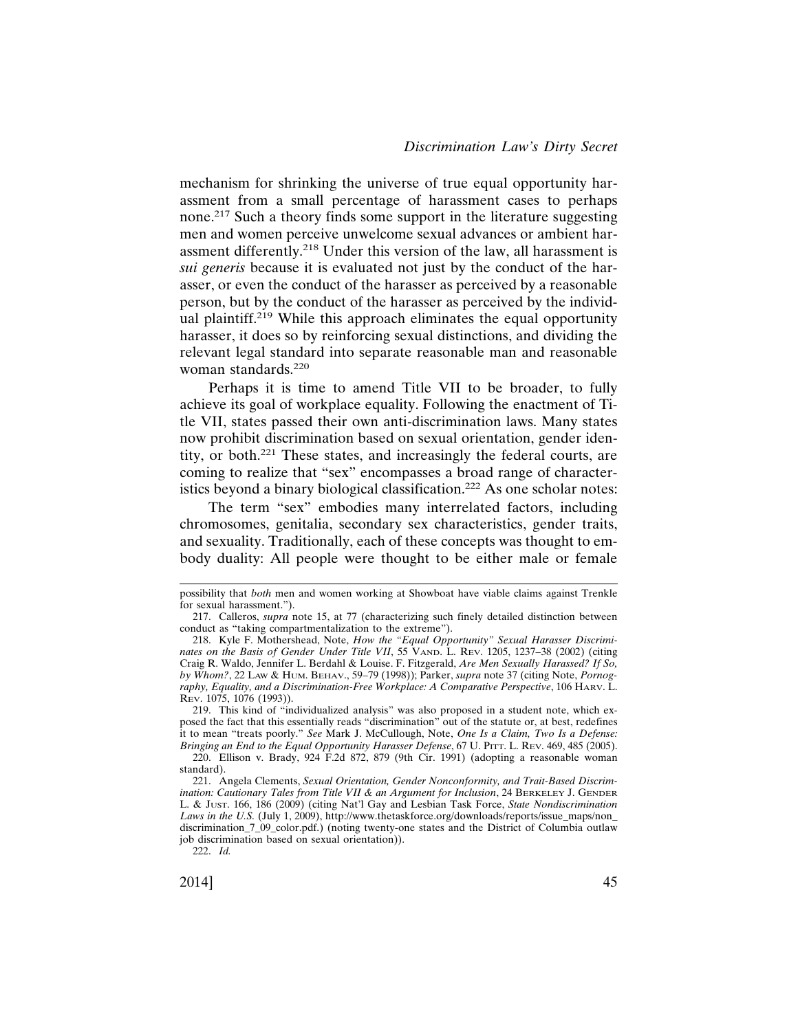mechanism for shrinking the universe of true equal opportunity harassment from a small percentage of harassment cases to perhaps none.[217] Such a theory finds some support in the literature suggesting men and women perceive unwelcome sexual advances or ambient harassment differently.[218] Under this version of the law, all harassment is *sui generis* because it is evaluated not just by the conduct of the harasser, or even the conduct of the harasser as perceived by a reasonable person, but by the conduct of the harasser as perceived by the individual plaintiff.[219] While this approach eliminates the equal opportunity harasser, it does so by reinforcing sexual distinctions, and dividing the relevant legal standard into separate reasonable man and reasonable woman standards.[220]

Perhaps it is time to amend Title VII to be broader, to fully achieve its goal of workplace equality. Following the enactment of Title VII, states passed their own anti-discrimination laws. Many states now prohibit discrimination based on sexual orientation, gender identity, or both.[221] These states, and increasingly the federal courts, are coming to realize that "sex" encompasses a broad range of characteristics beyond a binary biological classification.[222] As one scholar notes:

> The term "sex" embodies many interrelated factors, including chromosomes, genitalia, secondary sex characteristics, gender traits, and sexuality. Traditionally, each of these concepts was thought to embody duality: All people were thought to be either male or female

---

possibility that *both* men and women working at Showboat have viable claims against Trenkle for sexual harassment.").

217. Calleros, *supra* note 15, at 77 (characterizing such finely detailed distinction between conduct as "taking compartmentalization to the extreme").

218. Kyle F. Mothershead, Note, *How the "Equal Opportunity" Sexual Harasser Discriminates on the Basis of Gender Under Title VII*, 55 VAND. L. REV. 1205, 1237–38 (2002) (citing Craig R. Waldo, Jennifer L. Berdahl & Louise. F. Fitzgerald, *Are Men Sexually Harassed? If So, by Whom?*, 22 LAW & HUM. BEHAV., 59–79 (1998)); Parker, *supra* note 37 (citing Note, *Pornography, Equality, and a Discrimination-Free Workplace: A Comparative Perspective*, 106 HARV. L. REV. 1075, 1076 (1993)).

219. This kind of "individualized analysis" was also proposed in a student note, which exposed the fact that this essentially reads "discrimination" out of the statute or, at best, redefines it to mean "treats poorly." *See* Mark J. McCullough, Note, *One Is a Claim, Two Is a Defense: Bringing an End to the Equal Opportunity Harasser Defense*, 67 U. PITT. L. REV. 469, 485 (2005).

220. Ellison v. Brady, 924 F.2d 872, 879 (9th Cir. 1991) (adopting a reasonable woman standard).

221. Angela Clements, *Sexual Orientation, Gender Nonconformity, and Trait-Based Discrimination: Cautionary Tales from Title VII & an Argument for Inclusion*, 24 BERKELEY J. GENDER L. & JUST. 166, 186 (2009) (citing Nat'l Gay and Lesbian Task Force, *State Nondiscrimination Laws in the U.S.* (July 1, 2009), http://www.thetaskforce.org/downloads/reports/issue_maps/non_discrimination_7_09_color.pdf.) (noting twenty-one states and the District of Columbia outlaw job discrimination based on sexual orientation)).

222. *Id.*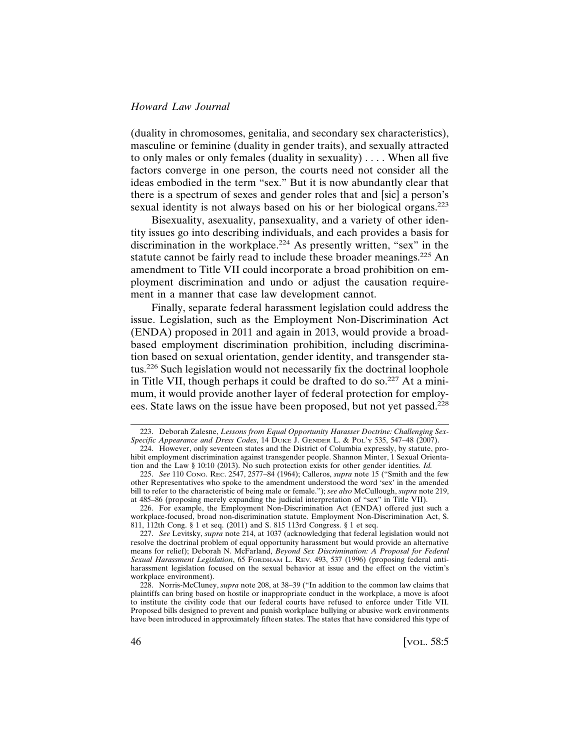(duality in chromosomes, genitalia, and secondary sex characteristics), masculine or feminine (duality in gender traits), and sexually attracted to only males or only females (duality in sexuality) . . . . When all five factors converge in one person, the courts need not consider all the ideas embodied in the term "sex." But it is now abundantly clear that there is a spectrum of sexes and gender roles that and [sic] a person's sexual identity is not always based on his or her biological organs.[223]

Bisexuality, asexuality, pansexuality, and a variety of other identity issues go into describing individuals, and each provides a basis for discrimination in the workplace.[224] As presently written, "sex" in the statute cannot be fairly read to include these broader meanings.[225] An amendment to Title VII could incorporate a broad prohibition on employment discrimination and undo or adjust the causation requirement in a manner that case law development cannot.

Finally, separate federal harassment legislation could address the issue. Legislation, such as the Employment Non-Discrimination Act (ENDA) proposed in 2011 and again in 2013, would provide a broad-based employment discrimination prohibition, including discrimination based on sexual orientation, gender identity, and transgender status.[226] Such legislation would not necessarily fix the doctrinal loophole in Title VII, though perhaps it could be drafted to do so.[227] At a minimum, it would provide another layer of federal protection for employees. State laws on the issue have been proposed, but not yet passed.[228]

---

223. Deborah Zalesne, *Lessons from Equal Opportunity Harasser Doctrine: Challenging Sex-Specific Appearance and Dress Codes*, 14 DUKE J. GENDER L. & POL'Y 535, 547–48 (2007).

224. However, only seventeen states and the District of Columbia expressly, by statute, prohibit employment discrimination against transgender people. Shannon Minter, 1 Sexual Orientation and the Law § 10:10 (2013). No such protection exists for other gender identities. *Id.*

225. *See* 110 CONG. REC. 2547, 2577–84 (1964); Calleros, *supra* note 15 ("Smith and the few other Representatives who spoke to the amendment understood the word 'sex' in the amended bill to refer to the characteristic of being male or female."); *see also* McCullough, *supra* note 219, at 485–86 (proposing merely expanding the judicial interpretation of "sex" in Title VII).

226. For example, the Employment Non-Discrimination Act (ENDA) offered just such a workplace-focused, broad non-discrimination statute. Employment Non-Discrimination Act, S. 811, 112th Cong. § 1 et seq. (2011) and S. 815 113rd Congress. § 1 et seq.

227. *See* Levitsky, *supra* note 214, at 1037 (acknowledging that federal legislation would not resolve the doctrinal problem of equal opportunity harassment but would provide an alternative means for relief); Deborah N. McFarland, *Beyond Sex Discrimination: A Proposal for Federal Sexual Harassment Legislation*, 65 FORDHAM L. REV. 493, 537 (1996) (proposing federal anti-harassment legislation focused on the sexual behavior at issue and the effect on the victim's workplace environment).

228. Norris-McCluney, *supra* note 208, at 38–39 ("In addition to the common law claims that plaintiffs can bring based on hostile or inappropriate conduct in the workplace, a move is afoot to institute the civility code that our federal courts have refused to enforce under Title VII. Proposed bills designed to prevent and punish workplace bullying or abusive work environments have been introduced in approximately fifteen states. The states that have considered this type of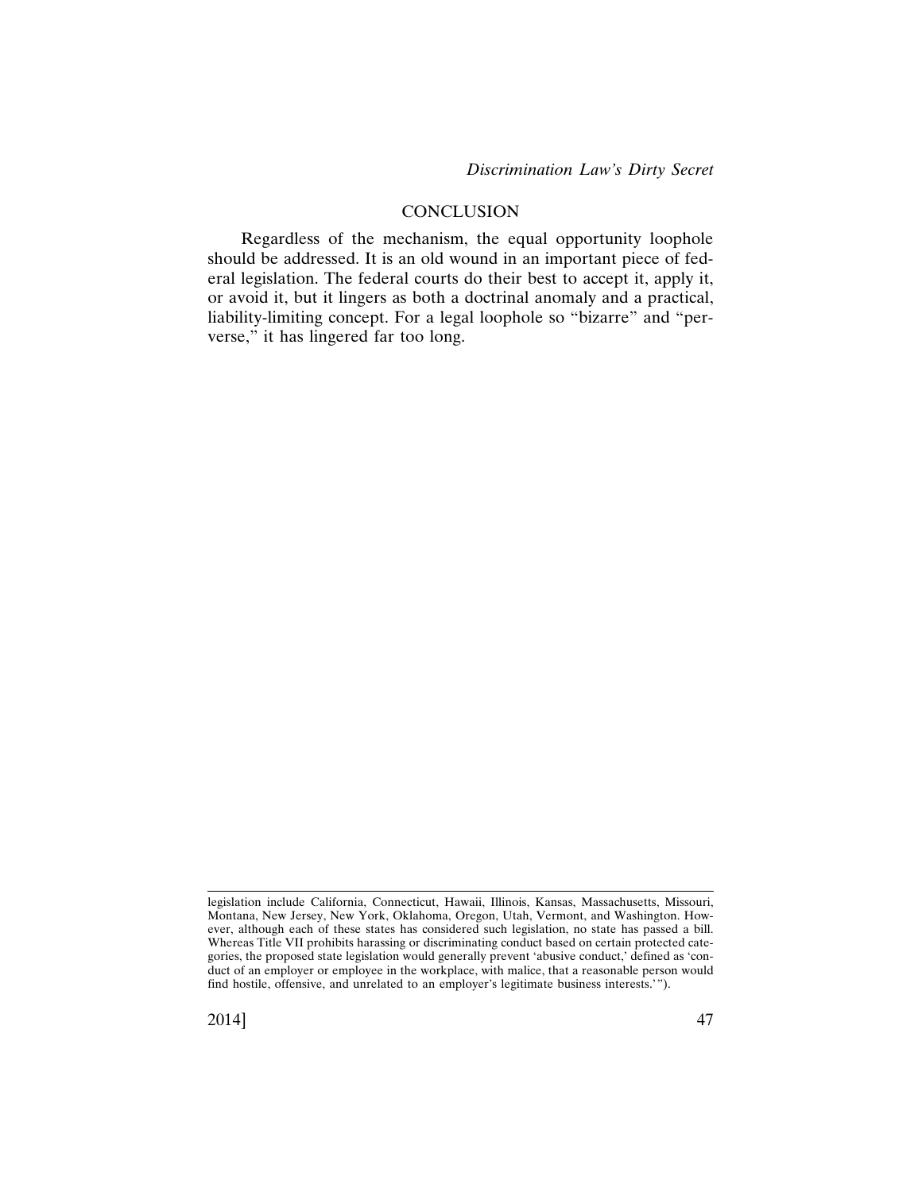## CONCLUSION

Regardless of the mechanism, the equal opportunity loophole should be addressed. It is an old wound in an important piece of federal legislation. The federal courts do their best to accept it, apply it, or avoid it, but it lingers as both a doctrinal anomaly and a practical, liability-limiting concept. For a legal loophole so "bizarre" and "perverse," it has lingered far too long.

---

legislation include California, Connecticut, Hawaii, Illinois, Kansas, Massachusetts, Missouri, Montana, New Jersey, New York, Oklahoma, Oregon, Utah, Vermont, and Washington. However, although each of these states has considered such legislation, no state has passed a bill. Whereas Title VII prohibits harassing or discriminating conduct based on certain protected categories, the proposed state legislation would generally prevent 'abusive conduct,' defined as 'conduct of an employer or employee in the workplace, with malice, that a reasonable person would find hostile, offensive, and unrelated to an employer's legitimate business interests.'").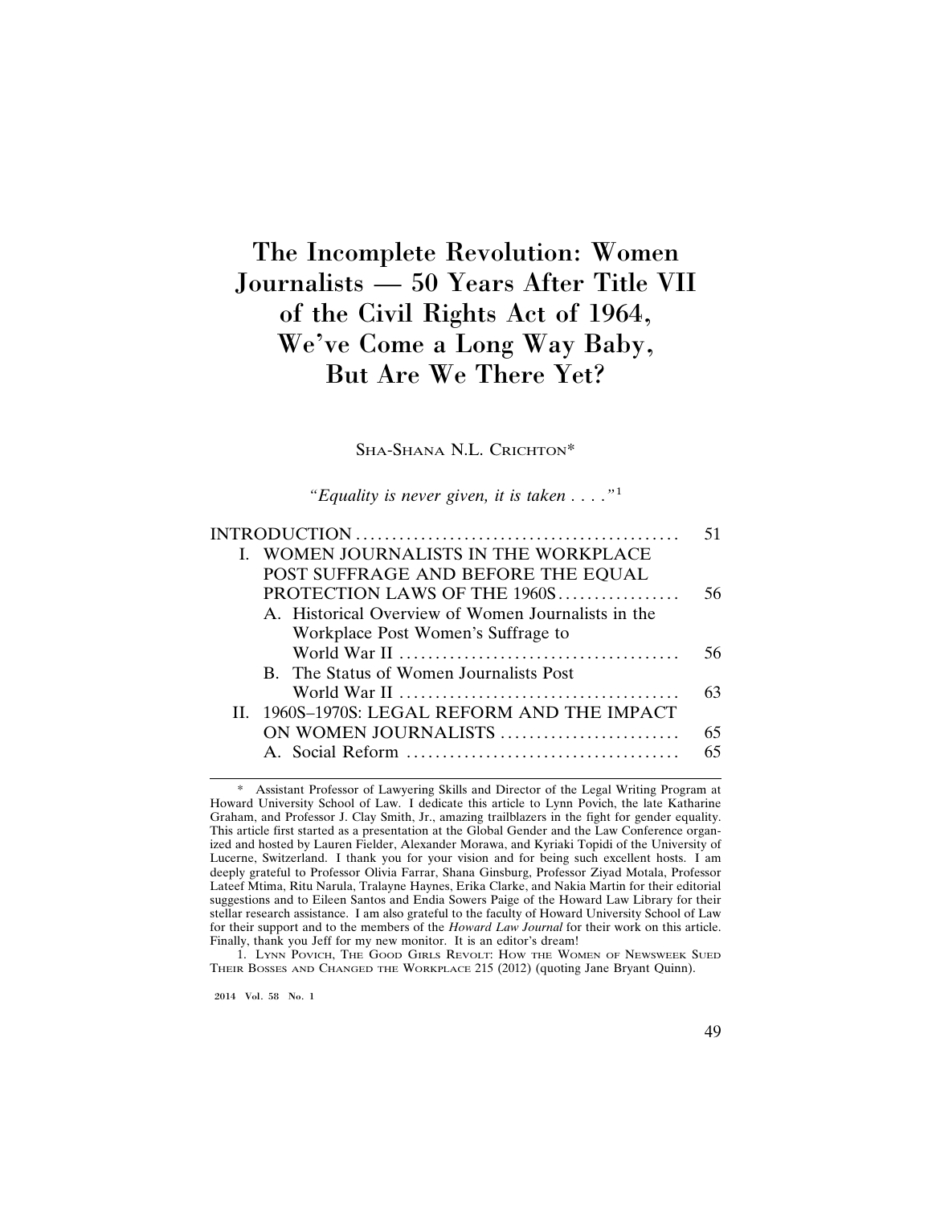# The Incomplete Revolution: Women Journalists — 50 Years After Title VII of the Civil Rights Act of 1964, We've Come a Long Way Baby, But Are We There Yet?

SHA-SHANA N.L. CRICHTON*

*"Equality is never given, it is taken . . . ."*[1]

| | |
|---|---|
| INTRODUCTION | 51 |
| I. WOMEN JOURNALISTS IN THE WORKPLACE POST SUFFRAGE AND BEFORE THE EQUAL PROTECTION LAWS OF THE 1960S | 56 |
| A. Historical Overview of Women Journalists in the Workplace Post Women's Suffrage to World War II | 56 |
| B. The Status of Women Journalists Post World War II | 63 |
| II. 1960S–1970S: LEGAL REFORM AND THE IMPACT ON WOMEN JOURNALISTS | 65 |
| A. Social Reform | 65 |

\* Assistant Professor of Lawyering Skills and Director of the Legal Writing Program at Howard University School of Law. I dedicate this article to Lynn Povich, the late Katharine Graham, and Professor J. Clay Smith, Jr., amazing trailblazers in the fight for gender equality. This article first started as a presentation at the Global Gender and the Law Conference organized and hosted by Lauren Fielder, Alexander Morawa, and Kyriaki Topidi of the University of Lucerne, Switzerland. I thank you for your vision and for being such excellent hosts. I am deeply grateful to Professor Olivia Farrar, Shana Ginsburg, Professor Ziyad Motala, Professor Lateef Mtima, Ritu Narula, Tralayne Haynes, Erika Clarke, and Nakia Martin for their editorial suggestions and to Eileen Santos and Endia Sowers Paige of the Howard Law Library for their stellar research assistance. I am also grateful to the faculty of Howard University School of Law for their support and to the members of the *Howard Law Journal* for their work on this article. Finally, thank you Jeff for my new monitor. It is an editor's dream!

1. LYNN POVICH, THE GOOD GIRLS REVOLT: HOW THE WOMEN OF NEWSWEEK SUED THEIR BOSSES AND CHANGED THE WORKPLACE 215 (2012) (quoting Jane Bryant Quinn).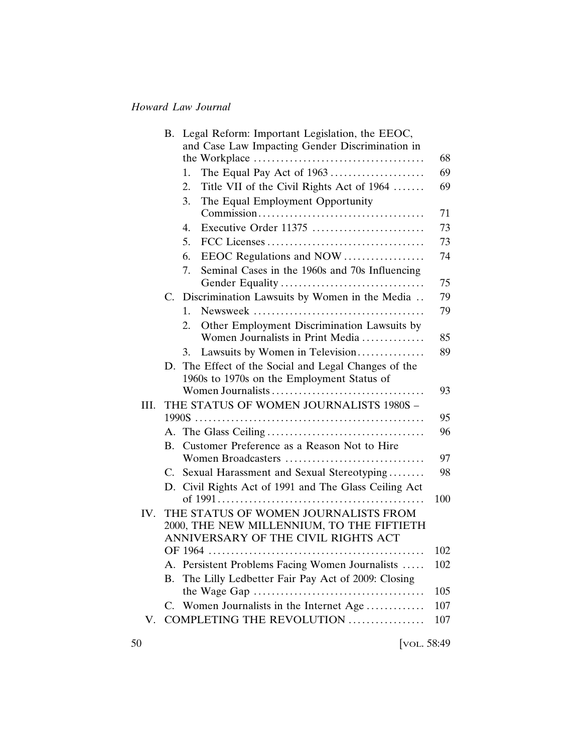B. Legal Reform: Important Legislation, the EEOC, and Case Law Impacting Gender Discrimination in the Workplace ..... 68
   1. The Equal Pay Act of 1963 ..... 69
   2. Title VII of the Civil Rights Act of 1964 ..... 69
   3. The Equal Employment Opportunity Commission ..... 71
   4. Executive Order 11375 ..... 73
   5. FCC Licenses ..... 73
   6. EEOC Regulations and NOW ..... 74
   7. Seminal Cases in the 1960s and 70s Influencing Gender Equality ..... 75

C. Discrimination Lawsuits by Women in the Media ..... 79
   1. Newsweek ..... 79
   2. Other Employment Discrimination Lawsuits by Women Journalists in Print Media ..... 85
   3. Lawsuits by Women in Television ..... 89

D. The Effect of the Social and Legal Changes of the 1960s to 1970s on the Employment Status of Women Journalists ..... 93

III. THE STATUS OF WOMEN JOURNALISTS 1980S – 1990S ..... 95

A. The Glass Ceiling ..... 96

B. Customer Preference as a Reason Not to Hire Women Broadcasters ..... 97

C. Sexual Harassment and Sexual Stereotyping ..... 98

D. Civil Rights Act of 1991 and The Glass Ceiling Act of 1991 ..... 100

IV. THE STATUS OF WOMEN JOURNALISTS FROM 2000, THE NEW MILLENNIUM, TO THE FIFTIETH ANNIVERSARY OF THE CIVIL RIGHTS ACT OF 1964 ..... 102

A. Persistent Problems Facing Women Journalists ..... 102

B. The Lilly Ledbetter Fair Pay Act of 2009: Closing the Wage Gap ..... 105

C. Women Journalists in the Internet Age ..... 107

V. COMPLETING THE REVOLUTION ..... 107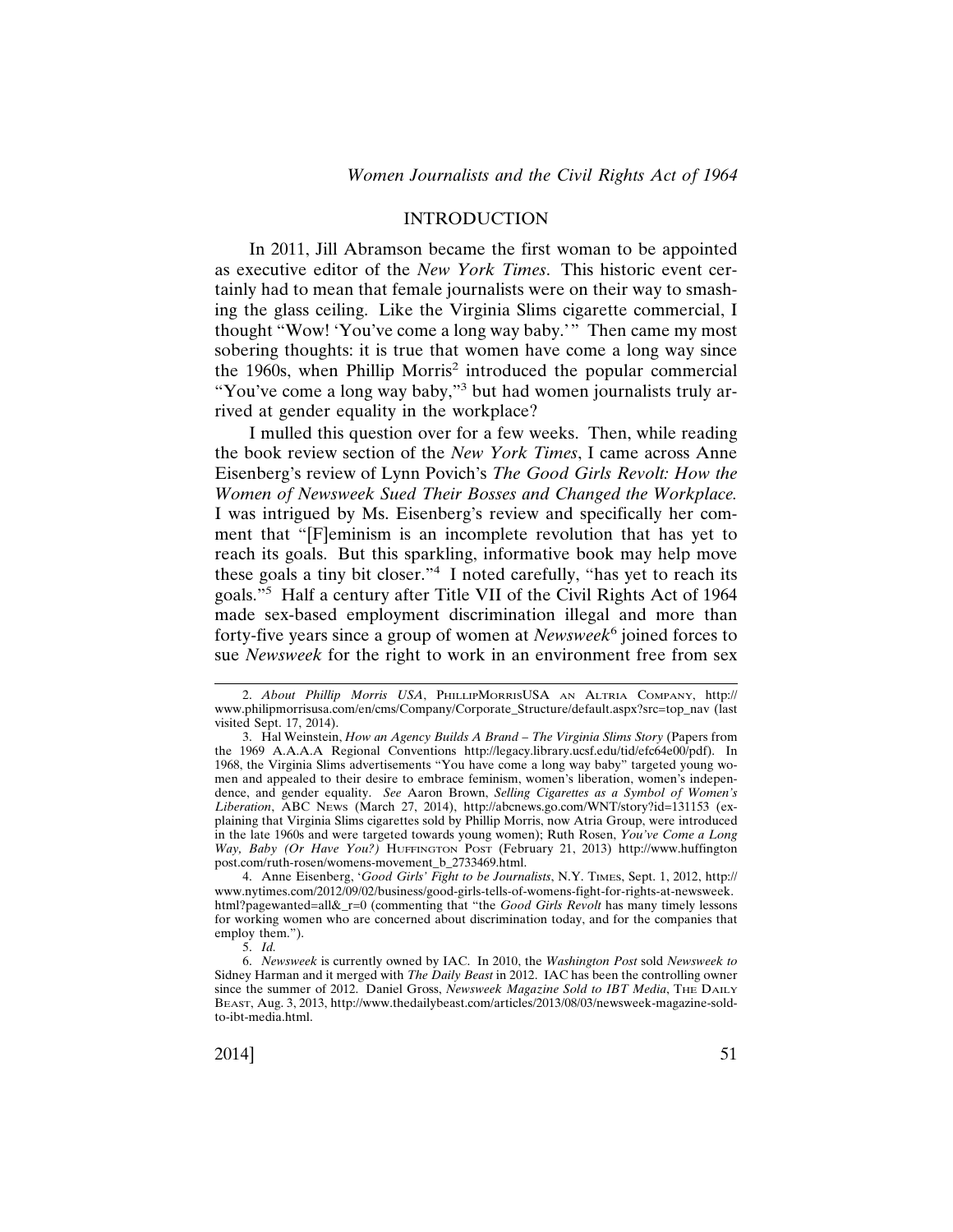## INTRODUCTION

In 2011, Jill Abramson became the first woman to be appointed as executive editor of the *New York Times*. This historic event certainly had to mean that female journalists were on their way to smashing the glass ceiling. Like the Virginia Slims cigarette commercial, I thought "Wow! 'You've come a long way baby.'" Then came my most sobering thoughts: it is true that women have come a long way since the 1960s, when Phillip Morris[2] introduced the popular commercial "You've come a long way baby,"[3] but had women journalists truly arrived at gender equality in the workplace?

I mulled this question over for a few weeks. Then, while reading the book review section of the *New York Times*, I came across Anne Eisenberg's review of Lynn Povich's *The Good Girls Revolt: How the Women of Newsweek Sued Their Bosses and Changed the Workplace.* I was intrigued by Ms. Eisenberg's review and specifically her comment that "[F]eminism is an incomplete revolution that has yet to reach its goals. But this sparkling, informative book may help move these goals a tiny bit closer."[4] I noted carefully, "has yet to reach its goals."[5] Half a century after Title VII of the Civil Rights Act of 1964 made sex-based employment discrimination illegal and more than forty-five years since a group of women at *Newsweek*[6] joined forces to sue *Newsweek* for the right to work in an environment free from sex

---

2. *About Phillip Morris USA*, PHILLIPMORRISUSA AN ALTRIA COMPANY, http://www.philipmorrisusa.com/en/cms/Company/Corporate_Structure/default.aspx?src=top_nav (last visited Sept. 17, 2014).

3. Hal Weinstein, *How an Agency Builds A Brand – The Virginia Slims Story* (Papers from the 1969 A.A.A.A Regional Conventions http://legacy.library.ucsf.edu/tid/efc64e00/pdf). In 1968, the Virginia Slims advertisements "You have come a long way baby" targeted young women and appealed to their desire to embrace feminism, women's liberation, women's independence, and gender equality. *See* Aaron Brown, *Selling Cigarettes as a Symbol of Women's Liberation*, ABC NEWS (March 27, 2014), http://abcnews.go.com/WNT/story?id=131153 (explaining that Virginia Slims cigarettes sold by Phillip Morris, now Atria Group, were introduced in the late 1960s and were targeted towards young women); Ruth Rosen, *You've Come a Long Way, Baby (Or Have You?)* HUFFINGTON POST (February 21, 2013) http://www.huffingtonpost.com/ruth-rosen/womens-movement_b_2733469.html.

4. Anne Eisenberg, *'Good Girls' Fight to be Journalists*, N.Y. TIMES, Sept. 1, 2012, http://www.nytimes.com/2012/09/02/business/good-girls-tells-of-womens-fight-for-rights-at-newsweek.html?pagewanted=all&_r=0 (commenting that "the *Good Girls Revolt* has many timely lessons for working women who are concerned about discrimination today, and for the companies that employ them.").

5. *Id.*

6. *Newsweek* is currently owned by IAC. In 2010, the *Washington Post* sold *Newsweek to* Sidney Harman and it merged with *The Daily Beast* in 2012. IAC has been the controlling owner since the summer of 2012. Daniel Gross, *Newsweek Magazine Sold to IBT Media*, THE DAILY BEAST, Aug. 3, 2013, http://www.thedailybeast.com/articles/2013/08/03/newsweek-magazine-sold-to-ibt-media.html.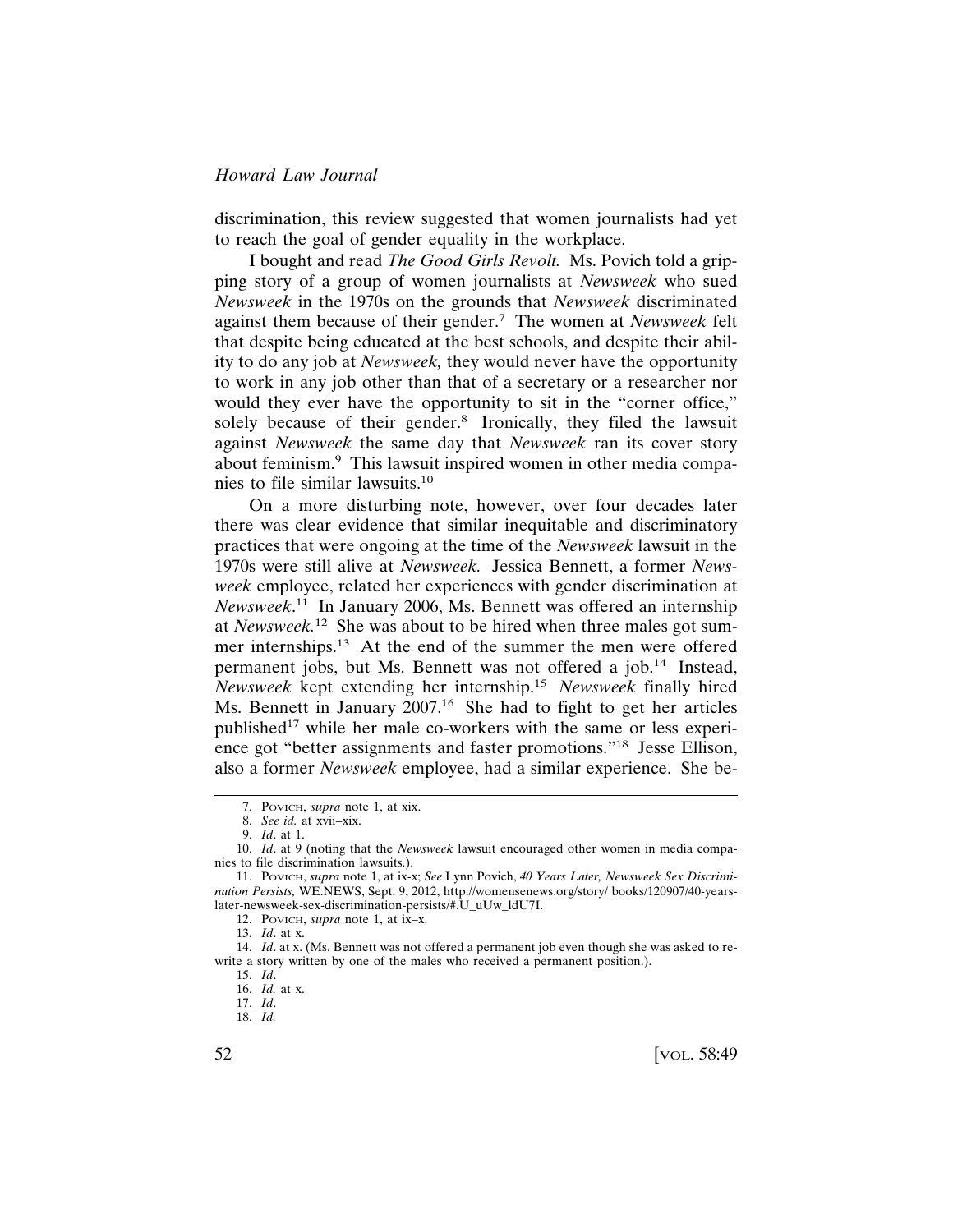discrimination, this review suggested that women journalists had yet to reach the goal of gender equality in the workplace.

I bought and read *The Good Girls Revolt.* Ms. Povich told a gripping story of a group of women journalists at *Newsweek* who sued *Newsweek* in the 1970s on the grounds that *Newsweek* discriminated against them because of their gender.[7] The women at *Newsweek* felt that despite being educated at the best schools, and despite their ability to do any job at *Newsweek,* they would never have the opportunity to work in any job other than that of a secretary or a researcher nor would they ever have the opportunity to sit in the "corner office," solely because of their gender.[8] Ironically, they filed the lawsuit against *Newsweek* the same day that *Newsweek* ran its cover story about feminism.[9] This lawsuit inspired women in other media companies to file similar lawsuits.[10]

On a more disturbing note, however, over four decades later there was clear evidence that similar inequitable and discriminatory practices that were ongoing at the time of the *Newsweek* lawsuit in the 1970s were still alive at *Newsweek.* Jessica Bennett, a former *Newsweek* employee, related her experiences with gender discrimination at *Newsweek*.[11] In January 2006, Ms. Bennett was offered an internship at *Newsweek.*[12] She was about to be hired when three males got summer internships.[13] At the end of the summer the men were offered permanent jobs, but Ms. Bennett was not offered a job.[14] Instead, *Newsweek* kept extending her internship.[15] *Newsweek* finally hired Ms. Bennett in January 2007.[16] She had to fight to get her articles published[17] while her male co-workers with the same or less experience got "better assignments and faster promotions."[18] Jesse Ellison, also a former *Newsweek* employee, had a similar experience. She be-

---

7. POVICH, *supra* note 1, at xix.

8. *See id.* at xvii–xix.

9. *Id*. at 1.

10. *Id*. at 9 (noting that the *Newsweek* lawsuit encouraged other women in media companies to file discrimination lawsuits.).

11. POVICH, *supra* note 1, at ix-x; *See* Lynn Povich, *40 Years Later, Newsweek Sex Discrimination Persists,* WE.NEWS, Sept. 9, 2012, http://womensenews.org/story/ books/120907/40-years-later-newsweek-sex-discrimination-persists/#.U_uUw_ldU7I.

12. POVICH, *supra* note 1, at ix–x.

13. *Id*. at x.

14. *Id*. at x. (Ms. Bennett was not offered a permanent job even though she was asked to rewrite a story written by one of the males who received a permanent position.).

15. *Id*.

16. *Id.* at x.

17. *Id*.

18. *Id.*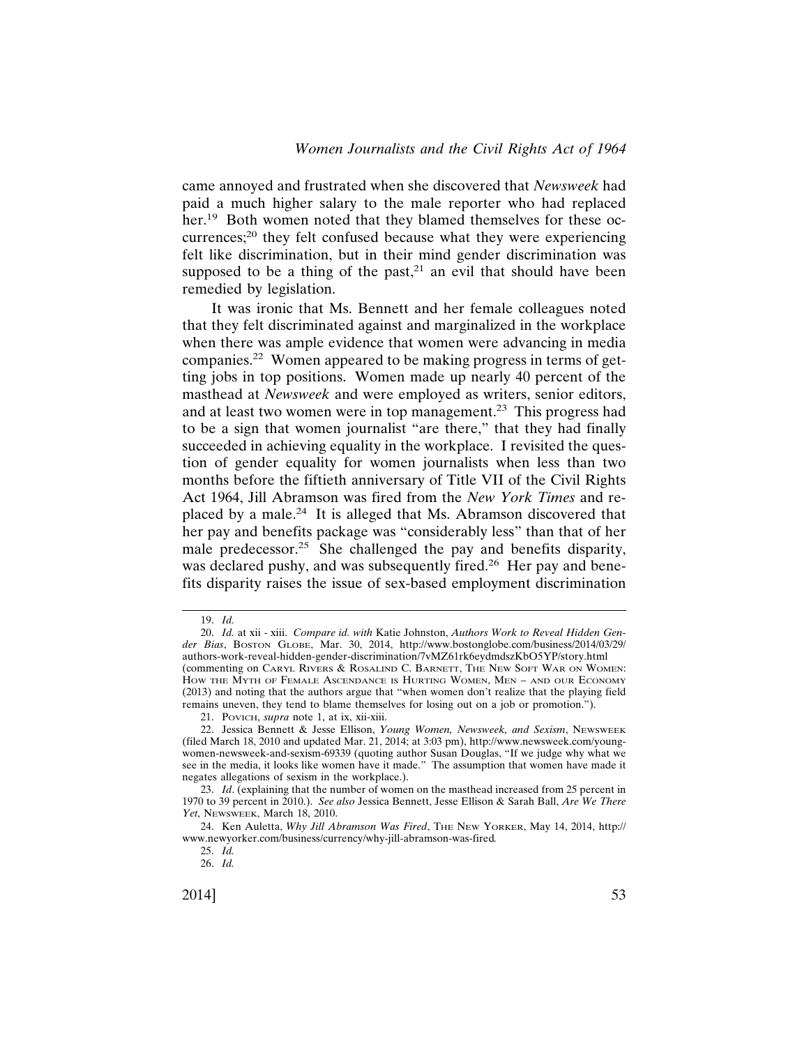came annoyed and frustrated when she discovered that *Newsweek* had paid a much higher salary to the male reporter who had replaced her.[19] Both women noted that they blamed themselves for these occurrences;[20] they felt confused because what they were experiencing felt like discrimination, but in their mind gender discrimination was supposed to be a thing of the past,[21] an evil that should have been remedied by legislation.

It was ironic that Ms. Bennett and her female colleagues noted that they felt discriminated against and marginalized in the workplace when there was ample evidence that women were advancing in media companies.[22] Women appeared to be making progress in terms of getting jobs in top positions. Women made up nearly 40 percent of the masthead at *Newsweek* and were employed as writers, senior editors, and at least two women were in top management.[23] This progress had to be a sign that women journalist "are there," that they had finally succeeded in achieving equality in the workplace. I revisited the question of gender equality for women journalists when less than two months before the fiftieth anniversary of Title VII of the Civil Rights Act 1964, Jill Abramson was fired from the *New York Times* and replaced by a male.[24] It is alleged that Ms. Abramson discovered that her pay and benefits package was "considerably less" than that of her male predecessor.[25] She challenged the pay and benefits disparity, was declared pushy, and was subsequently fired.[26] Her pay and benefits disparity raises the issue of sex-based employment discrimination

---

19. *Id.*

20. *Id.* at xii - xiii. *Compare id. with* Katie Johnston, *Authors Work to Reveal Hidden Gender Bias*, BOSTON GLOBE, Mar. 30, 2014, http://www.bostonglobe.com/business/2014/03/29/authors-work-reveal-hidden-gender-discrimination/7vMZ61rk6eydmdszKbO5YP/story.html (commenting on CARYL RIVERS & ROSALIND C. BARNETT, THE NEW SOFT WAR ON WOMEN: HOW THE MYTH OF FEMALE ASCENDANCE IS HURTING WOMEN, MEN – AND OUR ECONOMY (2013) and noting that the authors argue that "when women don't realize that the playing field remains uneven, they tend to blame themselves for losing out on a job or promotion.").

21. POVICH, *supra* note 1, at ix, xii-xiii.

22. Jessica Bennett & Jesse Ellison, *Young Women, Newsweek, and Sexism*, NEWSWEEK (filed March 18, 2010 and updated Mar. 21, 2014; at 3:03 pm), http://www.newsweek.com/young-women-newsweek-and-sexism-69339 (quoting author Susan Douglas, "If we judge why what we see in the media, it looks like women have it made." The assumption that women have made it negates allegations of sexism in the workplace.).

23. *Id*. (explaining that the number of women on the masthead increased from 25 percent in 1970 to 39 percent in 2010.). *See also* Jessica Bennett, Jesse Ellison & Sarah Ball, *Are We There Yet*, NEWSWEEK, March 18, 2010.

24. Ken Auletta, *Why Jill Abramson Was Fired*, THE NEW YORKER, May 14, 2014, http://www.newyorker.com/business/currency/why-jill-abramson-was-fired.

25. *Id.*

26. *Id.*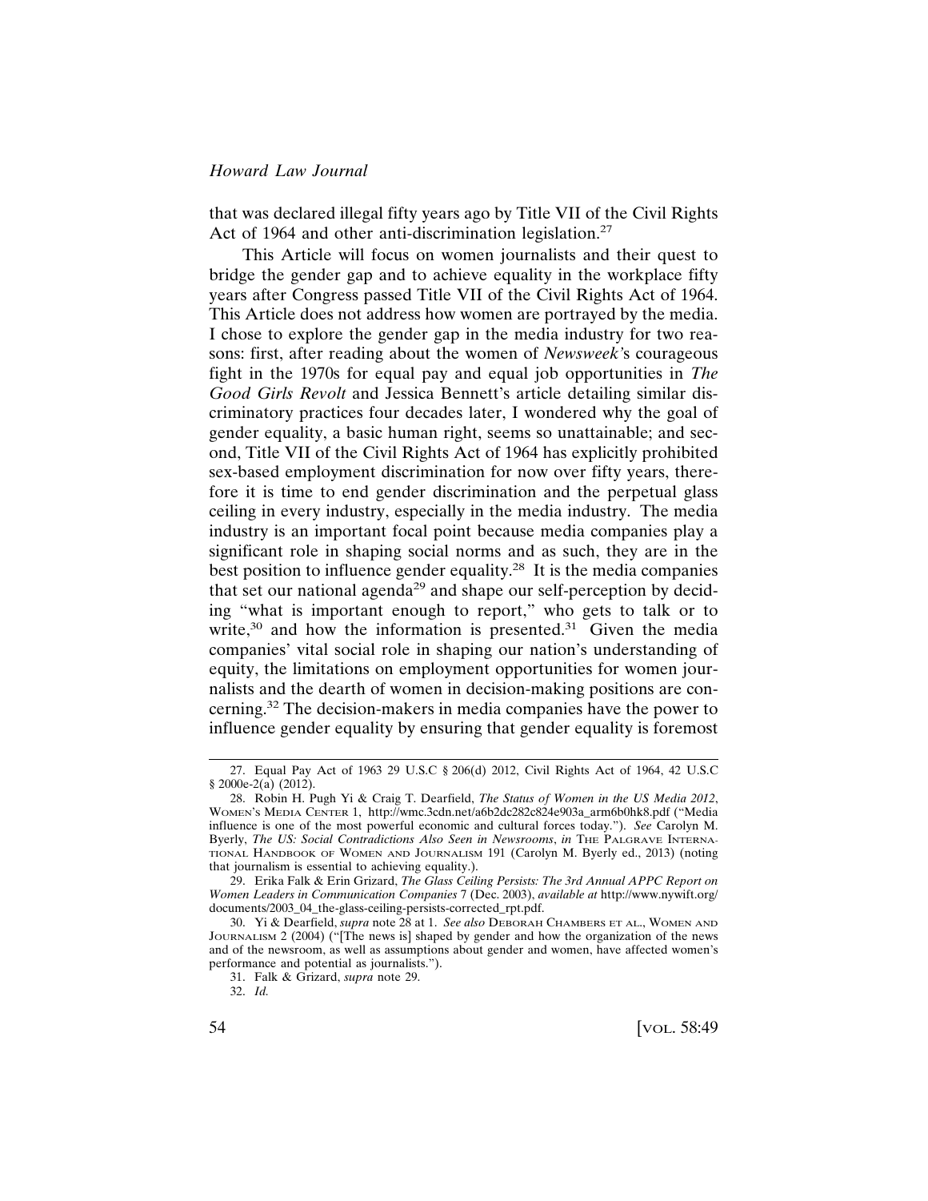that was declared illegal fifty years ago by Title VII of the Civil Rights Act of 1964 and other anti-discrimination legislation.[27]

This Article will focus on women journalists and their quest to bridge the gender gap and to achieve equality in the workplace fifty years after Congress passed Title VII of the Civil Rights Act of 1964. This Article does not address how women are portrayed by the media. I chose to explore the gender gap in the media industry for two reasons: first, after reading about the women of *Newsweek*'s courageous fight in the 1970s for equal pay and equal job opportunities in *The Good Girls Revolt* and Jessica Bennett's article detailing similar discriminatory practices four decades later, I wondered why the goal of gender equality, a basic human right, seems so unattainable; and second, Title VII of the Civil Rights Act of 1964 has explicitly prohibited sex-based employment discrimination for now over fifty years, therefore it is time to end gender discrimination and the perpetual glass ceiling in every industry, especially in the media industry. The media industry is an important focal point because media companies play a significant role in shaping social norms and as such, they are in the best position to influence gender equality.[28] It is the media companies that set our national agenda[29] and shape our self-perception by deciding "what is important enough to report," who gets to talk or to write,[30] and how the information is presented.[31] Given the media companies' vital social role in shaping our nation's understanding of equity, the limitations on employment opportunities for women journalists and the dearth of women in decision-making positions are concerning.[32] The decision-makers in media companies have the power to influence gender equality by ensuring that gender equality is foremost

---

27. Equal Pay Act of 1963 29 U.S.C § 206(d) 2012, Civil Rights Act of 1964, 42 U.S.C § 2000e-2(a) (2012).

28. Robin H. Pugh Yi & Craig T. Dearfield, *The Status of Women in the US Media 2012*, WOMEN'S MEDIA CENTER 1, http://wmc.3cdn.net/a6b2dc282c824e903a_arm6b0hk8.pdf ("Media influence is one of the most powerful economic and cultural forces today."). *See* Carolyn M. Byerly, *The US: Social Contradictions Also Seen in Newsrooms*, *in* THE PALGRAVE INTERNATIONAL HANDBOOK OF WOMEN AND JOURNALISM 191 (Carolyn M. Byerly ed., 2013) (noting that journalism is essential to achieving equality.).

29. Erika Falk & Erin Grizard, *The Glass Ceiling Persists: The 3rd Annual APPC Report on Women Leaders in Communication Companies* 7 (Dec. 2003), *available at* http://www.nywift.org/documents/2003_04_the-glass-ceiling-persists-corrected_rpt.pdf.

30. Yi & Dearfield, *supra* note 28 at 1. *See also* DEBORAH CHAMBERS ET AL., WOMEN AND JOURNALISM 2 (2004) ("[The news is] shaped by gender and how the organization of the news and of the newsroom, as well as assumptions about gender and women, have affected women's performance and potential as journalists.").

31. Falk & Grizard, *supra* note 29.

32. *Id.*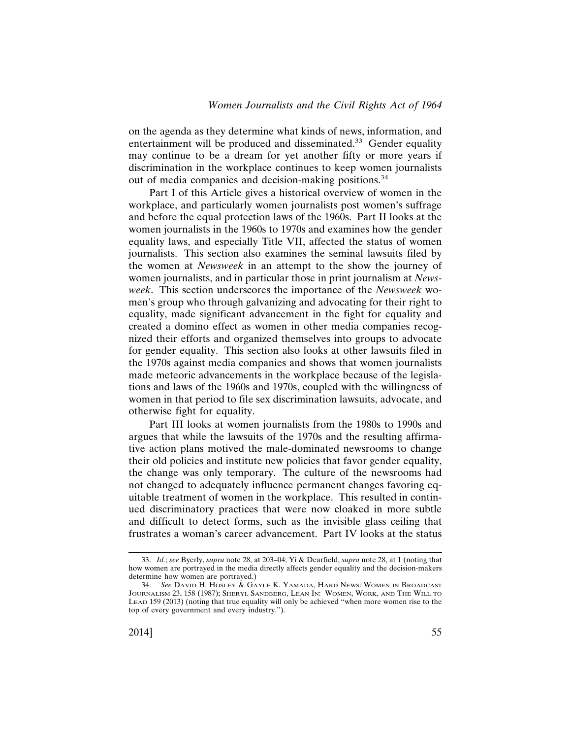on the agenda as they determine what kinds of news, information, and entertainment will be produced and disseminated.[33] Gender equality may continue to be a dream for yet another fifty or more years if discrimination in the workplace continues to keep women journalists out of media companies and decision-making positions.[34]

Part I of this Article gives a historical overview of women in the workplace, and particularly women journalists post women's suffrage and before the equal protection laws of the 1960s. Part II looks at the women journalists in the 1960s to 1970s and examines how the gender equality laws, and especially Title VII, affected the status of women journalists. This section also examines the seminal lawsuits filed by the women at *Newsweek* in an attempt to the show the journey of women journalists, and in particular those in print journalism at *Newsweek*. This section underscores the importance of the *Newsweek* women's group who through galvanizing and advocating for their right to equality, made significant advancement in the fight for equality and created a domino effect as women in other media companies recognized their efforts and organized themselves into groups to advocate for gender equality. This section also looks at other lawsuits filed in the 1970s against media companies and shows that women journalists made meteoric advancements in the workplace because of the legislations and laws of the 1960s and 1970s, coupled with the willingness of women in that period to file sex discrimination lawsuits, advocate, and otherwise fight for equality.

Part III looks at women journalists from the 1980s to 1990s and argues that while the lawsuits of the 1970s and the resulting affirmative action plans motived the male-dominated newsrooms to change their old policies and institute new policies that favor gender equality, the change was only temporary. The culture of the newsrooms had not changed to adequately influence permanent changes favoring equitable treatment of women in the workplace. This resulted in continued discriminatory practices that were now cloaked in more subtle and difficult to detect forms, such as the invisible glass ceiling that frustrates a woman's career advancement. Part IV looks at the status

---

33. *Id.*; *see* Byerly, *supra* note 28, at 203–04; Yi & Dearfield, *supra* note 28, at 1 (noting that how women are portrayed in the media directly affects gender equality and the decision-makers determine how women are portrayed.)

34. *See* David H. Hosley & Gayle K. Yamada, Hard News: Women in Broadcast Journalism 23, 158 (1987); Sheryl Sandberg, Lean In: Women, Work, and The Will to Lead 159 (2013) (noting that true equality will only be achieved "when more women rise to the top of every government and every industry.").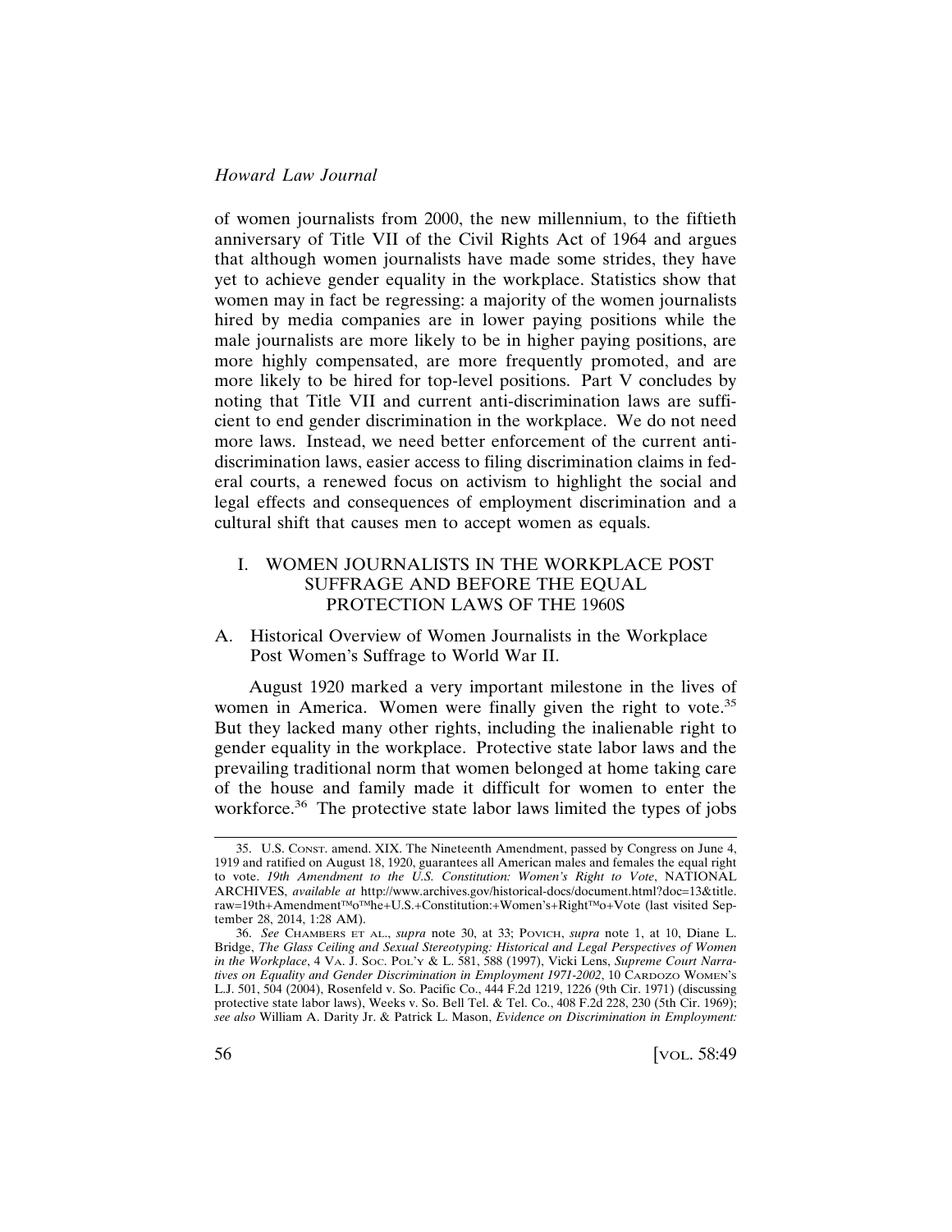of women journalists from 2000, the new millennium, to the fiftieth anniversary of Title VII of the Civil Rights Act of 1964 and argues that although women journalists have made some strides, they have yet to achieve gender equality in the workplace. Statistics show that women may in fact be regressing: a majority of the women journalists hired by media companies are in lower paying positions while the male journalists are more likely to be in higher paying positions, are more highly compensated, are more frequently promoted, and are more likely to be hired for top-level positions. Part V concludes by noting that Title VII and current anti-discrimination laws are sufficient to end gender discrimination in the workplace. We do not need more laws. Instead, we need better enforcement of the current anti-discrimination laws, easier access to filing discrimination claims in federal courts, a renewed focus on activism to highlight the social and legal effects and consequences of employment discrimination and a cultural shift that causes men to accept women as equals.

## I. WOMEN JOURNALISTS IN THE WORKPLACE POST SUFFRAGE AND BEFORE THE EQUAL PROTECTION LAWS OF THE 1960S

### A. Historical Overview of Women Journalists in the Workplace Post Women's Suffrage to World War II.

August 1920 marked a very important milestone in the lives of women in America. Women were finally given the right to vote.[35] But they lacked many other rights, including the inalienable right to gender equality in the workplace. Protective state labor laws and the prevailing traditional norm that women belonged at home taking care of the house and family made it difficult for women to enter the workforce.[36] The protective state labor laws limited the types of jobs

---

35. U.S. CONST. amend. XIX. The Nineteenth Amendment, passed by Congress on June 4, 1919 and ratified on August 18, 1920, guarantees all American males and females the equal right to vote. *19th Amendment to the U.S. Constitution: Women's Right to Vote*, NATIONAL ARCHIVES, *available at* http://www.archives.gov/historical-docs/document.html?doc=13&title.raw=19th+Amendment™o™he+U.S.+Constitution:+Women's+Right™o+Vote (last visited September 28, 2014, 1:28 AM).

36. *See* CHAMBERS ET AL., *supra* note 30, at 33; POVICH, *supra* note 1, at 10, Diane L. Bridge, *The Glass Ceiling and Sexual Stereotyping: Historical and Legal Perspectives of Women in the Workplace*, 4 VA. J. SOC. POL'Y & L. 581, 588 (1997), Vicki Lens, *Supreme Court Narratives on Equality and Gender Discrimination in Employment 1971-2002*, 10 CARDOZO WOMEN'S L.J. 501, 504 (2004), Rosenfeld v. So. Pacific Co., 444 F.2d 1219, 1226 (9th Cir. 1971) (discussing protective state labor laws), Weeks v. So. Bell Tel. & Tel. Co., 408 F.2d 228, 230 (5th Cir. 1969); *see also* William A. Darity Jr. & Patrick L. Mason, *Evidence on Discrimination in Employment:*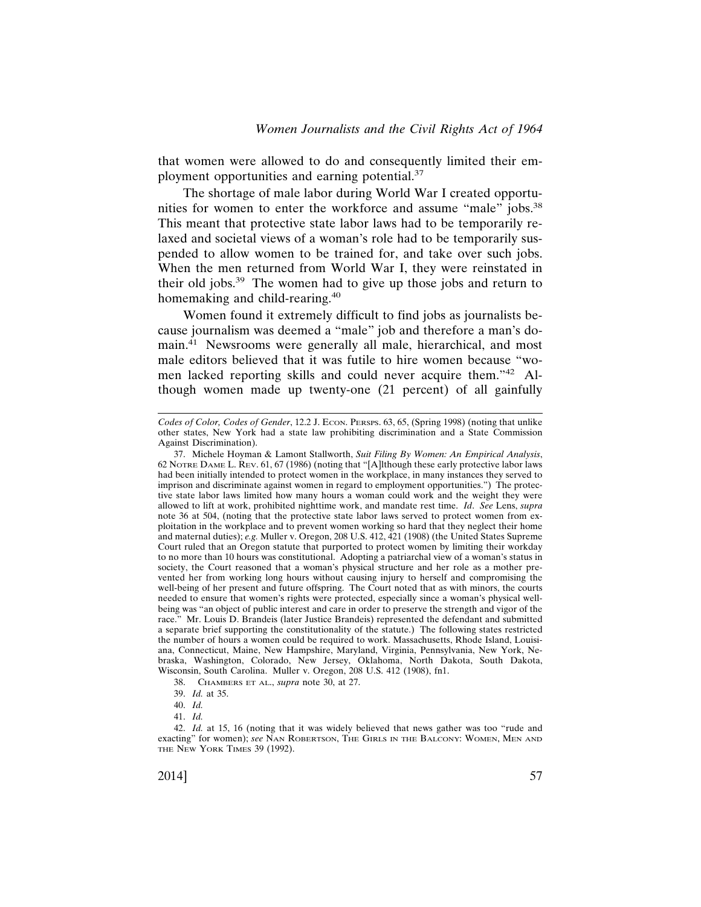that women were allowed to do and consequently limited their employment opportunities and earning potential.[37]

The shortage of male labor during World War I created opportunities for women to enter the workforce and assume "male" jobs.[38] This meant that protective state labor laws had to be temporarily relaxed and societal views of a woman's role had to be temporarily suspended to allow women to be trained for, and take over such jobs. When the men returned from World War I, they were reinstated in their old jobs.[39] The women had to give up those jobs and return to homemaking and child-rearing.[40]

Women found it extremely difficult to find jobs as journalists because journalism was deemed a "male" job and therefore a man's domain.[41] Newsrooms were generally all male, hierarchical, and most male editors believed that it was futile to hire women because "women lacked reporting skills and could never acquire them."[42] Although women made up twenty-one (21 percent) of all gainfully

---

*Codes of Color, Codes of Gender*, 12.2 J. ECON. PERSPS. 63, 65, (Spring 1998) (noting that unlike other states, New York had a state law prohibiting discrimination and a State Commission Against Discrimination).

37. Michele Hoyman & Lamont Stallworth, *Suit Filing By Women: An Empirical Analysis*, 62 NOTRE DAME L. REV. 61, 67 (1986) (noting that "[A]lthough these early protective labor laws had been initially intended to protect women in the workplace, in many instances they served to imprison and discriminate against women in regard to employment opportunities.") The protective state labor laws limited how many hours a woman could work and the weight they were allowed to lift at work, prohibited nighttime work, and mandate rest time. *Id*. *See* Lens, *supra* note 36 at 504, (noting that the protective state labor laws served to protect women from exploitation in the workplace and to prevent women working so hard that they neglect their home and maternal duties); *e.g.* Muller v. Oregon, 208 U.S. 412, 421 (1908) (the United States Supreme Court ruled that an Oregon statute that purported to protect women by limiting their workday to no more than 10 hours was constitutional. Adopting a patriarchal view of a woman's status in society, the Court reasoned that a woman's physical structure and her role as a mother prevented her from working long hours without causing injury to herself and compromising the well-being of her present and future offspring. The Court noted that as with minors, the courts needed to ensure that women's rights were protected, especially since a woman's physical well-being was "an object of public interest and care in order to preserve the strength and vigor of the race." Mr. Louis D. Brandeis (later Justice Brandeis) represented the defendant and submitted a separate brief supporting the constitutionality of the statute.) The following states restricted the number of hours a women could be required to work. Massachusetts, Rhode Island, Louisiana, Connecticut, Maine, New Hampshire, Maryland, Virginia, Pennsylvania, New York, Nebraska, Washington, Colorado, New Jersey, Oklahoma, North Dakota, South Dakota, Wisconsin, South Carolina. Muller v. Oregon, 208 U.S. 412 (1908), fn1.

38. CHAMBERS ET AL., *supra* note 30, at 27.

39. *Id.* at 35.

40. *Id.*

41. *Id.*

42. *Id.* at 15, 16 (noting that it was widely believed that news gather was too "rude and exacting" for women); *see* NAN ROBERTSON, THE GIRLS IN THE BALCONY: WOMEN, MEN AND THE NEW YORK TIMES 39 (1992).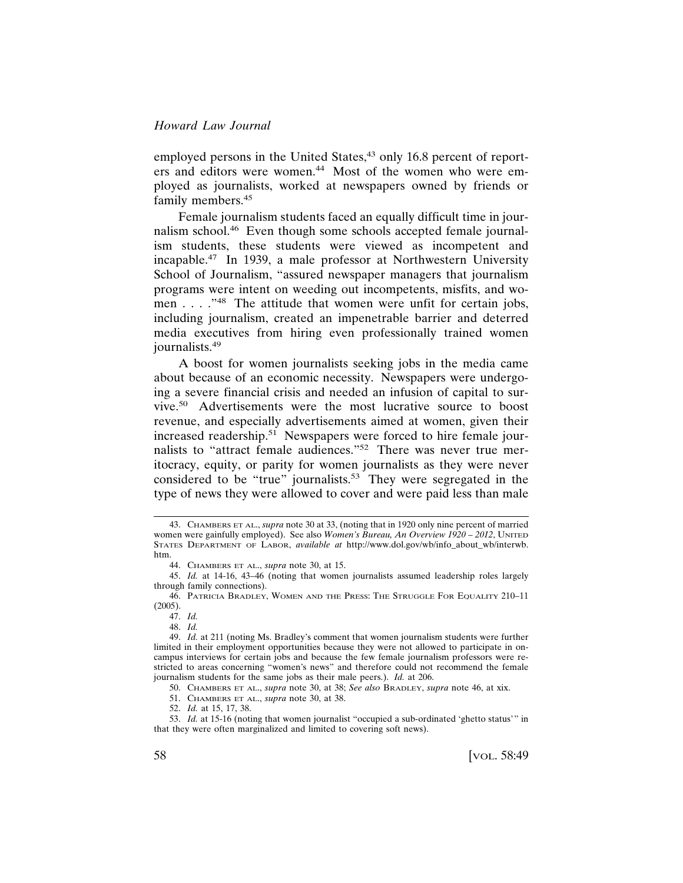employed persons in the United States,[43] only 16.8 percent of reporters and editors were women.[44] Most of the women who were employed as journalists, worked at newspapers owned by friends or family members.[45]

Female journalism students faced an equally difficult time in journalism school.[46] Even though some schools accepted female journalism students, these students were viewed as incompetent and incapable.[47] In 1939, a male professor at Northwestern University School of Journalism, "assured newspaper managers that journalism programs were intent on weeding out incompetents, misfits, and women . . . ."[48] The attitude that women were unfit for certain jobs, including journalism, created an impenetrable barrier and deterred media executives from hiring even professionally trained women journalists.[49]

A boost for women journalists seeking jobs in the media came about because of an economic necessity. Newspapers were undergoing a severe financial crisis and needed an infusion of capital to survive.[50] Advertisements were the most lucrative source to boost revenue, and especially advertisements aimed at women, given their increased readership.[51] Newspapers were forced to hire female journalists to "attract female audiences."[52] There was never true meritocracy, equity, or parity for women journalists as they were never considered to be "true" journalists.[53] They were segregated in the type of news they were allowed to cover and were paid less than male

---

43. CHAMBERS ET AL., *supra* note 30 at 33, (noting that in 1920 only nine percent of married women were gainfully employed). See also *Women's Bureau, An Overview 1920 – 2012*, UNITED STATES DEPARTMENT OF LABOR, *available at* http://www.dol.gov/wb/info_about_wb/interwb.htm.

44. CHAMBERS ET AL., *supra* note 30, at 15.

45. *Id.* at 14-16, 43–46 (noting that women journalists assumed leadership roles largely through family connections).

46. PATRICIA BRADLEY, WOMEN AND THE PRESS: THE STRUGGLE FOR EQUALITY 210–11 (2005).

47. *Id.*

48. *Id.*

49. *Id.* at 211 (noting Ms. Bradley's comment that women journalism students were further limited in their employment opportunities because they were not allowed to participate in on-campus interviews for certain jobs and because the few female journalism professors were restricted to areas concerning "women's news" and therefore could not recommend the female journalism students for the same jobs as their male peers.). *Id.* at 206.

50. CHAMBERS ET AL., *supra* note 30, at 38; *See also* BRADLEY, *supra* note 46, at xix.

51. CHAMBERS ET AL., *supra* note 30, at 38.

52. *Id.* at 15, 17, 38.

53. *Id.* at 15-16 (noting that women journalist "occupied a sub-ordinated 'ghetto status'" in that they were often marginalized and limited to covering soft news).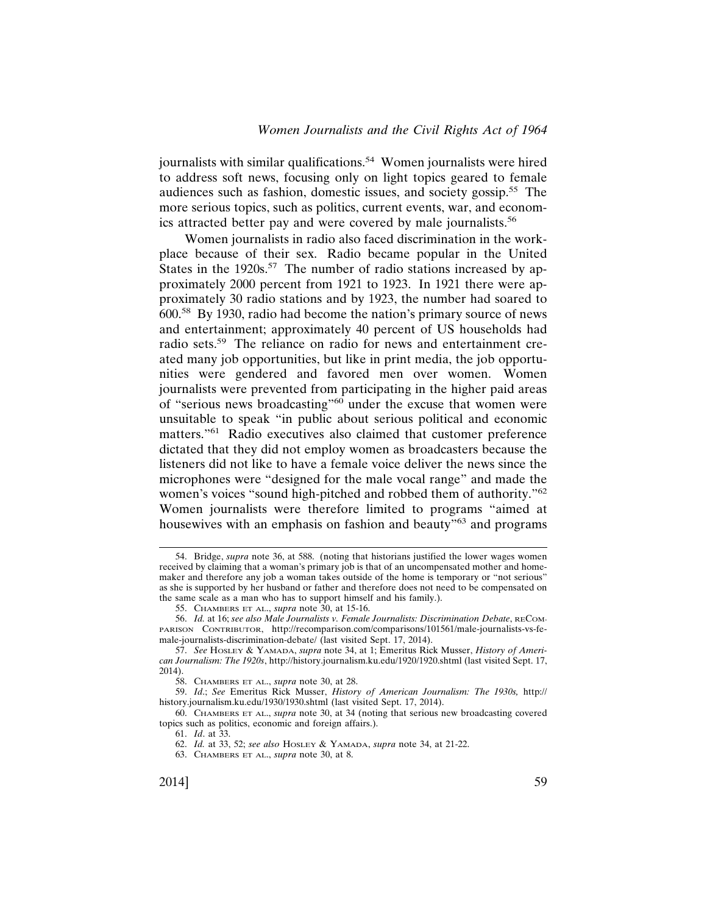journalists with similar qualifications.[54] Women journalists were hired to address soft news, focusing only on light topics geared to female audiences such as fashion, domestic issues, and society gossip.[55] The more serious topics, such as politics, current events, war, and economics attracted better pay and were covered by male journalists.[56]

Women journalists in radio also faced discrimination in the workplace because of their sex. Radio became popular in the United States in the 1920s.[57] The number of radio stations increased by approximately 2000 percent from 1921 to 1923. In 1921 there were approximately 30 radio stations and by 1923, the number had soared to 600.[58] By 1930, radio had become the nation's primary source of news and entertainment; approximately 40 percent of US households had radio sets.[59] The reliance on radio for news and entertainment created many job opportunities, but like in print media, the job opportunities were gendered and favored men over women. Women journalists were prevented from participating in the higher paid areas of "serious news broadcasting"[60] under the excuse that women were unsuitable to speak "in public about serious political and economic matters."[61] Radio executives also claimed that customer preference dictated that they did not employ women as broadcasters because the listeners did not like to have a female voice deliver the news since the microphones were "designed for the male vocal range" and made the women's voices "sound high-pitched and robbed them of authority."[62] Women journalists were therefore limited to programs "aimed at housewives with an emphasis on fashion and beauty"[63] and programs

---

54. Bridge, *supra* note 36, at 588. (noting that historians justified the lower wages women received by claiming that a woman's primary job is that of an uncompensated mother and homemaker and therefore any job a woman takes outside of the home is temporary or "not serious" as she is supported by her husband or father and therefore does not need to be compensated on the same scale as a man who has to support himself and his family.).

55. Chambers et al., *supra* note 30, at 15-16.

56. *Id.* at 16; *see also Male Journalists v. Female Journalists: Discrimination Debate*, reComparison Contributor, http://recomparison.com/comparisons/101561/male-journalists-vs-female-journalists-discrimination-debate/ (last visited Sept. 17, 2014).

57. *See* Hosley & Yamada, *supra* note 34, at 1; Emeritus Rick Musser, *History of American Journalism: The 1920s*, http://history.journalism.ku.edu/1920/1920.shtml (last visited Sept. 17, 2014).

58. Chambers et al., *supra* note 30, at 28.

59. *Id.*; *See* Emeritus Rick Musser, *History of American Journalism: The 1930s,* http://history.journalism.ku.edu/1930/1930.shtml (last visited Sept. 17, 2014).

60. Chambers et al., *supra* note 30, at 34 (noting that serious new broadcasting covered topics such as politics, economic and foreign affairs.).

61. *Id*. at 33.

62. *Id.* at 33, 52; *see also* Hosley & Yamada, *supra* note 34, at 21-22.

63. Chambers et al., *supra* note 30, at 8.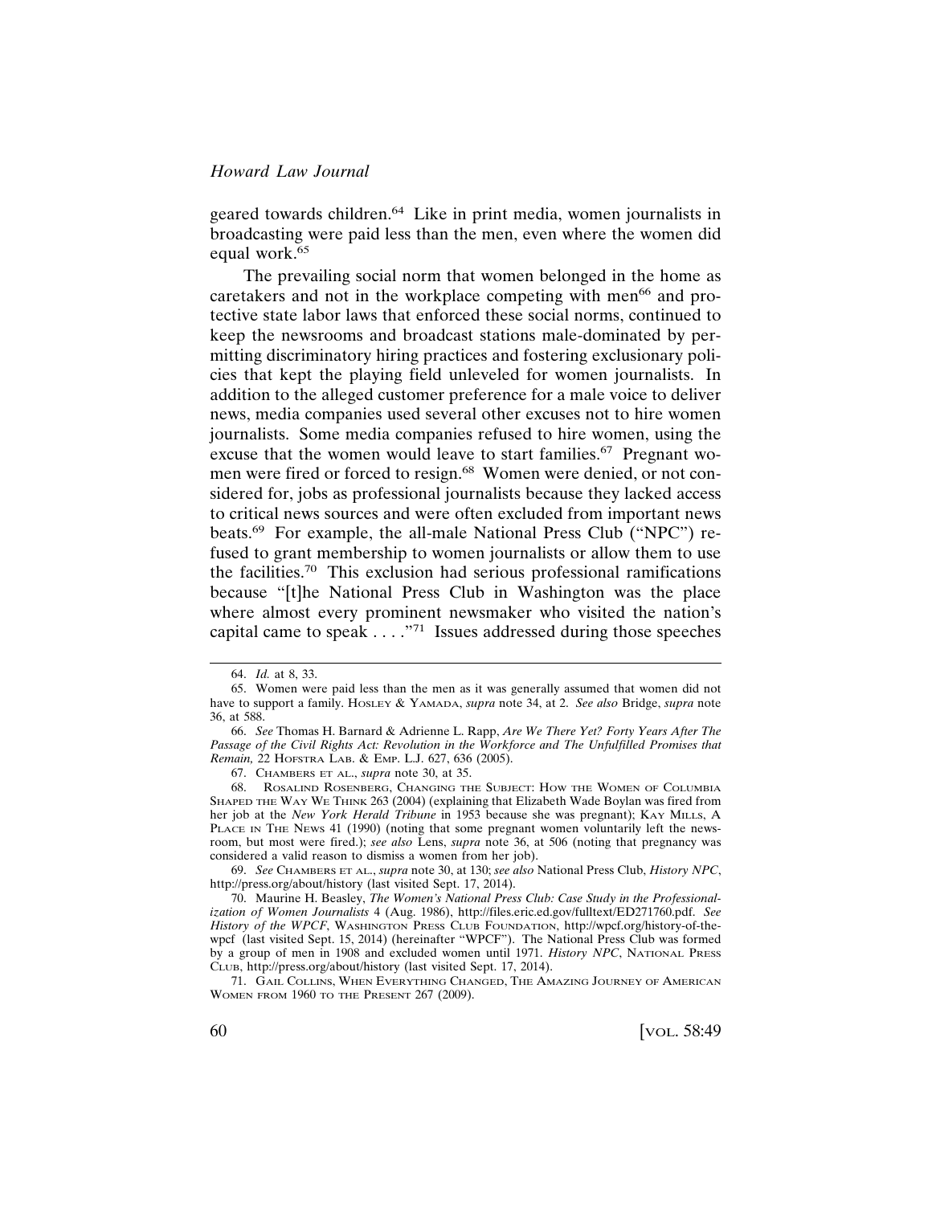geared towards children.[64] Like in print media, women journalists in broadcasting were paid less than the men, even where the women did equal work.[65]

The prevailing social norm that women belonged in the home as caretakers and not in the workplace competing with men[66] and protective state labor laws that enforced these social norms, continued to keep the newsrooms and broadcast stations male-dominated by permitting discriminatory hiring practices and fostering exclusionary policies that kept the playing field unleveled for women journalists. In addition to the alleged customer preference for a male voice to deliver news, media companies used several other excuses not to hire women journalists. Some media companies refused to hire women, using the excuse that the women would leave to start families.[67] Pregnant women were fired or forced to resign.[68] Women were denied, or not considered for, jobs as professional journalists because they lacked access to critical news sources and were often excluded from important news beats.[69] For example, the all-male National Press Club ("NPC") refused to grant membership to women journalists or allow them to use the facilities.[70] This exclusion had serious professional ramifications because "[t]he National Press Club in Washington was the place where almost every prominent newsmaker who visited the nation's capital came to speak . . . ."[71] Issues addressed during those speeches

---

64. *Id.* at 8, 33.

65. Women were paid less than the men as it was generally assumed that women did not have to support a family. HOSLEY & YAMADA, *supra* note 34, at 2. *See also* Bridge, *supra* note 36, at 588.

66. *See* Thomas H. Barnard & Adrienne L. Rapp, *Are We There Yet? Forty Years After The Passage of the Civil Rights Act: Revolution in the Workforce and The Unfulfilled Promises that Remain,* 22 HOFSTRA LAB. & EMP. L.J. 627, 636 (2005).

67. CHAMBERS ET AL., *supra* note 30, at 35.

68. ROSALIND ROSENBERG, CHANGING THE SUBJECT: HOW THE WOMEN OF COLUMBIA SHAPED THE WAY WE THINK 263 (2004) (explaining that Elizabeth Wade Boylan was fired from her job at the *New York Herald Tribune* in 1953 because she was pregnant); KAY MILLS, A PLACE IN THE NEWS 41 (1990) (noting that some pregnant women voluntarily left the newsroom, but most were fired.); *see also* Lens, *supra* note 36, at 506 (noting that pregnancy was considered a valid reason to dismiss a women from her job).

69. *See* CHAMBERS ET AL., *supra* note 30, at 130; *see also* National Press Club, *History NPC*, http://press.org/about/history (last visited Sept. 17, 2014).

70. Maurine H. Beasley, *The Women's National Press Club: Case Study in the Professionalization of Women Journalists* 4 (Aug. 1986), http://files.eric.ed.gov/fulltext/ED271760.pdf. *See History of the WPCF*, WASHINGTON PRESS CLUB FOUNDATION, http://wpcf.org/history-of-the-wpcf (last visited Sept. 15, 2014) (hereinafter "WPCF"). The National Press Club was formed by a group of men in 1908 and excluded women until 1971. *History NPC*, NATIONAL PRESS CLUB, http://press.org/about/history (last visited Sept. 17, 2014).

71. GAIL COLLINS, WHEN EVERYTHING CHANGED, THE AMAZING JOURNEY OF AMERICAN WOMEN FROM 1960 TO THE PRESENT 267 (2009).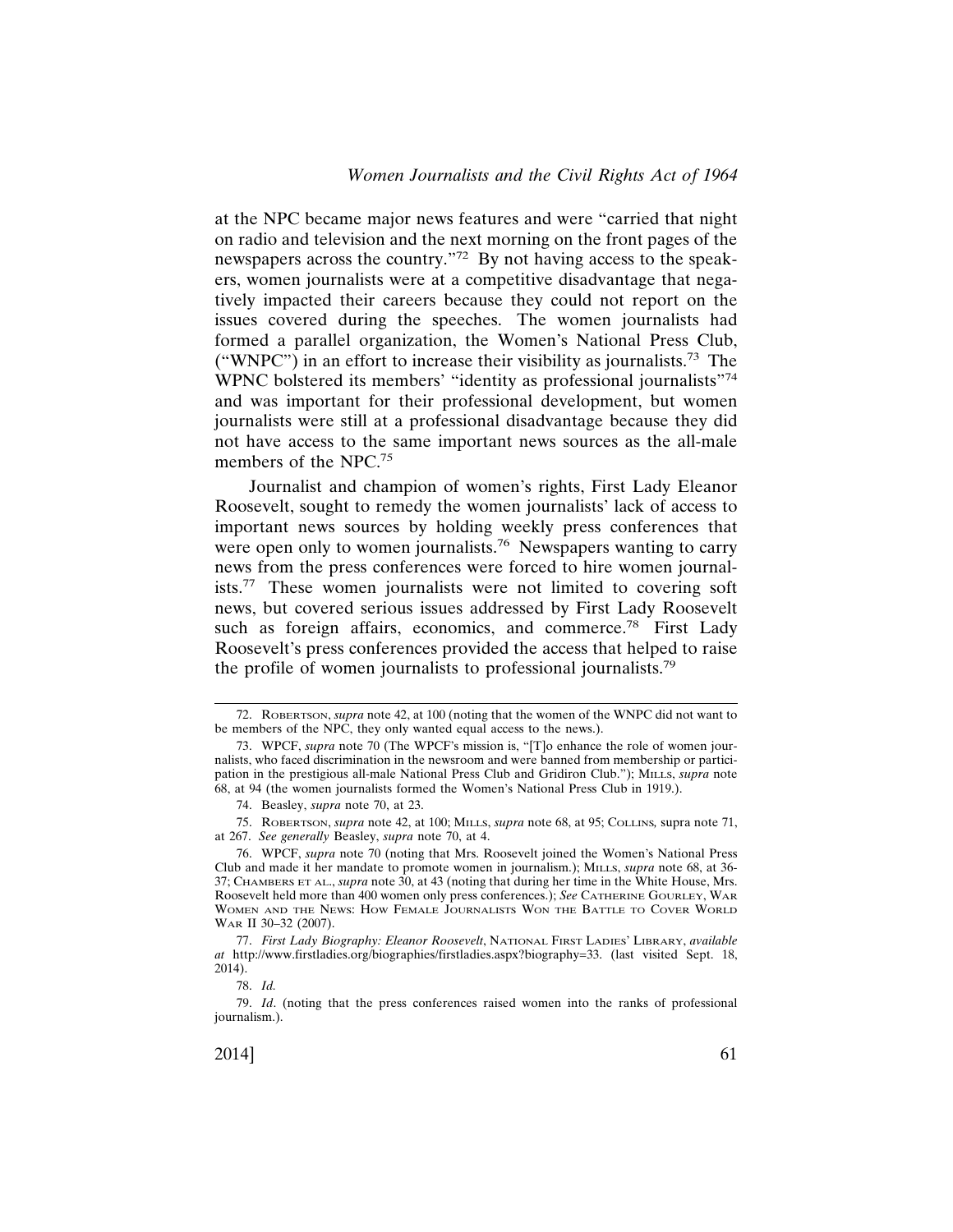at the NPC became major news features and were "carried that night on radio and television and the next morning on the front pages of the newspapers across the country."[72] By not having access to the speakers, women journalists were at a competitive disadvantage that negatively impacted their careers because they could not report on the issues covered during the speeches. The women journalists had formed a parallel organization, the Women's National Press Club, ("WNPC") in an effort to increase their visibility as journalists.[73] The WPNC bolstered its members' "identity as professional journalists"[74] and was important for their professional development, but women journalists were still at a professional disadvantage because they did not have access to the same important news sources as the all-male members of the NPC.[75]

Journalist and champion of women's rights, First Lady Eleanor Roosevelt, sought to remedy the women journalists' lack of access to important news sources by holding weekly press conferences that were open only to women journalists.[76] Newspapers wanting to carry news from the press conferences were forced to hire women journalists.[77] These women journalists were not limited to covering soft news, but covered serious issues addressed by First Lady Roosevelt such as foreign affairs, economics, and commerce.[78] First Lady Roosevelt's press conferences provided the access that helped to raise the profile of women journalists to professional journalists.[79]

---

72. ROBERTSON, *supra* note 42, at 100 (noting that the women of the WNPC did not want to be members of the NPC, they only wanted equal access to the news.).

73. WPCF, *supra* note 70 (The WPCF's mission is, "[T]o enhance the role of women journalists, who faced discrimination in the newsroom and were banned from membership or participation in the prestigious all-male National Press Club and Gridiron Club."); MILLS, *supra* note 68, at 94 (the women journalists formed the Women's National Press Club in 1919.).

74. Beasley, *supra* note 70, at 23.

75. ROBERTSON, *supra* note 42, at 100; MILLS, *supra* note 68, at 95; COLLINS, supra note 71, at 267. *See generally* Beasley, *supra* note 70, at 4.

76. WPCF, *supra* note 70 (noting that Mrs. Roosevelt joined the Women's National Press Club and made it her mandate to promote women in journalism.); MILLS, *supra* note 68, at 36-37; CHAMBERS ET AL., *supra* note 30, at 43 (noting that during her time in the White House, Mrs. Roosevelt held more than 400 women only press conferences.); *See* CATHERINE GOURLEY, WAR WOMEN AND THE NEWS: HOW FEMALE JOURNALISTS WON THE BATTLE TO COVER WORLD WAR II 30–32 (2007).

77. *First Lady Biography: Eleanor Roosevelt*, NATIONAL FIRST LADIES' LIBRARY, *available at* http://www.firstladies.org/biographies/firstladies.aspx?biography=33. (last visited Sept. 18, 2014).

78. *Id.*

79. *Id*. (noting that the press conferences raised women into the ranks of professional journalism.).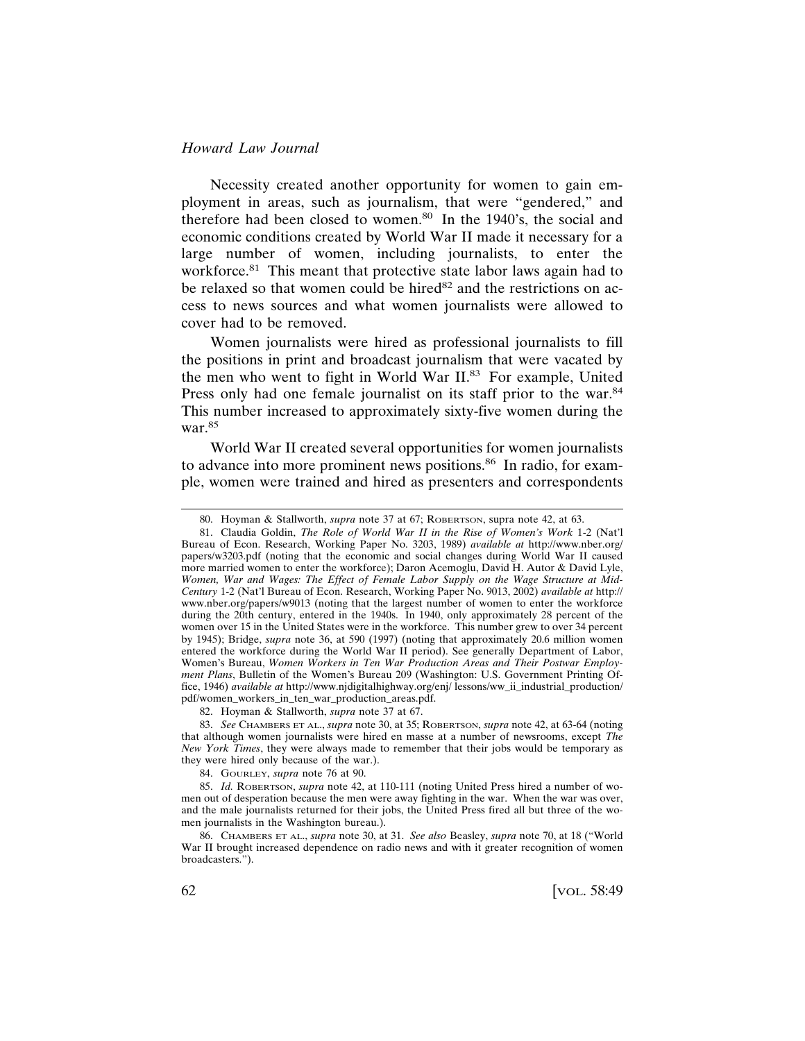Necessity created another opportunity for women to gain employment in areas, such as journalism, that were "gendered," and therefore had been closed to women.[80] In the 1940's, the social and economic conditions created by World War II made it necessary for a large number of women, including journalists, to enter the workforce.[81] This meant that protective state labor laws again had to be relaxed so that women could be hired[82] and the restrictions on access to news sources and what women journalists were allowed to cover had to be removed.

Women journalists were hired as professional journalists to fill the positions in print and broadcast journalism that were vacated by the men who went to fight in World War II.[83] For example, United Press only had one female journalist on its staff prior to the war.[84] This number increased to approximately sixty-five women during the war.[85]

World War II created several opportunities for women journalists to advance into more prominent news positions.[86] In radio, for example, women were trained and hired as presenters and correspondents

---

80. Hoyman & Stallworth, *supra* note 37 at 67; ROBERTSON, supra note 42, at 63.

81. Claudia Goldin, *The Role of World War II in the Rise of Women's Work* 1-2 (Nat'l Bureau of Econ. Research, Working Paper No. 3203, 1989) *available at* http://www.nber.org/papers/w3203.pdf (noting that the economic and social changes during World War II caused more married women to enter the workforce); Daron Acemoglu, David H. Autor & David Lyle, *Women, War and Wages: The Effect of Female Labor Supply on the Wage Structure at Mid-Century* 1-2 (Nat'l Bureau of Econ. Research, Working Paper No. 9013, 2002) *available at* http://www.nber.org/papers/w9013 (noting that the largest number of women to enter the workforce during the 20th century, entered in the 1940s. In 1940, only approximately 28 percent of the women over 15 in the United States were in the workforce. This number grew to over 34 percent by 1945); Bridge, *supra* note 36, at 590 (1997) (noting that approximately 20.6 million women entered the workforce during the World War II period). See generally Department of Labor, Women's Bureau, *Women Workers in Ten War Production Areas and Their Postwar Employment Plans*, Bulletin of the Women's Bureau 209 (Washington: U.S. Government Printing Office, 1946) *available at* http://www.njdigitalhighway.org/enj/ lessons/ww_ii_industrial_production/pdf/women_workers_in_ten_war_production_areas.pdf.

82. Hoyman & Stallworth, *supra* note 37 at 67.

83. *See* CHAMBERS ET AL., *supra* note 30, at 35; ROBERTSON, *supra* note 42, at 63-64 (noting that although women journalists were hired en masse at a number of newsrooms, except *The New York Times*, they were always made to remember that their jobs would be temporary as they were hired only because of the war.).

84. GOURLEY, *supra* note 76 at 90.

85. *Id.* ROBERTSON, *supra* note 42, at 110-111 (noting United Press hired a number of women out of desperation because the men were away fighting in the war. When the war was over, and the male journalists returned for their jobs, the United Press fired all but three of the women journalists in the Washington bureau.).

86. CHAMBERS ET AL., *supra* note 30, at 31. *See also* Beasley, *supra* note 70, at 18 ("World War II brought increased dependence on radio news and with it greater recognition of women broadcasters.").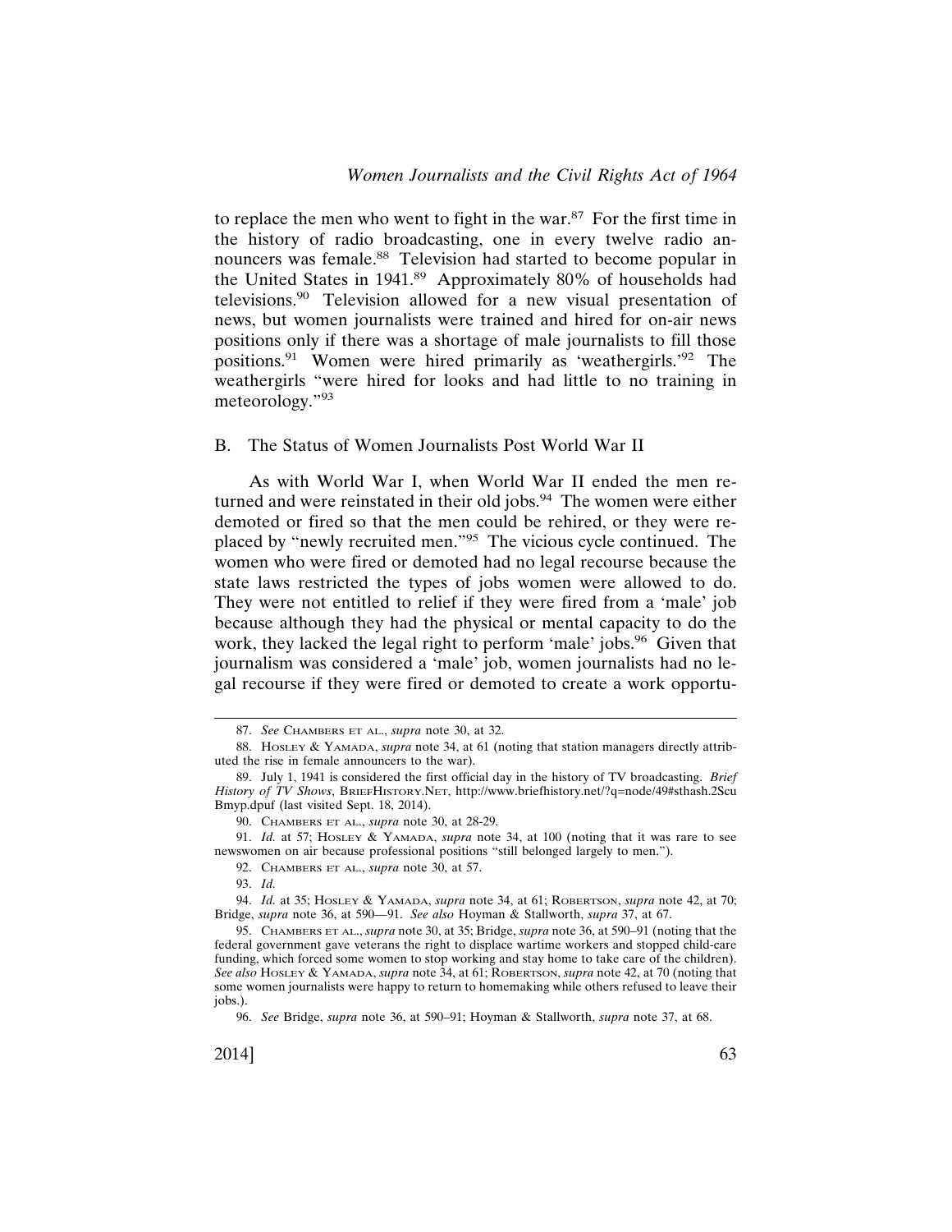to replace the men who went to fight in the war.[87] For the first time in the history of radio broadcasting, one in every twelve radio announcers was female.[88] Television had started to become popular in the United States in 1941.[89] Approximately 80% of households had televisions.[90] Television allowed for a new visual presentation of news, but women journalists were trained and hired for on-air news positions only if there was a shortage of male journalists to fill those positions.[91] Women were hired primarily as 'weathergirls.'[92] The weathergirls "were hired for looks and had little to no training in meteorology."[93]

## B. The Status of Women Journalists Post World War II

As with World War I, when World War II ended the men returned and were reinstated in their old jobs.[94] The women were either demoted or fired so that the men could be rehired, or they were replaced by "newly recruited men."[95] The vicious cycle continued. The women who were fired or demoted had no legal recourse because the state laws restricted the types of jobs women were allowed to do. They were not entitled to relief if they were fired from a 'male' job because although they had the physical or mental capacity to do the work, they lacked the legal right to perform 'male' jobs.[96] Given that journalism was considered a 'male' job, women journalists had no legal recourse if they were fired or demoted to create a work opportu-

---

87. *See* CHAMBERS ET AL., *supra* note 30, at 32.

88. HOSLEY & YAMADA, *supra* note 34, at 61 (noting that station managers directly attributed the rise in female announcers to the war).

89. July 1, 1941 is considered the first official day in the history of TV broadcasting. *Brief History of TV Shows*, BRIEFHISTORY.NET, http://www.briefhistory.net/?q=node/49#sthash.2ScuBmyp.dpuf (last visited Sept. 18, 2014).

90. CHAMBERS ET AL., *supra* note 30, at 28-29.

91. *Id.* at 57; HOSLEY & YAMADA, *supra* note 34, at 100 (noting that it was rare to see newswomen on air because professional positions "still belonged largely to men.").

92. CHAMBERS ET AL., *supra* note 30, at 57.

93. *Id.*

94. *Id.* at 35; HOSLEY & YAMADA, *supra* note 34, at 61; ROBERTSON, *supra* note 42, at 70; Bridge, *supra* note 36, at 590—91. *See also* Hoyman & Stallworth, *supra* 37, at 67.

95. CHAMBERS ET AL., *supra* note 30, at 35; Bridge, *supra* note 36, at 590–91 (noting that the federal government gave veterans the right to displace wartime workers and stopped child-care funding, which forced some women to stop working and stay home to take care of the children). *See also* HOSLEY & YAMADA, *supra* note 34, at 61; ROBERTSON, *supra* note 42, at 70 (noting that some women journalists were happy to return to homemaking while others refused to leave their jobs.).

96. *See* Bridge, *supra* note 36, at 590–91; Hoyman & Stallworth, *supra* note 37, at 68.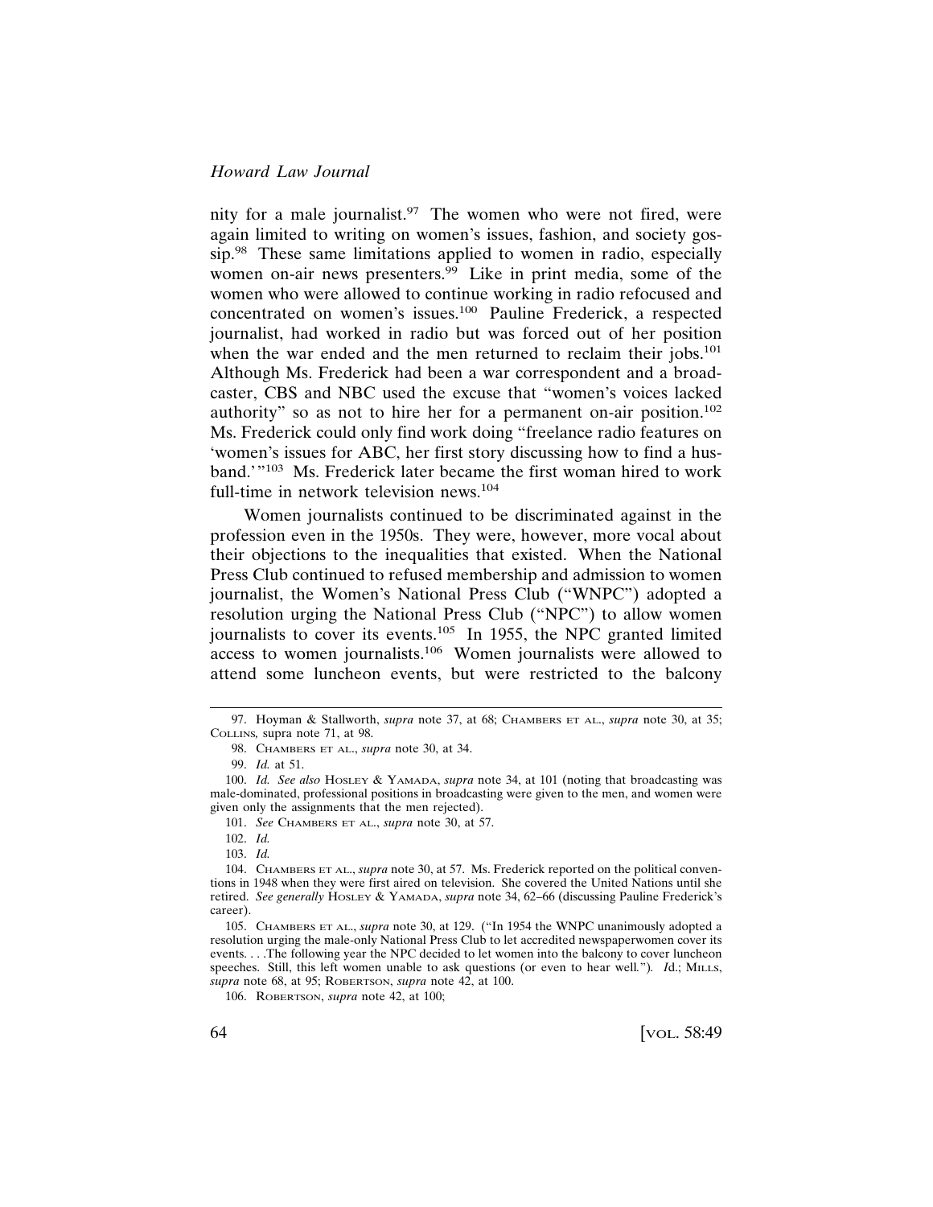nity for a male journalist.[97] The women who were not fired, were again limited to writing on women's issues, fashion, and society gossip.[98] These same limitations applied to women in radio, especially women on-air news presenters.[99] Like in print media, some of the women who were allowed to continue working in radio refocused and concentrated on women's issues.[100] Pauline Frederick, a respected journalist, had worked in radio but was forced out of her position when the war ended and the men returned to reclaim their jobs.[101] Although Ms. Frederick had been a war correspondent and a broadcaster, CBS and NBC used the excuse that "women's voices lacked authority" so as not to hire her for a permanent on-air position.[102] Ms. Frederick could only find work doing "freelance radio features on 'women's issues for ABC, her first story discussing how to find a husband.'"[103] Ms. Frederick later became the first woman hired to work full-time in network television news.[104]

Women journalists continued to be discriminated against in the profession even in the 1950s. They were, however, more vocal about their objections to the inequalities that existed. When the National Press Club continued to refused membership and admission to women journalist, the Women's National Press Club ("WNPC") adopted a resolution urging the National Press Club ("NPC") to allow women journalists to cover its events.[105] In 1955, the NPC granted limited access to women journalists.[106] Women journalists were allowed to attend some luncheon events, but were restricted to the balcony

---

97. Hoyman & Stallworth, *supra* note 37, at 68; CHAMBERS ET AL., *supra* note 30, at 35; COLLINS, supra note 71, at 98.

98. CHAMBERS ET AL., *supra* note 30, at 34.

99. *Id.* at 51.

100. *Id. See also* HOSLEY & YAMADA, *supra* note 34, at 101 (noting that broadcasting was male-dominated, professional positions in broadcasting were given to the men, and women were given only the assignments that the men rejected).

101. *See* CHAMBERS ET AL., *supra* note 30, at 57.

102. *Id.*

103. *Id.*

104. CHAMBERS ET AL., *supra* note 30, at 57. Ms. Frederick reported on the political conventions in 1948 when they were first aired on television. She covered the United Nations until she retired. *See generally* HOSLEY & YAMADA, *supra* note 34, 62–66 (discussing Pauline Frederick's career).

105. CHAMBERS ET AL., *supra* note 30, at 129. ("In 1954 the WNPC unanimously adopted a resolution urging the male-only National Press Club to let accredited newspaperwomen cover its events. . . .The following year the NPC decided to let women into the balcony to cover luncheon speeches. Still, this left women unable to ask questions (or even to hear well."). *I*d.; MILLS, *supra* note 68, at 95; ROBERTSON, *supra* note 42, at 100.

106. ROBERTSON, *supra* note 42, at 100;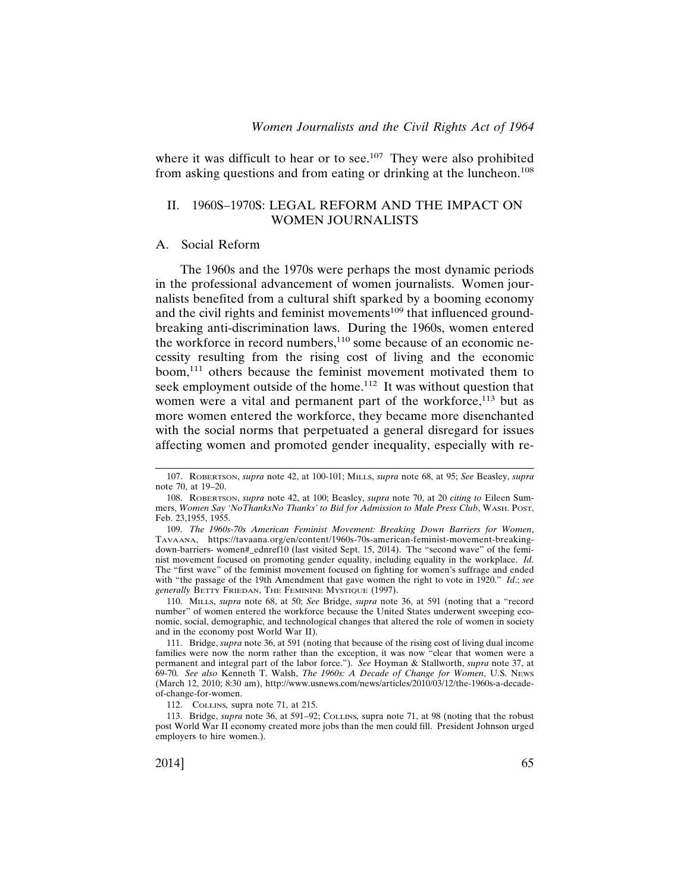where it was difficult to hear or to see.[107] They were also prohibited from asking questions and from eating or drinking at the luncheon.[108]

## II. 1960S–1970S: LEGAL REFORM AND THE IMPACT ON WOMEN JOURNALISTS

### A. Social Reform

The 1960s and the 1970s were perhaps the most dynamic periods in the professional advancement of women journalists. Women journalists benefited from a cultural shift sparked by a booming economy and the civil rights and feminist movements[109] that influenced groundbreaking anti-discrimination laws. During the 1960s, women entered the workforce in record numbers,[110] some because of an economic necessity resulting from the rising cost of living and the economic boom,[111] others because the feminist movement motivated them to seek employment outside of the home.[112] It was without question that women were a vital and permanent part of the workforce,[113] but as more women entered the workforce, they became more disenchanted with the social norms that perpetuated a general disregard for issues affecting women and promoted gender inequality, especially with re-

---

107. ROBERTSON, *supra* note 42, at 100-101; MILLS, *supra* note 68, at 95; *See* Beasley, *supra* note 70, at 19–20.

108. ROBERTSON, *supra* note 42, at 100; Beasley, *supra* note 70, at 20 *citing to* Eileen Summers, *Women Say 'NoThanksNo Thanks' to Bid for Admission to Male Press Club*, WASH. POST, Feb. 23,1955, 1955.

109. *The 1960s-70s American Feminist Movement: Breaking Down Barriers for Women*, TAVAANA, https://tavaana.org/en/content/1960s-70s-american-feminist-movement-breaking-down-barriers- women#_ednref10 (last visited Sept. 15, 2014). The "second wave" of the feminist movement focused on promoting gender equality, including equality in the workplace. *Id*. The "first wave" of the feminist movement focused on fighting for women's suffrage and ended with "the passage of the 19th Amendment that gave women the right to vote in 1920." *Id*.; *see generally* BETTY FRIEDAN, THE FEMININE MYSTIQUE (1997).

110. MILLS, *supra* note 68, at 50; *See* Bridge, *supra* note 36, at 591 (noting that a "record number" of women entered the workforce because the United States underwent sweeping economic, social, demographic, and technological changes that altered the role of women in society and in the economy post World War II).

111. Bridge, *supra* note 36, at 591 (noting that because of the rising cost of living dual income families were now the norm rather than the exception, it was now "clear that women were a permanent and integral part of the labor force."). *See* Hoyman & Stallworth, *supra* note 37, at 69-70*. See also* Kenneth T. Walsh, *The 1960s: A Decade of Change for Women*, U.S. NEWS (March 12, 2010; 8:30 am), http://www.usnews.com/news/articles/2010/03/12/the-1960s-a-decade-of-change-for-women.

112. COLLINS*,* supra note 71, at 215.

113. Bridge, *supra* note 36, at 591–92; COLLINS*,* supra note 71, at 98 (noting that the robust post World War II economy created more jobs than the men could fill. President Johnson urged employers to hire women.).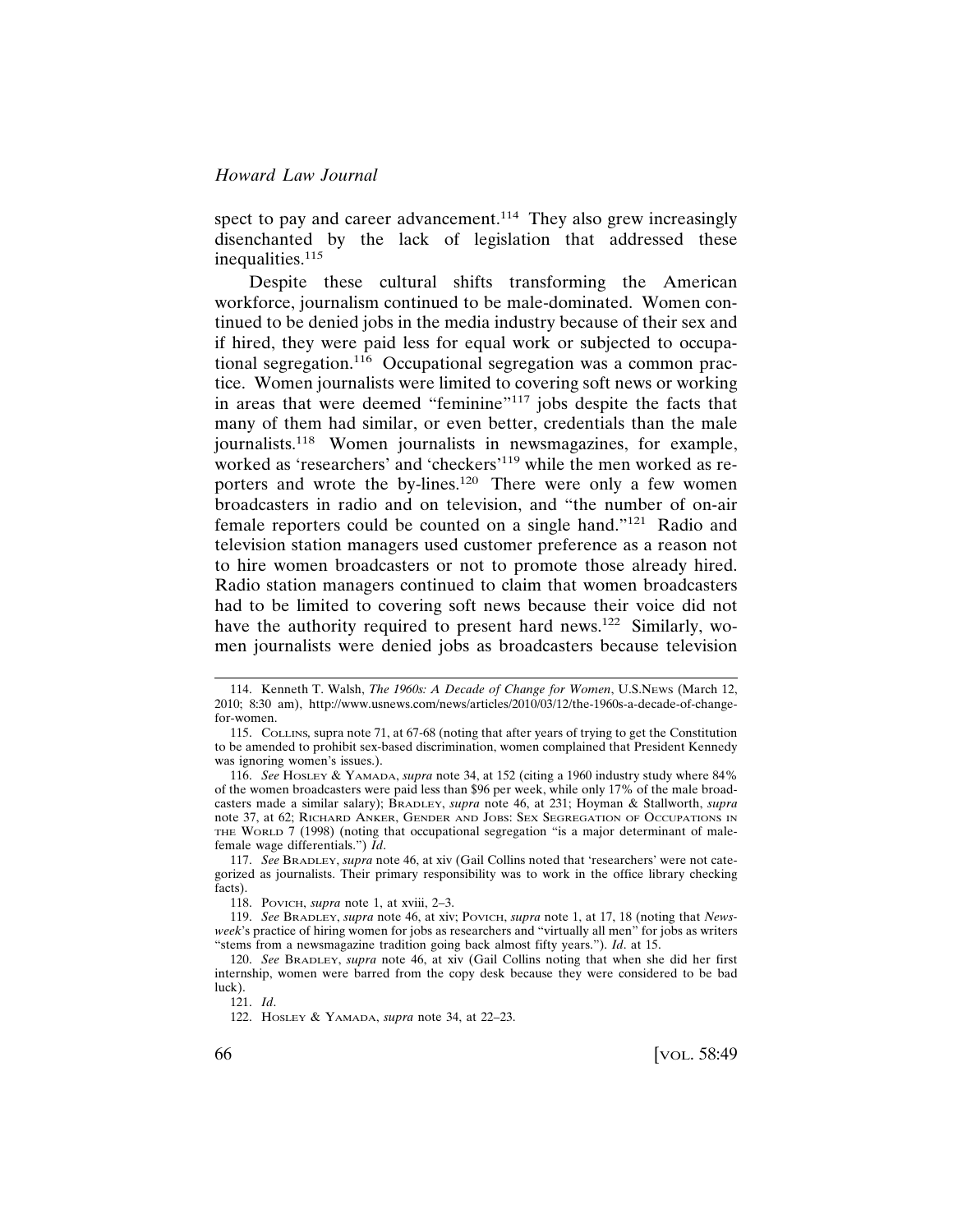spect to pay and career advancement.[114] They also grew increasingly disenchanted by the lack of legislation that addressed these inequalities.[115]

Despite these cultural shifts transforming the American workforce, journalism continued to be male-dominated. Women continued to be denied jobs in the media industry because of their sex and if hired, they were paid less for equal work or subjected to occupational segregation.[116] Occupational segregation was a common practice. Women journalists were limited to covering soft news or working in areas that were deemed "feminine"[117] jobs despite the facts that many of them had similar, or even better, credentials than the male journalists.[118] Women journalists in newsmagazines, for example, worked as 'researchers' and 'checkers'[119] while the men worked as reporters and wrote the by-lines.[120] There were only a few women broadcasters in radio and on television, and "the number of on-air female reporters could be counted on a single hand."[121] Radio and television station managers used customer preference as a reason not to hire women broadcasters or not to promote those already hired. Radio station managers continued to claim that women broadcasters had to be limited to covering soft news because their voice did not have the authority required to present hard news.[122] Similarly, women journalists were denied jobs as broadcasters because television

---

114. Kenneth T. Walsh, *The 1960s: A Decade of Change for Women*, U.S.NEWS (March 12, 2010; 8:30 am), http://www.usnews.com/news/articles/2010/03/12/the-1960s-a-decade-of-change-for-women.

115. COLLINS, supra note 71, at 67-68 (noting that after years of trying to get the Constitution to be amended to prohibit sex-based discrimination, women complained that President Kennedy was ignoring women's issues.).

116. *See* HOSLEY & YAMADA, *supra* note 34, at 152 (citing a 1960 industry study where 84% of the women broadcasters were paid less than $96 per week, while only 17% of the male broadcasters made a similar salary); BRADLEY, *supra* note 46, at 231; Hoyman & Stallworth, *supra* note 37, at 62; RICHARD ANKER, GENDER AND JOBS: SEX SEGREGATION OF OCCUPATIONS IN THE WORLD 7 (1998) (noting that occupational segregation "is a major determinant of male-female wage differentials.") *Id*.

117. *See* BRADLEY, *supra* note 46, at xiv (Gail Collins noted that 'researchers' were not categorized as journalists. Their primary responsibility was to work in the office library checking facts).

118. POVICH, *supra* note 1, at xviii, 2–3.

119. *See* BRADLEY, *supra* note 46, at xiv; POVICH, *supra* note 1, at 17, 18 (noting that *Newsweek*'s practice of hiring women for jobs as researchers and "virtually all men" for jobs as writers "stems from a newsmagazine tradition going back almost fifty years."). *Id*. at 15.

120. *See* BRADLEY, *supra* note 46, at xiv (Gail Collins noting that when she did her first internship, women were barred from the copy desk because they were considered to be bad luck).

121. *Id*.

122. HOSLEY & YAMADA, *supra* note 34, at 22–23.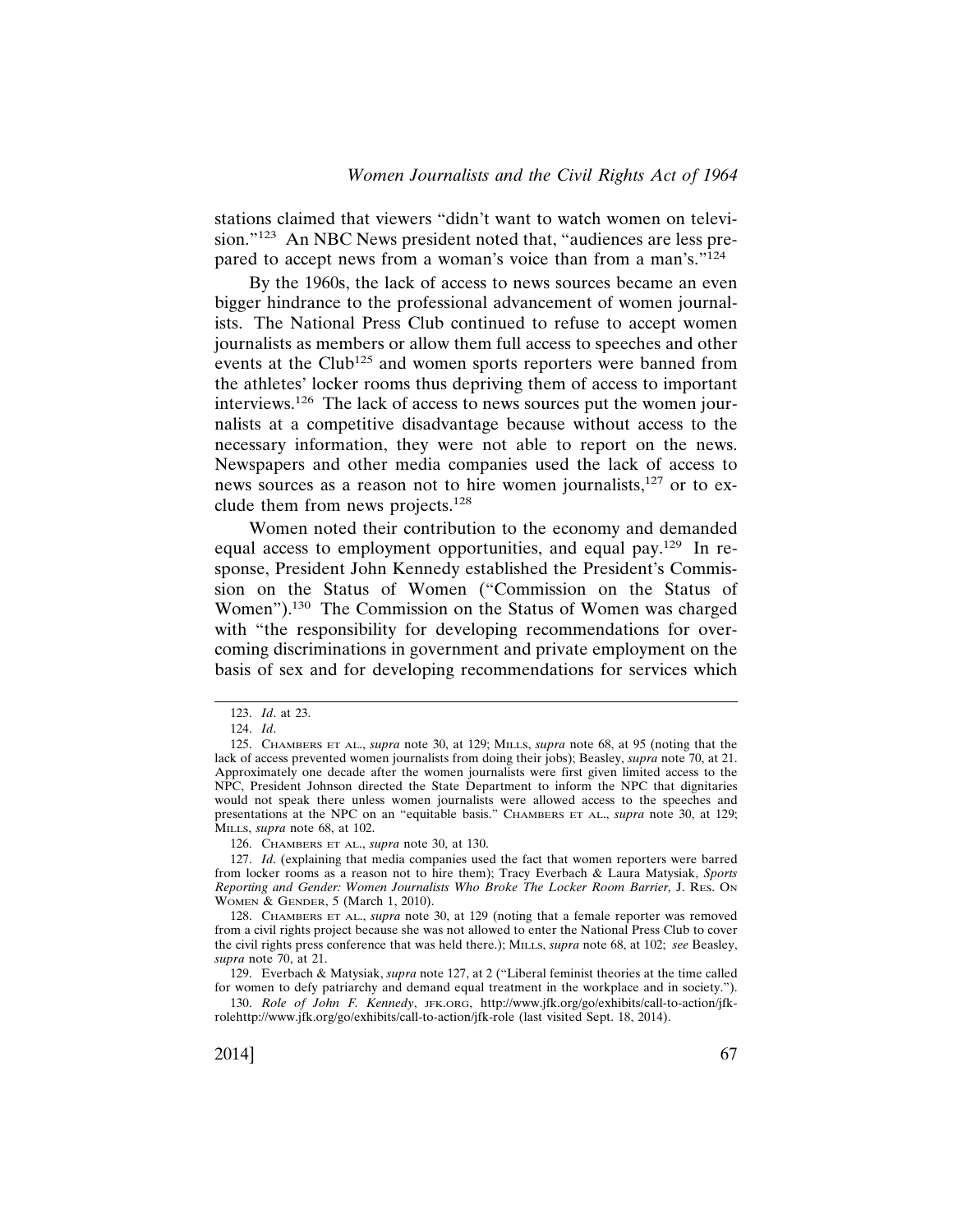stations claimed that viewers "didn't want to watch women on television."[123] An NBC News president noted that, "audiences are less prepared to accept news from a woman's voice than from a man's."[124]

By the 1960s, the lack of access to news sources became an even bigger hindrance to the professional advancement of women journalists. The National Press Club continued to refuse to accept women journalists as members or allow them full access to speeches and other events at the Club[125] and women sports reporters were banned from the athletes' locker rooms thus depriving them of access to important interviews.[126] The lack of access to news sources put the women journalists at a competitive disadvantage because without access to the necessary information, they were not able to report on the news. Newspapers and other media companies used the lack of access to news sources as a reason not to hire women journalists,[127] or to exclude them from news projects.[128]

Women noted their contribution to the economy and demanded equal access to employment opportunities, and equal pay.[129] In response, President John Kennedy established the President's Commission on the Status of Women ("Commission on the Status of Women").[130] The Commission on the Status of Women was charged with "the responsibility for developing recommendations for overcoming discriminations in government and private employment on the basis of sex and for developing recommendations for services which

---

123. *Id*. at 23.

124. *Id*.

125. CHAMBERS ET AL., *supra* note 30, at 129; MILLS, *supra* note 68, at 95 (noting that the lack of access prevented women journalists from doing their jobs); Beasley, *supra* note 70, at 21. Approximately one decade after the women journalists were first given limited access to the NPC, President Johnson directed the State Department to inform the NPC that dignitaries would not speak there unless women journalists were allowed access to the speeches and presentations at the NPC on an "equitable basis." CHAMBERS ET AL., *supra* note 30, at 129; MILLS, *supra* note 68, at 102.

126. CHAMBERS ET AL., *supra* note 30, at 130.

127. *Id*. (explaining that media companies used the fact that women reporters were barred from locker rooms as a reason not to hire them); Tracy Everbach & Laura Matysiak, *Sports Reporting and Gender: Women Journalists Who Broke The Locker Room Barrier,* J. RES. ON WOMEN & GENDER, 5 (March 1, 2010).

128. CHAMBERS ET AL., *supra* note 30, at 129 (noting that a female reporter was removed from a civil rights project because she was not allowed to enter the National Press Club to cover the civil rights press conference that was held there.); MILLS, *supra* note 68, at 102; *see* Beasley, *supra* note 70, at 21.

129. Everbach & Matysiak, *supra* note 127, at 2 ("Liberal feminist theories at the time called for women to defy patriarchy and demand equal treatment in the workplace and in society.").

130. *Role of John F. Kennedy*, JFK.ORG, http://www.jfk.org/go/exhibits/call-to-action/jfk-rolehttp://www.jfk.org/go/exhibits/call-to-action/jfk-role (last visited Sept. 18, 2014).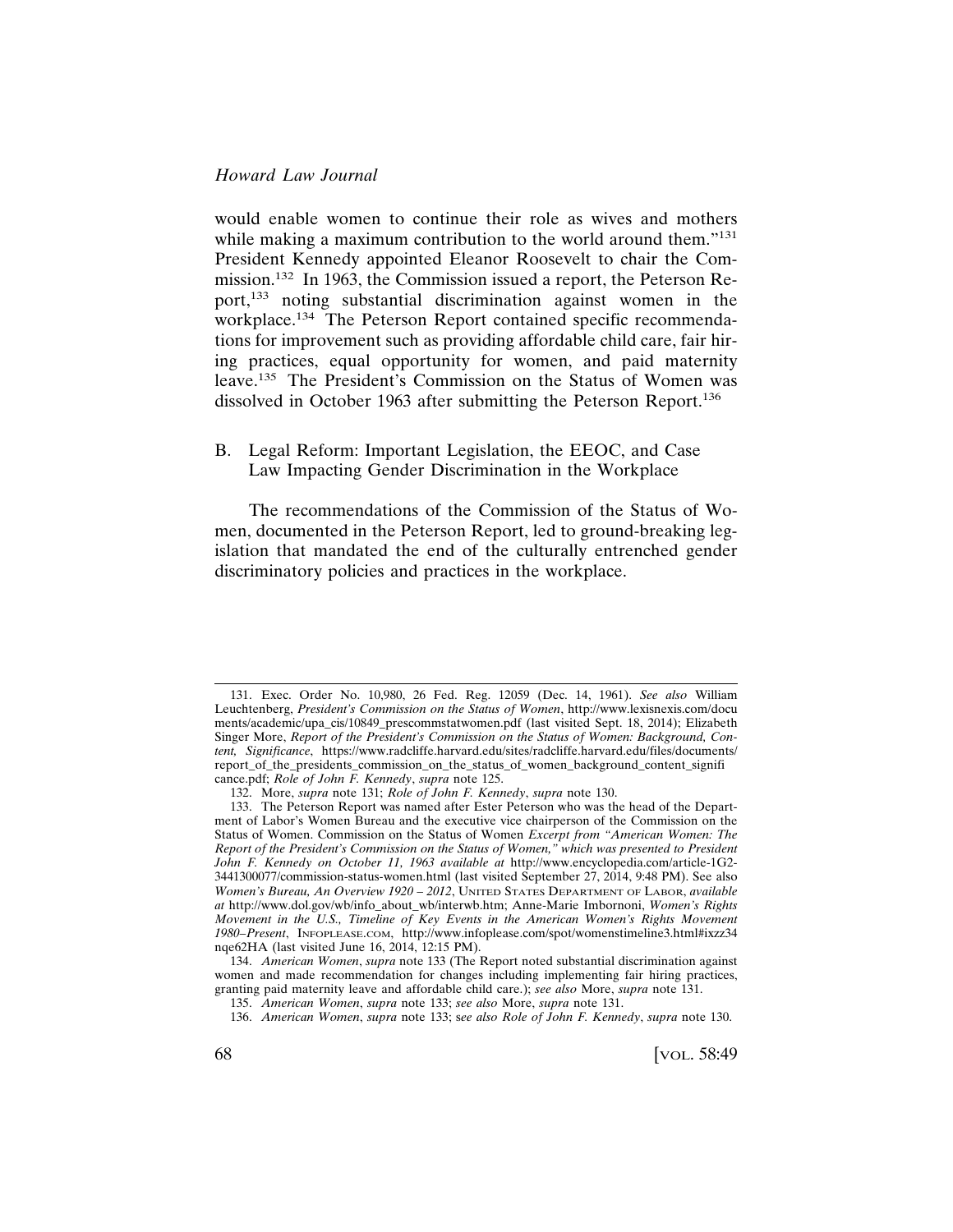would enable women to continue their role as wives and mothers while making a maximum contribution to the world around them."[131] President Kennedy appointed Eleanor Roosevelt to chair the Commission.[132] In 1963, the Commission issued a report, the Peterson Report,[133] noting substantial discrimination against women in the workplace.[134] The Peterson Report contained specific recommendations for improvement such as providing affordable child care, fair hiring practices, equal opportunity for women, and paid maternity leave.[135] The President's Commission on the Status of Women was dissolved in October 1963 after submitting the Peterson Report.[136]

### B. Legal Reform: Important Legislation, the EEOC, and Case Law Impacting Gender Discrimination in the Workplace

The recommendations of the Commission of the Status of Women, documented in the Peterson Report, led to ground-breaking legislation that mandated the end of the culturally entrenched gender discriminatory policies and practices in the workplace.

---

131. Exec. Order No. 10,980, 26 Fed. Reg. 12059 (Dec. 14, 1961). *See also* William Leuchtenberg, *President's Commission on the Status of Women*, http://www.lexisnexis.com/documents/academic/upa_cis/10849_prescommstatwomen.pdf (last visited Sept. 18, 2014); Elizabeth Singer More, *Report of the President's Commission on the Status of Women: Background, Content, Significance*, https://www.radcliffe.harvard.edu/sites/radcliffe.harvard.edu/files/documents/report_of_the_presidents_commission_on_the_status_of_women_background_content_significance.pdf; *Role of John F. Kennedy*, *supra* note 125.

132. More, *supra* note 131; *Role of John F. Kennedy*, *supra* note 130.

133. The Peterson Report was named after Ester Peterson who was the head of the Department of Labor's Women Bureau and the executive vice chairperson of the Commission on the Status of Women. Commission on the Status of Women *Excerpt from "American Women: The Report of the President's Commission on the Status of Women," which was presented to President John F. Kennedy on October 11, 1963 available at* http://www.encyclopedia.com/article-1G2-3441300077/commission-status-women.html (last visited September 27, 2014, 9:48 PM). See also *Women's Bureau, An Overview 1920 – 2012*, UNITED STATES DEPARTMENT OF LABOR, *available at* http://www.dol.gov/wb/info_about_wb/interwb.htm; Anne-Marie Imbornoni, *Women's Rights Movement in the U.S., Timeline of Key Events in the American Women's Rights Movement 1980–Present*, INFOPLEASE.COM, http://www.infoplease.com/spot/womenstimeline3.html#ixzz34nqe62HA (last visited June 16, 2014, 12:15 PM).

134. *American Women*, *supra* note 133 (The Report noted substantial discrimination against women and made recommendation for changes including implementing fair hiring practices, granting paid maternity leave and affordable child care.); *see also* More, *supra* note 131.

135. *American Women*, *supra* note 133; *see also* More, *supra* note 131.

136. *American Women*, *supra* note 133; s*ee also Role of John F. Kennedy*, *supra* note 130.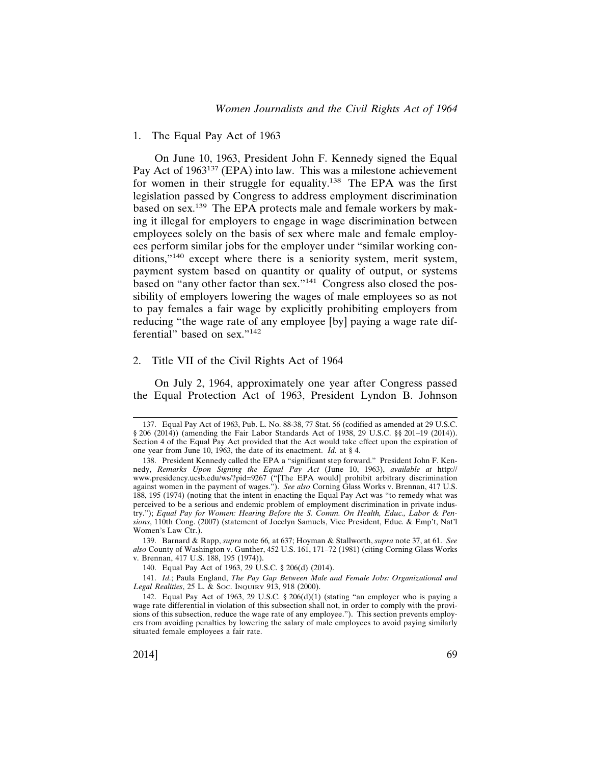### 1. The Equal Pay Act of 1963

On June 10, 1963, President John F. Kennedy signed the Equal Pay Act of 1963[137] (EPA) into law. This was a milestone achievement for women in their struggle for equality.[138] The EPA was the first legislation passed by Congress to address employment discrimination based on sex.[139] The EPA protects male and female workers by making it illegal for employers to engage in wage discrimination between employees solely on the basis of sex where male and female employees perform similar jobs for the employer under "similar working conditions,"[140] except where there is a seniority system, merit system, payment system based on quantity or quality of output, or systems based on "any other factor than sex."[141] Congress also closed the possibility of employers lowering the wages of male employees so as not to pay females a fair wage by explicitly prohibiting employers from reducing "the wage rate of any employee [by] paying a wage rate differential" based on sex."[142]

### 2. Title VII of the Civil Rights Act of 1964

On July 2, 1964, approximately one year after Congress passed the Equal Protection Act of 1963, President Lyndon B. Johnson

---

137. Equal Pay Act of 1963, Pub. L. No. 88-38, 77 Stat. 56 (codified as amended at 29 U.S.C. § 206 (2014)) (amending the Fair Labor Standards Act of 1938, 29 U.S.C. §§ 201–19 (2014)). Section 4 of the Equal Pay Act provided that the Act would take effect upon the expiration of one year from June 10, 1963, the date of its enactment. *Id.* at § 4.

138. President Kennedy called the EPA a "significant step forward." President John F. Kennedy, *Remarks Upon Signing the Equal Pay Act* (June 10, 1963), *available at* http://www.presidency.ucsb.edu/ws/?pid=9267 ("[The EPA would] prohibit arbitrary discrimination against women in the payment of wages."). *See also* Corning Glass Works v. Brennan, 417 U.S. 188, 195 (1974) (noting that the intent in enacting the Equal Pay Act was "to remedy what was perceived to be a serious and endemic problem of employment discrimination in private industry."); *Equal Pay for Women: Hearing Before the S. Comm. On Health, Educ., Labor & Pensions*, 110th Cong. (2007) (statement of Jocelyn Samuels, Vice President, Educ. & Emp't, Nat'l Women's Law Ctr.).

139. Barnard & Rapp, *supra* note 66, at 637; Hoyman & Stallworth, *supra* note 37, at 61. *See also* County of Washington v. Gunther, 452 U.S. 161, 171–72 (1981) (citing Corning Glass Works v. Brennan, 417 U.S. 188, 195 (1974)).

140. Equal Pay Act of 1963, 29 U.S.C. § 206(d) (2014).

141. *Id.*; Paula England, *The Pay Gap Between Male and Female Jobs: Organizational and Legal Realities*, 25 L. & Soc. Inquiry 913, 918 (2000).

142. Equal Pay Act of 1963, 29 U.S.C. § 206(d)(1) (stating "an employer who is paying a wage rate differential in violation of this subsection shall not, in order to comply with the provisions of this subsection, reduce the wage rate of any employee."). This section prevents employers from avoiding penalties by lowering the salary of male employees to avoid paying similarly situated female employees a fair rate.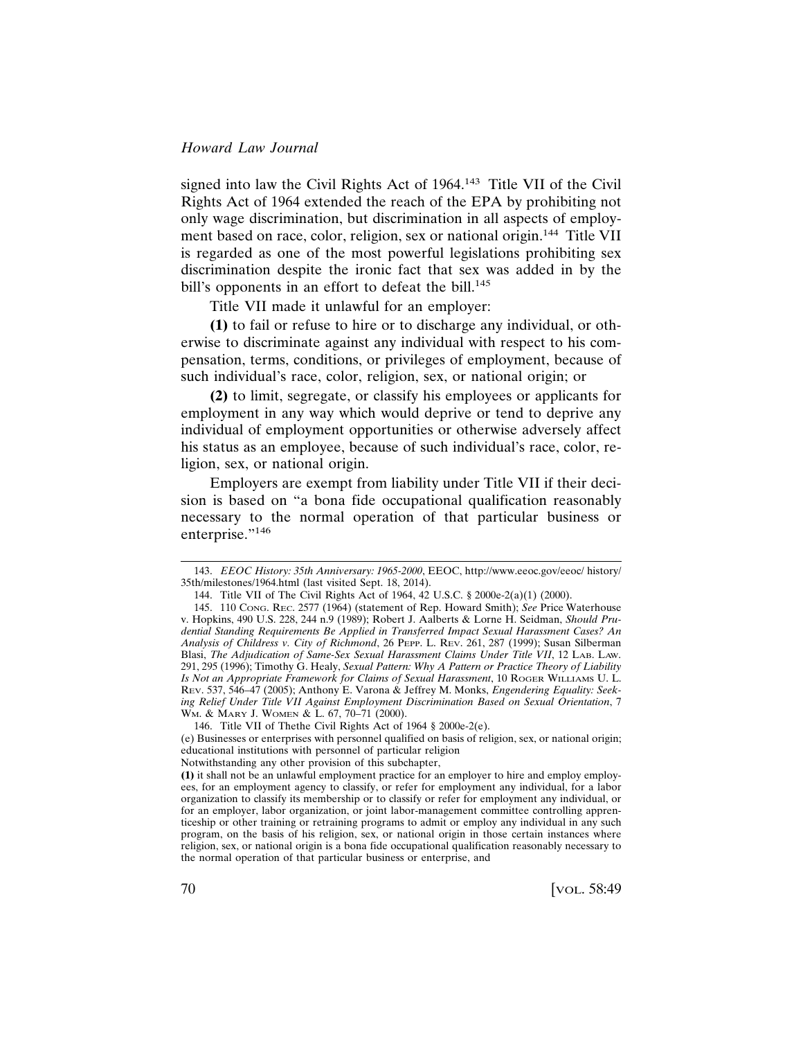signed into law the Civil Rights Act of 1964.[143] Title VII of the Civil Rights Act of 1964 extended the reach of the EPA by prohibiting not only wage discrimination, but discrimination in all aspects of employment based on race, color, religion, sex or national origin.[144] Title VII is regarded as one of the most powerful legislations prohibiting sex discrimination despite the ironic fact that sex was added in by the bill's opponents in an effort to defeat the bill.[145]

Title VII made it unlawful for an employer:

**(1)** to fail or refuse to hire or to discharge any individual, or otherwise to discriminate against any individual with respect to his compensation, terms, conditions, or privileges of employment, because of such individual's race, color, religion, sex, or national origin; or

**(2)** to limit, segregate, or classify his employees or applicants for employment in any way which would deprive or tend to deprive any individual of employment opportunities or otherwise adversely affect his status as an employee, because of such individual's race, color, religion, sex, or national origin.

Employers are exempt from liability under Title VII if their decision is based on "a bona fide occupational qualification reasonably necessary to the normal operation of that particular business or enterprise."[146]

---

143. *EEOC History: 35th Anniversary: 1965-2000*, EEOC, http://www.eeoc.gov/eeoc/ history/ 35th/milestones/1964.html (last visited Sept. 18, 2014).

144. Title VII of The Civil Rights Act of 1964, 42 U.S.C. § 2000e-2(a)(1) (2000).

145. 110 CONG. REC. 2577 (1964) (statement of Rep. Howard Smith); *See* Price Waterhouse v. Hopkins, 490 U.S. 228, 244 n.9 (1989); Robert J. Aalberts & Lorne H. Seidman, *Should Prudential Standing Requirements Be Applied in Transferred Impact Sexual Harassment Cases? An Analysis of Childress v. City of Richmond*, 26 PEPP. L. REV. 261, 287 (1999); Susan Silberman Blasi, *The Adjudication of Same-Sex Sexual Harassment Claims Under Title VII*, 12 LAB. LAW. 291, 295 (1996); Timothy G. Healy, *Sexual Pattern: Why A Pattern or Practice Theory of Liability Is Not an Appropriate Framework for Claims of Sexual Harassment*, 10 ROGER WILLIAMS U. L. REV. 537, 546–47 (2005); Anthony E. Varona & Jeffrey M. Monks, *Engendering Equality: Seeking Relief Under Title VII Against Employment Discrimination Based on Sexual Orientation*, 7 WM. & MARY J. WOMEN & L. 67, 70–71 (2000).

146. Title VII of Thethe Civil Rights Act of 1964 § 2000e-2(e).

(e) Businesses or enterprises with personnel qualified on basis of religion, sex, or national origin; educational institutions with personnel of particular religion

Notwithstanding any other provision of this subchapter,

**(1)** it shall not be an unlawful employment practice for an employer to hire and employ employees, for an employment agency to classify, or refer for employment any individual, for a labor organization to classify its membership or to classify or refer for employment any individual, or for an employer, labor organization, or joint labor-management committee controlling apprenticeship or other training or retraining programs to admit or employ any individual in any such program, on the basis of his religion, sex, or national origin in those certain instances where religion, sex, or national origin is a bona fide occupational qualification reasonably necessary to the normal operation of that particular business or enterprise, and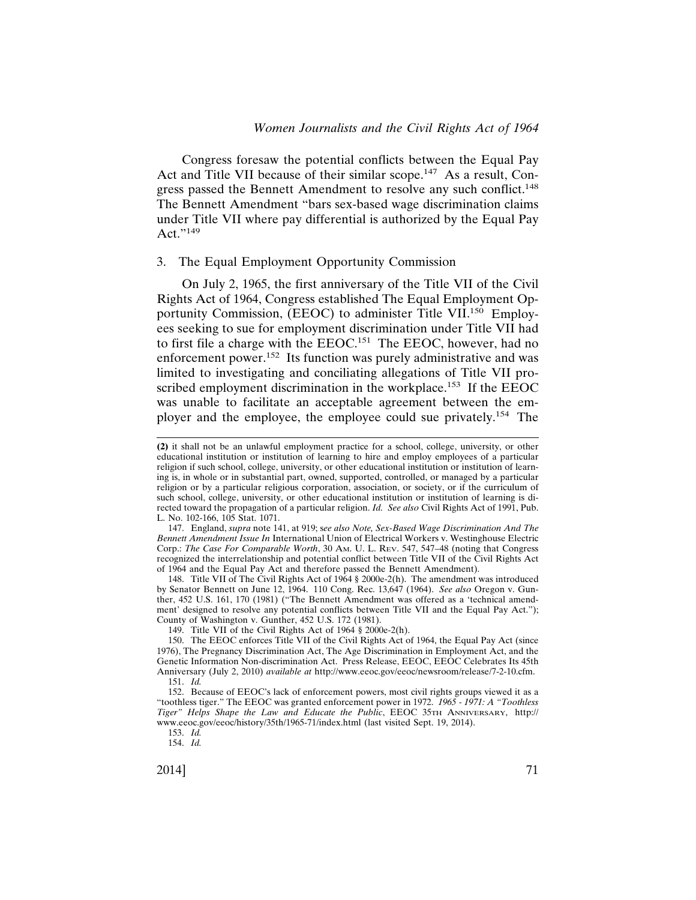Congress foresaw the potential conflicts between the Equal Pay Act and Title VII because of their similar scope.[147] As a result, Congress passed the Bennett Amendment to resolve any such conflict.[148] The Bennett Amendment "bars sex-based wage discrimination claims under Title VII where pay differential is authorized by the Equal Pay Act."[149]

### 3. The Equal Employment Opportunity Commission

On July 2, 1965, the first anniversary of the Title VII of the Civil Rights Act of 1964, Congress established The Equal Employment Opportunity Commission, (EEOC) to administer Title VII.[150] Employees seeking to sue for employment discrimination under Title VII had to first file a charge with the EEOC.[151] The EEOC, however, had no enforcement power.[152] Its function was purely administrative and was limited to investigating and conciliating allegations of Title VII proscribed employment discrimination in the workplace.[153] If the EEOC was unable to facilitate an acceptable agreement between the employer and the employee, the employee could sue privately.[154] The

---

**(2)** it shall not be an unlawful employment practice for a school, college, university, or other educational institution or institution of learning to hire and employ employees of a particular religion if such school, college, university, or other educational institution or institution of learning is, in whole or in substantial part, owned, supported, controlled, or managed by a particular religion or by a particular religious corporation, association, or society, or if the curriculum of such school, college, university, or other educational institution or institution of learning is directed toward the propagation of a particular religion. *Id. See also* Civil Rights Act of 1991, Pub. L. No. 102-166, 105 Stat. 1071.

147. England, *supra* note 141, at 919; s*ee also Note, Sex-Based Wage Discrimination And The Bennett Amendment Issue In* International Union of Electrical Workers v. Westinghouse Electric Corp.: *The Case For Comparable Worth*, 30 Am. U. L. Rev. 547, 547–48 (noting that Congress recognized the interrelationship and potential conflict between Title VII of the Civil Rights Act of 1964 and the Equal Pay Act and therefore passed the Bennett Amendment).

148. Title VII of The Civil Rights Act of 1964 § 2000e-2(h). The amendment was introduced by Senator Bennett on June 12, 1964. 110 Cong. Rec. 13,647 (1964). *See also* Oregon v. Gunther, 452 U.S. 161, 170 (1981) ("The Bennett Amendment was offered as a 'technical amendment' designed to resolve any potential conflicts between Title VII and the Equal Pay Act."); County of Washington v. Gunther, 452 U.S. 172 (1981).

149. Title VII of the Civil Rights Act of 1964 § 2000e-2(h).

150. The EEOC enforces Title VII of the Civil Rights Act of 1964, the Equal Pay Act (since 1976), The Pregnancy Discrimination Act, The Age Discrimination in Employment Act, and the Genetic Information Non-discrimination Act. Press Release, EEOC, EEOC Celebrates Its 45th Anniversary (July 2, 2010) *available at* http://www.eeoc.gov/eeoc/newsroom/release/7-2-10.cfm.

151. *Id.*

152. Because of EEOC's lack of enforcement powers, most civil rights groups viewed it as a "toothless tiger." The EEOC was granted enforcement power in 1972. *1965 - 1971: A "Toothless Tiger" Helps Shape the Law and Educate the Public*, EEOC 35th Anniversary, http://www.eeoc.gov/eeoc/history/35th/1965-71/index.html (last visited Sept. 19, 2014).

153. *Id.*

154. *Id.*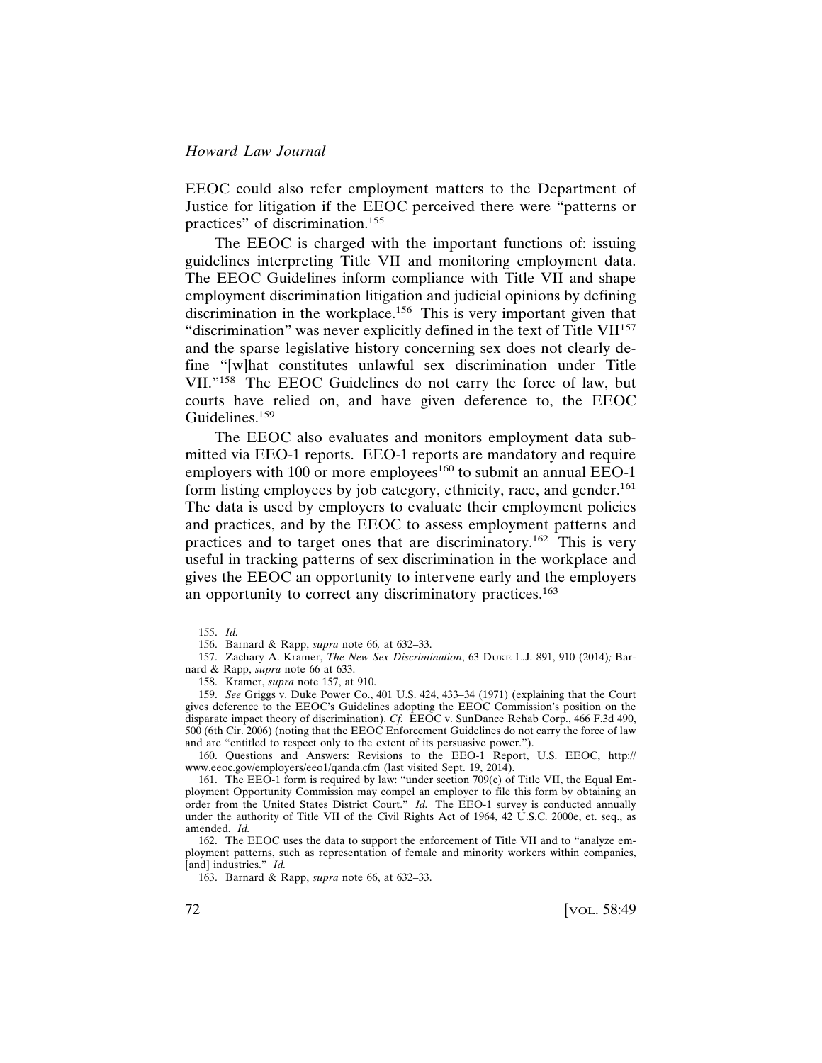EEOC could also refer employment matters to the Department of Justice for litigation if the EEOC perceived there were "patterns or practices" of discrimination.[155]

The EEOC is charged with the important functions of: issuing guidelines interpreting Title VII and monitoring employment data. The EEOC Guidelines inform compliance with Title VII and shape employment discrimination litigation and judicial opinions by defining discrimination in the workplace.[156] This is very important given that "discrimination" was never explicitly defined in the text of Title VII[157] and the sparse legislative history concerning sex does not clearly define "[w]hat constitutes unlawful sex discrimination under Title VII."[158] The EEOC Guidelines do not carry the force of law, but courts have relied on, and have given deference to, the EEOC Guidelines.[159]

The EEOC also evaluates and monitors employment data submitted via EEO-1 reports. EEO-1 reports are mandatory and require employers with 100 or more employees[160] to submit an annual EEO-1 form listing employees by job category, ethnicity, race, and gender.[161] The data is used by employers to evaluate their employment policies and practices, and by the EEOC to assess employment patterns and practices and to target ones that are discriminatory.[162] This is very useful in tracking patterns of sex discrimination in the workplace and gives the EEOC an opportunity to intervene early and the employers an opportunity to correct any discriminatory practices.[163]

---

155. *Id.*

156. Barnard & Rapp, *supra* note 66*,* at 632–33.

157. Zachary A. Kramer, *The New Sex Discrimination*, 63 DUKE L.J. 891, 910 (2014)*;* Barnard & Rapp, *supra* note 66 at 633.

158. Kramer, *supra* note 157, at 910.

159. *See* Griggs v. Duke Power Co., 401 U.S. 424, 433–34 (1971) (explaining that the Court gives deference to the EEOC's Guidelines adopting the EEOC Commission's position on the disparate impact theory of discrimination). *Cf.* EEOC v. SunDance Rehab Corp., 466 F.3d 490, 500 (6th Cir. 2006) (noting that the EEOC Enforcement Guidelines do not carry the force of law and are "entitled to respect only to the extent of its persuasive power.").

160. Questions and Answers: Revisions to the EEO-1 Report, U.S. EEOC, http://www.eeoc.gov/employers/eeo1/qanda.cfm (last visited Sept. 19, 2014).

161. The EEO-1 form is required by law: "under section 709(c) of Title VII, the Equal Employment Opportunity Commission may compel an employer to file this form by obtaining an order from the United States District Court." *Id.* The EEO-1 survey is conducted annually under the authority of Title VII of the Civil Rights Act of 1964, 42 U.S.C. 2000e, et. seq., as amended. *Id.*

162. The EEOC uses the data to support the enforcement of Title VII and to "analyze employment patterns, such as representation of female and minority workers within companies, [and] industries." *Id.*

163. Barnard & Rapp, *supra* note 66, at 632–33.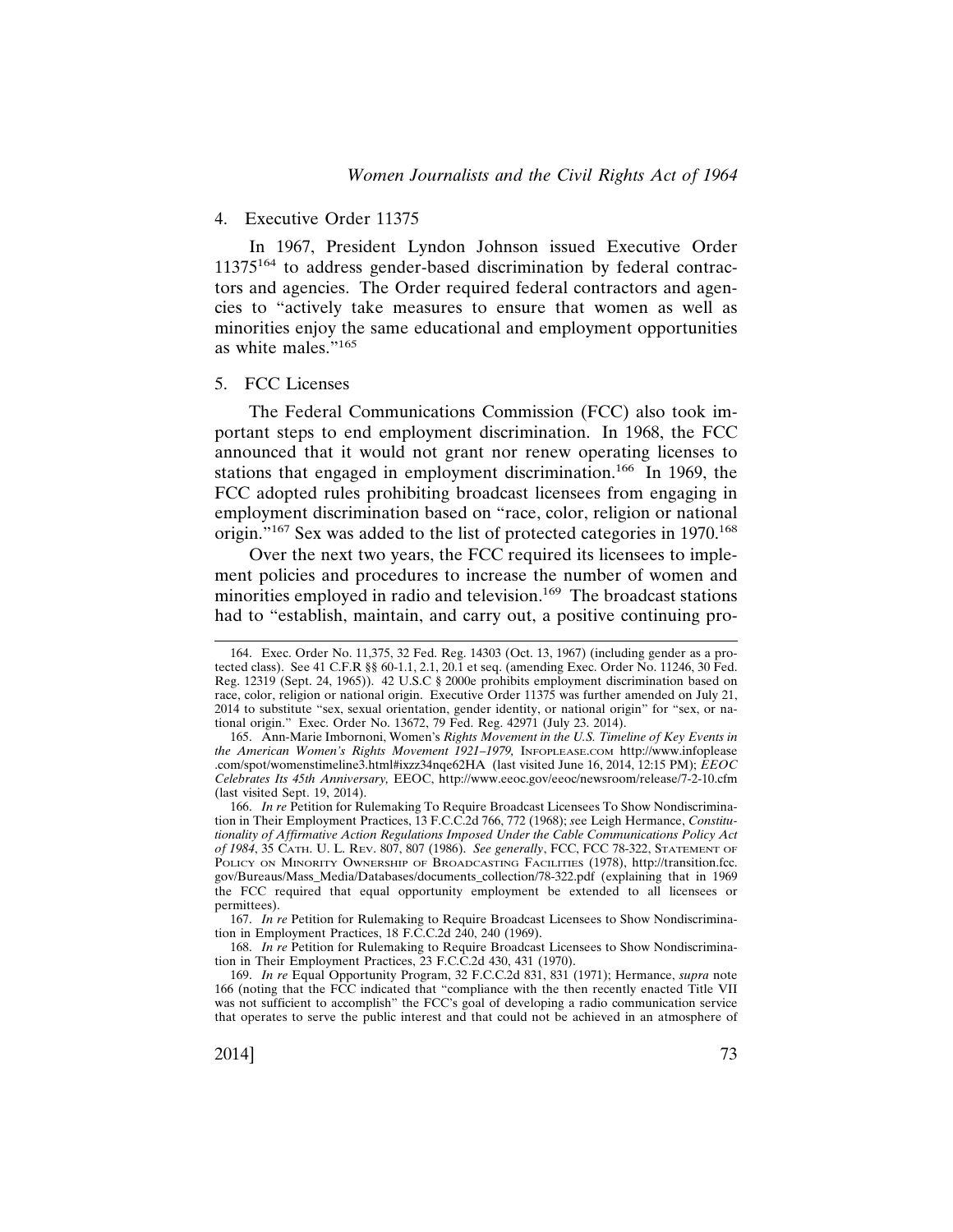4. Executive Order 11375

In 1967, President Lyndon Johnson issued Executive Order 11375[164] to address gender-based discrimination by federal contractors and agencies. The Order required federal contractors and agencies to "actively take measures to ensure that women as well as minorities enjoy the same educational and employment opportunities as white males."[165]

5. FCC Licenses

The Federal Communications Commission (FCC) also took important steps to end employment discrimination. In 1968, the FCC announced that it would not grant nor renew operating licenses to stations that engaged in employment discrimination.[166] In 1969, the FCC adopted rules prohibiting broadcast licensees from engaging in employment discrimination based on "race, color, religion or national origin."[167] Sex was added to the list of protected categories in 1970.[168]

Over the next two years, the FCC required its licensees to implement policies and procedures to increase the number of women and minorities employed in radio and television.[169] The broadcast stations had to "establish, maintain, and carry out, a positive continuing pro-

---

164. Exec. Order No. 11,375, 32 Fed. Reg. 14303 (Oct. 13, 1967) (including gender as a protected class). See 41 C.F.R §§ 60-1.1, 2.1, 20.1 et seq. (amending Exec. Order No. 11246, 30 Fed. Reg. 12319 (Sept. 24, 1965)). 42 U.S.C § 2000e prohibits employment discrimination based on race, color, religion or national origin. Executive Order 11375 was further amended on July 21, 2014 to substitute "sex, sexual orientation, gender identity, or national origin" for "sex, or national origin." Exec. Order No. 13672, 79 Fed. Reg. 42971 (July 23. 2014).

165. Ann-Marie Imbornoni, Women's *Rights Movement in the U.S. Timeline of Key Events in the American Women's Rights Movement 1921–1979,* INFOPLEASE.COM http://www.infoplease.com/spot/womenstimeline3.html#ixzz34nqe62HA (last visited June 16, 2014, 12:15 PM); *EEOC Celebrates Its 45th Anniversary,* EEOC, http://www.eeoc.gov/eeoc/newsroom/release/7-2-10.cfm (last visited Sept. 19, 2014).

166. *In re* Petition for Rulemaking To Require Broadcast Licensees To Show Nondiscrimination in Their Employment Practices, 13 F.C.C.2d 766, 772 (1968); *s*ee Leigh Hermance, *Constitutionality of Affirmative Action Regulations Imposed Under the Cable Communications Policy Act of 1984*, 35 CATH. U. L. REV. 807, 807 (1986). *See generally*, FCC, FCC 78-322, STATEMENT OF POLICY ON MINORITY OWNERSHIP OF BROADCASTING FACILITIES (1978), http://transition.fcc.gov/Bureaus/Mass_Media/Databases/documents_collection/78-322.pdf (explaining that in 1969 the FCC required that equal opportunity employment be extended to all licensees or permittees).

167. *In re* Petition for Rulemaking to Require Broadcast Licensees to Show Nondiscrimination in Employment Practices, 18 F.C.C.2d 240, 240 (1969).

168. *In re* Petition for Rulemaking to Require Broadcast Licensees to Show Nondiscrimination in Their Employment Practices, 23 F.C.C.2d 430, 431 (1970).

169. *In re* Equal Opportunity Program, 32 F.C.C.2d 831, 831 (1971); Hermance, *supra* note 166 (noting that the FCC indicated that "compliance with the then recently enacted Title VII was not sufficient to accomplish" the FCC's goal of developing a radio communication service that operates to serve the public interest and that could not be achieved in an atmosphere of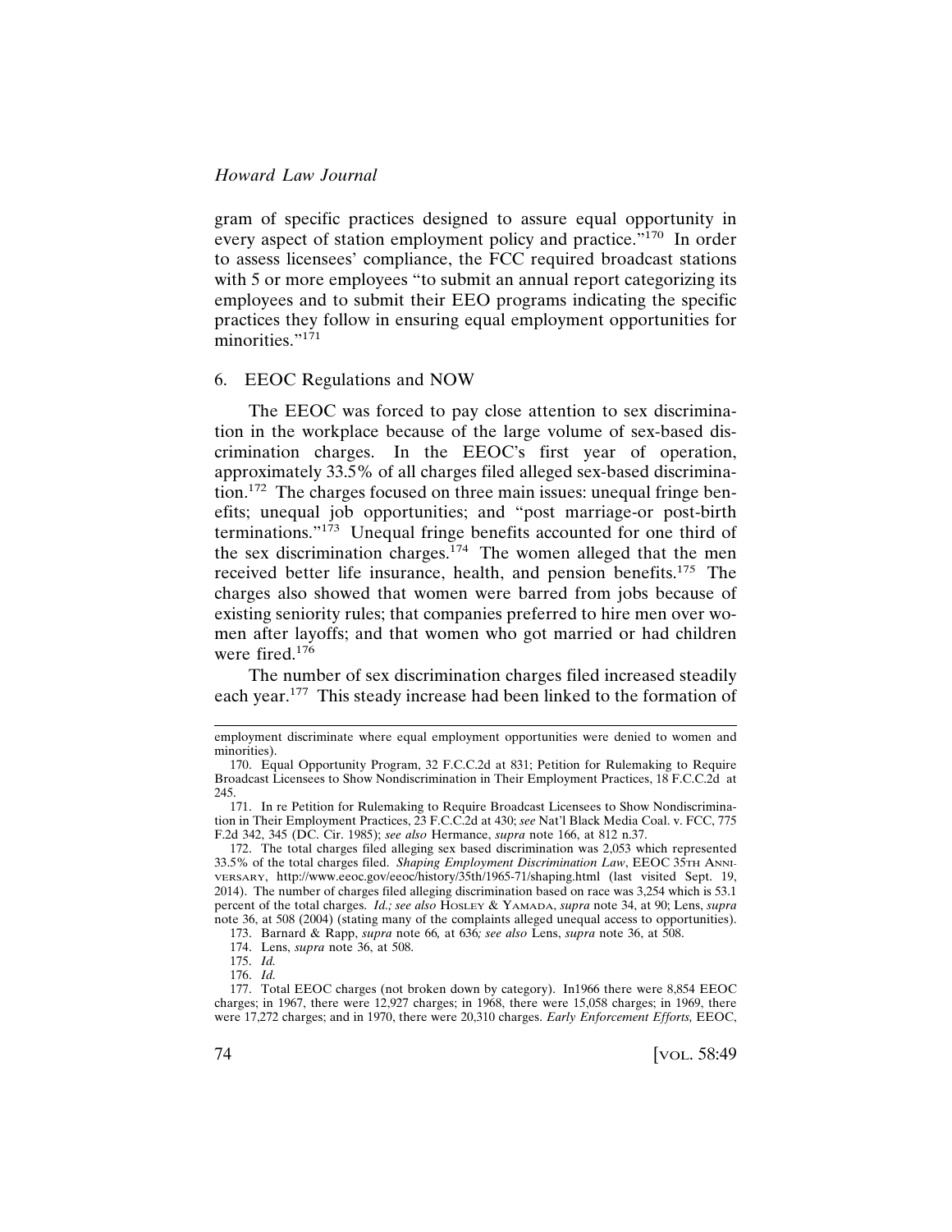gram of specific practices designed to assure equal opportunity in every aspect of station employment policy and practice."[170] In order to assess licensees' compliance, the FCC required broadcast stations with 5 or more employees "to submit an annual report categorizing its employees and to submit their EEO programs indicating the specific practices they follow in ensuring equal employment opportunities for minorities."[171]

### 6. EEOC Regulations and NOW

The EEOC was forced to pay close attention to sex discrimination in the workplace because of the large volume of sex-based discrimination charges. In the EEOC's first year of operation, approximately 33.5% of all charges filed alleged sex-based discrimination.[172] The charges focused on three main issues: unequal fringe benefits; unequal job opportunities; and "post marriage-or post-birth terminations."[173] Unequal fringe benefits accounted for one third of the sex discrimination charges.[174] The women alleged that the men received better life insurance, health, and pension benefits.[175] The charges also showed that women were barred from jobs because of existing seniority rules; that companies preferred to hire men over women after layoffs; and that women who got married or had children were fired.[176]

The number of sex discrimination charges filed increased steadily each year.[177] This steady increase had been linked to the formation of

---

employment discriminate where equal employment opportunities were denied to women and minorities).

170. Equal Opportunity Program, 32 F.C.C.2d at 831; Petition for Rulemaking to Require Broadcast Licensees to Show Nondiscrimination in Their Employment Practices, 18 F.C.C.2d at 245.

171. In re Petition for Rulemaking to Require Broadcast Licensees to Show Nondiscrimination in Their Employment Practices, 23 F.C.C.2d at 430; *see* Nat'l Black Media Coal. v. FCC, 775 F.2d 342, 345 (DC. Cir. 1985); *see also* Hermance, *supra* note 166, at 812 n.37.

172. The total charges filed alleging sex based discrimination was 2,053 which represented 33.5% of the total charges filed. *Shaping Employment Discrimination Law*, EEOC 35TH ANNIVERSARY, http://www.eeoc.gov/eeoc/history/35th/1965-71/shaping.html (last visited Sept. 19, 2014). The number of charges filed alleging discrimination based on race was 3,254 which is 53.1 percent of the total charges. *Id.; see also* HOSLEY & YAMADA, *supra* note 34, at 90; Lens, *supra* note 36, at 508 (2004) (stating many of the complaints alleged unequal access to opportunities).

173. Barnard & Rapp, *supra* note 66*,* at 636*; see also* Lens, *supra* note 36, at 508.

174. Lens, *supra* note 36, at 508.

175. *Id.*

176. *Id.*

177. Total EEOC charges (not broken down by category). In1966 there were 8,854 EEOC charges; in 1967, there were 12,927 charges; in 1968, there were 15,058 charges; in 1969, there were 17,272 charges; and in 1970, there were 20,310 charges. *Early Enforcement Efforts,* EEOC,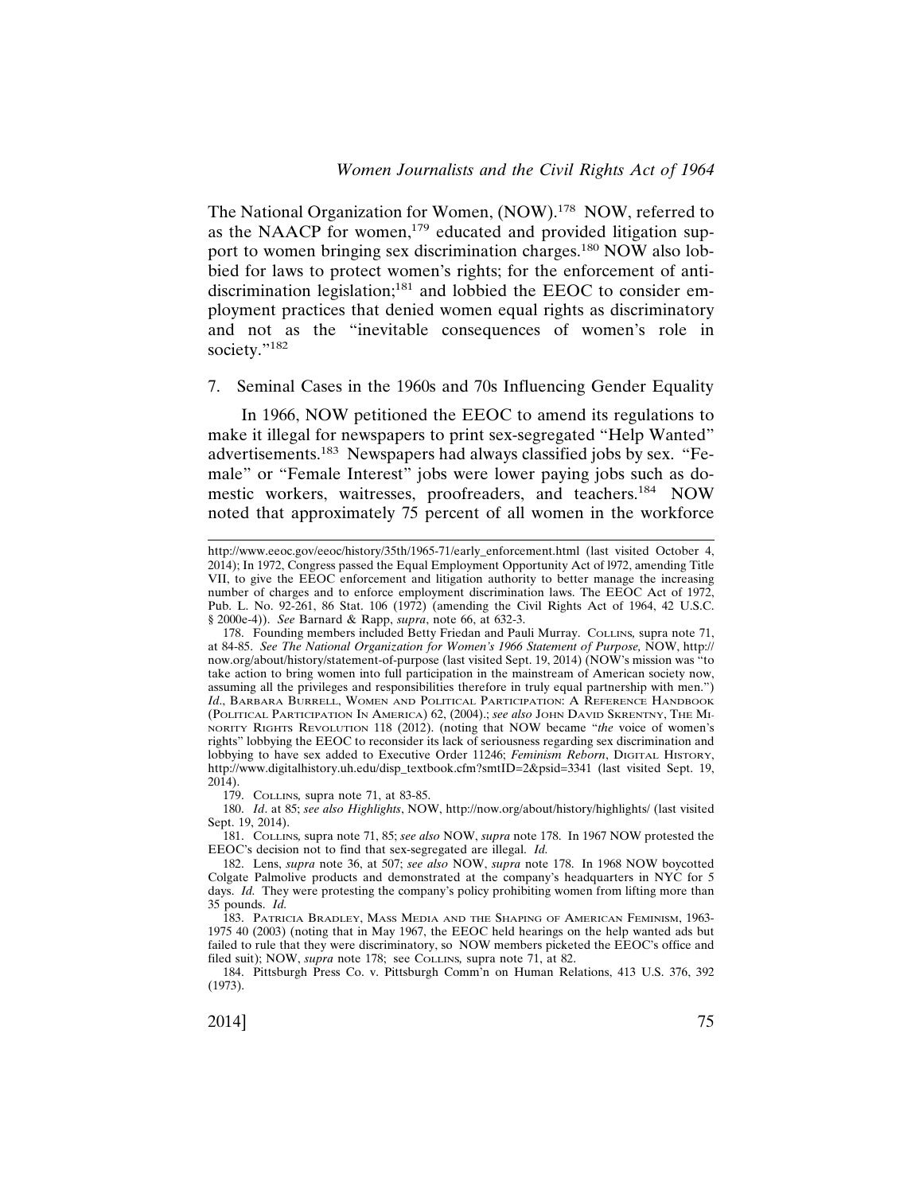The National Organization for Women, (NOW).[178] NOW, referred to as the NAACP for women,[179] educated and provided litigation support to women bringing sex discrimination charges.[180] NOW also lobbied for laws to protect women's rights; for the enforcement of anti-discrimination legislation;[181] and lobbied the EEOC to consider employment practices that denied women equal rights as discriminatory and not as the "inevitable consequences of women's role in society."[182]

## 7. Seminal Cases in the 1960s and 70s Influencing Gender Equality

In 1966, NOW petitioned the EEOC to amend its regulations to make it illegal for newspapers to print sex-segregated "Help Wanted" advertisements.[183] Newspapers had always classified jobs by sex. "Female" or "Female Interest" jobs were lower paying jobs such as domestic workers, waitresses, proofreaders, and teachers.[184] NOW noted that approximately 75 percent of all women in the workforce

---

http://www.eeoc.gov/eeoc/history/35th/1965-71/early_enforcement.html (last visited October 4, 2014); In 1972, Congress passed the Equal Employment Opportunity Act of l972, amending Title VII, to give the EEOC enforcement and litigation authority to better manage the increasing number of charges and to enforce employment discrimination laws. The EEOC Act of 1972, Pub. L. No. 92-261, 86 Stat. 106 (1972) (amending the Civil Rights Act of 1964, 42 U.S.C. § 2000e-4)). *See* Barnard & Rapp, *supra*, note 66, at 632-3.

178. Founding members included Betty Friedan and Pauli Murray. Collins*,* supra note 71, at 84-85. *See The National Organization for Women's 1966 Statement of Purpose,* NOW, http://now.org/about/history/statement-of-purpose (last visited Sept. 19, 2014) (NOW's mission was "to take action to bring women into full participation in the mainstream of American society now, assuming all the privileges and responsibilities therefore in truly equal partnership with men.") *Id*., Barbara Burrell, Women and Political Participation: A Reference Handbook (Political Participation In America) 62, (2004).; *see also* John David Skrentny, The Minority Rights Revolution 118 (2012). (noting that NOW became "*the* voice of women's rights" lobbying the EEOC to reconsider its lack of seriousness regarding sex discrimination and lobbying to have sex added to Executive Order 11246; *Feminism Reborn*, Digital History, http://www.digitalhistory.uh.edu/disp_textbook.cfm?smtID=2&psid=3341 (last visited Sept. 19, 2014).

179. Collins*,* supra note 71, at 83-85.

180. *Id*. at 85; *see also Highlights*, NOW, http://now.org/about/history/highlights/ (last visited Sept. 19, 2014).

181. Collins*,* supra note 71, 85; *see also* NOW, *supra* note 178. In 1967 NOW protested the EEOC's decision not to find that sex-segregated are illegal. *Id.*

182. Lens, *supra* note 36, at 507; *see also* NOW, *supra* note 178. In 1968 NOW boycotted Colgate Palmolive products and demonstrated at the company's headquarters in NYC for 5 days. *Id.* They were protesting the company's policy prohibiting women from lifting more than 35 pounds. *Id.*

183. Patricia Bradley, Mass Media and the Shaping of American Feminism, 1963-1975 40 (2003) (noting that in May 1967, the EEOC held hearings on the help wanted ads but failed to rule that they were discriminatory, so NOW members picketed the EEOC's office and filed suit); NOW, *supra* note 178; see Collins*,* supra note 71, at 82.

184. Pittsburgh Press Co. v. Pittsburgh Comm'n on Human Relations, 413 U.S. 376, 392 (1973).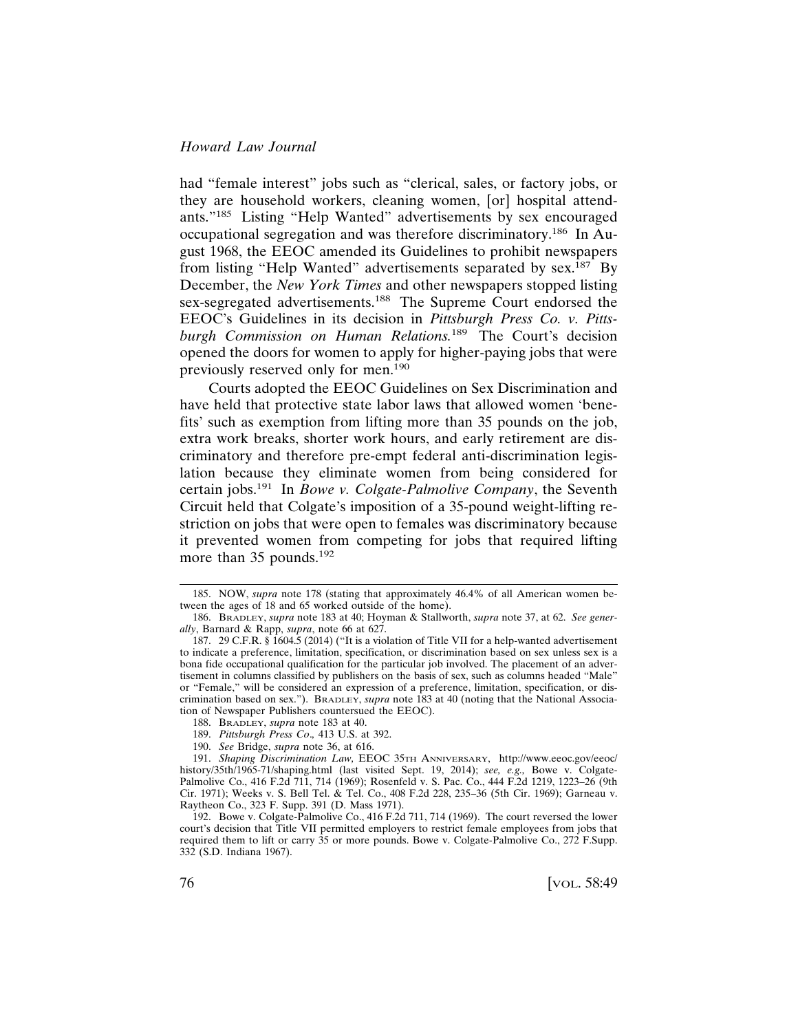had "female interest" jobs such as "clerical, sales, or factory jobs, or they are household workers, cleaning women, [or] hospital attendants."[185] Listing "Help Wanted" advertisements by sex encouraged occupational segregation and was therefore discriminatory.[186] In August 1968, the EEOC amended its Guidelines to prohibit newspapers from listing "Help Wanted" advertisements separated by sex.[187] By December, the *New York Times* and other newspapers stopped listing sex-segregated advertisements.[188] The Supreme Court endorsed the EEOC's Guidelines in its decision in *Pittsburgh Press Co. v. Pittsburgh Commission on Human Relations.*[189] The Court's decision opened the doors for women to apply for higher-paying jobs that were previously reserved only for men.[190]

Courts adopted the EEOC Guidelines on Sex Discrimination and have held that protective state labor laws that allowed women 'benefits' such as exemption from lifting more than 35 pounds on the job, extra work breaks, shorter work hours, and early retirement are discriminatory and therefore pre-empt federal anti-discrimination legislation because they eliminate women from being considered for certain jobs.[191] In *Bowe v. Colgate-Palmolive Company*, the Seventh Circuit held that Colgate's imposition of a 35-pound weight-lifting restriction on jobs that were open to females was discriminatory because it prevented women from competing for jobs that required lifting more than 35 pounds.[192]

---

185. NOW, *supra* note 178 (stating that approximately 46.4% of all American women between the ages of 18 and 65 worked outside of the home).

186. BRADLEY, *supra* note 183 at 40; Hoyman & Stallworth, *supra* note 37, at 62. *See generally*, Barnard & Rapp, *supra*, note 66 at 627.

187. 29 C.F.R. § 1604.5 (2014) ("It is a violation of Title VII for a help-wanted advertisement to indicate a preference, limitation, specification, or discrimination based on sex unless sex is a bona fide occupational qualification for the particular job involved. The placement of an advertisement in columns classified by publishers on the basis of sex, such as columns headed "Male" or "Female," will be considered an expression of a preference, limitation, specification, or discrimination based on sex."). BRADLEY, *supra* note 183 at 40 (noting that the National Association of Newspaper Publishers countersued the EEOC).

188. BRADLEY, *supra* note 183 at 40.

189. *Pittsburgh Press Co.,* 413 U.S. at 392.

190. *See* Bridge, *supra* note 36, at 616.

191. *Shaping Discrimination Law,* EEOC 35TH ANNIVERSARY, http://www.eeoc.gov/eeoc/history/35th/1965-71/shaping.html (last visited Sept. 19, 2014); *see, e.g.,* Bowe v. Colgate-Palmolive Co., 416 F.2d 711, 714 (1969); Rosenfeld v. S. Pac. Co., 444 F.2d 1219, 1223–26 (9th Cir. 1971); Weeks v. S. Bell Tel. & Tel. Co., 408 F.2d 228, 235–36 (5th Cir. 1969); Garneau v. Raytheon Co., 323 F. Supp. 391 (D. Mass 1971).

192. Bowe v. Colgate-Palmolive Co., 416 F.2d 711, 714 (1969). The court reversed the lower court's decision that Title VII permitted employers to restrict female employees from jobs that required them to lift or carry 35 or more pounds. Bowe v. Colgate-Palmolive Co., 272 F.Supp. 332 (S.D. Indiana 1967).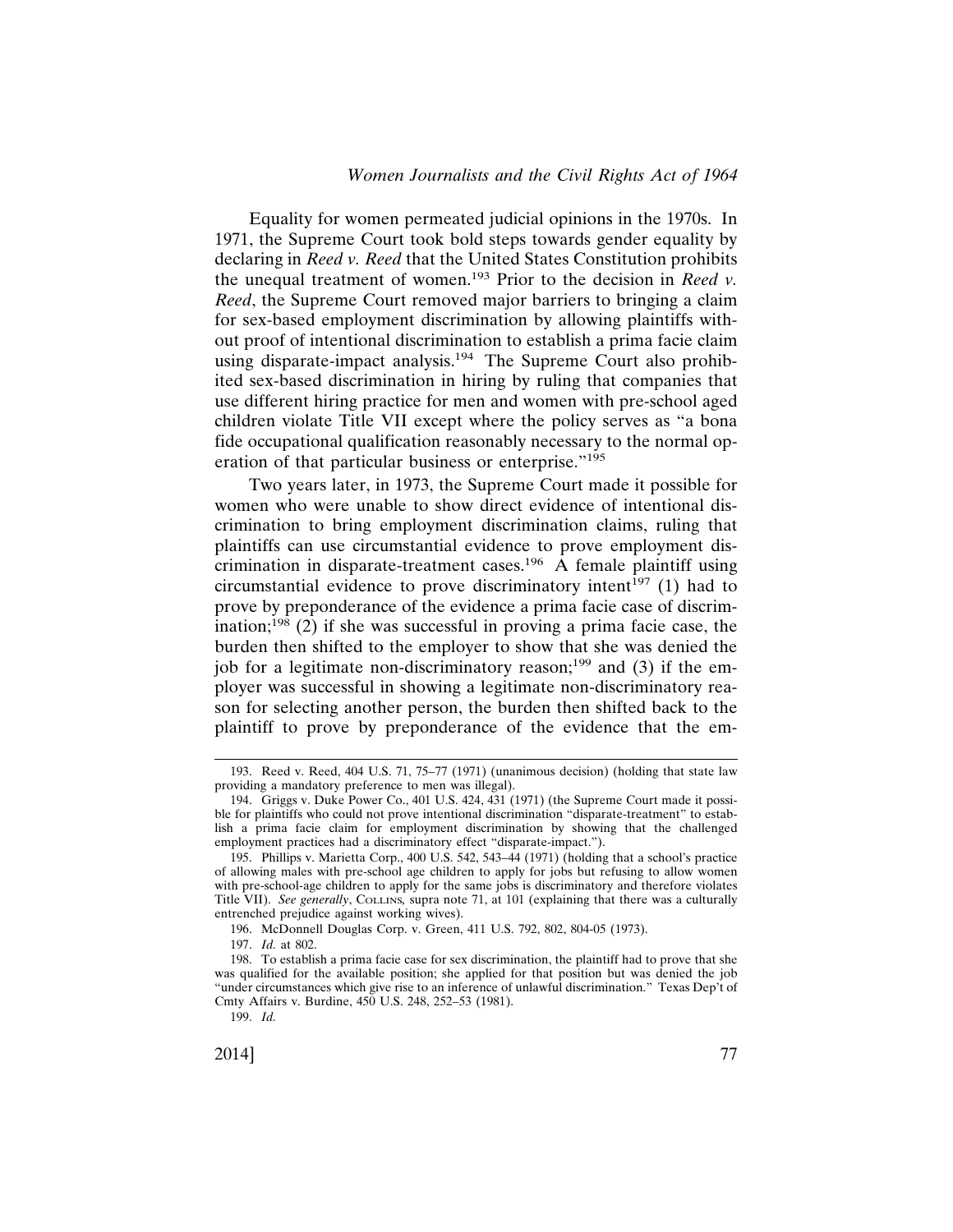Equality for women permeated judicial opinions in the 1970s. In 1971, the Supreme Court took bold steps towards gender equality by declaring in *Reed v. Reed* that the United States Constitution prohibits the unequal treatment of women.[193] Prior to the decision in *Reed v. Reed*, the Supreme Court removed major barriers to bringing a claim for sex-based employment discrimination by allowing plaintiffs without proof of intentional discrimination to establish a prima facie claim using disparate-impact analysis.[194] The Supreme Court also prohibited sex-based discrimination in hiring by ruling that companies that use different hiring practice for men and women with pre-school aged children violate Title VII except where the policy serves as "a bona fide occupational qualification reasonably necessary to the normal operation of that particular business or enterprise."[195]

Two years later, in 1973, the Supreme Court made it possible for women who were unable to show direct evidence of intentional discrimination to bring employment discrimination claims, ruling that plaintiffs can use circumstantial evidence to prove employment discrimination in disparate-treatment cases.[196] A female plaintiff using circumstantial evidence to prove discriminatory intent[197] (1) had to prove by preponderance of the evidence a prima facie case of discrimination;[198] (2) if she was successful in proving a prima facie case, the burden then shifted to the employer to show that she was denied the job for a legitimate non-discriminatory reason;[199] and (3) if the employer was successful in showing a legitimate non-discriminatory reason for selecting another person, the burden then shifted back to the plaintiff to prove by preponderance of the evidence that the em-

193. Reed v. Reed, 404 U.S. 71, 75–77 (1971) (unanimous decision) (holding that state law providing a mandatory preference to men was illegal).

194. Griggs v. Duke Power Co., 401 U.S. 424, 431 (1971) (the Supreme Court made it possible for plaintiffs who could not prove intentional discrimination "disparate-treatment" to establish a prima facie claim for employment discrimination by showing that the challenged employment practices had a discriminatory effect "disparate-impact.").

195. Phillips v. Marietta Corp., 400 U.S. 542, 543–44 (1971) (holding that a school's practice of allowing males with pre-school age children to apply for jobs but refusing to allow women with pre-school-age children to apply for the same jobs is discriminatory and therefore violates Title VII). *See generally*, Collins, supra note 71, at 101 (explaining that there was a culturally entrenched prejudice against working wives).

196. McDonnell Douglas Corp. v. Green, 411 U.S. 792, 802, 804-05 (1973).

197. *Id.* at 802.

198. To establish a prima facie case for sex discrimination, the plaintiff had to prove that she was qualified for the available position; she applied for that position but was denied the job "under circumstances which give rise to an inference of unlawful discrimination." Texas Dep't of Cmty Affairs v. Burdine, 450 U.S. 248, 252–53 (1981).

199. *Id.*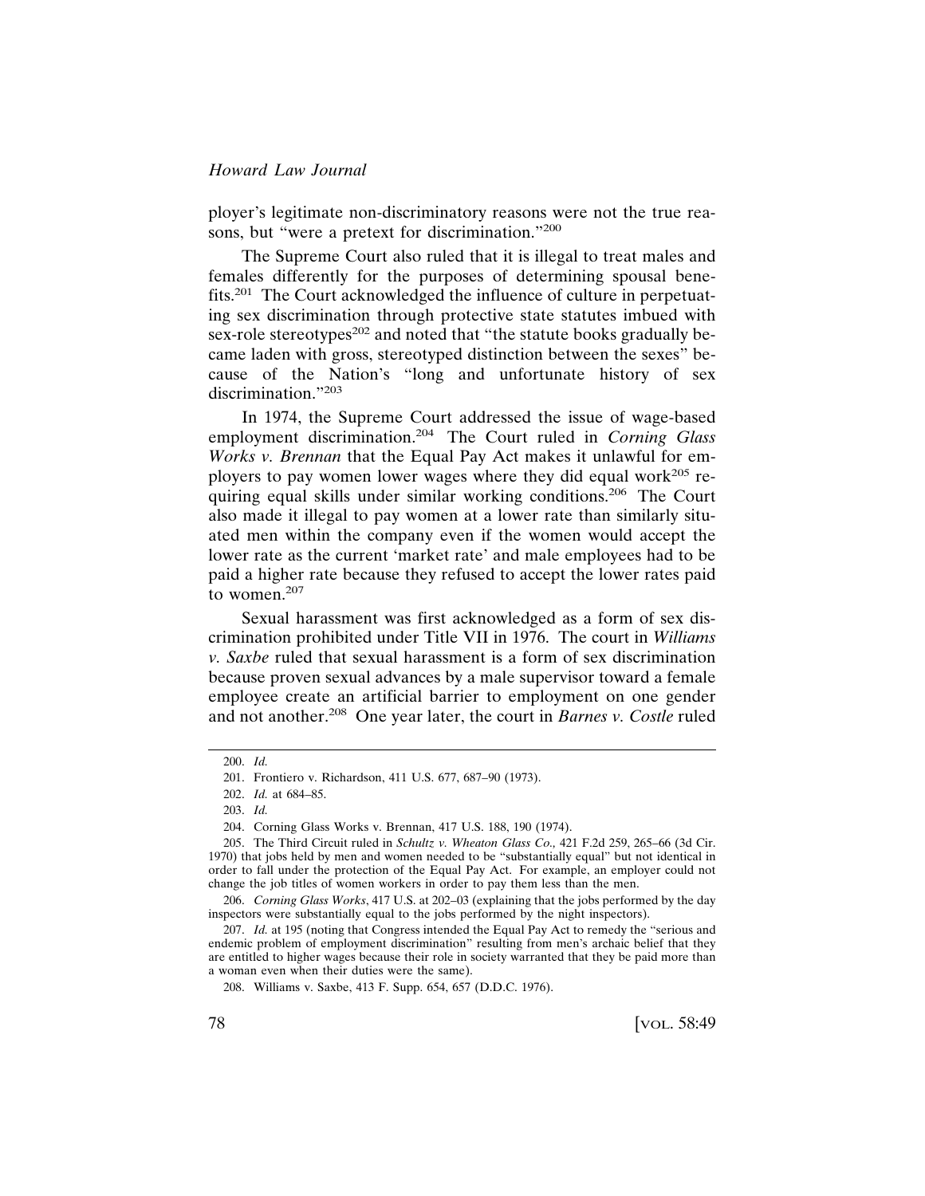ployer's legitimate non-discriminatory reasons were not the true reasons, but "were a pretext for discrimination."[200]

The Supreme Court also ruled that it is illegal to treat males and females differently for the purposes of determining spousal benefits.[201] The Court acknowledged the influence of culture in perpetuating sex discrimination through protective state statutes imbued with sex-role stereotypes[202] and noted that "the statute books gradually became laden with gross, stereotyped distinction between the sexes" because of the Nation's "long and unfortunate history of sex discrimination."[203]

In 1974, the Supreme Court addressed the issue of wage-based employment discrimination.[204] The Court ruled in *Corning Glass Works v. Brennan* that the Equal Pay Act makes it unlawful for employers to pay women lower wages where they did equal work[205] requiring equal skills under similar working conditions.[206] The Court also made it illegal to pay women at a lower rate than similarly situated men within the company even if the women would accept the lower rate as the current 'market rate' and male employees had to be paid a higher rate because they refused to accept the lower rates paid to women.[207]

Sexual harassment was first acknowledged as a form of sex discrimination prohibited under Title VII in 1976. The court in *Williams v. Saxbe* ruled that sexual harassment is a form of sex discrimination because proven sexual advances by a male supervisor toward a female employee create an artificial barrier to employment on one gender and not another.[208] One year later, the court in *Barnes v. Costle* ruled

---

200. *Id.*

201. Frontiero v. Richardson, 411 U.S. 677, 687–90 (1973).

202. *Id.* at 684–85.

203. *Id.*

204. Corning Glass Works v. Brennan, 417 U.S. 188, 190 (1974).

205. The Third Circuit ruled in *Schultz v. Wheaton Glass Co.,* 421 F.2d 259, 265–66 (3d Cir. 1970) that jobs held by men and women needed to be "substantially equal" but not identical in order to fall under the protection of the Equal Pay Act. For example, an employer could not change the job titles of women workers in order to pay them less than the men.

206. *Corning Glass Works*, 417 U.S. at 202–03 (explaining that the jobs performed by the day inspectors were substantially equal to the jobs performed by the night inspectors).

207. *Id.* at 195 (noting that Congress intended the Equal Pay Act to remedy the "serious and endemic problem of employment discrimination" resulting from men's archaic belief that they are entitled to higher wages because their role in society warranted that they be paid more than a woman even when their duties were the same).

208. Williams v. Saxbe, 413 F. Supp. 654, 657 (D.D.C. 1976).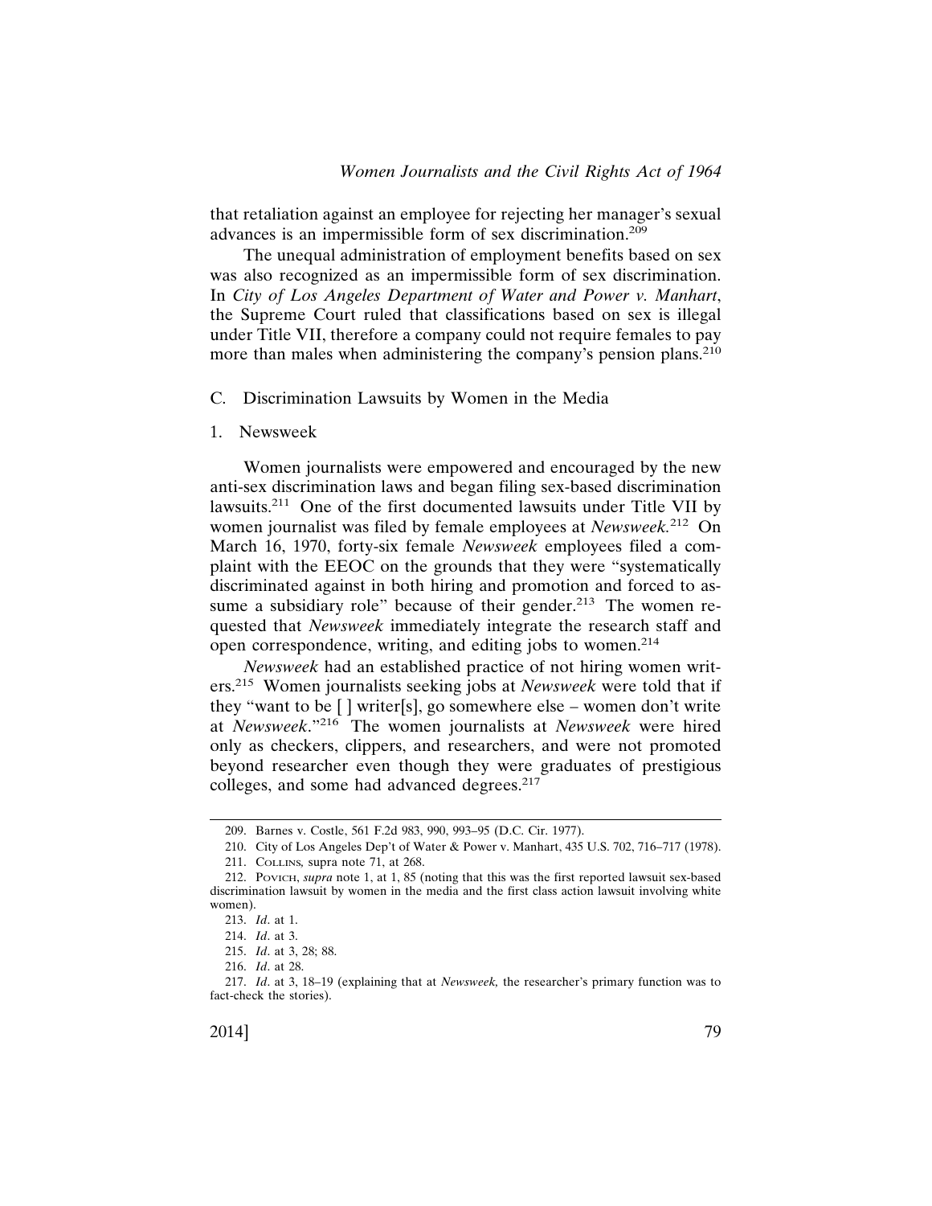that retaliation against an employee for rejecting her manager's sexual advances is an impermissible form of sex discrimination.[209]

The unequal administration of employment benefits based on sex was also recognized as an impermissible form of sex discrimination. In *City of Los Angeles Department of Water and Power v. Manhart*, the Supreme Court ruled that classifications based on sex is illegal under Title VII, therefore a company could not require females to pay more than males when administering the company's pension plans.[210]

### C. Discrimination Lawsuits by Women in the Media

#### 1. Newsweek

Women journalists were empowered and encouraged by the new anti-sex discrimination laws and began filing sex-based discrimination lawsuits.[211] One of the first documented lawsuits under Title VII by women journalist was filed by female employees at *Newsweek*.[212] On March 16, 1970, forty-six female *Newsweek* employees filed a complaint with the EEOC on the grounds that they were "systematically discriminated against in both hiring and promotion and forced to assume a subsidiary role" because of their gender.[213] The women requested that *Newsweek* immediately integrate the research staff and open correspondence, writing, and editing jobs to women.[214]

*Newsweek* had an established practice of not hiring women writers.[215] Women journalists seeking jobs at *Newsweek* were told that if they "want to be [ ] writer[s], go somewhere else – women don't write at *Newsweek*."[216] The women journalists at *Newsweek* were hired only as checkers, clippers, and researchers, and were not promoted beyond researcher even though they were graduates of prestigious colleges, and some had advanced degrees.[217]

---

209. Barnes v. Costle, 561 F.2d 983, 990, 993–95 (D.C. Cir. 1977).

210. City of Los Angeles Dep't of Water & Power v. Manhart, 435 U.S. 702, 716–717 (1978).

211. Collins, supra note 71, at 268.

212. Povich, *supra* note 1, at 1, 85 (noting that this was the first reported lawsuit sex-based discrimination lawsuit by women in the media and the first class action lawsuit involving white women).

213. *Id*. at 1.

214. *Id*. at 3.

215. *Id*. at 3, 28; 88.

216. *Id*. at 28.

217. *Id*. at 3, 18–19 (explaining that at *Newsweek,* the researcher's primary function was to fact-check the stories).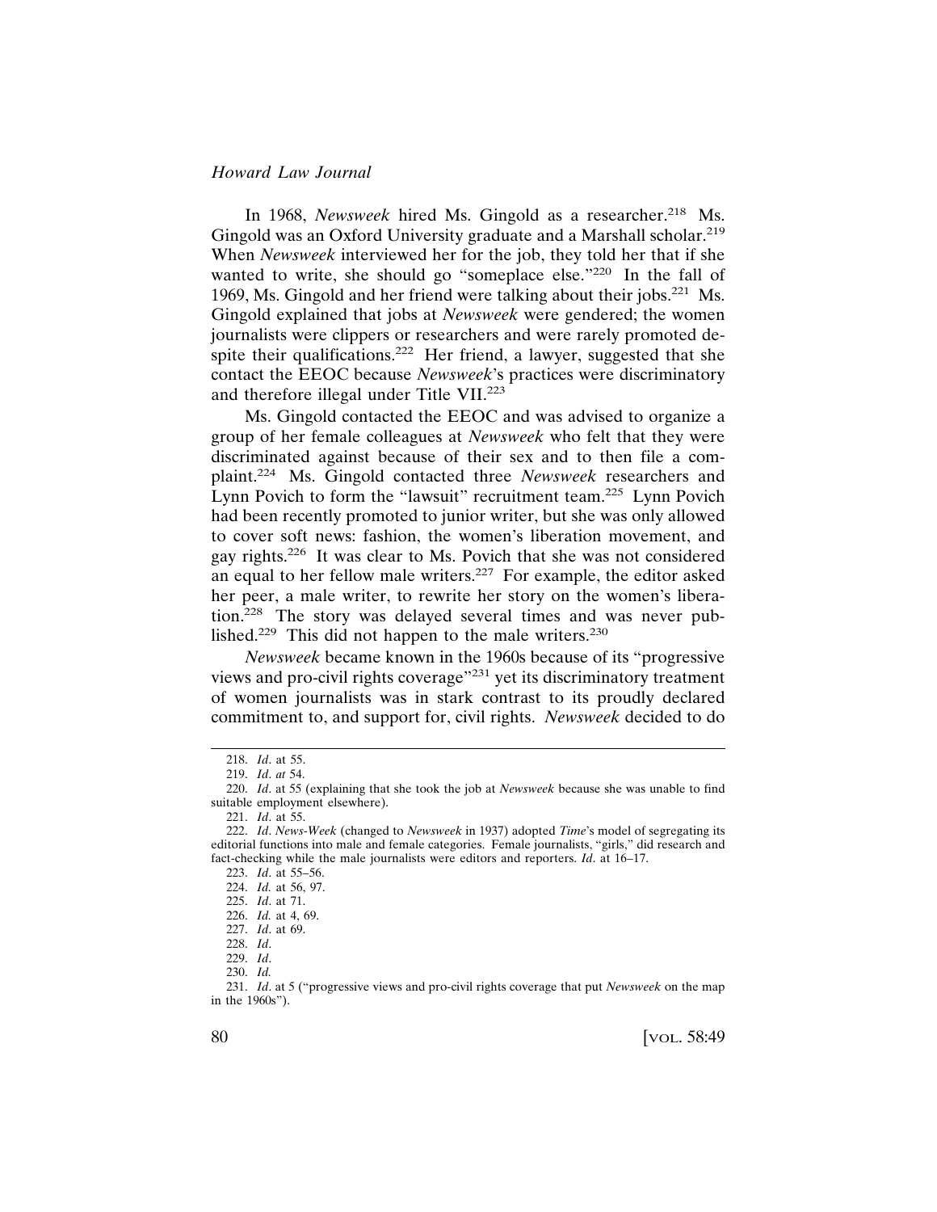In 1968, *Newsweek* hired Ms. Gingold as a researcher.[218] Ms. Gingold was an Oxford University graduate and a Marshall scholar.[219] When *Newsweek* interviewed her for the job, they told her that if she wanted to write, she should go "someplace else."[220] In the fall of 1969, Ms. Gingold and her friend were talking about their jobs.[221] Ms. Gingold explained that jobs at *Newsweek* were gendered; the women journalists were clippers or researchers and were rarely promoted despite their qualifications.[222] Her friend, a lawyer, suggested that she contact the EEOC because *Newsweek*'s practices were discriminatory and therefore illegal under Title VII.[223]

Ms. Gingold contacted the EEOC and was advised to organize a group of her female colleagues at *Newsweek* who felt that they were discriminated against because of their sex and to then file a complaint.[224] Ms. Gingold contacted three *Newsweek* researchers and Lynn Povich to form the "lawsuit" recruitment team.[225] Lynn Povich had been recently promoted to junior writer, but she was only allowed to cover soft news: fashion, the women's liberation movement, and gay rights.[226] It was clear to Ms. Povich that she was not considered an equal to her fellow male writers.[227] For example, the editor asked her peer, a male writer, to rewrite her story on the women's liberation.[228] The story was delayed several times and was never published.[229] This did not happen to the male writers.[230]

*Newsweek* became known in the 1960s because of its "progressive views and pro-civil rights coverage"[231] yet its discriminatory treatment of women journalists was in stark contrast to its proudly declared commitment to, and support for, civil rights. *Newsweek* decided to do

---

218. *Id*. at 55.

219. *Id*. *at* 54.

220. *Id*. at 55 (explaining that she took the job at *Newsweek* because she was unable to find suitable employment elsewhere).

221. *Id*. at 55.

222. *Id*. *News-Week* (changed to *Newsweek* in 1937) adopted *Time*'s model of segregating its editorial functions into male and female categories. Female journalists, "girls," did research and fact-checking while the male journalists were editors and reporters. *Id*. at 16–17.

223. *Id*. at 55–56.

224. *Id.* at 56, 97.

225. *Id*. at 71.

226. *Id.* at 4, 69.

227. *Id*. at 69.

228. *Id*.

229. *Id*.

230. *Id.*

231. *Id*. at 5 ("progressive views and pro-civil rights coverage that put *Newsweek* on the map in the 1960s").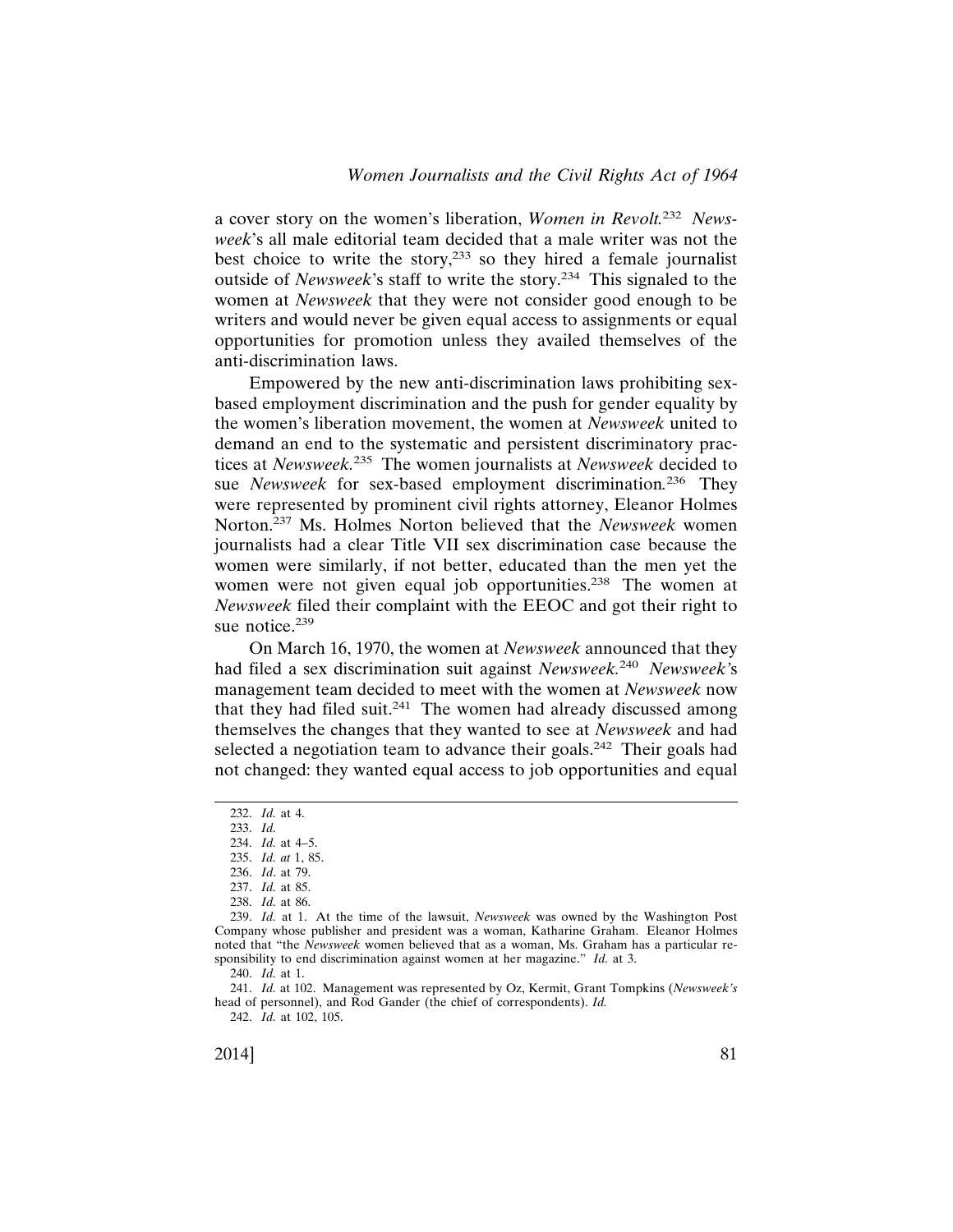a cover story on the women's liberation, *Women in Revolt.*[232] *Newsweek*'s all male editorial team decided that a male writer was not the best choice to write the story,[233] so they hired a female journalist outside of *Newsweek*'s staff to write the story.[234] This signaled to the women at *Newsweek* that they were not consider good enough to be writers and would never be given equal access to assignments or equal opportunities for promotion unless they availed themselves of the anti-discrimination laws.

Empowered by the new anti-discrimination laws prohibiting sex-based employment discrimination and the push for gender equality by the women's liberation movement, the women at *Newsweek* united to demand an end to the systematic and persistent discriminatory practices at *Newsweek.*[235] The women journalists at *Newsweek* decided to sue *Newsweek* for sex-based employment discrimination*.*[236] They were represented by prominent civil rights attorney, Eleanor Holmes Norton.[237] Ms. Holmes Norton believed that the *Newsweek* women journalists had a clear Title VII sex discrimination case because the women were similarly, if not better, educated than the men yet the women were not given equal job opportunities.[238] The women at *Newsweek* filed their complaint with the EEOC and got their right to sue notice.[239]

On March 16, 1970, the women at *Newsweek* announced that they had filed a sex discrimination suit against *Newsweek.*[240] *Newsweek'*s management team decided to meet with the women at *Newsweek* now that they had filed suit.[241] The women had already discussed among themselves the changes that they wanted to see at *Newsweek* and had selected a negotiation team to advance their goals.[242] Their goals had not changed: they wanted equal access to job opportunities and equal

---

232. *Id.* at 4.

233. *Id.*

234. *Id.* at 4–5.

235. *Id. at* 1, 85.

236. *Id*. at 79.

237. *Id.* at 85.

238. *Id.* at 86.

239. *Id.* at 1. At the time of the lawsuit, *Newsweek* was owned by the Washington Post Company whose publisher and president was a woman, Katharine Graham. Eleanor Holmes noted that "the *Newsweek* women believed that as a woman, Ms. Graham has a particular responsibility to end discrimination against women at her magazine." *Id.* at 3.

240. *Id.* at 1.

241. *Id.* at 102. Management was represented by Oz, Kermit, Grant Tompkins (*Newsweek's* head of personnel), and Rod Gander (the chief of correspondents). *Id.*

242. *Id.* at 102, 105.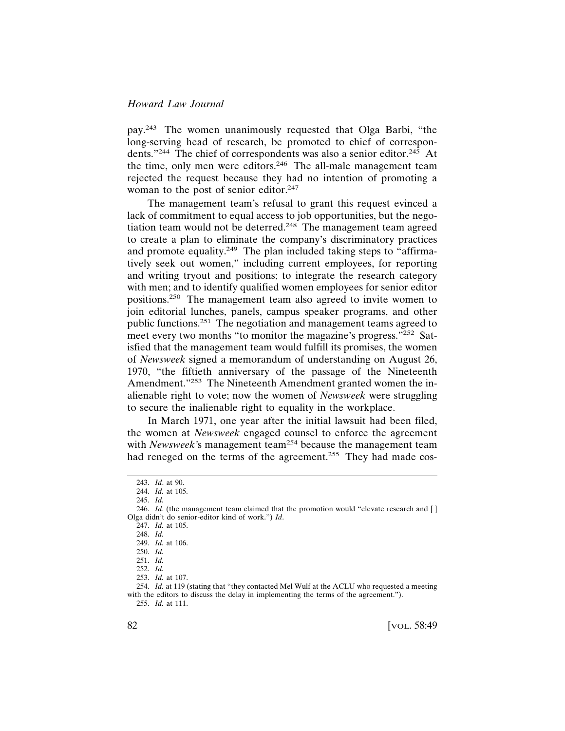pay.[243] The women unanimously requested that Olga Barbi, "the long-serving head of research, be promoted to chief of correspondents."[244] The chief of correspondents was also a senior editor.[245] At the time, only men were editors.[246] The all-male management team rejected the request because they had no intention of promoting a woman to the post of senior editor.[247]

The management team's refusal to grant this request evinced a lack of commitment to equal access to job opportunities, but the negotiation team would not be deterred.[248] The management team agreed to create a plan to eliminate the company's discriminatory practices and promote equality.[249] The plan included taking steps to "affirmatively seek out women," including current employees, for reporting and writing tryout and positions; to integrate the research category with men; and to identify qualified women employees for senior editor positions.[250] The management team also agreed to invite women to join editorial lunches, panels, campus speaker programs, and other public functions.[251] The negotiation and management teams agreed to meet every two months "to monitor the magazine's progress."[252] Satisfied that the management team would fulfill its promises, the women of *Newsweek* signed a memorandum of understanding on August 26, 1970, "the fiftieth anniversary of the passage of the Nineteenth Amendment."[253] The Nineteenth Amendment granted women the inalienable right to vote; now the women of *Newsweek* were struggling to secure the inalienable right to equality in the workplace.

In March 1971, one year after the initial lawsuit had been filed, the women at *Newsweek* engaged counsel to enforce the agreement with *Newsweek*'s management team[254] because the management team had reneged on the terms of the agreement.[255] They had made cos-

---

243. *Id*. at 90.

244. *Id.* at 105.

245. *Id.*

246. *Id*. (the management team claimed that the promotion would "elevate research and [ ] Olga didn't do senior-editor kind of work.") *Id*.

247. *Id.* at 105.

248. *Id.*

249. *Id.* at 106.

250. *Id.*

251. *Id.*

252. *Id.*

253. *Id.* at 107.

254. *Id.* at 119 (stating that "they contacted Mel Wulf at the ACLU who requested a meeting with the editors to discuss the delay in implementing the terms of the agreement.").

255. *Id.* at 111.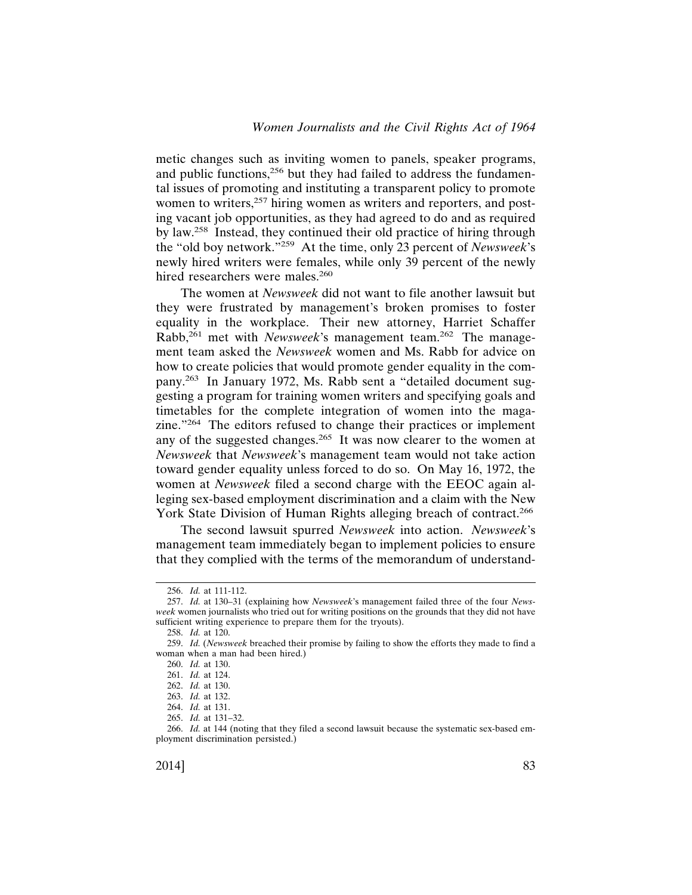metic changes such as inviting women to panels, speaker programs, and public functions,[256] but they had failed to address the fundamental issues of promoting and instituting a transparent policy to promote women to writers,[257] hiring women as writers and reporters, and posting vacant job opportunities, as they had agreed to do and as required by law.[258] Instead, they continued their old practice of hiring through the "old boy network."[259] At the time, only 23 percent of *Newsweek*'s newly hired writers were females, while only 39 percent of the newly hired researchers were males.[260]

The women at *Newsweek* did not want to file another lawsuit but they were frustrated by management's broken promises to foster equality in the workplace. Their new attorney, Harriet Schaffer Rabb,[261] met with *Newsweek*'s management team.[262] The management team asked the *Newsweek* women and Ms. Rabb for advice on how to create policies that would promote gender equality in the company.[263] In January 1972, Ms. Rabb sent a "detailed document suggesting a program for training women writers and specifying goals and timetables for the complete integration of women into the magazine."[264] The editors refused to change their practices or implement any of the suggested changes.[265] It was now clearer to the women at *Newsweek* that *Newsweek*'s management team would not take action toward gender equality unless forced to do so. On May 16, 1972, the women at *Newsweek* filed a second charge with the EEOC again alleging sex-based employment discrimination and a claim with the New York State Division of Human Rights alleging breach of contract.[266]

The second lawsuit spurred *Newsweek* into action. *Newsweek*'s management team immediately began to implement policies to ensure that they complied with the terms of the memorandum of understand-

---

256. *Id.* at 111-112.

257. *Id.* at 130–31 (explaining how *Newsweek*'s management failed three of the four *Newsweek* women journalists who tried out for writing positions on the grounds that they did not have sufficient writing experience to prepare them for the tryouts).

258. *Id.* at 120.

259. *Id.* (*Newsweek* breached their promise by failing to show the efforts they made to find a woman when a man had been hired.)

260. *Id.* at 130.

261. *Id.* at 124.

262. *Id.* at 130.

263. *Id.* at 132.

264. *Id.* at 131.

265. *Id.* at 131–32.

266. *Id.* at 144 (noting that they filed a second lawsuit because the systematic sex-based employment discrimination persisted.)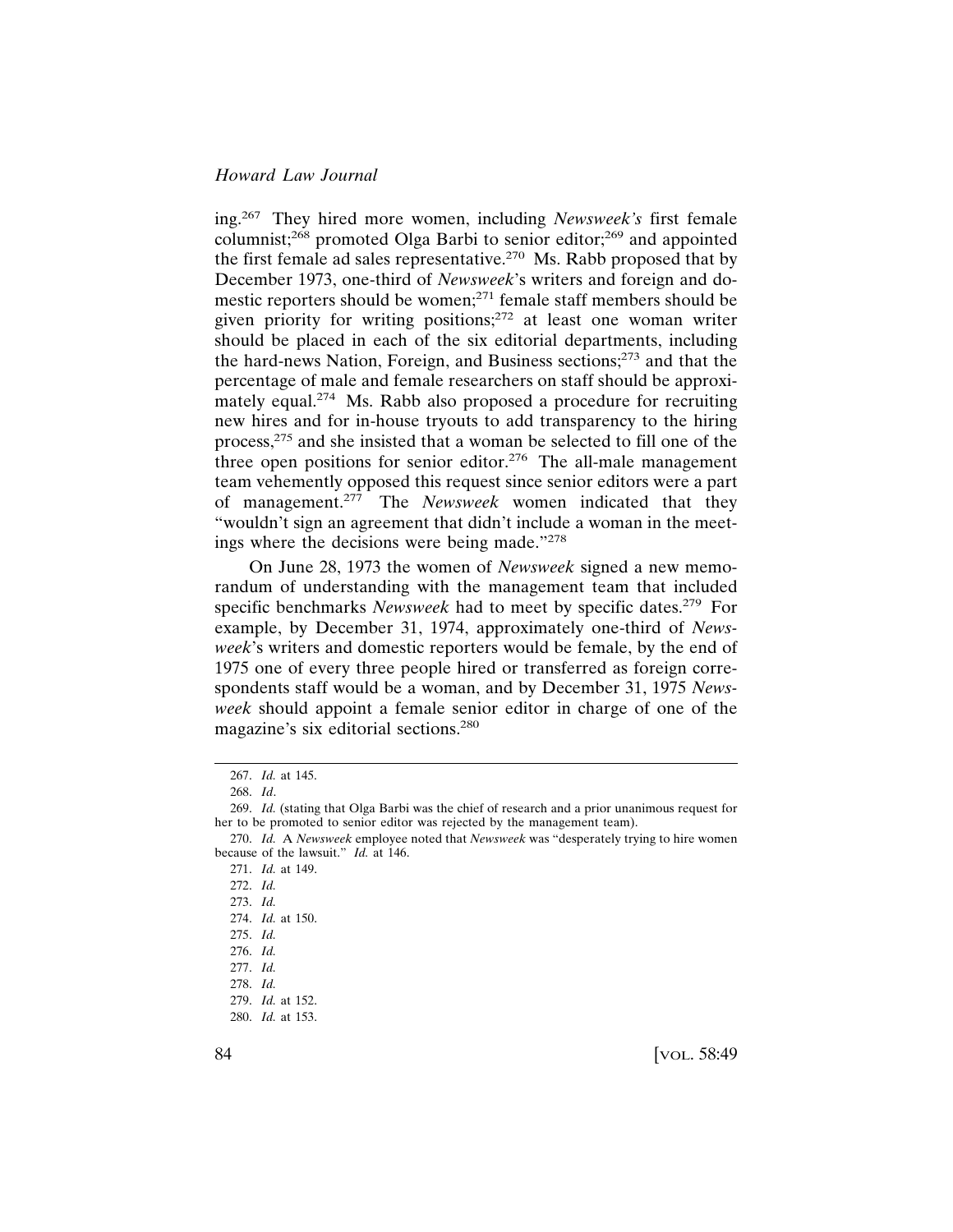ing.[267] They hired more women, including *Newsweek's* first female columnist;[268] promoted Olga Barbi to senior editor;[269] and appointed the first female ad sales representative.[270] Ms. Rabb proposed that by December 1973, one-third of *Newsweek*'s writers and foreign and domestic reporters should be women;[271] female staff members should be given priority for writing positions;[272] at least one woman writer should be placed in each of the six editorial departments, including the hard-news Nation, Foreign, and Business sections;[273] and that the percentage of male and female researchers on staff should be approximately equal.[274] Ms. Rabb also proposed a procedure for recruiting new hires and for in-house tryouts to add transparency to the hiring process,[275] and she insisted that a woman be selected to fill one of the three open positions for senior editor.[276] The all-male management team vehemently opposed this request since senior editors were a part of management.[277] The *Newsweek* women indicated that they "wouldn't sign an agreement that didn't include a woman in the meetings where the decisions were being made."[278]

On June 28, 1973 the women of *Newsweek* signed a new memorandum of understanding with the management team that included specific benchmarks *Newsweek* had to meet by specific dates.[279] For example, by December 31, 1974, approximately one-third of *Newsweek*'s writers and domestic reporters would be female, by the end of 1975 one of every three people hired or transferred as foreign correspondents staff would be a woman, and by December 31, 1975 *Newsweek* should appoint a female senior editor in charge of one of the magazine's six editorial sections.[280]

---

267. *Id.* at 145.

268. *Id*.

269. *Id.* (stating that Olga Barbi was the chief of research and a prior unanimous request for her to be promoted to senior editor was rejected by the management team).

270. *Id.* A *Newsweek* employee noted that *Newsweek* was "desperately trying to hire women because of the lawsuit." *Id.* at 146.

271. *Id.* at 149.

272. *Id.*

273. *Id.*

274. *Id.* at 150.

275. *Id.*

276. *Id.*

277. *Id.*

278. *Id.*

279. *Id.* at 152.

280. *Id.* at 153.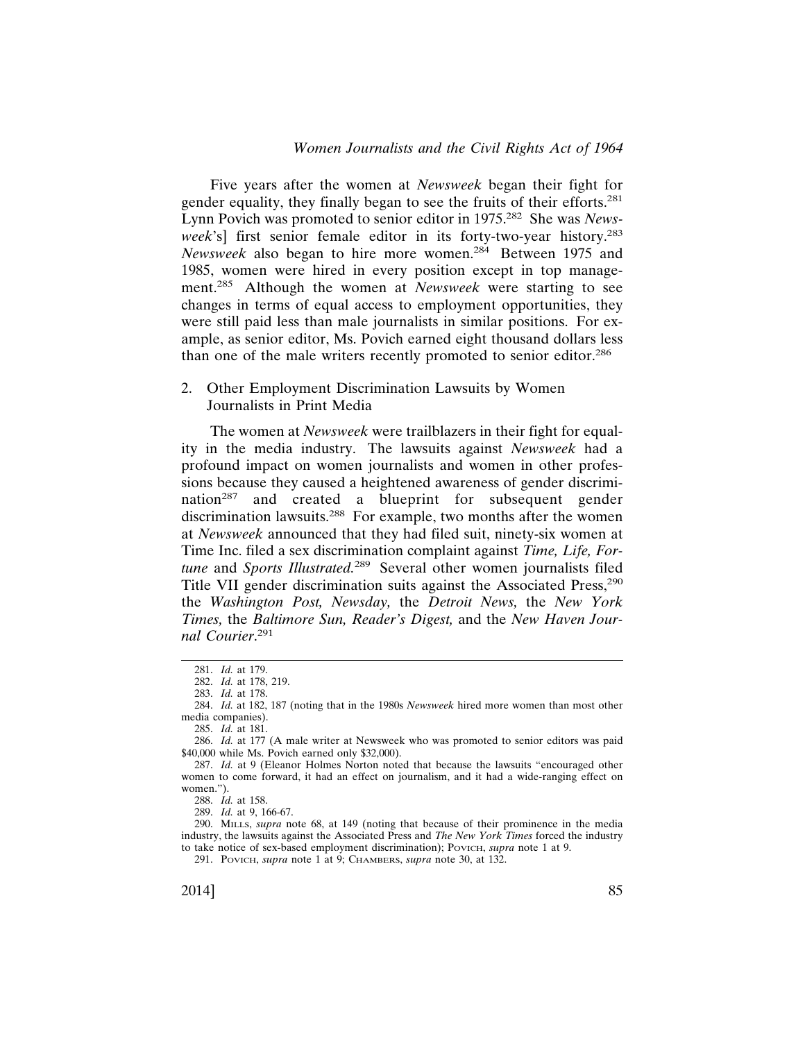Five years after the women at *Newsweek* began their fight for gender equality, they finally began to see the fruits of their efforts.[281] Lynn Povich was promoted to senior editor in 1975.[282] She was *Newsweek*'s] first senior female editor in its forty-two-year history.[283] *Newsweek* also began to hire more women.[284] Between 1975 and 1985, women were hired in every position except in top management.[285] Although the women at *Newsweek* were starting to see changes in terms of equal access to employment opportunities, they were still paid less than male journalists in similar positions. For example, as senior editor, Ms. Povich earned eight thousand dollars less than one of the male writers recently promoted to senior editor.[286]

2. Other Employment Discrimination Lawsuits by Women Journalists in Print Media

The women at *Newsweek* were trailblazers in their fight for equality in the media industry. The lawsuits against *Newsweek* had a profound impact on women journalists and women in other professions because they caused a heightened awareness of gender discrimination[287] and created a blueprint for subsequent gender discrimination lawsuits.[288] For example, two months after the women at *Newsweek* announced that they had filed suit, ninety-six women at Time Inc. filed a sex discrimination complaint against *Time, Life, Fortune* and *Sports Illustrated*.[289] Several other women journalists filed Title VII gender discrimination suits against the Associated Press,[290] the *Washington Post, Newsday,* the *Detroit News,* the *New York Times,* the *Baltimore Sun, Reader's Digest,* and the *New Haven Journal Courier*.[291]

---

281. *Id.* at 179.

282. *Id.* at 178, 219.

283. *Id.* at 178.

284. *Id.* at 182, 187 (noting that in the 1980s *Newsweek* hired more women than most other media companies).

285. *Id.* at 181.

286. *Id.* at 177 (A male writer at Newsweek who was promoted to senior editors was paid $40,000 while Ms. Povich earned only $32,000).

287. *Id.* at 9 (Eleanor Holmes Norton noted that because the lawsuits "encouraged other women to come forward, it had an effect on journalism, and it had a wide-ranging effect on women.").

288. *Id.* at 158.

289. *Id.* at 9, 166-67.

290. MILLS, *supra* note 68, at 149 (noting that because of their prominence in the media industry, the lawsuits against the Associated Press and *The New York Times* forced the industry to take notice of sex-based employment discrimination); POVICH, *supra* note 1 at 9.

291. POVICH, *supra* note 1 at 9; CHAMBERS, *supra* note 30, at 132.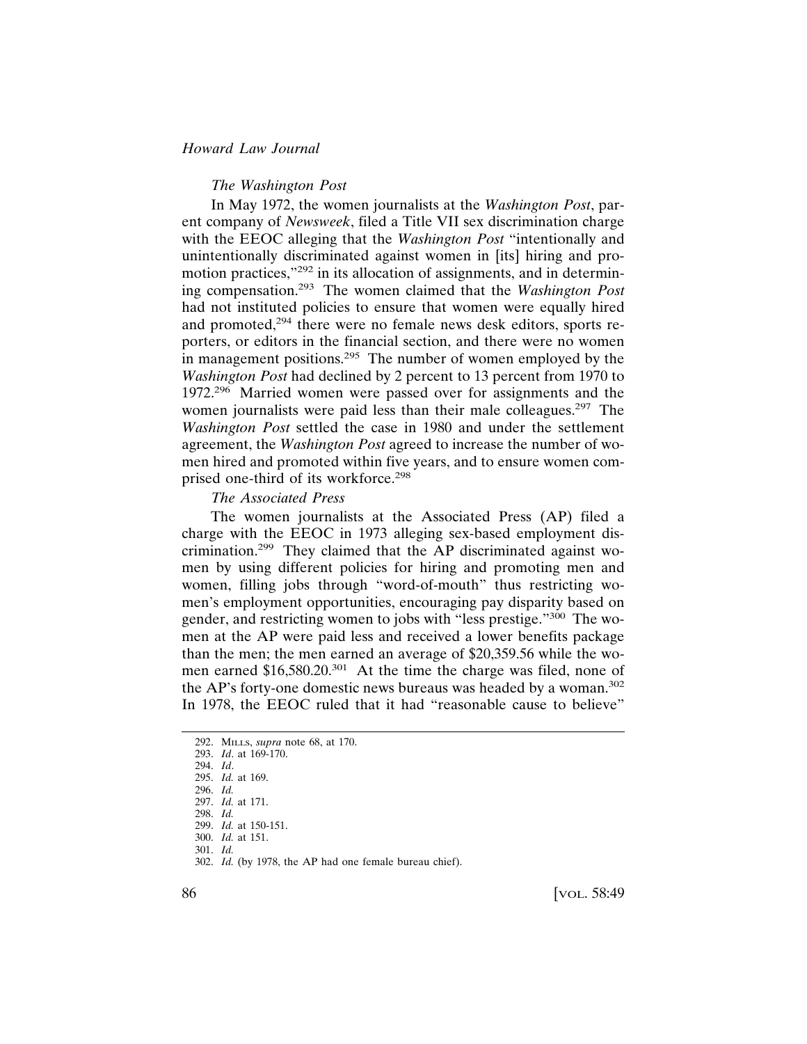*The Washington Post*

In May 1972, the women journalists at the *Washington Post*, parent company of *Newsweek*, filed a Title VII sex discrimination charge with the EEOC alleging that the *Washington Post* "intentionally and unintentionally discriminated against women in [its] hiring and promotion practices,"[292] in its allocation of assignments, and in determining compensation.[293] The women claimed that the *Washington Post* had not instituted policies to ensure that women were equally hired and promoted,[294] there were no female news desk editors, sports reporters, or editors in the financial section, and there were no women in management positions.[295] The number of women employed by the *Washington Post* had declined by 2 percent to 13 percent from 1970 to 1972.[296] Married women were passed over for assignments and the women journalists were paid less than their male colleagues.[297] The *Washington Post* settled the case in 1980 and under the settlement agreement, the *Washington Post* agreed to increase the number of women hired and promoted within five years, and to ensure women comprised one-third of its workforce.[298]

*The Associated Press*

The women journalists at the Associated Press (AP) filed a charge with the EEOC in 1973 alleging sex-based employment discrimination.[299] They claimed that the AP discriminated against women by using different policies for hiring and promoting men and women, filling jobs through "word-of-mouth" thus restricting women's employment opportunities, encouraging pay disparity based on gender, and restricting women to jobs with "less prestige."[300] The women at the AP were paid less and received a lower benefits package than the men; the men earned an average of $20,359.56 while the women earned $16,580.20.[301] At the time the charge was filed, none of the AP's forty-one domestic news bureaus was headed by a woman.[302] In 1978, the EEOC ruled that it had "reasonable cause to believe"

292. MILLS, *supra* note 68, at 170.
293. *Id*. at 169-170.
294. *Id*.
295. *Id.* at 169.
296. *Id.*
297. *Id.* at 171.
298. *Id.*
299. *Id.* at 150-151.
300. *Id.* at 151.
301. *Id.*
302. *Id.* (by 1978, the AP had one female bureau chief).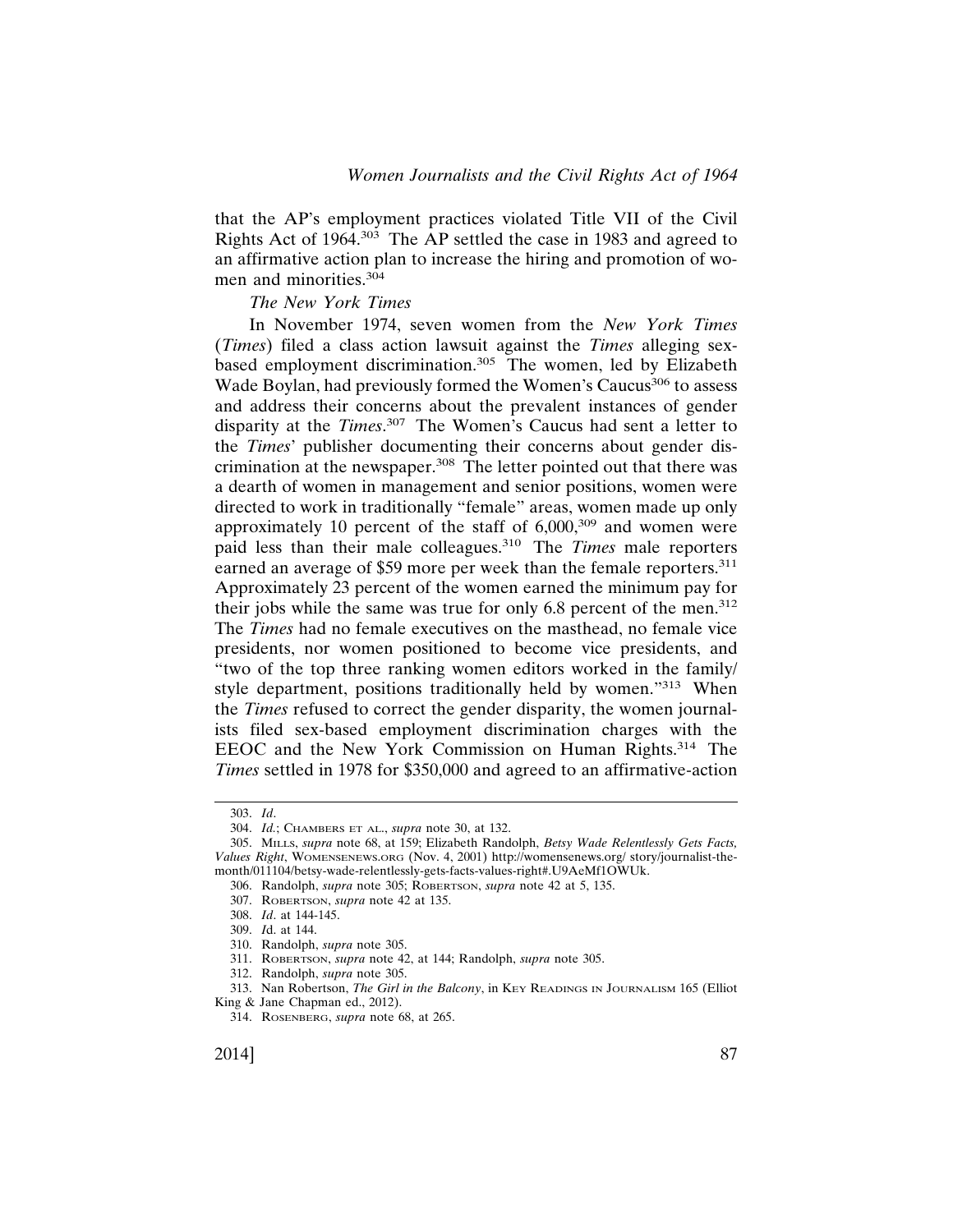that the AP's employment practices violated Title VII of the Civil Rights Act of 1964.[303] The AP settled the case in 1983 and agreed to an affirmative action plan to increase the hiring and promotion of women and minorities.[304]

*The New York Times*

In November 1974, seven women from the *New York Times* (*Times*) filed a class action lawsuit against the *Times* alleging sex-based employment discrimination.[305] The women, led by Elizabeth Wade Boylan, had previously formed the Women's Caucus[306] to assess and address their concerns about the prevalent instances of gender disparity at the *Times*.[307] The Women's Caucus had sent a letter to the *Times*' publisher documenting their concerns about gender discrimination at the newspaper.[308] The letter pointed out that there was a dearth of women in management and senior positions, women were directed to work in traditionally "female" areas, women made up only approximately 10 percent of the staff of 6,000,[309] and women were paid less than their male colleagues.[310] The *Times* male reporters earned an average of $59 more per week than the female reporters.[311] Approximately 23 percent of the women earned the minimum pay for their jobs while the same was true for only 6.8 percent of the men.[312] The *Times* had no female executives on the masthead, no female vice presidents, nor women positioned to become vice presidents, and "two of the top three ranking women editors worked in the family/style department, positions traditionally held by women."[313] When the *Times* refused to correct the gender disparity, the women journalists filed sex-based employment discrimination charges with the EEOC and the New York Commission on Human Rights.[314] The *Times* settled in 1978 for $350,000 and agreed to an affirmative-action

---

303. *Id*.

304. *Id.*; CHAMBERS ET AL., *supra* note 30, at 132.

305. MILLS, *supra* note 68, at 159; Elizabeth Randolph, *Betsy Wade Relentlessly Gets Facts, Values Right*, WOMENSENEWS.ORG (Nov. 4, 2001) http://womensenews.org/ story/journalist-the-month/011104/betsy-wade-relentlessly-gets-facts-values-right#.U9AeMf1OWUk.

306. Randolph, *supra* note 305; ROBERTSON, *supra* note 42 at 5, 135.

307. ROBERTSON, *supra* note 42 at 135.

308. *Id*. at 144-145.

309. *I*d. at 144.

310. Randolph, *supra* note 305.

311. ROBERTSON, *supra* note 42, at 144; Randolph, *supra* note 305.

312. Randolph, *supra* note 305.

313. Nan Robertson, *The Girl in the Balcony*, in KEY READINGS IN JOURNALISM 165 (Elliot King & Jane Chapman ed., 2012).

314. ROSENBERG, *supra* note 68, at 265.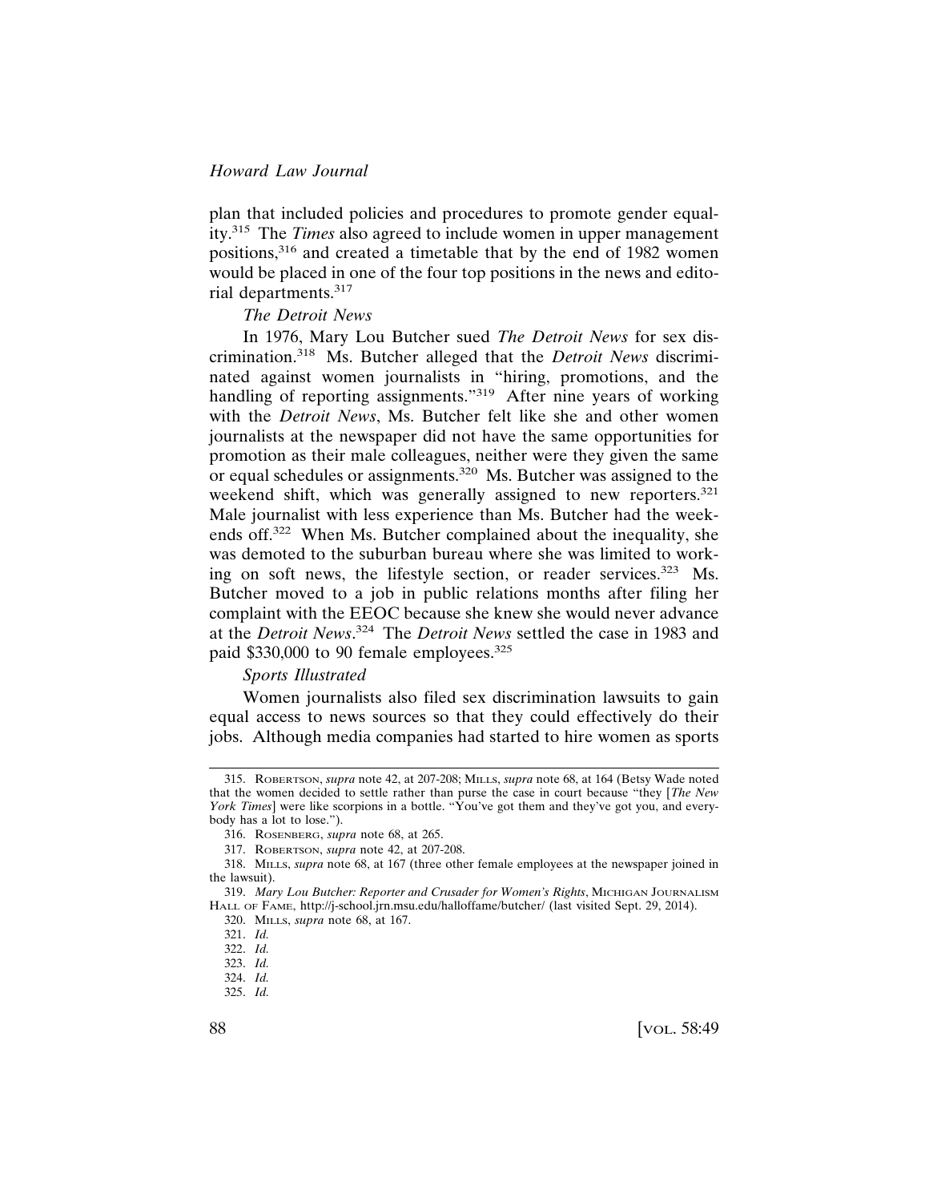plan that included policies and procedures to promote gender equality.[315] The *Times* also agreed to include women in upper management positions,[316] and created a timetable that by the end of 1982 women would be placed in one of the four top positions in the news and editorial departments.[317]

*The Detroit News*

In 1976, Mary Lou Butcher sued *The Detroit News* for sex discrimination.[318] Ms. Butcher alleged that the *Detroit News* discriminated against women journalists in "hiring, promotions, and the handling of reporting assignments."[319] After nine years of working with the *Detroit News*, Ms. Butcher felt like she and other women journalists at the newspaper did not have the same opportunities for promotion as their male colleagues, neither were they given the same or equal schedules or assignments.[320] Ms. Butcher was assigned to the weekend shift, which was generally assigned to new reporters.[321] Male journalist with less experience than Ms. Butcher had the weekends off.[322] When Ms. Butcher complained about the inequality, she was demoted to the suburban bureau where she was limited to working on soft news, the lifestyle section, or reader services.[323] Ms. Butcher moved to a job in public relations months after filing her complaint with the EEOC because she knew she would never advance at the *Detroit News*.[324] The *Detroit News* settled the case in 1983 and paid $330,000 to 90 female employees.[325]

*Sports Illustrated*

Women journalists also filed sex discrimination lawsuits to gain equal access to news sources so that they could effectively do their jobs. Although media companies had started to hire women as sports

---

315. ROBERTSON, *supra* note 42, at 207-208; MILLS, *supra* note 68, at 164 (Betsy Wade noted that the women decided to settle rather than purse the case in court because "they [*The New York Times*] were like scorpions in a bottle. "You've got them and they've got you, and everybody has a lot to lose.").

316. ROSENBERG, *supra* note 68, at 265.

317. ROBERTSON, *supra* note 42, at 207-208.

318. MILLS, *supra* note 68, at 167 (three other female employees at the newspaper joined in the lawsuit).

319. *Mary Lou Butcher: Reporter and Crusader for Women's Rights*, MICHIGAN JOURNALISM HALL OF FAME, http://j-school.jrn.msu.edu/halloffame/butcher/ (last visited Sept. 29, 2014).

320. MILLS, *supra* note 68, at 167.

321. *Id.*

322. *Id.*

323. *Id.*

324. *Id.*

325. *Id.*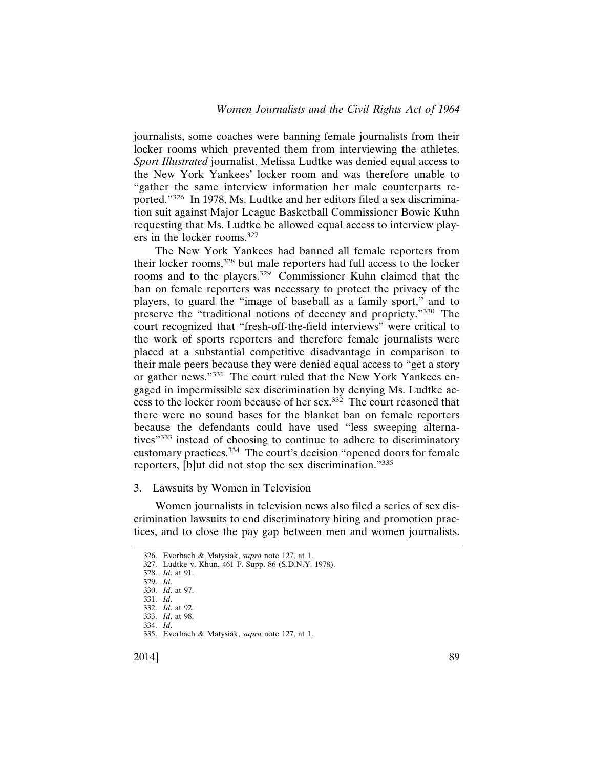journalists, some coaches were banning female journalists from their locker rooms which prevented them from interviewing the athletes. *Sport Illustrated* journalist, Melissa Ludtke was denied equal access to the New York Yankees' locker room and was therefore unable to "gather the same interview information her male counterparts reported."[326] In 1978, Ms. Ludtke and her editors filed a sex discrimination suit against Major League Basketball Commissioner Bowie Kuhn requesting that Ms. Ludtke be allowed equal access to interview players in the locker rooms.[327]

The New York Yankees had banned all female reporters from their locker rooms,[328] but male reporters had full access to the locker rooms and to the players.[329] Commissioner Kuhn claimed that the ban on female reporters was necessary to protect the privacy of the players, to guard the "image of baseball as a family sport," and to preserve the "traditional notions of decency and propriety."[330] The court recognized that "fresh-off-the-field interviews" were critical to the work of sports reporters and therefore female journalists were placed at a substantial competitive disadvantage in comparison to their male peers because they were denied equal access to "get a story or gather news."[331] The court ruled that the New York Yankees engaged in impermissible sex discrimination by denying Ms. Ludtke access to the locker room because of her sex.[332] The court reasoned that there were no sound bases for the blanket ban on female reporters because the defendants could have used "less sweeping alternatives"[333] instead of choosing to continue to adhere to discriminatory customary practices.[334] The court's decision "opened doors for female reporters, [b]ut did not stop the sex discrimination."[335]

3. Lawsuits by Women in Television

Women journalists in television news also filed a series of sex discrimination lawsuits to end discriminatory hiring and promotion practices, and to close the pay gap between men and women journalists.

326. Everbach & Matysiak, *supra* note 127, at 1.
327. Ludtke v. Khun, 461 F. Supp. 86 (S.D.N.Y. 1978).
328. *Id*. at 91.
329. *Id*.
330. *Id*. at 97.
331. *Id*.
332. *Id*. at 92.
333. *Id*. at 98.
334. *Id*.
335. Everbach & Matysiak, *supra* note 127, at 1.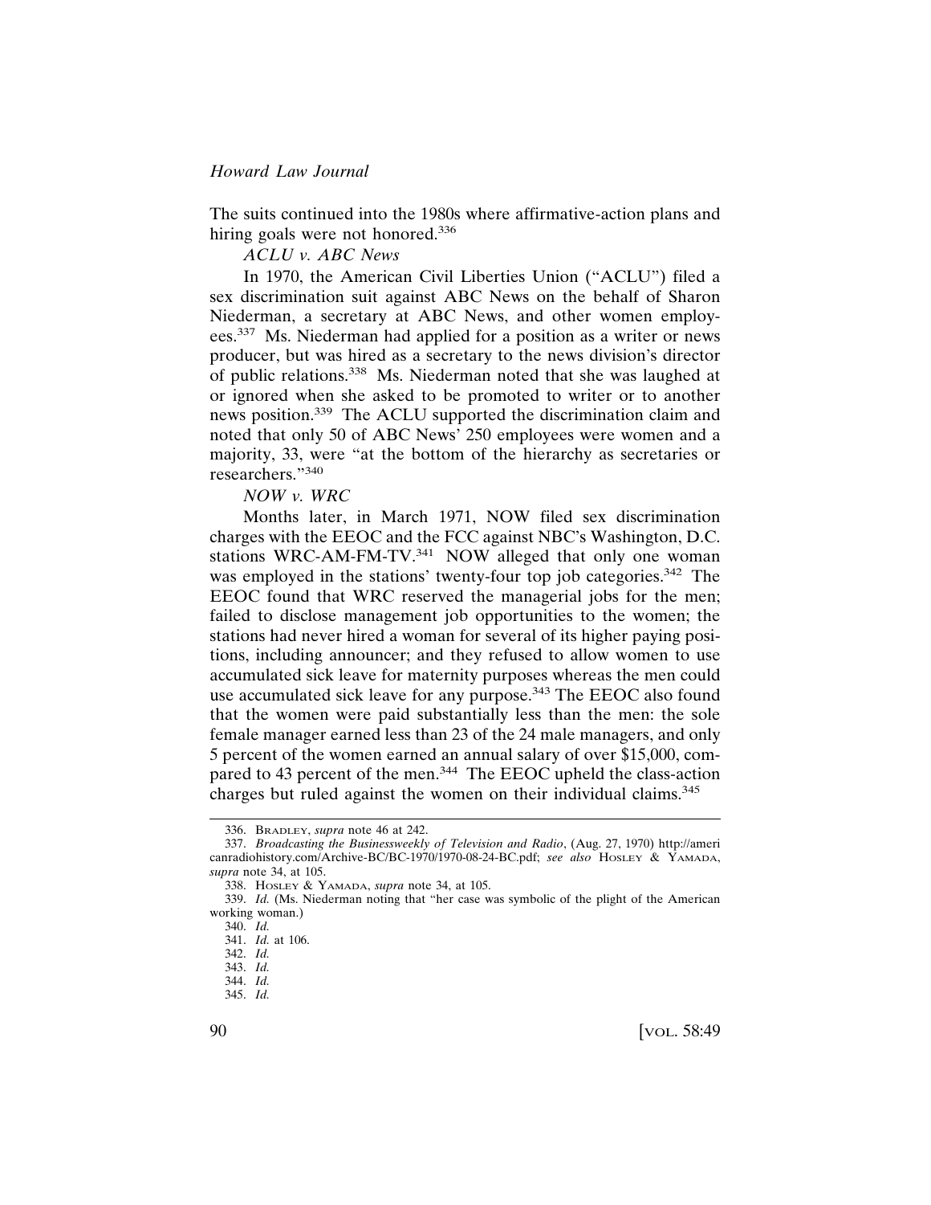The suits continued into the 1980s where affirmative-action plans and hiring goals were not honored.[336]

*ACLU v. ABC News*

In 1970, the American Civil Liberties Union ("ACLU") filed a sex discrimination suit against ABC News on the behalf of Sharon Niederman, a secretary at ABC News, and other women employees.[337] Ms. Niederman had applied for a position as a writer or news producer, but was hired as a secretary to the news division's director of public relations.[338] Ms. Niederman noted that she was laughed at or ignored when she asked to be promoted to writer or to another news position.[339] The ACLU supported the discrimination claim and noted that only 50 of ABC News' 250 employees were women and a majority, 33, were "at the bottom of the hierarchy as secretaries or researchers."[340]

*NOW v. WRC*

Months later, in March 1971, NOW filed sex discrimination charges with the EEOC and the FCC against NBC's Washington, D.C. stations WRC-AM-FM-TV.[341] NOW alleged that only one woman was employed in the stations' twenty-four top job categories.[342] The EEOC found that WRC reserved the managerial jobs for the men; failed to disclose management job opportunities to the women; the stations had never hired a woman for several of its higher paying positions, including announcer; and they refused to allow women to use accumulated sick leave for maternity purposes whereas the men could use accumulated sick leave for any purpose.[343] The EEOC also found that the women were paid substantially less than the men: the sole female manager earned less than 23 of the 24 male managers, and only 5 percent of the women earned an annual salary of over $15,000, compared to 43 percent of the men.[344] The EEOC upheld the class-action charges but ruled against the women on their individual claims.[345]

---

336. BRADLEY, *supra* note 46 at 242.

337. *Broadcasting the Businessweekly of Television and Radio*, (Aug. 27, 1970) http://americanradiohistory.com/Archive-BC/BC-1970/1970-08-24-BC.pdf; *see also* HOSLEY & YAMADA, *supra* note 34, at 105.

338. HOSLEY & YAMADA, *supra* note 34, at 105.

339. *Id.* (Ms. Niederman noting that "her case was symbolic of the plight of the American working woman.)

340. *Id.*

341. *Id.* at 106.

342. *Id.*

343. *Id.*

344. *Id.*

345. *Id.*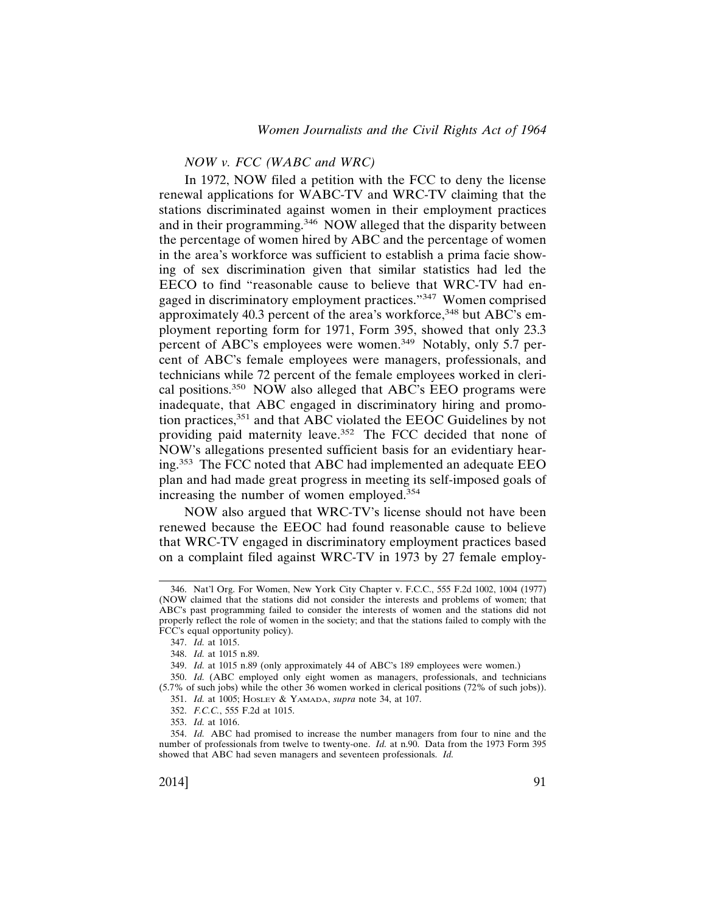*NOW v. FCC (WABC and WRC)*

In 1972, NOW filed a petition with the FCC to deny the license renewal applications for WABC-TV and WRC-TV claiming that the stations discriminated against women in their employment practices and in their programming.[346] NOW alleged that the disparity between the percentage of women hired by ABC and the percentage of women in the area's workforce was sufficient to establish a prima facie showing of sex discrimination given that similar statistics had led the EECO to find "reasonable cause to believe that WRC-TV had engaged in discriminatory employment practices."[347] Women comprised approximately 40.3 percent of the area's workforce,[348] but ABC's employment reporting form for 1971, Form 395, showed that only 23.3 percent of ABC's employees were women.[349] Notably, only 5.7 percent of ABC's female employees were managers, professionals, and technicians while 72 percent of the female employees worked in clerical positions.[350] NOW also alleged that ABC's EEO programs were inadequate, that ABC engaged in discriminatory hiring and promotion practices,[351] and that ABC violated the EEOC Guidelines by not providing paid maternity leave.[352] The FCC decided that none of NOW's allegations presented sufficient basis for an evidentiary hearing.[353] The FCC noted that ABC had implemented an adequate EEO plan and had made great progress in meeting its self-imposed goals of increasing the number of women employed.[354]

NOW also argued that WRC-TV's license should not have been renewed because the EEOC had found reasonable cause to believe that WRC-TV engaged in discriminatory employment practices based on a complaint filed against WRC-TV in 1973 by 27 female employ-

---

346. Nat'l Org. For Women, New York City Chapter v. F.C.C., 555 F.2d 1002, 1004 (1977) (NOW claimed that the stations did not consider the interests and problems of women; that ABC's past programming failed to consider the interests of women and the stations did not properly reflect the role of women in the society; and that the stations failed to comply with the FCC's equal opportunity policy).

347. *Id.* at 1015.

348. *Id.* at 1015 n.89.

349. *Id.* at 1015 n.89 (only approximately 44 of ABC's 189 employees were women.)

350. *Id.* (ABC employed only eight women as managers, professionals, and technicians (5.7% of such jobs) while the other 36 women worked in clerical positions (72% of such jobs)).

351. *Id.* at 1005; Hosley & Yamada, *supra* note 34, at 107.

352. *F.C.C.*, 555 F.2d at 1015.

353. *Id.* at 1016.

354. *Id.* ABC had promised to increase the number managers from four to nine and the number of professionals from twelve to twenty-one. *Id.* at n.90. Data from the 1973 Form 395 showed that ABC had seven managers and seventeen professionals. *Id.*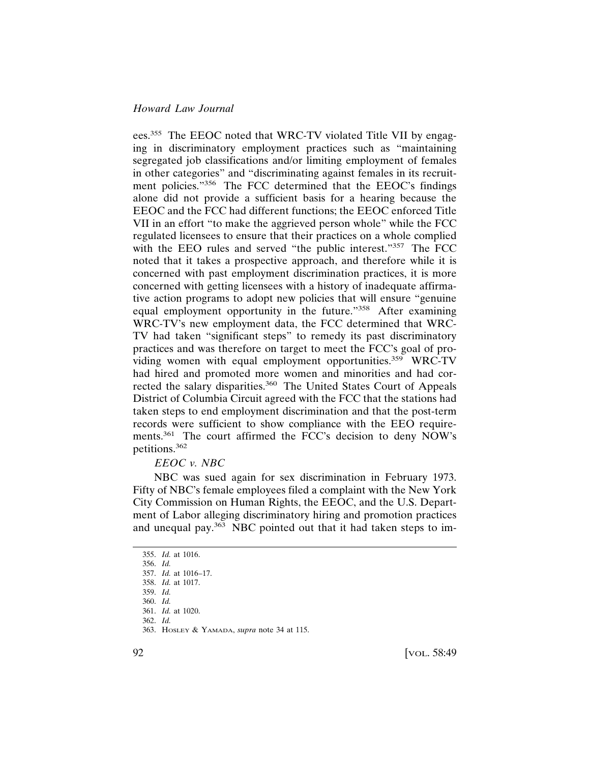ees.[355] The EEOC noted that WRC-TV violated Title VII by engaging in discriminatory employment practices such as "maintaining segregated job classifications and/or limiting employment of females in other categories" and "discriminating against females in its recruitment policies."[356] The FCC determined that the EEOC's findings alone did not provide a sufficient basis for a hearing because the EEOC and the FCC had different functions; the EEOC enforced Title VII in an effort "to make the aggrieved person whole" while the FCC regulated licensees to ensure that their practices on a whole complied with the EEO rules and served "the public interest."[357] The FCC noted that it takes a prospective approach, and therefore while it is concerned with past employment discrimination practices, it is more concerned with getting licensees with a history of inadequate affirmative action programs to adopt new policies that will ensure "genuine equal employment opportunity in the future."[358] After examining WRC-TV's new employment data, the FCC determined that WRC-TV had taken "significant steps" to remedy its past discriminatory practices and was therefore on target to meet the FCC's goal of providing women with equal employment opportunities.[359] WRC-TV had hired and promoted more women and minorities and had corrected the salary disparities.[360] The United States Court of Appeals District of Columbia Circuit agreed with the FCC that the stations had taken steps to end employment discrimination and that the post-term records were sufficient to show compliance with the EEO requirements.[361] The court affirmed the FCC's decision to deny NOW's petitions.[362]

*EEOC v. NBC*

NBC was sued again for sex discrimination in February 1973. Fifty of NBC's female employees filed a complaint with the New York City Commission on Human Rights, the EEOC, and the U.S. Department of Labor alleging discriminatory hiring and promotion practices and unequal pay.[363] NBC pointed out that it had taken steps to im-

---

355. *Id.* at 1016.
356. *Id.*
357. *Id.* at 1016–17.
358. *Id.* at 1017.
359. *Id.*
360. *Id.*
361. *Id.* at 1020.
362. *Id.*
363. Hosley & Yamada, *supra* note 34 at 115.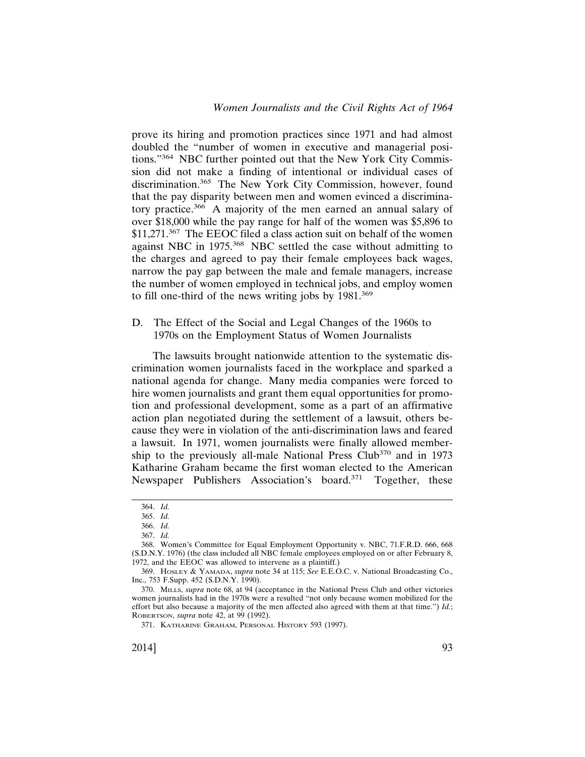prove its hiring and promotion practices since 1971 and had almost doubled the "number of women in executive and managerial positions."[364] NBC further pointed out that the New York City Commission did not make a finding of intentional or individual cases of discrimination.[365] The New York City Commission, however, found that the pay disparity between men and women evinced a discriminatory practice.[366] A majority of the men earned an annual salary of over $18,000 while the pay range for half of the women was $5,896 to $11,271.[367] The EEOC filed a class action suit on behalf of the women against NBC in 1975.[368] NBC settled the case without admitting to the charges and agreed to pay their female employees back wages, narrow the pay gap between the male and female managers, increase the number of women employed in technical jobs, and employ women to fill one-third of the news writing jobs by 1981.[369]

### D. The Effect of the Social and Legal Changes of the 1960s to 1970s on the Employment Status of Women Journalists

The lawsuits brought nationwide attention to the systematic discrimination women journalists faced in the workplace and sparked a national agenda for change. Many media companies were forced to hire women journalists and grant them equal opportunities for promotion and professional development, some as a part of an affirmative action plan negotiated during the settlement of a lawsuit, others because they were in violation of the anti-discrimination laws and feared a lawsuit. In 1971, women journalists were finally allowed membership to the previously all-male National Press Club[370] and in 1973 Katharine Graham became the first woman elected to the American Newspaper Publishers Association's board.[371] Together, these

---

364. *Id.*

365. *Id.*

366. *Id.*

367. *Id.*

368. Women's Committee for Equal Employment Opportunity v. NBC, 71.F.R.D. 666, 668 (S.D.N.Y. 1976) (the class included all NBC female employees employed on or after February 8, 1972, and the EEOC was allowed to intervene as a plaintiff.)

369. HOSLEY & YAMADA, *supra* note 34 at 115; *See* E.E.O.C. v. National Broadcasting Co., Inc., 753 F.Supp. 452 (S.D.N.Y. 1990).

370. MILLS, *supra* note 68, at 94 (acceptance in the National Press Club and other victories women journalists had in the 1970s were a resulted "not only because women mobilized for the effort but also because a majority of the men affected also agreed with them at that time.") *Id.*; ROBERTSON, *supra* note 42, at 99 (1992).

371. KATHARINE GRAHAM, PERSONAL HISTORY 593 (1997).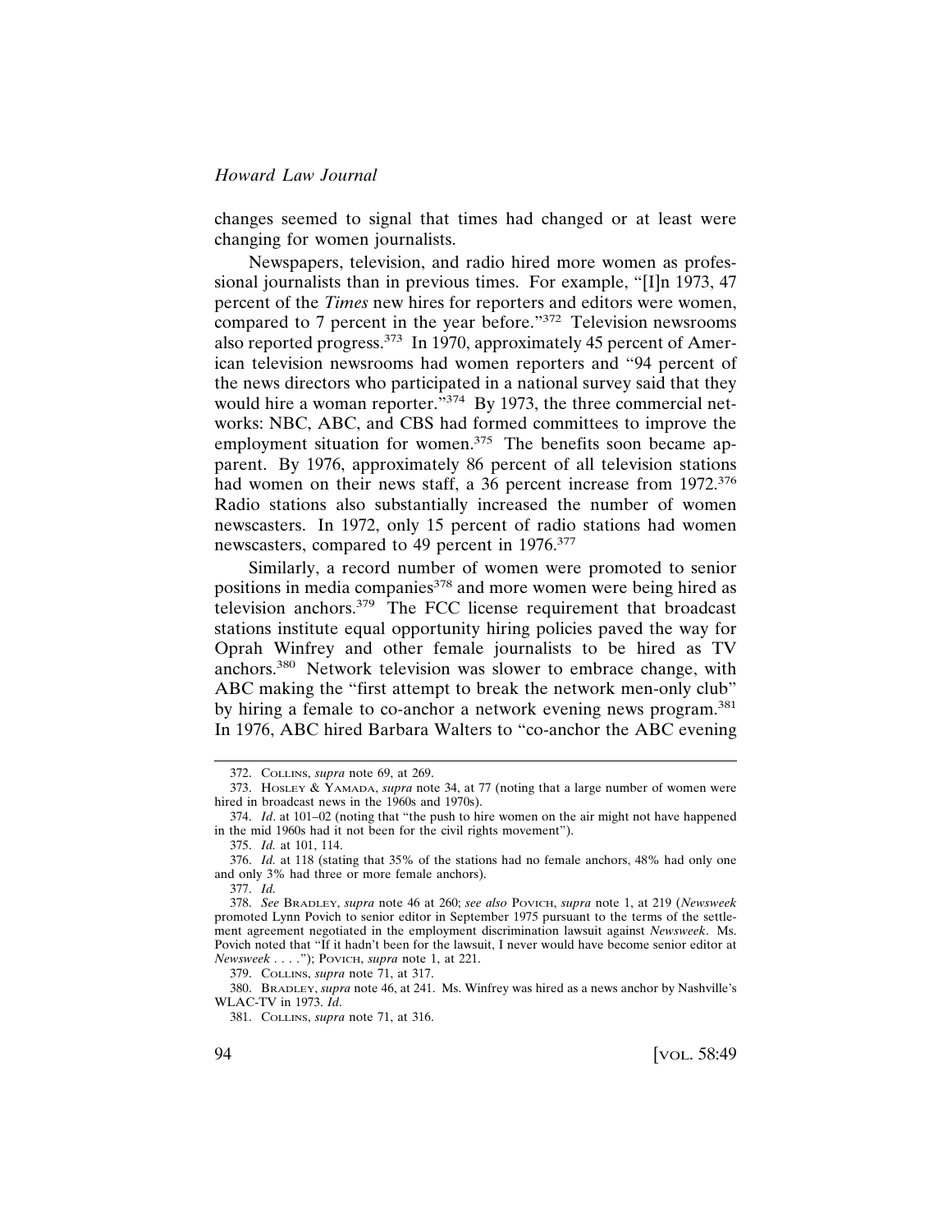changes seemed to signal that times had changed or at least were changing for women journalists.

Newspapers, television, and radio hired more women as professional journalists than in previous times. For example, "[I]n 1973, 47 percent of the *Times* new hires for reporters and editors were women, compared to 7 percent in the year before."[372] Television newsrooms also reported progress.[373] In 1970, approximately 45 percent of American television newsrooms had women reporters and "94 percent of the news directors who participated in a national survey said that they would hire a woman reporter."[374] By 1973, the three commercial networks: NBC, ABC, and CBS had formed committees to improve the employment situation for women.[375] The benefits soon became apparent. By 1976, approximately 86 percent of all television stations had women on their news staff, a 36 percent increase from 1972.[376] Radio stations also substantially increased the number of women newscasters. In 1972, only 15 percent of radio stations had women newscasters, compared to 49 percent in 1976.[377]

Similarly, a record number of women were promoted to senior positions in media companies[378] and more women were being hired as television anchors.[379] The FCC license requirement that broadcast stations institute equal opportunity hiring policies paved the way for Oprah Winfrey and other female journalists to be hired as TV anchors.[380] Network television was slower to embrace change, with ABC making the "first attempt to break the network men-only club" by hiring a female to co-anchor a network evening news program.[381] In 1976, ABC hired Barbara Walters to "co-anchor the ABC evening

---

372. Collins, *supra* note 69, at 269.

373. Hosley & Yamada, *supra* note 34, at 77 (noting that a large number of women were hired in broadcast news in the 1960s and 1970s).

374. *Id*. at 101–02 (noting that "the push to hire women on the air might not have happened in the mid 1960s had it not been for the civil rights movement").

375. *Id.* at 101, 114.

376. *Id.* at 118 (stating that 35% of the stations had no female anchors, 48% had only one and only 3% had three or more female anchors).

377. *Id.*

378. *See* Bradley, *supra* note 46 at 260; *see also* Povich, *supra* note 1, at 219 (*Newsweek* promoted Lynn Povich to senior editor in September 1975 pursuant to the terms of the settlement agreement negotiated in the employment discrimination lawsuit against *Newsweek*. Ms. Povich noted that "If it hadn't been for the lawsuit, I never would have become senior editor at *Newsweek* . . . ."); Povich, *supra* note 1, at 221.

379. Collins, *supra* note 71, at 317.

380. Bradley, *supra* note 46, at 241. Ms. Winfrey was hired as a news anchor by Nashville's WLAC-TV in 1973. *Id*.

381. Collins, *supra* note 71, at 316.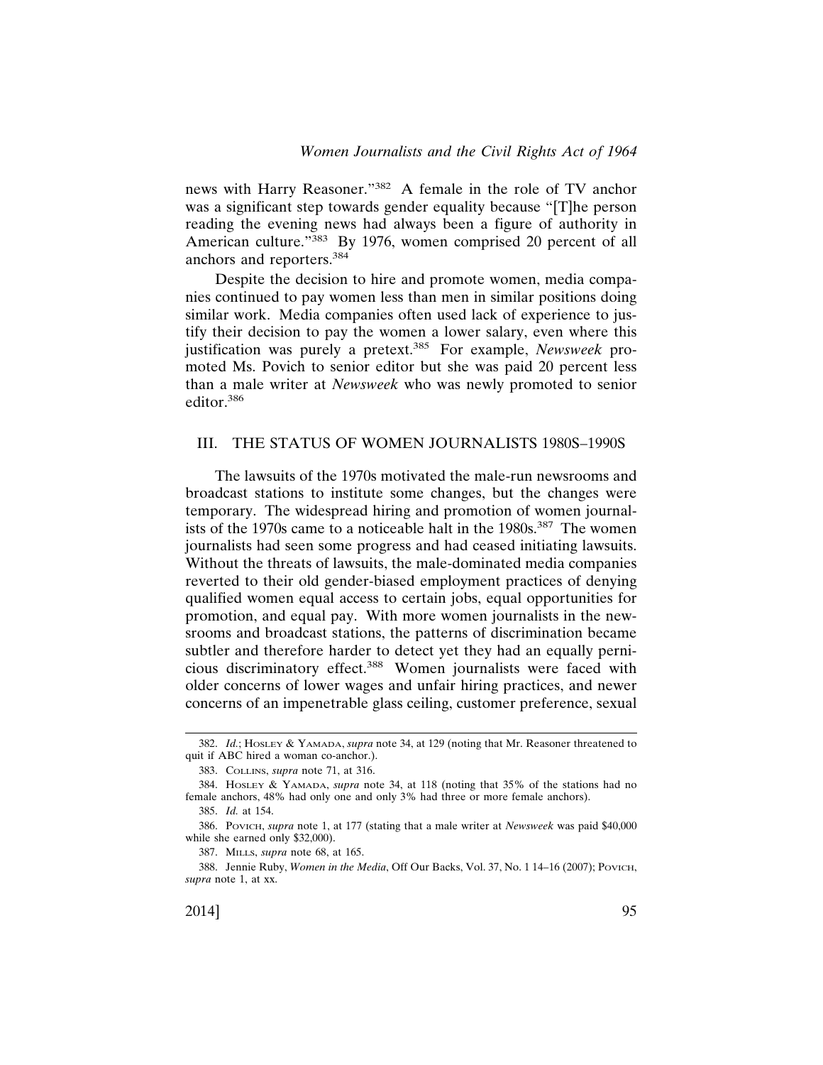news with Harry Reasoner."[382] A female in the role of TV anchor was a significant step towards gender equality because "[T]he person reading the evening news had always been a figure of authority in American culture."[383] By 1976, women comprised 20 percent of all anchors and reporters.[384]

Despite the decision to hire and promote women, media companies continued to pay women less than men in similar positions doing similar work. Media companies often used lack of experience to justify their decision to pay the women a lower salary, even where this justification was purely a pretext.[385] For example, *Newsweek* promoted Ms. Povich to senior editor but she was paid 20 percent less than a male writer at *Newsweek* who was newly promoted to senior editor.[386]

## III. THE STATUS OF WOMEN JOURNALISTS 1980S–1990S

The lawsuits of the 1970s motivated the male-run newsrooms and broadcast stations to institute some changes, but the changes were temporary. The widespread hiring and promotion of women journalists of the 1970s came to a noticeable halt in the 1980s.[387] The women journalists had seen some progress and had ceased initiating lawsuits. Without the threats of lawsuits, the male-dominated media companies reverted to their old gender-biased employment practices of denying qualified women equal access to certain jobs, equal opportunities for promotion, and equal pay. With more women journalists in the newsrooms and broadcast stations, the patterns of discrimination became subtler and therefore harder to detect yet they had an equally pernicious discriminatory effect.[388] Women journalists were faced with older concerns of lower wages and unfair hiring practices, and newer concerns of an impenetrable glass ceiling, customer preference, sexual

---

382. *Id.*; HOSLEY & YAMADA, *supra* note 34, at 129 (noting that Mr. Reasoner threatened to quit if ABC hired a woman co-anchor.).

383. COLLINS, *supra* note 71, at 316.

384. HOSLEY & YAMADA, *supra* note 34, at 118 (noting that 35% of the stations had no female anchors, 48% had only one and only 3% had three or more female anchors).

385. *Id.* at 154.

386. POVICH, *supra* note 1, at 177 (stating that a male writer at *Newsweek* was paid $40,000 while she earned only $32,000).

387. MILLS, *supra* note 68, at 165.

388. Jennie Ruby, *Women in the Media*, Off Our Backs, Vol. 37, No. 1 14–16 (2007); POVICH, *supra* note 1, at xx.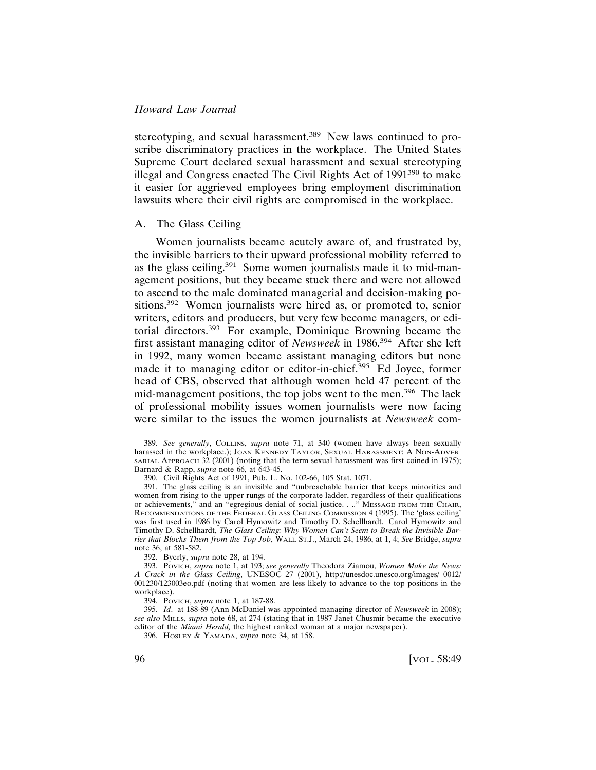stereotyping, and sexual harassment.[389] New laws continued to proscribe discriminatory practices in the workplace. The United States Supreme Court declared sexual harassment and sexual stereotyping illegal and Congress enacted The Civil Rights Act of 1991[390] to make it easier for aggrieved employees bring employment discrimination lawsuits where their civil rights are compromised in the workplace.

## A. The Glass Ceiling

Women journalists became acutely aware of, and frustrated by, the invisible barriers to their upward professional mobility referred to as the glass ceiling.[391] Some women journalists made it to mid-management positions, but they became stuck there and were not allowed to ascend to the male dominated managerial and decision-making positions.[392] Women journalists were hired as, or promoted to, senior writers, editors and producers, but very few become managers, or editorial directors.[393] For example, Dominique Browning became the first assistant managing editor of *Newsweek* in 1986.[394] After she left in 1992, many women became assistant managing editors but none made it to managing editor or editor-in-chief.[395] Ed Joyce, former head of CBS, observed that although women held 47 percent of the mid-management positions, the top jobs went to the men.[396] The lack of professional mobility issues women journalists were now facing were similar to the issues the women journalists at *Newsweek* com-

---

389. *See generally*, COLLINS, *supra* note 71, at 340 (women have always been sexually harassed in the workplace.); JOAN KENNEDY TAYLOR, SEXUAL HARASSMENT: A NON-ADVERSARIAL APPROACH 32 (2001) (noting that the term sexual harassment was first coined in 1975); Barnard & Rapp, *supra* note 66, at 643-45.

390. Civil Rights Act of 1991, Pub. L. No. 102-66, 105 Stat. 1071.

391. The glass ceiling is an invisible and "unbreachable barrier that keeps minorities and women from rising to the upper rungs of the corporate ladder, regardless of their qualifications or achievements," and an "egregious denial of social justice. . .." MESSAGE FROM THE CHAIR, RECOMMENDATIONS OF THE FEDERAL GLASS CEILING COMMISSION 4 (1995). The 'glass ceiling' was first used in 1986 by Carol Hymowitz and Timothy D. Schellhardt. Carol Hymowitz and Timothy D. Schellhardt, *The Glass Ceiling: Why Women Can't Seem to Break the Invisible Barrier that Blocks Them from the Top Job*, WALL ST.J., March 24, 1986, at 1, 4; *See* Bridge, *supra* note 36, at 581-582.

392. Byerly, *supra* note 28, at 194.

393. POVICH, *supra* note 1, at 193; *see generally* Theodora Ziamou, *Women Make the News: A Crack in the Glass Ceiling*, UNESOC 27 (2001), http://unesdoc.unesco.org/images/ 0012/ 001230/123003eo.pdf (noting that women are less likely to advance to the top positions in the workplace).

394. POVICH, *supra* note 1, at 187-88.

395. *Id*. at 188-89 (Ann McDaniel was appointed managing director of *Newsweek* in 2008); *see also* MILLS, *supra* note 68, at 274 (stating that in 1987 Janet Chusmir became the executive editor of the *Miami Herald,* the highest ranked woman at a major newspaper).

396. HOSLEY & YAMADA, *supra* note 34, at 158.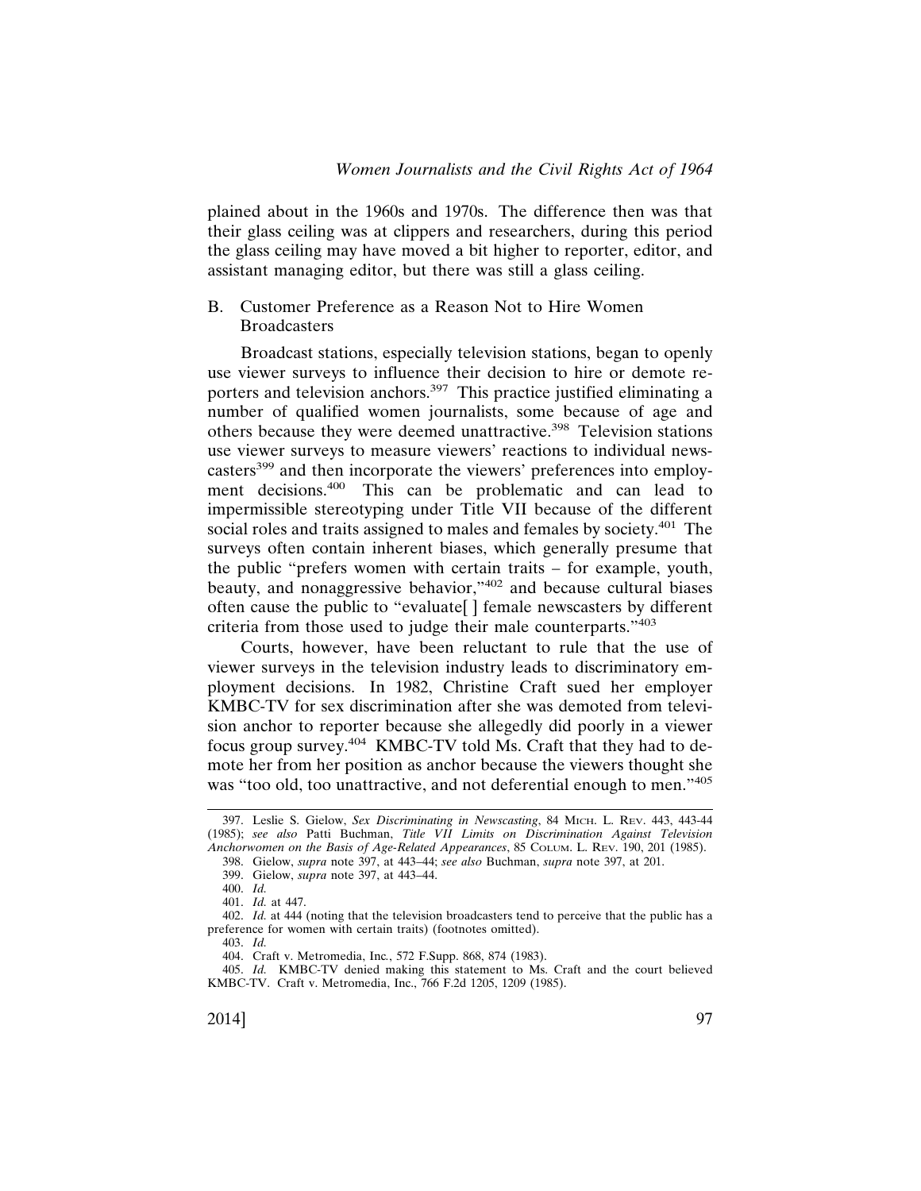plained about in the 1960s and 1970s. The difference then was that their glass ceiling was at clippers and researchers, during this period the glass ceiling may have moved a bit higher to reporter, editor, and assistant managing editor, but there was still a glass ceiling.

### B. Customer Preference as a Reason Not to Hire Women Broadcasters

Broadcast stations, especially television stations, began to openly use viewer surveys to influence their decision to hire or demote reporters and television anchors.[397] This practice justified eliminating a number of qualified women journalists, some because of age and others because they were deemed unattractive.[398] Television stations use viewer surveys to measure viewers' reactions to individual newscasters[399] and then incorporate the viewers' preferences into employment decisions.[400] This can be problematic and can lead to impermissible stereotyping under Title VII because of the different social roles and traits assigned to males and females by society.[401] The surveys often contain inherent biases, which generally presume that the public "prefers women with certain traits – for example, youth, beauty, and nonaggressive behavior,"[402] and because cultural biases often cause the public to "evaluate[ ] female newscasters by different criteria from those used to judge their male counterparts."[403]

Courts, however, have been reluctant to rule that the use of viewer surveys in the television industry leads to discriminatory employment decisions. In 1982, Christine Craft sued her employer KMBC-TV for sex discrimination after she was demoted from television anchor to reporter because she allegedly did poorly in a viewer focus group survey.[404] KMBC-TV told Ms. Craft that they had to demote her from her position as anchor because the viewers thought she was "too old, too unattractive, and not deferential enough to men."[405]

---

397. Leslie S. Gielow, *Sex Discriminating in Newscasting*, 84 MICH. L. REV. 443, 443-44 (1985); *see also* Patti Buchman, *Title VII Limits on Discrimination Against Television Anchorwomen on the Basis of Age-Related Appearances*, 85 COLUM. L. REV. 190, 201 (1985).

398. Gielow, *supra* note 397, at 443–44; *see also* Buchman, *supra* note 397, at 201.

399. Gielow, *supra* note 397, at 443–44.

400. *Id.*

401. *Id.* at 447.

402. *Id.* at 444 (noting that the television broadcasters tend to perceive that the public has a preference for women with certain traits) (footnotes omitted).

403. *Id.*

404. Craft v. Metromedia, Inc., 572 F.Supp. 868, 874 (1983).

405. *Id.* KMBC-TV denied making this statement to Ms. Craft and the court believed KMBC-TV. Craft v. Metromedia, Inc., 766 F.2d 1205, 1209 (1985).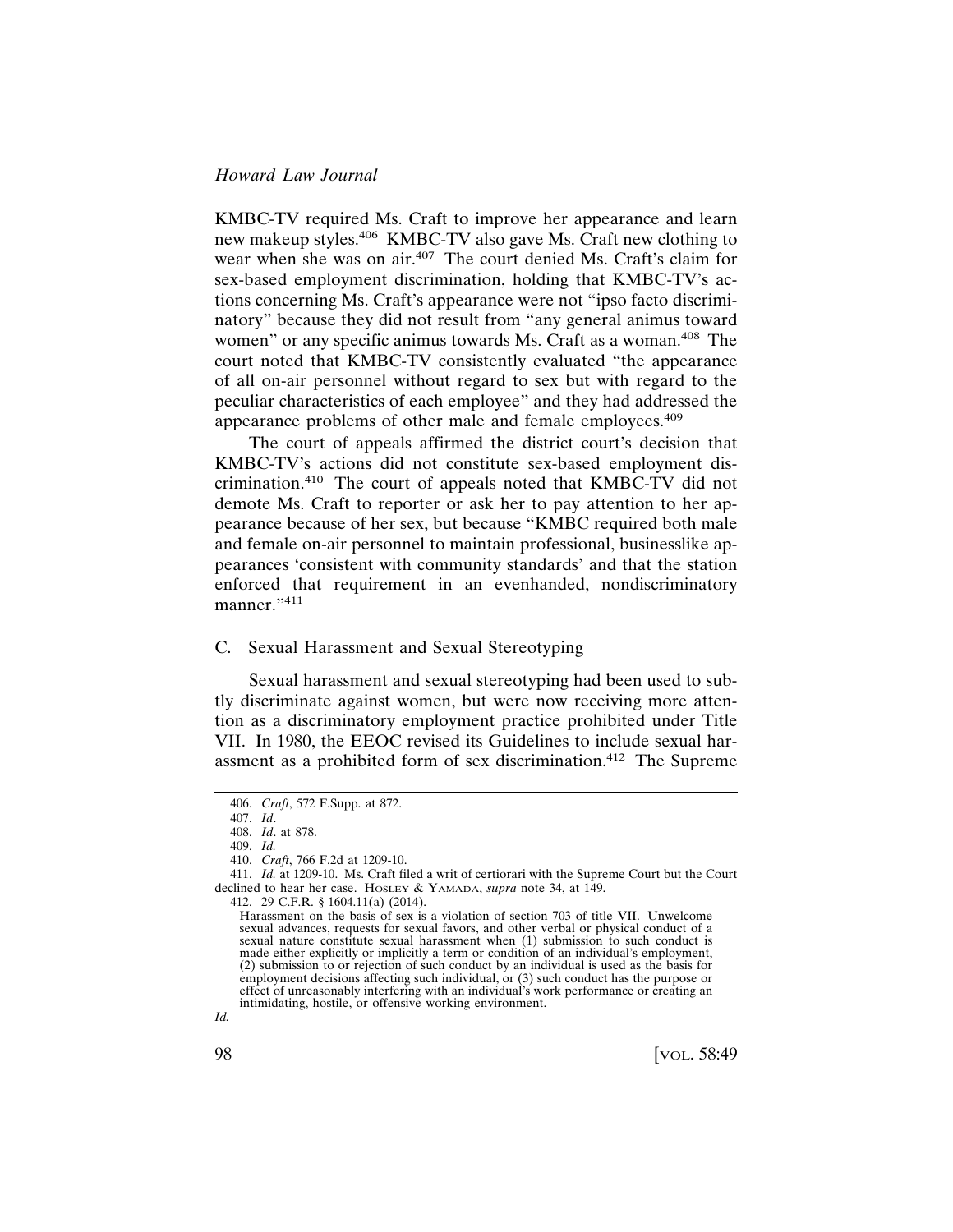KMBC-TV required Ms. Craft to improve her appearance and learn new makeup styles.[406] KMBC-TV also gave Ms. Craft new clothing to wear when she was on air.[407] The court denied Ms. Craft's claim for sex-based employment discrimination, holding that KMBC-TV's actions concerning Ms. Craft's appearance were not "ipso facto discriminatory" because they did not result from "any general animus toward women" or any specific animus towards Ms. Craft as a woman.[408] The court noted that KMBC-TV consistently evaluated "the appearance of all on-air personnel without regard to sex but with regard to the peculiar characteristics of each employee" and they had addressed the appearance problems of other male and female employees.[409]

The court of appeals affirmed the district court's decision that KMBC-TV's actions did not constitute sex-based employment discrimination.[410] The court of appeals noted that KMBC-TV did not demote Ms. Craft to reporter or ask her to pay attention to her appearance because of her sex, but because "KMBC required both male and female on-air personnel to maintain professional, businesslike appearances 'consistent with community standards' and that the station enforced that requirement in an evenhanded, nondiscriminatory manner."[411]

### C. Sexual Harassment and Sexual Stereotyping

Sexual harassment and sexual stereotyping had been used to subtly discriminate against women, but were now receiving more attention as a discriminatory employment practice prohibited under Title VII. In 1980, the EEOC revised its Guidelines to include sexual harassment as a prohibited form of sex discrimination.[412] The Supreme

---

406. *Craft*, 572 F.Supp. at 872.

407. *Id*.

408. *Id*. at 878.

409. *Id.*

410. *Craft*, 766 F.2d at 1209-10.

411. *Id.* at 1209-10. Ms. Craft filed a writ of certiorari with the Supreme Court but the Court declined to hear her case. HOSLEY & YAMADA, *supra* note 34, at 149.

412. 29 C.F.R. § 1604.11(a) (2014).

> Harassment on the basis of sex is a violation of section 703 of title VII. Unwelcome sexual advances, requests for sexual favors, and other verbal or physical conduct of a sexual nature constitute sexual harassment when (1) submission to such conduct is made either explicitly or implicitly a term or condition of an individual's employment, (2) submission to or rejection of such conduct by an individual is used as the basis for employment decisions affecting such individual, or (3) such conduct has the purpose or effect of unreasonably interfering with an individual's work performance or creating an intimidating, hostile, or offensive working environment.

*Id.*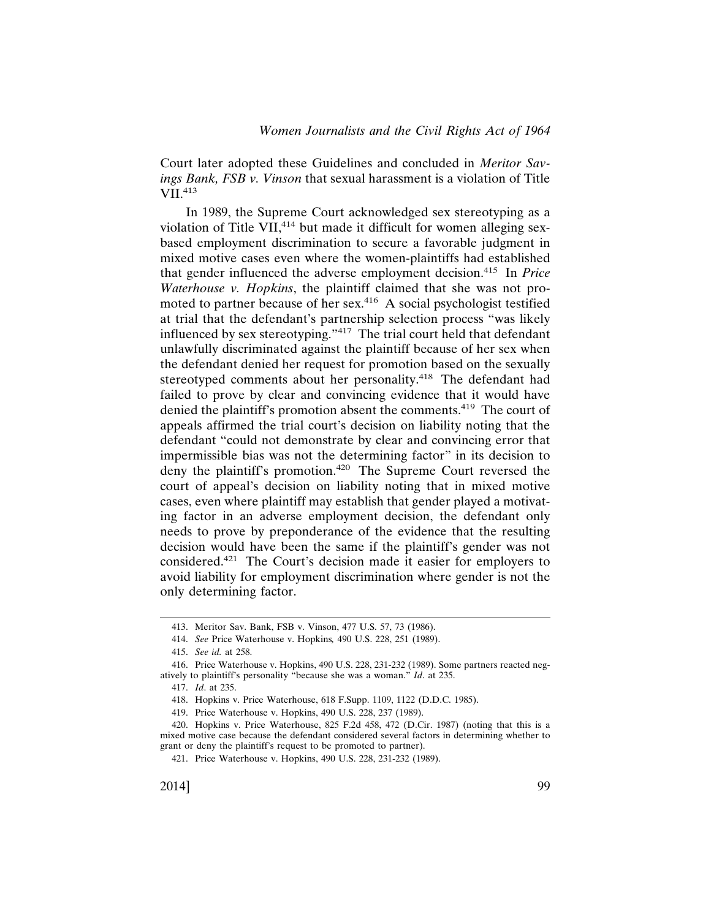Court later adopted these Guidelines and concluded in *Meritor Savings Bank, FSB v. Vinson* that sexual harassment is a violation of Title VII.[413]

In 1989, the Supreme Court acknowledged sex stereotyping as a violation of Title VII,[414] but made it difficult for women alleging sex-based employment discrimination to secure a favorable judgment in mixed motive cases even where the women-plaintiffs had established that gender influenced the adverse employment decision.[415] In *Price Waterhouse v. Hopkins*, the plaintiff claimed that she was not promoted to partner because of her sex.[416] A social psychologist testified at trial that the defendant's partnership selection process "was likely influenced by sex stereotyping."[417] The trial court held that defendant unlawfully discriminated against the plaintiff because of her sex when the defendant denied her request for promotion based on the sexually stereotyped comments about her personality.[418] The defendant had failed to prove by clear and convincing evidence that it would have denied the plaintiff's promotion absent the comments.[419] The court of appeals affirmed the trial court's decision on liability noting that the defendant "could not demonstrate by clear and convincing error that impermissible bias was not the determining factor" in its decision to deny the plaintiff's promotion.[420] The Supreme Court reversed the court of appeal's decision on liability noting that in mixed motive cases, even where plaintiff may establish that gender played a motivating factor in an adverse employment decision, the defendant only needs to prove by preponderance of the evidence that the resulting decision would have been the same if the plaintiff's gender was not considered.[421] The Court's decision made it easier for employers to avoid liability for employment discrimination where gender is not the only determining factor.

---

413. Meritor Sav. Bank, FSB v. Vinson, 477 U.S. 57, 73 (1986).

414. *See* Price Waterhouse v. Hopkins*,* 490 U.S. 228, 251 (1989).

415. *See id.* at 258.

416. Price Waterhouse v. Hopkins, 490 U.S. 228, 231-232 (1989). Some partners reacted negatively to plaintiff's personality "because she was a woman." *Id*. at 235.

417. *Id*. at 235.

418. Hopkins v. Price Waterhouse, 618 F.Supp. 1109, 1122 (D.D.C. 1985).

419. Price Waterhouse v. Hopkins, 490 U.S. 228, 237 (1989).

420. Hopkins v. Price Waterhouse, 825 F.2d 458, 472 (D.Cir. 1987) (noting that this is a mixed motive case because the defendant considered several factors in determining whether to grant or deny the plaintiff's request to be promoted to partner).

421. Price Waterhouse v. Hopkins, 490 U.S. 228, 231-232 (1989).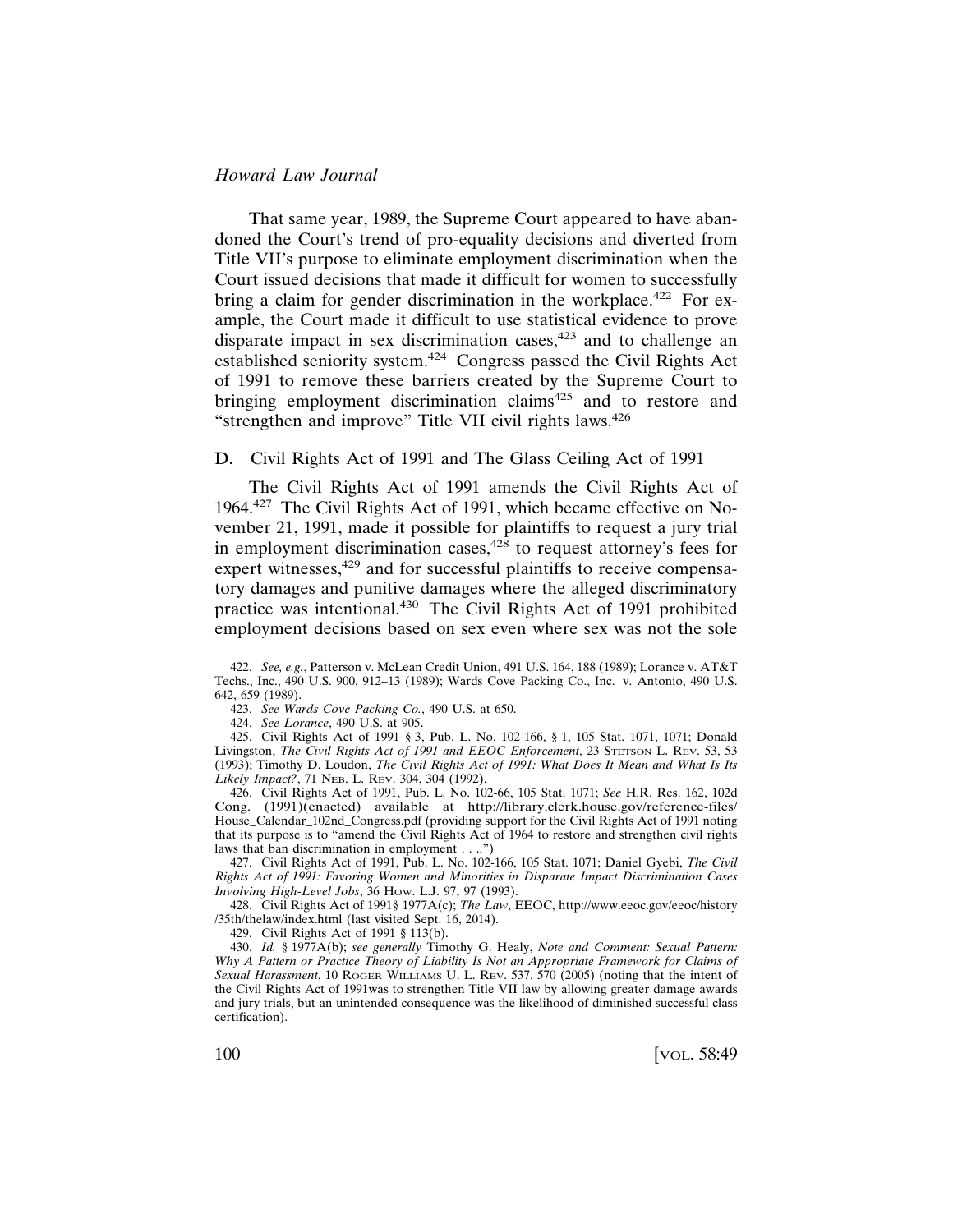That same year, 1989, the Supreme Court appeared to have abandoned the Court's trend of pro-equality decisions and diverted from Title VII's purpose to eliminate employment discrimination when the Court issued decisions that made it difficult for women to successfully bring a claim for gender discrimination in the workplace.[422] For example, the Court made it difficult to use statistical evidence to prove disparate impact in sex discrimination cases,[423] and to challenge an established seniority system.[424] Congress passed the Civil Rights Act of 1991 to remove these barriers created by the Supreme Court to bringing employment discrimination claims[425] and to restore and "strengthen and improve" Title VII civil rights laws.[426]

## D. Civil Rights Act of 1991 and The Glass Ceiling Act of 1991

The Civil Rights Act of 1991 amends the Civil Rights Act of 1964.[427] The Civil Rights Act of 1991, which became effective on November 21, 1991, made it possible for plaintiffs to request a jury trial in employment discrimination cases,[428] to request attorney's fees for expert witnesses,[429] and for successful plaintiffs to receive compensatory damages and punitive damages where the alleged discriminatory practice was intentional.[430] The Civil Rights Act of 1991 prohibited employment decisions based on sex even where sex was not the sole

---

422. *See, e.g.*, Patterson v. McLean Credit Union, 491 U.S. 164, 188 (1989); Lorance v. AT&T Techs., Inc., 490 U.S. 900, 912–13 (1989); Wards Cove Packing Co., Inc. v. Antonio, 490 U.S. 642, 659 (1989).

423. *See Wards Cove Packing Co.*, 490 U.S. at 650.

424. *See Lorance*, 490 U.S. at 905.

425. Civil Rights Act of 1991 § 3, Pub. L. No. 102-166, § 1, 105 Stat. 1071, 1071; Donald Livingston, *The Civil Rights Act of 1991 and EEOC Enforcement*, 23 STETSON L. REV. 53, 53 (1993); Timothy D. Loudon, *The Civil Rights Act of 1991: What Does It Mean and What Is Its Likely Impact?*, 71 NEB. L. REV. 304, 304 (1992).

426. Civil Rights Act of 1991, Pub. L. No. 102-66, 105 Stat. 1071; *See* H.R. Res. 162, 102d Cong. (1991)(enacted) available at http://library.clerk.house.gov/reference-files/House_Calendar_102nd_Congress.pdf (providing support for the Civil Rights Act of 1991 noting that its purpose is to "amend the Civil Rights Act of 1964 to restore and strengthen civil rights laws that ban discrimination in employment . . ..")

427. Civil Rights Act of 1991, Pub. L. No. 102-166, 105 Stat. 1071; Daniel Gyebi, *The Civil Rights Act of 1991: Favoring Women and Minorities in Disparate Impact Discrimination Cases Involving High-Level Jobs*, 36 HOW. L.J. 97, 97 (1993).

428. Civil Rights Act of 1991§ 1977A(c); *The Law*, EEOC, http://www.eeoc.gov/eeoc/history/35th/thelaw/index.html (last visited Sept. 16, 2014).

429. Civil Rights Act of 1991 § 113(b).

430. *Id.* § 1977A(b); *see generally* Timothy G. Healy, *Note and Comment: Sexual Pattern: Why A Pattern or Practice Theory of Liability Is Not an Appropriate Framework for Claims of Sexual Harassment*, 10 ROGER WILLIAMS U. L. REV. 537, 570 (2005) (noting that the intent of the Civil Rights Act of 1991was to strengthen Title VII law by allowing greater damage awards and jury trials, but an unintended consequence was the likelihood of diminished successful class certification).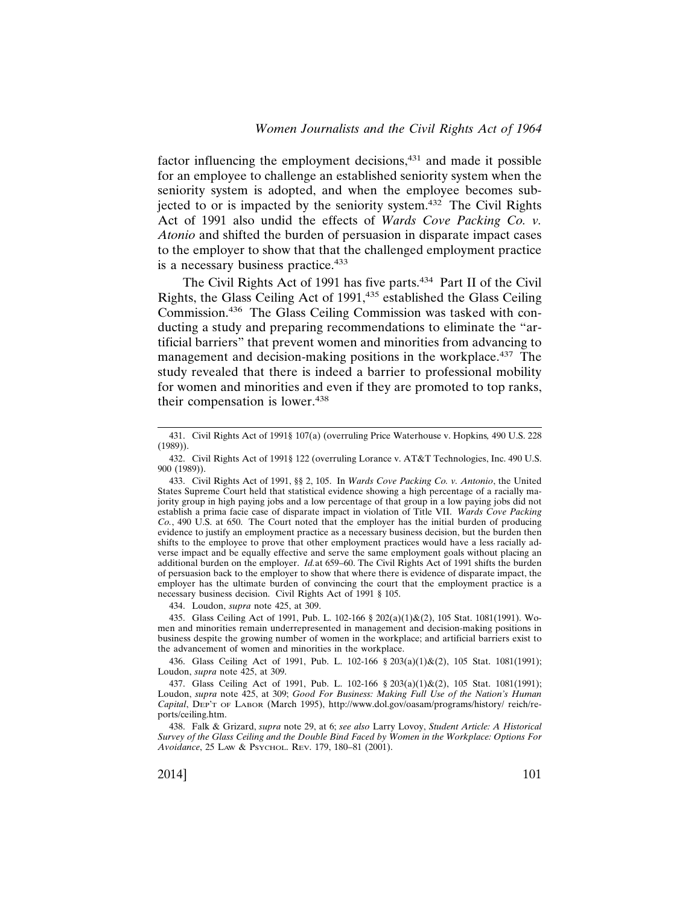factor influencing the employment decisions,[431] and made it possible for an employee to challenge an established seniority system when the seniority system is adopted, and when the employee becomes subjected to or is impacted by the seniority system.[432] The Civil Rights Act of 1991 also undid the effects of *Wards Cove Packing Co. v. Atonio* and shifted the burden of persuasion in disparate impact cases to the employer to show that that the challenged employment practice is a necessary business practice.[433]

The Civil Rights Act of 1991 has five parts.[434] Part II of the Civil Rights, the Glass Ceiling Act of 1991,[435] established the Glass Ceiling Commission.[436] The Glass Ceiling Commission was tasked with conducting a study and preparing recommendations to eliminate the "artificial barriers" that prevent women and minorities from advancing to management and decision-making positions in the workplace.[437] The study revealed that there is indeed a barrier to professional mobility for women and minorities and even if they are promoted to top ranks, their compensation is lower.[438]

---

431. Civil Rights Act of 1991§ 107(a) (overruling Price Waterhouse v. Hopkins, 490 U.S. 228 (1989)).

432. Civil Rights Act of 1991§ 122 (overruling Lorance v. AT&T Technologies, Inc. 490 U.S. 900 (1989)).

433. Civil Rights Act of 1991, §§ 2, 105. In *Wards Cove Packing Co. v. Antonio*, the United States Supreme Court held that statistical evidence showing a high percentage of a racially majority group in high paying jobs and a low percentage of that group in a low paying jobs did not establish a prima facie case of disparate impact in violation of Title VII. *Wards Cove Packing Co.*, 490 U.S. at 650. The Court noted that the employer has the initial burden of producing evidence to justify an employment practice as a necessary business decision, but the burden then shifts to the employee to prove that other employment practices would have a less racially adverse impact and be equally effective and serve the same employment goals without placing an additional burden on the employer. *Id.* at 659–60. The Civil Rights Act of 1991 shifts the burden of persuasion back to the employer to show that where there is evidence of disparate impact, the employer has the ultimate burden of convincing the court that the employment practice is a necessary business decision. Civil Rights Act of 1991 § 105.

434. Loudon, *supra* note 425, at 309.

435. Glass Ceiling Act of 1991, Pub. L. 102-166 § 202(a)(1)&(2), 105 Stat. 1081(1991). Women and minorities remain underrepresented in management and decision-making positions in business despite the growing number of women in the workplace; and artificial barriers exist to the advancement of women and minorities in the workplace.

436. Glass Ceiling Act of 1991, Pub. L. 102-166 § 203(a)(1)&(2), 105 Stat. 1081(1991); Loudon, *supra* note 425, at 309.

437. Glass Ceiling Act of 1991, Pub. L. 102-166 § 203(a)(1)&(2), 105 Stat. 1081(1991); Loudon, *supra* note 425, at 309; *Good For Business: Making Full Use of the Nation's Human Capital*, DEP'T OF LABOR (March 1995), http://www.dol.gov/oasam/programs/history/ reich/reports/ceiling.htm.

438. Falk & Grizard, *supra* note 29, at 6; *see also* Larry Lovoy, *Student Article: A Historical Survey of the Glass Ceiling and the Double Bind Faced by Women in the Workplace: Options For Avoidance*, 25 LAW & PSYCHOL. REV. 179, 180–81 (2001).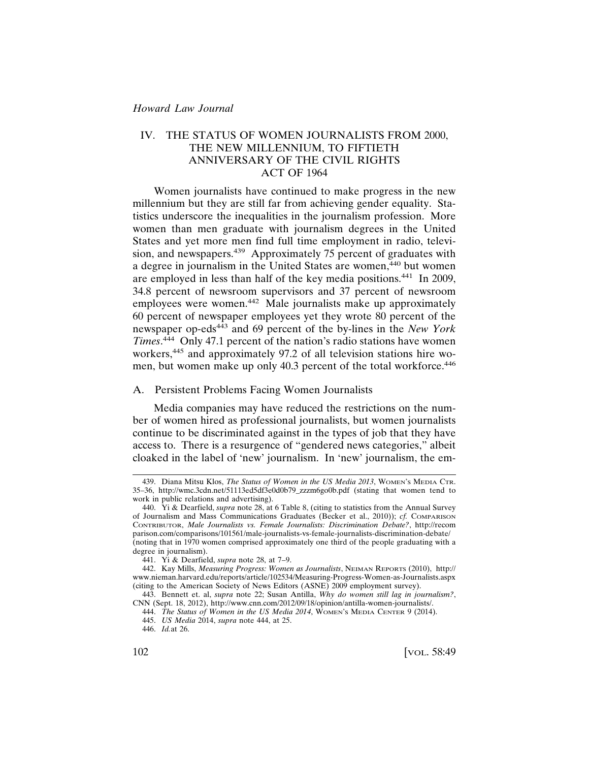## IV. THE STATUS OF WOMEN JOURNALISTS FROM 2000, THE NEW MILLENNIUM, TO FIFTIETH ANNIVERSARY OF THE CIVIL RIGHTS ACT OF 1964

Women journalists have continued to make progress in the new millennium but they are still far from achieving gender equality. Statistics underscore the inequalities in the journalism profession. More women than men graduate with journalism degrees in the United States and yet more men find full time employment in radio, television, and newspapers.[439] Approximately 75 percent of graduates with a degree in journalism in the United States are women,[440] but women are employed in less than half of the key media positions.[441] In 2009, 34.8 percent of newsroom supervisors and 37 percent of newsroom employees were women.[442] Male journalists make up approximately 60 percent of newspaper employees yet they wrote 80 percent of the newspaper op-eds[443] and 69 percent of the by-lines in the *New York Times*.[444] Only 47.1 percent of the nation's radio stations have women workers,[445] and approximately 97.2 of all television stations hire women, but women make up only 40.3 percent of the total workforce.[446]

### A. Persistent Problems Facing Women Journalists

Media companies may have reduced the restrictions on the number of women hired as professional journalists, but women journalists continue to be discriminated against in the types of job that they have access to. There is a resurgence of "gendered news categories," albeit cloaked in the label of 'new' journalism. In 'new' journalism, the em-

---

439. Diana Mitsu Klos, *The Status of Women in the US Media 2013*, WOMEN'S MEDIA CTR. 35–36, http://wmc.3cdn.net/51113ed5df3e0d0b79_zzzm6go0b.pdf (stating that women tend to work in public relations and advertising).

440. Yi & Dearfield, *supra* note 28, at 6 Table 8, (citing to statistics from the Annual Survey of Journalism and Mass Communications Graduates (Becker et al., 2010)); *cf.* COMPARISON CONTRIBUTOR, *Male Journalists vs. Female Journalists: Discrimination Debate?*, http://recomparison.com/comparisons/101561/male-journalists-vs-female-journalists-discrimination-debate/ (noting that in 1970 women comprised approximately one third of the people graduating with a degree in journalism).

441. Yi & Dearfield, *supra* note 28, at 7–9.

442. Kay Mills, *Measuring Progress: Women as Journalists*, NEIMAN REPORTS (2010), http://www.nieman.harvard.edu/reports/article/102534/Measuring-Progress-Women-as-Journalists.aspx (citing to the American Society of News Editors (ASNE) 2009 employment survey).

443. Bennett et. al, *supra* note 22; Susan Antilla, *Why do women still lag in journalism?*, CNN (Sept. 18, 2012), http://www.cnn.com/2012/09/18/opinion/antilla-women-journalists/.

444. *The Status of Women in the US Media 2014*, WOMEN'S MEDIA CENTER 9 (2014).

445. *US Media* 2014, *supra* note 444, at 25.

446. *Id.*at 26.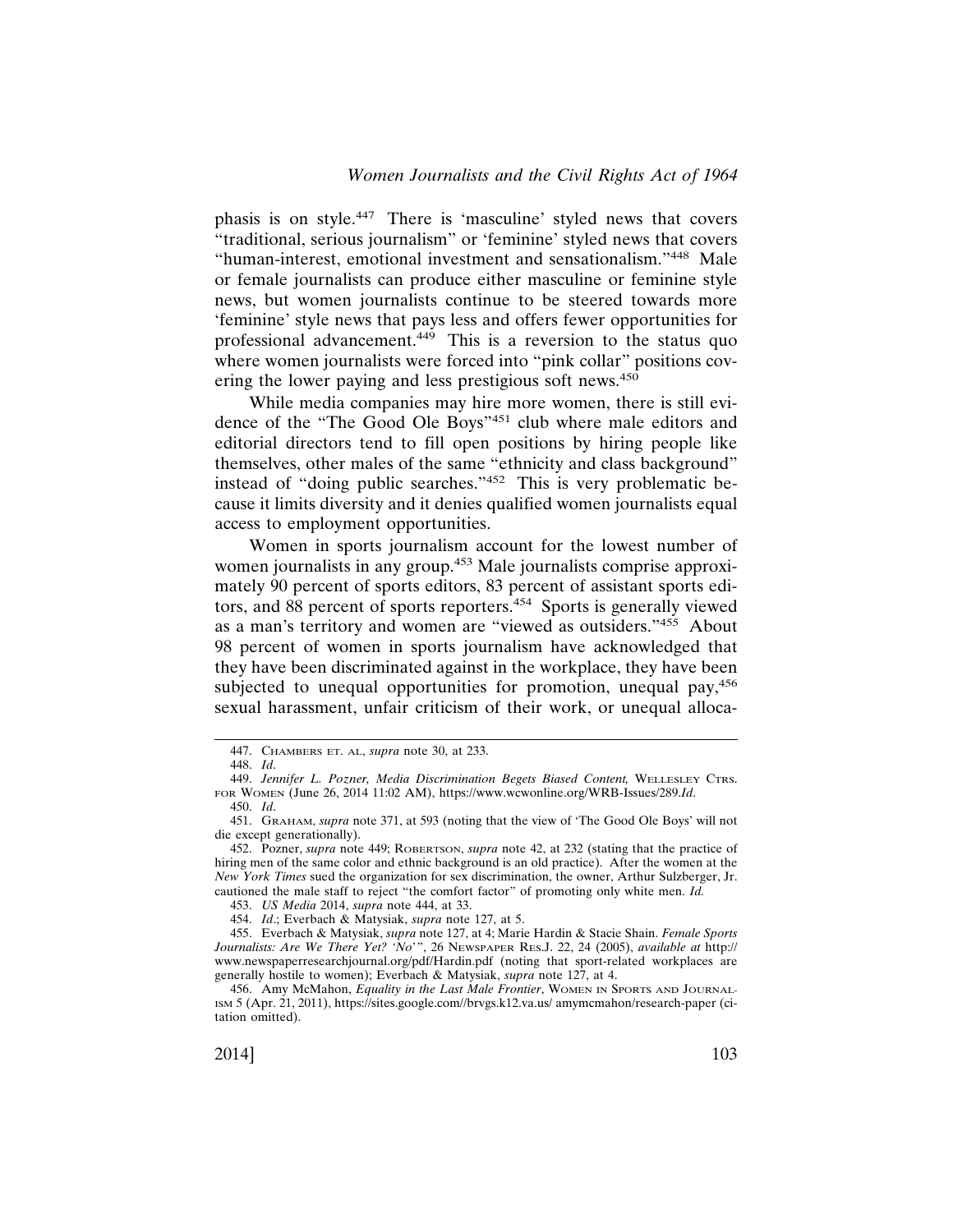phasis is on style.[447] There is 'masculine' styled news that covers "traditional, serious journalism" or 'feminine' styled news that covers "human-interest, emotional investment and sensationalism."[448] Male or female journalists can produce either masculine or feminine style news, but women journalists continue to be steered towards more 'feminine' style news that pays less and offers fewer opportunities for professional advancement.[449] This is a reversion to the status quo where women journalists were forced into "pink collar" positions covering the lower paying and less prestigious soft news.[450]

While media companies may hire more women, there is still evidence of the "The Good Ole Boys"[451] club where male editors and editorial directors tend to fill open positions by hiring people like themselves, other males of the same "ethnicity and class background" instead of "doing public searches."[452] This is very problematic because it limits diversity and it denies qualified women journalists equal access to employment opportunities.

Women in sports journalism account for the lowest number of women journalists in any group.[453] Male journalists comprise approximately 90 percent of sports editors, 83 percent of assistant sports editors, and 88 percent of sports reporters.[454] Sports is generally viewed as a man's territory and women are "viewed as outsiders."[455] About 98 percent of women in sports journalism have acknowledged that they have been discriminated against in the workplace, they have been subjected to unequal opportunities for promotion, unequal pay,[456] sexual harassment, unfair criticism of their work, or unequal alloca-

---

447. CHAMBERS ET. AL, *supra* note 30, at 233.

448. *Id*.

449. *Jennifer L. Pozner, Media Discrimination Begets Biased Content,* WELLESLEY CTRS. FOR WOMEN (June 26, 2014 11:02 AM), https://www.wcwonline.org/WRB-Issues/289.*Id*.

450. *Id*.

451. GRAHAM, *supra* note 371, at 593 (noting that the view of 'The Good Ole Boys' will not die except generationally).

452. Pozner, *supra* note 449; ROBERTSON, *supra* note 42, at 232 (stating that the practice of hiring men of the same color and ethnic background is an old practice). After the women at the *New York Times* sued the organization for sex discrimination, the owner, Arthur Sulzberger, Jr. cautioned the male staff to reject "the comfort factor" of promoting only white men. *Id.*

453. *US Media* 2014, *supra* note 444, at 33.

454. *Id*.; Everbach & Matysiak, *supra* note 127, at 5.

455. Everbach & Matysiak, *supra* note 127, at 4; Marie Hardin & Stacie Shain. *Female Sports Journalists: Are We There Yet? 'No'*", 26 NEWSPAPER RES.J. 22, 24 (2005), *available at* http://www.newspaperresearchjournal.org/pdf/Hardin.pdf (noting that sport-related workplaces are generally hostile to women); Everbach & Matysiak, *supra* note 127, at 4.

456. Amy McMahon, *Equality in the Last Male Frontier*, WOMEN IN SPORTS AND JOURNALISM 5 (Apr. 21, 2011), https://sites.google.com//brvgs.k12.va.us/ amymcmahon/research-paper (citation omitted).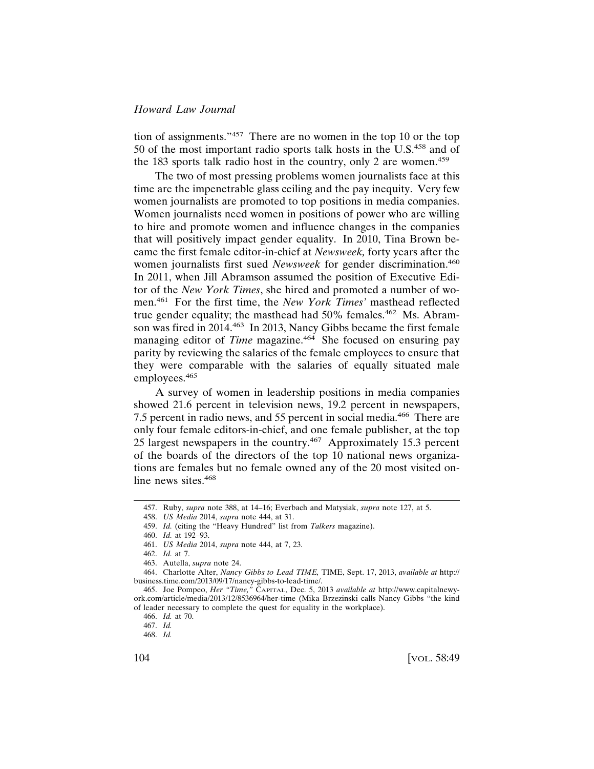tion of assignments."[457] There are no women in the top 10 or the top 50 of the most important radio sports talk hosts in the U.S.[458] and of the 183 sports talk radio host in the country, only 2 are women.[459]

The two of most pressing problems women journalists face at this time are the impenetrable glass ceiling and the pay inequity. Very few women journalists are promoted to top positions in media companies. Women journalists need women in positions of power who are willing to hire and promote women and influence changes in the companies that will positively impact gender equality. In 2010, Tina Brown became the first female editor-in-chief at *Newsweek,* forty years after the women journalists first sued *Newsweek* for gender discrimination.[460] In 2011, when Jill Abramson assumed the position of Executive Editor of the *New York Times*, she hired and promoted a number of women.[461] For the first time, the *New York Times'* masthead reflected true gender equality; the masthead had 50% females.[462] Ms. Abramson was fired in 2014.[463] In 2013, Nancy Gibbs became the first female managing editor of *Time* magazine.[464] She focused on ensuring pay parity by reviewing the salaries of the female employees to ensure that they were comparable with the salaries of equally situated male employees.[465]

A survey of women in leadership positions in media companies showed 21.6 percent in television news, 19.2 percent in newspapers, 7.5 percent in radio news, and 55 percent in social media.[466] There are only four female editors-in-chief, and one female publisher, at the top 25 largest newspapers in the country.[467] Approximately 15.3 percent of the boards of the directors of the top 10 national news organizations are females but no female owned any of the 20 most visited online news sites.[468]

---

457. Ruby, *supra* note 388, at 14–16; Everbach and Matysiak, *supra* note 127, at 5.

458. *US Media* 2014, *supra* note 444, at 31.

459. *Id.* (citing the "Heavy Hundred" list from *Talkers* magazine).

460. *Id.* at 192–93.

461. *US Media* 2014, *supra* note 444, at 7, 23.

462. *Id.* at 7.

463. Autella, *supra* note 24.

464. Charlotte Alter, *Nancy Gibbs to Lead TIME*, TIME, Sept. 17, 2013, *available at* http://business.time.com/2013/09/17/nancy-gibbs-to-lead-time/.

465. Joe Pompeo, *Her "Time,"* CAPITAL, Dec. 5, 2013 *available at* http://www.capitalnewyork.com/article/media/2013/12/8536964/her-time (Mika Brzezinski calls Nancy Gibbs "the kind of leader necessary to complete the quest for equality in the workplace).

466. *Id.* at 70.

467. *Id.*

468. *Id.*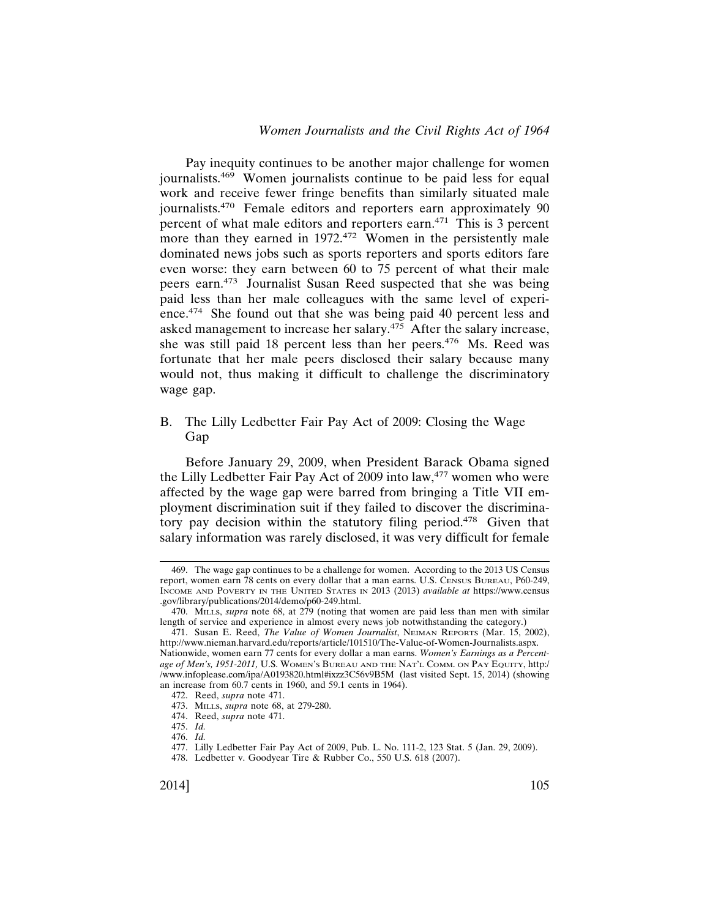Pay inequity continues to be another major challenge for women journalists.[469] Women journalists continue to be paid less for equal work and receive fewer fringe benefits than similarly situated male journalists.[470] Female editors and reporters earn approximately 90 percent of what male editors and reporters earn.[471] This is 3 percent more than they earned in 1972.[472] Women in the persistently male dominated news jobs such as sports reporters and sports editors fare even worse: they earn between 60 to 75 percent of what their male peers earn.[473] Journalist Susan Reed suspected that she was being paid less than her male colleagues with the same level of experience.[474] She found out that she was being paid 40 percent less and asked management to increase her salary.[475] After the salary increase, she was still paid 18 percent less than her peers.[476] Ms. Reed was fortunate that her male peers disclosed their salary because many would not, thus making it difficult to challenge the discriminatory wage gap.

## B. The Lilly Ledbetter Fair Pay Act of 2009: Closing the Wage Gap

Before January 29, 2009, when President Barack Obama signed the Lilly Ledbetter Fair Pay Act of 2009 into law,[477] women who were affected by the wage gap were barred from bringing a Title VII employment discrimination suit if they failed to discover the discriminatory pay decision within the statutory filing period.[478] Given that salary information was rarely disclosed, it was very difficult for female

---

469. The wage gap continues to be a challenge for women. According to the 2013 US Census report, women earn 78 cents on every dollar that a man earns. U.S. CENSUS BUREAU, P60-249, INCOME AND POVERTY IN THE UNITED STATES IN 2013 (2013) *available at* https://www.census.gov/library/publications/2014/demo/p60-249.html.

470. MILLS, *supra* note 68, at 279 (noting that women are paid less than men with similar length of service and experience in almost every news job notwithstanding the category.)

471. Susan E. Reed, *The Value of Women Journalist*, NEIMAN REPORTS (Mar. 15, 2002), http://www.nieman.harvard.edu/reports/article/101510/The-Value-of-Women-Journalists.aspx. Nationwide, women earn 77 cents for every dollar a man earns. *Women's Earnings as a Percentage of Men's, 1951-2011*, U.S. WOMEN'S BUREAU AND THE NAT'L COMM. ON PAY EQUITY, http://www.infoplease.com/ipa/A0193820.html#ixzz3C56v9B5M (last visited Sept. 15, 2014) (showing an increase from 60.7 cents in 1960, and 59.1 cents in 1964).

472. Reed, *supra* note 471.

473. MILLS, *supra* note 68, at 279-280.

474. Reed, *supra* note 471.

475. *Id.*

476. *Id.*

477. Lilly Ledbetter Fair Pay Act of 2009, Pub. L. No. 111-2, 123 Stat. 5 (Jan. 29, 2009).

478. Ledbetter v. Goodyear Tire & Rubber Co., 550 U.S. 618 (2007).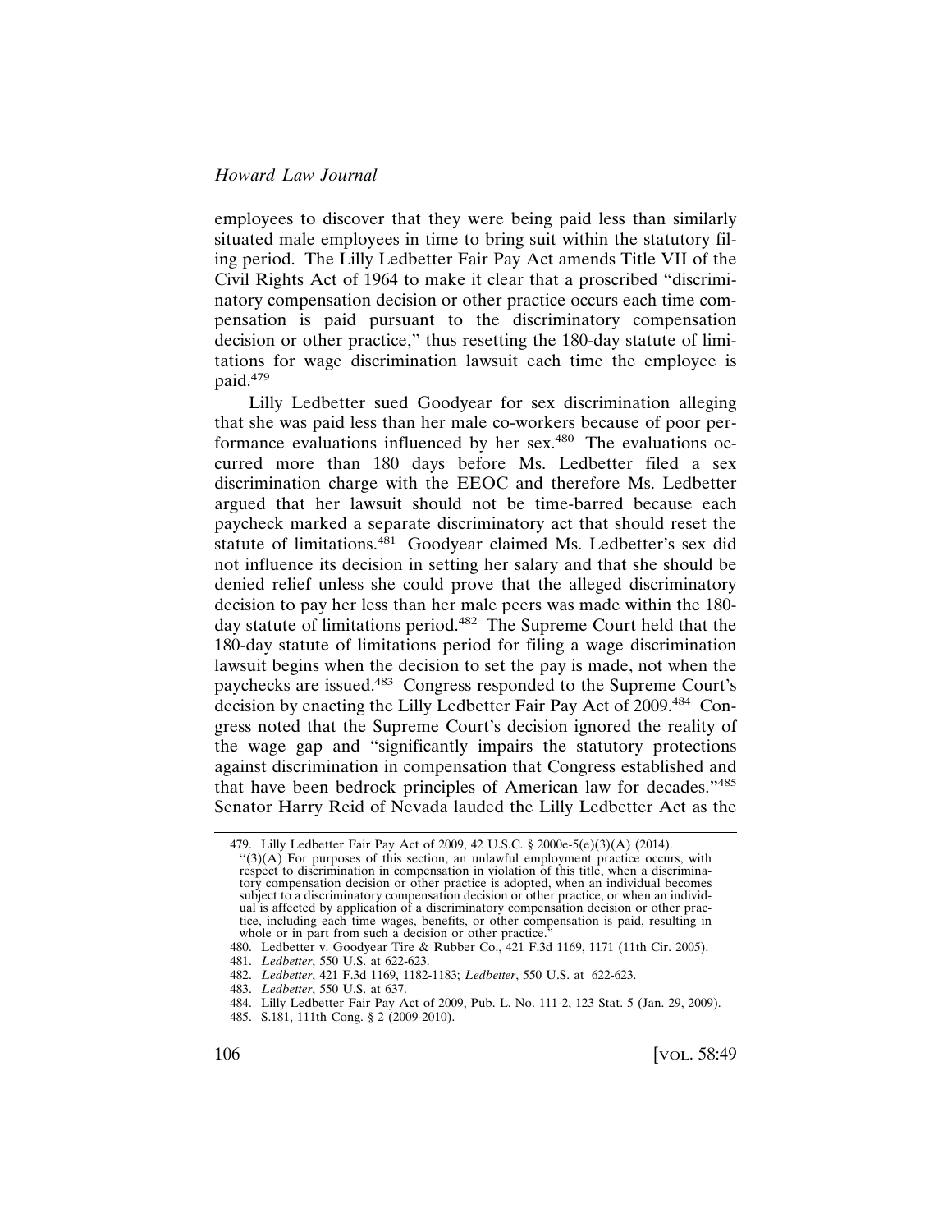employees to discover that they were being paid less than similarly situated male employees in time to bring suit within the statutory filing period. The Lilly Ledbetter Fair Pay Act amends Title VII of the Civil Rights Act of 1964 to make it clear that a proscribed "discriminatory compensation decision or other practice occurs each time compensation is paid pursuant to the discriminatory compensation decision or other practice," thus resetting the 180-day statute of limitations for wage discrimination lawsuit each time the employee is paid.[479]

Lilly Ledbetter sued Goodyear for sex discrimination alleging that she was paid less than her male co-workers because of poor performance evaluations influenced by her sex.[480] The evaluations occurred more than 180 days before Ms. Ledbetter filed a sex discrimination charge with the EEOC and therefore Ms. Ledbetter argued that her lawsuit should not be time-barred because each paycheck marked a separate discriminatory act that should reset the statute of limitations.[481] Goodyear claimed Ms. Ledbetter's sex did not influence its decision in setting her salary and that she should be denied relief unless she could prove that the alleged discriminatory decision to pay her less than her male peers was made within the 180-day statute of limitations period.[482] The Supreme Court held that the 180-day statute of limitations period for filing a wage discrimination lawsuit begins when the decision to set the pay is made, not when the paychecks are issued.[483] Congress responded to the Supreme Court's decision by enacting the Lilly Ledbetter Fair Pay Act of 2009.[484] Congress noted that the Supreme Court's decision ignored the reality of the wage gap and "significantly impairs the statutory protections against discrimination in compensation that Congress established and that have been bedrock principles of American law for decades."[485] Senator Harry Reid of Nevada lauded the Lilly Ledbetter Act as the

---

479. Lilly Ledbetter Fair Pay Act of 2009, 42 U.S.C. § 2000e-5(e)(3)(A) (2014). "(3)(A) For purposes of this section, an unlawful employment practice occurs, with respect to discrimination in compensation in violation of this title, when a discriminatory compensation decision or other practice is adopted, when an individual becomes subject to a discriminatory compensation decision or other practice, or when an individual is affected by application of a discriminatory compensation decision or other practice, including each time wages, benefits, or other compensation is paid, resulting in whole or in part from such a decision or other practice."

480. Ledbetter v. Goodyear Tire & Rubber Co., 421 F.3d 1169, 1171 (11th Cir. 2005).

481. *Ledbetter*, 550 U.S. at 622-623.

482. *Ledbetter*, 421 F.3d 1169, 1182-1183; *Ledbetter*, 550 U.S. at 622-623.

483. *Ledbetter*, 550 U.S. at 637.

484. Lilly Ledbetter Fair Pay Act of 2009, Pub. L. No. 111-2, 123 Stat. 5 (Jan. 29, 2009).

485. S.181, 111th Cong. § 2 (2009-2010).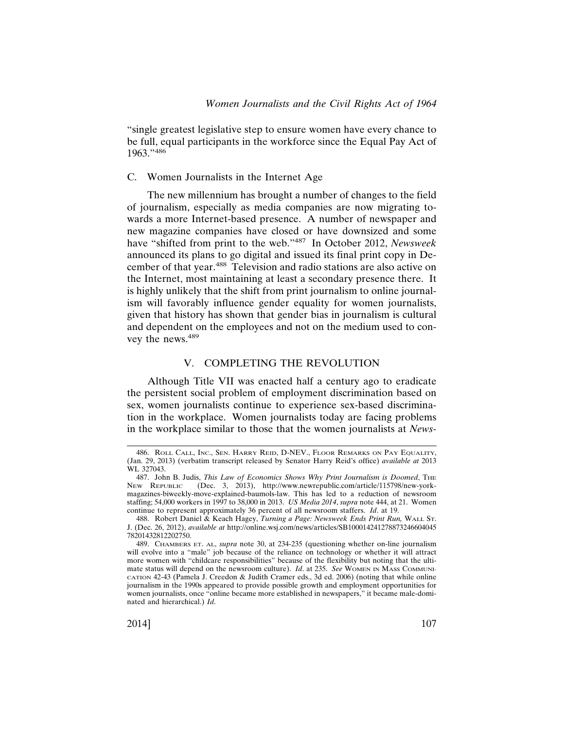"single greatest legislative step to ensure women have every chance to be full, equal participants in the workforce since the Equal Pay Act of 1963."[486]

### C. Women Journalists in the Internet Age

The new millennium has brought a number of changes to the field of journalism, especially as media companies are now migrating towards a more Internet-based presence. A number of newspaper and new magazine companies have closed or have downsized and some have "shifted from print to the web."[487] In October 2012, *Newsweek* announced its plans to go digital and issued its final print copy in December of that year.[488] Television and radio stations are also active on the Internet, most maintaining at least a secondary presence there. It is highly unlikely that the shift from print journalism to online journalism will favorably influence gender equality for women journalists, given that history has shown that gender bias in journalism is cultural and dependent on the employees and not on the medium used to convey the news.[489]

## V. COMPLETING THE REVOLUTION

Although Title VII was enacted half a century ago to eradicate the persistent social problem of employment discrimination based on sex, women journalists continue to experience sex-based discrimination in the workplace. Women journalists today are facing problems in the workplace similar to those that the women journalists at *News-*

---

486. Roll Call, Inc., Sen. Harry Reid, D-Nev., Floor Remarks on Pay Equality, (Jan. 29, 2013) (verbatim transcript released by Senator Harry Reid's office) *available at* 2013 WL 327043.

487. John B. Judis, *This Law of Economics Shows Why Print Journalism is Doomed*, The New Republic (Dec. 3, 2013), http://www.newrepublic.com/article/115798/new-york-magazines-biweekly-move-explained-baumols-law. This has led to a reduction of newsroom staffing; 54,000 workers in 1997 to 38,000 in 2013. *US Media 2014*, *supra* note 444, at 21. Women continue to represent approximately 36 percent of all newsroom staffers. *Id*. at 19.

488. Robert Daniel & Keach Hagey, *Turning a Page: Newsweek Ends Print Run,* Wall St. J. (Dec. 26, 2012), *available at* http://online.wsj.com/news/articles/SB10001424127887324660404578201432812202750.

489. Chambers et. al, *supra* note 30, at 234-235 (questioning whether on-line journalism will evolve into a "male" job because of the reliance on technology or whether it will attract more women with "childcare responsibilities" because of the flexibility but noting that the ultimate status will depend on the newsroom culture). *Id*. at 235. *See* Women in Mass Communication 42-43 (Pamela J. Creedon & Judith Cramer eds., 3d ed. 2006) (noting that while online journalism in the 1990s appeared to provide possible growth and employment opportunities for women journalists, once "online became more established in newspapers," it became male-dominated and hierarchical.) *Id*.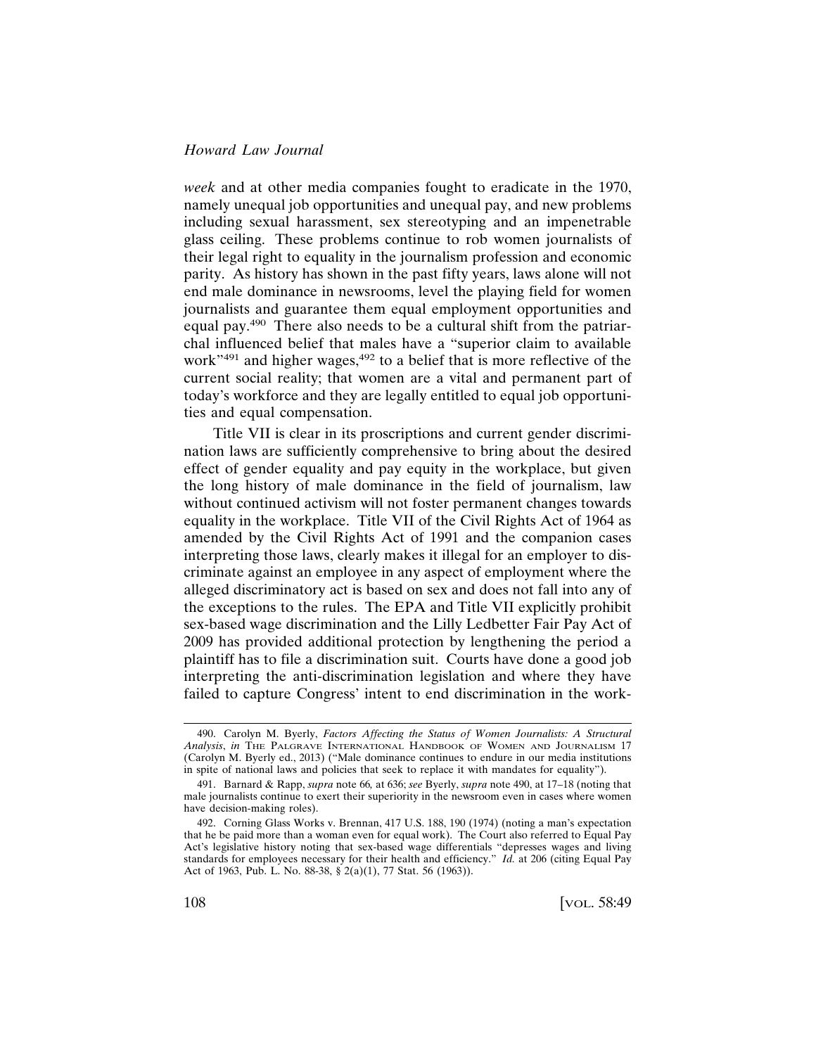*week* and at other media companies fought to eradicate in the 1970, namely unequal job opportunities and unequal pay, and new problems including sexual harassment, sex stereotyping and an impenetrable glass ceiling. These problems continue to rob women journalists of their legal right to equality in the journalism profession and economic parity. As history has shown in the past fifty years, laws alone will not end male dominance in newsrooms, level the playing field for women journalists and guarantee them equal employment opportunities and equal pay.[490] There also needs to be a cultural shift from the patriarchal influenced belief that males have a "superior claim to available work"[491] and higher wages,[492] to a belief that is more reflective of the current social reality; that women are a vital and permanent part of today's workforce and they are legally entitled to equal job opportunities and equal compensation.

Title VII is clear in its proscriptions and current gender discrimination laws are sufficiently comprehensive to bring about the desired effect of gender equality and pay equity in the workplace, but given the long history of male dominance in the field of journalism, law without continued activism will not foster permanent changes towards equality in the workplace. Title VII of the Civil Rights Act of 1964 as amended by the Civil Rights Act of 1991 and the companion cases interpreting those laws, clearly makes it illegal for an employer to discriminate against an employee in any aspect of employment where the alleged discriminatory act is based on sex and does not fall into any of the exceptions to the rules. The EPA and Title VII explicitly prohibit sex-based wage discrimination and the Lilly Ledbetter Fair Pay Act of 2009 has provided additional protection by lengthening the period a plaintiff has to file a discrimination suit. Courts have done a good job interpreting the anti-discrimination legislation and where they have failed to capture Congress' intent to end discrimination in the work-

---

490. Carolyn M. Byerly, *Factors Affecting the Status of Women Journalists: A Structural Analysis*, *in* THE PALGRAVE INTERNATIONAL HANDBOOK OF WOMEN AND JOURNALISM 17 (Carolyn M. Byerly ed., 2013) ("Male dominance continues to endure in our media institutions in spite of national laws and policies that seek to replace it with mandates for equality").

491. Barnard & Rapp, *supra* note 66, at 636; *see* Byerly, *supra* note 490, at 17–18 (noting that male journalists continue to exert their superiority in the newsroom even in cases where women have decision-making roles).

492. Corning Glass Works v. Brennan, 417 U.S. 188, 190 (1974) (noting a man's expectation that he be paid more than a woman even for equal work). The Court also referred to Equal Pay Act's legislative history noting that sex-based wage differentials "depresses wages and living standards for employees necessary for their health and efficiency." *Id.* at 206 (citing Equal Pay Act of 1963, Pub. L. No. 88-38, § 2(a)(1), 77 Stat. 56 (1963)).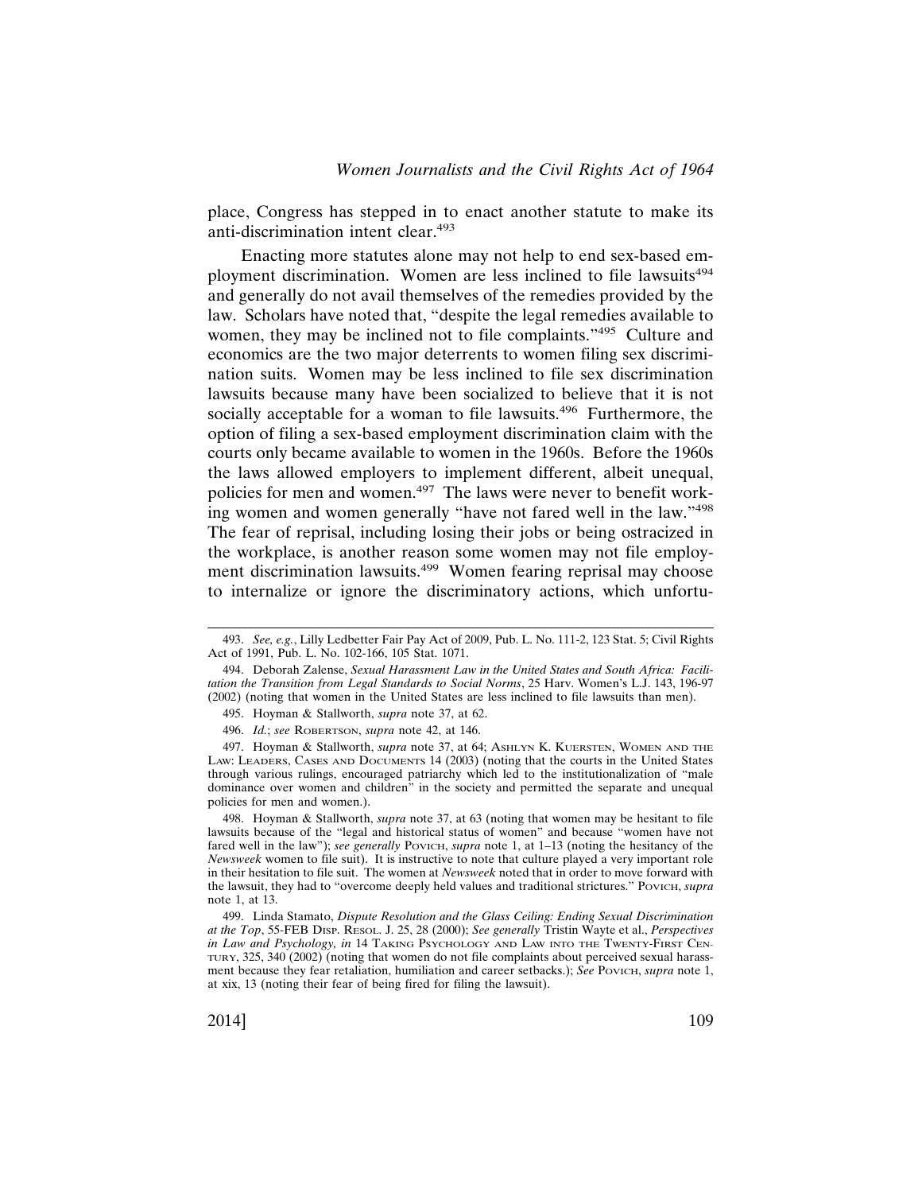place, Congress has stepped in to enact another statute to make its anti-discrimination intent clear.[493]

Enacting more statutes alone may not help to end sex-based employment discrimination. Women are less inclined to file lawsuits[494] and generally do not avail themselves of the remedies provided by the law. Scholars have noted that, "despite the legal remedies available to women, they may be inclined not to file complaints."[495] Culture and economics are the two major deterrents to women filing sex discrimination suits. Women may be less inclined to file sex discrimination lawsuits because many have been socialized to believe that it is not socially acceptable for a woman to file lawsuits.[496] Furthermore, the option of filing a sex-based employment discrimination claim with the courts only became available to women in the 1960s. Before the 1960s the laws allowed employers to implement different, albeit unequal, policies for men and women.[497] The laws were never to benefit working women and women generally "have not fared well in the law."[498] The fear of reprisal, including losing their jobs or being ostracized in the workplace, is another reason some women may not file employment discrimination lawsuits.[499] Women fearing reprisal may choose to internalize or ignore the discriminatory actions, which unfortu-

---

493. *See, e.g.*, Lilly Ledbetter Fair Pay Act of 2009, Pub. L. No. 111-2, 123 Stat. 5; Civil Rights Act of 1991, Pub. L. No. 102-166, 105 Stat. 1071.

494. Deborah Zalesne, *Sexual Harassment Law in the United States and South Africa: Facilitation the Transition from Legal Standards to Social Norms*, 25 Harv. Women's L.J. 143, 196-97 (2002) (noting that women in the United States are less inclined to file lawsuits than men).

495. Hoyman & Stallworth, *supra* note 37, at 62.

496. *Id.*; *see* ROBERTSON, *supra* note 42, at 146.

497. Hoyman & Stallworth, *supra* note 37, at 64; ASHLYN K. KUERSTEN, WOMEN AND THE LAW: LEADERS, CASES AND DOCUMENTS 14 (2003) (noting that the courts in the United States through various rulings, encouraged patriarchy which led to the institutionalization of "male dominance over women and children" in the society and permitted the separate and unequal policies for men and women.).

498. Hoyman & Stallworth, *supra* note 37, at 63 (noting that women may be hesitant to file lawsuits because of the "legal and historical status of women" and because "women have not fared well in the law"); *see generally* POVICH, *supra* note 1, at 1–13 (noting the hesitancy of the *Newsweek* women to file suit). It is instructive to note that culture played a very important role in their hesitation to file suit. The women at *Newsweek* noted that in order to move forward with the lawsuit, they had to "overcome deeply held values and traditional strictures." POVICH, *supra* note 1, at 13.

499. Linda Stamato, *Dispute Resolution and the Glass Ceiling: Ending Sexual Discrimination at the Top*, 55-FEB DISP. RESOL. J. 25, 28 (2000); *See generally* Tristin Wayte et al., *Perspectives in Law and Psychology, in* 14 TAKING PSYCHOLOGY AND LAW INTO THE TWENTY-FIRST CENTURY, 325, 340 (2002) (noting that women do not file complaints about perceived sexual harassment because they fear retaliation, humiliation and career setbacks.); *See* POVICH, *supra* note 1, at xix, 13 (noting their fear of being fired for filing the lawsuit).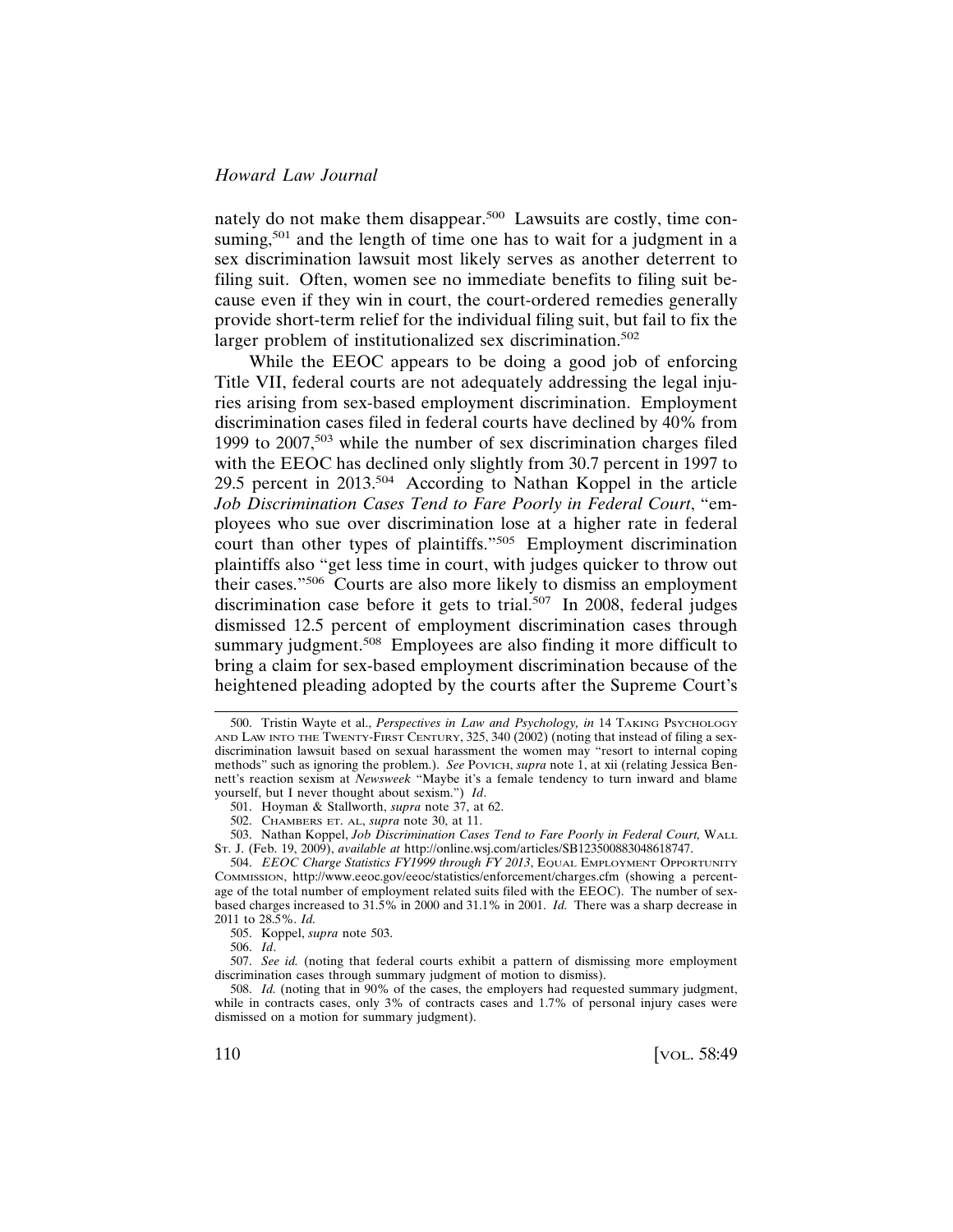nately do not make them disappear.[500] Lawsuits are costly, time consuming,[501] and the length of time one has to wait for a judgment in a sex discrimination lawsuit most likely serves as another deterrent to filing suit. Often, women see no immediate benefits to filing suit because even if they win in court, the court-ordered remedies generally provide short-term relief for the individual filing suit, but fail to fix the larger problem of institutionalized sex discrimination.[502]

While the EEOC appears to be doing a good job of enforcing Title VII, federal courts are not adequately addressing the legal injuries arising from sex-based employment discrimination. Employment discrimination cases filed in federal courts have declined by 40% from 1999 to 2007,[503] while the number of sex discrimination charges filed with the EEOC has declined only slightly from 30.7 percent in 1997 to 29.5 percent in 2013.[504] According to Nathan Koppel in the article *Job Discrimination Cases Tend to Fare Poorly in Federal Court*, "employees who sue over discrimination lose at a higher rate in federal court than other types of plaintiffs."[505] Employment discrimination plaintiffs also "get less time in court, with judges quicker to throw out their cases."[506] Courts are also more likely to dismiss an employment discrimination case before it gets to trial.[507] In 2008, federal judges dismissed 12.5 percent of employment discrimination cases through summary judgment.[508] Employees are also finding it more difficult to bring a claim for sex-based employment discrimination because of the heightened pleading adopted by the courts after the Supreme Court's

---

500. Tristin Wayte et al., *Perspectives in Law and Psychology, in* 14 TAKING PSYCHOLOGY AND LAW INTO THE TWENTY-FIRST CENTURY, 325, 340 (2002) (noting that instead of filing a sex-discrimination lawsuit based on sexual harassment the women may "resort to internal coping methods" such as ignoring the problem.). *See* POVICH, *supra* note 1, at xii (relating Jessica Bennett's reaction sexism at *Newsweek* "Maybe it's a female tendency to turn inward and blame yourself, but I never thought about sexism.") *Id*.

501. Hoyman & Stallworth, *supra* note 37, at 62.

502. CHAMBERS ET. AL, *supra* note 30, at 11.

503. Nathan Koppel, *Job Discrimination Cases Tend to Fare Poorly in Federal Court,* WALL ST. J. (Feb. 19, 2009), *available at* http://online.wsj.com/articles/SB123500883048618747.

504. *EEOC Charge Statistics FY1999 through FY 2013*, EQUAL EMPLOYMENT OPPORTUNITY COMMISSION, http://www.eeoc.gov/eeoc/statistics/enforcement/charges.cfm (showing a percentage of the total number of employment related suits filed with the EEOC). The number of sex-based charges increased to 31.5% in 2000 and 31.1% in 2001. *Id.* There was a sharp decrease in 2011 to 28.5%. *Id.*

505. Koppel, *supra* note 503.

506. *Id*.

507. *See id.* (noting that federal courts exhibit a pattern of dismissing more employment discrimination cases through summary judgment of motion to dismiss).

508. *Id.* (noting that in 90% of the cases, the employers had requested summary judgment, while in contracts cases, only 3% of contracts cases and 1.7% of personal injury cases were dismissed on a motion for summary judgment).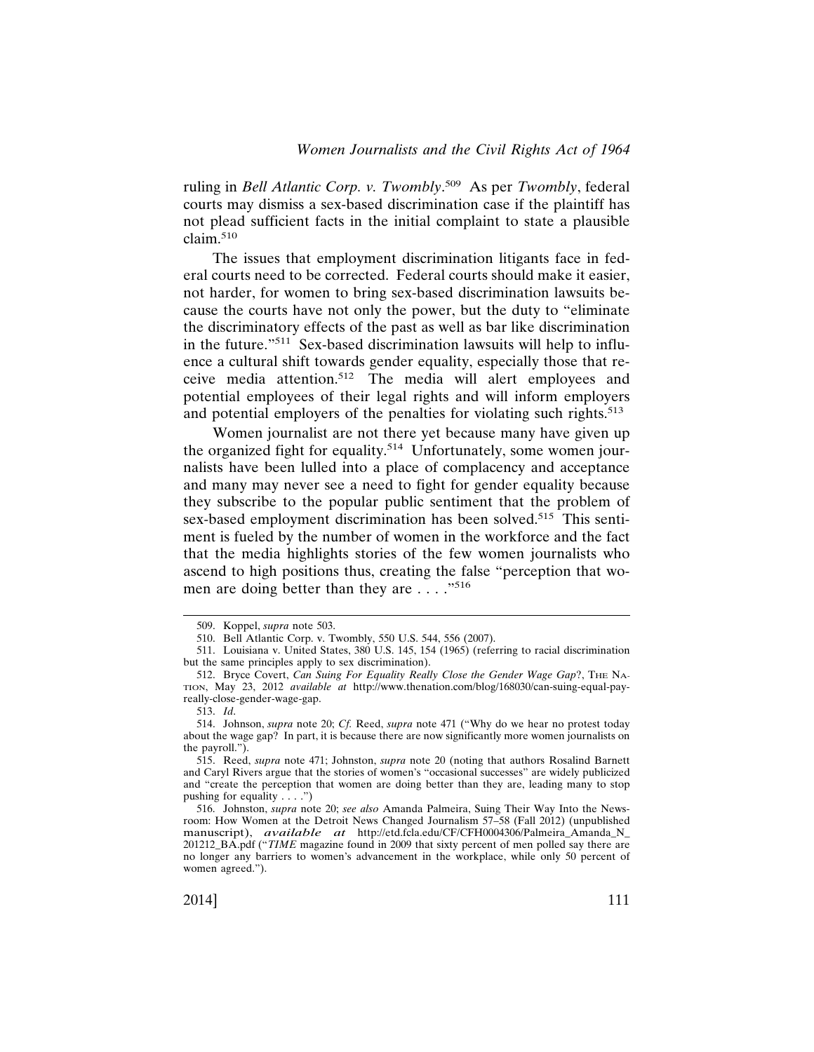ruling in *Bell Atlantic Corp. v. Twombly*.[509] As per *Twombly*, federal courts may dismiss a sex-based discrimination case if the plaintiff has not plead sufficient facts in the initial complaint to state a plausible claim.[510]

The issues that employment discrimination litigants face in federal courts need to be corrected. Federal courts should make it easier, not harder, for women to bring sex-based discrimination lawsuits because the courts have not only the power, but the duty to "eliminate the discriminatory effects of the past as well as bar like discrimination in the future."[511] Sex-based discrimination lawsuits will help to influence a cultural shift towards gender equality, especially those that receive media attention.[512] The media will alert employees and potential employees of their legal rights and will inform employers and potential employers of the penalties for violating such rights.[513]

Women journalist are not there yet because many have given up the organized fight for equality.[514] Unfortunately, some women journalists have been lulled into a place of complacency and acceptance and many may never see a need to fight for gender equality because they subscribe to the popular public sentiment that the problem of sex-based employment discrimination has been solved.[515] This sentiment is fueled by the number of women in the workforce and the fact that the media highlights stories of the few women journalists who ascend to high positions thus, creating the false "perception that women are doing better than they are . . . ."[516]

---

509. Koppel, *supra* note 503.

510. Bell Atlantic Corp. v. Twombly, 550 U.S. 544, 556 (2007).

511. Louisiana v. United States, 380 U.S. 145, 154 (1965) (referring to racial discrimination but the same principles apply to sex discrimination).

512. Bryce Covert, *Can Suing For Equality Really Close the Gender Wage Gap*?, THE NATION, May 23, 2012 *available at* http://www.thenation.com/blog/168030/can-suing-equal-pay-really-close-gender-wage-gap.

513. *Id*.

514. Johnson, *supra* note 20; *Cf.* Reed, *supra* note 471 ("Why do we hear no protest today about the wage gap? In part, it is because there are now significantly more women journalists on the payroll.").

515. Reed, *supra* note 471; Johnston, *supra* note 20 (noting that authors Rosalind Barnett and Caryl Rivers argue that the stories of women's "occasional successes" are widely publicized and "create the perception that women are doing better than they are, leading many to stop pushing for equality . . . .")

516. Johnston, *supra* note 20; *see also* Amanda Palmeira, Suing Their Way Into the Newsroom: How Women at the Detroit News Changed Journalism 57–58 (Fall 2012) (unpublished manuscript), *available at* http://etd.fcla.edu/CF/CFH0004306/Palmeira_Amanda_N_201212_BA.pdf ("*TIME* magazine found in 2009 that sixty percent of men polled say there are no longer any barriers to women's advancement in the workplace, while only 50 percent of women agreed.").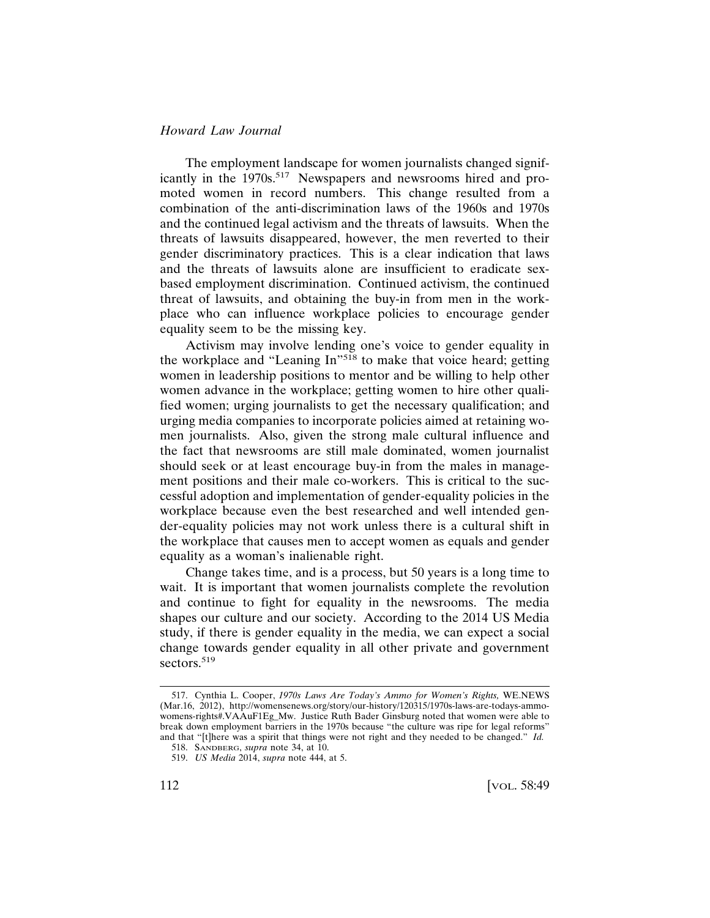The employment landscape for women journalists changed significantly in the 1970s.[517] Newspapers and newsrooms hired and promoted women in record numbers. This change resulted from a combination of the anti-discrimination laws of the 1960s and 1970s and the continued legal activism and the threats of lawsuits. When the threats of lawsuits disappeared, however, the men reverted to their gender discriminatory practices. This is a clear indication that laws and the threats of lawsuits alone are insufficient to eradicate sex-based employment discrimination. Continued activism, the continued threat of lawsuits, and obtaining the buy-in from men in the workplace who can influence workplace policies to encourage gender equality seem to be the missing key.

Activism may involve lending one's voice to gender equality in the workplace and "Leaning In"[518] to make that voice heard; getting women in leadership positions to mentor and be willing to help other women advance in the workplace; getting women to hire other qualified women; urging journalists to get the necessary qualification; and urging media companies to incorporate policies aimed at retaining women journalists. Also, given the strong male cultural influence and the fact that newsrooms are still male dominated, women journalist should seek or at least encourage buy-in from the males in management positions and their male co-workers. This is critical to the successful adoption and implementation of gender-equality policies in the workplace because even the best researched and well intended gender-equality policies may not work unless there is a cultural shift in the workplace that causes men to accept women as equals and gender equality as a woman's inalienable right.

Change takes time, and is a process, but 50 years is a long time to wait. It is important that women journalists complete the revolution and continue to fight for equality in the newsrooms. The media shapes our culture and our society. According to the 2014 US Media study, if there is gender equality in the media, we can expect a social change towards gender equality in all other private and government sectors.[519]

---

517. Cynthia L. Cooper, *1970s Laws Are Today's Ammo for Women's Rights,* WE.NEWS (Mar.16, 2012), http://womensenews.org/story/our-history/120315/1970s-laws-are-todays-ammo-womens-rights#.VAAuF1Eg_Mw. Justice Ruth Bader Ginsburg noted that women were able to break down employment barriers in the 1970s because "the culture was ripe for legal reforms" and that "[t]here was a spirit that things were not right and they needed to be changed." *Id.*

518. SANDBERG, *supra* note 34, at 10.

519. *US Media* 2014, *supra* note 444, at 5.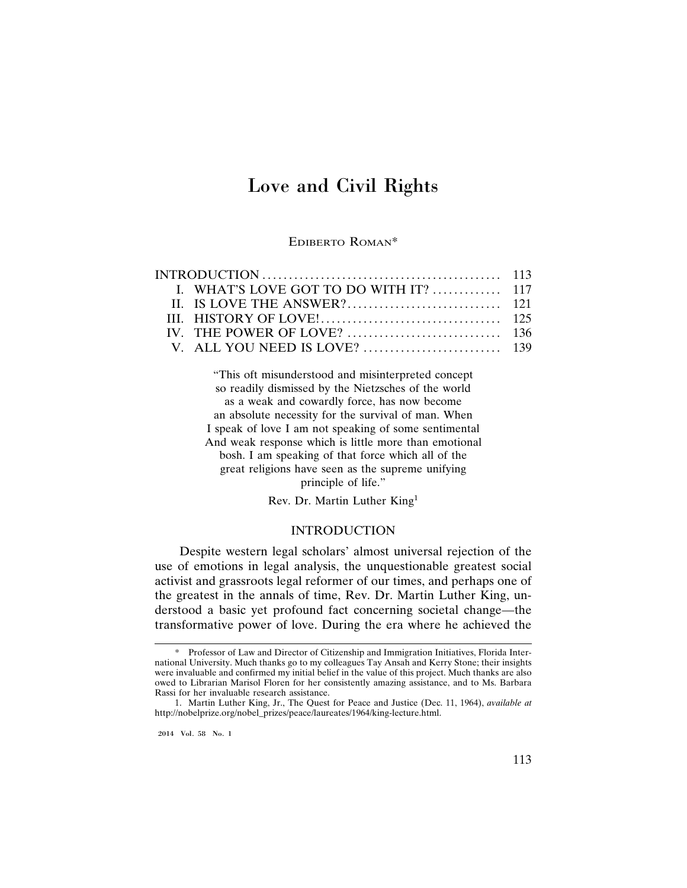# Love and Civil Rights

EDIBERTO ROMAN*

| | |
|---|---|
| INTRODUCTION | 113 |
| I. WHAT'S LOVE GOT TO DO WITH IT? | 117 |
| II. IS LOVE THE ANSWER? | 121 |
| III. HISTORY OF LOVE! | 125 |
| IV. THE POWER OF LOVE? | 136 |
| V. ALL YOU NEED IS LOVE? | 139 |

> "This oft misunderstood and misinterpreted concept
> so readily dismissed by the Nietzsches of the world
> as a weak and cowardly force, has now become
> an absolute necessity for the survival of man. When
> I speak of love I am not speaking of some sentimental
> And weak response which is little more than emotional
> bosh. I am speaking of that force which all of the
> great religions have seen as the supreme unifying
> principle of life."
>
> Rev. Dr. Martin Luther King[1]

## INTRODUCTION

Despite western legal scholars' almost universal rejection of the use of emotions in legal analysis, the unquestionable greatest social activist and grassroots legal reformer of our times, and perhaps one of the greatest in the annals of time, Rev. Dr. Martin Luther King, understood a basic yet profound fact concerning societal change—the transformative power of love. During the era where he achieved the

---

\* Professor of Law and Director of Citizenship and Immigration Initiatives, Florida International University. Much thanks go to my colleagues Tay Ansah and Kerry Stone; their insights were invaluable and confirmed my initial belief in the value of this project. Much thanks are also owed to Librarian Marisol Floren for her consistently amazing assistance, and to Ms. Barbara Rassi for her invaluable research assistance.

1. Martin Luther King, Jr., The Quest for Peace and Justice (Dec. 11, 1964), *available at* http://nobelprize.org/nobel_prizes/peace/laureates/1964/king-lecture.html.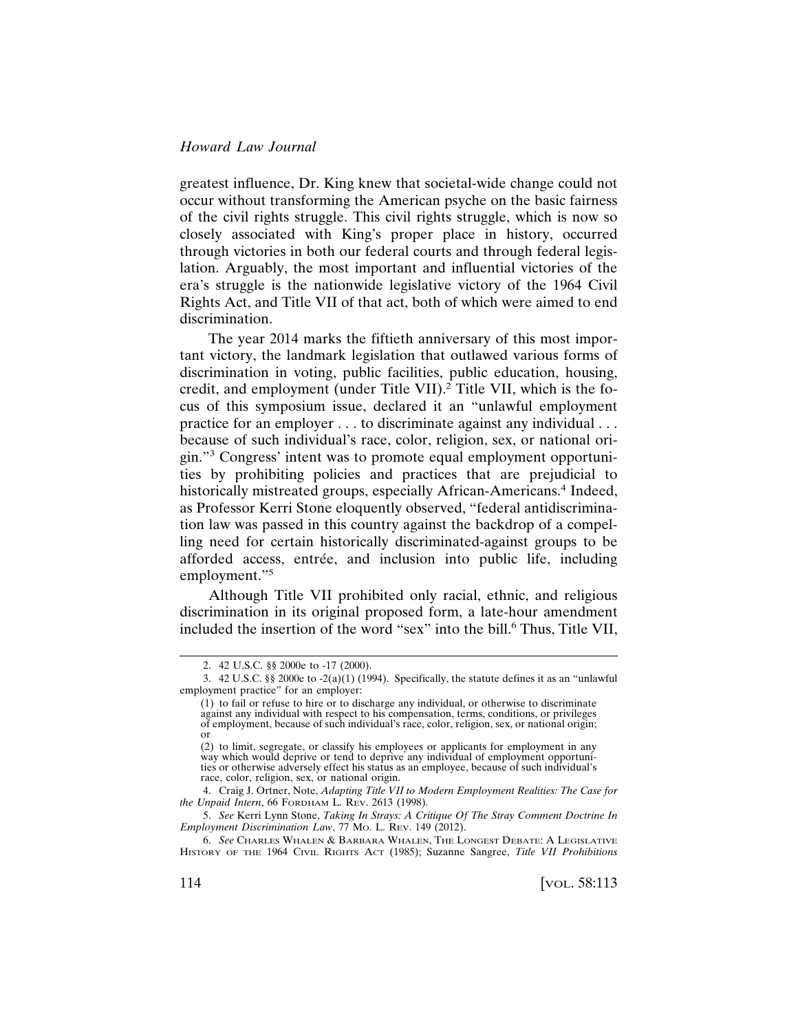greatest influence, Dr. King knew that societal-wide change could not occur without transforming the American psyche on the basic fairness of the civil rights struggle. This civil rights struggle, which is now so closely associated with King's proper place in history, occurred through victories in both our federal courts and through federal legislation. Arguably, the most important and influential victories of the era's struggle is the nationwide legislative victory of the 1964 Civil Rights Act, and Title VII of that act, both of which were aimed to end discrimination.

The year 2014 marks the fiftieth anniversary of this most important victory, the landmark legislation that outlawed various forms of discrimination in voting, public facilities, public education, housing, credit, and employment (under Title VII).[2] Title VII, which is the focus of this symposium issue, declared it an "unlawful employment practice for an employer . . . to discriminate against any individual . . . because of such individual's race, color, religion, sex, or national origin."[3] Congress' intent was to promote equal employment opportunities by prohibiting policies and practices that are prejudicial to historically mistreated groups, especially African-Americans.[4] Indeed, as Professor Kerri Stone eloquently observed, "federal antidiscrimination law was passed in this country against the backdrop of a compelling need for certain historically discriminated-against groups to be afforded access, entrée, and inclusion into public life, including employment."[5]

Although Title VII prohibited only racial, ethnic, and religious discrimination in its original proposed form, a late-hour amendment included the insertion of the word "sex" into the bill.[6] Thus, Title VII,

---

2. 42 U.S.C. §§ 2000e to -17 (2000).

3. 42 U.S.C. §§ 2000e to -2(a)(1) (1994). Specifically, the statute defines it as an "unlawful employment practice" for an employer:

> (1) to fail or refuse to hire or to discharge any individual, or otherwise to discriminate against any individual with respect to his compensation, terms, conditions, or privileges of employment, because of such individual's race, color, religion, sex, or national origin; or
>
> (2) to limit, segregate, or classify his employees or applicants for employment in any way which would deprive or tend to deprive any individual of employment opportunities or otherwise adversely effect his status as an employee, because of such individual's race, color, religion, sex, or national origin.

4. Craig J. Ortner, Note, *Adapting Title VII to Modern Employment Realities: The Case for the Unpaid Intern*, 66 FORDHAM L. REV. 2613 (1998).

5. *See* Kerri Lynn Stone, *Taking In Strays: A Critique Of The Stray Comment Doctrine In Employment Discrimination Law*, 77 MO. L. REV. 149 (2012).

6. *See* CHARLES WHALEN & BARBARA WHALEN, THE LONGEST DEBATE: A LEGISLATIVE HISTORY OF THE 1964 CIVIL RIGHTS ACT (1985); Suzanne Sangree, *Title VII Prohibitions*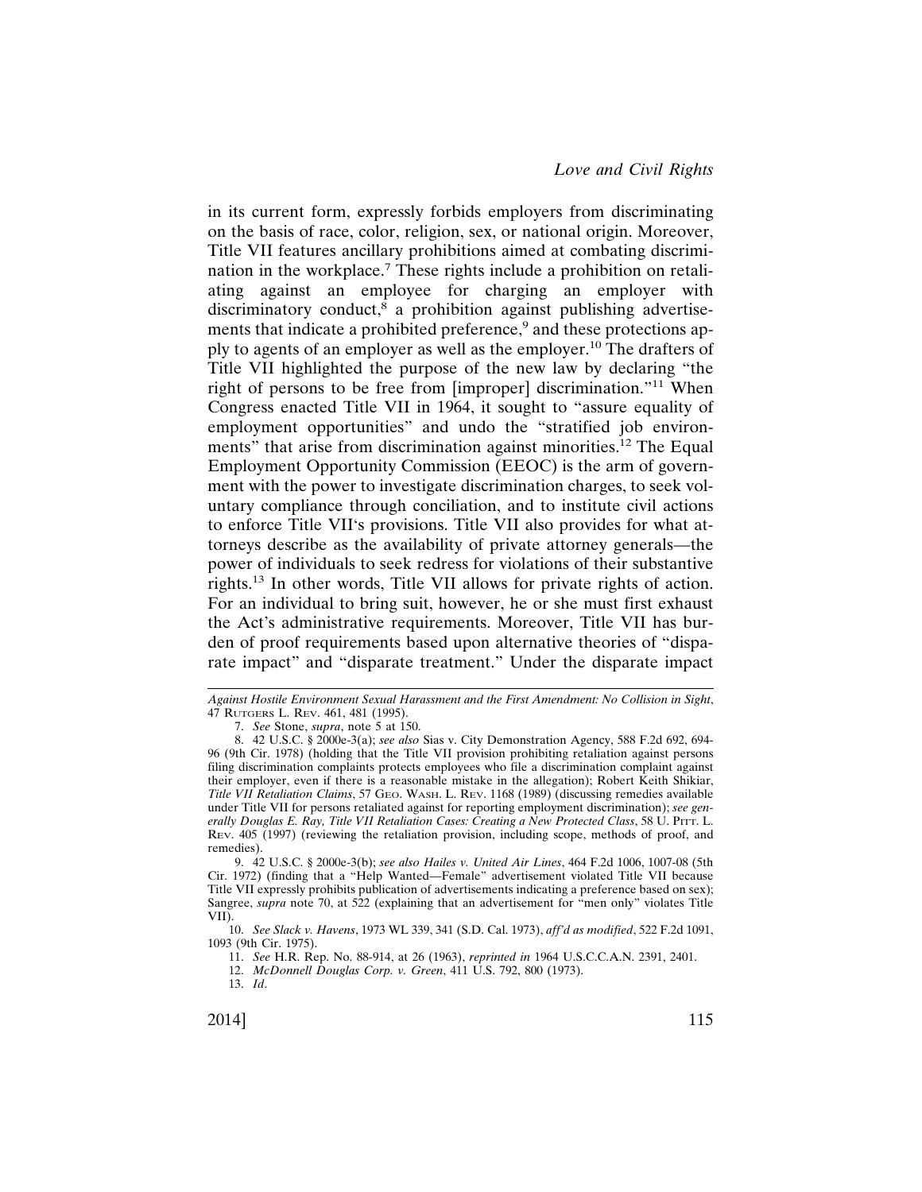in its current form, expressly forbids employers from discriminating on the basis of race, color, religion, sex, or national origin. Moreover, Title VII features ancillary prohibitions aimed at combating discrimination in the workplace.[7] These rights include a prohibition on retaliating against an employee for charging an employer with discriminatory conduct,[8] a prohibition against publishing advertisements that indicate a prohibited preference,[9] and these protections apply to agents of an employer as well as the employer.[10] The drafters of Title VII highlighted the purpose of the new law by declaring "the right of persons to be free from [improper] discrimination."[11] When Congress enacted Title VII in 1964, it sought to "assure equality of employment opportunities" and undo the "stratified job environments" that arise from discrimination against minorities.[12] The Equal Employment Opportunity Commission (EEOC) is the arm of government with the power to investigate discrimination charges, to seek voluntary compliance through conciliation, and to institute civil actions to enforce Title VII's provisions. Title VII also provides for what attorneys describe as the availability of private attorney generals—the power of individuals to seek redress for violations of their substantive rights.[13] In other words, Title VII allows for private rights of action. For an individual to bring suit, however, he or she must first exhaust the Act's administrative requirements. Moreover, Title VII has burden of proof requirements based upon alternative theories of "disparate impact" and "disparate treatment." Under the disparate impact

---

*Against Hostile Environment Sexual Harassment and the First Amendment: No Collision in Sight*, 47 RUTGERS L. REV. 461, 481 (1995).

7. *See* Stone, *supra*, note 5 at 150.

8. 42 U.S.C. § 2000e-3(a); *see also* Sias v. City Demonstration Agency, 588 F.2d 692, 694-96 (9th Cir. 1978) (holding that the Title VII provision prohibiting retaliation against persons filing discrimination complaints protects employees who file a discrimination complaint against their employer, even if there is a reasonable mistake in the allegation); Robert Keith Shikiar, *Title VII Retaliation Claims*, 57 GEO. WASH. L. REV. 1168 (1989) (discussing remedies available under Title VII for persons retaliated against for reporting employment discrimination); *see generally Douglas E. Ray, Title VII Retaliation Cases: Creating a New Protected Class*, 58 U. PITT. L. REV. 405 (1997) (reviewing the retaliation provision, including scope, methods of proof, and remedies).

9. 42 U.S.C. § 2000e-3(b); *see also Hailes v. United Air Lines*, 464 F.2d 1006, 1007-08 (5th Cir. 1972) (finding that a "Help Wanted—Female" advertisement violated Title VII because Title VII expressly prohibits publication of advertisements indicating a preference based on sex); Sangree, *supra* note 70, at 522 (explaining that an advertisement for "men only" violates Title VII).

10. *See Slack v. Havens*, 1973 WL 339, 341 (S.D. Cal. 1973), *aff'd as modified*, 522 F.2d 1091, 1093 (9th Cir. 1975).

11. *See* H.R. Rep. No. 88-914, at 26 (1963), *reprinted in* 1964 U.S.C.C.A.N. 2391, 2401.

12. *McDonnell Douglas Corp. v. Green*, 411 U.S. 792, 800 (1973).

13. *Id*.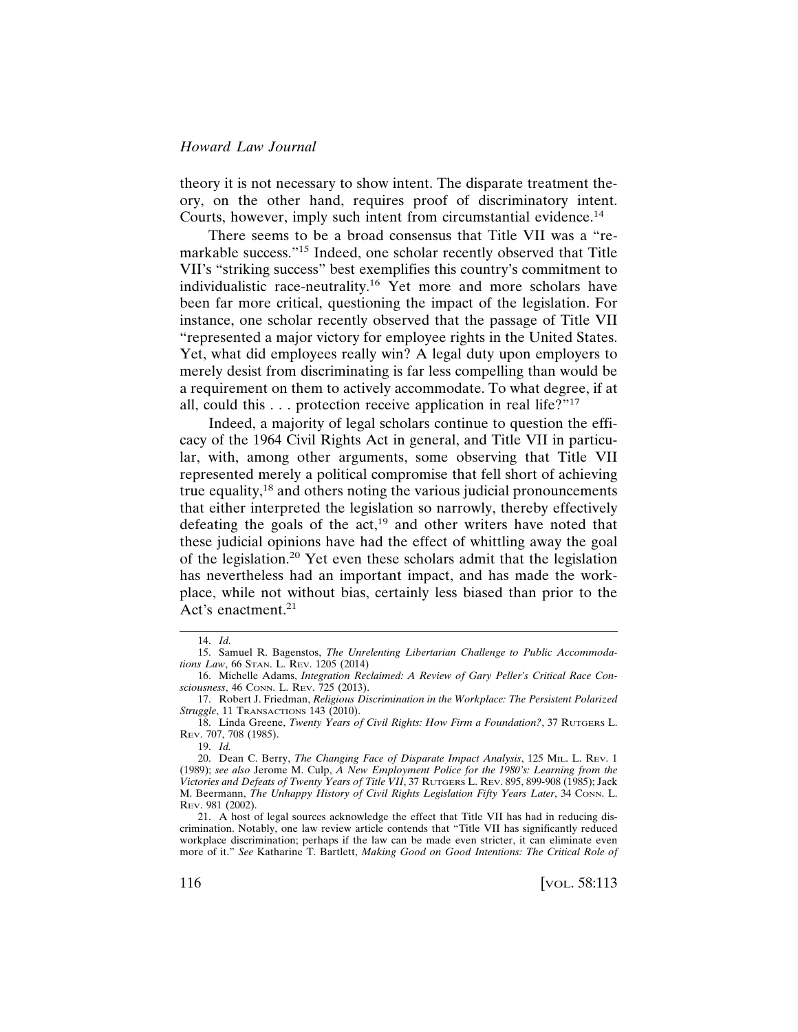theory it is not necessary to show intent. The disparate treatment theory, on the other hand, requires proof of discriminatory intent. Courts, however, imply such intent from circumstantial evidence.[14]

There seems to be a broad consensus that Title VII was a "remarkable success."[15] Indeed, one scholar recently observed that Title VII's "striking success" best exemplifies this country's commitment to individualistic race-neutrality.[16] Yet more and more scholars have been far more critical, questioning the impact of the legislation. For instance, one scholar recently observed that the passage of Title VII "represented a major victory for employee rights in the United States. Yet, what did employees really win? A legal duty upon employers to merely desist from discriminating is far less compelling than would be a requirement on them to actively accommodate. To what degree, if at all, could this . . . protection receive application in real life?"[17]

Indeed, a majority of legal scholars continue to question the efficacy of the 1964 Civil Rights Act in general, and Title VII in particular, with, among other arguments, some observing that Title VII represented merely a political compromise that fell short of achieving true equality,[18] and others noting the various judicial pronouncements that either interpreted the legislation so narrowly, thereby effectively defeating the goals of the act,[19] and other writers have noted that these judicial opinions have had the effect of whittling away the goal of the legislation.[20] Yet even these scholars admit that the legislation has nevertheless had an important impact, and has made the workplace, while not without bias, certainly less biased than prior to the Act's enactment.[21]

---

14. *Id.*

15. Samuel R. Bagenstos, *The Unrelenting Libertarian Challenge to Public Accommodations Law*, 66 Stan. L. Rev. 1205 (2014)

16. Michelle Adams, *Integration Reclaimed: A Review of Gary Peller's Critical Race Consciousness*, 46 Conn. L. Rev. 725 (2013).

17. Robert J. Friedman, *Religious Discrimination in the Workplace: The Persistent Polarized Struggle*, 11 Transactions 143 (2010).

18. Linda Greene, *Twenty Years of Civil Rights: How Firm a Foundation?*, 37 Rutgers L. Rev. 707, 708 (1985).

19. *Id.*

20. Dean C. Berry, *The Changing Face of Disparate Impact Analysis*, 125 Mil. L. Rev. 1 (1989); *see also* Jerome M. Culp, *A New Employment Police for the 1980's: Learning from the Victories and Defeats of Twenty Years of Title VII*, 37 Rutgers L. Rev. 895, 899-908 (1985); Jack M. Beermann, *The Unhappy History of Civil Rights Legislation Fifty Years Later*, 34 Conn. L. Rev. 981 (2002).

21. A host of legal sources acknowledge the effect that Title VII has had in reducing discrimination. Notably, one law review article contends that "Title VII has significantly reduced workplace discrimination; perhaps if the law can be made even stricter, it can eliminate even more of it." *See* Katharine T. Bartlett, *Making Good on Good Intentions: The Critical Role of*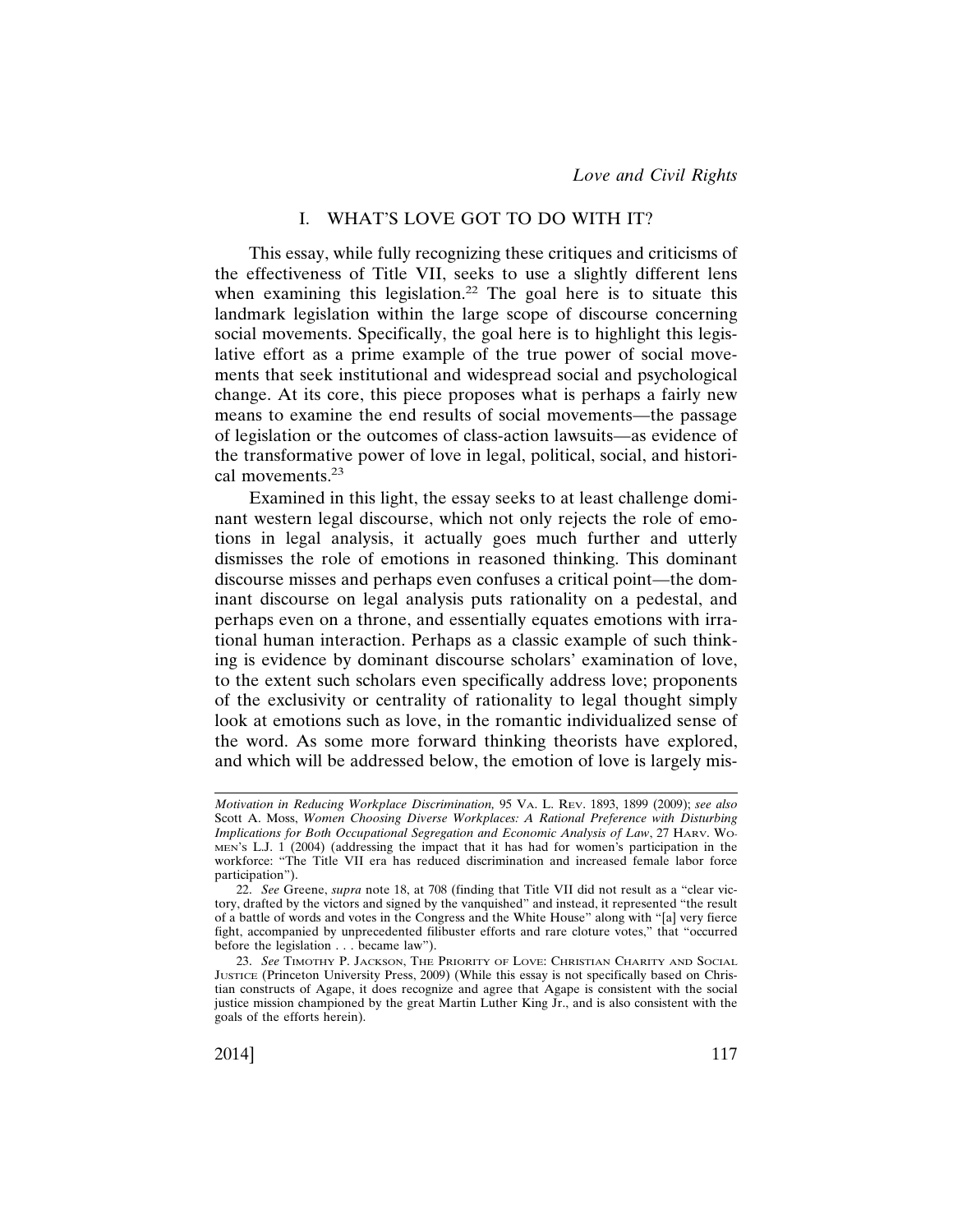## I. WHAT'S LOVE GOT TO DO WITH IT?

This essay, while fully recognizing these critiques and criticisms of the effectiveness of Title VII, seeks to use a slightly different lens when examining this legislation.[22] The goal here is to situate this landmark legislation within the large scope of discourse concerning social movements. Specifically, the goal here is to highlight this legislative effort as a prime example of the true power of social movements that seek institutional and widespread social and psychological change. At its core, this piece proposes what is perhaps a fairly new means to examine the end results of social movements—the passage of legislation or the outcomes of class-action lawsuits—as evidence of the transformative power of love in legal, political, social, and historical movements.[23]

Examined in this light, the essay seeks to at least challenge dominant western legal discourse, which not only rejects the role of emotions in legal analysis, it actually goes much further and utterly dismisses the role of emotions in reasoned thinking. This dominant discourse misses and perhaps even confuses a critical point—the dominant discourse on legal analysis puts rationality on a pedestal, and perhaps even on a throne, and essentially equates emotions with irrational human interaction. Perhaps as a classic example of such thinking is evidence by dominant discourse scholars' examination of love, to the extent such scholars even specifically address love; proponents of the exclusivity or centrality of rationality to legal thought simply look at emotions such as love, in the romantic individualized sense of the word. As some more forward thinking theorists have explored, and which will be addressed below, the emotion of love is largely mis-

---

*Motivation in Reducing Workplace Discrimination,* 95 VA. L. REV. 1893, 1899 (2009); *see also* Scott A. Moss, *Women Choosing Diverse Workplaces: A Rational Preference with Disturbing Implications for Both Occupational Segregation and Economic Analysis of Law*, 27 HARV. WOMEN'S L.J. 1 (2004) (addressing the impact that it has had for women's participation in the workforce: "The Title VII era has reduced discrimination and increased female labor force participation").

22. *See* Greene, *supra* note 18, at 708 (finding that Title VII did not result as a "clear victory, drafted by the victors and signed by the vanquished" and instead, it represented "the result of a battle of words and votes in the Congress and the White House" along with "[a] very fierce fight, accompanied by unprecedented filibuster efforts and rare cloture votes," that "occurred before the legislation . . . became law").

23. *See* TIMOTHY P. JACKSON, THE PRIORITY OF LOVE: CHRISTIAN CHARITY AND SOCIAL JUSTICE (Princeton University Press, 2009) (While this essay is not specifically based on Christian constructs of Agape, it does recognize and agree that Agape is consistent with the social justice mission championed by the great Martin Luther King Jr., and is also consistent with the goals of the efforts herein).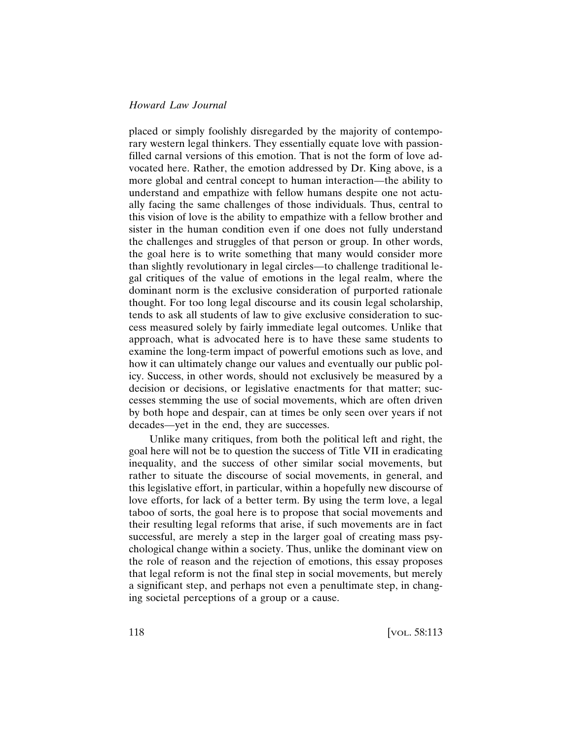placed or simply foolishly disregarded by the majority of contemporary western legal thinkers. They essentially equate love with passion-filled carnal versions of this emotion. That is not the form of love advocated here. Rather, the emotion addressed by Dr. King above, is a more global and central concept to human interaction—the ability to understand and empathize with fellow humans despite one not actually facing the same challenges of those individuals. Thus, central to this vision of love is the ability to empathize with a fellow brother and sister in the human condition even if one does not fully understand the challenges and struggles of that person or group. In other words, the goal here is to write something that many would consider more than slightly revolutionary in legal circles—to challenge traditional legal critiques of the value of emotions in the legal realm, where the dominant norm is the exclusive consideration of purported rationale thought. For too long legal discourse and its cousin legal scholarship, tends to ask all students of law to give exclusive consideration to success measured solely by fairly immediate legal outcomes. Unlike that approach, what is advocated here is to have these same students to examine the long-term impact of powerful emotions such as love, and how it can ultimately change our values and eventually our public policy. Success, in other words, should not exclusively be measured by a decision or decisions, or legislative enactments for that matter; successes stemming the use of social movements, which are often driven by both hope and despair, can at times be only seen over years if not decades—yet in the end, they are successes.

Unlike many critiques, from both the political left and right, the goal here will not be to question the success of Title VII in eradicating inequality, and the success of other similar social movements, but rather to situate the discourse of social movements, in general, and this legislative effort, in particular, within a hopefully new discourse of love efforts, for lack of a better term. By using the term love, a legal taboo of sorts, the goal here is to propose that social movements and their resulting legal reforms that arise, if such movements are in fact successful, are merely a step in the larger goal of creating mass psychological change within a society. Thus, unlike the dominant view on the role of reason and the rejection of emotions, this essay proposes that legal reform is not the final step in social movements, but merely a significant step, and perhaps not even a penultimate step, in changing societal perceptions of a group or a cause.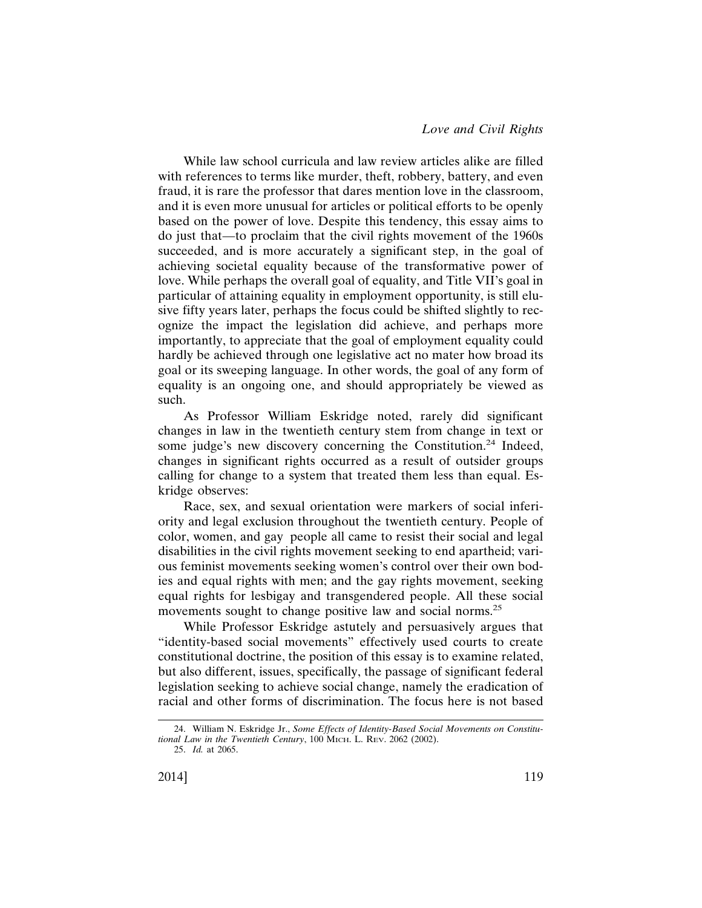While law school curricula and law review articles alike are filled with references to terms like murder, theft, robbery, battery, and even fraud, it is rare the professor that dares mention love in the classroom, and it is even more unusual for articles or political efforts to be openly based on the power of love. Despite this tendency, this essay aims to do just that—to proclaim that the civil rights movement of the 1960s succeeded, and is more accurately a significant step, in the goal of achieving societal equality because of the transformative power of love. While perhaps the overall goal of equality, and Title VII's goal in particular of attaining equality in employment opportunity, is still elusive fifty years later, perhaps the focus could be shifted slightly to recognize the impact the legislation did achieve, and perhaps more importantly, to appreciate that the goal of employment equality could hardly be achieved through one legislative act no mater how broad its goal or its sweeping language. In other words, the goal of any form of equality is an ongoing one, and should appropriately be viewed as such.

As Professor William Eskridge noted, rarely did significant changes in law in the twentieth century stem from change in text or some judge's new discovery concerning the Constitution.[24] Indeed, changes in significant rights occurred as a result of outsider groups calling for change to a system that treated them less than equal. Eskridge observes:

> Race, sex, and sexual orientation were markers of social inferiority and legal exclusion throughout the twentieth century. People of color, women, and gay people all came to resist their social and legal disabilities in the civil rights movement seeking to end apartheid; various feminist movements seeking women's control over their own bodies and equal rights with men; and the gay rights movement, seeking equal rights for lesbigay and transgendered people. All these social movements sought to change positive law and social norms.[25]

While Professor Eskridge astutely and persuasively argues that "identity-based social movements" effectively used courts to create constitutional doctrine, the position of this essay is to examine related, but also different, issues, specifically, the passage of significant federal legislation seeking to achieve social change, namely the eradication of racial and other forms of discrimination. The focus here is not based

---

24. William N. Eskridge Jr., *Some Effects of Identity-Based Social Movements on Constitutional Law in the Twentieth Century*, 100 Mich. L. Rev. 2062 (2002).

25. *Id.* at 2065.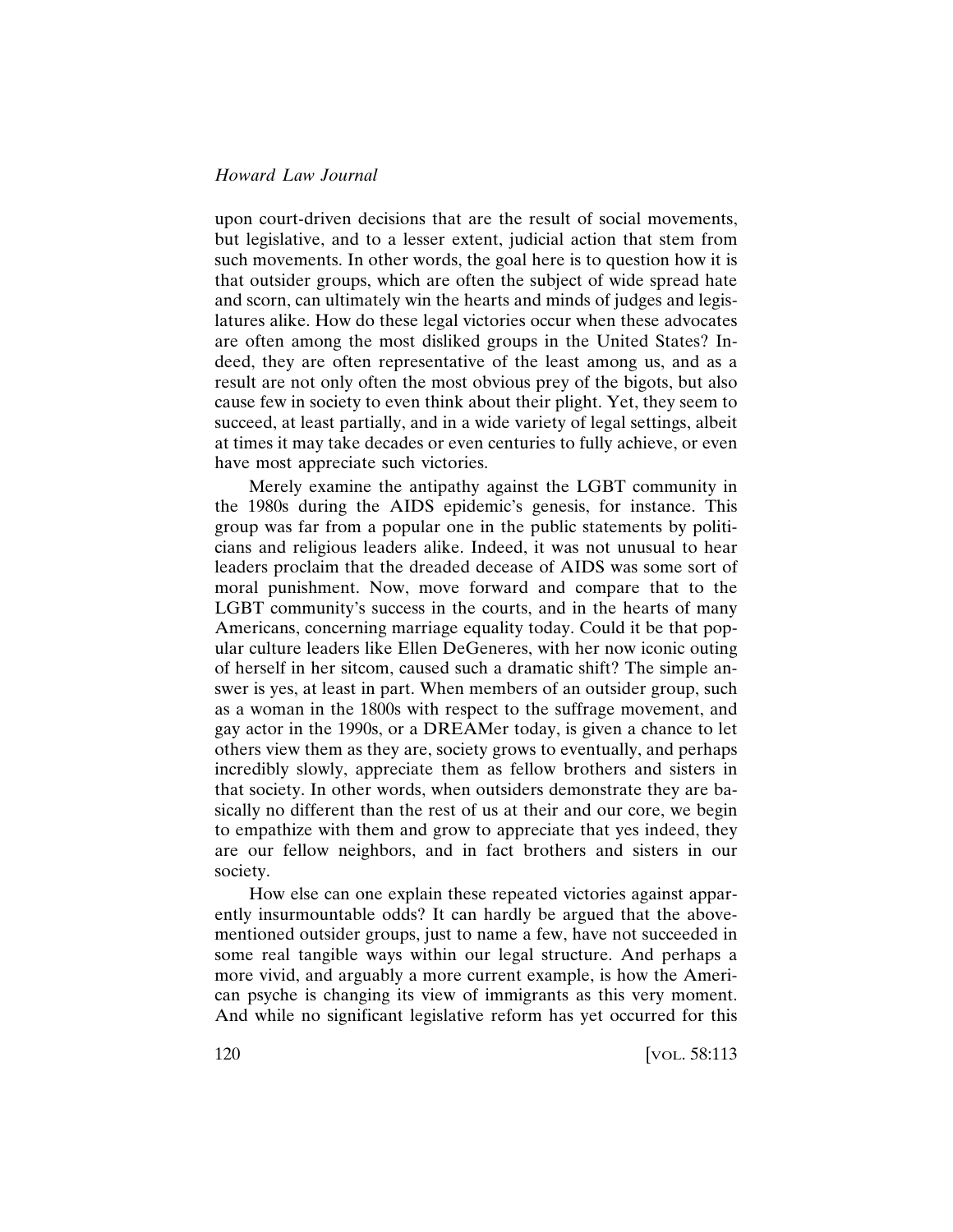upon court-driven decisions that are the result of social movements, but legislative, and to a lesser extent, judicial action that stem from such movements. In other words, the goal here is to question how it is that outsider groups, which are often the subject of wide spread hate and scorn, can ultimately win the hearts and minds of judges and legislatures alike. How do these legal victories occur when these advocates are often among the most disliked groups in the United States? Indeed, they are often representative of the least among us, and as a result are not only often the most obvious prey of the bigots, but also cause few in society to even think about their plight. Yet, they seem to succeed, at least partially, and in a wide variety of legal settings, albeit at times it may take decades or even centuries to fully achieve, or even have most appreciate such victories.

Merely examine the antipathy against the LGBT community in the 1980s during the AIDS epidemic's genesis, for instance. This group was far from a popular one in the public statements by politicians and religious leaders alike. Indeed, it was not unusual to hear leaders proclaim that the dreaded decease of AIDS was some sort of moral punishment. Now, move forward and compare that to the LGBT community's success in the courts, and in the hearts of many Americans, concerning marriage equality today. Could it be that popular culture leaders like Ellen DeGeneres, with her now iconic outing of herself in her sitcom, caused such a dramatic shift? The simple answer is yes, at least in part. When members of an outsider group, such as a woman in the 1800s with respect to the suffrage movement, and gay actor in the 1990s, or a DREAMer today, is given a chance to let others view them as they are, society grows to eventually, and perhaps incredibly slowly, appreciate them as fellow brothers and sisters in that society. In other words, when outsiders demonstrate they are basically no different than the rest of us at their and our core, we begin to empathize with them and grow to appreciate that yes indeed, they are our fellow neighbors, and in fact brothers and sisters in our society.

How else can one explain these repeated victories against apparently insurmountable odds? It can hardly be argued that the abovementioned outsider groups, just to name a few, have not succeeded in some real tangible ways within our legal structure. And perhaps a more vivid, and arguably a more current example, is how the American psyche is changing its view of immigrants as this very moment. And while no significant legislative reform has yet occurred for this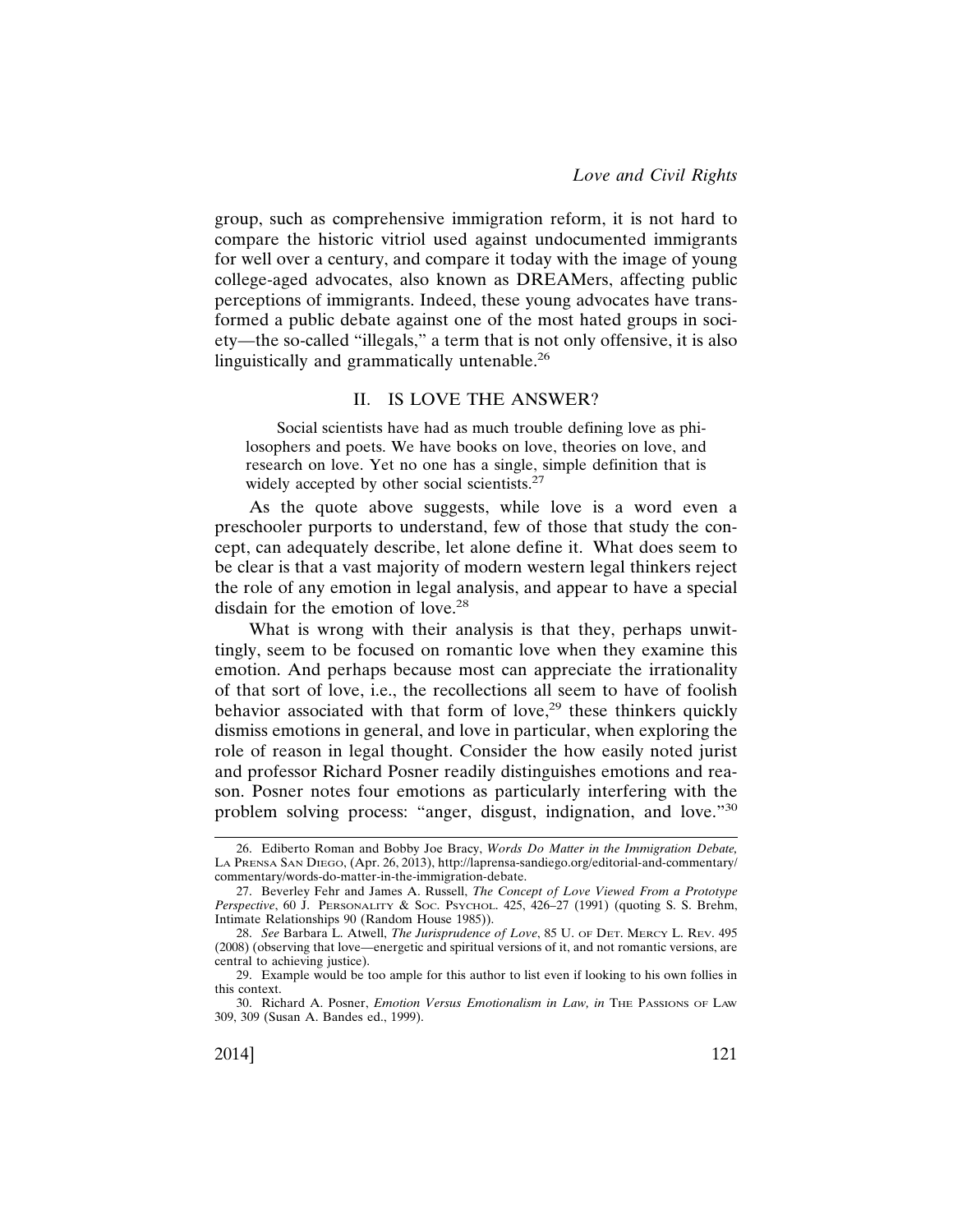group, such as comprehensive immigration reform, it is not hard to compare the historic vitriol used against undocumented immigrants for well over a century, and compare it today with the image of young college-aged advocates, also known as DREAMers, affecting public perceptions of immigrants. Indeed, these young advocates have transformed a public debate against one of the most hated groups in society—the so-called "illegals," a term that is not only offensive, it is also linguistically and grammatically untenable.[26]

## II. IS LOVE THE ANSWER?

> Social scientists have had as much trouble defining love as philosophers and poets. We have books on love, theories on love, and research on love. Yet no one has a single, simple definition that is widely accepted by other social scientists.[27]

As the quote above suggests, while love is a word even a preschooler purports to understand, few of those that study the concept, can adequately describe, let alone define it. What does seem to be clear is that a vast majority of modern western legal thinkers reject the role of any emotion in legal analysis, and appear to have a special disdain for the emotion of love.[28]

What is wrong with their analysis is that they, perhaps unwittingly, seem to be focused on romantic love when they examine this emotion. And perhaps because most can appreciate the irrationality of that sort of love, i.e., the recollections all seem to have of foolish behavior associated with that form of love,[29] these thinkers quickly dismiss emotions in general, and love in particular, when exploring the role of reason in legal thought. Consider the how easily noted jurist and professor Richard Posner readily distinguishes emotions and reason. Posner notes four emotions as particularly interfering with the problem solving process: "anger, disgust, indignation, and love."[30]

---

26. Ediberto Roman and Bobby Joe Bracy, *Words Do Matter in the Immigration Debate*, La Prensa San Diego, (Apr. 26, 2013), http://laprensa-sandiego.org/editorial-and-commentary/commentary/words-do-matter-in-the-immigration-debate.

27. Beverley Fehr and James A. Russell, *The Concept of Love Viewed From a Prototype Perspective*, 60 J. Personality & Soc. Psychol. 425, 426–27 (1991) (quoting S. S. Brehm, Intimate Relationships 90 (Random House 1985)).

28. *See* Barbara L. Atwell, *The Jurisprudence of Love*, 85 U. of Det. Mercy L. Rev. 495 (2008) (observing that love—energetic and spiritual versions of it, and not romantic versions, are central to achieving justice).

29. Example would be too ample for this author to list even if looking to his own follies in this context.

30. Richard A. Posner, *Emotion Versus Emotionalism in Law, in* The Passions of Law 309, 309 (Susan A. Bandes ed., 1999).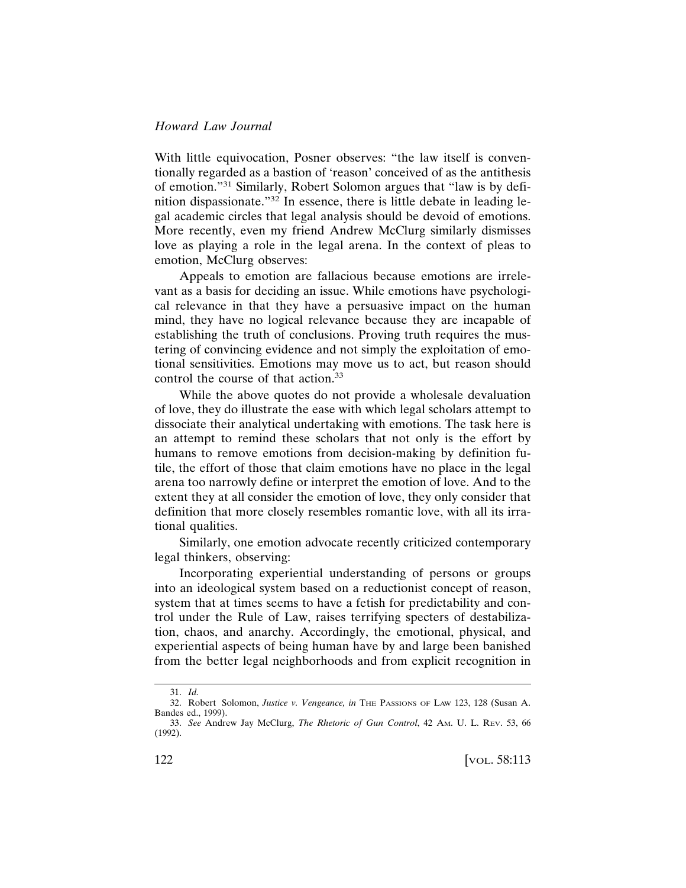With little equivocation, Posner observes: "the law itself is conventionally regarded as a bastion of 'reason' conceived of as the antithesis of emotion."[31] Similarly, Robert Solomon argues that "law is by definition dispassionate."[32] In essence, there is little debate in leading legal academic circles that legal analysis should be devoid of emotions. More recently, even my friend Andrew McClurg similarly dismisses love as playing a role in the legal arena. In the context of pleas to emotion, McClurg observes:

> Appeals to emotion are fallacious because emotions are irrelevant as a basis for deciding an issue. While emotions have psychological relevance in that they have a persuasive impact on the human mind, they have no logical relevance because they are incapable of establishing the truth of conclusions. Proving truth requires the mustering of convincing evidence and not simply the exploitation of emotional sensitivities. Emotions may move us to act, but reason should control the course of that action.[33]

While the above quotes do not provide a wholesale devaluation of love, they do illustrate the ease with which legal scholars attempt to dissociate their analytical undertaking with emotions. The task here is an attempt to remind these scholars that not only is the effort by humans to remove emotions from decision-making by definition futile, the effort of those that claim emotions have no place in the legal arena too narrowly define or interpret the emotion of love. And to the extent they at all consider the emotion of love, they only consider that definition that more closely resembles romantic love, with all its irrational qualities.

Similarly, one emotion advocate recently criticized contemporary legal thinkers, observing:

> Incorporating experiential understanding of persons or groups into an ideological system based on a reductionist concept of reason, system that at times seems to have a fetish for predictability and control under the Rule of Law, raises terrifying specters of destabilization, chaos, and anarchy. Accordingly, the emotional, physical, and experiential aspects of being human have by and large been banished from the better legal neighborhoods and from explicit recognition in

---

31. *Id.*

32. Robert Solomon, *Justice v. Vengeance, in* THE PASSIONS OF LAW 123, 128 (Susan A. Bandes ed., 1999).

33. *See* Andrew Jay McClurg, *The Rhetoric of Gun Control*, 42 AM. U. L. REV. 53, 66 (1992).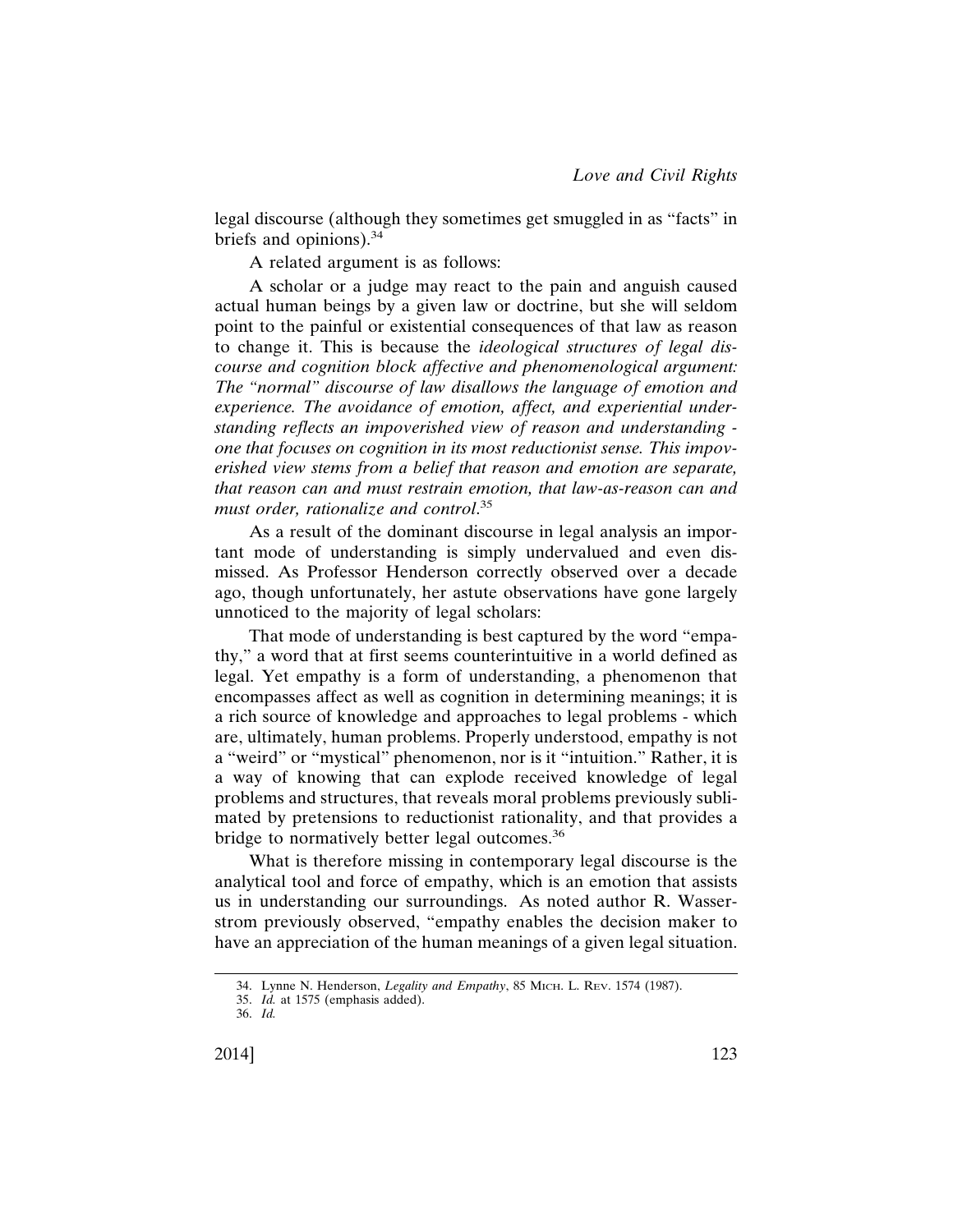legal discourse (although they sometimes get smuggled in as "facts" in briefs and opinions).[34]

A related argument is as follows:

A scholar or a judge may react to the pain and anguish caused actual human beings by a given law or doctrine, but she will seldom point to the painful or existential consequences of that law as reason to change it. This is because the *ideological structures of legal discourse and cognition block affective and phenomenological argument: The "normal" discourse of law disallows the language of emotion and experience. The avoidance of emotion, affect, and experiential understanding reflects an impoverished view of reason and understanding - one that focuses on cognition in its most reductionist sense. This impoverished view stems from a belief that reason and emotion are separate, that reason can and must restrain emotion, that law-as-reason can and must order, rationalize and control*.[35]

As a result of the dominant discourse in legal analysis an important mode of understanding is simply undervalued and even dismissed. As Professor Henderson correctly observed over a decade ago, though unfortunately, her astute observations have gone largely unnoticed to the majority of legal scholars:

That mode of understanding is best captured by the word "empathy," a word that at first seems counterintuitive in a world defined as legal. Yet empathy is a form of understanding, a phenomenon that encompasses affect as well as cognition in determining meanings; it is a rich source of knowledge and approaches to legal problems - which are, ultimately, human problems. Properly understood, empathy is not a "weird" or "mystical" phenomenon, nor is it "intuition." Rather, it is a way of knowing that can explode received knowledge of legal problems and structures, that reveals moral problems previously sublimated by pretensions to reductionist rationality, and that provides a bridge to normatively better legal outcomes.[36]

What is therefore missing in contemporary legal discourse is the analytical tool and force of empathy, which is an emotion that assists us in understanding our surroundings. As noted author R. Wasserstrom previously observed, "empathy enables the decision maker to have an appreciation of the human meanings of a given legal situation.

---

34. Lynne N. Henderson, *Legality and Empathy*, 85 MICH. L. REV. 1574 (1987).

35. *Id.* at 1575 (emphasis added).

36. *Id.*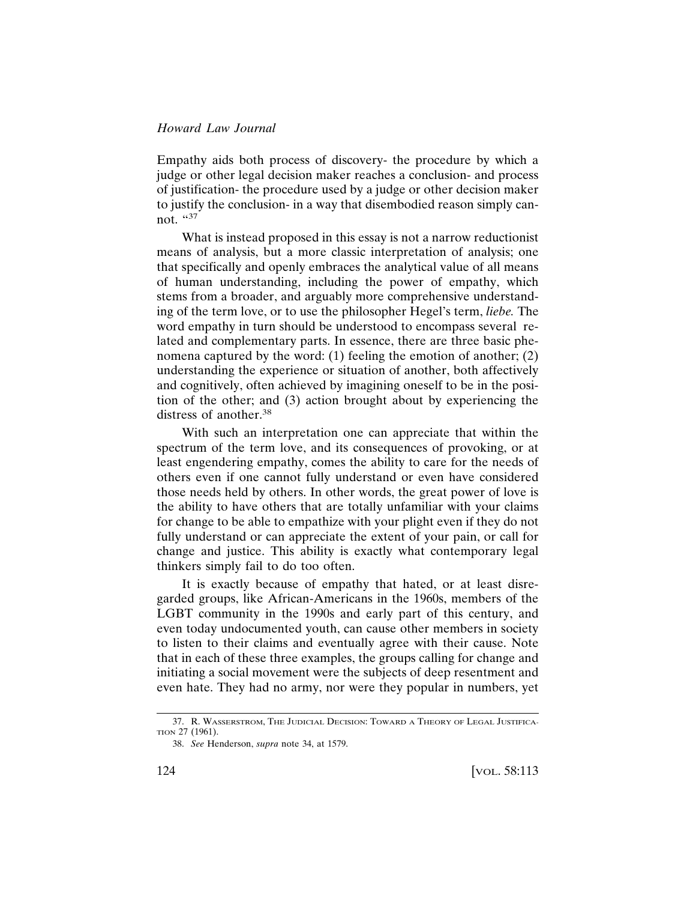Empathy aids both process of discovery- the procedure by which a judge or other legal decision maker reaches a conclusion- and process of justification- the procedure used by a judge or other decision maker to justify the conclusion- in a way that disembodied reason simply cannot. "[37]

What is instead proposed in this essay is not a narrow reductionist means of analysis, but a more classic interpretation of analysis; one that specifically and openly embraces the analytical value of all means of human understanding, including the power of empathy, which stems from a broader, and arguably more comprehensive understanding of the term love, or to use the philosopher Hegel's term, *liebe.* The word empathy in turn should be understood to encompass several related and complementary parts. In essence, there are three basic phenomena captured by the word: (1) feeling the emotion of another; (2) understanding the experience or situation of another, both affectively and cognitively, often achieved by imagining oneself to be in the position of the other; and (3) action brought about by experiencing the distress of another.[38]

With such an interpretation one can appreciate that within the spectrum of the term love, and its consequences of provoking, or at least engendering empathy, comes the ability to care for the needs of others even if one cannot fully understand or even have considered those needs held by others. In other words, the great power of love is the ability to have others that are totally unfamiliar with your claims for change to be able to empathize with your plight even if they do not fully understand or can appreciate the extent of your pain, or call for change and justice. This ability is exactly what contemporary legal thinkers simply fail to do too often.

It is exactly because of empathy that hated, or at least disregarded groups, like African-Americans in the 1960s, members of the LGBT community in the 1990s and early part of this century, and even today undocumented youth, can cause other members in society to listen to their claims and eventually agree with their cause. Note that in each of these three examples, the groups calling for change and initiating a social movement were the subjects of deep resentment and even hate. They had no army, nor were they popular in numbers, yet

---

37. R. Wasserstrom, The Judicial Decision: Toward a Theory of Legal Justification 27 (1961).

38. *See* Henderson, *supra* note 34, at 1579.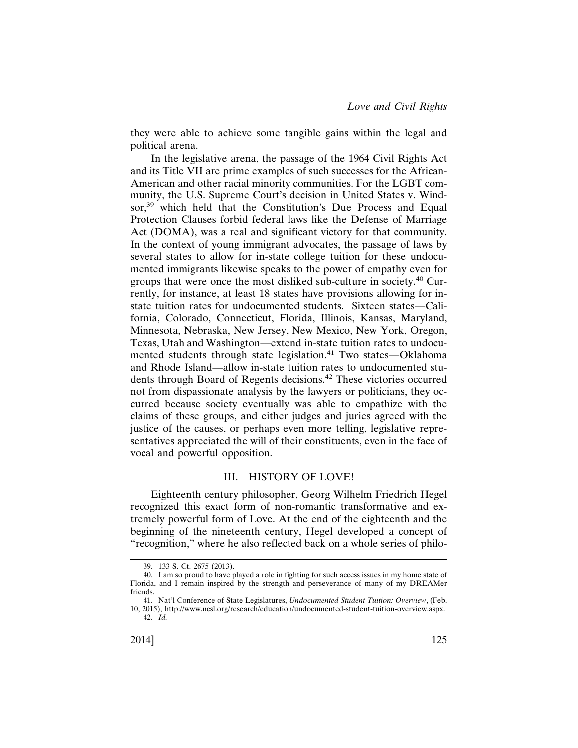they were able to achieve some tangible gains within the legal and political arena.

In the legislative arena, the passage of the 1964 Civil Rights Act and its Title VII are prime examples of such successes for the African-American and other racial minority communities. For the LGBT community, the U.S. Supreme Court's decision in United States v. Windsor,[39] which held that the Constitution's Due Process and Equal Protection Clauses forbid federal laws like the Defense of Marriage Act (DOMA), was a real and significant victory for that community. In the context of young immigrant advocates, the passage of laws by several states to allow for in-state college tuition for these undocumented immigrants likewise speaks to the power of empathy even for groups that were once the most disliked sub-culture in society.[40] Currently, for instance, at least 18 states have provisions allowing for in-state tuition rates for undocumented students. Sixteen states—California, Colorado, Connecticut, Florida, Illinois, Kansas, Maryland, Minnesota, Nebraska, New Jersey, New Mexico, New York, Oregon, Texas, Utah and Washington—extend in-state tuition rates to undocumented students through state legislation.[41] Two states—Oklahoma and Rhode Island—allow in-state tuition rates to undocumented students through Board of Regents decisions.[42] These victories occurred not from dispassionate analysis by the lawyers or politicians, they occurred because society eventually was able to empathize with the claims of these groups, and either judges and juries agreed with the justice of the causes, or perhaps even more telling, legislative representatives appreciated the will of their constituents, even in the face of vocal and powerful opposition.

## III. HISTORY OF LOVE!

Eighteenth century philosopher, Georg Wilhelm Friedrich Hegel recognized this exact form of non-romantic transformative and extremely powerful form of Love. At the end of the eighteenth and the beginning of the nineteenth century, Hegel developed a concept of "recognition," where he also reflected back on a whole series of philo-

---

39. 133 S. Ct. 2675 (2013).

40. I am so proud to have played a role in fighting for such access issues in my home state of Florida, and I remain inspired by the strength and perseverance of many of my DREAMer friends.

41. Nat'l Conference of State Legislatures, *Undocumented Student Tuition: Overview*, (Feb. 10, 2015), http://www.ncsl.org/research/education/undocumented-student-tuition-overview.aspx.

42. *Id.*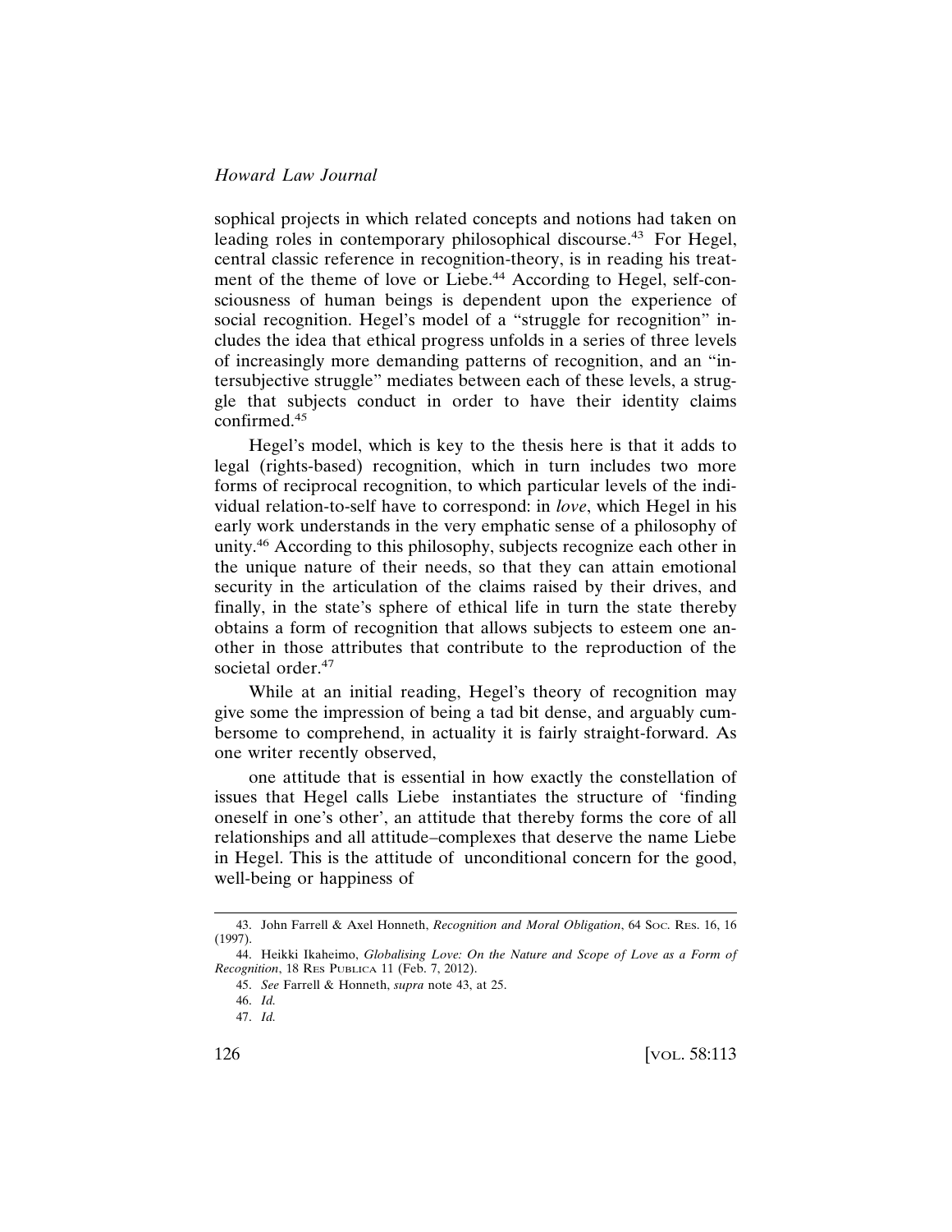sophical projects in which related concepts and notions had taken on leading roles in contemporary philosophical discourse.[43] For Hegel, central classic reference in recognition-theory, is in reading his treatment of the theme of love or Liebe.[44] According to Hegel, self-consciousness of human beings is dependent upon the experience of social recognition. Hegel's model of a "struggle for recognition" includes the idea that ethical progress unfolds in a series of three levels of increasingly more demanding patterns of recognition, and an "intersubjective struggle" mediates between each of these levels, a struggle that subjects conduct in order to have their identity claims confirmed.[45]

Hegel's model, which is key to the thesis here is that it adds to legal (rights-based) recognition, which in turn includes two more forms of reciprocal recognition, to which particular levels of the individual relation-to-self have to correspond: in *love*, which Hegel in his early work understands in the very emphatic sense of a philosophy of unity.[46] According to this philosophy, subjects recognize each other in the unique nature of their needs, so that they can attain emotional security in the articulation of the claims raised by their drives, and finally, in the state's sphere of ethical life in turn the state thereby obtains a form of recognition that allows subjects to esteem one another in those attributes that contribute to the reproduction of the societal order.[47]

While at an initial reading, Hegel's theory of recognition may give some the impression of being a tad bit dense, and arguably cumbersome to comprehend, in actuality it is fairly straight-forward. As one writer recently observed,

> one attitude that is essential in how exactly the constellation of issues that Hegel calls Liebe instantiates the structure of 'finding oneself in one's other', an attitude that thereby forms the core of all relationships and all attitude–complexes that deserve the name Liebe in Hegel. This is the attitude of unconditional concern for the good, well-being or happiness of

---

43. John Farrell & Axel Honneth, *Recognition and Moral Obligation*, 64 SOC. RES. 16, 16 (1997).

44. Heikki Ikaheimo, *Globalising Love: On the Nature and Scope of Love as a Form of Recognition*, 18 RES PUBLICA 11 (Feb. 7, 2012).

45. *See* Farrell & Honneth, *supra* note 43, at 25.

46. *Id.*

47. *Id.*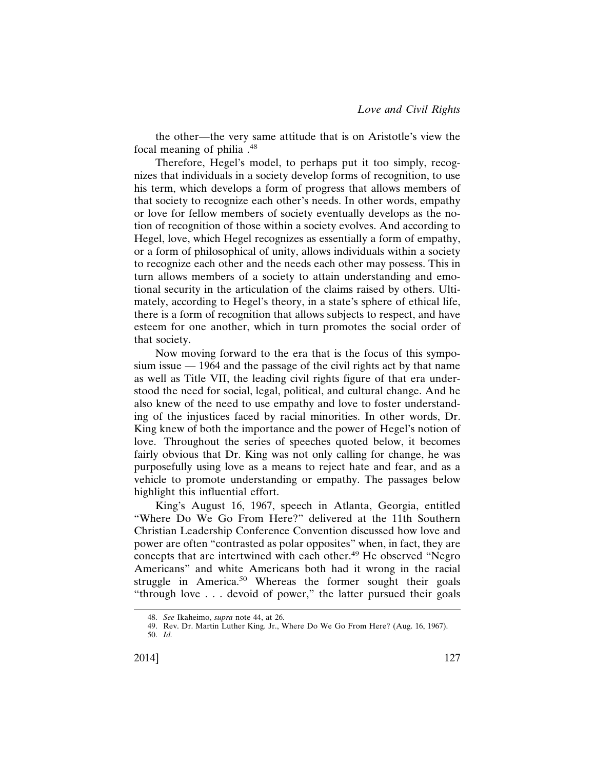the other—the very same attitude that is on Aristotle's view the focal meaning of philia .[48]

Therefore, Hegel's model, to perhaps put it too simply, recognizes that individuals in a society develop forms of recognition, to use his term, which develops a form of progress that allows members of that society to recognize each other's needs. In other words, empathy or love for fellow members of society eventually develops as the notion of recognition of those within a society evolves. And according to Hegel, love, which Hegel recognizes as essentially a form of empathy, or a form of philosophical of unity, allows individuals within a society to recognize each other and the needs each other may possess. This in turn allows members of a society to attain understanding and emotional security in the articulation of the claims raised by others. Ultimately, according to Hegel's theory, in a state's sphere of ethical life, there is a form of recognition that allows subjects to respect, and have esteem for one another, which in turn promotes the social order of that society.

Now moving forward to the era that is the focus of this symposium issue — 1964 and the passage of the civil rights act by that name as well as Title VII, the leading civil rights figure of that era understood the need for social, legal, political, and cultural change. And he also knew of the need to use empathy and love to foster understanding of the injustices faced by racial minorities. In other words, Dr. King knew of both the importance and the power of Hegel's notion of love. Throughout the series of speeches quoted below, it becomes fairly obvious that Dr. King was not only calling for change, he was purposefully using love as a means to reject hate and fear, and as a vehicle to promote understanding or empathy. The passages below highlight this influential effort.

King's August 16, 1967, speech in Atlanta, Georgia, entitled "Where Do We Go From Here?" delivered at the 11th Southern Christian Leadership Conference Convention discussed how love and power are often "contrasted as polar opposites" when, in fact, they are concepts that are intertwined with each other.[49] He observed "Negro Americans" and white Americans both had it wrong in the racial struggle in America.[50] Whereas the former sought their goals "through love . . . devoid of power," the latter pursued their goals

48. *See* Ikaheimo, *supra* note 44, at 26.

49. Rev. Dr. Martin Luther King. Jr., Where Do We Go From Here? (Aug. 16, 1967).

50. *Id.*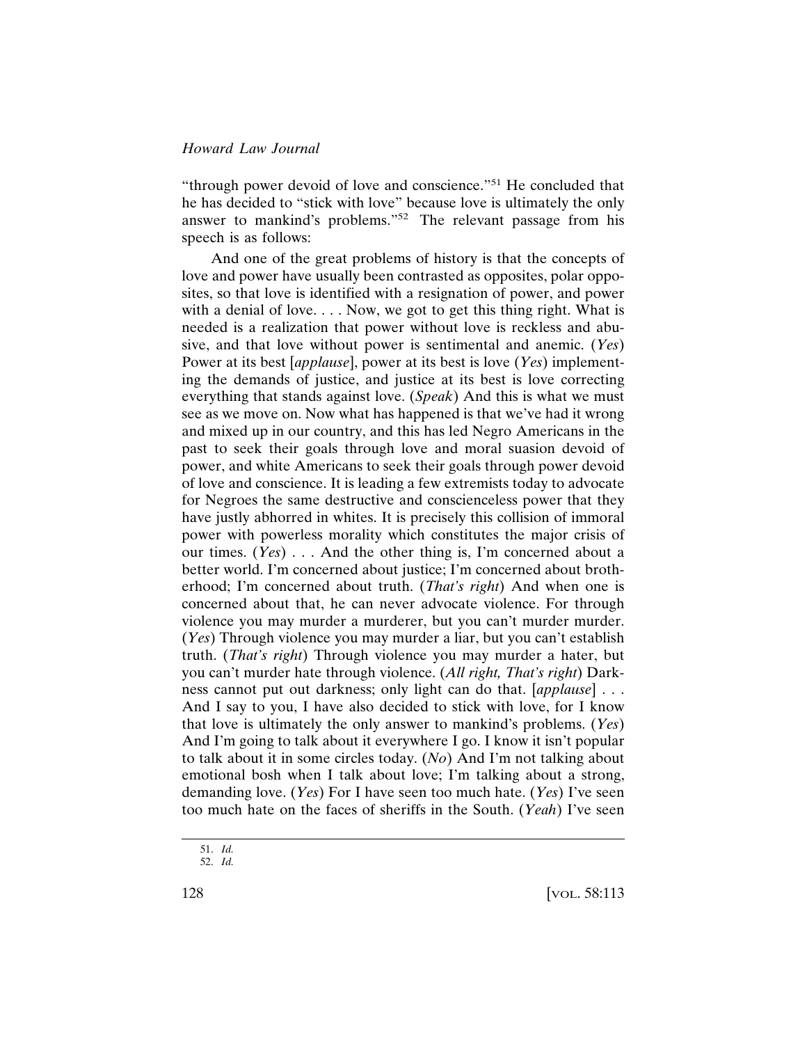"through power devoid of love and conscience."[51] He concluded that he has decided to "stick with love" because love is ultimately the only answer to mankind's problems."[52] The relevant passage from his speech is as follows:

> And one of the great problems of history is that the concepts of love and power have usually been contrasted as opposites, polar opposites, so that love is identified with a resignation of power, and power with a denial of love. . . . Now, we got to get this thing right. What is needed is a realization that power without love is reckless and abusive, and that love without power is sentimental and anemic. (*Yes*) Power at its best [*applause*], power at its best is love (*Yes*) implementing the demands of justice, and justice at its best is love correcting everything that stands against love. (*Speak*) And this is what we must see as we move on. Now what has happened is that we've had it wrong and mixed up in our country, and this has led Negro Americans in the past to seek their goals through love and moral suasion devoid of power, and white Americans to seek their goals through power devoid of love and conscience. It is leading a few extremists today to advocate for Negroes the same destructive and conscienceless power that they have justly abhorred in whites. It is precisely this collision of immoral power with powerless morality which constitutes the major crisis of our times. (*Yes*) . . . And the other thing is, I'm concerned about a better world. I'm concerned about justice; I'm concerned about brotherhood; I'm concerned about truth. (*That's right*) And when one is concerned about that, he can never advocate violence. For through violence you may murder a murderer, but you can't murder murder. (*Yes*) Through violence you may murder a liar, but you can't establish truth. (*That's right*) Through violence you may murder a hater, but you can't murder hate through violence. (*All right, That's right*) Darkness cannot put out darkness; only light can do that. [*applause*] . . . And I say to you, I have also decided to stick with love, for I know that love is ultimately the only answer to mankind's problems. (*Yes*) And I'm going to talk about it everywhere I go. I know it isn't popular to talk about it in some circles today. (*No*) And I'm not talking about emotional bosh when I talk about love; I'm talking about a strong, demanding love. (*Yes*) For I have seen too much hate. (*Yes*) I've seen too much hate on the faces of sheriffs in the South. (*Yeah*) I've seen

---

51. *Id.*
52. *Id.*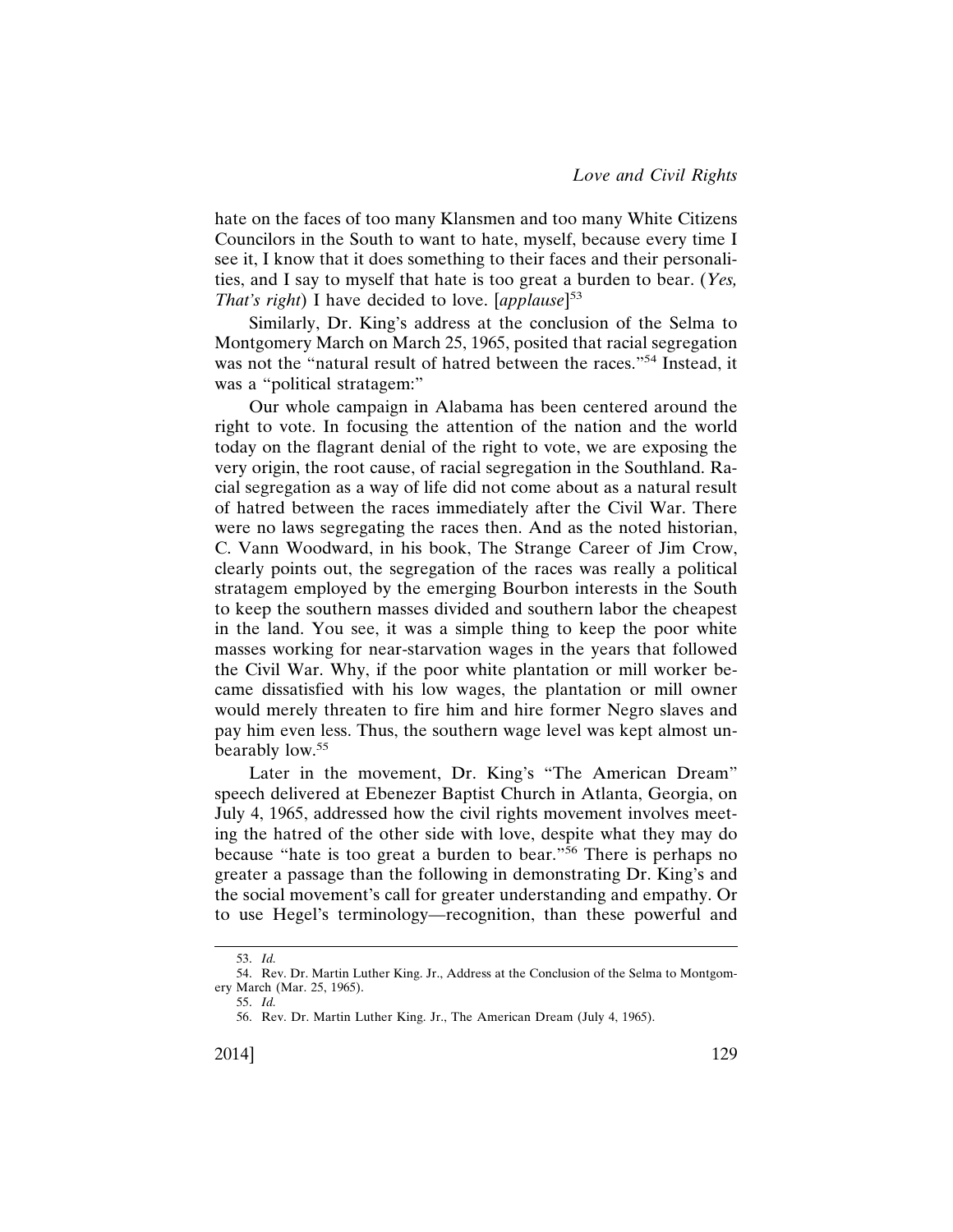hate on the faces of too many Klansmen and too many White Citizens Councilors in the South to want to hate, myself, because every time I see it, I know that it does something to their faces and their personalities, and I say to myself that hate is too great a burden to bear. (*Yes, That's right*) I have decided to love. [*applause*][53]

Similarly, Dr. King's address at the conclusion of the Selma to Montgomery March on March 25, 1965, posited that racial segregation was not the "natural result of hatred between the races."[54] Instead, it was a "political stratagem:"

> Our whole campaign in Alabama has been centered around the right to vote. In focusing the attention of the nation and the world today on the flagrant denial of the right to vote, we are exposing the very origin, the root cause, of racial segregation in the Southland. Racial segregation as a way of life did not come about as a natural result of hatred between the races immediately after the Civil War. There were no laws segregating the races then. And as the noted historian, C. Vann Woodward, in his book, The Strange Career of Jim Crow, clearly points out, the segregation of the races was really a political stratagem employed by the emerging Bourbon interests in the South to keep the southern masses divided and southern labor the cheapest in the land. You see, it was a simple thing to keep the poor white masses working for near-starvation wages in the years that followed the Civil War. Why, if the poor white plantation or mill worker became dissatisfied with his low wages, the plantation or mill owner would merely threaten to fire him and hire former Negro slaves and pay him even less. Thus, the southern wage level was kept almost unbearably low.[55]

Later in the movement, Dr. King's "The American Dream" speech delivered at Ebenezer Baptist Church in Atlanta, Georgia, on July 4, 1965, addressed how the civil rights movement involves meeting the hatred of the other side with love, despite what they may do because "hate is too great a burden to bear."[56] There is perhaps no greater a passage than the following in demonstrating Dr. King's and the social movement's call for greater understanding and empathy. Or to use Hegel's terminology—recognition, than these powerful and

53. *Id.*

54. Rev. Dr. Martin Luther King. Jr., Address at the Conclusion of the Selma to Montgomery March (Mar. 25, 1965).

55. *Id.*

56. Rev. Dr. Martin Luther King. Jr., The American Dream (July 4, 1965).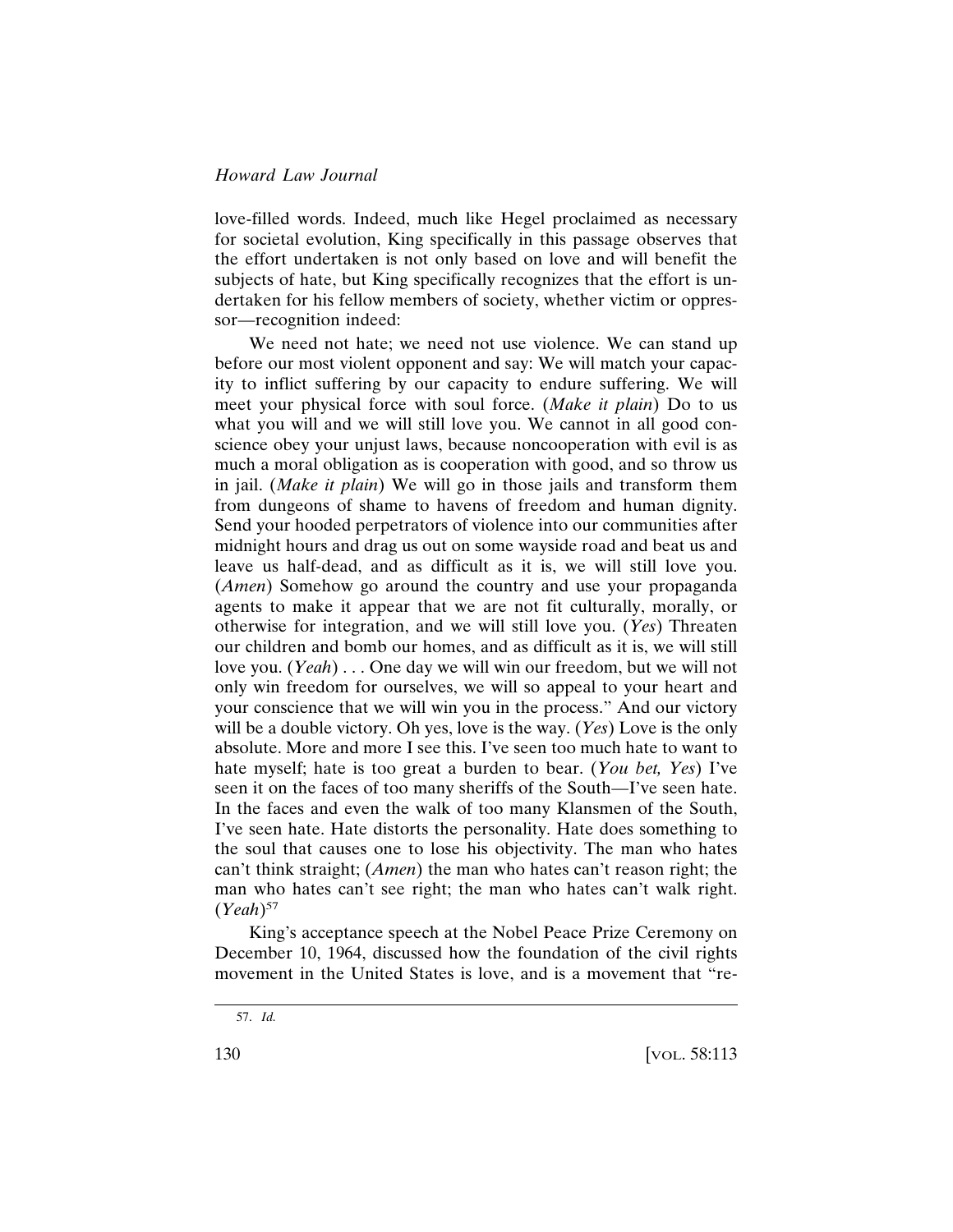love-filled words. Indeed, much like Hegel proclaimed as necessary for societal evolution, King specifically in this passage observes that the effort undertaken is not only based on love and will benefit the subjects of hate, but King specifically recognizes that the effort is undertaken for his fellow members of society, whether victim or oppressor—recognition indeed:

> We need not hate; we need not use violence. We can stand up before our most violent opponent and say: We will match your capacity to inflict suffering by our capacity to endure suffering. We will meet your physical force with soul force. (*Make it plain*) Do to us what you will and we will still love you. We cannot in all good conscience obey your unjust laws, because noncooperation with evil is as much a moral obligation as is cooperation with good, and so throw us in jail. (*Make it plain*) We will go in those jails and transform them from dungeons of shame to havens of freedom and human dignity. Send your hooded perpetrators of violence into our communities after midnight hours and drag us out on some wayside road and beat us and leave us half-dead, and as difficult as it is, we will still love you. (*Amen*) Somehow go around the country and use your propaganda agents to make it appear that we are not fit culturally, morally, or otherwise for integration, and we will still love you. (*Yes*) Threaten our children and bomb our homes, and as difficult as it is, we will still love you. (*Yeah*) . . . One day we will win our freedom, but we will not only win freedom for ourselves, we will so appeal to your heart and your conscience that we will win you in the process." And our victory will be a double victory. Oh yes, love is the way. (*Yes*) Love is the only absolute. More and more I see this. I've seen too much hate to want to hate myself; hate is too great a burden to bear. (*You bet, Yes*) I've seen it on the faces of too many sheriffs of the South—I've seen hate. In the faces and even the walk of too many Klansmen of the South, I've seen hate. Hate distorts the personality. Hate does something to the soul that causes one to lose his objectivity. The man who hates can't think straight; (*Amen*) the man who hates can't reason right; the man who hates can't see right; the man who hates can't walk right. (*Yeah*)[57]

King's acceptance speech at the Nobel Peace Prize Ceremony on December 10, 1964, discussed how the foundation of the civil rights movement in the United States is love, and is a movement that "re-

57. *Id.*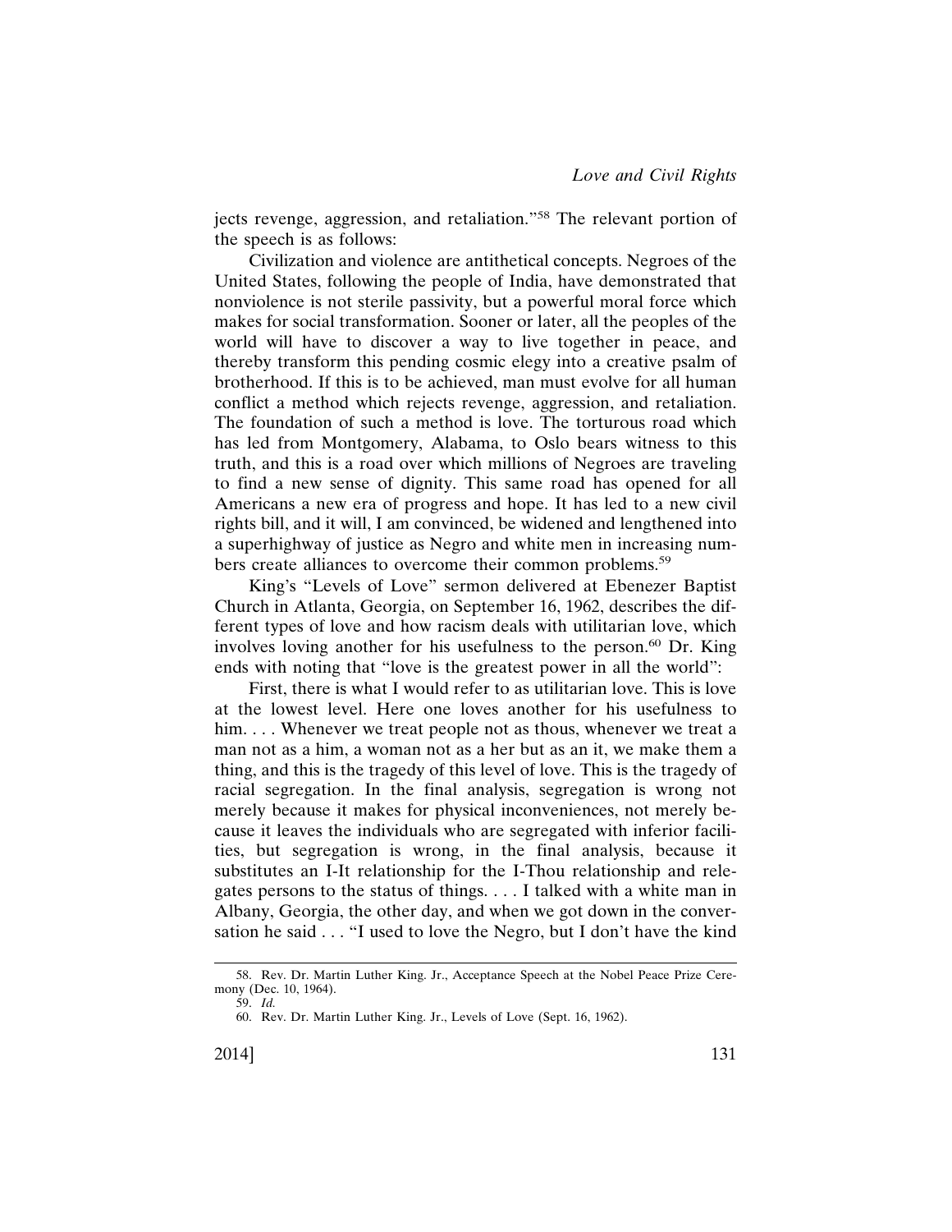jects revenge, aggression, and retaliation."[58] The relevant portion of the speech is as follows:

> Civilization and violence are antithetical concepts. Negroes of the United States, following the people of India, have demonstrated that nonviolence is not sterile passivity, but a powerful moral force which makes for social transformation. Sooner or later, all the peoples of the world will have to discover a way to live together in peace, and thereby transform this pending cosmic elegy into a creative psalm of brotherhood. If this is to be achieved, man must evolve for all human conflict a method which rejects revenge, aggression, and retaliation. The foundation of such a method is love. The torturous road which has led from Montgomery, Alabama, to Oslo bears witness to this truth, and this is a road over which millions of Negroes are traveling to find a new sense of dignity. This same road has opened for all Americans a new era of progress and hope. It has led to a new civil rights bill, and it will, I am convinced, be widened and lengthened into a superhighway of justice as Negro and white men in increasing numbers create alliances to overcome their common problems.[59]

King's "Levels of Love" sermon delivered at Ebenezer Baptist Church in Atlanta, Georgia, on September 16, 1962, describes the different types of love and how racism deals with utilitarian love, which involves loving another for his usefulness to the person.[60] Dr. King ends with noting that "love is the greatest power in all the world":

> First, there is what I would refer to as utilitarian love. This is love at the lowest level. Here one loves another for his usefulness to him. . . . Whenever we treat people not as thous, whenever we treat a man not as a him, a woman not as a her but as an it, we make them a thing, and this is the tragedy of this level of love. This is the tragedy of racial segregation. In the final analysis, segregation is wrong not merely because it makes for physical inconveniences, not merely because it leaves the individuals who are segregated with inferior facilities, but segregation is wrong, in the final analysis, because it substitutes an I-It relationship for the I-Thou relationship and relegates persons to the status of things. . . . I talked with a white man in Albany, Georgia, the other day, and when we got down in the conversation he said . . . "I used to love the Negro, but I don't have the kind

58. Rev. Dr. Martin Luther King. Jr., Acceptance Speech at the Nobel Peace Prize Ceremony (Dec. 10, 1964).

59. *Id.*

60. Rev. Dr. Martin Luther King. Jr., Levels of Love (Sept. 16, 1962).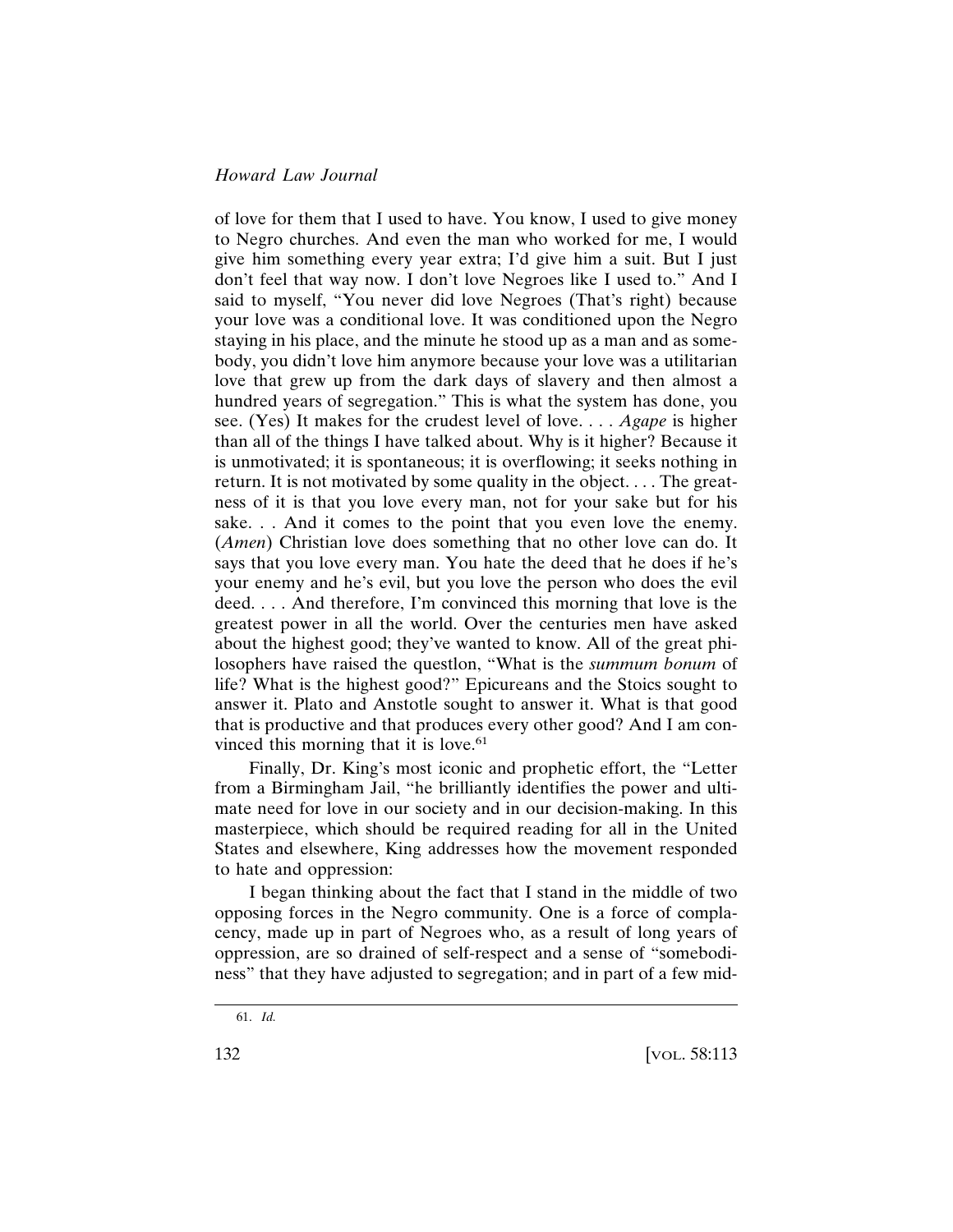of love for them that I used to have. You know, I used to give money to Negro churches. And even the man who worked for me, I would give him something every year extra; I'd give him a suit. But I just don't feel that way now. I don't love Negroes like I used to." And I said to myself, "You never did love Negroes (That's right) because your love was a conditional love. It was conditioned upon the Negro staying in his place, and the minute he stood up as a man and as somebody, you didn't love him anymore because your love was a utilitarian love that grew up from the dark days of slavery and then almost a hundred years of segregation." This is what the system has done, you see. (Yes) It makes for the crudest level of love. . . . *Agape* is higher than all of the things I have talked about. Why is it higher? Because it is unmotivated; it is spontaneous; it is overflowing; it seeks nothing in return. It is not motivated by some quality in the object. . . . The greatness of it is that you love every man, not for your sake but for his sake. . . And it comes to the point that you even love the enemy. (*Amen*) Christian love does something that no other love can do. It says that you love every man. You hate the deed that he does if he's your enemy and he's evil, but you love the person who does the evil deed. . . . And therefore, I'm convinced this morning that love is the greatest power in all the world. Over the centuries men have asked about the highest good; they've wanted to know. All of the great philosophers have raised the questlon, "What is the *summum bonum* of life? What is the highest good?" Epicureans and the Stoics sought to answer it. Plato and Anstotle sought to answer it. What is that good that is productive and that produces every other good? And I am convinced this morning that it is love.[61]

Finally, Dr. King's most iconic and prophetic effort, the "Letter from a Birmingham Jail, "he brilliantly identifies the power and ultimate need for love in our society and in our decision-making. In this masterpiece, which should be required reading for all in the United States and elsewhere, King addresses how the movement responded to hate and oppression:

I began thinking about the fact that I stand in the middle of two opposing forces in the Negro community. One is a force of complacency, made up in part of Negroes who, as a result of long years of oppression, are so drained of self-respect and a sense of "somebodiness" that they have adjusted to segregation; and in part of a few mid-

61. *Id.*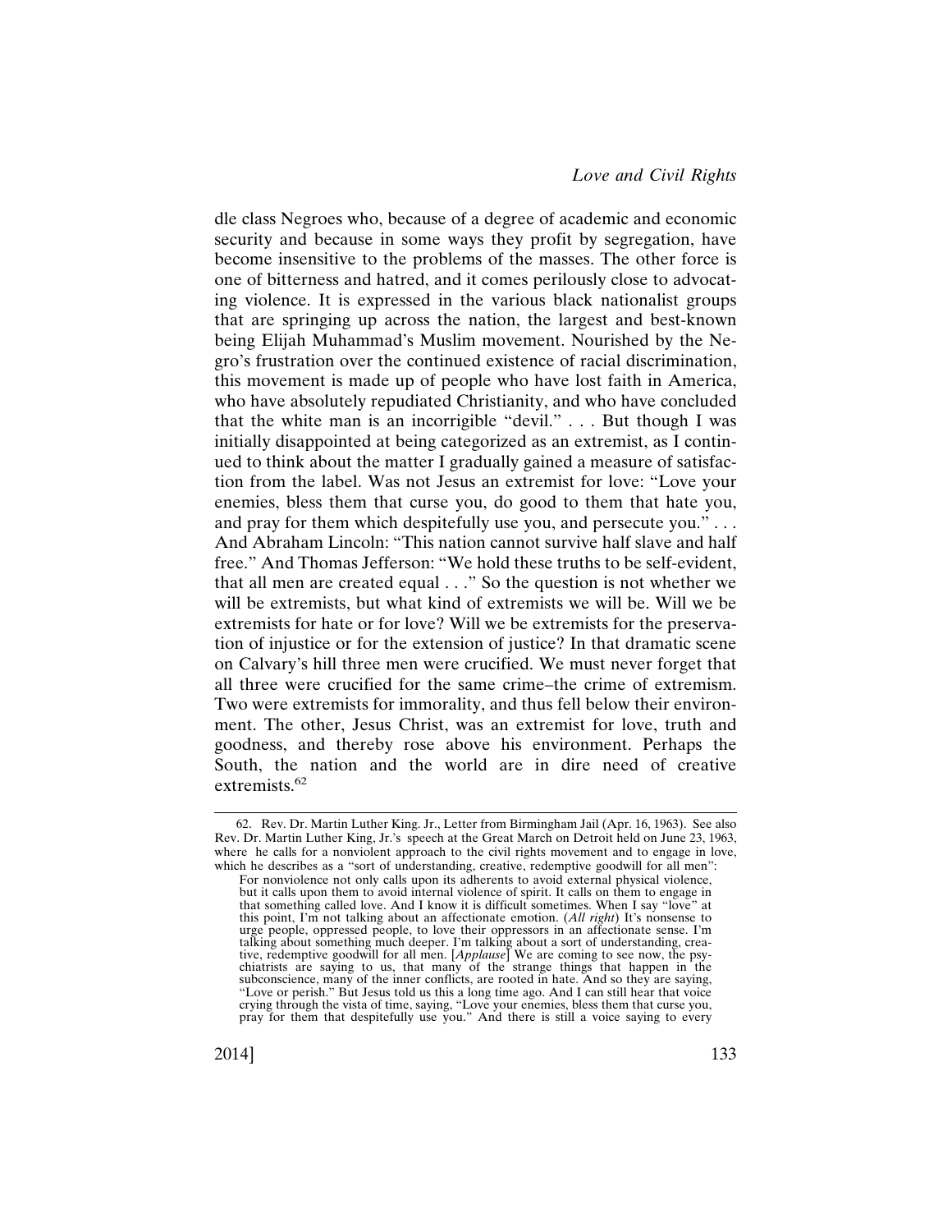dle class Negroes who, because of a degree of academic and economic security and because in some ways they profit by segregation, have become insensitive to the problems of the masses. The other force is one of bitterness and hatred, and it comes perilously close to advocating violence. It is expressed in the various black nationalist groups that are springing up across the nation, the largest and best-known being Elijah Muhammad's Muslim movement. Nourished by the Negro's frustration over the continued existence of racial discrimination, this movement is made up of people who have lost faith in America, who have absolutely repudiated Christianity, and who have concluded that the white man is an incorrigible "devil." . . . But though I was initially disappointed at being categorized as an extremist, as I continued to think about the matter I gradually gained a measure of satisfaction from the label. Was not Jesus an extremist for love: "Love your enemies, bless them that curse you, do good to them that hate you, and pray for them which despitefully use you, and persecute you." . . . And Abraham Lincoln: "This nation cannot survive half slave and half free." And Thomas Jefferson: "We hold these truths to be self-evident, that all men are created equal . . ." So the question is not whether we will be extremists, but what kind of extremists we will be. Will we be extremists for hate or for love? Will we be extremists for the preservation of injustice or for the extension of justice? In that dramatic scene on Calvary's hill three men were crucified. We must never forget that all three were crucified for the same crime–the crime of extremism. Two were extremists for immorality, and thus fell below their environment. The other, Jesus Christ, was an extremist for love, truth and goodness, and thereby rose above his environment. Perhaps the South, the nation and the world are in dire need of creative extremists.[62]

---

62. Rev. Dr. Martin Luther King. Jr., Letter from Birmingham Jail (Apr. 16, 1963). See also Rev. Dr. Martin Luther King, Jr.'s speech at the Great March on Detroit held on June 23, 1963, where he calls for a nonviolent approach to the civil rights movement and to engage in love, which he describes as a "sort of understanding, creative, redemptive goodwill for all men":

> For nonviolence not only calls upon its adherents to avoid external physical violence, but it calls upon them to avoid internal violence of spirit. It calls on them to engage in that something called love. And I know it is difficult sometimes. When I say "love" at this point, I'm not talking about an affectionate emotion. (*All right*) It's nonsense to urge people, oppressed people, to love their oppressors in an affectionate sense. I'm talking about something much deeper. I'm talking about a sort of understanding, creative, redemptive goodwill for all men. [*Applause*] We are coming to see now, the psychiatrists are saying to us, that many of the strange things that happen in the subconscience, many of the inner conflicts, are rooted in hate. And so they are saying, "Love or perish." But Jesus told us this a long time ago. And I can still hear that voice crying through the vista of time, saying, "Love your enemies, bless them that curse you, pray for them that despitefully use you." And there is still a voice saying to every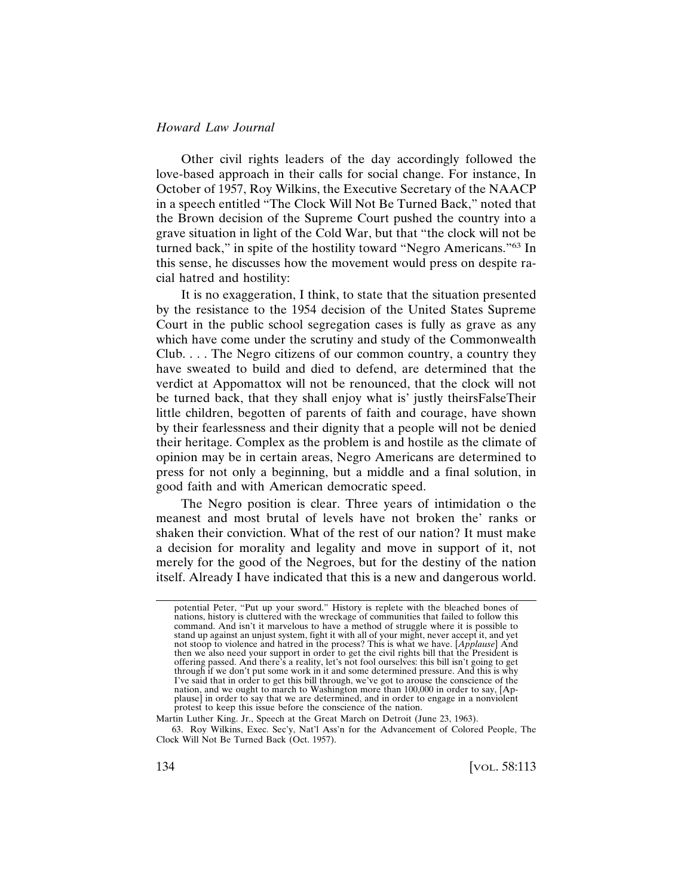Other civil rights leaders of the day accordingly followed the love-based approach in their calls for social change. For instance, In October of 1957, Roy Wilkins, the Executive Secretary of the NAACP in a speech entitled "The Clock Will Not Be Turned Back," noted that the Brown decision of the Supreme Court pushed the country into a grave situation in light of the Cold War, but that "the clock will not be turned back," in spite of the hostility toward "Negro Americans."[63] In this sense, he discusses how the movement would press on despite racial hatred and hostility:

> It is no exaggeration, I think, to state that the situation presented by the resistance to the 1954 decision of the United States Supreme Court in the public school segregation cases is fully as grave as any which have come under the scrutiny and study of the Commonwealth Club. . . . The Negro citizens of our common country, a country they have sweated to build and died to defend, are determined that the verdict at Appomattox will not be renounced, that the clock will not be turned back, that they shall enjoy what is' justly theirsFalseTheir little children, begotten of parents of faith and courage, have shown by their fearlessness and their dignity that a people will not be denied their heritage. Complex as the problem is and hostile as the climate of opinion may be in certain areas, Negro Americans are determined to press for not only a beginning, but a middle and a final solution, in good faith and with American democratic speed.
>
> The Negro position is clear. Three years of intimidation o the meanest and most brutal of levels have not broken the' ranks or shaken their conviction. What of the rest of our nation? It must make a decision for morality and legality and move in support of it, not merely for the good of the Negroes, but for the destiny of the nation itself. Already I have indicated that this is a new and dangerous world.

---

potential Peter, "Put up your sword." History is replete with the bleached bones of nations, history is cluttered with the wreckage of communities that failed to follow this command. And isn't it marvelous to have a method of struggle where it is possible to stand up against an unjust system, fight it with all of your might, never accept it, and yet not stoop to violence and hatred in the process? This is what we have. [*Applause*] And then we also need your support in order to get the civil rights bill that the President is offering passed. And there's a reality, let's not fool ourselves: this bill isn't going to get through if we don't put some work in it and some determined pressure. And this is why I've said that in order to get this bill through, we've got to arouse the conscience of the nation, and we ought to march to Washington more than 100,000 in order to say, [Applause] in order to say that we are determined, and in order to engage in a nonviolent protest to keep this issue before the conscience of the nation.

Martin Luther King. Jr., Speech at the Great March on Detroit (June 23, 1963).

63. Roy Wilkins, Exec. Sec'y, Nat'l Ass'n for the Advancement of Colored People, The Clock Will Not Be Turned Back (Oct. 1957).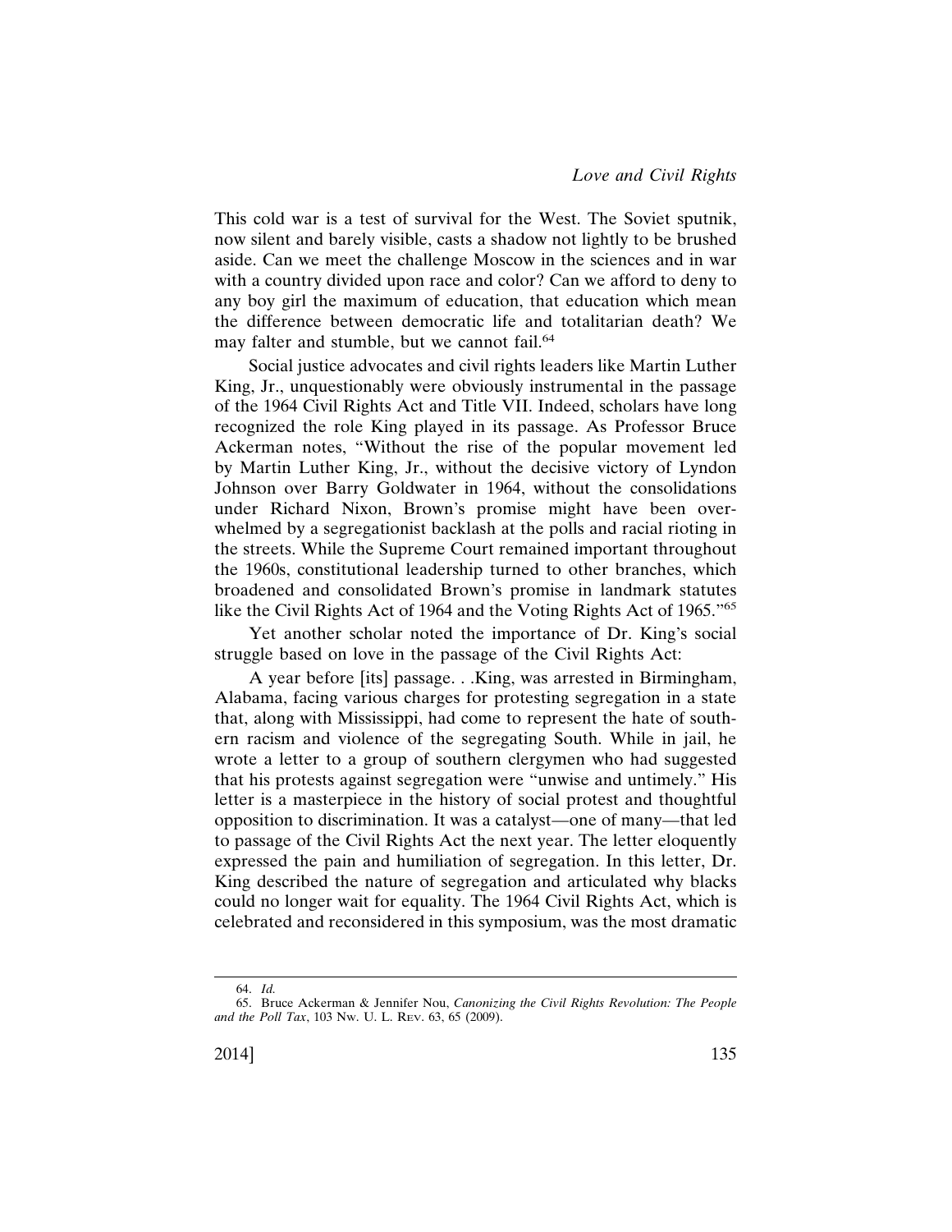This cold war is a test of survival for the West. The Soviet sputnik, now silent and barely visible, casts a shadow not lightly to be brushed aside. Can we meet the challenge Moscow in the sciences and in war with a country divided upon race and color? Can we afford to deny to any boy girl the maximum of education, that education which mean the difference between democratic life and totalitarian death? We may falter and stumble, but we cannot fail.[64]

Social justice advocates and civil rights leaders like Martin Luther King, Jr., unquestionably were obviously instrumental in the passage of the 1964 Civil Rights Act and Title VII. Indeed, scholars have long recognized the role King played in its passage. As Professor Bruce Ackerman notes, "Without the rise of the popular movement led by Martin Luther King, Jr., without the decisive victory of Lyndon Johnson over Barry Goldwater in 1964, without the consolidations under Richard Nixon, Brown's promise might have been overwhelmed by a segregationist backlash at the polls and racial rioting in the streets. While the Supreme Court remained important throughout the 1960s, constitutional leadership turned to other branches, which broadened and consolidated Brown's promise in landmark statutes like the Civil Rights Act of 1964 and the Voting Rights Act of 1965."[65]

Yet another scholar noted the importance of Dr. King's social struggle based on love in the passage of the Civil Rights Act:

A year before [its] passage. . .King, was arrested in Birmingham, Alabama, facing various charges for protesting segregation in a state that, along with Mississippi, had come to represent the hate of southern racism and violence of the segregating South. While in jail, he wrote a letter to a group of southern clergymen who had suggested that his protests against segregation were "unwise and untimely." His letter is a masterpiece in the history of social protest and thoughtful opposition to discrimination. It was a catalyst—one of many—that led to passage of the Civil Rights Act the next year. The letter eloquently expressed the pain and humiliation of segregation. In this letter, Dr. King described the nature of segregation and articulated why blacks could no longer wait for equality. The 1964 Civil Rights Act, which is celebrated and reconsidered in this symposium, was the most dramatic

---

64. *Id.*

65. Bruce Ackerman & Jennifer Nou, *Canonizing the Civil Rights Revolution: The People and the Poll Tax*, 103 Nw. U. L. Rev. 63, 65 (2009).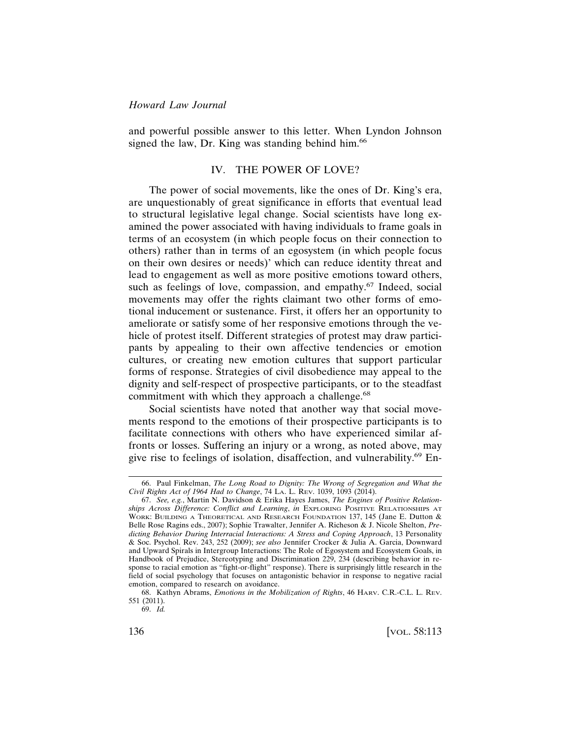and powerful possible answer to this letter. When Lyndon Johnson signed the law, Dr. King was standing behind him.[66]

## IV. THE POWER OF LOVE?

The power of social movements, like the ones of Dr. King's era, are unquestionably of great significance in efforts that eventual lead to structural legislative legal change. Social scientists have long examined the power associated with having individuals to frame goals in terms of an ecosystem (in which people focus on their connection to others) rather than in terms of an egosystem (in which people focus on their own desires or needs)' which can reduce identity threat and lead to engagement as well as more positive emotions toward others, such as feelings of love, compassion, and empathy.[67] Indeed, social movements may offer the rights claimant two other forms of emotional inducement or sustenance. First, it offers her an opportunity to ameliorate or satisfy some of her responsive emotions through the vehicle of protest itself. Different strategies of protest may draw participants by appealing to their own affective tendencies or emotion cultures, or creating new emotion cultures that support particular forms of response. Strategies of civil disobedience may appeal to the dignity and self-respect of prospective participants, or to the steadfast commitment with which they approach a challenge.[68]

Social scientists have noted that another way that social movements respond to the emotions of their prospective participants is to facilitate connections with others who have experienced similar affronts or losses. Suffering an injury or a wrong, as noted above, may give rise to feelings of isolation, disaffection, and vulnerability.[69] En-

---

66. Paul Finkelman, *The Long Road to Dignity: The Wrong of Segregation and What the Civil Rights Act of 1964 Had to Change*, 74 LA. L. REV. 1039, 1093 (2014).

67. *See, e.g.*, Martin N. Davidson & Erika Hayes James, *The Engines of Positive Relationships Across Difference: Conflict and Learning*, *in* EXPLORING POSITIVE RELATIONSHIPS AT WORK: BUILDING A THEORETICAL AND RESEARCH FOUNDATION 137, 145 (Jane E. Dutton & Belle Rose Ragins eds., 2007); Sophie Trawalter, Jennifer A. Richeson & J. Nicole Shelton, *Predicting Behavior During Interracial Interactions: A Stress and Coping Approach*, 13 Personality & Soc. Psychol. Rev. 243, 252 (2009); *see also* Jennifer Crocker & Julia A. Garcia, Downward and Upward Spirals in Intergroup Interactions: The Role of Egosystem and Ecosystem Goals, in Handbook of Prejudice, Stereotyping and Discrimination 229, 234 (describing behavior in response to racial emotion as "fight-or-flight" response). There is surprisingly little research in the field of social psychology that focuses on antagonistic behavior in response to negative racial emotion, compared to research on avoidance.

68. Kathyn Abrams, *Emotions in the Mobilization of Rights*, 46 HARV. C.R.-C.L. L. REV. 551 (2011).

69. *Id.*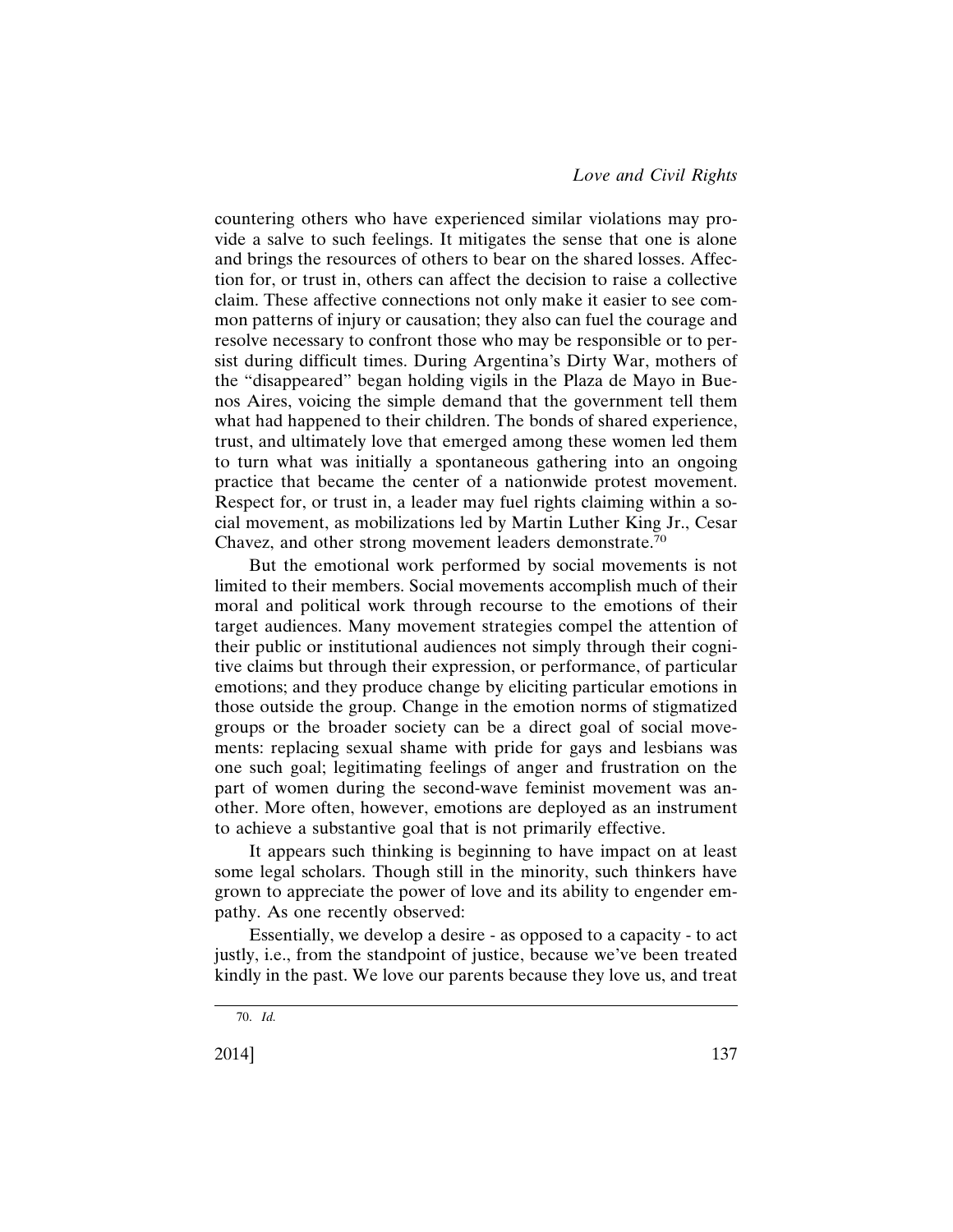countering others who have experienced similar violations may provide a salve to such feelings. It mitigates the sense that one is alone and brings the resources of others to bear on the shared losses. Affection for, or trust in, others can affect the decision to raise a collective claim. These affective connections not only make it easier to see common patterns of injury or causation; they also can fuel the courage and resolve necessary to confront those who may be responsible or to persist during difficult times. During Argentina's Dirty War, mothers of the "disappeared" began holding vigils in the Plaza de Mayo in Buenos Aires, voicing the simple demand that the government tell them what had happened to their children. The bonds of shared experience, trust, and ultimately love that emerged among these women led them to turn what was initially a spontaneous gathering into an ongoing practice that became the center of a nationwide protest movement. Respect for, or trust in, a leader may fuel rights claiming within a social movement, as mobilizations led by Martin Luther King Jr., Cesar Chavez, and other strong movement leaders demonstrate.[70]

But the emotional work performed by social movements is not limited to their members. Social movements accomplish much of their moral and political work through recourse to the emotions of their target audiences. Many movement strategies compel the attention of their public or institutional audiences not simply through their cognitive claims but through their expression, or performance, of particular emotions; and they produce change by eliciting particular emotions in those outside the group. Change in the emotion norms of stigmatized groups or the broader society can be a direct goal of social movements: replacing sexual shame with pride for gays and lesbians was one such goal; legitimating feelings of anger and frustration on the part of women during the second-wave feminist movement was another. More often, however, emotions are deployed as an instrument to achieve a substantive goal that is not primarily effective.

It appears such thinking is beginning to have impact on at least some legal scholars. Though still in the minority, such thinkers have grown to appreciate the power of love and its ability to engender empathy. As one recently observed:

Essentially, we develop a desire - as opposed to a capacity - to act justly, i.e., from the standpoint of justice, because we've been treated kindly in the past. We love our parents because they love us, and treat

70. *Id.*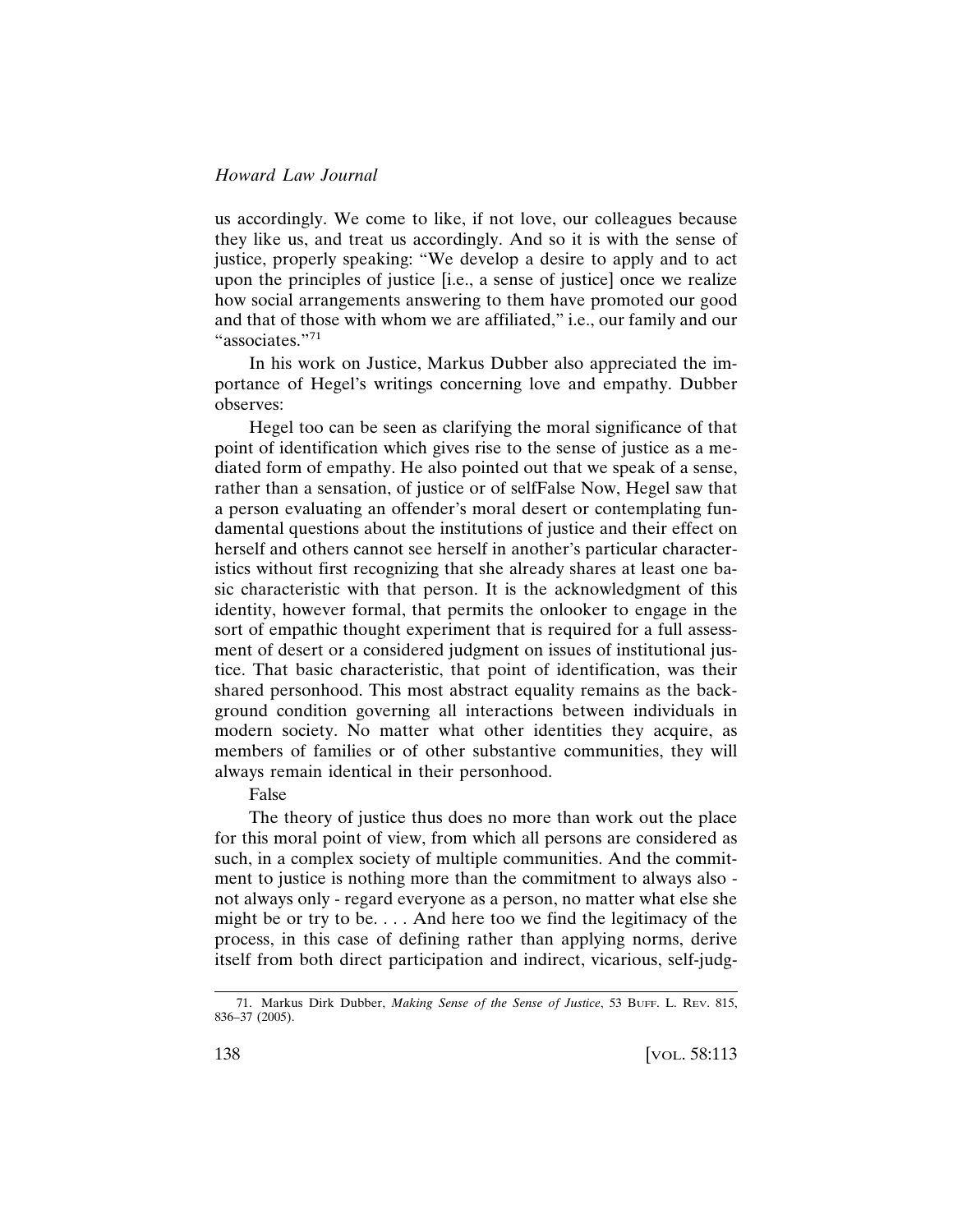us accordingly. We come to like, if not love, our colleagues because they like us, and treat us accordingly. And so it is with the sense of justice, properly speaking: "We develop a desire to apply and to act upon the principles of justice [i.e., a sense of justice] once we realize how social arrangements answering to them have promoted our good and that of those with whom we are affiliated," i.e., our family and our "associates."[71]

In his work on Justice, Markus Dubber also appreciated the importance of Hegel's writings concerning love and empathy. Dubber observes:

> Hegel too can be seen as clarifying the moral significance of that point of identification which gives rise to the sense of justice as a mediated form of empathy. He also pointed out that we speak of a sense, rather than a sensation, of justice or of selfFalse Now, Hegel saw that a person evaluating an offender's moral desert or contemplating fundamental questions about the institutions of justice and their effect on herself and others cannot see herself in another's particular characteristics without first recognizing that she already shares at least one basic characteristic with that person. It is the acknowledgment of this identity, however formal, that permits the onlooker to engage in the sort of empathic thought experiment that is required for a full assessment of desert or a considered judgment on issues of institutional justice. That basic characteristic, that point of identification, was their shared personhood. This most abstract equality remains as the background condition governing all interactions between individuals in modern society. No matter what other identities they acquire, as members of families or of other substantive communities, they will always remain identical in their personhood.
>
> False
>
> The theory of justice thus does no more than work out the place for this moral point of view, from which all persons are considered as such, in a complex society of multiple communities. And the commitment to justice is nothing more than the commitment to always also - not always only - regard everyone as a person, no matter what else she might be or try to be. . . . And here too we find the legitimacy of the process, in this case of defining rather than applying norms, derive itself from both direct participation and indirect, vicarious, self-judg-

71. Markus Dirk Dubber, *Making Sense of the Sense of Justice*, 53 Buff. L. Rev. 815, 836–37 (2005).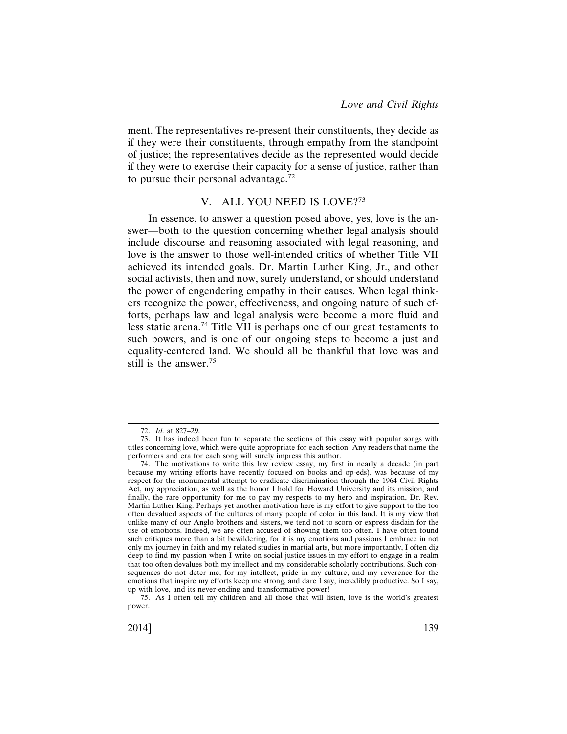ment. The representatives re-present their constituents, they decide as if they were their constituents, through empathy from the standpoint of justice; the representatives decide as the represented would decide if they were to exercise their capacity for a sense of justice, rather than to pursue their personal advantage.[72]

## V. ALL YOU NEED IS LOVE?[73]

In essence, to answer a question posed above, yes, love is the answer—both to the question concerning whether legal analysis should include discourse and reasoning associated with legal reasoning, and love is the answer to those well-intended critics of whether Title VII achieved its intended goals. Dr. Martin Luther King, Jr., and other social activists, then and now, surely understand, or should understand the power of engendering empathy in their causes. When legal thinkers recognize the power, effectiveness, and ongoing nature of such efforts, perhaps law and legal analysis were become a more fluid and less static arena.[74] Title VII is perhaps one of our great testaments to such powers, and is one of our ongoing steps to become a just and equality-centered land. We should all be thankful that love was and still is the answer.[75]

---

72. *Id.* at 827–29.

73. It has indeed been fun to separate the sections of this essay with popular songs with titles concerning love, which were quite appropriate for each section. Any readers that name the performers and era for each song will surely impress this author.

74. The motivations to write this law review essay, my first in nearly a decade (in part because my writing efforts have recently focused on books and op-eds), was because of my respect for the monumental attempt to eradicate discrimination through the 1964 Civil Rights Act, my appreciation, as well as the honor I hold for Howard University and its mission, and finally, the rare opportunity for me to pay my respects to my hero and inspiration, Dr. Rev. Martin Luther King. Perhaps yet another motivation here is my effort to give support to the too often devalued aspects of the cultures of many people of color in this land. It is my view that unlike many of our Anglo brothers and sisters, we tend not to scorn or express disdain for the use of emotions. Indeed, we are often accused of showing them too often. I have often found such critiques more than a bit bewildering, for it is my emotions and passions I embrace in not only my journey in faith and my related studies in martial arts, but more importantly, I often dig deep to find my passion when I write on social justice issues in my effort to engage in a realm that too often devalues both my intellect and my considerable scholarly contributions. Such consequences do not deter me, for my intellect, pride in my culture, and my reverence for the emotions that inspire my efforts keep me strong, and dare I say, incredibly productive. So I say, up with love, and its never-ending and transformative power!

75. As I often tell my children and all those that will listen, love is the world's greatest power.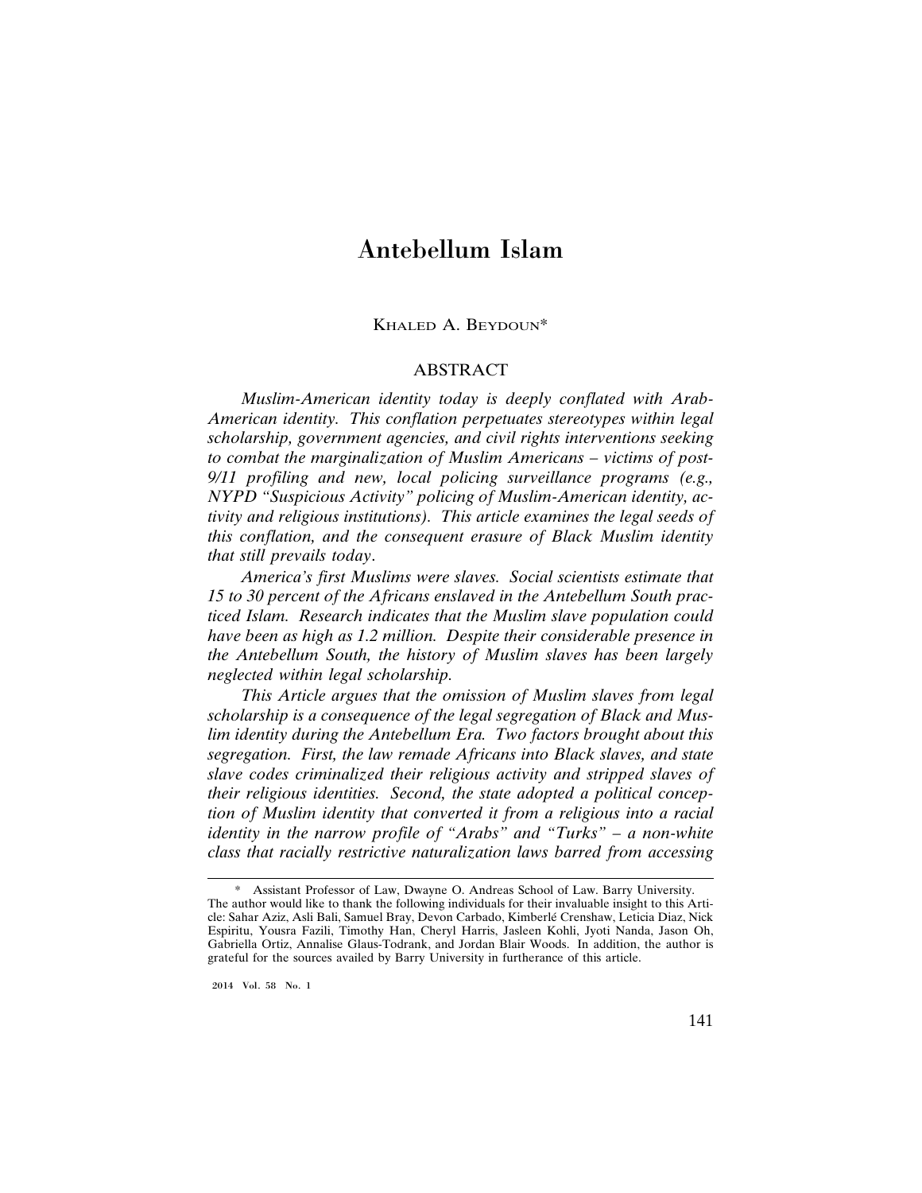# Antebellum Islam

Khaled A. Beydoun*

## ABSTRACT

*Muslim-American identity today is deeply conflated with Arab-American identity. This conflation perpetuates stereotypes within legal scholarship, government agencies, and civil rights interventions seeking to combat the marginalization of Muslim Americans – victims of post-9/11 profiling and new, local policing surveillance programs (e.g., NYPD "Suspicious Activity" policing of Muslim-American identity, activity and religious institutions). This article examines the legal seeds of this conflation, and the consequent erasure of Black Muslim identity that still prevails today.*

*America's first Muslims were slaves. Social scientists estimate that 15 to 30 percent of the Africans enslaved in the Antebellum South practiced Islam. Research indicates that the Muslim slave population could have been as high as 1.2 million. Despite their considerable presence in the Antebellum South, the history of Muslim slaves has been largely neglected within legal scholarship.*

*This Article argues that the omission of Muslim slaves from legal scholarship is a consequence of the legal segregation of Black and Muslim identity during the Antebellum Era. Two factors brought about this segregation. First, the law remade Africans into Black slaves, and state slave codes criminalized their religious activity and stripped slaves of their religious identities. Second, the state adopted a political conception of Muslim identity that converted it from a religious into a racial identity in the narrow profile of "Arabs" and "Turks" – a non-white class that racially restrictive naturalization laws barred from accessing*

---

\* Assistant Professor of Law, Dwayne O. Andreas School of Law. Barry University. The author would like to thank the following individuals for their invaluable insight to this Article: Sahar Aziz, Asli Bali, Samuel Bray, Devon Carbado, Kimberlé Crenshaw, Leticia Diaz, Nick Espiritu, Yousra Fazili, Timothy Han, Cheryl Harris, Jasleen Kohli, Jyoti Nanda, Jason Oh, Gabriella Ortiz, Annalise Glaus-Todrank, and Jordan Blair Woods. In addition, the author is grateful for the sources availed by Barry University in furtherance of this article.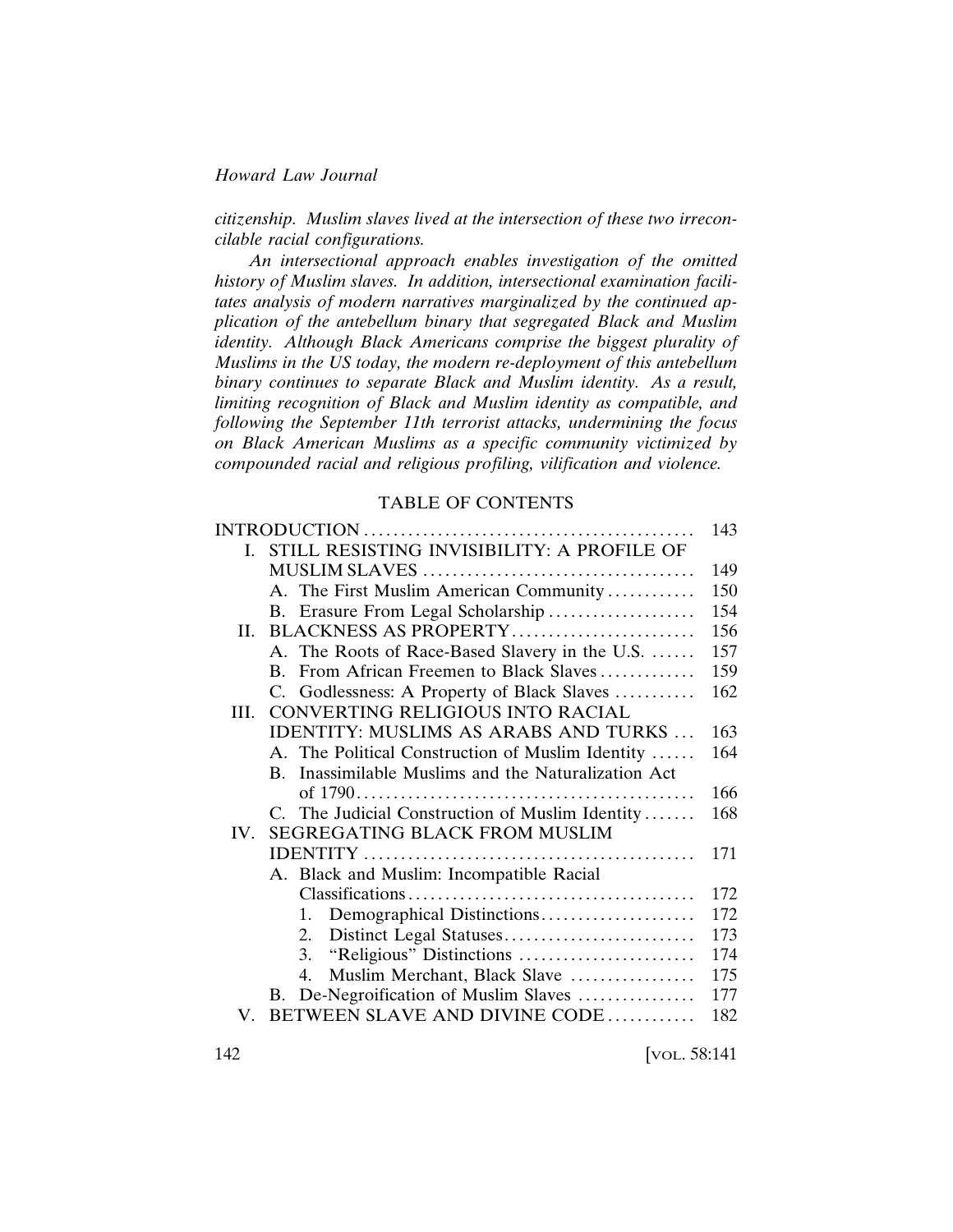*citizenship. Muslim slaves lived at the intersection of these two irreconcilable racial configurations.*

*An intersectional approach enables investigation of the omitted history of Muslim slaves. In addition, intersectional examination facilitates analysis of modern narratives marginalized by the continued application of the antebellum binary that segregated Black and Muslim identity. Although Black Americans comprise the biggest plurality of Muslims in the US today, the modern re-deployment of this antebellum binary continues to separate Black and Muslim identity. As a result, limiting recognition of Black and Muslim identity as compatible, and following the September 11th terrorist attacks, undermining the focus on Black American Muslims as a specific community victimized by compounded racial and religious profiling, vilification and violence.*

## TABLE OF CONTENTS

| | |
|---|---|
| INTRODUCTION | 143 |
| I. STILL RESISTING INVISIBILITY: A PROFILE OF MUSLIM SLAVES | 149 |
| A. The First Muslim American Community | 150 |
| B. Erasure From Legal Scholarship | 154 |
| II. BLACKNESS AS PROPERTY | 156 |
| A. The Roots of Race-Based Slavery in the U.S. | 157 |
| B. From African Freemen to Black Slaves | 159 |
| C. Godlessness: A Property of Black Slaves | 162 |
| III. CONVERTING RELIGIOUS INTO RACIAL IDENTITY: MUSLIMS AS ARABS AND TURKS | 163 |
| A. The Political Construction of Muslim Identity | 164 |
| B. Inassimilable Muslims and the Naturalization Act of 1790 | 166 |
| C. The Judicial Construction of Muslim Identity | 168 |
| IV. SEGREGATING BLACK FROM MUSLIM IDENTITY | 171 |
| A. Black and Muslim: Incompatible Racial Classifications | 172 |
| 1. Demographical Distinctions | 172 |
| 2. Distinct Legal Statuses | 173 |
| 3. "Religious" Distinctions | 174 |
| 4. Muslim Merchant, Black Slave | 175 |
| B. De-Negroification of Muslim Slaves | 177 |
| V. BETWEEN SLAVE AND DIVINE CODE | 182 |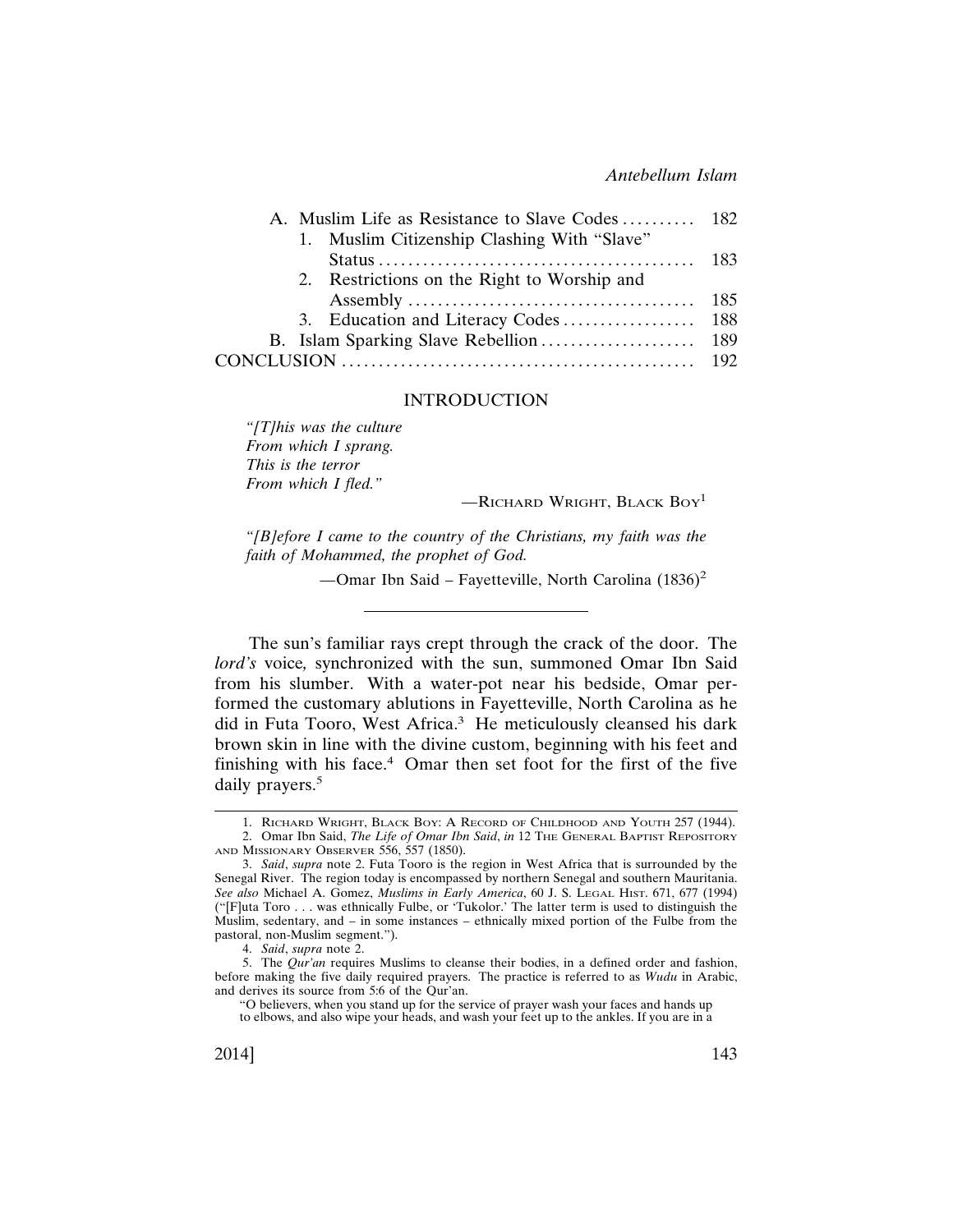| | |
|---|---|
| A. Muslim Life as Resistance to Slave Codes | 182 |
| 1. Muslim Citizenship Clashing With "Slave" Status | 183 |
| 2. Restrictions on the Right to Worship and Assembly | 185 |
| 3. Education and Literacy Codes | 188 |
| B. Islam Sparking Slave Rebellion | 189 |
| CONCLUSION | 192 |

## INTRODUCTION

> *"[T]his was the culture*
> *From which I sprang.*
> *This is the terror*
> *From which I fled."*
>
> —Richard Wright, Black Boy[1]

> *"[B]efore I came to the country of the Christians, my faith was the faith of Mohammed, the prophet of God.*
>
> —Omar Ibn Said – Fayetteville, North Carolina (1836)[2]

---

The sun's familiar rays crept through the crack of the door. The *lord's* voice*,* synchronized with the sun, summoned Omar Ibn Said from his slumber. With a water-pot near his bedside, Omar performed the customary ablutions in Fayetteville, North Carolina as he did in Futa Tooro, West Africa.[3] He meticulously cleansed his dark brown skin in line with the divine custom, beginning with his feet and finishing with his face.[4] Omar then set foot for the first of the five daily prayers.[5]

---

1. Richard Wright, Black Boy: A Record of Childhood and Youth 257 (1944).

2. Omar Ibn Said, *The Life of Omar Ibn Said*, *in* 12 The General Baptist Repository and Missionary Observer 556, 557 (1850).

3. *Said*, *supra* note 2. Futa Tooro is the region in West Africa that is surrounded by the Senegal River. The region today is encompassed by northern Senegal and southern Mauritania. *See also* Michael A. Gomez, *Muslims in Early America*, 60 J. S. Legal Hist. 671, 677 (1994) ("[F]uta Toro . . . was ethnically Fulbe, or 'Tukolor.' The latter term is used to distinguish the Muslim, sedentary, and – in some instances – ethnically mixed portion of the Fulbe from the pastoral, non-Muslim segment.").

4. *Said*, *supra* note 2.

5. The *Qur'an* requires Muslims to cleanse their bodies, in a defined order and fashion, before making the five daily required prayers. The practice is referred to as *Wudu* in Arabic, and derives its source from 5:6 of the Qur'an.

"O believers, when you stand up for the service of prayer wash your faces and hands up to elbows, and also wipe your heads, and wash your feet up to the ankles. If you are in a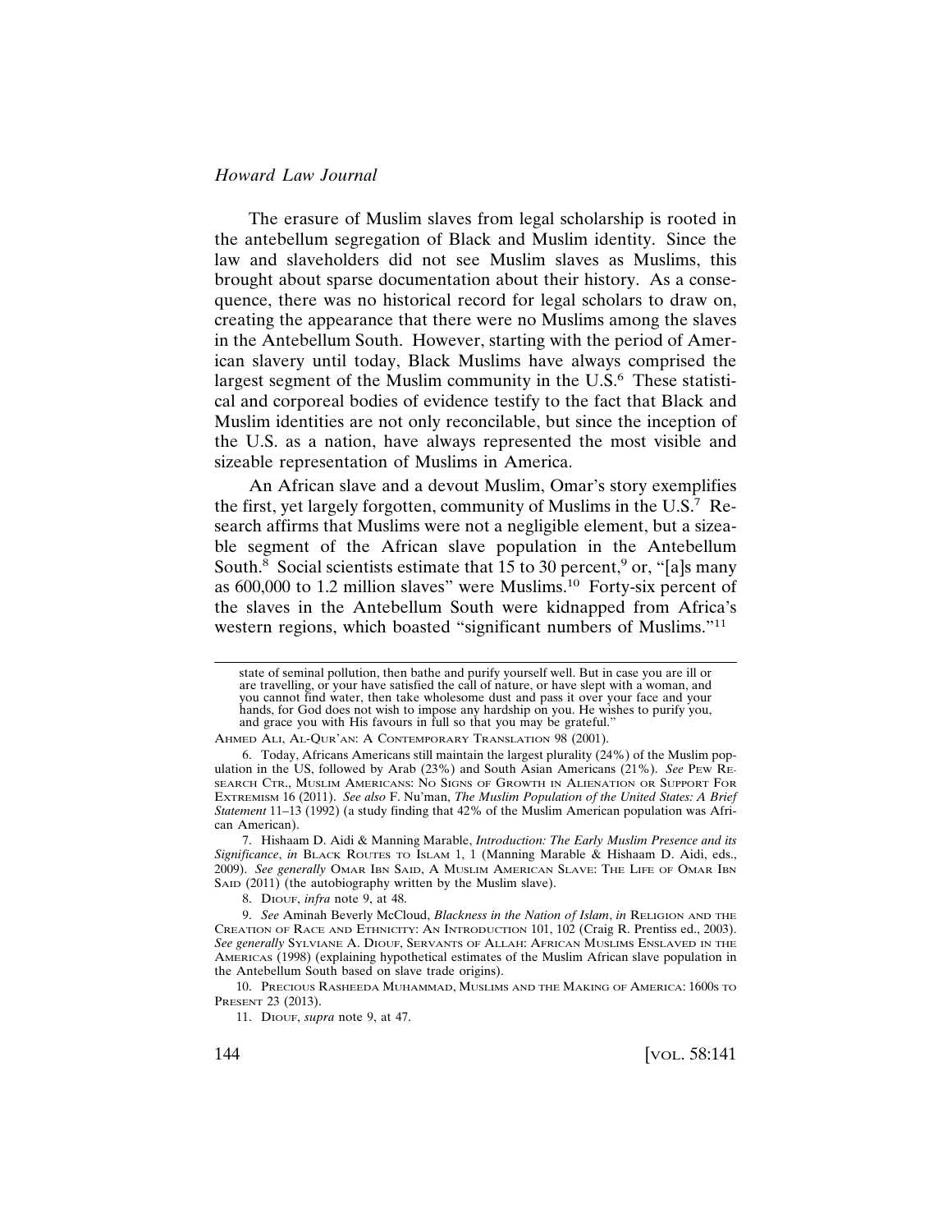The erasure of Muslim slaves from legal scholarship is rooted in the antebellum segregation of Black and Muslim identity. Since the law and slaveholders did not see Muslim slaves as Muslims, this brought about sparse documentation about their history. As a consequence, there was no historical record for legal scholars to draw on, creating the appearance that there were no Muslims among the slaves in the Antebellum South. However, starting with the period of American slavery until today, Black Muslims have always comprised the largest segment of the Muslim community in the U.S.[6] These statistical and corporeal bodies of evidence testify to the fact that Black and Muslim identities are not only reconcilable, but since the inception of the U.S. as a nation, have always represented the most visible and sizeable representation of Muslims in America.

An African slave and a devout Muslim, Omar's story exemplifies the first, yet largely forgotten, community of Muslims in the U.S.[7] Research affirms that Muslims were not a negligible element, but a sizeable segment of the African slave population in the Antebellum South.[8] Social scientists estimate that 15 to 30 percent,[9] or, "[a]s many as 600,000 to 1.2 million slaves" were Muslims.[10] Forty-six percent of the slaves in the Antebellum South were kidnapped from Africa's western regions, which boasted "significant numbers of Muslims."[11]

---

state of seminal pollution, then bathe and purify yourself well. But in case you are ill or are travelling, or your have satisfied the call of nature, or have slept with a woman, and you cannot find water, then take wholesome dust and pass it over your face and your hands, for God does not wish to impose any hardship on you. He wishes to purify you, and grace you with His favours in full so that you may be grateful."

AHMED ALI, AL-QUR'AN: A CONTEMPORARY TRANSLATION 98 (2001).

6. Today, Africans Americans still maintain the largest plurality (24%) of the Muslim population in the US, followed by Arab (23%) and South Asian Americans (21%). *See* PEW RESEARCH CTR., MUSLIM AMERICANS: NO SIGNS OF GROWTH IN ALIENATION OR SUPPORT FOR EXTREMISM 16 (2011). *See also* F. Nu'man, *The Muslim Population of the United States: A Brief Statement* 11–13 (1992) (a study finding that 42% of the Muslim American population was African American).

7. Hishaam D. Aidi & Manning Marable, *Introduction: The Early Muslim Presence and its Significance*, *in* BLACK ROUTES TO ISLAM 1, 1 (Manning Marable & Hishaam D. Aidi, eds., 2009). *See generally* OMAR IBN SAID, A MUSLIM AMERICAN SLAVE: THE LIFE OF OMAR IBN SAID (2011) (the autobiography written by the Muslim slave).

8. DIOUF, *infra* note 9, at 48.

9. *See* Aminah Beverly McCloud, *Blackness in the Nation of Islam*, *in* RELIGION AND THE CREATION OF RACE AND ETHNICITY: AN INTRODUCTION 101, 102 (Craig R. Prentiss ed., 2003). *See generally* SYLVIANE A. DIOUF, SERVANTS OF ALLAH: AFRICAN MUSLIMS ENSLAVED IN THE AMERICAS (1998) (explaining hypothetical estimates of the Muslim African slave population in the Antebellum South based on slave trade origins).

10. PRECIOUS RASHEEDA MUHAMMAD, MUSLIMS AND THE MAKING OF AMERICA: 1600S TO PRESENT 23 (2013).

11. DIOUF, *supra* note 9, at 47.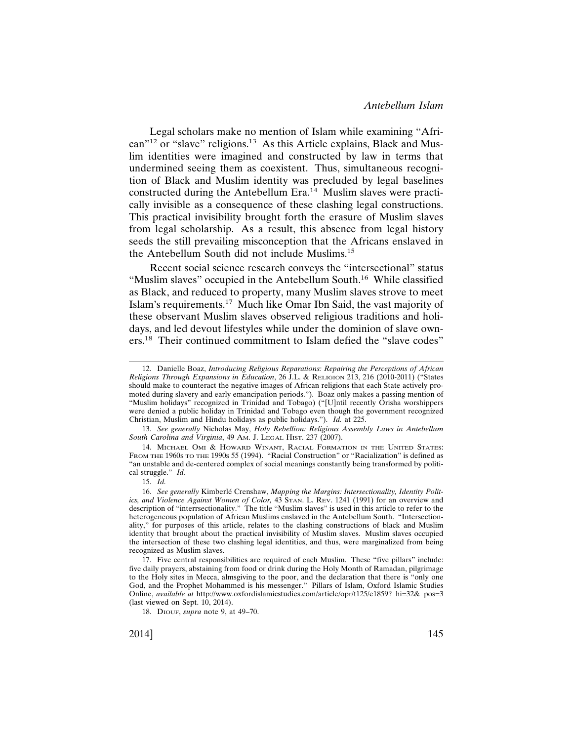Legal scholars make no mention of Islam while examining "African"[12] or "slave" religions.[13] As this Article explains, Black and Muslim identities were imagined and constructed by law in terms that undermined seeing them as coexistent. Thus, simultaneous recognition of Black and Muslim identity was precluded by legal baselines constructed during the Antebellum Era.[14] Muslim slaves were practically invisible as a consequence of these clashing legal constructions. This practical invisibility brought forth the erasure of Muslim slaves from legal scholarship. As a result, this absence from legal history seeds the still prevailing misconception that the Africans enslaved in the Antebellum South did not include Muslims.[15]

Recent social science research conveys the "intersectional" status "Muslim slaves" occupied in the Antebellum South.[16] While classified as Black, and reduced to property, many Muslim slaves strove to meet Islam's requirements.[17] Much like Omar Ibn Said, the vast majority of these observant Muslim slaves observed religious traditions and holidays, and led devout lifestyles while under the dominion of slave owners.[18] Their continued commitment to Islam defied the "slave codes"

---

12. Danielle Boaz, *Introducing Religious Reparations: Repairing the Perceptions of African Religions Through Expansions in Education*, 26 J.L. & RELIGION 213, 216 (2010-2011) ("States should make to counteract the negative images of African religions that each State actively promoted during slavery and early emancipation periods."). Boaz only makes a passing mention of "Muslim holidays" recognized in Trinidad and Tobago) ("[U]ntil recently Orisha worshippers were denied a public holiday in Trinidad and Tobago even though the government recognized Christian, Muslim and Hindu holidays as public holidays."). *Id.* at 225.

13. *See generally* Nicholas May, *Holy Rebellion: Religious Assembly Laws in Antebellum South Carolina and Virginia*, 49 AM. J. LEGAL HIST. 237 (2007).

14. MICHAEL OMI & HOWARD WINANT, RACIAL FORMATION IN THE UNITED STATES: FROM THE 1960S TO THE 1990S 55 (1994). "Racial Construction" or "Racialization" is defined as "an unstable and de-centered complex of social meanings constantly being transformed by political struggle." *Id.*

15. *Id.*

16. *See generally* Kimberlé Crenshaw, *Mapping the Margins: Intersectionality, Identity Politics, and Violence Against Women of Color,* 43 STAN. L. REV. 1241 (1991) for an overview and description of "interrsectionality." The title "Muslim slaves" is used in this article to refer to the heterogeneous population of African Muslims enslaved in the Antebellum South. "Intersectionality," for purposes of this article, relates to the clashing constructions of black and Muslim identity that brought about the practical invisibility of Muslim slaves. Muslim slaves occupied the intersection of these two clashing legal identities, and thus, were marginalized from being recognized as Muslim slaves.

17. Five central responsibilities are required of each Muslim. These "five pillars" include: five daily prayers, abstaining from food or drink during the Holy Month of Ramadan, pilgrimage to the Holy sites in Mecca, almsgiving to the poor, and the declaration that there is "only one God, and the Prophet Mohammed is his messenger." Pillars of Islam, Oxford Islamic Studies Online, *available at* http://www.oxfordislamicstudies.com/article/opr/t125/e1859?_hi=32&_pos=3 (last viewed on Sept. 10, 2014).

18. DIOUF, *supra* note 9, at 49–70.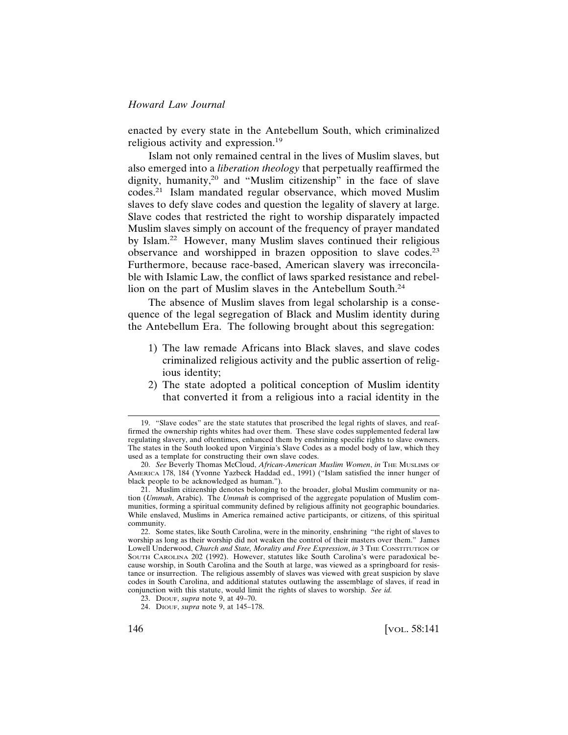enacted by every state in the Antebellum South, which criminalized religious activity and expression.[19]

Islam not only remained central in the lives of Muslim slaves, but also emerged into a *liberation theology* that perpetually reaffirmed the dignity, humanity,[20] and "Muslim citizenship" in the face of slave codes.[21] Islam mandated regular observance, which moved Muslim slaves to defy slave codes and question the legality of slavery at large. Slave codes that restricted the right to worship disparately impacted Muslim slaves simply on account of the frequency of prayer mandated by Islam.[22] However, many Muslim slaves continued their religious observance and worshipped in brazen opposition to slave codes.[23] Furthermore, because race-based, American slavery was irreconcilable with Islamic Law, the conflict of laws sparked resistance and rebellion on the part of Muslim slaves in the Antebellum South.[24]

The absence of Muslim slaves from legal scholarship is a consequence of the legal segregation of Black and Muslim identity during the Antebellum Era. The following brought about this segregation:

1) The law remade Africans into Black slaves, and slave codes criminalized religious activity and the public assertion of religious identity;
2) The state adopted a political conception of Muslim identity that converted it from a religious into a racial identity in the

19. "Slave codes" are the state statutes that proscribed the legal rights of slaves, and reaffirmed the ownership rights whites had over them. These slave codes supplemented federal law regulating slavery, and oftentimes, enhanced them by enshrining specific rights to slave owners. The states in the South looked upon Virginia's Slave Codes as a model body of law, which they used as a template for constructing their own slave codes.

20. *See* Beverly Thomas McCloud, *African-American Muslim Women*, *in* THE MUSLIMS OF AMERICA 178, 184 (Yvonne Yazbeck Haddad ed., 1991) ("Islam satisfied the inner hunger of black people to be acknowledged as human.").

21. Muslim citizenship denotes belonging to the broader, global Muslim community or nation (*Ummah*, Arabic). The *Ummah* is comprised of the aggregate population of Muslim communities, forming a spiritual community defined by religious affinity not geographic boundaries. While enslaved, Muslims in America remained active participants, or citizens, of this spiritual community.

22. Some states, like South Carolina, were in the minority, enshrining "the right of slaves to worship as long as their worship did not weaken the control of their masters over them." James Lowell Underwood, *Church and State, Morality and Free Expression*, *in* 3 THE CONSTITUTION OF SOUTH CAROLINA 202 (1992). However, statutes like South Carolina's were paradoxical because worship, in South Carolina and the South at large, was viewed as a springboard for resistance or insurrection. The religious assembly of slaves was viewed with great suspicion by slave codes in South Carolina, and additional statutes outlawing the assemblage of slaves, if read in conjunction with this statute, would limit the rights of slaves to worship. *See id.*

23. DIOUF, *supra* note 9, at 49–70.

24. DIOUF, *supra* note 9, at 145–178.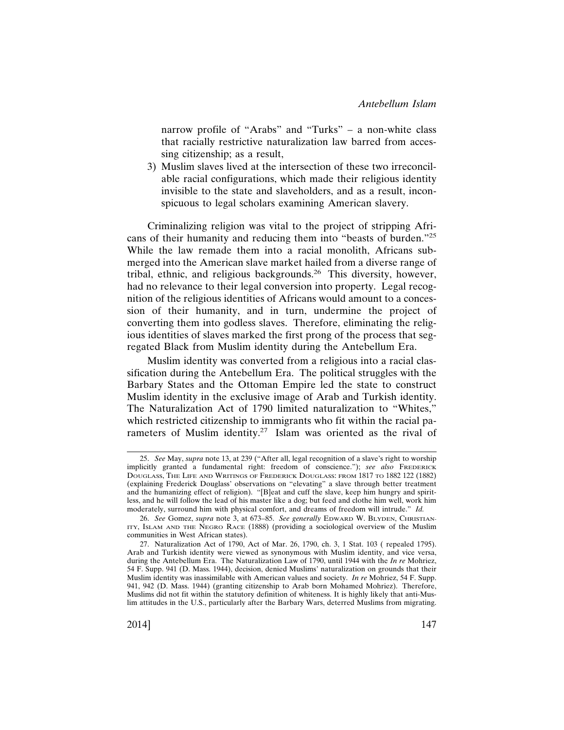narrow profile of "Arabs" and "Turks" – a non-white class that racially restrictive naturalization law barred from accessing citizenship; as a result,

3) Muslim slaves lived at the intersection of these two irreconcilable racial configurations, which made their religious identity invisible to the state and slaveholders, and as a result, inconspicuous to legal scholars examining American slavery.

Criminalizing religion was vital to the project of stripping Africans of their humanity and reducing them into "beasts of burden."[25] While the law remade them into a racial monolith, Africans submerged into the American slave market hailed from a diverse range of tribal, ethnic, and religious backgrounds.[26] This diversity, however, had no relevance to their legal conversion into property. Legal recognition of the religious identities of Africans would amount to a concession of their humanity, and in turn, undermine the project of converting them into godless slaves. Therefore, eliminating the religious identities of slaves marked the first prong of the process that segregated Black from Muslim identity during the Antebellum Era.

Muslim identity was converted from a religious into a racial classification during the Antebellum Era. The political struggles with the Barbary States and the Ottoman Empire led the state to construct Muslim identity in the exclusive image of Arab and Turkish identity. The Naturalization Act of 1790 limited naturalization to "Whites," which restricted citizenship to immigrants who fit within the racial parameters of Muslim identity.[27] Islam was oriented as the rival of

25. *See* May, *supra* note 13, at 239 ("After all, legal recognition of a slave's right to worship implicitly granted a fundamental right: freedom of conscience."); *see also* FREDERICK DOUGLASS, THE LIFE AND WRITINGS OF FREDERICK DOUGLASS: FROM 1817 TO 1882 122 (1882) (explaining Frederick Douglass' observations on "elevating" a slave through better treatment and the humanizing effect of religion). "[B]eat and cuff the slave, keep him hungry and spiritless, and he will follow the lead of his master like a dog; but feed and clothe him well, work him moderately, surround him with physical comfort, and dreams of freedom will intrude." *Id.*

26. *See* Gomez, *supra* note 3, at 673–85. *See generally* EDWARD W. BLYDEN, CHRISTIANITY, ISLAM AND THE NEGRO RACE (1888) (providing a sociological overview of the Muslim communities in West African states).

27. Naturalization Act of 1790, Act of Mar. 26, 1790, ch. 3, 1 Stat. 103 ( repealed 1795). Arab and Turkish identity were viewed as synonymous with Muslim identity, and vice versa, during the Antebellum Era. The Naturalization Law of 1790, until 1944 with the *In re* Mohriez, 54 F. Supp. 941 (D. Mass. 1944), decision, denied Muslims' naturalization on grounds that their Muslim identity was inassimilable with American values and society. *In re* Mohriez, 54 F. Supp. 941, 942 (D. Mass. 1944) (granting citizenship to Arab born Mohamed Mohriez). Therefore, Muslims did not fit within the statutory definition of whiteness. It is highly likely that anti-Muslim attitudes in the U.S., particularly after the Barbary Wars, deterred Muslims from migrating.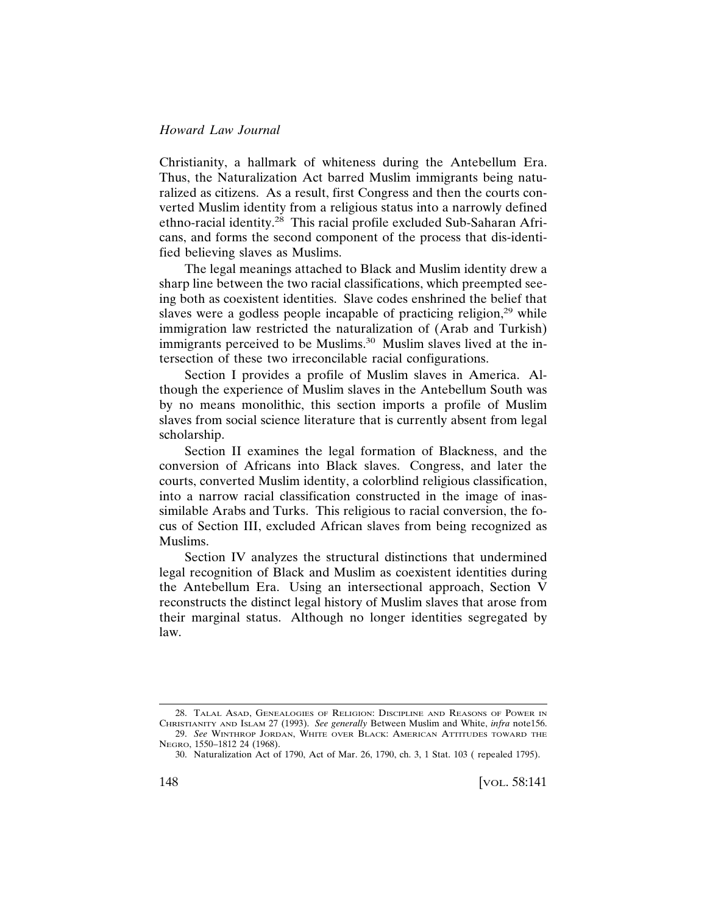Christianity, a hallmark of whiteness during the Antebellum Era. Thus, the Naturalization Act barred Muslim immigrants being naturalized as citizens. As a result, first Congress and then the courts converted Muslim identity from a religious status into a narrowly defined ethno-racial identity.[28] This racial profile excluded Sub-Saharan Africans, and forms the second component of the process that dis-identified believing slaves as Muslims.

The legal meanings attached to Black and Muslim identity drew a sharp line between the two racial classifications, which preempted seeing both as coexistent identities. Slave codes enshrined the belief that slaves were a godless people incapable of practicing religion,[29] while immigration law restricted the naturalization of (Arab and Turkish) immigrants perceived to be Muslims.[30] Muslim slaves lived at the intersection of these two irreconcilable racial configurations.

Section I provides a profile of Muslim slaves in America. Although the experience of Muslim slaves in the Antebellum South was by no means monolithic, this section imports a profile of Muslim slaves from social science literature that is currently absent from legal scholarship.

Section II examines the legal formation of Blackness, and the conversion of Africans into Black slaves. Congress, and later the courts, converted Muslim identity, a colorblind religious classification, into a narrow racial classification constructed in the image of inassimilable Arabs and Turks. This religious to racial conversion, the focus of Section III, excluded African slaves from being recognized as Muslims.

Section IV analyzes the structural distinctions that undermined legal recognition of Black and Muslim as coexistent identities during the Antebellum Era. Using an intersectional approach, Section V reconstructs the distinct legal history of Muslim slaves that arose from their marginal status. Although no longer identities segregated by law.

---

28. TALAL ASAD, GENEALOGIES OF RELIGION: DISCIPLINE AND REASONS OF POWER IN CHRISTIANITY AND ISLAM 27 (1993). *See generally* Between Muslim and White, *infra* note156.

29. *See* WINTHROP JORDAN, WHITE OVER BLACK: AMERICAN ATTITUDES TOWARD THE NEGRO, 1550–1812 24 (1968).

30. Naturalization Act of 1790, Act of Mar. 26, 1790, ch. 3, 1 Stat. 103 ( repealed 1795).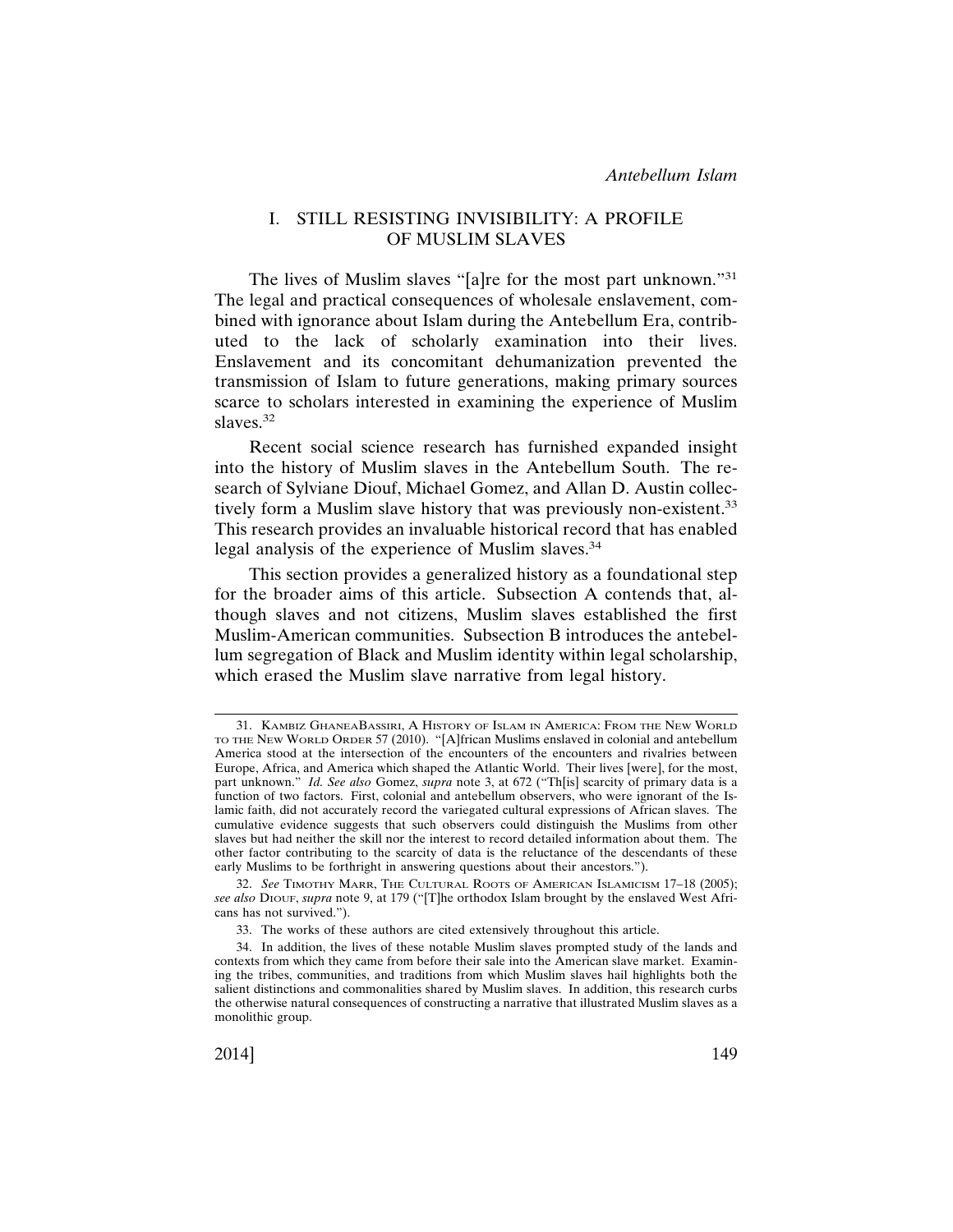## I. STILL RESISTING INVISIBILITY: A PROFILE OF MUSLIM SLAVES

The lives of Muslim slaves "[a]re for the most part unknown."[31] The legal and practical consequences of wholesale enslavement, combined with ignorance about Islam during the Antebellum Era, contributed to the lack of scholarly examination into their lives. Enslavement and its concomitant dehumanization prevented the transmission of Islam to future generations, making primary sources scarce to scholars interested in examining the experience of Muslim slaves.[32]

Recent social science research has furnished expanded insight into the history of Muslim slaves in the Antebellum South. The research of Sylviane Diouf, Michael Gomez, and Allan D. Austin collectively form a Muslim slave history that was previously non-existent.[33] This research provides an invaluable historical record that has enabled legal analysis of the experience of Muslim slaves.[34]

This section provides a generalized history as a foundational step for the broader aims of this article. Subsection A contends that, although slaves and not citizens, Muslim slaves established the first Muslim-American communities. Subsection B introduces the antebellum segregation of Black and Muslim identity within legal scholarship, which erased the Muslim slave narrative from legal history.

---

31. KAMBIZ GHANEABASSIRI, A HISTORY OF ISLAM IN AMERICA: FROM THE NEW WORLD TO THE NEW WORLD ORDER 57 (2010). "[A]frican Muslims enslaved in colonial and antebellum America stood at the intersection of the encounters of the encounters and rivalries between Europe, Africa, and America which shaped the Atlantic World. Their lives [were], for the most, part unknown." *Id. See also* Gomez, *supra* note 3, at 672 ("Th[is] scarcity of primary data is a function of two factors. First, colonial and antebellum observers, who were ignorant of the Islamic faith, did not accurately record the variegated cultural expressions of African slaves. The cumulative evidence suggests that such observers could distinguish the Muslims from other slaves but had neither the skill nor the interest to record detailed information about them. The other factor contributing to the scarcity of data is the reluctance of the descendants of these early Muslims to be forthright in answering questions about their ancestors.").

32. *See* TIMOTHY MARR, THE CULTURAL ROOTS OF AMERICAN ISLAMICISM 17–18 (2005); *see also* DIOUF, *supra* note 9, at 179 ("[T]he orthodox Islam brought by the enslaved West Africans has not survived.").

33. The works of these authors are cited extensively throughout this article.

34. In addition, the lives of these notable Muslim slaves prompted study of the lands and contexts from which they came from before their sale into the American slave market. Examining the tribes, communities, and traditions from which Muslim slaves hail highlights both the salient distinctions and commonalities shared by Muslim slaves. In addition, this research curbs the otherwise natural consequences of constructing a narrative that illustrated Muslim slaves as a monolithic group.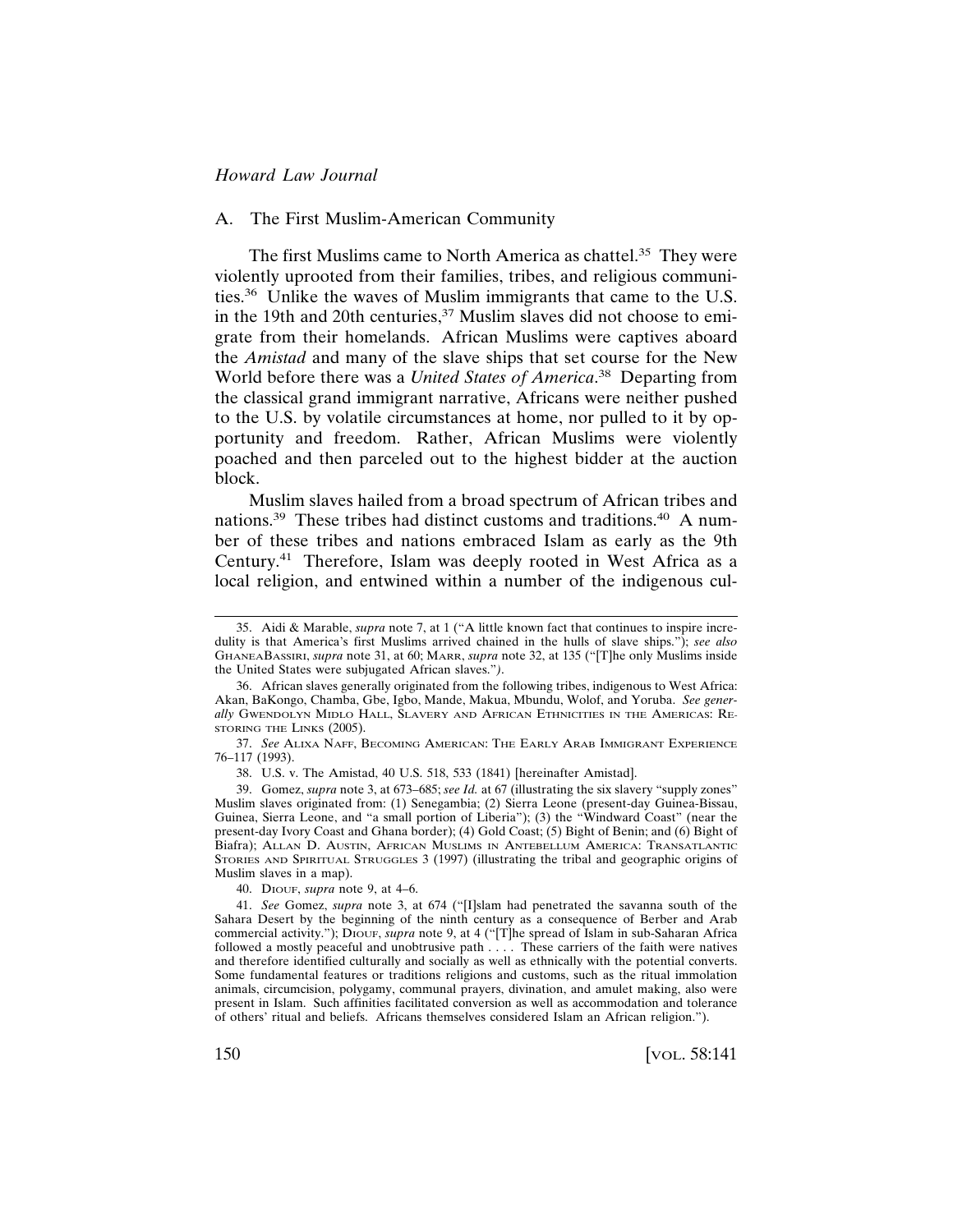### A. The First Muslim-American Community

The first Muslims came to North America as chattel.[35] They were violently uprooted from their families, tribes, and religious communities.[36] Unlike the waves of Muslim immigrants that came to the U.S. in the 19th and 20th centuries,[37] Muslim slaves did not choose to emigrate from their homelands. African Muslims were captives aboard the *Amistad* and many of the slave ships that set course for the New World before there was a *United States of America*.[38] Departing from the classical grand immigrant narrative, Africans were neither pushed to the U.S. by volatile circumstances at home, nor pulled to it by opportunity and freedom. Rather, African Muslims were violently poached and then parceled out to the highest bidder at the auction block.

Muslim slaves hailed from a broad spectrum of African tribes and nations.[39] These tribes had distinct customs and traditions.[40] A number of these tribes and nations embraced Islam as early as the 9th Century.[41] Therefore, Islam was deeply rooted in West Africa as a local religion, and entwined within a number of the indigenous cul-

---

35. Aidi & Marable, *supra* note 7, at 1 ("A little known fact that continues to inspire incredulity is that America's first Muslims arrived chained in the hulls of slave ships."); *see also* GHANEABASSIRI, *supra* note 31, at 60; MARR, *supra* note 32, at 135 ("[T]he only Muslims inside the United States were subjugated African slaves.").

36. African slaves generally originated from the following tribes, indigenous to West Africa: Akan, BaKongo, Chamba, Gbe, Igbo, Mande, Makua, Mbundu, Wolof, and Yoruba. *See generally* GWENDOLYN MIDLO HALL, SLAVERY AND AFRICAN ETHNICITIES IN THE AMERICAS: RESTORING THE LINKS (2005).

37. *See* ALIXA NAFF, BECOMING AMERICAN: THE EARLY ARAB IMMIGRANT EXPERIENCE 76–117 (1993).

38. U.S. v. The Amistad, 40 U.S. 518, 533 (1841) [hereinafter Amistad].

39. Gomez, *supra* note 3, at 673–685; *see Id.* at 67 (illustrating the six slavery "supply zones" Muslim slaves originated from: (1) Senegambia; (2) Sierra Leone (present-day Guinea-Bissau, Guinea, Sierra Leone, and "a small portion of Liberia"); (3) the "Windward Coast" (near the present-day Ivory Coast and Ghana border); (4) Gold Coast; (5) Bight of Benin; and (6) Bight of Biafra); ALLAN D. AUSTIN, AFRICAN MUSLIMS IN ANTEBELLUM AMERICA: TRANSATLANTIC STORIES AND SPIRITUAL STRUGGLES 3 (1997) (illustrating the tribal and geographic origins of Muslim slaves in a map).

40. DIOUF, *supra* note 9, at 4–6.

41. *See* Gomez, *supra* note 3, at 674 ("[I]slam had penetrated the savanna south of the Sahara Desert by the beginning of the ninth century as a consequence of Berber and Arab commercial activity."); DIOUF, *supra* note 9, at 4 ("[T]he spread of Islam in sub-Saharan Africa followed a mostly peaceful and unobtrusive path . . . . These carriers of the faith were natives and therefore identified culturally and socially as well as ethnically with the potential converts. Some fundamental features or traditions religions and customs, such as the ritual immolation animals, circumcision, polygamy, communal prayers, divination, and amulet making, also were present in Islam. Such affinities facilitated conversion as well as accommodation and tolerance of others' ritual and beliefs. Africans themselves considered Islam an African religion.").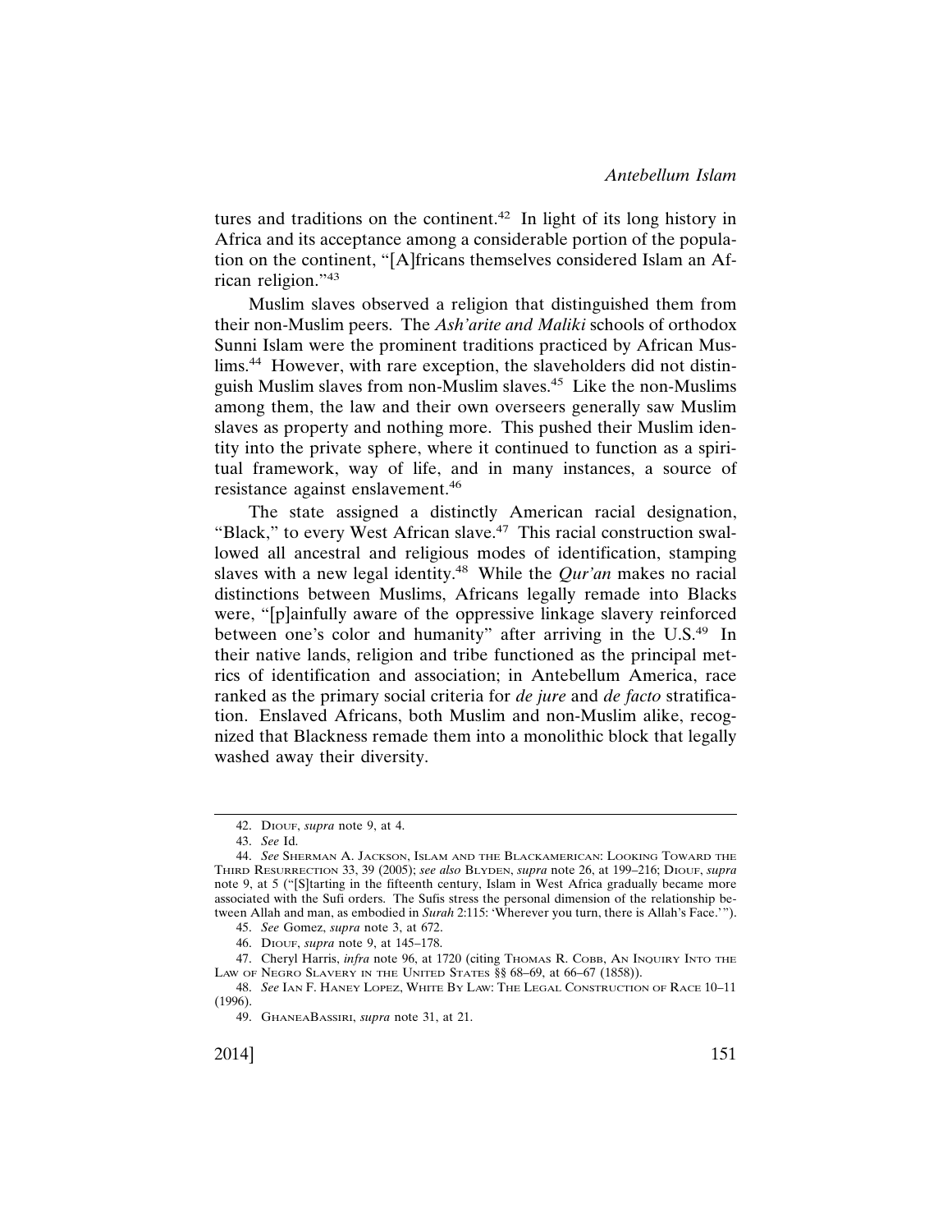tures and traditions on the continent.[42] In light of its long history in Africa and its acceptance among a considerable portion of the population on the continent, "[A]fricans themselves considered Islam an African religion."[43]

Muslim slaves observed a religion that distinguished them from their non-Muslim peers. The *Ash'arite and Maliki* schools of orthodox Sunni Islam were the prominent traditions practiced by African Muslims.[44] However, with rare exception, the slaveholders did not distinguish Muslim slaves from non-Muslim slaves.[45] Like the non-Muslims among them, the law and their own overseers generally saw Muslim slaves as property and nothing more. This pushed their Muslim identity into the private sphere, where it continued to function as a spiritual framework, way of life, and in many instances, a source of resistance against enslavement.[46]

The state assigned a distinctly American racial designation, "Black," to every West African slave.[47] This racial construction swallowed all ancestral and religious modes of identification, stamping slaves with a new legal identity.[48] While the *Qur'an* makes no racial distinctions between Muslims, Africans legally remade into Blacks were, "[p]ainfully aware of the oppressive linkage slavery reinforced between one's color and humanity" after arriving in the U.S.[49] In their native lands, religion and tribe functioned as the principal metrics of identification and association; in Antebellum America, race ranked as the primary social criteria for *de jure* and *de facto* stratification. Enslaved Africans, both Muslim and non-Muslim alike, recognized that Blackness remade them into a monolithic block that legally washed away their diversity.

---

42. DIOUF, *supra* note 9, at 4.

43. *See* Id.

44. *See* SHERMAN A. JACKSON, ISLAM AND THE BLACKAMERICAN: LOOKING TOWARD THE THIRD RESURRECTION 33, 39 (2005); *see also* BLYDEN, *supra* note 26, at 199–216; DIOUF, *supra* note 9, at 5 ("[S]tarting in the fifteenth century, Islam in West Africa gradually became more associated with the Sufi orders. The Sufis stress the personal dimension of the relationship between Allah and man, as embodied in *Surah* 2:115: 'Wherever you turn, there is Allah's Face.'").

45. *See* Gomez, *supra* note 3, at 672.

46. DIOUF, *supra* note 9, at 145–178.

47. Cheryl Harris, *infra* note 96, at 1720 (citing THOMAS R. COBB, AN INQUIRY INTO THE LAW OF NEGRO SLAVERY IN THE UNITED STATES §§ 68–69, at 66–67 (1858)).

48. *See* IAN F. HANEY LOPEZ, WHITE BY LAW: THE LEGAL CONSTRUCTION OF RACE 10–11 (1996).

49. GHANEABASSIRI, *supra* note 31, at 21.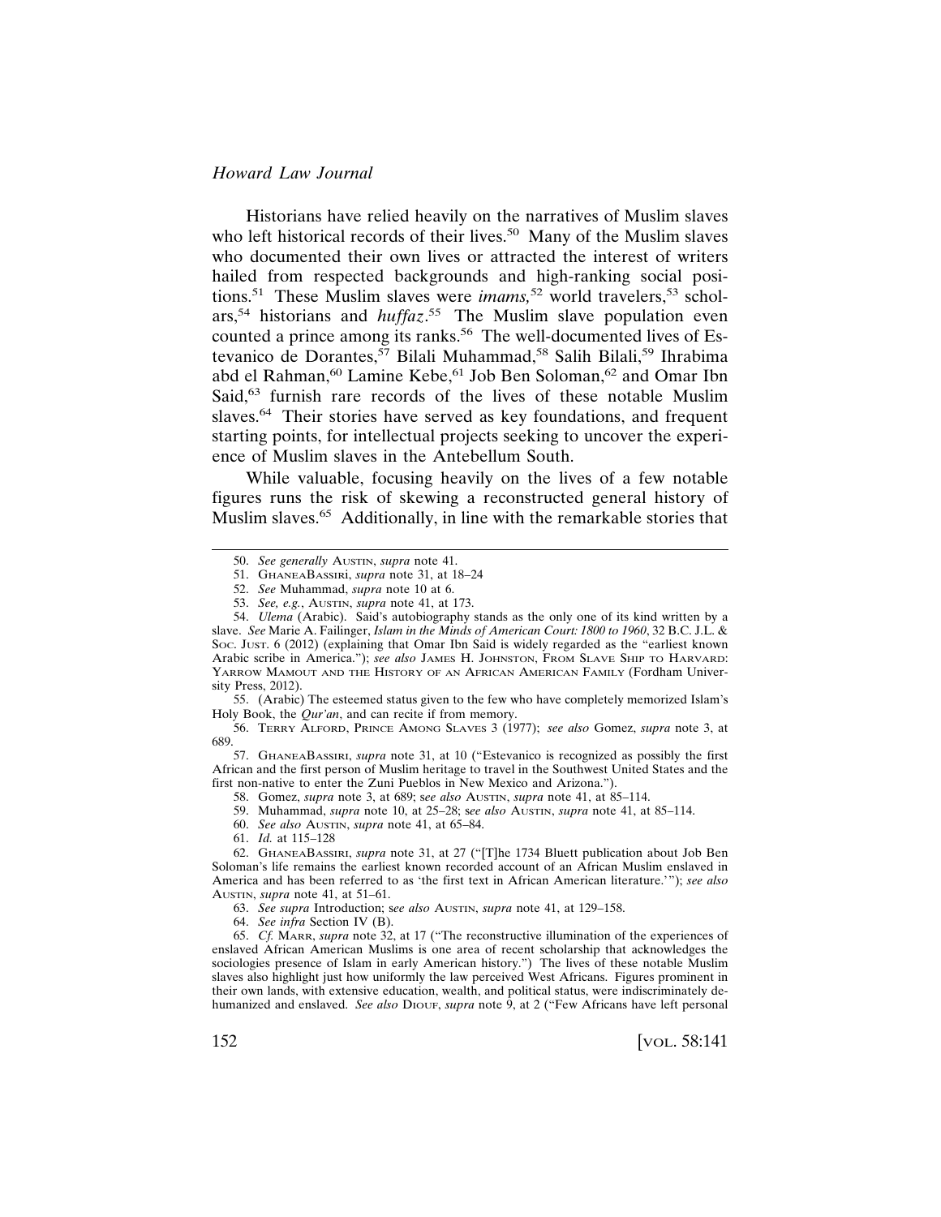Historians have relied heavily on the narratives of Muslim slaves who left historical records of their lives.[50] Many of the Muslim slaves who documented their own lives or attracted the interest of writers hailed from respected backgrounds and high-ranking social positions.[51] These Muslim slaves were *imams,*[52] world travelers,[53] scholars,[54] historians and *huffaz*.[55] The Muslim slave population even counted a prince among its ranks.[56] The well-documented lives of Estevanico de Dorantes,[57] Bilali Muhammad,[58] Salih Bilali,[59] Ihrabima abd el Rahman,[60] Lamine Kebe,[61] Job Ben Soloman,[62] and Omar Ibn Said,[63] furnish rare records of the lives of these notable Muslim slaves.[64] Their stories have served as key foundations, and frequent starting points, for intellectual projects seeking to uncover the experience of Muslim slaves in the Antebellum South.

While valuable, focusing heavily on the lives of a few notable figures runs the risk of skewing a reconstructed general history of Muslim slaves.[65] Additionally, in line with the remarkable stories that

---

50. *See generally* AUSTIN, *supra* note 41.

51. GHANEABASSIRI, *supra* note 31, at 18–24

52. *See* Muhammad, *supra* note 10 at 6.

53. *See, e.g.*, AUSTIN, *supra* note 41, at 173.

54. *Ulema* (Arabic). Said's autobiography stands as the only one of its kind written by a slave. *See* Marie A. Failinger, *Islam in the Minds of American Court: 1800 to 1960*, 32 B.C. J.L. & SOC. JUST. 6 (2012) (explaining that Omar Ibn Said is widely regarded as the "earliest known Arabic scribe in America."); *see also* JAMES H. JOHNSTON, FROM SLAVE SHIP TO HARVARD: YARROW MAMOUT AND THE HISTORY OF AN AFRICAN AMERICAN FAMILY (Fordham University Press, 2012).

55. (Arabic) The esteemed status given to the few who have completely memorized Islam's Holy Book, the *Qur'an*, and can recite if from memory.

56. TERRY ALFORD, PRINCE AMONG SLAVES 3 (1977); *see also* Gomez, *supra* note 3, at 689.

57. GHANEABASSIRI, *supra* note 31, at 10 ("Estevanico is recognized as possibly the first African and the first person of Muslim heritage to travel in the Southwest United States and the first non-native to enter the Zuni Pueblos in New Mexico and Arizona.").

58. Gomez, *supra* note 3, at 689; s*ee also* AUSTIN, *supra* note 41, at 85–114.

59. Muhammad, *supra* note 10, at 25–28; s*ee also* AUSTIN, *supra* note 41, at 85–114.

60. *See also* AUSTIN, *supra* note 41, at 65–84.

61. *Id.* at 115–128

62. GHANEABASSIRI, *supra* note 31, at 27 ("[T]he 1734 Bluett publication about Job Ben Soloman's life remains the earliest known recorded account of an African Muslim enslaved in America and has been referred to as 'the first text in African American literature.'"); *see also* AUSTIN, *supra* note 41, at 51–61.

63. *See supra* Introduction; s*ee also* AUSTIN, *supra* note 41, at 129–158.

64. *See infra* Section IV (B).

65. *Cf.* MARR, *supra* note 32, at 17 ("The reconstructive illumination of the experiences of enslaved African American Muslims is one area of recent scholarship that acknowledges the sociologies presence of Islam in early American history.") The lives of these notable Muslim slaves also highlight just how uniformly the law perceived West Africans. Figures prominent in their own lands, with extensive education, wealth, and political status, were indiscriminately dehumanized and enslaved. *See also* DIOUF, *supra* note 9, at 2 ("Few Africans have left personal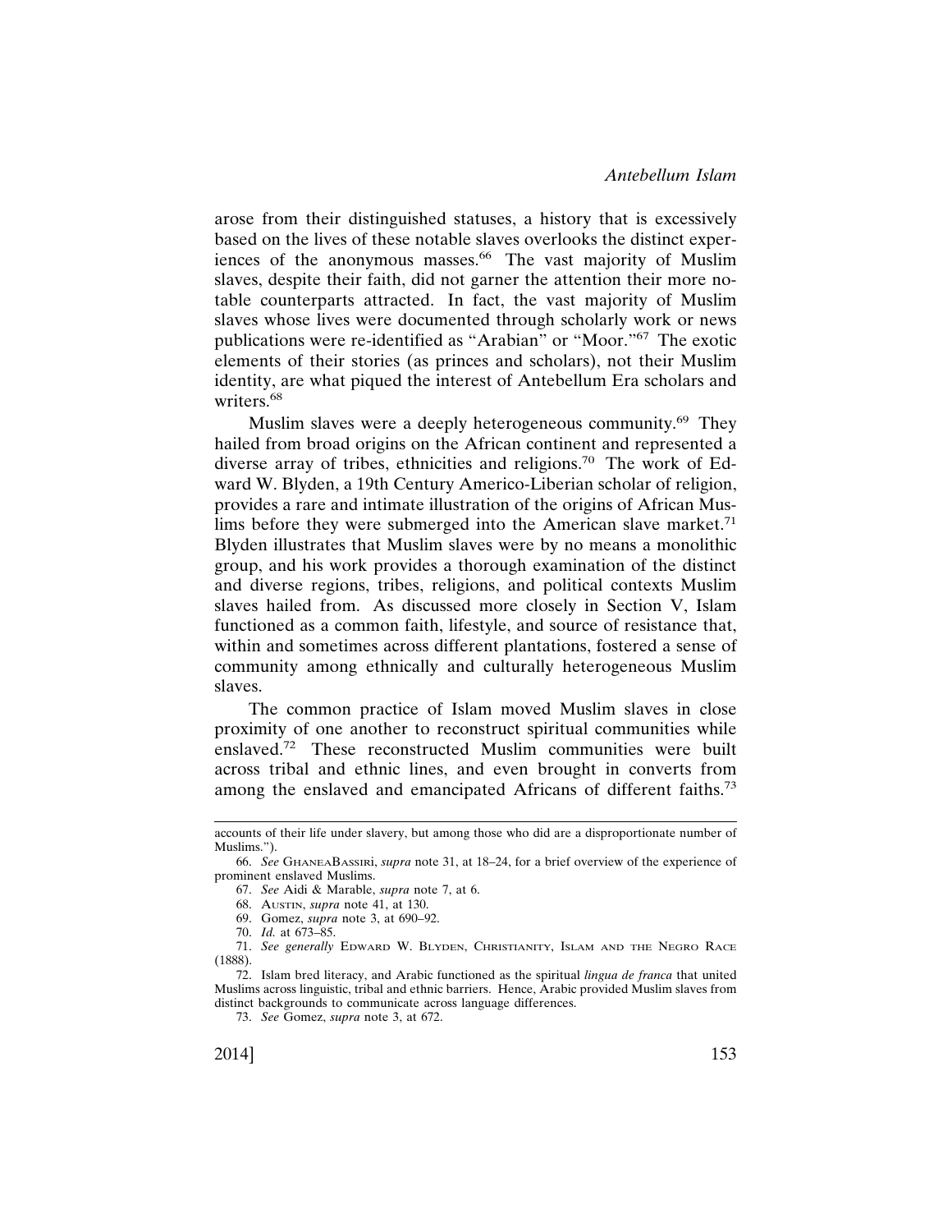arose from their distinguished statuses, a history that is excessively based on the lives of these notable slaves overlooks the distinct experiences of the anonymous masses.[66] The vast majority of Muslim slaves, despite their faith, did not garner the attention their more notable counterparts attracted. In fact, the vast majority of Muslim slaves whose lives were documented through scholarly work or news publications were re-identified as "Arabian" or "Moor."[67] The exotic elements of their stories (as princes and scholars), not their Muslim identity, are what piqued the interest of Antebellum Era scholars and writers.[68]

Muslim slaves were a deeply heterogeneous community.[69] They hailed from broad origins on the African continent and represented a diverse array of tribes, ethnicities and religions.[70] The work of Edward W. Blyden, a 19th Century Americo-Liberian scholar of religion, provides a rare and intimate illustration of the origins of African Muslims before they were submerged into the American slave market.[71] Blyden illustrates that Muslim slaves were by no means a monolithic group, and his work provides a thorough examination of the distinct and diverse regions, tribes, religions, and political contexts Muslim slaves hailed from. As discussed more closely in Section V, Islam functioned as a common faith, lifestyle, and source of resistance that, within and sometimes across different plantations, fostered a sense of community among ethnically and culturally heterogeneous Muslim slaves.

The common practice of Islam moved Muslim slaves in close proximity of one another to reconstruct spiritual communities while enslaved.[72] These reconstructed Muslim communities were built across tribal and ethnic lines, and even brought in converts from among the enslaved and emancipated Africans of different faiths.[73]

---

accounts of their life under slavery, but among those who did are a disproportionate number of Muslims.").

66. *See* GHANEABASSIRI, *supra* note 31, at 18–24, for a brief overview of the experience of prominent enslaved Muslims.

67. *See* Aidi & Marable, *supra* note 7, at 6.

68. AUSTIN, *supra* note 41, at 130.

69. Gomez, *supra* note 3, at 690–92.

70. *Id.* at 673–85.

71. *See generally* EDWARD W. BLYDEN, CHRISTIANITY, ISLAM AND THE NEGRO RACE (1888).

72. Islam bred literacy, and Arabic functioned as the spiritual *lingua de franca* that united Muslims across linguistic, tribal and ethnic barriers. Hence, Arabic provided Muslim slaves from distinct backgrounds to communicate across language differences.

73. *See* Gomez, *supra* note 3, at 672.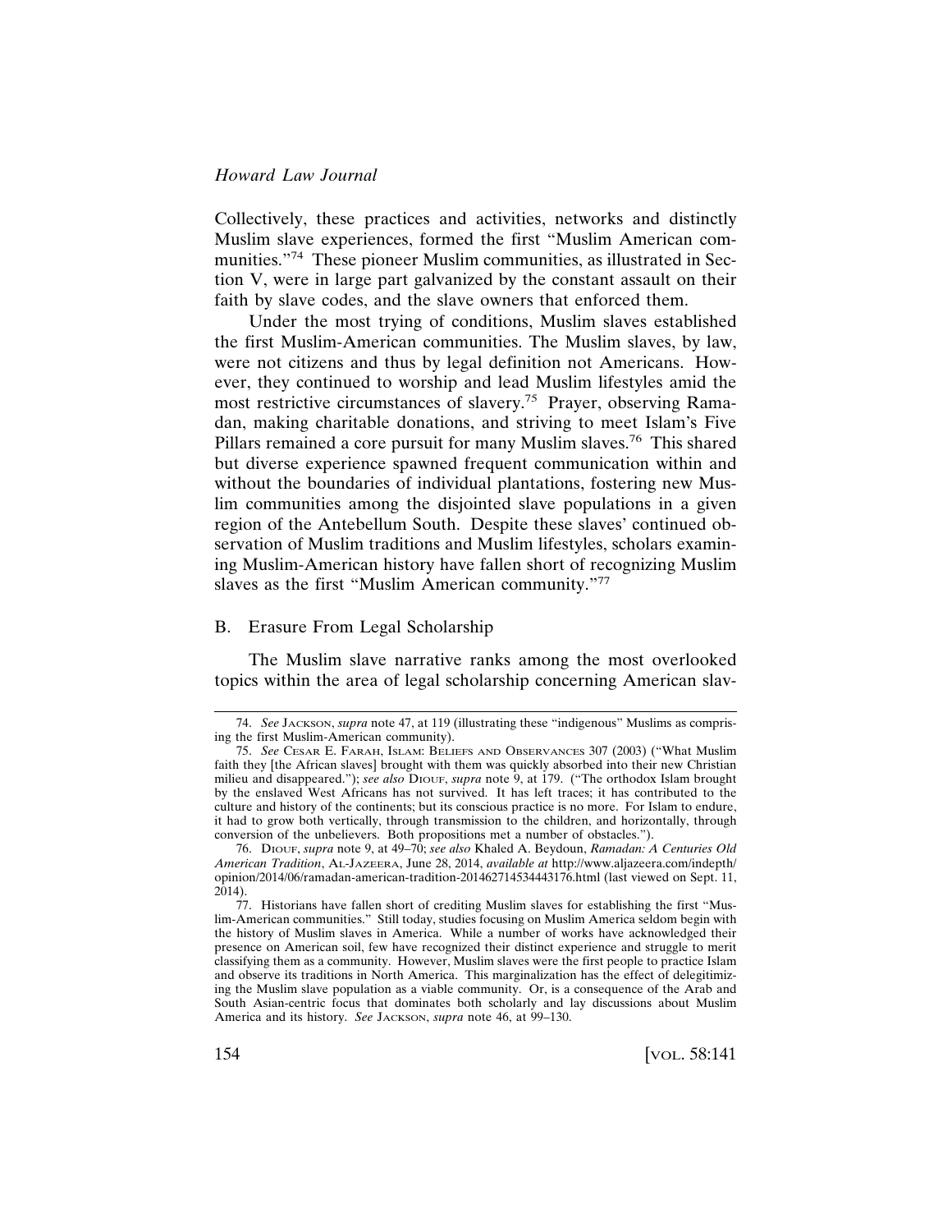Collectively, these practices and activities, networks and distinctly Muslim slave experiences, formed the first "Muslim American communities."[74] These pioneer Muslim communities, as illustrated in Section V, were in large part galvanized by the constant assault on their faith by slave codes, and the slave owners that enforced them.

Under the most trying of conditions, Muslim slaves established the first Muslim-American communities. The Muslim slaves, by law, were not citizens and thus by legal definition not Americans. However, they continued to worship and lead Muslim lifestyles amid the most restrictive circumstances of slavery.[75] Prayer, observing Ramadan, making charitable donations, and striving to meet Islam's Five Pillars remained a core pursuit for many Muslim slaves.[76] This shared but diverse experience spawned frequent communication within and without the boundaries of individual plantations, fostering new Muslim communities among the disjointed slave populations in a given region of the Antebellum South. Despite these slaves' continued observation of Muslim traditions and Muslim lifestyles, scholars examining Muslim-American history have fallen short of recognizing Muslim slaves as the first "Muslim American community."[77]

## B. Erasure From Legal Scholarship

The Muslim slave narrative ranks among the most overlooked topics within the area of legal scholarship concerning American slav-

---

74. *See* JACKSON, *supra* note 47, at 119 (illustrating these "indigenous" Muslims as comprising the first Muslim-American community).

75. *See* CESAR E. FARAH, ISLAM: BELIEFS AND OBSERVANCES 307 (2003) ("What Muslim faith they [the African slaves] brought with them was quickly absorbed into their new Christian milieu and disappeared."); *see also* DIOUF, *supra* note 9, at 179. ("The orthodox Islam brought by the enslaved West Africans has not survived. It has left traces; it has contributed to the culture and history of the continents; but its conscious practice is no more. For Islam to endure, it had to grow both vertically, through transmission to the children, and horizontally, through conversion of the unbelievers. Both propositions met a number of obstacles.").

76. DIOUF, *supra* note 9, at 49–70; *see also* Khaled A. Beydoun, *Ramadan: A Centuries Old American Tradition*, AL-JAZEERA, June 28, 2014, *available at* http://www.aljazeera.com/indepth/opinion/2014/06/ramadan-american-tradition-201462714534443176.html (last viewed on Sept. 11, 2014).

77. Historians have fallen short of crediting Muslim slaves for establishing the first "Muslim-American communities." Still today, studies focusing on Muslim America seldom begin with the history of Muslim slaves in America. While a number of works have acknowledged their presence on American soil, few have recognized their distinct experience and struggle to merit classifying them as a community. However, Muslim slaves were the first people to practice Islam and observe its traditions in North America. This marginalization has the effect of delegitimizing the Muslim slave population as a viable community. Or, is a consequence of the Arab and South Asian-centric focus that dominates both scholarly and lay discussions about Muslim America and its history. *See* JACKSON, *supra* note 46, at 99–130.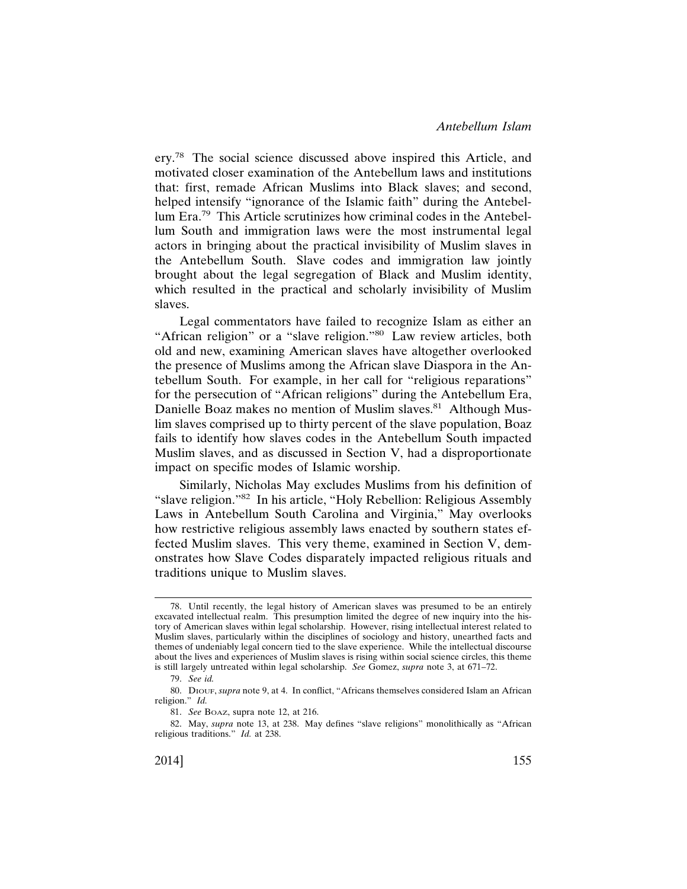ery.[78] The social science discussed above inspired this Article, and motivated closer examination of the Antebellum laws and institutions that: first, remade African Muslims into Black slaves; and second, helped intensify "ignorance of the Islamic faith" during the Antebellum Era.[79] This Article scrutinizes how criminal codes in the Antebellum South and immigration laws were the most instrumental legal actors in bringing about the practical invisibility of Muslim slaves in the Antebellum South. Slave codes and immigration law jointly brought about the legal segregation of Black and Muslim identity, which resulted in the practical and scholarly invisibility of Muslim slaves.

Legal commentators have failed to recognize Islam as either an "African religion" or a "slave religion."[80] Law review articles, both old and new, examining American slaves have altogether overlooked the presence of Muslims among the African slave Diaspora in the Antebellum South. For example, in her call for "religious reparations" for the persecution of "African religions" during the Antebellum Era, Danielle Boaz makes no mention of Muslim slaves.[81] Although Muslim slaves comprised up to thirty percent of the slave population, Boaz fails to identify how slaves codes in the Antebellum South impacted Muslim slaves, and as discussed in Section V, had a disproportionate impact on specific modes of Islamic worship.

Similarly, Nicholas May excludes Muslims from his definition of "slave religion."[82] In his article, "Holy Rebellion: Religious Assembly Laws in Antebellum South Carolina and Virginia," May overlooks how restrictive religious assembly laws enacted by southern states effected Muslim slaves. This very theme, examined in Section V, demonstrates how Slave Codes disparately impacted religious rituals and traditions unique to Muslim slaves.

---

78. Until recently, the legal history of American slaves was presumed to be an entirely excavated intellectual realm. This presumption limited the degree of new inquiry into the history of American slaves within legal scholarship. However, rising intellectual interest related to Muslim slaves, particularly within the disciplines of sociology and history, unearthed facts and themes of undeniably legal concern tied to the slave experience. While the intellectual discourse about the lives and experiences of Muslim slaves is rising within social science circles, this theme is still largely untreated within legal scholarship. *See* Gomez, *supra* note 3, at 671–72.

79. *See id.*

80. DIOUF, *supra* note 9, at 4. In conflict, "Africans themselves considered Islam an African religion." *Id.*

81. *See* BOAZ, supra note 12, at 216.

82. May, *supra* note 13, at 238. May defines "slave religions" monolithically as "African religious traditions." *Id.* at 238.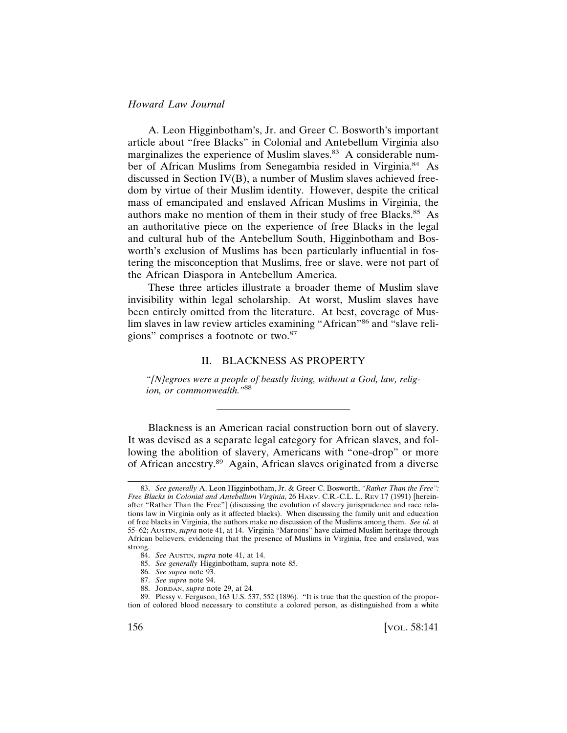A. Leon Higginbotham's, Jr. and Greer C. Bosworth's important article about "free Blacks" in Colonial and Antebellum Virginia also marginalizes the experience of Muslim slaves.[83] A considerable number of African Muslims from Senegambia resided in Virginia.[84] As discussed in Section IV(B), a number of Muslim slaves achieved freedom by virtue of their Muslim identity. However, despite the critical mass of emancipated and enslaved African Muslims in Virginia, the authors make no mention of them in their study of free Blacks.[85] As an authoritative piece on the experience of free Blacks in the legal and cultural hub of the Antebellum South, Higginbotham and Bosworth's exclusion of Muslims has been particularly influential in fostering the misconception that Muslims, free or slave, were not part of the African Diaspora in Antebellum America.

These three articles illustrate a broader theme of Muslim slave invisibility within legal scholarship. At worst, Muslim slaves have been entirely omitted from the literature. At best, coverage of Muslim slaves in law review articles examining "African"[86] and "slave religions" comprises a footnote or two.[87]

## II. BLACKNESS AS PROPERTY

*"[N]egroes were a people of beastly living, without a God, law, religion, or commonwealth."*[88]

---

Blackness is an American racial construction born out of slavery. It was devised as a separate legal category for African slaves, and following the abolition of slavery, Americans with "one-drop" or more of African ancestry.[89] Again, African slaves originated from a diverse

83. *See generally* A. Leon Higginbotham, Jr. & Greer C. Bosworth, *"Rather Than the Free": Free Blacks in Colonial and Antebellum Virginia*, 26 HARV. C.R.-C.L. L. REV 17 (1991) [hereinafter "Rather Than the Free"] (discussing the evolution of slavery jurisprudence and race relations law in Virginia only as it affected blacks). When discussing the family unit and education of free blacks in Virginia, the authors make no discussion of the Muslims among them. *See id.* at 55–62; AUSTIN, *supra* note 41, at 14. Virginia "Maroons" have claimed Muslim heritage through African believers, evidencing that the presence of Muslims in Virginia, free and enslaved, was strong.

84. *See* AUSTIN, *supra* note 41, at 14.

85. *See generally* Higginbotham, supra note 85.

86. *See supra* note 93.

87. *See supra* note 94.

88. JORDAN, *supra* note 29, at 24.

89. Plessy v. Ferguson, 163 U.S. 537, 552 (1896). "It is true that the question of the proportion of colored blood necessary to constitute a colored person, as distinguished from a white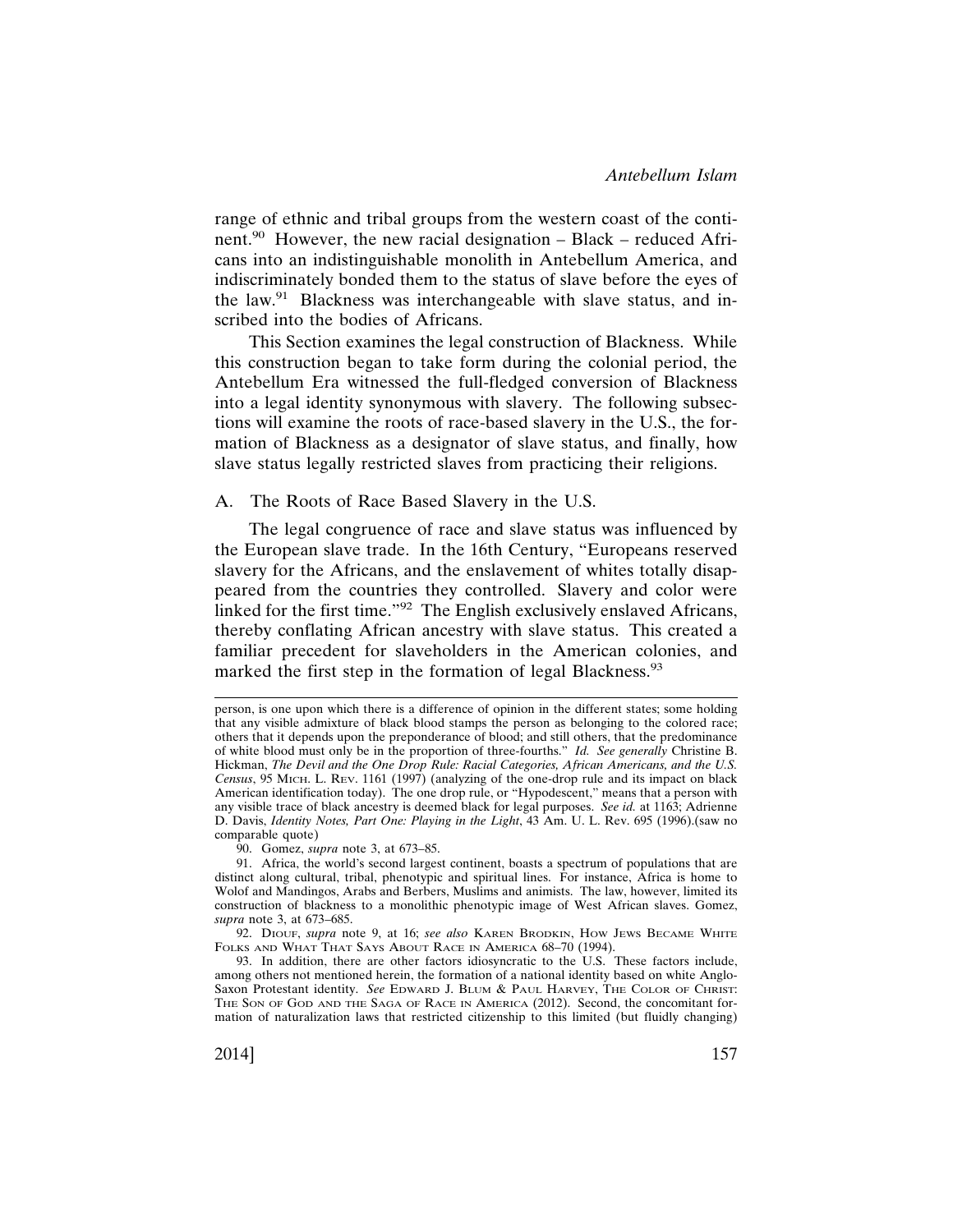range of ethnic and tribal groups from the western coast of the continent.[90] However, the new racial designation – Black – reduced Africans into an indistinguishable monolith in Antebellum America, and indiscriminately bonded them to the status of slave before the eyes of the law.[91] Blackness was interchangeable with slave status, and inscribed into the bodies of Africans.

This Section examines the legal construction of Blackness. While this construction began to take form during the colonial period, the Antebellum Era witnessed the full-fledged conversion of Blackness into a legal identity synonymous with slavery. The following subsections will examine the roots of race-based slavery in the U.S., the formation of Blackness as a designator of slave status, and finally, how slave status legally restricted slaves from practicing their religions.

### A. The Roots of Race Based Slavery in the U.S.

The legal congruence of race and slave status was influenced by the European slave trade. In the 16th Century, "Europeans reserved slavery for the Africans, and the enslavement of whites totally disappeared from the countries they controlled. Slavery and color were linked for the first time."[92] The English exclusively enslaved Africans, thereby conflating African ancestry with slave status. This created a familiar precedent for slaveholders in the American colonies, and marked the first step in the formation of legal Blackness.[93]

---

person, is one upon which there is a difference of opinion in the different states; some holding that any visible admixture of black blood stamps the person as belonging to the colored race; others that it depends upon the preponderance of blood; and still others, that the predominance of white blood must only be in the proportion of three-fourths." *Id. See generally* Christine B. Hickman, *The Devil and the One Drop Rule: Racial Categories, African Americans, and the U.S. Census*, 95 MICH. L. REV. 1161 (1997) (analyzing of the one-drop rule and its impact on black American identification today). The one drop rule, or "Hypodescent," means that a person with any visible trace of black ancestry is deemed black for legal purposes. *See id.* at 1163; Adrienne D. Davis, *Identity Notes, Part One: Playing in the Light*, 43 Am. U. L. Rev. 695 (1996).(saw no comparable quote)

90. Gomez, *supra* note 3, at 673–85.

91. Africa, the world's second largest continent, boasts a spectrum of populations that are distinct along cultural, tribal, phenotypic and spiritual lines. For instance, Africa is home to Wolof and Mandingos, Arabs and Berbers, Muslims and animists. The law, however, limited its construction of blackness to a monolithic phenotypic image of West African slaves. Gomez, *supra* note 3, at 673–685.

92. DIOUF, *supra* note 9, at 16; *see also* KAREN BRODKIN, HOW JEWS BECAME WHITE FOLKS AND WHAT THAT SAYS ABOUT RACE IN AMERICA 68–70 (1994).

93. In addition, there are other factors idiosyncratic to the U.S. These factors include, among others not mentioned herein, the formation of a national identity based on white Anglo-Saxon Protestant identity. *See* EDWARD J. BLUM & PAUL HARVEY, THE COLOR OF CHRIST: THE SON OF GOD AND THE SAGA OF RACE IN AMERICA (2012). Second, the concomitant formation of naturalization laws that restricted citizenship to this limited (but fluidly changing)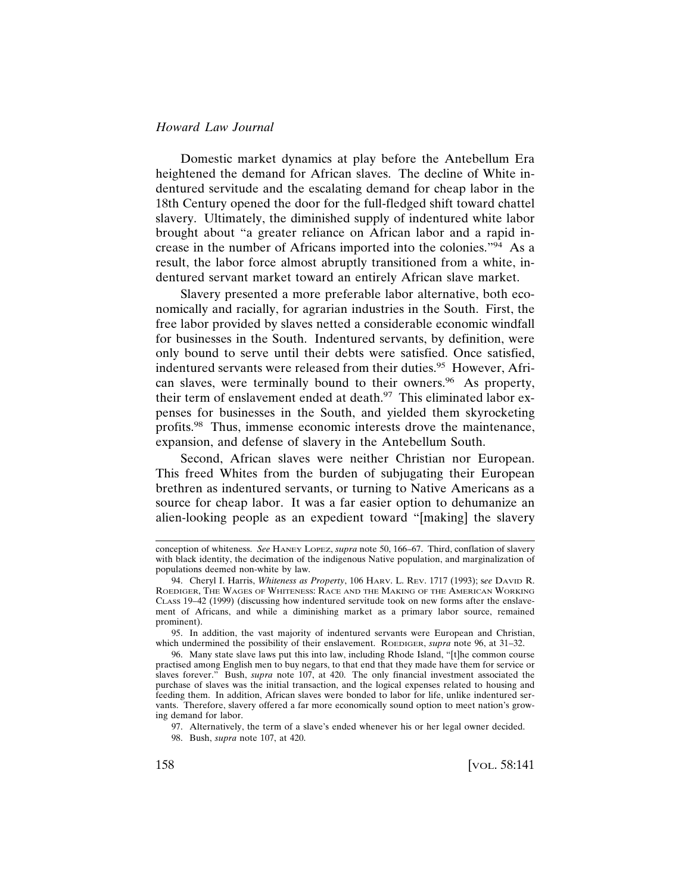Domestic market dynamics at play before the Antebellum Era heightened the demand for African slaves. The decline of White indentured servitude and the escalating demand for cheap labor in the 18th Century opened the door for the full-fledged shift toward chattel slavery. Ultimately, the diminished supply of indentured white labor brought about "a greater reliance on African labor and a rapid increase in the number of Africans imported into the colonies."[94] As a result, the labor force almost abruptly transitioned from a white, indentured servant market toward an entirely African slave market.

Slavery presented a more preferable labor alternative, both economically and racially, for agrarian industries in the South. First, the free labor provided by slaves netted a considerable economic windfall for businesses in the South. Indentured servants, by definition, were only bound to serve until their debts were satisfied. Once satisfied, indentured servants were released from their duties.[95] However, African slaves, were terminally bound to their owners.[96] As property, their term of enslavement ended at death.[97] This eliminated labor expenses for businesses in the South, and yielded them skyrocketing profits.[98] Thus, immense economic interests drove the maintenance, expansion, and defense of slavery in the Antebellum South.

Second, African slaves were neither Christian nor European. This freed Whites from the burden of subjugating their European brethren as indentured servants, or turning to Native Americans as a source for cheap labor. It was a far easier option to dehumanize an alien-looking people as an expedient toward "[making] the slavery

---

conception of whiteness. *See* HANEY LOPEZ, *supra* note 50, 166–67. Third, conflation of slavery with black identity, the decimation of the indigenous Native population, and marginalization of populations deemed non-white by law.

94. Cheryl I. Harris, *Whiteness as Property*, 106 HARV. L. REV. 1717 (1993); *see* DAVID R. ROEDIGER, THE WAGES OF WHITENESS: RACE AND THE MAKING OF THE AMERICAN WORKING CLASS 19–42 (1999) (discussing how indentured servitude took on new forms after the enslavement of Africans, and while a diminishing market as a primary labor source, remained prominent).

95. In addition, the vast majority of indentured servants were European and Christian, which undermined the possibility of their enslavement. ROEDIGER, *supra* note 96, at 31–32.

96. Many state slave laws put this into law, including Rhode Island, "[t]he common course practised among English men to buy negars, to that end that they made have them for service or slaves forever." Bush, *supra* note 107, at 420. The only financial investment associated the purchase of slaves was the initial transaction, and the logical expenses related to housing and feeding them. In addition, African slaves were bonded to labor for life, unlike indentured servants. Therefore, slavery offered a far more economically sound option to meet nation's growing demand for labor.

97. Alternatively, the term of a slave's ended whenever his or her legal owner decided.

98. Bush, *supra* note 107, at 420.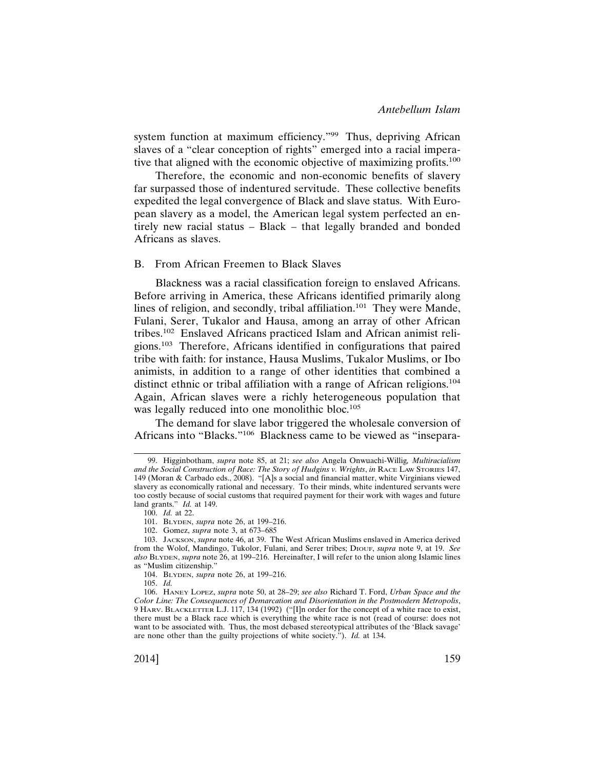system function at maximum efficiency."[99] Thus, depriving African slaves of a "clear conception of rights" emerged into a racial imperative that aligned with the economic objective of maximizing profits.[100]

Therefore, the economic and non-economic benefits of slavery far surpassed those of indentured servitude. These collective benefits expedited the legal convergence of Black and slave status. With European slavery as a model, the American legal system perfected an entirely new racial status – Black – that legally branded and bonded Africans as slaves.

### B. From African Freemen to Black Slaves

Blackness was a racial classification foreign to enslaved Africans. Before arriving in America, these Africans identified primarily along lines of religion, and secondly, tribal affiliation.[101] They were Mande, Fulani, Serer, Tukalor and Hausa, among an array of other African tribes.[102] Enslaved Africans practiced Islam and African animist religions.[103] Therefore, Africans identified in configurations that paired tribe with faith: for instance, Hausa Muslims, Tukalor Muslims, or Ibo animists, in addition to a range of other identities that combined a distinct ethnic or tribal affiliation with a range of African religions.[104] Again, African slaves were a richly heterogeneous population that was legally reduced into one monolithic bloc.[105]

The demand for slave labor triggered the wholesale conversion of Africans into "Blacks."[106] Blackness came to be viewed as "insepara-

---

99. Higginbotham, *supra* note 85, at 21; *see also* Angela Onwuachi-Willig, *Multiracialism and the Social Construction of Race: The Story of Hudgins v. Wrights*, *in* RACE LAW STORIES 147, 149 (Moran & Carbado eds., 2008). "[A]s a social and financial matter, white Virginians viewed slavery as economically rational and necessary. To their minds, white indentured servants were too costly because of social customs that required payment for their work with wages and future land grants." *Id.* at 149.

100. *Id.* at 22.

101. BLYDEN, *supra* note 26, at 199–216.

102. Gomez, *supra* note 3, at 673–685

103. JACKSON, *supra* note 46, at 39. The West African Muslims enslaved in America derived from the Wolof, Mandingo, Tukolor, Fulani, and Serer tribes; DIOUF, *supra* note 9, at 19. *See also* BLYDEN, *supra* note 26, at 199–216. Hereinafter, I will refer to the union along Islamic lines as "Muslim citizenship."

104. BLYDEN, *supra* note 26, at 199–216.

105. *Id.*

106. HANEY LOPEZ, *supra* note 50, at 28–29; *see also* Richard T. Ford, *Urban Space and the Color Line: The Consequences of Demarcation and Disorientation in the Postmodern Metropolis*, 9 HARV. BLACKLETTER L.J. 117, 134 (1992) ("[I]n order for the concept of a white race to exist, there must be a Black race which is everything the white race is not (read of course: does not want to be associated with. Thus, the most debased stereotypical attributes of the 'Black savage' are none other than the guilty projections of white society."). *Id.* at 134.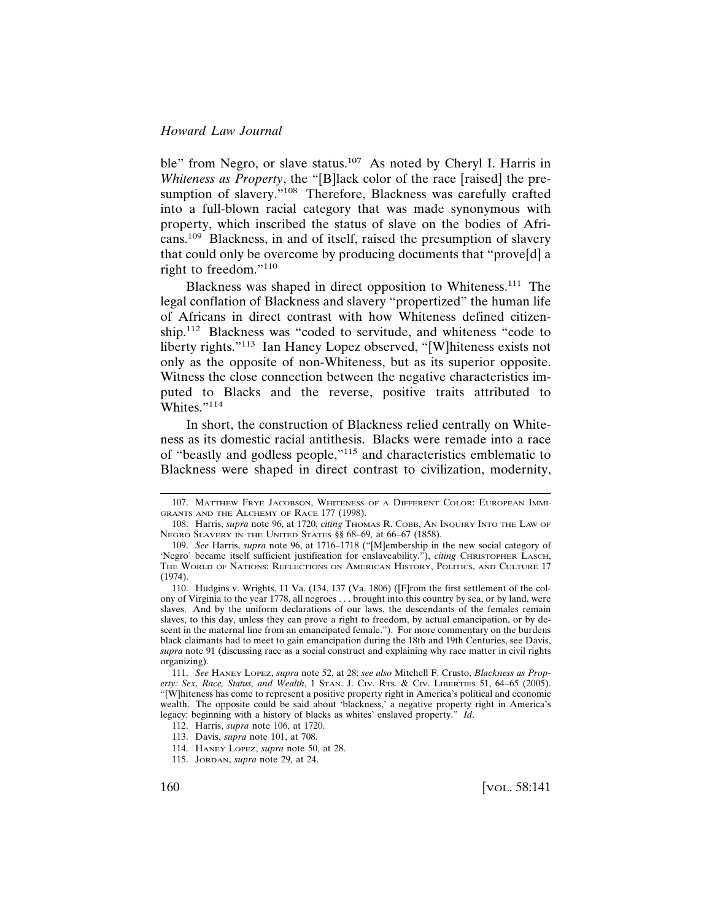ble" from Negro, or slave status.[107] As noted by Cheryl I. Harris in *Whiteness as Property*, the "[B]lack color of the race [raised] the presumption of slavery."[108] Therefore, Blackness was carefully crafted into a full-blown racial category that was made synonymous with property, which inscribed the status of slave on the bodies of Africans.[109] Blackness, in and of itself, raised the presumption of slavery that could only be overcome by producing documents that "prove[d] a right to freedom."[110]

Blackness was shaped in direct opposition to Whiteness.[111] The legal conflation of Blackness and slavery "propertized" the human life of Africans in direct contrast with how Whiteness defined citizenship.[112] Blackness was "coded to servitude, and whiteness "code to liberty rights."[113] Ian Haney Lopez observed, "[W]hiteness exists not only as the opposite of non-Whiteness, but as its superior opposite. Witness the close connection between the negative characteristics imputed to Blacks and the reverse, positive traits attributed to Whites."[114]

In short, the construction of Blackness relied centrally on Whiteness as its domestic racial antithesis. Blacks were remade into a race of "beastly and godless people,"[115] and characteristics emblematic to Blackness were shaped in direct contrast to civilization, modernity,

---

107. MATTHEW FRYE JACOBSON, WHITENESS OF A DIFFERENT COLOR: EUROPEAN IMMIGRANTS AND THE ALCHEMY OF RACE 177 (1998).

108. Harris, *supra* note 96, at 1720, *citing* THOMAS R. COBB, AN INQUIRY INTO THE LAW OF NEGRO SLAVERY IN THE UNITED STATES §§ 68–69, at 66–67 (1858).

109. *See* Harris, *supra* note 96, at 1716–1718 ("[M]embership in the new social category of 'Negro' became itself sufficient justification for enslaveability."), *citing* CHRISTOPHER LASCH, THE WORLD OF NATIONS: REFLECTIONS ON AMERICAN HISTORY, POLITICS, AND CULTURE 17 (1974).

110. Hudgins v. Wrights, 11 Va. (134, 137 (Va. 1806) ([F]rom the first settlement of the colony of Virginia to the year 1778, all negroes . . . brought into this country by sea, or by land, were slaves. And by the uniform declarations of our laws, the descendants of the females remain slaves, to this day, unless they can prove a right to freedom, by actual emancipation, or by descent in the maternal line from an emancipated female."). For more commentary on the burdens black claimants had to meet to gain emancipation during the 18th and 19th Centuries, see Davis, *supra* note 91 (discussing race as a social construct and explaining why race matter in civil rights organizing).

111. *See* HANEY LOPEZ, *supra* note 52, at 28; *see also* Mitchell F. Crusto, *Blackness as Property: Sex, Race, Status, and Wealth*, 1 STAN. J. CIV. RTS. & CIV. LIBERTIES 51, 64–65 (2005). "[W]hiteness has come to represent a positive property right in America's political and economic wealth. The opposite could be said about 'blackness,' a negative property right in America's legacy: beginning with a history of blacks as whites' enslaved property." *Id*.

112. Harris, *supra* note 106, at 1720.

113. Davis, *supra* note 101, at 708.

114. HANEY LOPEZ, *supra* note 50, at 28.

115. JORDAN, *supra* note 29, at 24.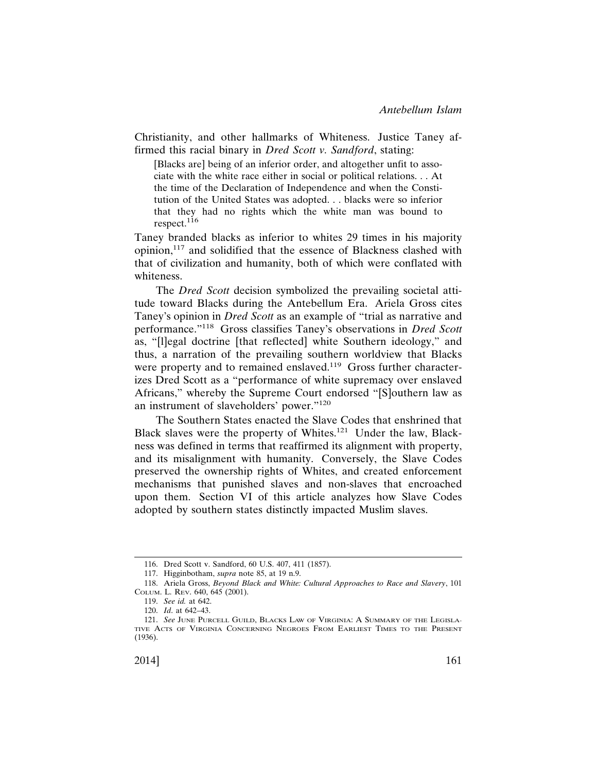Christianity, and other hallmarks of Whiteness. Justice Taney affirmed this racial binary in *Dred Scott v. Sandford*, stating:

> [Blacks are] being of an inferior order, and altogether unfit to associate with the white race either in social or political relations. . . At the time of the Declaration of Independence and when the Constitution of the United States was adopted. . . blacks were so inferior that they had no rights which the white man was bound to respect.[116]

Taney branded blacks as inferior to whites 29 times in his majority opinion,[117] and solidified that the essence of Blackness clashed with that of civilization and humanity, both of which were conflated with whiteness.

The *Dred Scott* decision symbolized the prevailing societal attitude toward Blacks during the Antebellum Era. Ariela Gross cites Taney's opinion in *Dred Scott* as an example of "trial as narrative and performance."[118] Gross classifies Taney's observations in *Dred Scott* as, "[l]egal doctrine [that reflected] white Southern ideology," and thus, a narration of the prevailing southern worldview that Blacks were property and to remained enslaved.[119] Gross further characterizes Dred Scott as a "performance of white supremacy over enslaved Africans," whereby the Supreme Court endorsed "[S]outhern law as an instrument of slaveholders' power."[120]

The Southern States enacted the Slave Codes that enshrined that Black slaves were the property of Whites.[121] Under the law, Blackness was defined in terms that reaffirmed its alignment with property, and its misalignment with humanity. Conversely, the Slave Codes preserved the ownership rights of Whites, and created enforcement mechanisms that punished slaves and non-slaves that encroached upon them. Section VI of this article analyzes how Slave Codes adopted by southern states distinctly impacted Muslim slaves.

---

116. Dred Scott v. Sandford, 60 U.S. 407, 411 (1857).

117. Higginbotham, *supra* note 85, at 19 n.9.

118. Ariela Gross, *Beyond Black and White: Cultural Approaches to Race and Slavery*, 101 Colum. L. Rev. 640, 645 (2001).

119. *See id.* at 642.

120. *Id*. at 642–43.

121. *See* June Purcell Guild, Blacks Law of Virginia: A Summary of the Legislative Acts of Virginia Concerning Negroes From Earliest Times to the Present (1936).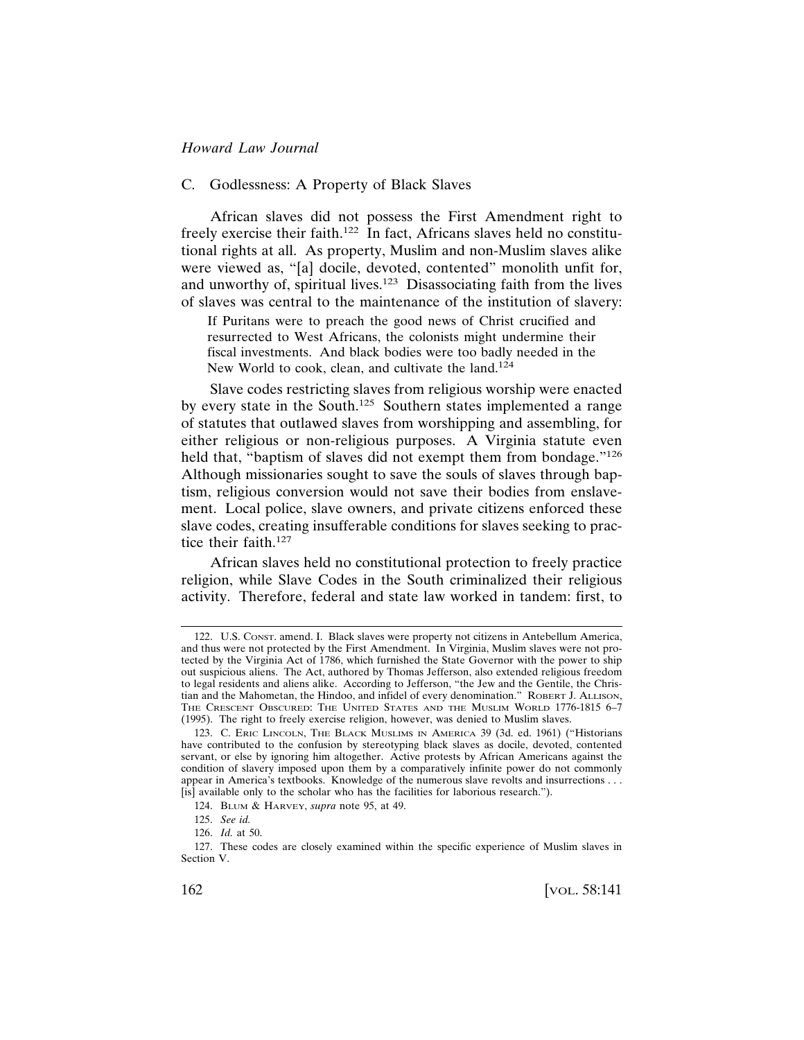### C. Godlessness: A Property of Black Slaves

African slaves did not possess the First Amendment right to freely exercise their faith.[122] In fact, Africans slaves held no constitutional rights at all. As property, Muslim and non-Muslim slaves alike were viewed as, "[a] docile, devoted, contented" monolith unfit for, and unworthy of, spiritual lives.[123] Disassociating faith from the lives of slaves was central to the maintenance of the institution of slavery:

> If Puritans were to preach the good news of Christ crucified and resurrected to West Africans, the colonists might undermine their fiscal investments. And black bodies were too badly needed in the New World to cook, clean, and cultivate the land.[124]

Slave codes restricting slaves from religious worship were enacted by every state in the South.[125] Southern states implemented a range of statutes that outlawed slaves from worshipping and assembling, for either religious or non-religious purposes. A Virginia statute even held that, "baptism of slaves did not exempt them from bondage."[126] Although missionaries sought to save the souls of slaves through baptism, religious conversion would not save their bodies from enslavement. Local police, slave owners, and private citizens enforced these slave codes, creating insufferable conditions for slaves seeking to practice their faith.[127]

African slaves held no constitutional protection to freely practice religion, while Slave Codes in the South criminalized their religious activity. Therefore, federal and state law worked in tandem: first, to

---

122. U.S. CONST. amend. I. Black slaves were property not citizens in Antebellum America, and thus were not protected by the First Amendment. In Virginia, Muslim slaves were not protected by the Virginia Act of 1786, which furnished the State Governor with the power to ship out suspicious aliens. The Act, authored by Thomas Jefferson, also extended religious freedom to legal residents and aliens alike. According to Jefferson, "the Jew and the Gentile, the Christian and the Mahometan, the Hindoo, and infidel of every denomination." ROBERT J. ALLISON, THE CRESCENT OBSCURED: THE UNITED STATES AND THE MUSLIM WORLD 1776-1815 6–7 (1995). The right to freely exercise religion, however, was denied to Muslim slaves.

123. C. ERIC LINCOLN, THE BLACK MUSLIMS IN AMERICA 39 (3d. ed. 1961) ("Historians have contributed to the confusion by stereotyping black slaves as docile, devoted, contented servant, or else by ignoring him altogether. Active protests by African Americans against the condition of slavery imposed upon them by a comparatively infinite power do not commonly appear in America's textbooks. Knowledge of the numerous slave revolts and insurrections . . . [is] available only to the scholar who has the facilities for laborious research.").

124. BLUM & HARVEY, *supra* note 95, at 49.

125. *See id.*

126. *Id.* at 50.

127. These codes are closely examined within the specific experience of Muslim slaves in Section V.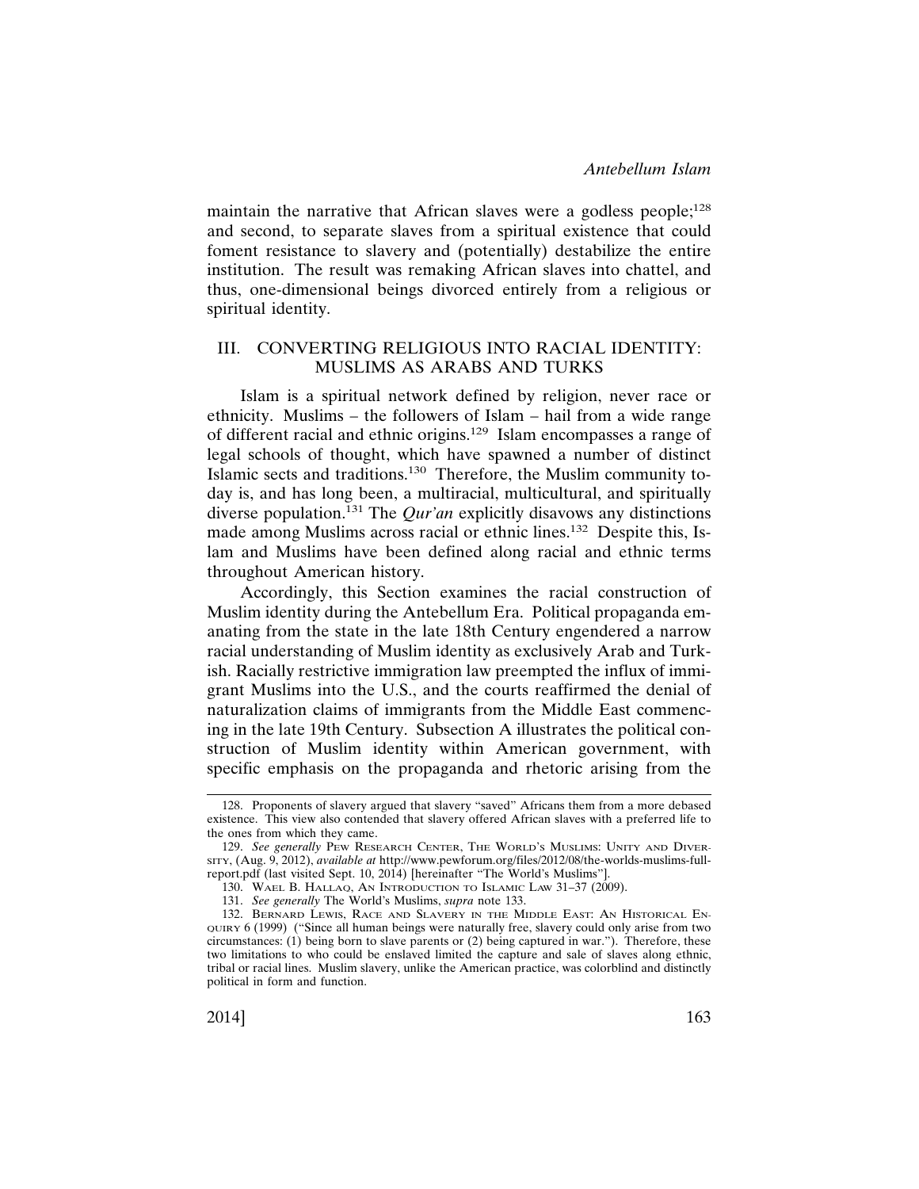maintain the narrative that African slaves were a godless people;[128] and second, to separate slaves from a spiritual existence that could foment resistance to slavery and (potentially) destabilize the entire institution. The result was remaking African slaves into chattel, and thus, one-dimensional beings divorced entirely from a religious or spiritual identity.

## III. CONVERTING RELIGIOUS INTO RACIAL IDENTITY: MUSLIMS AS ARABS AND TURKS

Islam is a spiritual network defined by religion, never race or ethnicity. Muslims – the followers of Islam – hail from a wide range of different racial and ethnic origins.[129] Islam encompasses a range of legal schools of thought, which have spawned a number of distinct Islamic sects and traditions.[130] Therefore, the Muslim community today is, and has long been, a multiracial, multicultural, and spiritually diverse population.[131] The *Qur'an* explicitly disavows any distinctions made among Muslims across racial or ethnic lines.[132] Despite this, Islam and Muslims have been defined along racial and ethnic terms throughout American history.

Accordingly, this Section examines the racial construction of Muslim identity during the Antebellum Era. Political propaganda emanating from the state in the late 18th Century engendered a narrow racial understanding of Muslim identity as exclusively Arab and Turkish. Racially restrictive immigration law preempted the influx of immigrant Muslims into the U.S., and the courts reaffirmed the denial of naturalization claims of immigrants from the Middle East commencing in the late 19th Century. Subsection A illustrates the political construction of Muslim identity within American government, with specific emphasis on the propaganda and rhetoric arising from the

---

128. Proponents of slavery argued that slavery "saved" Africans them from a more debased existence. This view also contended that slavery offered African slaves with a preferred life to the ones from which they came.

129. *See generally* PEW RESEARCH CENTER, THE WORLD'S MUSLIMS: UNITY AND DIVERSITY, (Aug. 9, 2012), *available at* http://www.pewforum.org/files/2012/08/the-worlds-muslims-full-report.pdf (last visited Sept. 10, 2014) [hereinafter "The World's Muslims"].

130. WAEL B. HALLAQ, AN INTRODUCTION TO ISLAMIC LAW 31–37 (2009).

131. *See generally* The World's Muslims, *supra* note 133.

132. BERNARD LEWIS, RACE AND SLAVERY IN THE MIDDLE EAST: AN HISTORICAL ENQUIRY 6 (1999) ("Since all human beings were naturally free, slavery could only arise from two circumstances: (1) being born to slave parents or (2) being captured in war."). Therefore, these two limitations to who could be enslaved limited the capture and sale of slaves along ethnic, tribal or racial lines. Muslim slavery, unlike the American practice, was colorblind and distinctly political in form and function.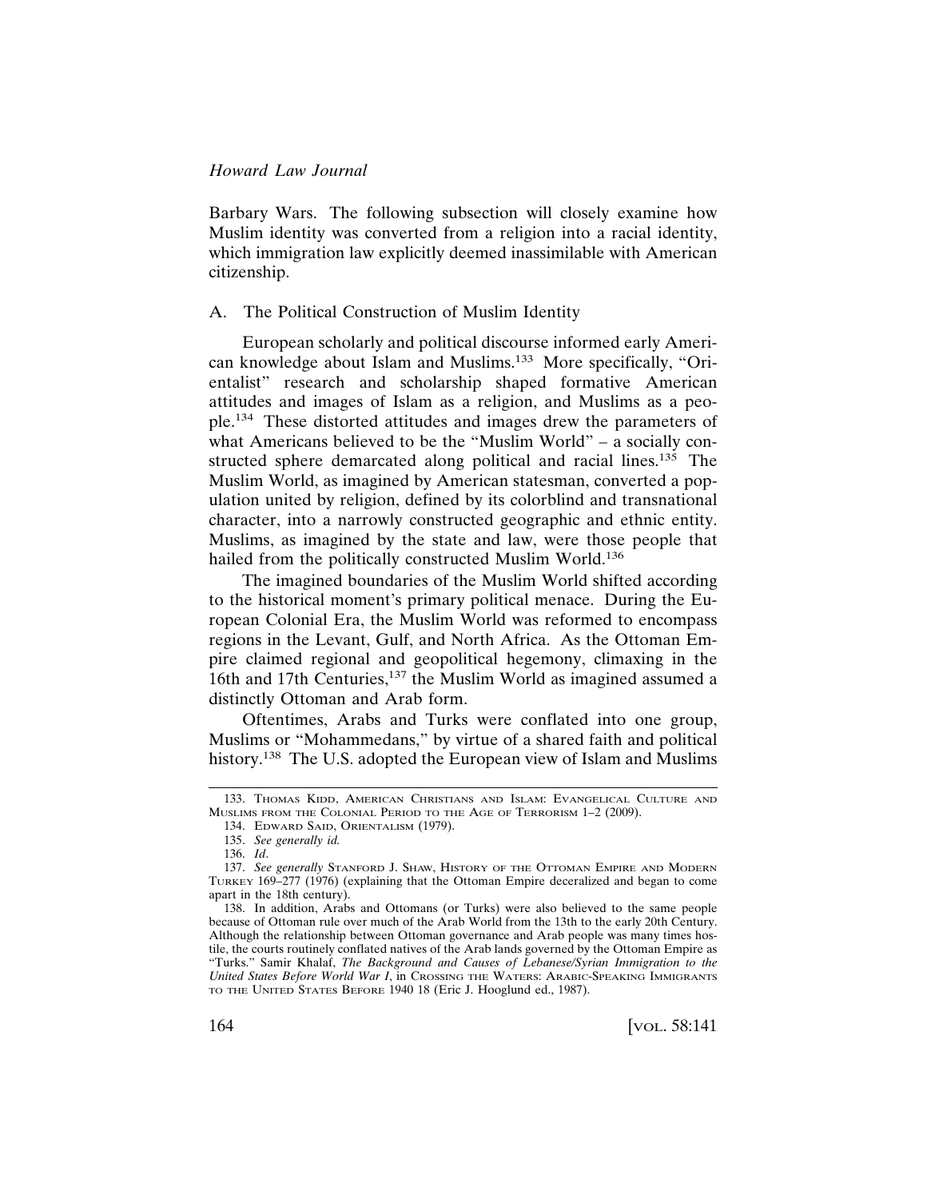Barbary Wars. The following subsection will closely examine how Muslim identity was converted from a religion into a racial identity, which immigration law explicitly deemed inassimilable with American citizenship.

### A. The Political Construction of Muslim Identity

European scholarly and political discourse informed early American knowledge about Islam and Muslims.[133] More specifically, "Orientalist" research and scholarship shaped formative American attitudes and images of Islam as a religion, and Muslims as a people.[134] These distorted attitudes and images drew the parameters of what Americans believed to be the "Muslim World" – a socially constructed sphere demarcated along political and racial lines.[135] The Muslim World, as imagined by American statesman, converted a population united by religion, defined by its colorblind and transnational character, into a narrowly constructed geographic and ethnic entity. Muslims, as imagined by the state and law, were those people that hailed from the politically constructed Muslim World.[136]

The imagined boundaries of the Muslim World shifted according to the historical moment's primary political menace. During the European Colonial Era, the Muslim World was reformed to encompass regions in the Levant, Gulf, and North Africa. As the Ottoman Empire claimed regional and geopolitical hegemony, climaxing in the 16th and 17th Centuries,[137] the Muslim World as imagined assumed a distinctly Ottoman and Arab form.

Oftentimes, Arabs and Turks were conflated into one group, Muslims or "Mohammedans," by virtue of a shared faith and political history.[138] The U.S. adopted the European view of Islam and Muslims

---

133. THOMAS KIDD, AMERICAN CHRISTIANS AND ISLAM: EVANGELICAL CULTURE AND MUSLIMS FROM THE COLONIAL PERIOD TO THE AGE OF TERRORISM 1–2 (2009).

134. EDWARD SAID, ORIENTALISM (1979).

135. *See generally id.*

136. *Id*.

137. *See generally* STANFORD J. SHAW, HISTORY OF THE OTTOMAN EMPIRE AND MODERN TURKEY 169–277 (1976) (explaining that the Ottoman Empire deceralized and began to come apart in the 18th century).

138. In addition, Arabs and Ottomans (or Turks) were also believed to the same people because of Ottoman rule over much of the Arab World from the 13th to the early 20th Century. Although the relationship between Ottoman governance and Arab people was many times hostile, the courts routinely conflated natives of the Arab lands governed by the Ottoman Empire as "Turks." Samir Khalaf, *The Background and Causes of Lebanese/Syrian Immigration to the United States Before World War I*, in CROSSING THE WATERS: ARABIC-SPEAKING IMMIGRANTS TO THE UNITED STATES BEFORE 1940 18 (Eric J. Hooglund ed., 1987).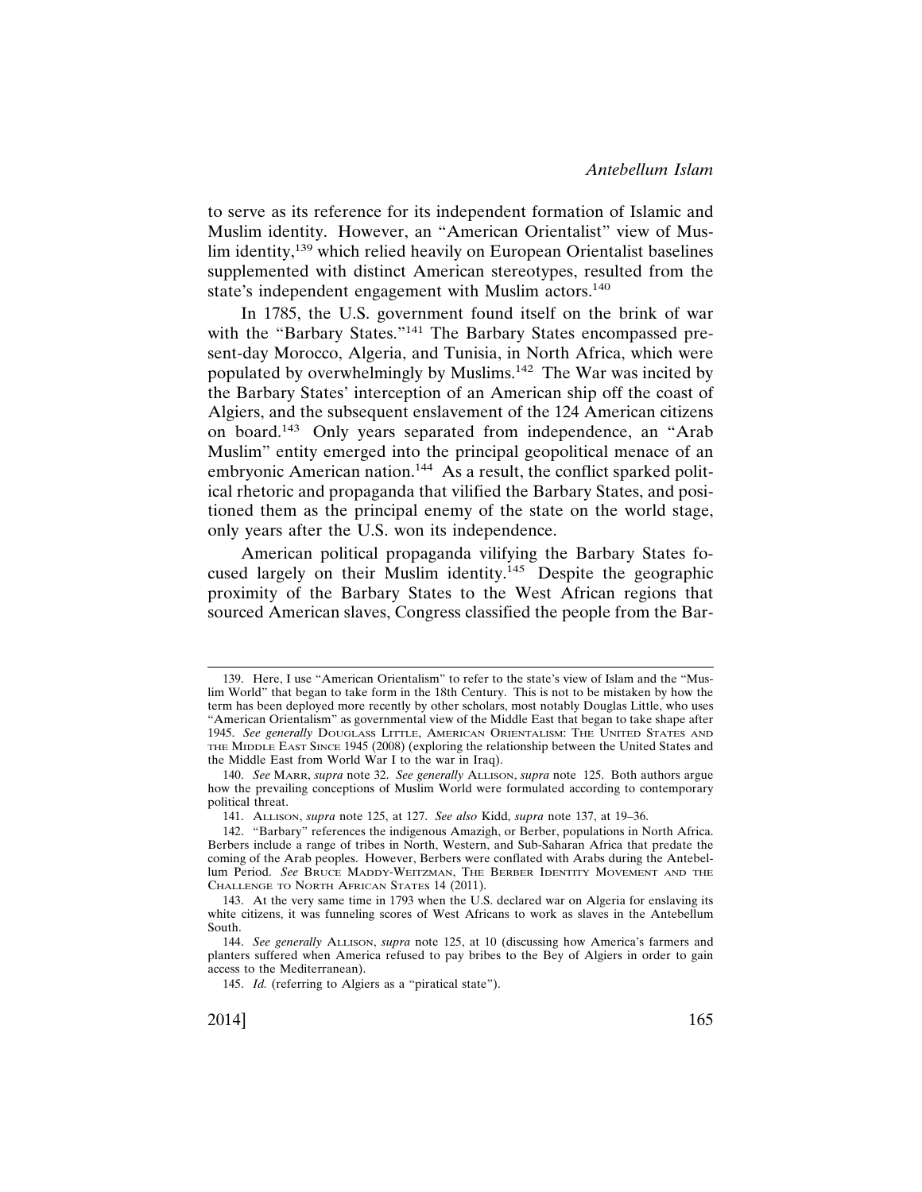to serve as its reference for its independent formation of Islamic and Muslim identity. However, an "American Orientalist" view of Muslim identity,[139] which relied heavily on European Orientalist baselines supplemented with distinct American stereotypes, resulted from the state's independent engagement with Muslim actors.[140]

In 1785, the U.S. government found itself on the brink of war with the "Barbary States."[141] The Barbary States encompassed present-day Morocco, Algeria, and Tunisia, in North Africa, which were populated by overwhelmingly by Muslims.[142] The War was incited by the Barbary States' interception of an American ship off the coast of Algiers, and the subsequent enslavement of the 124 American citizens on board.[143] Only years separated from independence, an "Arab Muslim" entity emerged into the principal geopolitical menace of an embryonic American nation.[144] As a result, the conflict sparked political rhetoric and propaganda that vilified the Barbary States, and positioned them as the principal enemy of the state on the world stage, only years after the U.S. won its independence.

American political propaganda vilifying the Barbary States focused largely on their Muslim identity.[145] Despite the geographic proximity of the Barbary States to the West African regions that sourced American slaves, Congress classified the people from the Bar-

---

139. Here, I use "American Orientalism" to refer to the state's view of Islam and the "Muslim World" that began to take form in the 18th Century. This is not to be mistaken by how the term has been deployed more recently by other scholars, most notably Douglas Little, who uses "American Orientalism" as governmental view of the Middle East that began to take shape after 1945. *See generally* Douglass Little, American Orientalism: The United States and the Middle East Since 1945 (2008) (exploring the relationship between the United States and the Middle East from World War I to the war in Iraq).

140. *See* Marr, *supra* note 32. *See generally* Allison, *supra* note 125. Both authors argue how the prevailing conceptions of Muslim World were formulated according to contemporary political threat.

141. Allison, *supra* note 125, at 127. *See also* Kidd, *supra* note 137, at 19–36.

142. "Barbary" references the indigenous Amazigh, or Berber, populations in North Africa. Berbers include a range of tribes in North, Western, and Sub-Saharan Africa that predate the coming of the Arab peoples. However, Berbers were conflated with Arabs during the Antebellum Period. *See* Bruce Maddy-Weitzman, The Berber Identity Movement and the Challenge to North African States 14 (2011).

143. At the very same time in 1793 when the U.S. declared war on Algeria for enslaving its white citizens, it was funneling scores of West Africans to work as slaves in the Antebellum South.

144. *See generally* Allison, *supra* note 125, at 10 (discussing how America's farmers and planters suffered when America refused to pay bribes to the Bey of Algiers in order to gain access to the Mediterranean).

145. *Id.* (referring to Algiers as a "piratical state").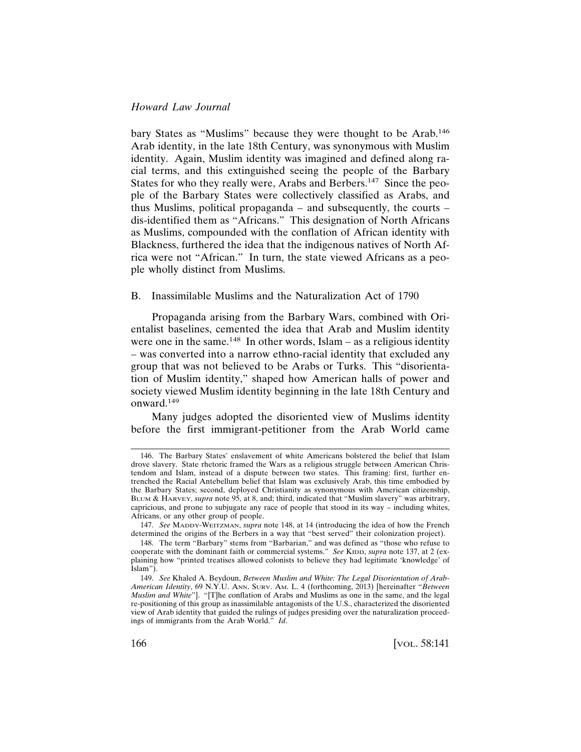bary States as "Muslims" because they were thought to be Arab.[146] Arab identity, in the late 18th Century, was synonymous with Muslim identity. Again, Muslim identity was imagined and defined along racial terms, and this extinguished seeing the people of the Barbary States for who they really were, Arabs and Berbers.[147] Since the people of the Barbary States were collectively classified as Arabs, and thus Muslims, political propaganda – and subsequently, the courts – dis-identified them as "Africans." This designation of North Africans as Muslims, compounded with the conflation of African identity with Blackness, furthered the idea that the indigenous natives of North Africa were not "African." In turn, the state viewed Africans as a people wholly distinct from Muslims.

## B. Inassimilable Muslims and the Naturalization Act of 1790

Propaganda arising from the Barbary Wars, combined with Orientalist baselines, cemented the idea that Arab and Muslim identity were one in the same.[148] In other words, Islam – as a religious identity – was converted into a narrow ethno-racial identity that excluded any group that was not believed to be Arabs or Turks. This "disorientation of Muslim identity," shaped how American halls of power and society viewed Muslim identity beginning in the late 18th Century and onward.[149]

Many judges adopted the disoriented view of Muslims identity before the first immigrant-petitioner from the Arab World came

---

146. The Barbary States' enslavement of white Americans bolstered the belief that Islam drove slavery. State rhetoric framed the Wars as a religious struggle between American Christendom and Islam, instead of a dispute between two states. This framing: first, further entrenched the Racial Antebellum belief that Islam was exclusively Arab, this time embodied by the Barbary States; second, deployed Christianity as synonymous with American citizenship, BLUM & HARVEY, *supra* note 95, at 8, and; third, indicated that "Muslim slavery" was arbitrary, capricious, and prone to subjugate any race of people that stood in its way – including whites, Africans, or any other group of people.

147. *See* MADDY-WEITZMAN, *supra* note 148, at 14 (introducing the idea of how the French determined the origins of the Berbers in a way that "best served" their colonization project).

148. The term "Barbary" stems from "Barbarian," and was defined as "those who refuse to cooperate with the dominant faith or commercial systems." *See* KIDD, *supra* note 137, at 2 (explaining how "printed treatises allowed colonists to believe they had legitimate 'knowledge' of Islam").

149. *See* Khaled A. Beydoun, *Between Muslim and White: The Legal Disorientation of Arab-American Identity*, 69 N.Y.U. ANN. SURV. AM. L. 4 (forthcoming, 2013) [hereinafter "*Between Muslim and White*"]. "[T]he conflation of Arabs and Muslims as one in the same, and the legal re-positioning of this group as inassimilable antagonists of the U.S., characterized the disoriented view of Arab identity that guided the rulings of judges presiding over the naturalization proceedings of immigrants from the Arab World." *Id*.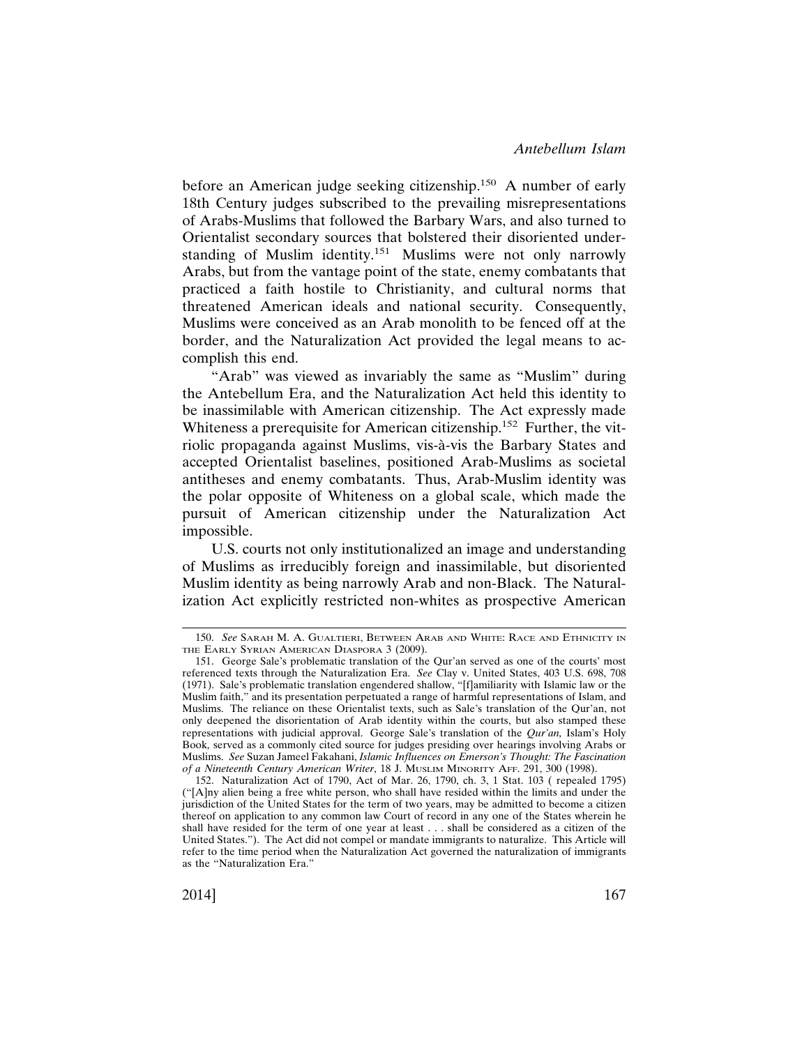before an American judge seeking citizenship.[150] A number of early 18th Century judges subscribed to the prevailing misrepresentations of Arabs-Muslims that followed the Barbary Wars, and also turned to Orientalist secondary sources that bolstered their disoriented understanding of Muslim identity.[151] Muslims were not only narrowly Arabs, but from the vantage point of the state, enemy combatants that practiced a faith hostile to Christianity, and cultural norms that threatened American ideals and national security. Consequently, Muslims were conceived as an Arab monolith to be fenced off at the border, and the Naturalization Act provided the legal means to accomplish this end.

"Arab" was viewed as invariably the same as "Muslim" during the Antebellum Era, and the Naturalization Act held this identity to be inassimilable with American citizenship. The Act expressly made Whiteness a prerequisite for American citizenship.[152] Further, the vitriolic propaganda against Muslims, vis-à-vis the Barbary States and accepted Orientalist baselines, positioned Arab-Muslims as societal antitheses and enemy combatants. Thus, Arab-Muslim identity was the polar opposite of Whiteness on a global scale, which made the pursuit of American citizenship under the Naturalization Act impossible.

U.S. courts not only institutionalized an image and understanding of Muslims as irreducibly foreign and inassimilable, but disoriented Muslim identity as being narrowly Arab and non-Black. The Naturalization Act explicitly restricted non-whites as prospective American

---

150. *See* Sarah M. A. Gualtieri, Between Arab and White: Race and Ethnicity in the Early Syrian American Diaspora 3 (2009).

151. George Sale's problematic translation of the Qur'an served as one of the courts' most referenced texts through the Naturalization Era. *See* Clay v. United States, 403 U.S. 698, 708 (1971). Sale's problematic translation engendered shallow, "[f]amiliarity with Islamic law or the Muslim faith," and its presentation perpetuated a range of harmful representations of Islam, and Muslims. The reliance on these Orientalist texts, such as Sale's translation of the Qur'an, not only deepened the disorientation of Arab identity within the courts, but also stamped these representations with judicial approval. George Sale's translation of the *Qur'an,* Islam's Holy Book*,* served as a commonly cited source for judges presiding over hearings involving Arabs or Muslims. *See* Suzan Jameel Fakahani, *Islamic Influences on Emerson's Thought: The Fascination of a Nineteenth Century American Writer*, 18 J. Muslim Minority Aff. 291, 300 (1998).

152. Naturalization Act of 1790, Act of Mar. 26, 1790, ch. 3, 1 Stat. 103 ( repealed 1795) ("[A]ny alien being a free white person, who shall have resided within the limits and under the jurisdiction of the United States for the term of two years, may be admitted to become a citizen thereof on application to any common law Court of record in any one of the States wherein he shall have resided for the term of one year at least . . . shall be considered as a citizen of the United States."). The Act did not compel or mandate immigrants to naturalize. This Article will refer to the time period when the Naturalization Act governed the naturalization of immigrants as the "Naturalization Era."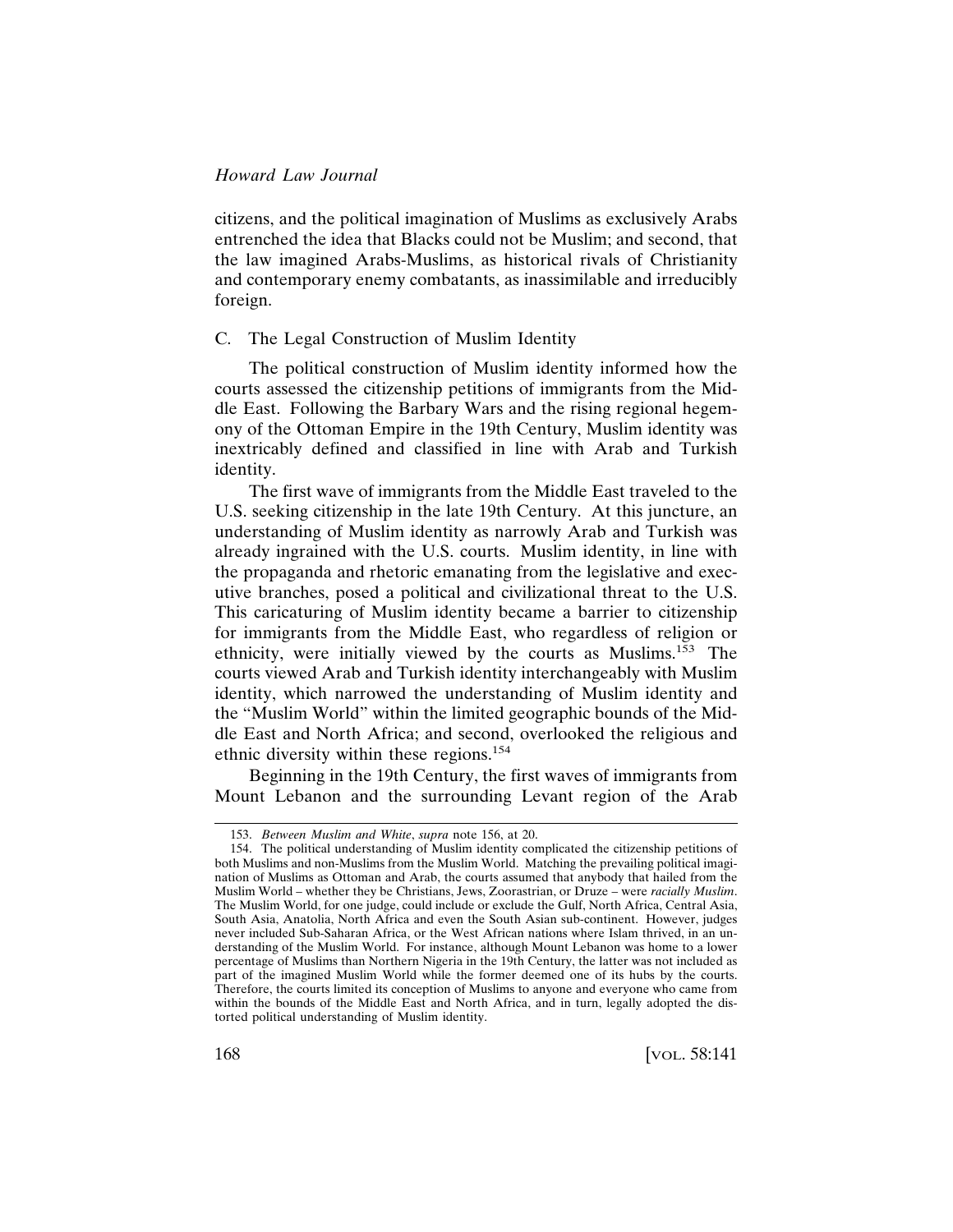citizens, and the political imagination of Muslims as exclusively Arabs entrenched the idea that Blacks could not be Muslim; and second, that the law imagined Arabs-Muslims, as historical rivals of Christianity and contemporary enemy combatants, as inassimilable and irreducibly foreign.

### C. The Legal Construction of Muslim Identity

The political construction of Muslim identity informed how the courts assessed the citizenship petitions of immigrants from the Middle East. Following the Barbary Wars and the rising regional hegemony of the Ottoman Empire in the 19th Century, Muslim identity was inextricably defined and classified in line with Arab and Turkish identity.

The first wave of immigrants from the Middle East traveled to the U.S. seeking citizenship in the late 19th Century. At this juncture, an understanding of Muslim identity as narrowly Arab and Turkish was already ingrained with the U.S. courts. Muslim identity, in line with the propaganda and rhetoric emanating from the legislative and executive branches, posed a political and civilizational threat to the U.S. This caricaturing of Muslim identity became a barrier to citizenship for immigrants from the Middle East, who regardless of religion or ethnicity, were initially viewed by the courts as Muslims.[153] The courts viewed Arab and Turkish identity interchangeably with Muslim identity, which narrowed the understanding of Muslim identity and the "Muslim World" within the limited geographic bounds of the Middle East and North Africa; and second, overlooked the religious and ethnic diversity within these regions.[154]

Beginning in the 19th Century, the first waves of immigrants from Mount Lebanon and the surrounding Levant region of the Arab

---

153. *Between Muslim and White*, *supra* note 156, at 20.

154. The political understanding of Muslim identity complicated the citizenship petitions of both Muslims and non-Muslims from the Muslim World. Matching the prevailing political imagination of Muslims as Ottoman and Arab, the courts assumed that anybody that hailed from the Muslim World – whether they be Christians, Jews, Zoorastrian, or Druze – were *racially Muslim*. The Muslim World, for one judge, could include or exclude the Gulf, North Africa, Central Asia, South Asia, Anatolia, North Africa and even the South Asian sub-continent. However, judges never included Sub-Saharan Africa, or the West African nations where Islam thrived, in an understanding of the Muslim World. For instance, although Mount Lebanon was home to a lower percentage of Muslims than Northern Nigeria in the 19th Century, the latter was not included as part of the imagined Muslim World while the former deemed one of its hubs by the courts. Therefore, the courts limited its conception of Muslims to anyone and everyone who came from within the bounds of the Middle East and North Africa, and in turn, legally adopted the distorted political understanding of Muslim identity.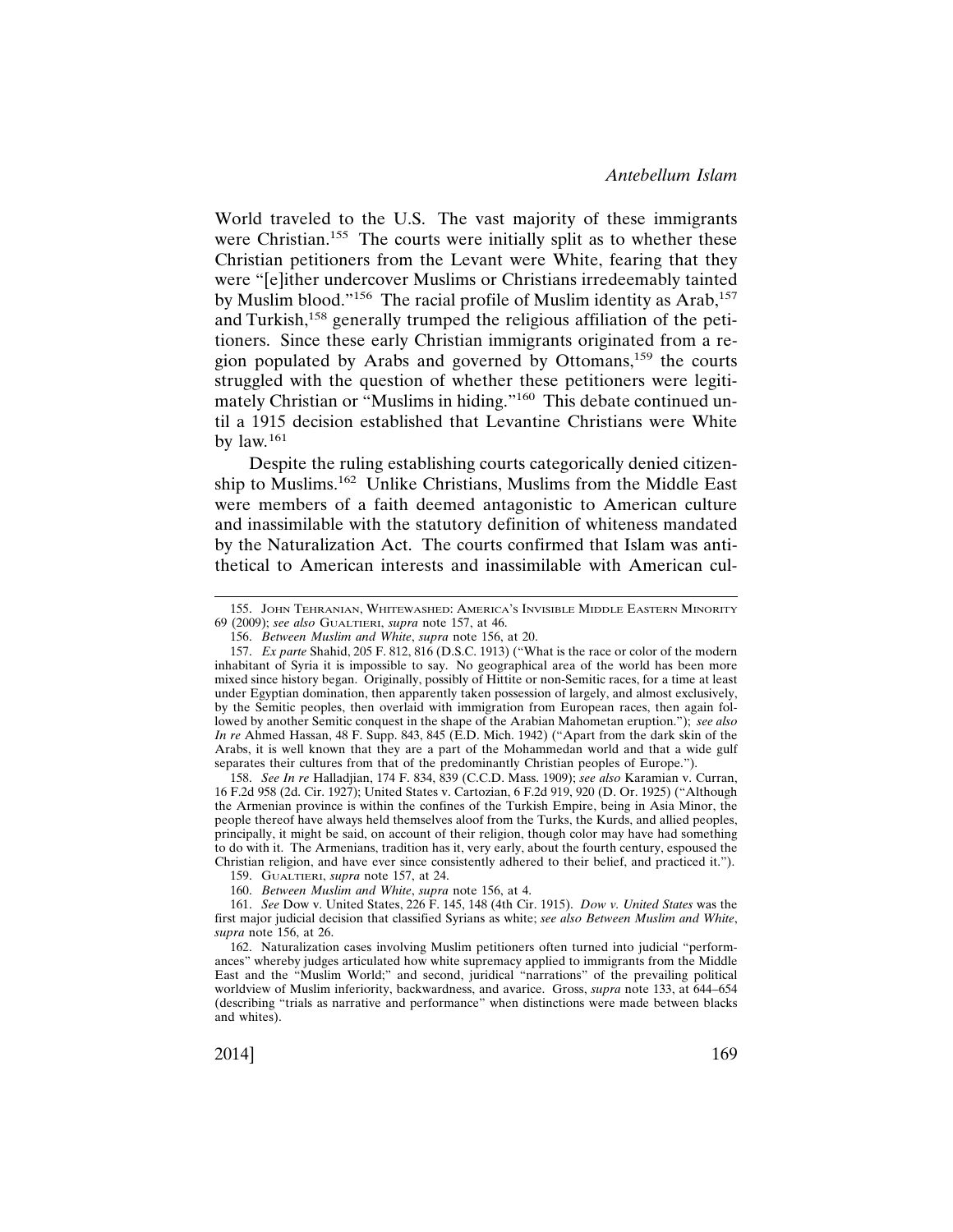World traveled to the U.S. The vast majority of these immigrants were Christian.[155] The courts were initially split as to whether these Christian petitioners from the Levant were White, fearing that they were "[e]ither undercover Muslims or Christians irredeemably tainted by Muslim blood."[156] The racial profile of Muslim identity as Arab,[157] and Turkish,[158] generally trumped the religious affiliation of the petitioners. Since these early Christian immigrants originated from a region populated by Arabs and governed by Ottomans,[159] the courts struggled with the question of whether these petitioners were legitimately Christian or "Muslims in hiding."[160] This debate continued until a 1915 decision established that Levantine Christians were White by law.[161]

Despite the ruling establishing courts categorically denied citizenship to Muslims.[162] Unlike Christians, Muslims from the Middle East were members of a faith deemed antagonistic to American culture and inassimilable with the statutory definition of whiteness mandated by the Naturalization Act. The courts confirmed that Islam was antithetical to American interests and inassimilable with American cul-

---

155. John Tehranian, Whitewashed: America's Invisible Middle Eastern Minority 69 (2009); *see also* Gualtieri, *supra* note 157, at 46.

156. *Between Muslim and White*, *supra* note 156, at 20.

157. *Ex parte* Shahid, 205 F. 812, 816 (D.S.C. 1913) ("What is the race or color of the modern inhabitant of Syria it is impossible to say. No geographical area of the world has been more mixed since history began. Originally, possibly of Hittite or non-Semitic races, for a time at least under Egyptian domination, then apparently taken possession of largely, and almost exclusively, by the Semitic peoples, then overlaid with immigration from European races, then again followed by another Semitic conquest in the shape of the Arabian Mahometan eruption."); *see also In re* Ahmed Hassan, 48 F. Supp. 843, 845 (E.D. Mich. 1942) ("Apart from the dark skin of the Arabs, it is well known that they are a part of the Mohammedan world and that a wide gulf separates their cultures from that of the predominantly Christian peoples of Europe.").

158. *See In re* Halladjian, 174 F. 834, 839 (C.C.D. Mass. 1909); *see also* Karamian v. Curran, 16 F.2d 958 (2d. Cir. 1927); United States v. Cartozian, 6 F.2d 919, 920 (D. Or. 1925) ("Although the Armenian province is within the confines of the Turkish Empire, being in Asia Minor, the people thereof have always held themselves aloof from the Turks, the Kurds, and allied peoples, principally, it might be said, on account of their religion, though color may have had something to do with it. The Armenians, tradition has it, very early, about the fourth century, espoused the Christian religion, and have ever since consistently adhered to their belief, and practiced it.").

159. Gualtieri, *supra* note 157, at 24.

160. *Between Muslim and White*, *supra* note 156, at 4.

161. *See* Dow v. United States, 226 F. 145, 148 (4th Cir. 1915). *Dow v. United States* was the first major judicial decision that classified Syrians as white; *see also Between Muslim and White*, *supra* note 156, at 26.

162. Naturalization cases involving Muslim petitioners often turned into judicial "performances" whereby judges articulated how white supremacy applied to immigrants from the Middle East and the "Muslim World;" and second, juridical "narrations" of the prevailing political worldview of Muslim inferiority, backwardness, and avarice. Gross, *supra* note 133, at 644–654 (describing "trials as narrative and performance" when distinctions were made between blacks and whites).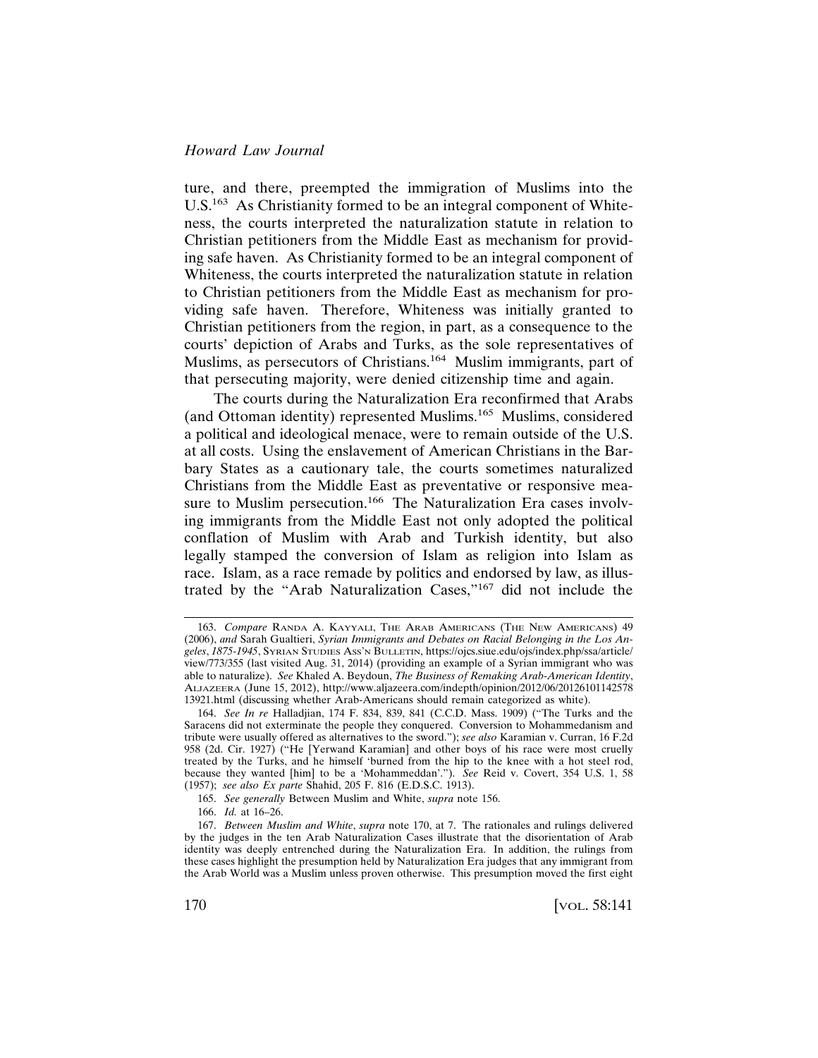ture, and there, preempted the immigration of Muslims into the U.S.[163] As Christianity formed to be an integral component of Whiteness, the courts interpreted the naturalization statute in relation to Christian petitioners from the Middle East as mechanism for providing safe haven. As Christianity formed to be an integral component of Whiteness, the courts interpreted the naturalization statute in relation to Christian petitioners from the Middle East as mechanism for providing safe haven. Therefore, Whiteness was initially granted to Christian petitioners from the region, in part, as a consequence to the courts' depiction of Arabs and Turks, as the sole representatives of Muslims, as persecutors of Christians.[164] Muslim immigrants, part of that persecuting majority, were denied citizenship time and again.

The courts during the Naturalization Era reconfirmed that Arabs (and Ottoman identity) represented Muslims.[165] Muslims, considered a political and ideological menace, were to remain outside of the U.S. at all costs. Using the enslavement of American Christians in the Barbary States as a cautionary tale, the courts sometimes naturalized Christians from the Middle East as preventative or responsive measure to Muslim persecution.[166] The Naturalization Era cases involving immigrants from the Middle East not only adopted the political conflation of Muslim with Arab and Turkish identity, but also legally stamped the conversion of Islam as religion into Islam as race. Islam, as a race remade by politics and endorsed by law, as illustrated by the "Arab Naturalization Cases,"[167] did not include the

---

163. *Compare* Randa A. Kayyali, The Arab Americans (The New Americans) 49 (2006), *and* Sarah Gualtieri, *Syrian Immigrants and Debates on Racial Belonging in the Los Angeles, 1875-1945*, Syrian Studies Ass'n Bulletin, https://ojcs.siue.edu/ojs/index.php/ssa/article/view/773/355 (last visited Aug. 31, 2014) (providing an example of a Syrian immigrant who was able to naturalize). *See* Khaled A. Beydoun, *The Business of Remaking Arab-American Identity*, Aljazeera (June 15, 2012), http://www.aljazeera.com/indepth/opinion/2012/06/20126101142578 13921.html (discussing whether Arab-Americans should remain categorized as white).

164. *See In re* Halladjian, 174 F. 834, 839, 841 (C.C.D. Mass. 1909) ("The Turks and the Saracens did not exterminate the people they conquered. Conversion to Mohammedanism and tribute were usually offered as alternatives to the sword."); *see also* Karamian v. Curran, 16 F.2d 958 (2d. Cir. 1927) ("He [Yerwand Karamian] and other boys of his race were most cruelly treated by the Turks, and he himself 'burned from the hip to the knee with a hot steel rod, because they wanted [him] to be a 'Mohammeddan'."). *See* Reid v. Covert, 354 U.S. 1, 58 (1957); *see also Ex parte* Shahid, 205 F. 816 (E.D.S.C. 1913).

165. *See generally* Between Muslim and White, *supra* note 156.

166. *Id.* at 16–26.

167. *Between Muslim and White*, *supra* note 170, at 7. The rationales and rulings delivered by the judges in the ten Arab Naturalization Cases illustrate that the disorientation of Arab identity was deeply entrenched during the Naturalization Era. In addition, the rulings from these cases highlight the presumption held by Naturalization Era judges that any immigrant from the Arab World was a Muslim unless proven otherwise. This presumption moved the first eight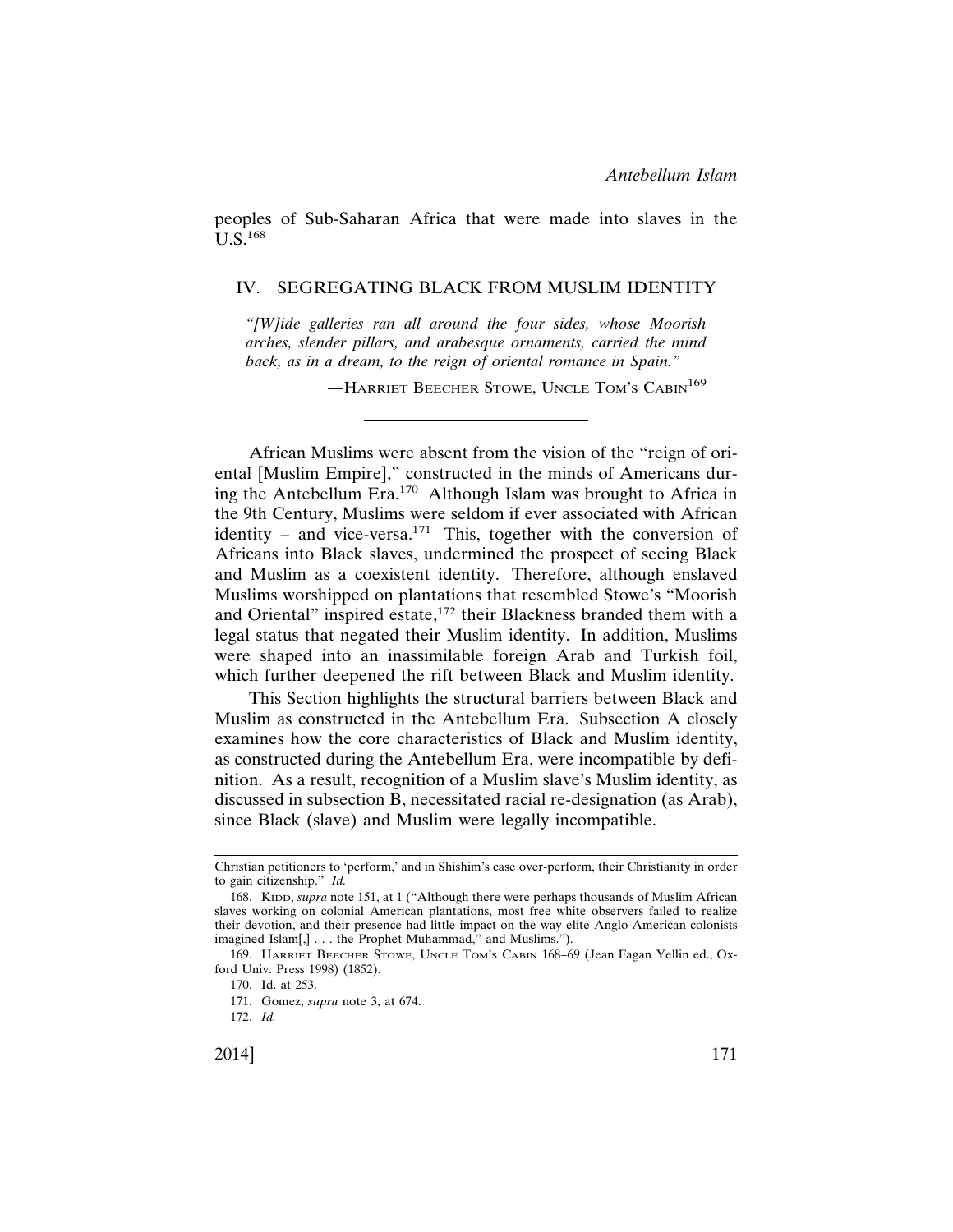peoples of Sub-Saharan Africa that were made into slaves in the U.S.[168]

## IV. SEGREGATING BLACK FROM MUSLIM IDENTITY

> *"[W]ide galleries ran all around the four sides, whose Moorish arches, slender pillars, and arabesque ornaments, carried the mind back, as in a dream, to the reign of oriental romance in Spain."*
>
> —HARRIET BEECHER STOWE, UNCLE TOM'S CABIN[169]

---

African Muslims were absent from the vision of the "reign of oriental [Muslim Empire]," constructed in the minds of Americans during the Antebellum Era.[170] Although Islam was brought to Africa in the 9th Century, Muslims were seldom if ever associated with African identity – and vice-versa.[171] This, together with the conversion of Africans into Black slaves, undermined the prospect of seeing Black and Muslim as a coexistent identity. Therefore, although enslaved Muslims worshipped on plantations that resembled Stowe's "Moorish and Oriental" inspired estate,[172] their Blackness branded them with a legal status that negated their Muslim identity. In addition, Muslims were shaped into an inassimilable foreign Arab and Turkish foil, which further deepened the rift between Black and Muslim identity.

This Section highlights the structural barriers between Black and Muslim as constructed in the Antebellum Era. Subsection A closely examines how the core characteristics of Black and Muslim identity, as constructed during the Antebellum Era, were incompatible by definition. As a result, recognition of a Muslim slave's Muslim identity, as discussed in subsection B, necessitated racial re-designation (as Arab), since Black (slave) and Muslim were legally incompatible.

---

Christian petitioners to 'perform,' and in Shishim's case over-perform, their Christianity in order to gain citizenship." *Id.*

168. KIDD, *supra* note 151, at 1 ("Although there were perhaps thousands of Muslim African slaves working on colonial American plantations, most free white observers failed to realize their devotion, and their presence had little impact on the way elite Anglo-American colonists imagined Islam[,] . . . the Prophet Muhammad," and Muslims.").

169. HARRIET BEECHER STOWE, UNCLE TOM'S CABIN 168–69 (Jean Fagan Yellin ed., Oxford Univ. Press 1998) (1852).

170. Id. at 253.

171. Gomez, *supra* note 3, at 674.

172. *Id.*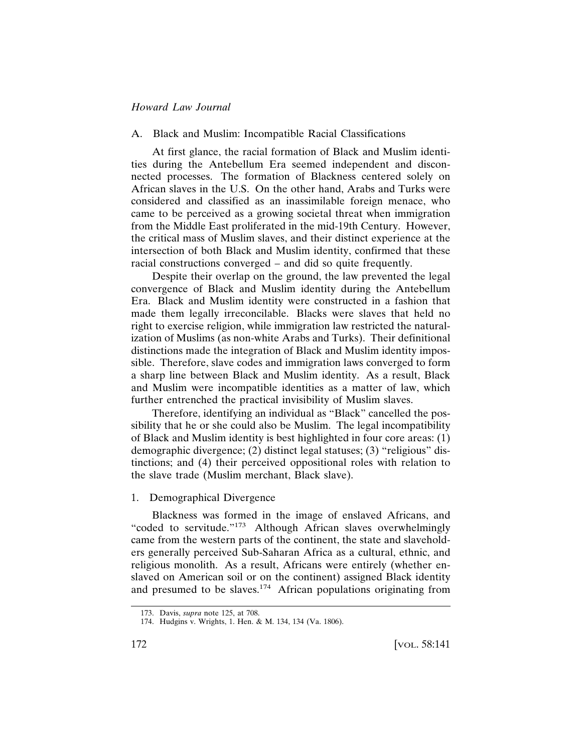### A. Black and Muslim: Incompatible Racial Classifications

At first glance, the racial formation of Black and Muslim identities during the Antebellum Era seemed independent and disconnected processes. The formation of Blackness centered solely on African slaves in the U.S. On the other hand, Arabs and Turks were considered and classified as an inassimilable foreign menace, who came to be perceived as a growing societal threat when immigration from the Middle East proliferated in the mid-19th Century. However, the critical mass of Muslim slaves, and their distinct experience at the intersection of both Black and Muslim identity, confirmed that these racial constructions converged – and did so quite frequently.

Despite their overlap on the ground, the law prevented the legal convergence of Black and Muslim identity during the Antebellum Era. Black and Muslim identity were constructed in a fashion that made them legally irreconcilable. Blacks were slaves that held no right to exercise religion, while immigration law restricted the naturalization of Muslims (as non-white Arabs and Turks). Their definitional distinctions made the integration of Black and Muslim identity impossible. Therefore, slave codes and immigration laws converged to form a sharp line between Black and Muslim identity. As a result, Black and Muslim were incompatible identities as a matter of law, which further entrenched the practical invisibility of Muslim slaves.

Therefore, identifying an individual as "Black" cancelled the possibility that he or she could also be Muslim. The legal incompatibility of Black and Muslim identity is best highlighted in four core areas: (1) demographic divergence; (2) distinct legal statuses; (3) "religious" distinctions; and (4) their perceived oppositional roles with relation to the slave trade (Muslim merchant, Black slave).

#### 1. Demographical Divergence

Blackness was formed in the image of enslaved Africans, and "coded to servitude."[173] Although African slaves overwhelmingly came from the western parts of the continent, the state and slaveholders generally perceived Sub-Saharan Africa as a cultural, ethnic, and religious monolith. As a result, Africans were entirely (whether enslaved on American soil or on the continent) assigned Black identity and presumed to be slaves.[174] African populations originating from

---

173. Davis, *supra* note 125, at 708.

174. Hudgins v. Wrights, 1. Hen. & M. 134, 134 (Va. 1806).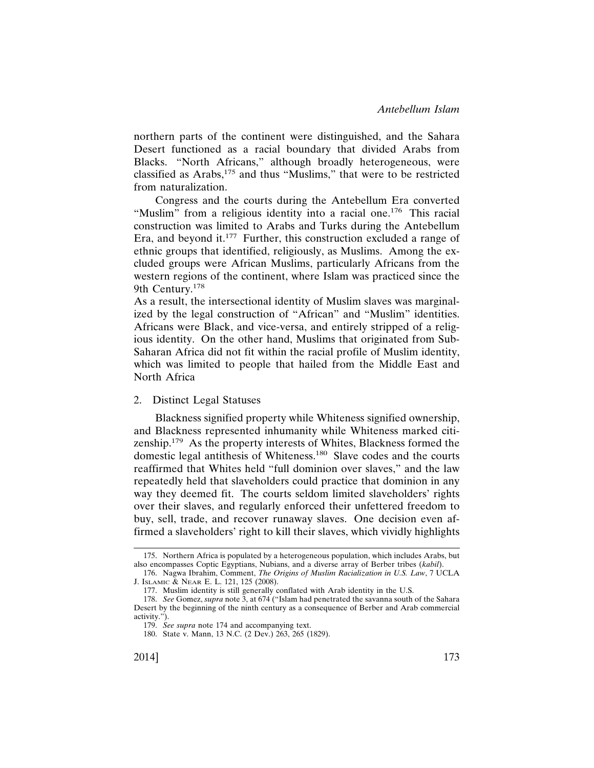northern parts of the continent were distinguished, and the Sahara Desert functioned as a racial boundary that divided Arabs from Blacks. "North Africans," although broadly heterogeneous, were classified as Arabs,[175] and thus "Muslims," that were to be restricted from naturalization.

Congress and the courts during the Antebellum Era converted "Muslim" from a religious identity into a racial one.[176] This racial construction was limited to Arabs and Turks during the Antebellum Era, and beyond it.[177] Further, this construction excluded a range of ethnic groups that identified, religiously, as Muslims. Among the excluded groups were African Muslims, particularly Africans from the western regions of the continent, where Islam was practiced since the 9th Century.[178]

As a result, the intersectional identity of Muslim slaves was marginalized by the legal construction of "African" and "Muslim" identities. Africans were Black, and vice-versa, and entirely stripped of a religious identity. On the other hand, Muslims that originated from Sub-Saharan Africa did not fit within the racial profile of Muslim identity, which was limited to people that hailed from the Middle East and North Africa

### 2. Distinct Legal Statuses

Blackness signified property while Whiteness signified ownership, and Blackness represented inhumanity while Whiteness marked citizenship.[179] As the property interests of Whites, Blackness formed the domestic legal antithesis of Whiteness.[180] Slave codes and the courts reaffirmed that Whites held "full dominion over slaves," and the law repeatedly held that slaveholders could practice that dominion in any way they deemed fit. The courts seldom limited slaveholders' rights over their slaves, and regularly enforced their unfettered freedom to buy, sell, trade, and recover runaway slaves. One decision even affirmed a slaveholders' right to kill their slaves, which vividly highlights

---

175. Northern Africa is populated by a heterogeneous population, which includes Arabs, but also encompasses Coptic Egyptians, Nubians, and a diverse array of Berber tribes (*kabil*).

176. Nagwa Ibrahim, Comment, *The Origins of Muslim Racialization in U.S. Law*, 7 UCLA J. Islamic & Near E. L. 121, 125 (2008).

177. Muslim identity is still generally conflated with Arab identity in the U.S.

178. *See* Gomez, *supra* note 3, at 674 ("Islam had penetrated the savanna south of the Sahara Desert by the beginning of the ninth century as a consequence of Berber and Arab commercial activity.").

179. *See supra* note 174 and accompanying text.

180. State v. Mann, 13 N.C. (2 Dev.) 263, 265 (1829).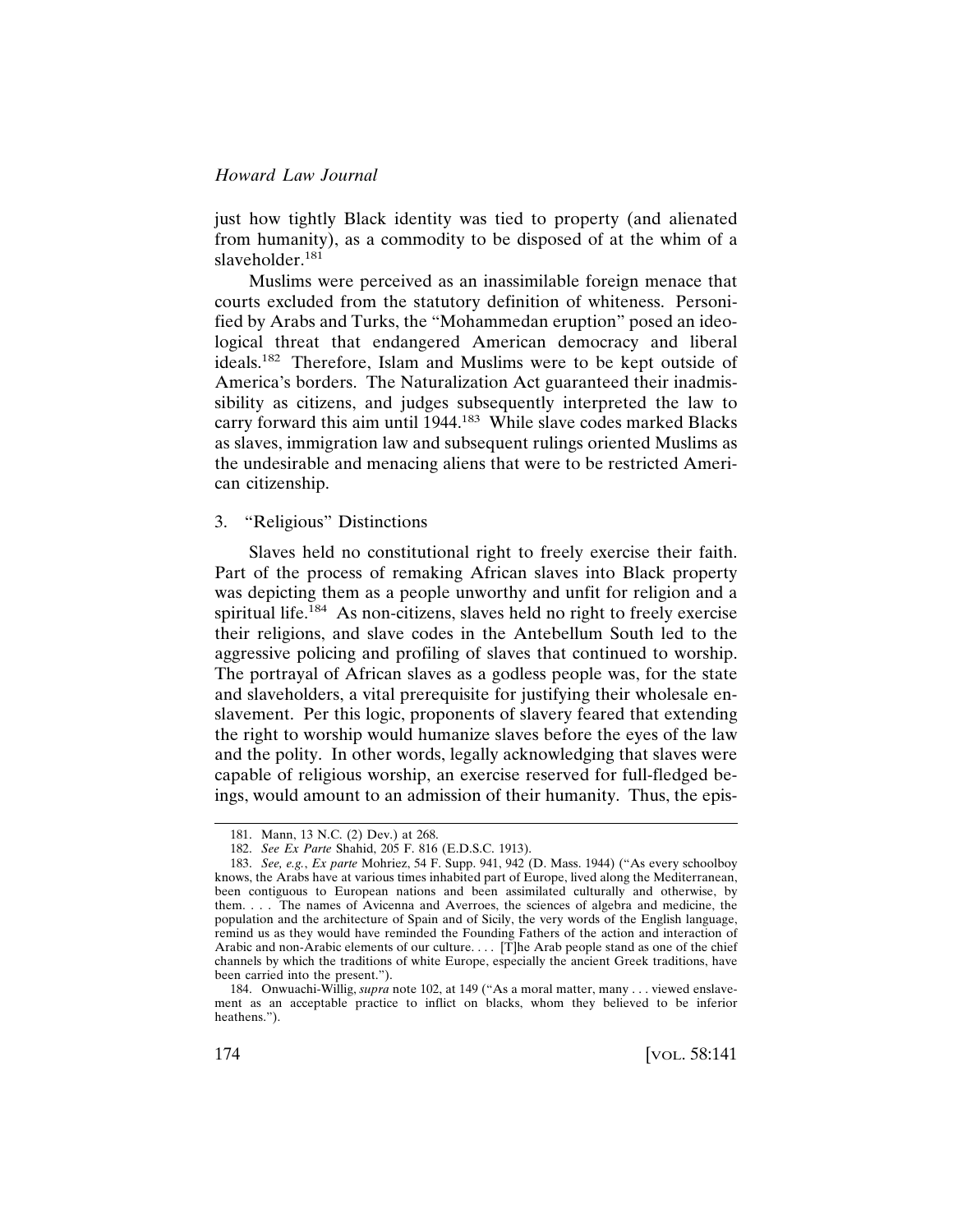just how tightly Black identity was tied to property (and alienated from humanity), as a commodity to be disposed of at the whim of a slaveholder.[181]

Muslims were perceived as an inassimilable foreign menace that courts excluded from the statutory definition of whiteness. Personified by Arabs and Turks, the "Mohammedan eruption" posed an ideological threat that endangered American democracy and liberal ideals.[182] Therefore, Islam and Muslims were to be kept outside of America's borders. The Naturalization Act guaranteed their inadmissibility as citizens, and judges subsequently interpreted the law to carry forward this aim until 1944.[183] While slave codes marked Blacks as slaves, immigration law and subsequent rulings oriented Muslims as the undesirable and menacing aliens that were to be restricted American citizenship.

3. "Religious" Distinctions

Slaves held no constitutional right to freely exercise their faith. Part of the process of remaking African slaves into Black property was depicting them as a people unworthy and unfit for religion and a spiritual life.[184] As non-citizens, slaves held no right to freely exercise their religions, and slave codes in the Antebellum South led to the aggressive policing and profiling of slaves that continued to worship. The portrayal of African slaves as a godless people was, for the state and slaveholders, a vital prerequisite for justifying their wholesale enslavement. Per this logic, proponents of slavery feared that extending the right to worship would humanize slaves before the eyes of the law and the polity. In other words, legally acknowledging that slaves were capable of religious worship, an exercise reserved for full-fledged beings, would amount to an admission of their humanity. Thus, the epis-

---

181. Mann, 13 N.C. (2) Dev.) at 268.

182. *See Ex Parte* Shahid, 205 F. 816 (E.D.S.C. 1913).

183. *See, e.g.*, *Ex parte* Mohriez, 54 F. Supp. 941, 942 (D. Mass. 1944) ("As every schoolboy knows, the Arabs have at various times inhabited part of Europe, lived along the Mediterranean, been contiguous to European nations and been assimilated culturally and otherwise, by them. . . . The names of Avicenna and Averroes, the sciences of algebra and medicine, the population and the architecture of Spain and of Sicily, the very words of the English language, remind us as they would have reminded the Founding Fathers of the action and interaction of Arabic and non-Arabic elements of our culture. . . . [T]he Arab people stand as one of the chief channels by which the traditions of white Europe, especially the ancient Greek traditions, have been carried into the present.").

184. Onwuachi-Willig, *supra* note 102, at 149 ("As a moral matter, many . . . viewed enslavement as an acceptable practice to inflict on blacks, whom they believed to be inferior heathens.").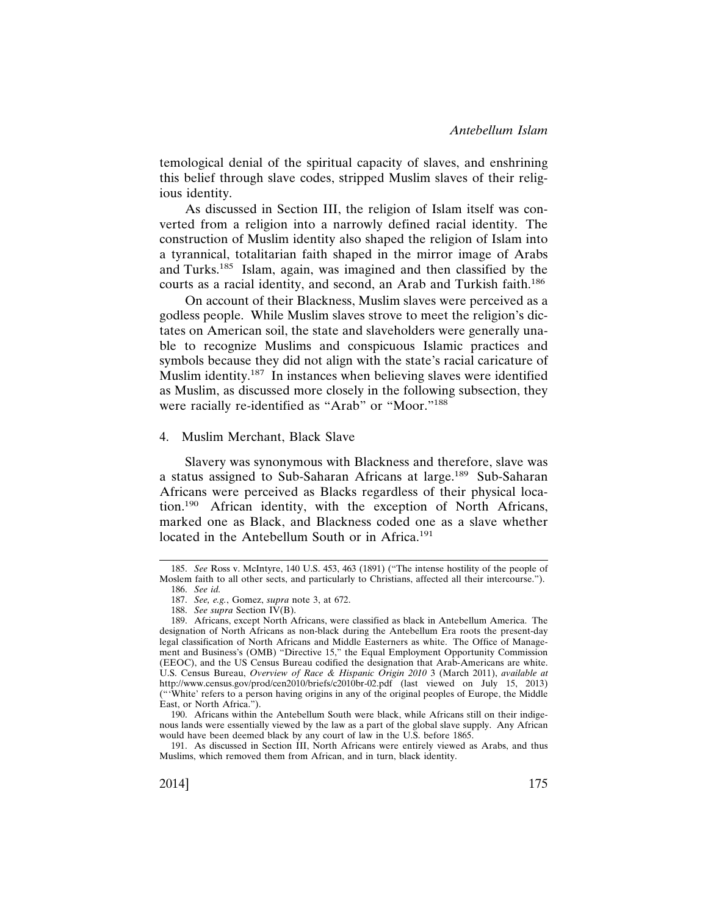temological denial of the spiritual capacity of slaves, and enshrining this belief through slave codes, stripped Muslim slaves of their religious identity.

As discussed in Section III, the religion of Islam itself was converted from a religion into a narrowly defined racial identity. The construction of Muslim identity also shaped the religion of Islam into a tyrannical, totalitarian faith shaped in the mirror image of Arabs and Turks.[185] Islam, again, was imagined and then classified by the courts as a racial identity, and second, an Arab and Turkish faith.[186]

On account of their Blackness, Muslim slaves were perceived as a godless people. While Muslim slaves strove to meet the religion's dictates on American soil, the state and slaveholders were generally unable to recognize Muslims and conspicuous Islamic practices and symbols because they did not align with the state's racial caricature of Muslim identity.[187] In instances when believing slaves were identified as Muslim, as discussed more closely in the following subsection, they were racially re-identified as "Arab" or "Moor."[188]

#### 4. Muslim Merchant, Black Slave

Slavery was synonymous with Blackness and therefore, slave was a status assigned to Sub-Saharan Africans at large.[189] Sub-Saharan Africans were perceived as Blacks regardless of their physical location.[190] African identity, with the exception of North Africans, marked one as Black, and Blackness coded one as a slave whether located in the Antebellum South or in Africa.[191]

---

185. *See* Ross v. McIntyre, 140 U.S. 453, 463 (1891) ("The intense hostility of the people of Moslem faith to all other sects, and particularly to Christians, affected all their intercourse.").

186. *See id.*

187. *See, e.g.*, Gomez, *supra* note 3, at 672.

188. *See supra* Section IV(B).

189. Africans, except North Africans, were classified as black in Antebellum America. The designation of North Africans as non-black during the Antebellum Era roots the present-day legal classification of North Africans and Middle Easterners as white. The Office of Management and Business's (OMB) "Directive 15," the Equal Employment Opportunity Commission (EEOC), and the US Census Bureau codified the designation that Arab-Americans are white. U.S. Census Bureau, *Overview of Race & Hispanic Origin 2010* 3 (March 2011), *available at* http://www.census.gov/prod/cen2010/briefs/c2010br-02.pdf (last viewed on July 15, 2013) ("'White' refers to a person having origins in any of the original peoples of Europe, the Middle East, or North Africa.").

190. Africans within the Antebellum South were black, while Africans still on their indigenous lands were essentially viewed by the law as a part of the global slave supply. Any African would have been deemed black by any court of law in the U.S. before 1865.

191. As discussed in Section III, North Africans were entirely viewed as Arabs, and thus Muslims, which removed them from African, and in turn, black identity.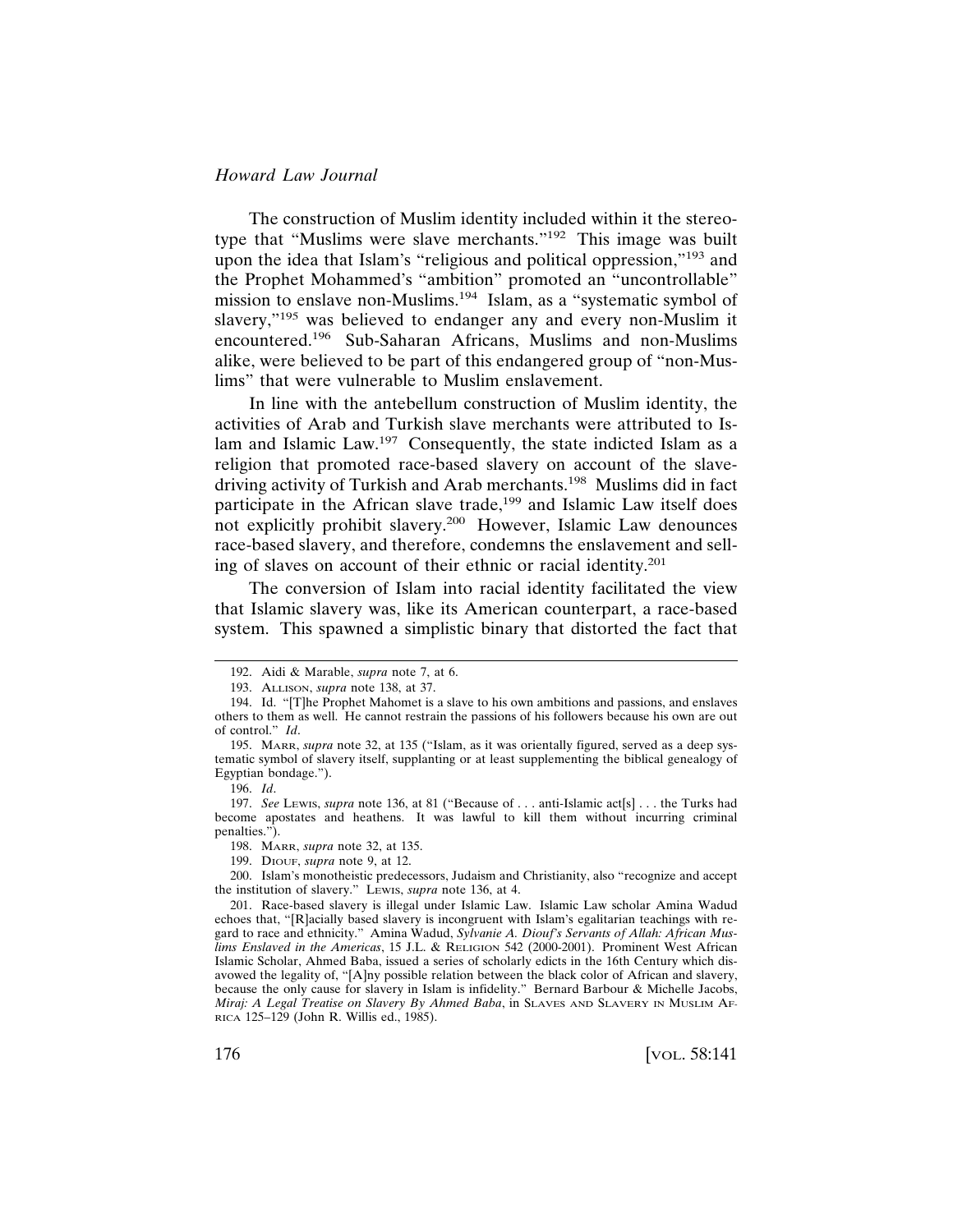The construction of Muslim identity included within it the stereotype that "Muslims were slave merchants."[192] This image was built upon the idea that Islam's "religious and political oppression,"[193] and the Prophet Mohammed's "ambition" promoted an "uncontrollable" mission to enslave non-Muslims.[194] Islam, as a "systematic symbol of slavery,"[195] was believed to endanger any and every non-Muslim it encountered.[196] Sub-Saharan Africans, Muslims and non-Muslims alike, were believed to be part of this endangered group of "non-Muslims" that were vulnerable to Muslim enslavement.

In line with the antebellum construction of Muslim identity, the activities of Arab and Turkish slave merchants were attributed to Islam and Islamic Law.[197] Consequently, the state indicted Islam as a religion that promoted race-based slavery on account of the slave-driving activity of Turkish and Arab merchants.[198] Muslims did in fact participate in the African slave trade,[199] and Islamic Law itself does not explicitly prohibit slavery.[200] However, Islamic Law denounces race-based slavery, and therefore, condemns the enslavement and selling of slaves on account of their ethnic or racial identity.[201]

The conversion of Islam into racial identity facilitated the view that Islamic slavery was, like its American counterpart, a race-based system. This spawned a simplistic binary that distorted the fact that

---

192. Aidi & Marable, *supra* note 7, at 6.

193. ALLISON, *supra* note 138, at 37.

194. Id. "[T]he Prophet Mahomet is a slave to his own ambitions and passions, and enslaves others to them as well. He cannot restrain the passions of his followers because his own are out of control." *Id*.

195. MARR, *supra* note 32, at 135 ("Islam, as it was orientally figured, served as a deep systematic symbol of slavery itself, supplanting or at least supplementing the biblical genealogy of Egyptian bondage.").

196. *Id*.

197. *See* LEWIS, *supra* note 136, at 81 ("Because of . . . anti-Islamic act[s] . . . the Turks had become apostates and heathens. It was lawful to kill them without incurring criminal penalties.").

198. MARR, *supra* note 32, at 135.

199. DIOUF, *supra* note 9, at 12.

200. Islam's monotheistic predecessors, Judaism and Christianity, also "recognize and accept the institution of slavery." LEWIS, *supra* note 136, at 4.

201. Race-based slavery is illegal under Islamic Law. Islamic Law scholar Amina Wadud echoes that, "[R]acially based slavery is incongruent with Islam's egalitarian teachings with regard to race and ethnicity." Amina Wadud, *Sylvanie A. Diouf's Servants of Allah: African Muslims Enslaved in the Americas*, 15 J.L. & RELIGION 542 (2000-2001). Prominent West African Islamic Scholar, Ahmed Baba, issued a series of scholarly edicts in the 16th Century which disavowed the legality of, "[A]ny possible relation between the black color of African and slavery, because the only cause for slavery in Islam is infidelity." Bernard Barbour & Michelle Jacobs, *Miraj: A Legal Treatise on Slavery By Ahmed Baba*, in SLAVES AND SLAVERY IN MUSLIM AFRICA 125–129 (John R. Willis ed., 1985).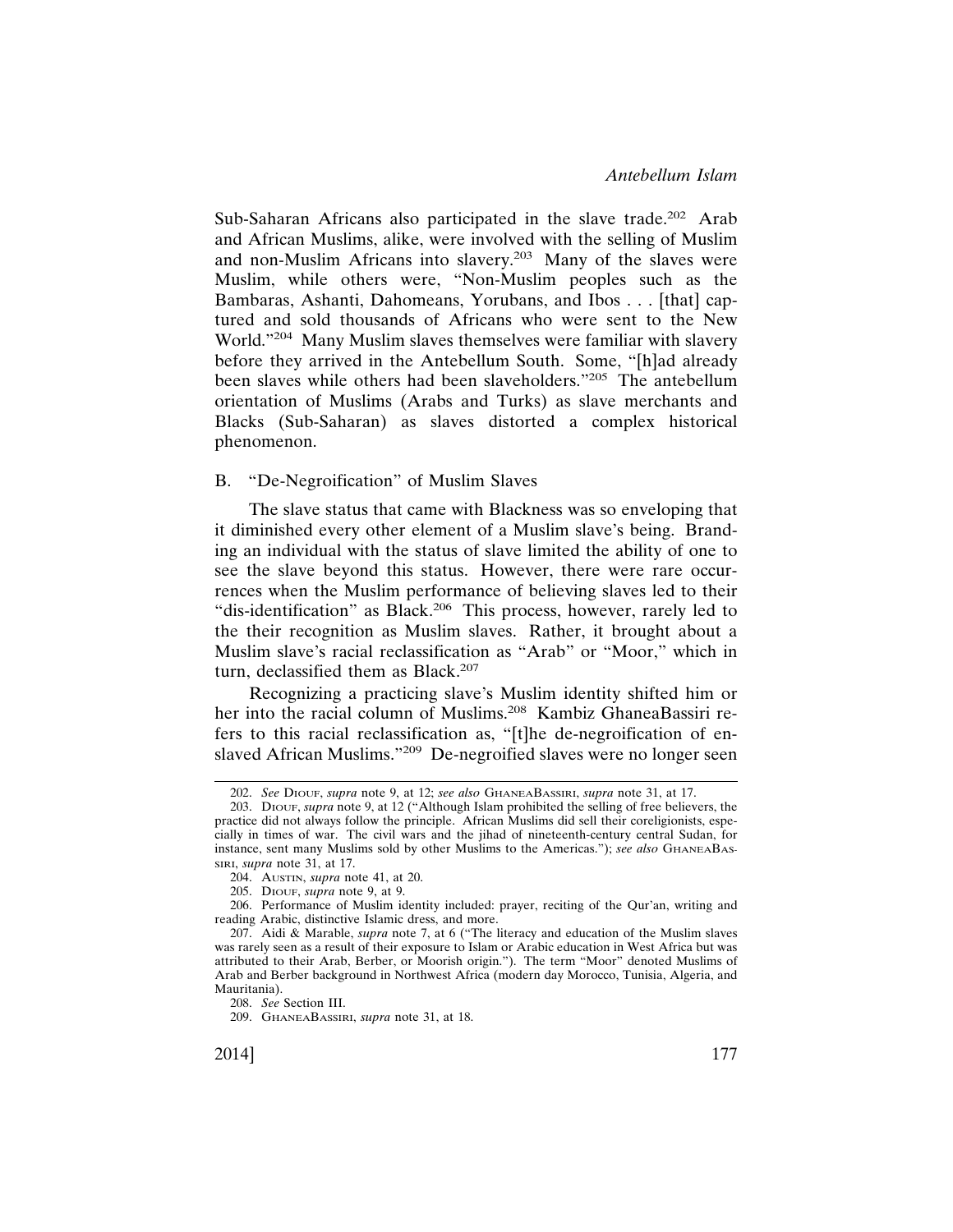Sub-Saharan Africans also participated in the slave trade.[202] Arab and African Muslims, alike, were involved with the selling of Muslim and non-Muslim Africans into slavery.[203] Many of the slaves were Muslim, while others were, "Non-Muslim peoples such as the Bambaras, Ashanti, Dahomeans, Yorubans, and Ibos . . . [that] captured and sold thousands of Africans who were sent to the New World."[204] Many Muslim slaves themselves were familiar with slavery before they arrived in the Antebellum South. Some, "[h]ad already been slaves while others had been slaveholders."[205] The antebellum orientation of Muslims (Arabs and Turks) as slave merchants and Blacks (Sub-Saharan) as slaves distorted a complex historical phenomenon.

## B. "De-Negroification" of Muslim Slaves

The slave status that came with Blackness was so enveloping that it diminished every other element of a Muslim slave's being. Branding an individual with the status of slave limited the ability of one to see the slave beyond this status. However, there were rare occurrences when the Muslim performance of believing slaves led to their "dis-identification" as Black.[206] This process, however, rarely led to the their recognition as Muslim slaves. Rather, it brought about a Muslim slave's racial reclassification as "Arab" or "Moor," which in turn, declassified them as Black.[207]

Recognizing a practicing slave's Muslim identity shifted him or her into the racial column of Muslims.[208] Kambiz GhaneaBassiri refers to this racial reclassification as, "[t]he de-negroification of enslaved African Muslims."[209] De-negroified slaves were no longer seen

---

202. *See* Diouf, *supra* note 9, at 12; *see also* GhaneaBassiri, *supra* note 31, at 17.

203. Diouf, *supra* note 9, at 12 ("Although Islam prohibited the selling of free believers, the practice did not always follow the principle. African Muslims did sell their coreligionists, especially in times of war. The civil wars and the jihad of nineteenth-century central Sudan, for instance, sent many Muslims sold by other Muslims to the Americas."); *see also* GhaneaBassiri, *supra* note 31, at 17.

204. Austin, *supra* note 41, at 20.

205. Diouf, *supra* note 9, at 9.

206. Performance of Muslim identity included: prayer, reciting of the Qur'an, writing and reading Arabic, distinctive Islamic dress, and more.

207. Aidi & Marable, *supra* note 7, at 6 ("The literacy and education of the Muslim slaves was rarely seen as a result of their exposure to Islam or Arabic education in West Africa but was attributed to their Arab, Berber, or Moorish origin."). The term "Moor" denoted Muslims of Arab and Berber background in Northwest Africa (modern day Morocco, Tunisia, Algeria, and Mauritania).

208. *See* Section III.

209. GhaneaBassiri, *supra* note 31, at 18.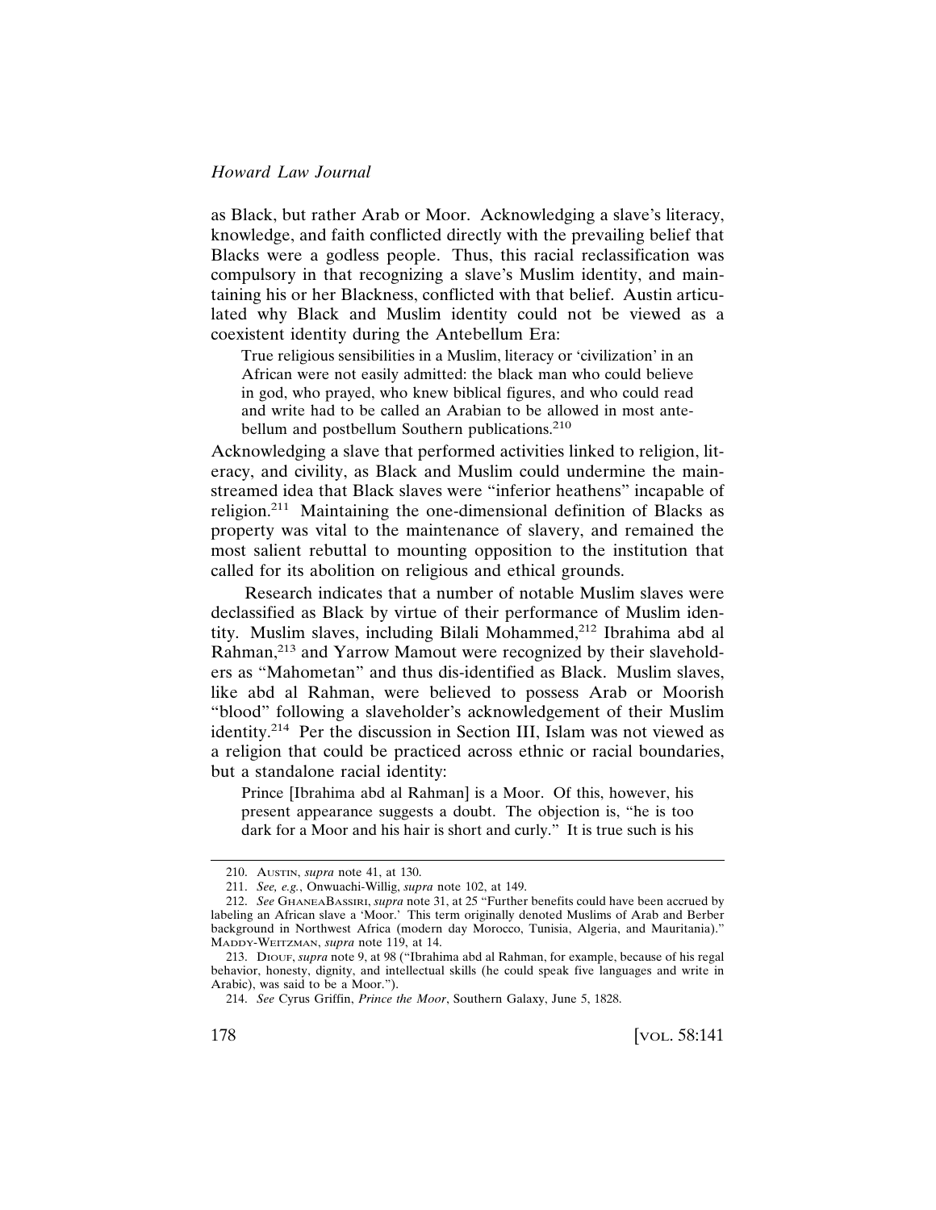as Black, but rather Arab or Moor. Acknowledging a slave's literacy, knowledge, and faith conflicted directly with the prevailing belief that Blacks were a godless people. Thus, this racial reclassification was compulsory in that recognizing a slave's Muslim identity, and maintaining his or her Blackness, conflicted with that belief. Austin articulated why Black and Muslim identity could not be viewed as a coexistent identity during the Antebellum Era:

> True religious sensibilities in a Muslim, literacy or 'civilization' in an African were not easily admitted: the black man who could believe in god, who prayed, who knew biblical figures, and who could read and write had to be called an Arabian to be allowed in most antebellum and postbellum Southern publications.[210]

Acknowledging a slave that performed activities linked to religion, literacy, and civility, as Black and Muslim could undermine the mainstreamed idea that Black slaves were "inferior heathens" incapable of religion.[211] Maintaining the one-dimensional definition of Blacks as property was vital to the maintenance of slavery, and remained the most salient rebuttal to mounting opposition to the institution that called for its abolition on religious and ethical grounds.

Research indicates that a number of notable Muslim slaves were declassified as Black by virtue of their performance of Muslim identity. Muslim slaves, including Bilali Mohammed,[212] Ibrahima abd al Rahman,[213] and Yarrow Mamout were recognized by their slaveholders as "Mahometan" and thus dis-identified as Black. Muslim slaves, like abd al Rahman, were believed to possess Arab or Moorish "blood" following a slaveholder's acknowledgement of their Muslim identity.[214] Per the discussion in Section III, Islam was not viewed as a religion that could be practiced across ethnic or racial boundaries, but a standalone racial identity:

> Prince [Ibrahima abd al Rahman] is a Moor. Of this, however, his present appearance suggests a doubt. The objection is, "he is too dark for a Moor and his hair is short and curly." It is true such is his

210. AUSTIN, *supra* note 41, at 130.

211. *See, e.g.*, Onwuachi-Willig, *supra* note 102, at 149.

212. *See* GHANEABASSIRI, *supra* note 31, at 25 "Further benefits could have been accrued by labeling an African slave a 'Moor.' This term originally denoted Muslims of Arab and Berber background in Northwest Africa (modern day Morocco, Tunisia, Algeria, and Mauritania)." MADDY-WEITZMAN, *supra* note 119, at 14.

213. DIOUF, *supra* note 9, at 98 ("Ibrahima abd al Rahman, for example, because of his regal behavior, honesty, dignity, and intellectual skills (he could speak five languages and write in Arabic), was said to be a Moor.").

214. *See* Cyrus Griffin, *Prince the Moor*, Southern Galaxy, June 5, 1828.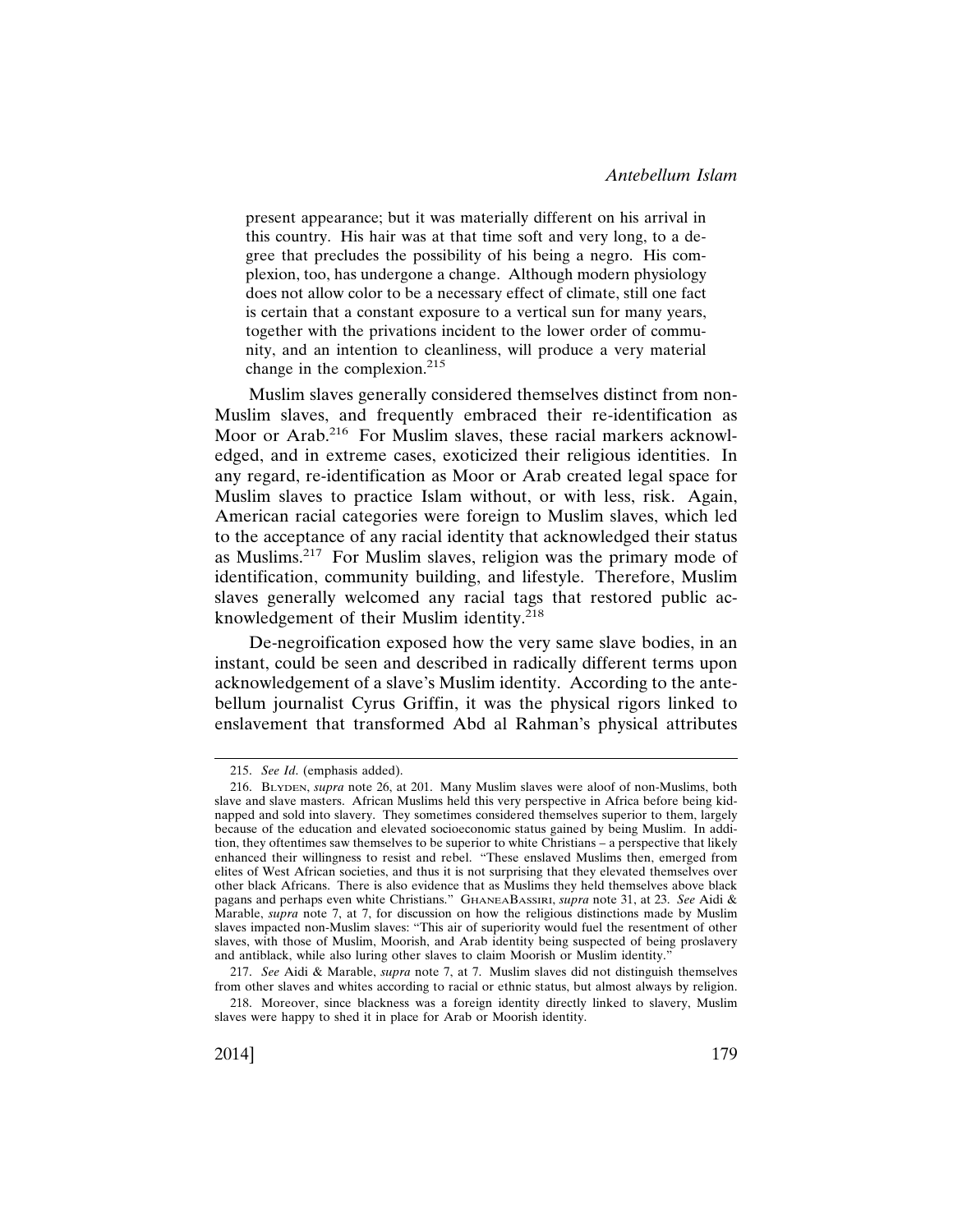present appearance; but it was materially different on his arrival in this country. His hair was at that time soft and very long, to a degree that precludes the possibility of his being a negro. His complexion, too, has undergone a change. Although modern physiology does not allow color to be a necessary effect of climate, still one fact is certain that a constant exposure to a vertical sun for many years, together with the privations incident to the lower order of community, and an intention to cleanliness, will produce a very material change in the complexion.[215]

Muslim slaves generally considered themselves distinct from non-Muslim slaves, and frequently embraced their re-identification as Moor or Arab.[216] For Muslim slaves, these racial markers acknowledged, and in extreme cases, exoticized their religious identities. In any regard, re-identification as Moor or Arab created legal space for Muslim slaves to practice Islam without, or with less, risk. Again, American racial categories were foreign to Muslim slaves, which led to the acceptance of any racial identity that acknowledged their status as Muslims.[217] For Muslim slaves, religion was the primary mode of identification, community building, and lifestyle. Therefore, Muslim slaves generally welcomed any racial tags that restored public acknowledgement of their Muslim identity.[218]

De-negroification exposed how the very same slave bodies, in an instant, could be seen and described in radically different terms upon acknowledgement of a slave's Muslim identity. According to the antebellum journalist Cyrus Griffin, it was the physical rigors linked to enslavement that transformed Abd al Rahman's physical attributes

---

215. *See Id.* (emphasis added).

216. Blyden, *supra* note 26, at 201. Many Muslim slaves were aloof of non-Muslims, both slave and slave masters. African Muslims held this very perspective in Africa before being kidnapped and sold into slavery. They sometimes considered themselves superior to them, largely because of the education and elevated socioeconomic status gained by being Muslim. In addition, they oftentimes saw themselves to be superior to white Christians – a perspective that likely enhanced their willingness to resist and rebel. "These enslaved Muslims then, emerged from elites of West African societies, and thus it is not surprising that they elevated themselves over other black Africans. There is also evidence that as Muslims they held themselves above black pagans and perhaps even white Christians." GhaneaBassiri, *supra* note 31, at 23. *See* Aidi & Marable, *supra* note 7, at 7, for discussion on how the religious distinctions made by Muslim slaves impacted non-Muslim slaves: "This air of superiority would fuel the resentment of other slaves, with those of Muslim, Moorish, and Arab identity being suspected of being proslavery and antiblack, while also luring other slaves to claim Moorish or Muslim identity."

217. *See* Aidi & Marable, *supra* note 7, at 7. Muslim slaves did not distinguish themselves from other slaves and whites according to racial or ethnic status, but almost always by religion.

218. Moreover, since blackness was a foreign identity directly linked to slavery, Muslim slaves were happy to shed it in place for Arab or Moorish identity.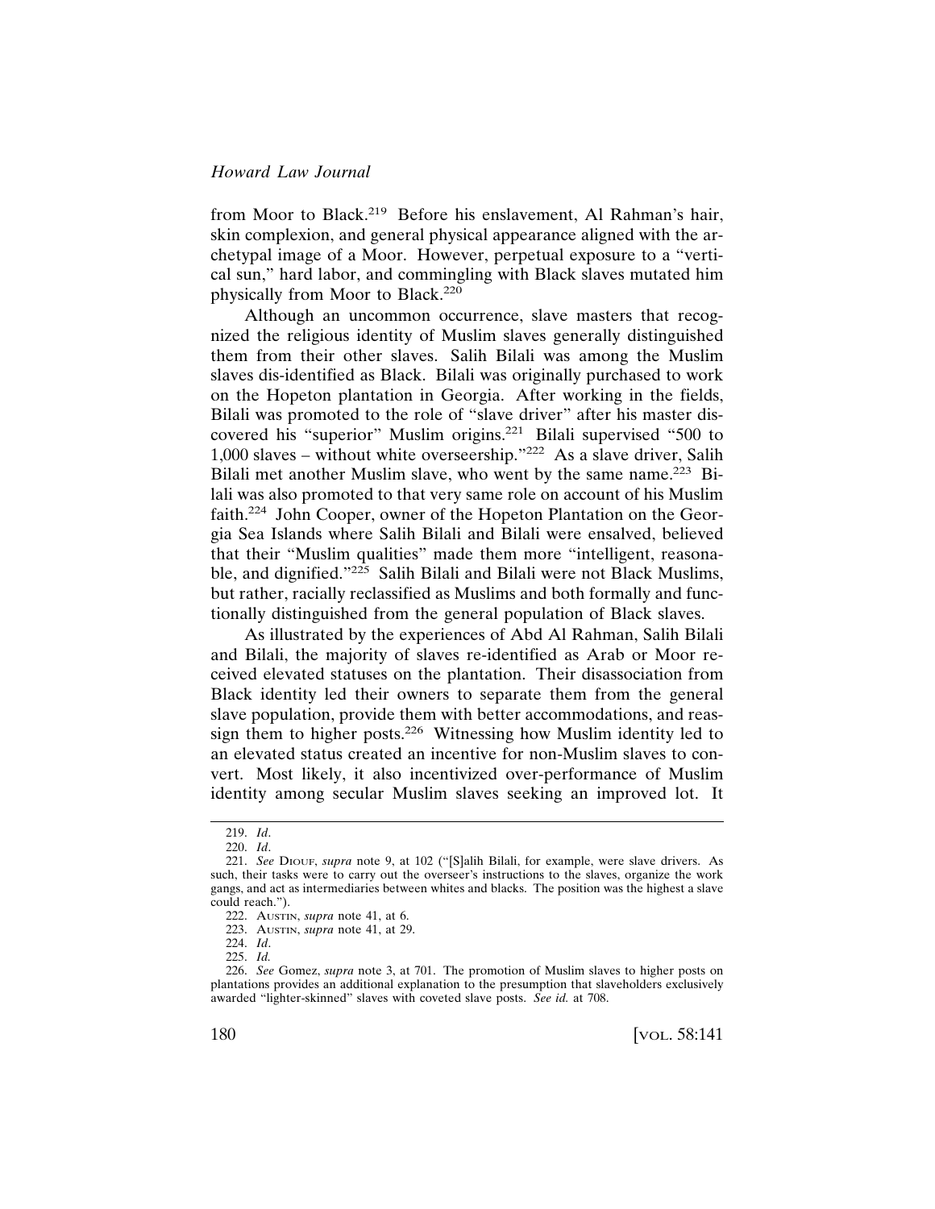from Moor to Black.[219] Before his enslavement, Al Rahman's hair, skin complexion, and general physical appearance aligned with the archetypal image of a Moor. However, perpetual exposure to a "vertical sun," hard labor, and commingling with Black slaves mutated him physically from Moor to Black.[220]

Although an uncommon occurrence, slave masters that recognized the religious identity of Muslim slaves generally distinguished them from their other slaves. Salih Bilali was among the Muslim slaves dis-identified as Black. Bilali was originally purchased to work on the Hopeton plantation in Georgia. After working in the fields, Bilali was promoted to the role of "slave driver" after his master discovered his "superior" Muslim origins.[221] Bilali supervised "500 to 1,000 slaves – without white overseership."[222] As a slave driver, Salih Bilali met another Muslim slave, who went by the same name.[223] Bilali was also promoted to that very same role on account of his Muslim faith.[224] John Cooper, owner of the Hopeton Plantation on the Georgia Sea Islands where Salih Bilali and Bilali were ensalved, believed that their "Muslim qualities" made them more "intelligent, reasonable, and dignified."[225] Salih Bilali and Bilali were not Black Muslims, but rather, racially reclassified as Muslims and both formally and functionally distinguished from the general population of Black slaves.

As illustrated by the experiences of Abd Al Rahman, Salih Bilali and Bilali, the majority of slaves re-identified as Arab or Moor received elevated statuses on the plantation. Their disassociation from Black identity led their owners to separate them from the general slave population, provide them with better accommodations, and reassign them to higher posts.[226] Witnessing how Muslim identity led to an elevated status created an incentive for non-Muslim slaves to convert. Most likely, it also incentivized over-performance of Muslim identity among secular Muslim slaves seeking an improved lot. It

---

219. *Id*.

220. *Id*.

221. *See* Diouf, *supra* note 9, at 102 ("[S]alih Bilali, for example, were slave drivers. As such, their tasks were to carry out the overseer's instructions to the slaves, organize the work gangs, and act as intermediaries between whites and blacks. The position was the highest a slave could reach.").

222. Austin, *supra* note 41, at 6.

223. Austin, *supra* note 41, at 29.

224. *Id*.

225. *Id.*

226. *See* Gomez, *supra* note 3, at 701. The promotion of Muslim slaves to higher posts on plantations provides an additional explanation to the presumption that slaveholders exclusively awarded "lighter-skinned" slaves with coveted slave posts. *See id.* at 708.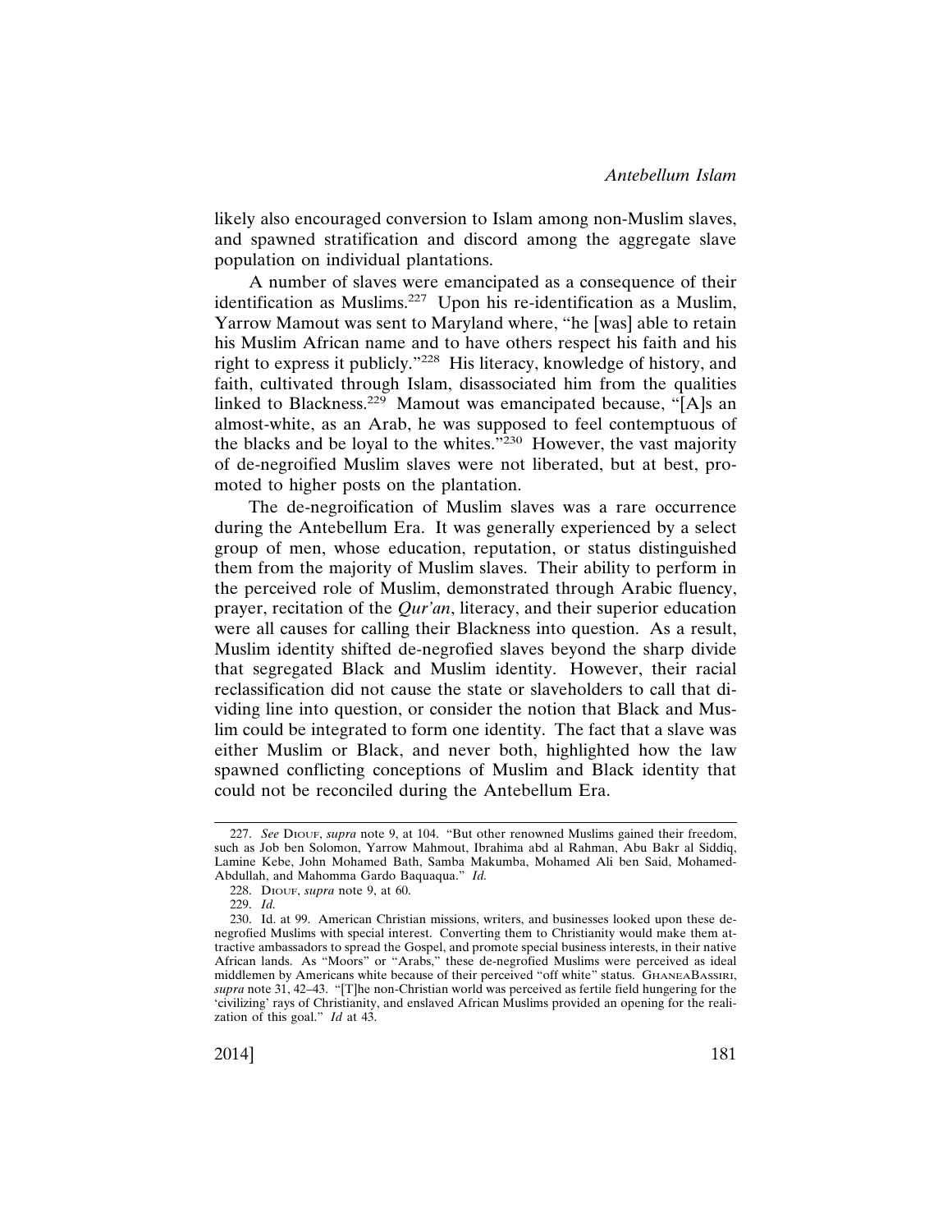likely also encouraged conversion to Islam among non-Muslim slaves, and spawned stratification and discord among the aggregate slave population on individual plantations.

A number of slaves were emancipated as a consequence of their identification as Muslims.[227] Upon his re-identification as a Muslim, Yarrow Mamout was sent to Maryland where, "he [was] able to retain his Muslim African name and to have others respect his faith and his right to express it publicly."[228] His literacy, knowledge of history, and faith, cultivated through Islam, disassociated him from the qualities linked to Blackness.[229] Mamout was emancipated because, "[A]s an almost-white, as an Arab, he was supposed to feel contemptuous of the blacks and be loyal to the whites."[230] However, the vast majority of de-negroified Muslim slaves were not liberated, but at best, promoted to higher posts on the plantation.

The de-negroification of Muslim slaves was a rare occurrence during the Antebellum Era. It was generally experienced by a select group of men, whose education, reputation, or status distinguished them from the majority of Muslim slaves. Their ability to perform in the perceived role of Muslim, demonstrated through Arabic fluency, prayer, recitation of the *Qur'an*, literacy, and their superior education were all causes for calling their Blackness into question. As a result, Muslim identity shifted de-negrofied slaves beyond the sharp divide that segregated Black and Muslim identity. However, their racial reclassification did not cause the state or slaveholders to call that dividing line into question, or consider the notion that Black and Muslim could be integrated to form one identity. The fact that a slave was either Muslim or Black, and never both, highlighted how the law spawned conflicting conceptions of Muslim and Black identity that could not be reconciled during the Antebellum Era.

---

227. *See* Diouf, *supra* note 9, at 104. "But other renowned Muslims gained their freedom, such as Job ben Solomon, Yarrow Mahmout, Ibrahima abd al Rahman, Abu Bakr al Siddiq, Lamine Kebe, John Mohamed Bath, Samba Makumba, Mohamed Ali ben Said, Mohamed-Abdullah, and Mahommа Gardo Baquaqua." *Id.*

228. Diouf, *supra* note 9, at 60.

229. *Id.*

230. Id. at 99. American Christian missions, writers, and businesses looked upon these de-negrofied Muslims with special interest. Converting them to Christianity would make them attractive ambassadors to spread the Gospel, and promote special business interests, in their native African lands. As "Moors" or "Arabs," these de-negrofied Muslims were perceived as ideal middlemen by Americans white because of their perceived "off white" status. GhaneaBassiri, *supra* note 31, 42–43. "[T]he non-Christian world was perceived as fertile field hungering for the 'civilizing' rays of Christianity, and enslaved African Muslims provided an opening for the realization of this goal." *Id* at 43.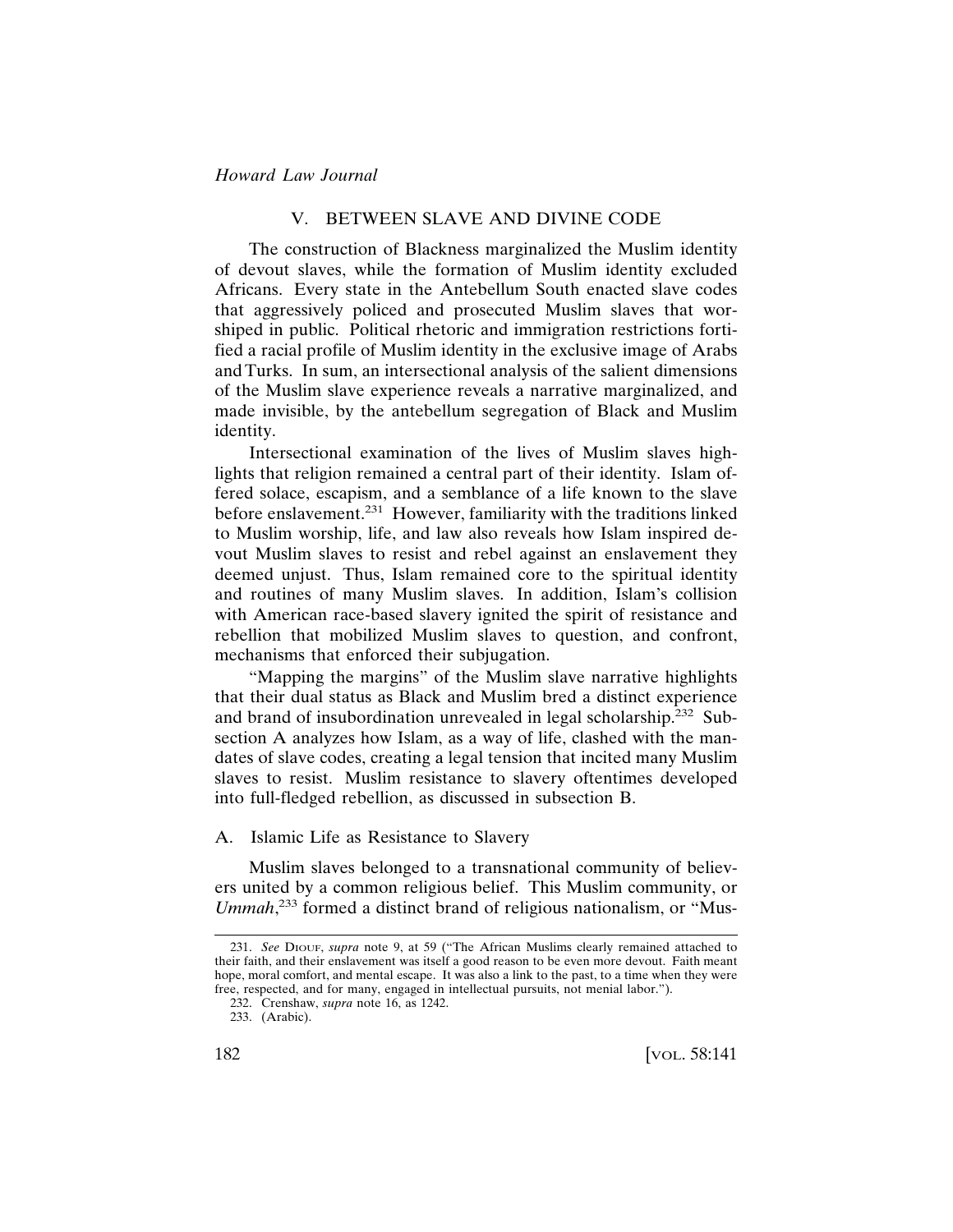## V. BETWEEN SLAVE AND DIVINE CODE

The construction of Blackness marginalized the Muslim identity of devout slaves, while the formation of Muslim identity excluded Africans. Every state in the Antebellum South enacted slave codes that aggressively policed and prosecuted Muslim slaves that worshiped in public. Political rhetoric and immigration restrictions fortified a racial profile of Muslim identity in the exclusive image of Arabs and Turks. In sum, an intersectional analysis of the salient dimensions of the Muslim slave experience reveals a narrative marginalized, and made invisible, by the antebellum segregation of Black and Muslim identity.

Intersectional examination of the lives of Muslim slaves highlights that religion remained a central part of their identity. Islam offered solace, escapism, and a semblance of a life known to the slave before enslavement.[231] However, familiarity with the traditions linked to Muslim worship, life, and law also reveals how Islam inspired devout Muslim slaves to resist and rebel against an enslavement they deemed unjust. Thus, Islam remained core to the spiritual identity and routines of many Muslim slaves. In addition, Islam's collision with American race-based slavery ignited the spirit of resistance and rebellion that mobilized Muslim slaves to question, and confront, mechanisms that enforced their subjugation.

"Mapping the margins" of the Muslim slave narrative highlights that their dual status as Black and Muslim bred a distinct experience and brand of insubordination unrevealed in legal scholarship.[232] Subsection A analyzes how Islam, as a way of life, clashed with the mandates of slave codes, creating a legal tension that incited many Muslim slaves to resist. Muslim resistance to slavery oftentimes developed into full-fledged rebellion, as discussed in subsection B.

### A. Islamic Life as Resistance to Slavery

Muslim slaves belonged to a transnational community of believers united by a common religious belief. This Muslim community, or *Ummah*,[233] formed a distinct brand of religious nationalism, or "Mus-

---

231. *See* DIOUF, *supra* note 9, at 59 ("The African Muslims clearly remained attached to their faith, and their enslavement was itself a good reason to be even more devout. Faith meant hope, moral comfort, and mental escape. It was also a link to the past, to a time when they were free, respected, and for many, engaged in intellectual pursuits, not menial labor.").

232. Crenshaw, *supra* note 16, as 1242.

233. (Arabic).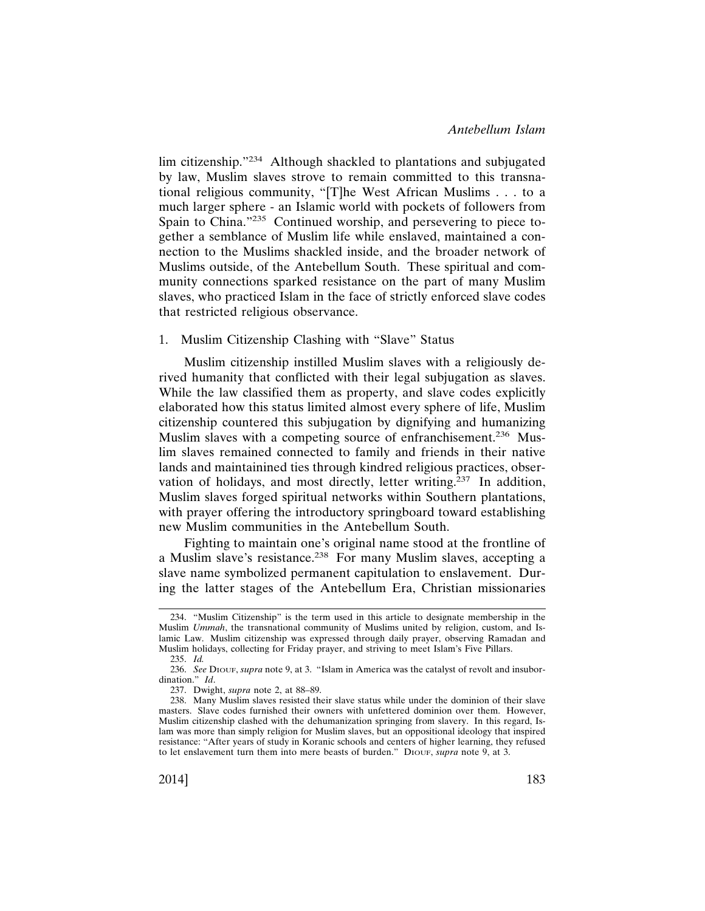lim citizenship."[234] Although shackled to plantations and subjugated by law, Muslim slaves strove to remain committed to this transnational religious community, "[T]he West African Muslims . . . to a much larger sphere - an Islamic world with pockets of followers from Spain to China."[235] Continued worship, and persevering to piece together a semblance of Muslim life while enslaved, maintained a connection to the Muslims shackled inside, and the broader network of Muslims outside, of the Antebellum South. These spiritual and community connections sparked resistance on the part of many Muslim slaves, who practiced Islam in the face of strictly enforced slave codes that restricted religious observance.

### 1. Muslim Citizenship Clashing with "Slave" Status

Muslim citizenship instilled Muslim slaves with a religiously derived humanity that conflicted with their legal subjugation as slaves. While the law classified them as property, and slave codes explicitly elaborated how this status limited almost every sphere of life, Muslim citizenship countered this subjugation by dignifying and humanizing Muslim slaves with a competing source of enfranchisement.[236] Muslim slaves remained connected to family and friends in their native lands and maintainined ties through kindred religious practices, observation of holidays, and most directly, letter writing.[237] In addition, Muslim slaves forged spiritual networks within Southern plantations, with prayer offering the introductory springboard toward establishing new Muslim communities in the Antebellum South.

Fighting to maintain one's original name stood at the frontline of a Muslim slave's resistance.[238] For many Muslim slaves, accepting a slave name symbolized permanent capitulation to enslavement. During the latter stages of the Antebellum Era, Christian missionaries

---

234. "Muslim Citizenship" is the term used in this article to designate membership in the Muslim *Ummah*, the transnational community of Muslims united by religion, custom, and Islamic Law. Muslim citizenship was expressed through daily prayer, observing Ramadan and Muslim holidays, collecting for Friday prayer, and striving to meet Islam's Five Pillars.

235. *Id.*

236. *See* Diouf, *supra* note 9, at 3. "Islam in America was the catalyst of revolt and insubordination." *Id*.

237. Dwight, *supra* note 2, at 88–89.

238. Many Muslim slaves resisted their slave status while under the dominion of their slave masters. Slave codes furnished their owners with unfettered dominion over them. However, Muslim citizenship clashed with the dehumanization springing from slavery. In this regard, Islam was more than simply religion for Muslim slaves, but an oppositional ideology that inspired resistance: "After years of study in Koranic schools and centers of higher learning, they refused to let enslavement turn them into mere beasts of burden." Diouf, *supra* note 9, at 3.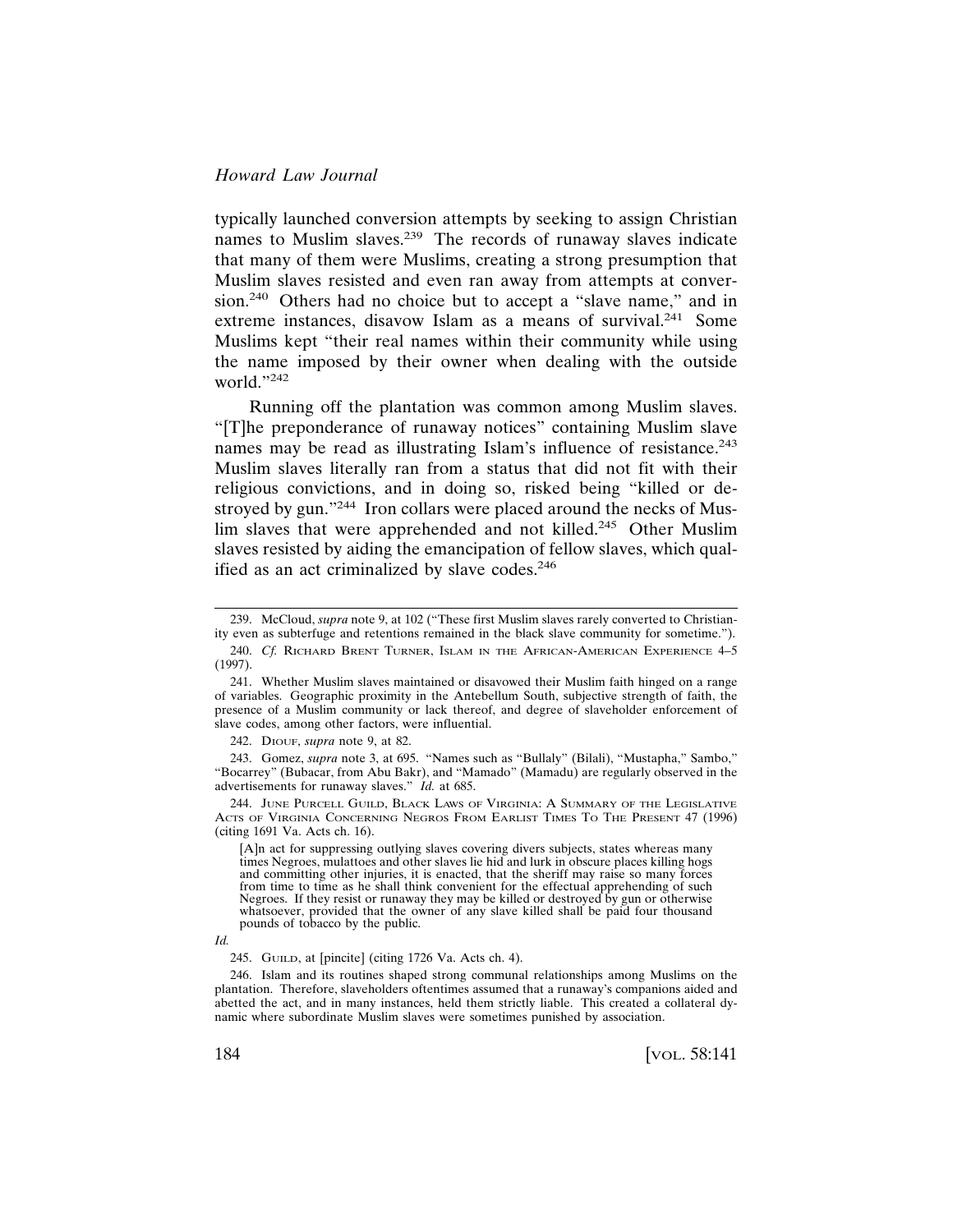typically launched conversion attempts by seeking to assign Christian names to Muslim slaves.[239] The records of runaway slaves indicate that many of them were Muslims, creating a strong presumption that Muslim slaves resisted and even ran away from attempts at conversion.[240] Others had no choice but to accept a "slave name," and in extreme instances, disavow Islam as a means of survival.[241] Some Muslims kept "their real names within their community while using the name imposed by their owner when dealing with the outside world."[242]

Running off the plantation was common among Muslim slaves. "[T]he preponderance of runaway notices" containing Muslim slave names may be read as illustrating Islam's influence of resistance.[243] Muslim slaves literally ran from a status that did not fit with their religious convictions, and in doing so, risked being "killed or destroyed by gun."[244] Iron collars were placed around the necks of Muslim slaves that were apprehended and not killed.[245] Other Muslim slaves resisted by aiding the emancipation of fellow slaves, which qualified as an act criminalized by slave codes.[246]

---

239. McCloud, *supra* note 9, at 102 ("These first Muslim slaves rarely converted to Christianity even as subterfuge and retentions remained in the black slave community for sometime.").

240. *Cf.* RICHARD BRENT TURNER, ISLAM IN THE AFRICAN-AMERICAN EXPERIENCE 4–5 (1997).

241. Whether Muslim slaves maintained or disavowed their Muslim faith hinged on a range of variables. Geographic proximity in the Antebellum South, subjective strength of faith, the presence of a Muslim community or lack thereof, and degree of slaveholder enforcement of slave codes, among other factors, were influential.

242. DIOUF, *supra* note 9, at 82.

243. Gomez, *supra* note 3, at 695. "Names such as "Bullaly" (Bilali), "Mustapha," Sambo," "Bocarrey" (Bubacar, from Abu Bakr), and "Mamado" (Mamadu) are regularly observed in the advertisements for runaway slaves." *Id.* at 685.

244. JUNE PURCELL GUILD, BLACK LAWS OF VIRGINIA: A SUMMARY OF THE LEGISLATIVE ACTS OF VIRGINIA CONCERNING NEGROS FROM EARLIST TIMES TO THE PRESENT 47 (1996) (citing 1691 Va. Acts ch. 16).

> [A]n act for suppressing outlying slaves covering divers subjects, states whereas many times Negroes, mulattoes and other slaves lie hid and lurk in obscure places killing hogs and committing other injuries, it is enacted, that the sheriff may raise so many forces from time to time as he shall think convenient for the effectual apprehending of such Negroes. If they resist or runaway they may be killed or destroyed by gun or otherwise whatsoever, provided that the owner of any slave killed shall be paid four thousand pounds of tobacco by the public.

*Id.*

245. GUILD, at [pincite] (citing 1726 Va. Acts ch. 4).

246. Islam and its routines shaped strong communal relationships among Muslims on the plantation. Therefore, slaveholders oftentimes assumed that a runaway's companions aided and abetted the act, and in many instances, held them strictly liable. This created a collateral dynamic where subordinate Muslim slaves were sometimes punished by association.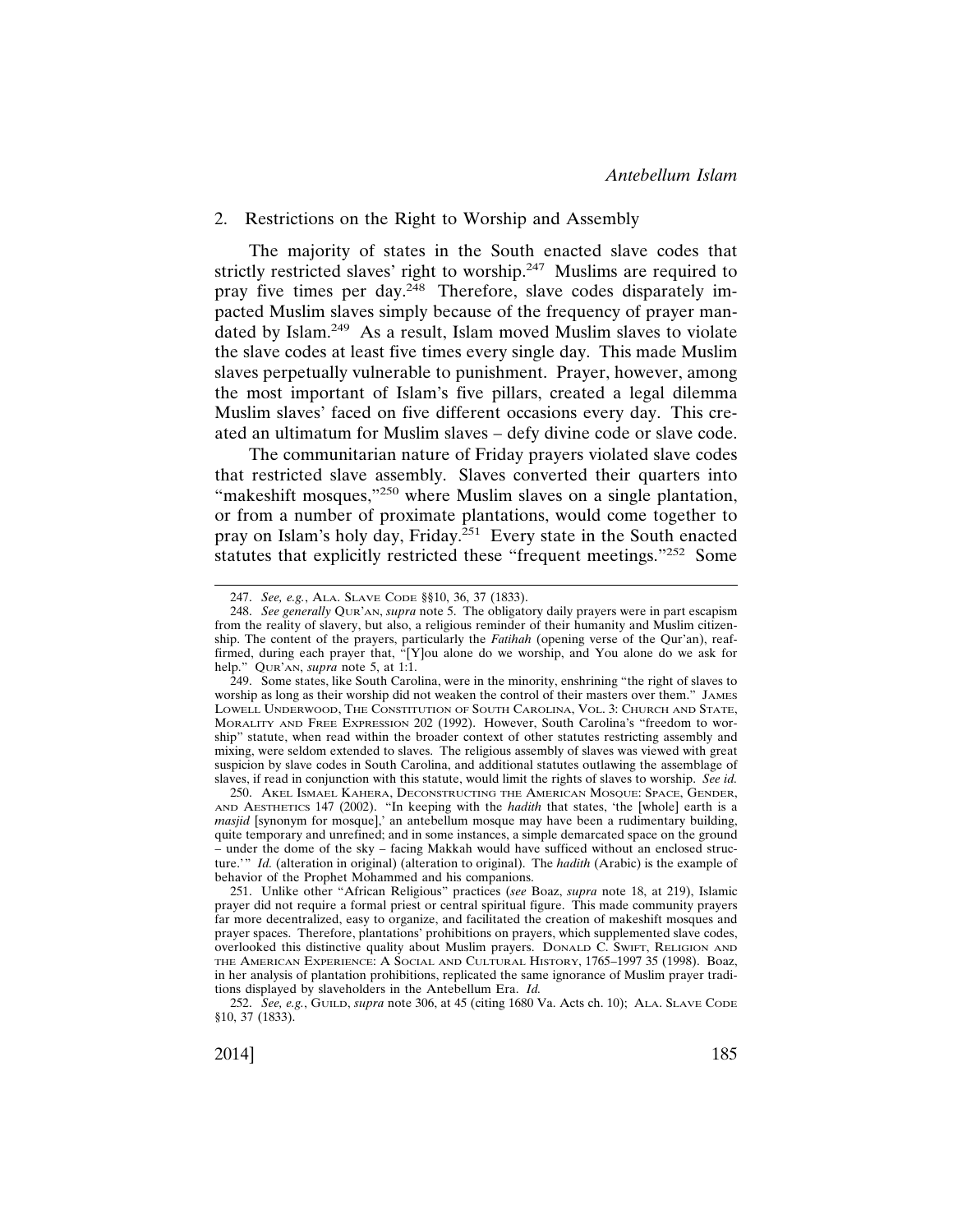### 2. Restrictions on the Right to Worship and Assembly

The majority of states in the South enacted slave codes that strictly restricted slaves' right to worship.[247] Muslims are required to pray five times per day.[248] Therefore, slave codes disparately impacted Muslim slaves simply because of the frequency of prayer mandated by Islam.[249] As a result, Islam moved Muslim slaves to violate the slave codes at least five times every single day. This made Muslim slaves perpetually vulnerable to punishment. Prayer, however, among the most important of Islam's five pillars, created a legal dilemma Muslim slaves' faced on five different occasions every day. This created an ultimatum for Muslim slaves – defy divine code or slave code.

The communitarian nature of Friday prayers violated slave codes that restricted slave assembly. Slaves converted their quarters into "makeshift mosques,"[250] where Muslim slaves on a single plantation, or from a number of proximate plantations, would come together to pray on Islam's holy day, Friday.[251] Every state in the South enacted statutes that explicitly restricted these "frequent meetings."[252] Some

---

247. *See, e.g.*, ALA. SLAVE CODE §§10, 36, 37 (1833).

248. *See generally* QUR'AN, *supra* note 5. The obligatory daily prayers were in part escapism from the reality of slavery, but also, a religious reminder of their humanity and Muslim citizenship. The content of the prayers, particularly the *Fatihah* (opening verse of the Qur'an), reaffirmed, during each prayer that, "[Y]ou alone do we worship, and You alone do we ask for help." QUR'AN, *supra* note 5, at 1:1.

249. Some states, like South Carolina, were in the minority, enshrining "the right of slaves to worship as long as their worship did not weaken the control of their masters over them." JAMES LOWELL UNDERWOOD, THE CONSTITUTION OF SOUTH CAROLINA, VOL. 3: CHURCH AND STATE, MORALITY AND FREE EXPRESSION 202 (1992). However, South Carolina's "freedom to worship" statute, when read within the broader context of other statutes restricting assembly and mixing, were seldom extended to slaves. The religious assembly of slaves was viewed with great suspicion by slave codes in South Carolina, and additional statutes outlawing the assemblage of slaves, if read in conjunction with this statute, would limit the rights of slaves to worship. *See id.*

250. AKEL ISMAEL KAHERA, DECONSTRUCTING THE AMERICAN MOSQUE: SPACE, GENDER, AND AESTHETICS 147 (2002). "In keeping with the *hadith* that states, 'the [whole] earth is a *masjid* [synonym for mosque],' an antebellum mosque may have been a rudimentary building, quite temporary and unrefined; and in some instances, a simple demarcated space on the ground – under the dome of the sky – facing Makkah would have sufficed without an enclosed structure.'" *Id.* (alteration in original) (alteration to original). The *hadith* (Arabic) is the example of behavior of the Prophet Mohammed and his companions.

251. Unlike other "African Religious" practices (*see* Boaz, *supra* note 18, at 219), Islamic prayer did not require a formal priest or central spiritual figure. This made community prayers far more decentralized, easy to organize, and facilitated the creation of makeshift mosques and prayer spaces. Therefore, plantations' prohibitions on prayers, which supplemented slave codes, overlooked this distinctive quality about Muslim prayers. DONALD C. SWIFT, RELIGION AND THE AMERICAN EXPERIENCE: A SOCIAL AND CULTURAL HISTORY, 1765–1997 35 (1998). Boaz, in her analysis of plantation prohibitions, replicated the same ignorance of Muslim prayer traditions displayed by slaveholders in the Antebellum Era. *Id.*

252. *See, e.g.*, GUILD, *supra* note 306, at 45 (citing 1680 Va. Acts ch. 10); ALA. SLAVE CODE §10, 37 (1833).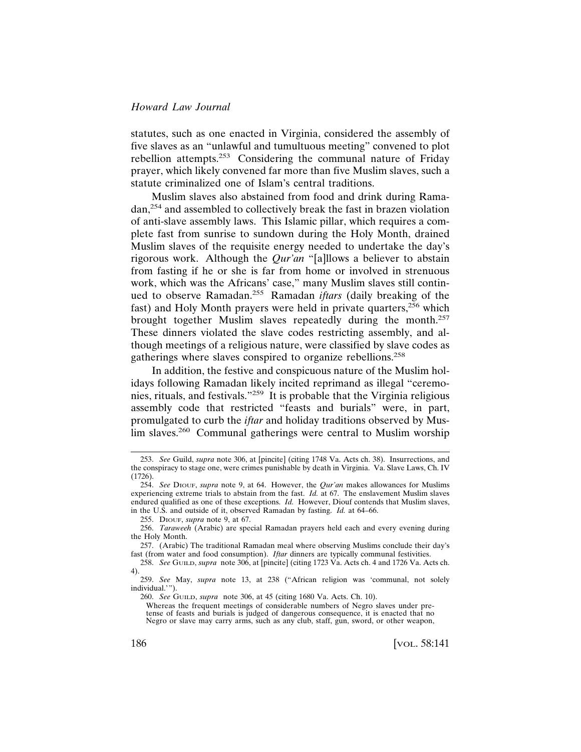statutes, such as one enacted in Virginia, considered the assembly of five slaves as an "unlawful and tumultuous meeting" convened to plot rebellion attempts.[253] Considering the communal nature of Friday prayer, which likely convened far more than five Muslim slaves, such a statute criminalized one of Islam's central traditions.

Muslim slaves also abstained from food and drink during Ramadan,[254] and assembled to collectively break the fast in brazen violation of anti-slave assembly laws. This Islamic pillar, which requires a complete fast from sunrise to sundown during the Holy Month, drained Muslim slaves of the requisite energy needed to undertake the day's rigorous work. Although the *Qur'an* "[a]llows a believer to abstain from fasting if he or she is far from home or involved in strenuous work, which was the Africans' case," many Muslim slaves still continued to observe Ramadan.[255] Ramadan *iftars* (daily breaking of the fast) and Holy Month prayers were held in private quarters,[256] which brought together Muslim slaves repeatedly during the month.[257] These dinners violated the slave codes restricting assembly, and although meetings of a religious nature, were classified by slave codes as gatherings where slaves conspired to organize rebellions.[258]

In addition, the festive and conspicuous nature of the Muslim holidays following Ramadan likely incited reprimand as illegal "ceremonies, rituals, and festivals."[259] It is probable that the Virginia religious assembly code that restricted "feasts and burials" were, in part, promulgated to curb the *iftar* and holiday traditions observed by Muslim slaves.[260] Communal gatherings were central to Muslim worship

---

253. *See* Guild, *supra* note 306, at [pincite] (citing 1748 Va. Acts ch. 38). Insurrections, and the conspiracy to stage one, were crimes punishable by death in Virginia. Va. Slave Laws, Ch. IV (1726).

254. *See* Diouf, *supra* note 9, at 64. However, the *Qur'an* makes allowances for Muslims experiencing extreme trials to abstain from the fast. *Id.* at 67. The enslavement Muslim slaves endured qualified as one of these exceptions. *Id.* However, Diouf contends that Muslim slaves, in the U.S. and outside of it, observed Ramadan by fasting. *Id.* at 64–66.

255. Diouf, *supra* note 9, at 67.

256. *Taraweeh* (Arabic) are special Ramadan prayers held each and every evening during the Holy Month.

257. (Arabic) The traditional Ramadan meal where observing Muslims conclude their day's fast (from water and food consumption). *Iftar* dinners are typically communal festivities.

258. *See* Guild, *supra* note 306, at [pincite] (citing 1723 Va. Acts ch. 4 and 1726 Va. Acts ch. 4).

259. *See* May, *supra* note 13, at 238 ("African religion was 'communal, not solely individual.'").

260. *See* Guild, *supra* note 306, at 45 (citing 1680 Va. Acts. Ch. 10).

> Whereas the frequent meetings of considerable numbers of Negro slaves under pretense of feasts and burials is judged of dangerous consequence, it is enacted that no Negro or slave may carry arms, such as any club, staff, gun, sword, or other weapon,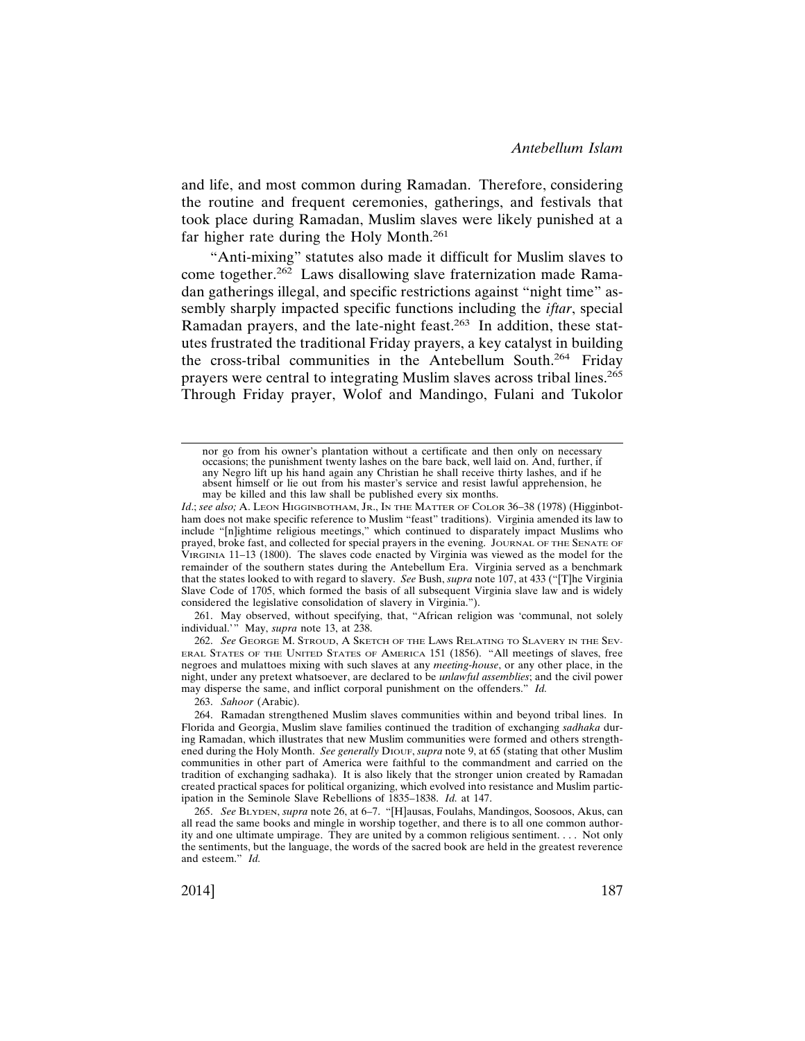and life, and most common during Ramadan. Therefore, considering the routine and frequent ceremonies, gatherings, and festivals that took place during Ramadan, Muslim slaves were likely punished at a far higher rate during the Holy Month.[261]

"Anti-mixing" statutes also made it difficult for Muslim slaves to come together.[262] Laws disallowing slave fraternization made Ramadan gatherings illegal, and specific restrictions against "night time" assembly sharply impacted specific functions including the *iftar*, special Ramadan prayers, and the late-night feast.[263] In addition, these statutes frustrated the traditional Friday prayers, a key catalyst in building the cross-tribal communities in the Antebellum South.[264] Friday prayers were central to integrating Muslim slaves across tribal lines.[265] Through Friday prayer, Wolof and Mandingo, Fulani and Tukolor

---

> nor go from his owner's plantation without a certificate and then only on necessary occasions; the punishment twenty lashes on the bare back, well laid on. And, further, if any Negro lift up his hand again any Christian he shall receive thirty lashes, and if he absent himself or lie out from his master's service and resist lawful apprehension, he may be killed and this law shall be published every six months.

*Id.*; *see also;* A. Leon Higginbotham, Jr., In the Matter of Color 36–38 (1978) (Higginbotham does not make specific reference to Muslim "feast" traditions). Virginia amended its law to include "[n]ightime religious meetings," which continued to disparately impact Muslims who prayed, broke fast, and collected for special prayers in the evening. Journal of the Senate of Virginia 11–13 (1800). The slaves code enacted by Virginia was viewed as the model for the remainder of the southern states during the Antebellum Era. Virginia served as a benchmark that the states looked to with regard to slavery. *See* Bush, *supra* note 107, at 433 ("[T]he Virginia Slave Code of 1705, which formed the basis of all subsequent Virginia slave law and is widely considered the legislative consolidation of slavery in Virginia.").

261. May observed, without specifying, that, "African religion was 'communal, not solely individual.'" May, *supra* note 13, at 238.

262. *See* George M. Stroud, A Sketch of the Laws Relating to Slavery in the Several States of the United States of America 151 (1856). "All meetings of slaves, free negroes and mulattoes mixing with such slaves at any *meeting-house*, or any other place, in the night, under any pretext whatsoever, are declared to be *unlawful assemblies*; and the civil power may disperse the same, and inflict corporal punishment on the offenders." *Id.*

263. *Sahoor* (Arabic).

264. Ramadan strengthened Muslim slaves communities within and beyond tribal lines. In Florida and Georgia, Muslim slave families continued the tradition of exchanging *sadhaka* during Ramadan, which illustrates that new Muslim communities were formed and others strengthened during the Holy Month. *See generally* Diouf, *supra* note 9, at 65 (stating that other Muslim communities in other part of America were faithful to the commandment and carried on the tradition of exchanging sadhaka). It is also likely that the stronger union created by Ramadan created practical spaces for political organizing, which evolved into resistance and Muslim participation in the Seminole Slave Rebellions of 1835–1838. *Id.* at 147.

265. *See* Blyden, *supra* note 26, at 6–7. "[H]ausas, Foulahs, Mandingos, Soosoos, Akus, can all read the same books and mingle in worship together, and there is to all one common authority and one ultimate umpirage. They are united by a common religious sentiment. . . . Not only the sentiments, but the language, the words of the sacred book are held in the greatest reverence and esteem." *Id.*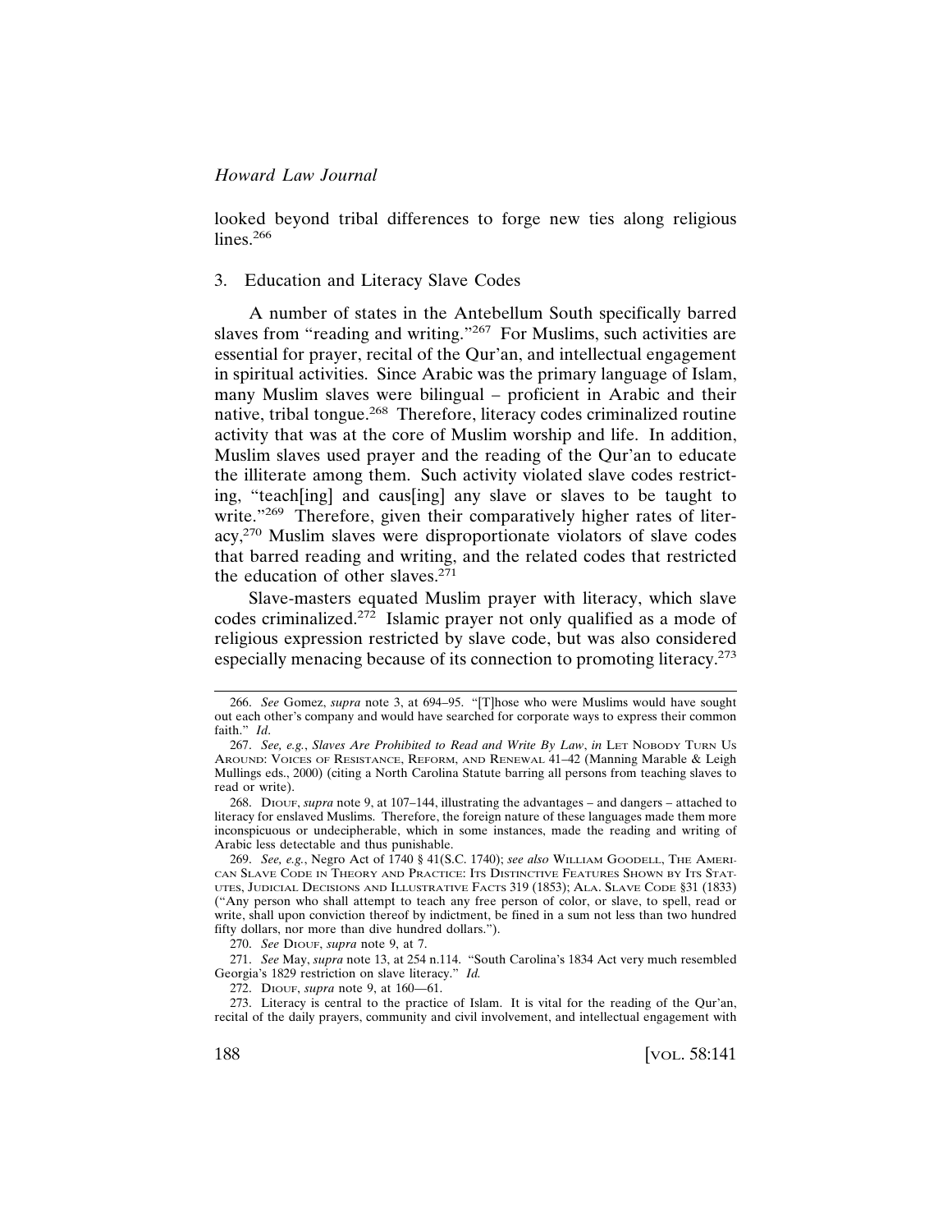looked beyond tribal differences to forge new ties along religious lines.[266]

3. Education and Literacy Slave Codes

A number of states in the Antebellum South specifically barred slaves from "reading and writing."[267] For Muslims, such activities are essential for prayer, recital of the Qur'an, and intellectual engagement in spiritual activities. Since Arabic was the primary language of Islam, many Muslim slaves were bilingual – proficient in Arabic and their native, tribal tongue.[268] Therefore, literacy codes criminalized routine activity that was at the core of Muslim worship and life. In addition, Muslim slaves used prayer and the reading of the Qur'an to educate the illiterate among them. Such activity violated slave codes restricting, "teach[ing] and caus[ing] any slave or slaves to be taught to write."[269] Therefore, given their comparatively higher rates of literacy,[270] Muslim slaves were disproportionate violators of slave codes that barred reading and writing, and the related codes that restricted the education of other slaves.[271]

Slave-masters equated Muslim prayer with literacy, which slave codes criminalized.[272] Islamic prayer not only qualified as a mode of religious expression restricted by slave code, but was also considered especially menacing because of its connection to promoting literacy.[273]

---

266. *See* Gomez, *supra* note 3, at 694–95. "[T]hose who were Muslims would have sought out each other's company and would have searched for corporate ways to express their common faith." *Id*.

267. *See, e.g.*, *Slaves Are Prohibited to Read and Write By Law*, *in* LET NOBODY TURN US AROUND: VOICES OF RESISTANCE, REFORM, AND RENEWAL 41–42 (Manning Marable & Leigh Mullings eds., 2000) (citing a North Carolina Statute barring all persons from teaching slaves to read or write).

268. DIOUF, *supra* note 9, at 107–144, illustrating the advantages – and dangers – attached to literacy for enslaved Muslims. Therefore, the foreign nature of these languages made them more inconspicuous or undecipherable, which in some instances, made the reading and writing of Arabic less detectable and thus punishable.

269. *See, e.g.*, Negro Act of 1740 § 41(S.C. 1740); *see also* WILLIAM GOODELL, THE AMERICAN SLAVE CODE IN THEORY AND PRACTICE: ITS DISTINCTIVE FEATURES SHOWN BY ITS STATUTES, JUDICIAL DECISIONS AND ILLUSTRATIVE FACTS 319 (1853); ALA. SLAVE CODE §31 (1833) ("Any person who shall attempt to teach any free person of color, or slave, to spell, read or write, shall upon conviction thereof by indictment, be fined in a sum not less than two hundred fifty dollars, nor more than dive hundred dollars.").

270. *See* DIOUF, *supra* note 9, at 7.

271. *See* May, *supra* note 13, at 254 n.114. "South Carolina's 1834 Act very much resembled Georgia's 1829 restriction on slave literacy." *Id.*

272. DIOUF, *supra* note 9, at 160—61.

273. Literacy is central to the practice of Islam. It is vital for the reading of the Qur'an, recital of the daily prayers, community and civil involvement, and intellectual engagement with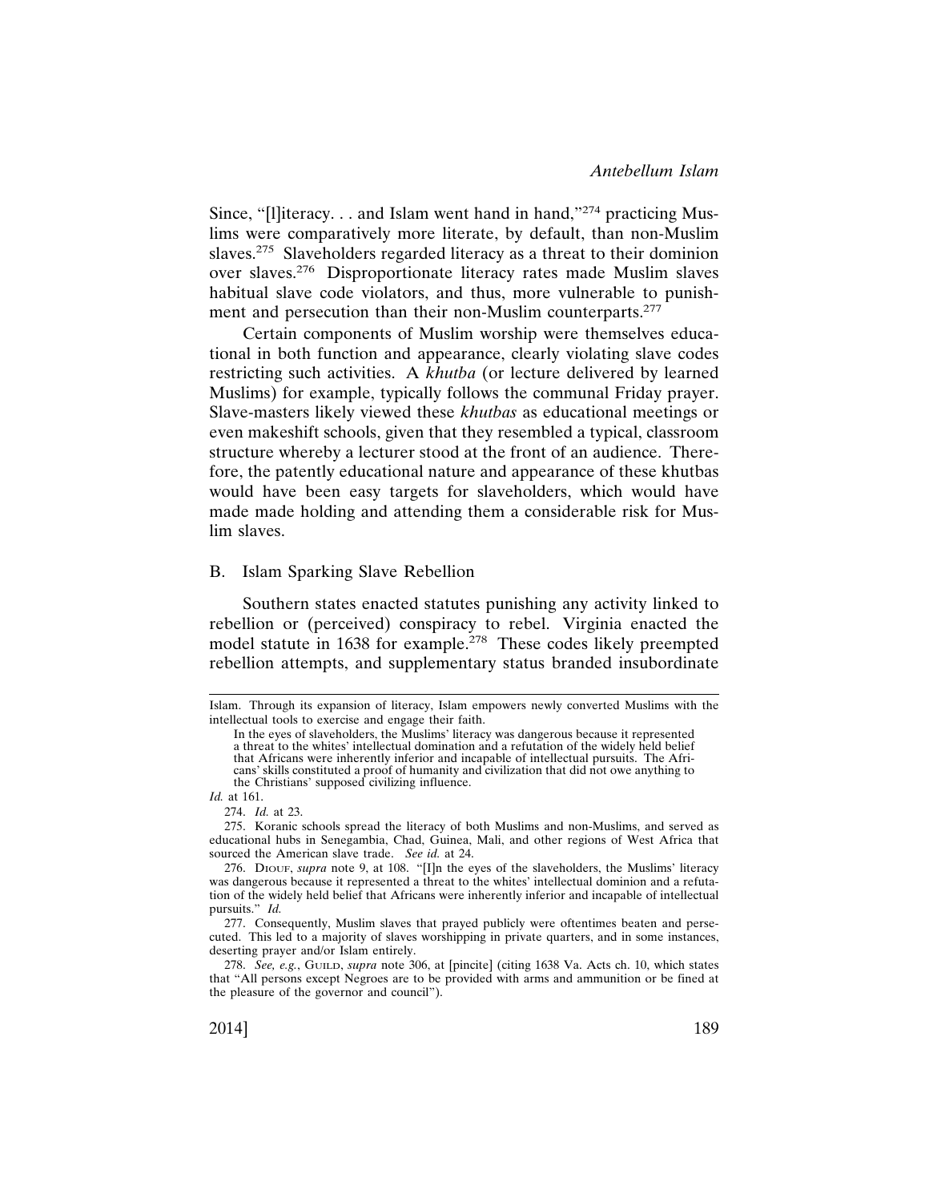Since, "[l]iteracy. . . and Islam went hand in hand,"[274] practicing Muslims were comparatively more literate, by default, than non-Muslim slaves.[275] Slaveholders regarded literacy as a threat to their dominion over slaves.[276] Disproportionate literacy rates made Muslim slaves habitual slave code violators, and thus, more vulnerable to punishment and persecution than their non-Muslim counterparts.[277]

Certain components of Muslim worship were themselves educational in both function and appearance, clearly violating slave codes restricting such activities. A *khutba* (or lecture delivered by learned Muslims) for example, typically follows the communal Friday prayer. Slave-masters likely viewed these *khutbas* as educational meetings or even makeshift schools, given that they resembled a typical, classroom structure whereby a lecturer stood at the front of an audience. Therefore, the patently educational nature and appearance of these khutbas would have been easy targets for slaveholders, which would have made made holding and attending them a considerable risk for Muslim slaves.

## B. Islam Sparking Slave Rebellion

Southern states enacted statutes punishing any activity linked to rebellion or (perceived) conspiracy to rebel. Virginia enacted the model statute in 1638 for example.[278] These codes likely preempted rebellion attempts, and supplementary status branded insubordinate

---

Islam. Through its expansion of literacy, Islam empowers newly converted Muslims with the intellectual tools to exercise and engage their faith.

> In the eyes of slaveholders, the Muslims' literacy was dangerous because it represented a threat to the whites' intellectual domination and a refutation of the widely held belief that Africans were inherently inferior and incapable of intellectual pursuits. The Africans' skills constituted a proof of humanity and civilization that did not owe anything to the Christians' supposed civilizing influence.

*Id.* at 161.

274. *Id.* at 23.

275. Koranic schools spread the literacy of both Muslims and non-Muslims, and served as educational hubs in Senegambia, Chad, Guinea, Mali, and other regions of West Africa that sourced the American slave trade. *See id.* at 24.

276. Diouf, *supra* note 9, at 108. "[I]n the eyes of the slaveholders, the Muslims' literacy was dangerous because it represented a threat to the whites' intellectual dominion and a refutation of the widely held belief that Africans were inherently inferior and incapable of intellectual pursuits." *Id.*

277. Consequently, Muslim slaves that prayed publicly were oftentimes beaten and persecuted. This led to a majority of slaves worshipping in private quarters, and in some instances, deserting prayer and/or Islam entirely.

278. *See, e.g.*, Guild, *supra* note 306, at [pincite] (citing 1638 Va. Acts ch. 10, which states that "All persons except Negroes are to be provided with arms and ammunition or be fined at the pleasure of the governor and council").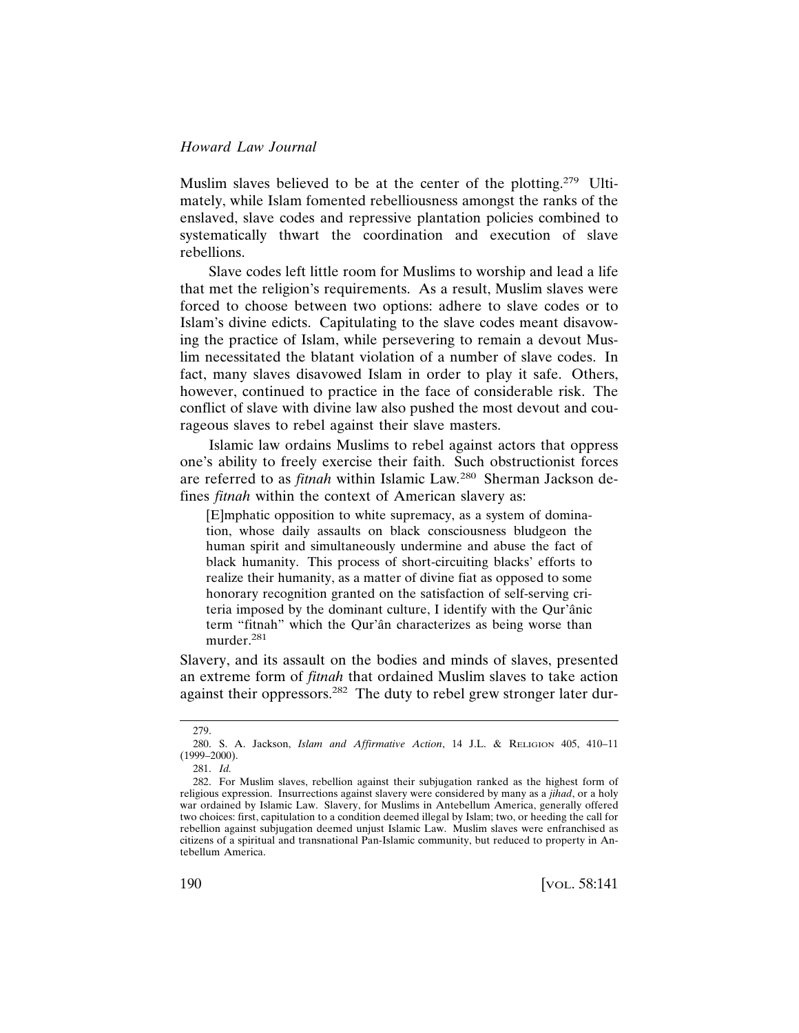Muslim slaves believed to be at the center of the plotting.[279] Ultimately, while Islam fomented rebelliousness amongst the ranks of the enslaved, slave codes and repressive plantation policies combined to systematically thwart the coordination and execution of slave rebellions.

Slave codes left little room for Muslims to worship and lead a life that met the religion's requirements. As a result, Muslim slaves were forced to choose between two options: adhere to slave codes or to Islam's divine edicts. Capitulating to the slave codes meant disavowing the practice of Islam, while persevering to remain a devout Muslim necessitated the blatant violation of a number of slave codes. In fact, many slaves disavowed Islam in order to play it safe. Others, however, continued to practice in the face of considerable risk. The conflict of slave with divine law also pushed the most devout and courageous slaves to rebel against their slave masters.

Islamic law ordains Muslims to rebel against actors that oppress one's ability to freely exercise their faith. Such obstructionist forces are referred to as *fitnah* within Islamic Law.[280] Sherman Jackson defines *fitnah* within the context of American slavery as:

> [E]mphatic opposition to white supremacy, as a system of domination, whose daily assaults on black consciousness bludgeon the human spirit and simultaneously undermine and abuse the fact of black humanity. This process of short-circuiting blacks' efforts to realize their humanity, as a matter of divine fiat as opposed to some honorary recognition granted on the satisfaction of self-serving criteria imposed by the dominant culture, I identify with the Qur'ânic term "fitnah" which the Qur'ân characterizes as being worse than murder.[281]

Slavery, and its assault on the bodies and minds of slaves, presented an extreme form of *fitnah* that ordained Muslim slaves to take action against their oppressors.[282] The duty to rebel grew stronger later dur-

---

279.

280. S. A. Jackson, *Islam and Affirmative Action*, 14 J.L. & Religion 405, 410–11 (1999–2000).

281. *Id.*

282. For Muslim slaves, rebellion against their subjugation ranked as the highest form of religious expression. Insurrections against slavery were considered by many as a *jihad*, or a holy war ordained by Islamic Law. Slavery, for Muslims in Antebellum America, generally offered two choices: first, capitulation to a condition deemed illegal by Islam; two, or heeding the call for rebellion against subjugation deemed unjust Islamic Law. Muslim slaves were enfranchised as citizens of a spiritual and transnational Pan-Islamic community, but reduced to property in Antebellum America.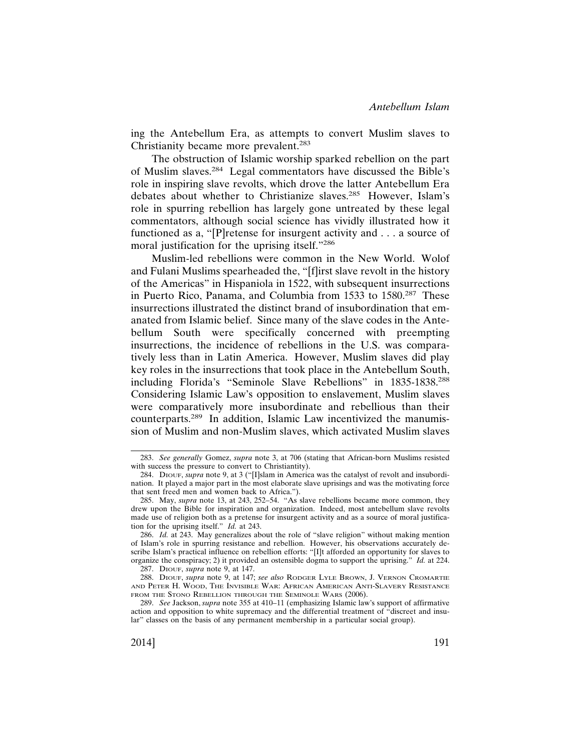ing the Antebellum Era, as attempts to convert Muslim slaves to Christianity became more prevalent.[283]

The obstruction of Islamic worship sparked rebellion on the part of Muslim slaves.[284] Legal commentators have discussed the Bible's role in inspiring slave revolts, which drove the latter Antebellum Era debates about whether to Christianize slaves.[285] However, Islam's role in spurring rebellion has largely gone untreated by these legal commentators, although social science has vividly illustrated how it functioned as a, "[P]retense for insurgent activity and . . . a source of moral justification for the uprising itself."[286]

Muslim-led rebellions were common in the New World. Wolof and Fulani Muslims spearheaded the, "[f]irst slave revolt in the history of the Americas" in Hispaniola in 1522, with subsequent insurrections in Puerto Rico, Panama, and Columbia from 1533 to 1580.[287] These insurrections illustrated the distinct brand of insubordination that emanated from Islamic belief. Since many of the slave codes in the Antebellum South were specifically concerned with preempting insurrections, the incidence of rebellions in the U.S. was comparatively less than in Latin America. However, Muslim slaves did play key roles in the insurrections that took place in the Antebellum South, including Florida's "Seminole Slave Rebellions" in 1835-1838.[288] Considering Islamic Law's opposition to enslavement, Muslim slaves were comparatively more insubordinate and rebellious than their counterparts.[289] In addition, Islamic Law incentivized the manumission of Muslim and non-Muslim slaves, which activated Muslim slaves

---

283. *See generally* Gomez, *supra* note 3, at 706 (stating that African-born Muslims resisted with success the pressure to convert to Christiantity).

284. DIOUF, *supra* note 9, at 3 ("[I]slam in America was the catalyst of revolt and insubordination. It played a major part in the most elaborate slave uprisings and was the motivating force that sent freed men and women back to Africa.").

285. May, *supra* note 13, at 243, 252–54. "As slave rebellions became more common, they drew upon the Bible for inspiration and organization. Indeed, most antebellum slave revolts made use of religion both as a pretense for insurgent activity and as a source of moral justification for the uprising itself." *Id.* at 243.

286. *Id.* at 243. May generalizes about the role of "slave religion" without making mention of Islam's role in spurring resistance and rebellion. However, his observations accurately describe Islam's practical influence on rebellion efforts: "[I]t afforded an opportunity for slaves to organize the conspiracy; 2) it provided an ostensible dogma to support the uprising." *Id.* at 224.

287. DIOUF, *supra* note 9, at 147.

288. DIOUF, *supra* note 9, at 147; *see also* RODGER LYLE BROWN, J. VERNON CROMARTIE AND PETER H. WOOD, THE INVISIBLE WAR: AFRICAN AMERICAN ANTI-SLAVERY RESISTANCE FROM THE STONO REBELLION THROUGH THE SEMINOLE WARS (2006).

289. *See* Jackson, *supra* note 355 at 410–11 (emphasizing Islamic law's support of affirmative action and opposition to white supremacy and the differential treatment of "discreet and insular" classes on the basis of any permanent membership in a particular social group).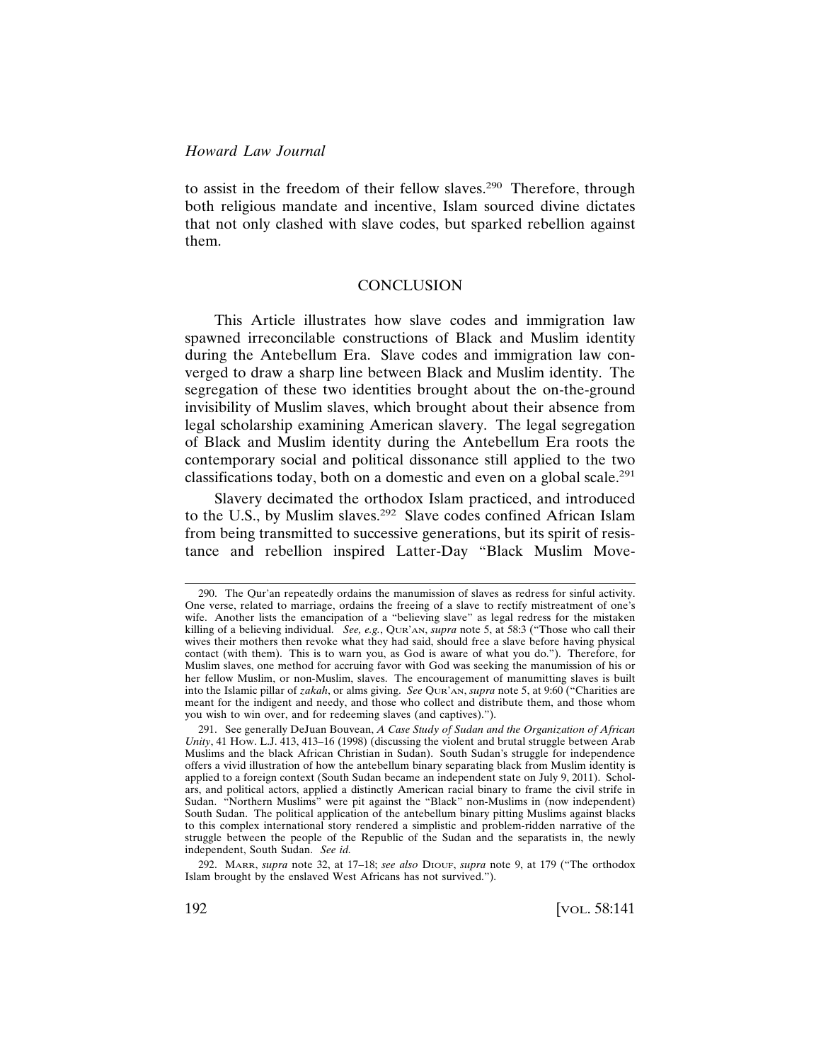to assist in the freedom of their fellow slaves.[290] Therefore, through both religious mandate and incentive, Islam sourced divine dictates that not only clashed with slave codes, but sparked rebellion against them.

## CONCLUSION

This Article illustrates how slave codes and immigration law spawned irreconcilable constructions of Black and Muslim identity during the Antebellum Era. Slave codes and immigration law converged to draw a sharp line between Black and Muslim identity. The segregation of these two identities brought about the on-the-ground invisibility of Muslim slaves, which brought about their absence from legal scholarship examining American slavery. The legal segregation of Black and Muslim identity during the Antebellum Era roots the contemporary social and political dissonance still applied to the two classifications today, both on a domestic and even on a global scale.[291]

Slavery decimated the orthodox Islam practiced, and introduced to the U.S., by Muslim slaves.[292] Slave codes confined African Islam from being transmitted to successive generations, but its spirit of resistance and rebellion inspired Latter-Day "Black Muslim Move-

---

290. The Qur'an repeatedly ordains the manumission of slaves as redress for sinful activity. One verse, related to marriage, ordains the freeing of a slave to rectify mistreatment of one's wife. Another lists the emancipation of a "believing slave" as legal redress for the mistaken killing of a believing individual. *See, e.g.*, QUR'AN, *supra* note 5, at 58:3 ("Those who call their wives their mothers then revoke what they had said, should free a slave before having physical contact (with them). This is to warn you, as God is aware of what you do."). Therefore, for Muslim slaves, one method for accruing favor with God was seeking the manumission of his or her fellow Muslim, or non-Muslim, slaves. The encouragement of manumitting slaves is built into the Islamic pillar of *zakah*, or alms giving. *See* QUR'AN, *supra* note 5, at 9:60 ("Charities are meant for the indigent and needy, and those who collect and distribute them, and those whom you wish to win over, and for redeeming slaves (and captives).").

291. See generally DeJuan Bouvean, *A Case Study of Sudan and the Organization of African Unity*, 41 HOW. L.J. 413, 413–16 (1998) (discussing the violent and brutal struggle between Arab Muslims and the black African Christian in Sudan). South Sudan's struggle for independence offers a vivid illustration of how the antebellum binary separating black from Muslim identity is applied to a foreign context (South Sudan became an independent state on July 9, 2011). Scholars, and political actors, applied a distinctly American racial binary to frame the civil strife in Sudan. "Northern Muslims" were pit against the "Black" non-Muslims in (now independent) South Sudan. The political application of the antebellum binary pitting Muslims against blacks to this complex international story rendered a simplistic and problem-ridden narrative of the struggle between the people of the Republic of the Sudan and the separatists in, the newly independent, South Sudan. *See id.*

292. MARR, *supra* note 32, at 17–18; *see also* DIOUF, *supra* note 9, at 179 ("The orthodox Islam brought by the enslaved West Africans has not survived.").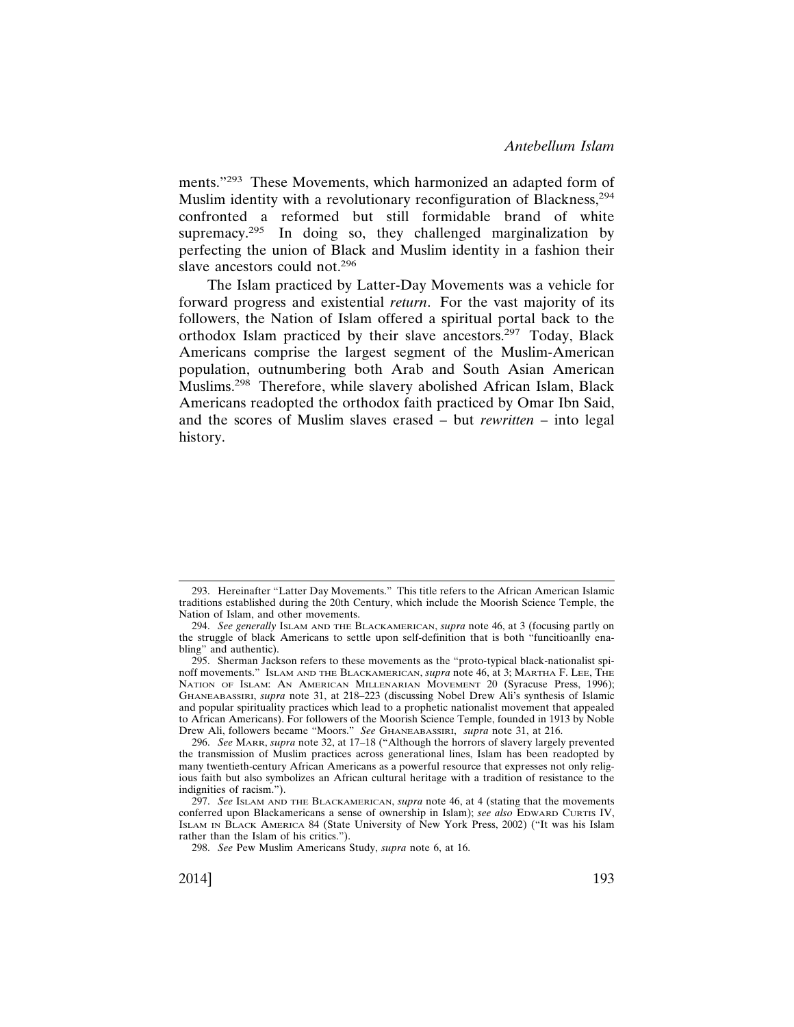ments."[293] These Movements, which harmonized an adapted form of Muslim identity with a revolutionary reconfiguration of Blackness,[294] confronted a reformed but still formidable brand of white supremacy.[295] In doing so, they challenged marginalization by perfecting the union of Black and Muslim identity in a fashion their slave ancestors could not.[296]

The Islam practiced by Latter-Day Movements was a vehicle for forward progress and existential *return*. For the vast majority of its followers, the Nation of Islam offered a spiritual portal back to the orthodox Islam practiced by their slave ancestors.[297] Today, Black Americans comprise the largest segment of the Muslim-American population, outnumbering both Arab and South Asian American Muslims.[298] Therefore, while slavery abolished African Islam, Black Americans readopted the orthodox faith practiced by Omar Ibn Said, and the scores of Muslim slaves erased – but *rewritten* – into legal history.

---

293. Hereinafter "Latter Day Movements." This title refers to the African American Islamic traditions established during the 20th Century, which include the Moorish Science Temple, the Nation of Islam, and other movements.

294. *See generally* ISLAM AND THE BLACKAMERICAN, *supra* note 46, at 3 (focusing partly on the struggle of black Americans to settle upon self-definition that is both "funcitioanlly enabling" and authentic).

295. Sherman Jackson refers to these movements as the "proto-typical black-nationalist spinoff movements." ISLAM AND THE BLACKAMERICAN, *supra* note 46, at 3; MARTHA F. LEE, THE NATION OF ISLAM: AN AMERICAN MILLENARIAN MOVEMENT 20 (Syracuse Press, 1996); GHANEABASSIRI, *supra* note 31, at 218–223 (discussing Nobel Drew Ali's synthesis of Islamic and popular spirituality practices which lead to a prophetic nationalist movement that appealed to African Americans). For followers of the Moorish Science Temple, founded in 1913 by Noble Drew Ali, followers became "Moors." *See* GHANEABASSIRI, *supra* note 31, at 216.

296. *See* MARR, *supra* note 32, at 17–18 ("Although the horrors of slavery largely prevented the transmission of Muslim practices across generational lines, Islam has been readopted by many twentieth-century African Americans as a powerful resource that expresses not only religious faith but also symbolizes an African cultural heritage with a tradition of resistance to the indignities of racism.").

297. *See* ISLAM AND THE BLACKAMERICAN, *supra* note 46, at 4 (stating that the movements conferred upon Blackamericans a sense of ownership in Islam); *see also* EDWARD CURTIS IV, ISLAM IN BLACK AMERICA 84 (State University of New York Press, 2002) ("It was his Islam rather than the Islam of his critics.").

298. *See* Pew Muslim Americans Study, *supra* note 6, at 16.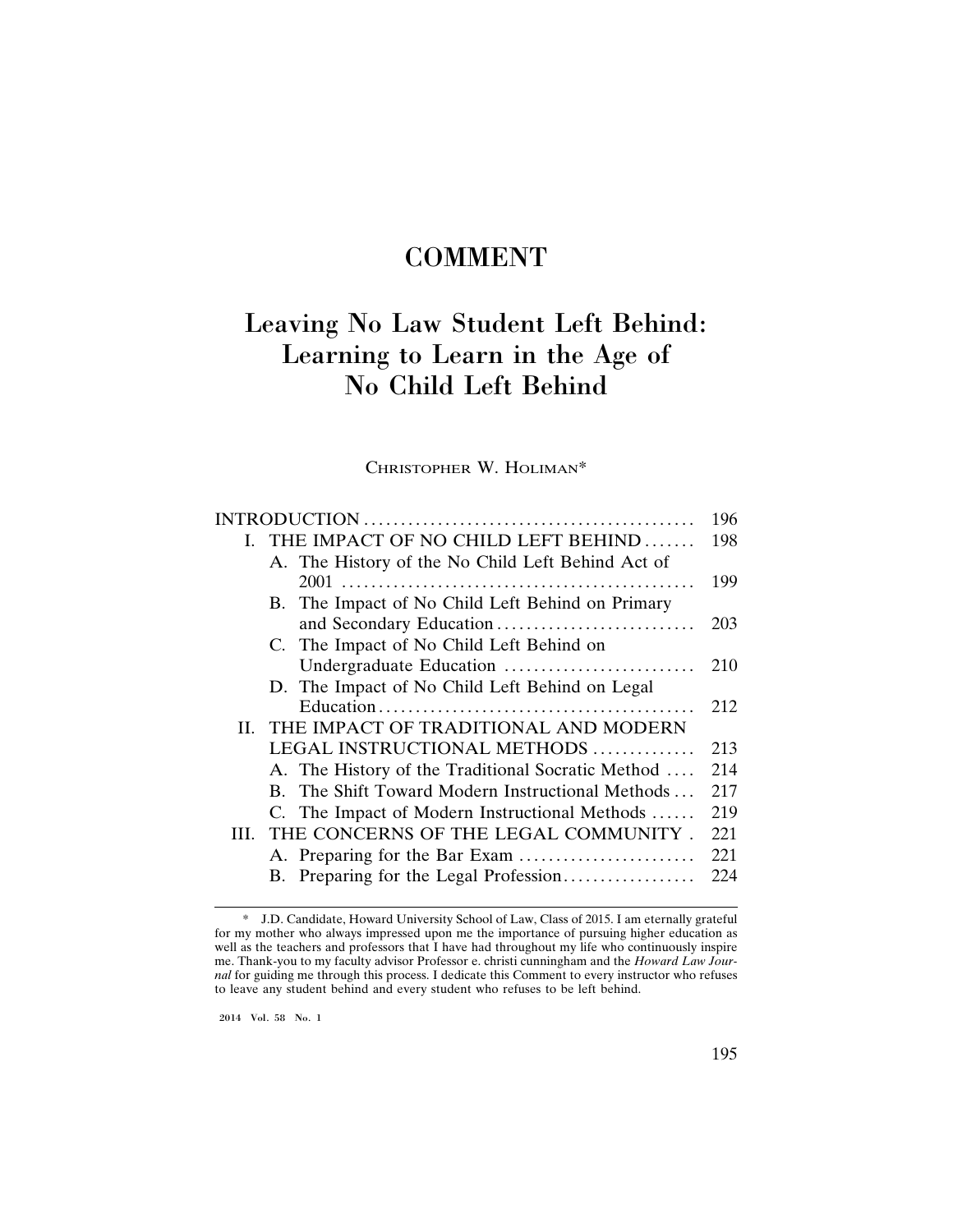# COMMENT

# Leaving No Law Student Left Behind: Learning to Learn in the Age of No Child Left Behind

CHRISTOPHER W. HOLIMAN*

| | |
|---|---|
| INTRODUCTION | 196 |
| I. THE IMPACT OF NO CHILD LEFT BEHIND | 198 |
| A. The History of the No Child Left Behind Act of 2001 | 199 |
| B. The Impact of No Child Left Behind on Primary and Secondary Education | 203 |
| C. The Impact of No Child Left Behind on Undergraduate Education | 210 |
| D. The Impact of No Child Left Behind on Legal Education | 212 |
| II. THE IMPACT OF TRADITIONAL AND MODERN LEGAL INSTRUCTIONAL METHODS | 213 |
| A. The History of the Traditional Socratic Method | 214 |
| B. The Shift Toward Modern Instructional Methods | 217 |
| C. The Impact of Modern Instructional Methods | 219 |
| III. THE CONCERNS OF THE LEGAL COMMUNITY | 221 |
| A. Preparing for the Bar Exam | 221 |
| B. Preparing for the Legal Profession | 224 |

---

\* J.D. Candidate, Howard University School of Law, Class of 2015. I am eternally grateful for my mother who always impressed upon me the importance of pursuing higher education as well as the teachers and professors that I have had throughout my life who continuously inspire me. Thank-you to my faculty advisor Professor e. christi cunningham and the *Howard Law Journal* for guiding me through this process. I dedicate this Comment to every instructor who refuses to leave any student behind and every student who refuses to be left behind.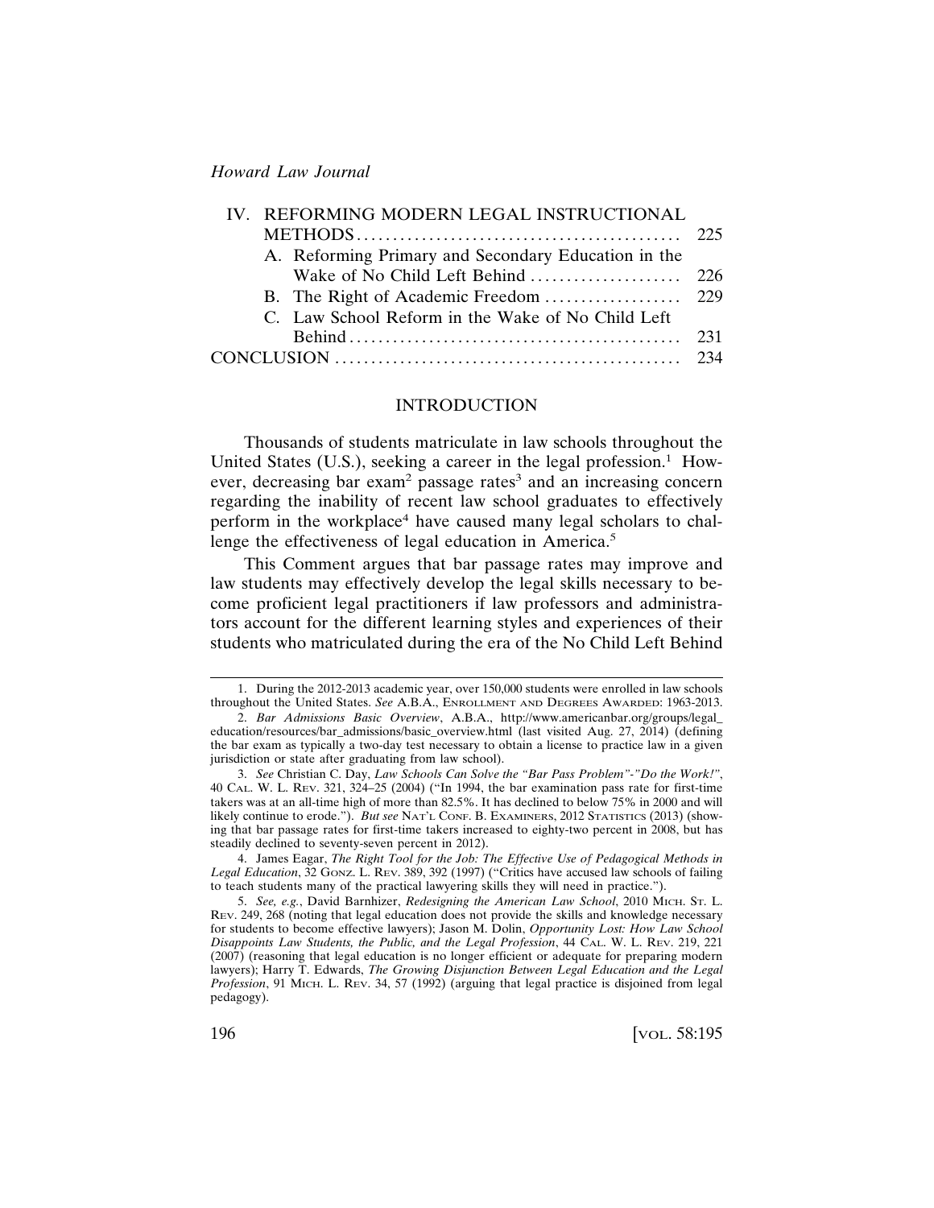| | | |
|---|---|---|
| IV. | REFORMING MODERN LEGAL INSTRUCTIONAL METHODS | 225 |
| | A. Reforming Primary and Secondary Education in the Wake of No Child Left Behind | 226 |
| | B. The Right of Academic Freedom | 229 |
| | C. Law School Reform in the Wake of No Child Left Behind | 231 |
| CONCLUSION | | 234 |

## INTRODUCTION

Thousands of students matriculate in law schools throughout the United States (U.S.), seeking a career in the legal profession.[1] However, decreasing bar exam[2] passage rates[3] and an increasing concern regarding the inability of recent law school graduates to effectively perform in the workplace[4] have caused many legal scholars to challenge the effectiveness of legal education in America.[5]

This Comment argues that bar passage rates may improve and law students may effectively develop the legal skills necessary to become proficient legal practitioners if law professors and administrators account for the different learning styles and experiences of their students who matriculated during the era of the No Child Left Behind

---

1. During the 2012-2013 academic year, over 150,000 students were enrolled in law schools throughout the United States. *See* A.B.A., ENROLLMENT AND DEGREES AWARDED: 1963-2013.

2. *Bar Admissions Basic Overview*, A.B.A., http://www.americanbar.org/groups/legal_education/resources/bar_admissions/basic_overview.html (last visited Aug. 27, 2014) (defining the bar exam as typically a two-day test necessary to obtain a license to practice law in a given jurisdiction or state after graduating from law school).

3. *See* Christian C. Day, *Law Schools Can Solve the "Bar Pass Problem"-"Do the Work!"*, 40 CAL. W. L. REV. 321, 324–25 (2004) ("In 1994, the bar examination pass rate for first-time takers was at an all-time high of more than 82.5%. It has declined to below 75% in 2000 and will likely continue to erode."). *But see* NAT'L CONF. B. EXAMINERS, 2012 STATISTICS (2013) (showing that bar passage rates for first-time takers increased to eighty-two percent in 2008, but has steadily declined to seventy-seven percent in 2012).

4. James Eagar, *The Right Tool for the Job: The Effective Use of Pedagogical Methods in Legal Education*, 32 GONZ. L. REV. 389, 392 (1997) ("Critics have accused law schools of failing to teach students many of the practical lawyering skills they will need in practice.").

5. *See, e.g.*, David Barnhizer, *Redesigning the American Law School*, 2010 MICH. ST. L. REV. 249, 268 (noting that legal education does not provide the skills and knowledge necessary for students to become effective lawyers); Jason M. Dolin, *Opportunity Lost: How Law School Disappoints Law Students, the Public, and the Legal Profession*, 44 CAL. W. L. REV. 219, 221 (2007) (reasoning that legal education is no longer efficient or adequate for preparing modern lawyers); Harry T. Edwards, *The Growing Disjunction Between Legal Education and the Legal Profession*, 91 MICH. L. REV. 34, 57 (1992) (arguing that legal practice is disjoined from legal pedagogy).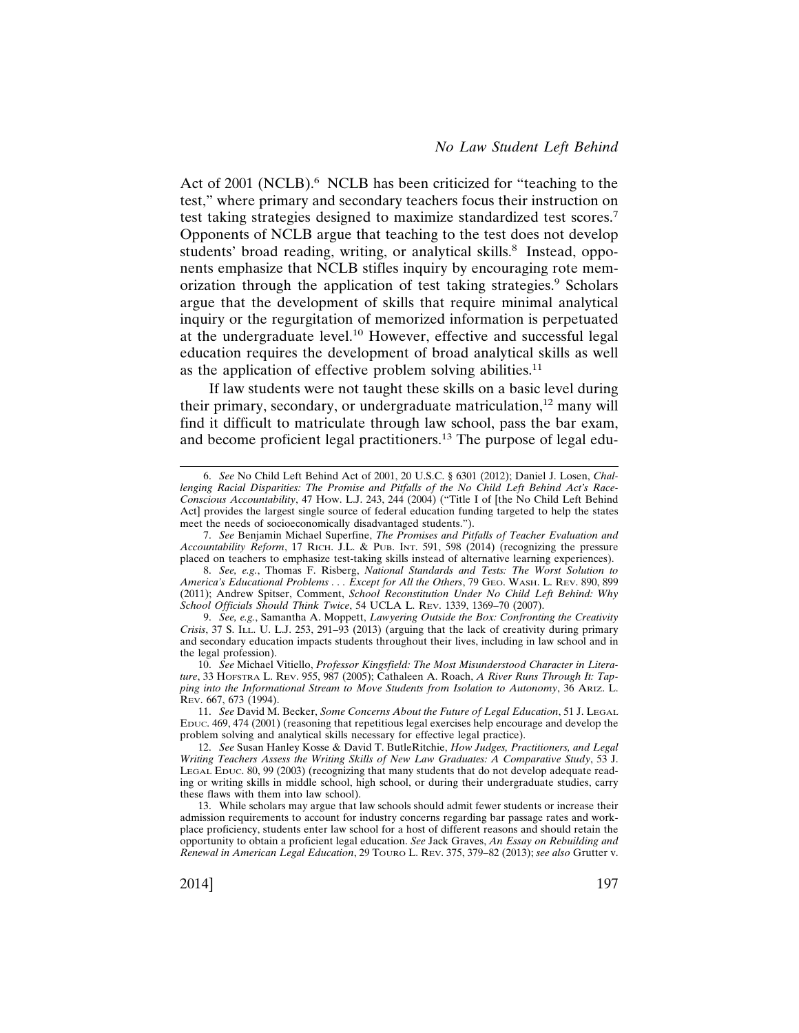Act of 2001 (NCLB).[6] NCLB has been criticized for "teaching to the test," where primary and secondary teachers focus their instruction on test taking strategies designed to maximize standardized test scores.[7] Opponents of NCLB argue that teaching to the test does not develop students' broad reading, writing, or analytical skills.[8] Instead, opponents emphasize that NCLB stifles inquiry by encouraging rote memorization through the application of test taking strategies.[9] Scholars argue that the development of skills that require minimal analytical inquiry or the regurgitation of memorized information is perpetuated at the undergraduate level.[10] However, effective and successful legal education requires the development of broad analytical skills as well as the application of effective problem solving abilities.[11]

If law students were not taught these skills on a basic level during their primary, secondary, or undergraduate matriculation,[12] many will find it difficult to matriculate through law school, pass the bar exam, and become proficient legal practitioners.[13] The purpose of legal edu-

---

6. *See* No Child Left Behind Act of 2001, 20 U.S.C. § 6301 (2012); Daniel J. Losen, *Challenging Racial Disparities: The Promise and Pitfalls of the No Child Left Behind Act's Race-Conscious Accountability*, 47 How. L.J. 243, 244 (2004) ("Title I of [the No Child Left Behind Act] provides the largest single source of federal education funding targeted to help the states meet the needs of socioeconomically disadvantaged students.").

7. *See* Benjamin Michael Superfine, *The Promises and Pitfalls of Teacher Evaluation and Accountability Reform*, 17 Rich. J.L. & Pub. Int. 591, 598 (2014) (recognizing the pressure placed on teachers to emphasize test-taking skills instead of alternative learning experiences).

8. *See, e.g.*, Thomas F. Risberg, *National Standards and Tests: The Worst Solution to America's Educational Problems . . . Except for All the Others*, 79 Geo. Wash. L. Rev. 890, 899 (2011); Andrew Spitser, Comment, *School Reconstitution Under No Child Left Behind: Why School Officials Should Think Twice*, 54 UCLA L. Rev. 1339, 1369–70 (2007).

9. *See, e.g.*, Samantha A. Moppett, *Lawyering Outside the Box: Confronting the Creativity Crisis*, 37 S. Ill. U. L.J. 253, 291–93 (2013) (arguing that the lack of creativity during primary and secondary education impacts students throughout their lives, including in law school and in the legal profession).

10. *See* Michael Vitiello, *Professor Kingsfield: The Most Misunderstood Character in Literature*, 33 Hofstra L. Rev. 955, 987 (2005); Cathaleen A. Roach, *A River Runs Through It: Tapping into the Informational Stream to Move Students from Isolation to Autonomy*, 36 Ariz. L. Rev. 667, 673 (1994).

11. *See* David M. Becker, *Some Concerns About the Future of Legal Education*, 51 J. Legal Educ. 469, 474 (2001) (reasoning that repetitious legal exercises help encourage and develop the problem solving and analytical skills necessary for effective legal practice).

12. *See* Susan Hanley Kosse & David T. ButleRitchie, *How Judges, Practitioners, and Legal Writing Teachers Assess the Writing Skills of New Law Graduates: A Comparative Study*, 53 J. Legal Educ. 80, 99 (2003) (recognizing that many students that do not develop adequate reading or writing skills in middle school, high school, or during their undergraduate studies, carry these flaws with them into law school).

13. While scholars may argue that law schools should admit fewer students or increase their admission requirements to account for industry concerns regarding bar passage rates and workplace proficiency, students enter law school for a host of different reasons and should retain the opportunity to obtain a proficient legal education. *See* Jack Graves, *An Essay on Rebuilding and Renewal in American Legal Education*, 29 Touro L. Rev. 375, 379–82 (2013); *see also* Grutter v.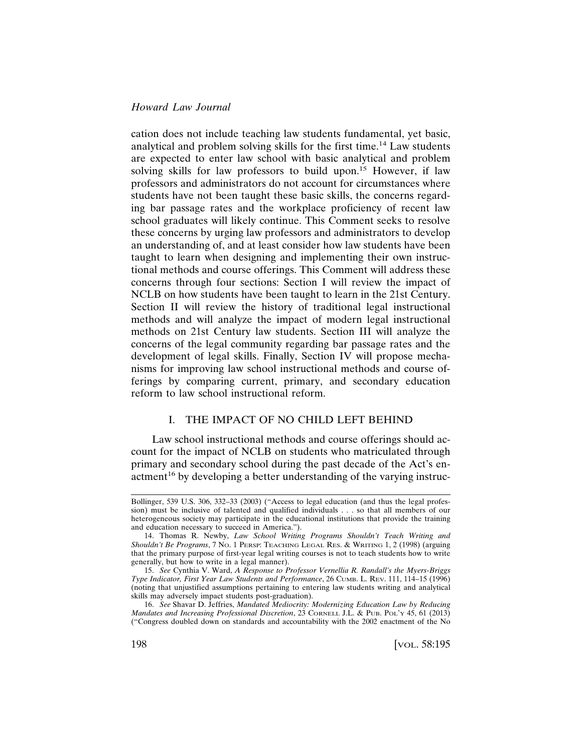cation does not include teaching law students fundamental, yet basic, analytical and problem solving skills for the first time.[14] Law students are expected to enter law school with basic analytical and problem solving skills for law professors to build upon.[15] However, if law professors and administrators do not account for circumstances where students have not been taught these basic skills, the concerns regarding bar passage rates and the workplace proficiency of recent law school graduates will likely continue. This Comment seeks to resolve these concerns by urging law professors and administrators to develop an understanding of, and at least consider how law students have been taught to learn when designing and implementing their own instructional methods and course offerings. This Comment will address these concerns through four sections: Section I will review the impact of NCLB on how students have been taught to learn in the 21st Century. Section II will review the history of traditional legal instructional methods and will analyze the impact of modern legal instructional methods on 21st Century law students. Section III will analyze the concerns of the legal community regarding bar passage rates and the development of legal skills. Finally, Section IV will propose mechanisms for improving law school instructional methods and course offerings by comparing current, primary, and secondary education reform to law school instructional reform.

## I. THE IMPACT OF NO CHILD LEFT BEHIND

Law school instructional methods and course offerings should account for the impact of NCLB on students who matriculated through primary and secondary school during the past decade of the Act's enactment[16] by developing a better understanding of the varying instruc-

---

Bollinger, 539 U.S. 306, 332–33 (2003) ("Access to legal education (and thus the legal profession) must be inclusive of talented and qualified individuals . . . so that all members of our heterogeneous society may participate in the educational institutions that provide the training and education necessary to succeed in America.").

14. Thomas R. Newby, *Law School Writing Programs Shouldn't Teach Writing and Shouldn't Be Programs*, 7 No. 1 Persp: Teaching Legal Res. & Writing 1, 2 (1998) (arguing that the primary purpose of first-year legal writing courses is not to teach students how to write generally, but how to write in a legal manner).

15. *See* Cynthia V. Ward, *A Response to Professor Vernellia R. Randall's the Myers-Briggs Type Indicator, First Year Law Students and Performance*, 26 Cumb. L. Rev. 111, 114–15 (1996) (noting that unjustified assumptions pertaining to entering law students writing and analytical skills may adversely impact students post-graduation).

16. *See* Shavar D. Jeffries, *Mandated Mediocrity: Modernizing Education Law by Reducing Mandates and Increasing Professional Discretion*, 23 Cornell J.L. & Pub. Pol'y 45, 61 (2013) ("Congress doubled down on standards and accountability with the 2002 enactment of the No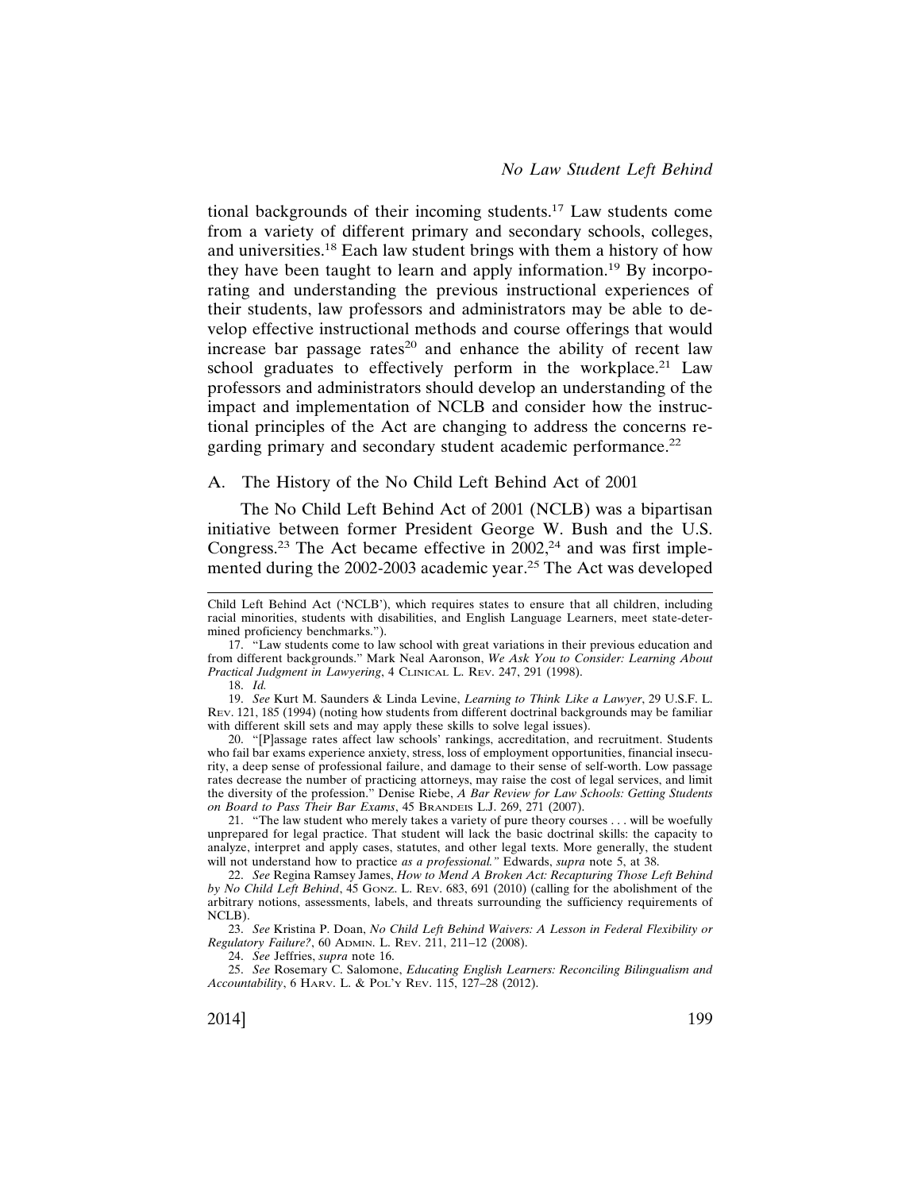tional backgrounds of their incoming students.[17] Law students come from a variety of different primary and secondary schools, colleges, and universities.[18] Each law student brings with them a history of how they have been taught to learn and apply information.[19] By incorporating and understanding the previous instructional experiences of their students, law professors and administrators may be able to develop effective instructional methods and course offerings that would increase bar passage rates[20] and enhance the ability of recent law school graduates to effectively perform in the workplace.[21] Law professors and administrators should develop an understanding of the impact and implementation of NCLB and consider how the instructional principles of the Act are changing to address the concerns regarding primary and secondary student academic performance.[22]

## A. The History of the No Child Left Behind Act of 2001

The No Child Left Behind Act of 2001 (NCLB) was a bipartisan initiative between former President George W. Bush and the U.S. Congress.[23] The Act became effective in 2002,[24] and was first implemented during the 2002-2003 academic year.[25] The Act was developed

---

Child Left Behind Act ('NCLB'), which requires states to ensure that all children, including racial minorities, students with disabilities, and English Language Learners, meet state-determined proficiency benchmarks.").

17. "Law students come to law school with great variations in their previous education and from different backgrounds." Mark Neal Aaronson, *We Ask You to Consider: Learning About Practical Judgment in Lawyering*, 4 Clinical L. Rev. 247, 291 (1998).

18. *Id.*

19. *See* Kurt M. Saunders & Linda Levine, *Learning to Think Like a Lawyer*, 29 U.S.F. L. Rev. 121, 185 (1994) (noting how students from different doctrinal backgrounds may be familiar with different skill sets and may apply these skills to solve legal issues).

20. "[P]assage rates affect law schools' rankings, accreditation, and recruitment. Students who fail bar exams experience anxiety, stress, loss of employment opportunities, financial insecurity, a deep sense of professional failure, and damage to their sense of self-worth. Low passage rates decrease the number of practicing attorneys, may raise the cost of legal services, and limit the diversity of the profession." Denise Riebe, *A Bar Review for Law Schools: Getting Students on Board to Pass Their Bar Exams*, 45 Brandeis L.J. 269, 271 (2007).

21. "The law student who merely takes a variety of pure theory courses . . . will be woefully unprepared for legal practice. That student will lack the basic doctrinal skills: the capacity to analyze, interpret and apply cases, statutes, and other legal texts. More generally, the student will not understand how to practice *as a professional.*" Edwards, *supra* note 5, at 38.

22. *See* Regina Ramsey James, *How to Mend A Broken Act: Recapturing Those Left Behind by No Child Left Behind*, 45 Gonz. L. Rev. 683, 691 (2010) (calling for the abolishment of the arbitrary notions, assessments, labels, and threats surrounding the sufficiency requirements of NCLB).

23. *See* Kristina P. Doan, *No Child Left Behind Waivers: A Lesson in Federal Flexibility or Regulatory Failure?*, 60 Admin. L. Rev. 211, 211–12 (2008).

24. *See* Jeffries, *supra* note 16.

25. *See* Rosemary C. Salomone, *Educating English Learners: Reconciling Bilingualism and Accountability*, 6 Harv. L. & Pol'y Rev. 115, 127–28 (2012).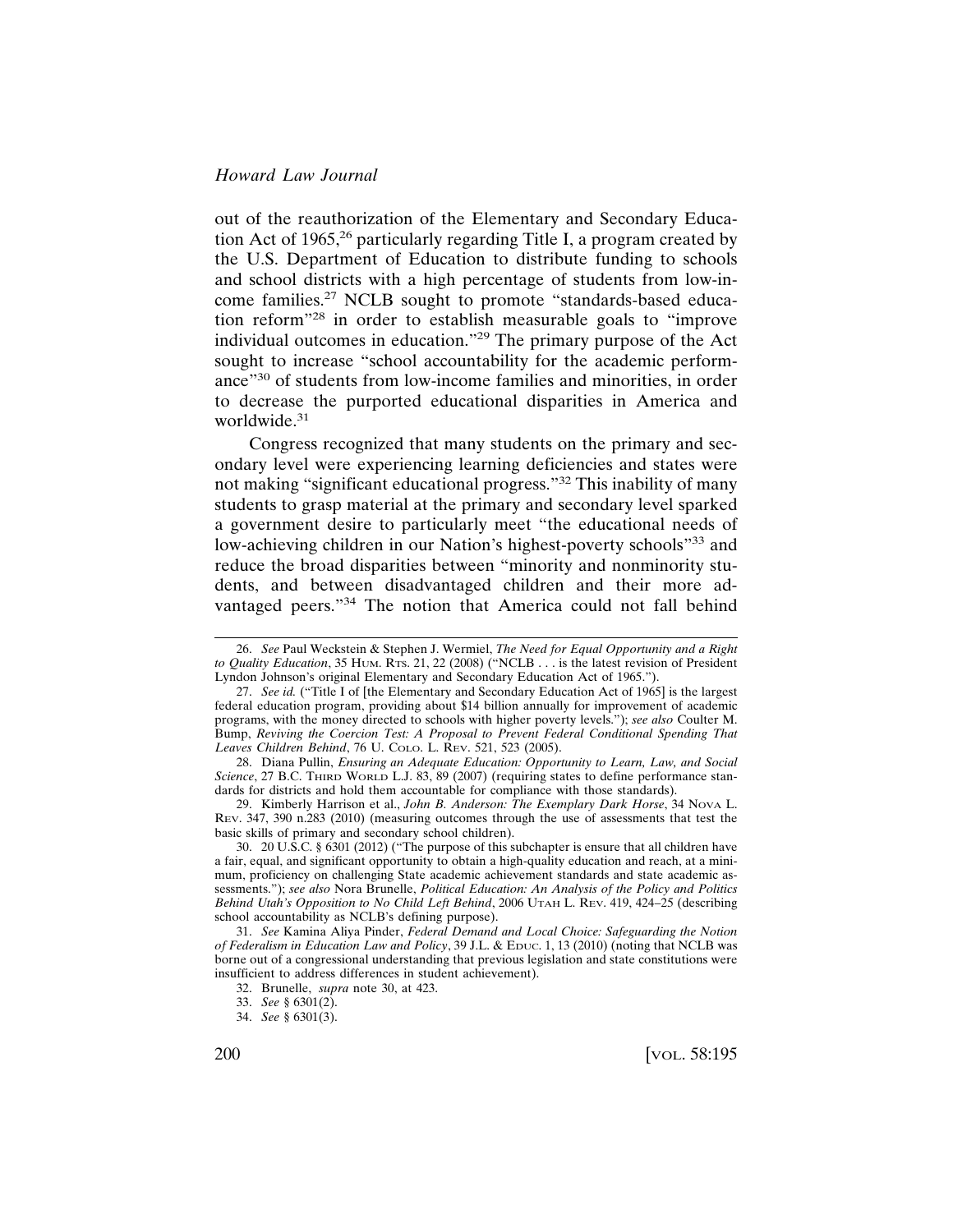out of the reauthorization of the Elementary and Secondary Education Act of 1965,[26] particularly regarding Title I, a program created by the U.S. Department of Education to distribute funding to schools and school districts with a high percentage of students from low-income families.[27] NCLB sought to promote "standards-based education reform"[28] in order to establish measurable goals to "improve individual outcomes in education."[29] The primary purpose of the Act sought to increase "school accountability for the academic performance"[30] of students from low-income families and minorities, in order to decrease the purported educational disparities in America and worldwide.[31]

Congress recognized that many students on the primary and secondary level were experiencing learning deficiencies and states were not making "significant educational progress."[32] This inability of many students to grasp material at the primary and secondary level sparked a government desire to particularly meet "the educational needs of low-achieving children in our Nation's highest-poverty schools"[33] and reduce the broad disparities between "minority and nonminority students, and between disadvantaged children and their more advantaged peers."[34] The notion that America could not fall behind

---

26. *See* Paul Weckstein & Stephen J. Wermiel, *The Need for Equal Opportunity and a Right to Quality Education*, 35 HUM. RTS. 21, 22 (2008) ("NCLB . . . is the latest revision of President Lyndon Johnson's original Elementary and Secondary Education Act of 1965.").

27. *See id.* ("Title I of [the Elementary and Secondary Education Act of 1965] is the largest federal education program, providing about $14 billion annually for improvement of academic programs, with the money directed to schools with higher poverty levels."); *see also* Coulter M. Bump, *Reviving the Coercion Test: A Proposal to Prevent Federal Conditional Spending That Leaves Children Behind*, 76 U. COLO. L. REV. 521, 523 (2005).

28. Diana Pullin, *Ensuring an Adequate Education: Opportunity to Learn, Law, and Social Science*, 27 B.C. THIRD WORLD L.J. 83, 89 (2007) (requiring states to define performance standards for districts and hold them accountable for compliance with those standards).

29. Kimberly Harrison et al., *John B. Anderson: The Exemplary Dark Horse*, 34 NOVA L. REV. 347, 390 n.283 (2010) (measuring outcomes through the use of assessments that test the basic skills of primary and secondary school children).

30. 20 U.S.C. § 6301 (2012) ("The purpose of this subchapter is ensure that all children have a fair, equal, and significant opportunity to obtain a high-quality education and reach, at a minimum, proficiency on challenging State academic achievement standards and state academic assessments."); *see also* Nora Brunelle, *Political Education: An Analysis of the Policy and Politics Behind Utah's Opposition to No Child Left Behind*, 2006 UTAH L. REV. 419, 424–25 (describing school accountability as NCLB's defining purpose).

31. *See* Kamina Aliya Pinder, *Federal Demand and Local Choice: Safeguarding the Notion of Federalism in Education Law and Policy*, 39 J.L. & EDUC. 1, 13 (2010) (noting that NCLB was borne out of a congressional understanding that previous legislation and state constitutions were insufficient to address differences in student achievement).

32. Brunelle, *supra* note 30, at 423.

33. *See* § 6301(2).

34. *See* § 6301(3).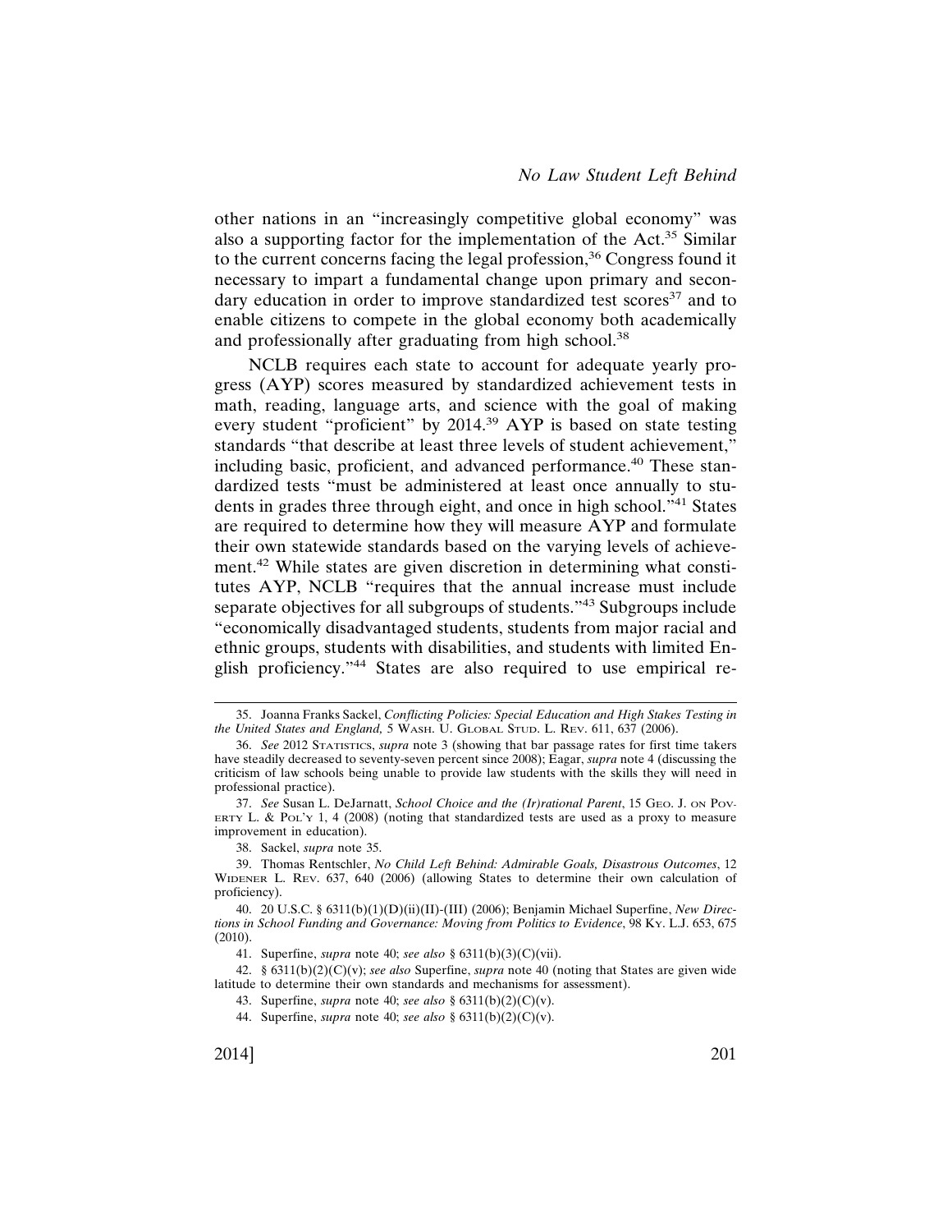other nations in an "increasingly competitive global economy" was also a supporting factor for the implementation of the Act.[35] Similar to the current concerns facing the legal profession,[36] Congress found it necessary to impart a fundamental change upon primary and secondary education in order to improve standardized test scores[37] and to enable citizens to compete in the global economy both academically and professionally after graduating from high school.[38]

NCLB requires each state to account for adequate yearly progress (AYP) scores measured by standardized achievement tests in math, reading, language arts, and science with the goal of making every student "proficient" by 2014.[39] AYP is based on state testing standards "that describe at least three levels of student achievement," including basic, proficient, and advanced performance.[40] These standardized tests "must be administered at least once annually to students in grades three through eight, and once in high school."[41] States are required to determine how they will measure AYP and formulate their own statewide standards based on the varying levels of achievement.[42] While states are given discretion in determining what constitutes AYP, NCLB "requires that the annual increase must include separate objectives for all subgroups of students."[43] Subgroups include "economically disadvantaged students, students from major racial and ethnic groups, students with disabilities, and students with limited English proficiency."[44] States are also required to use empirical re-

---

35. Joanna Franks Sackel, *Conflicting Policies: Special Education and High Stakes Testing in the United States and England,* 5 WASH. U. GLOBAL STUD. L. REV. 611, 637 (2006).

36. *See* 2012 STATISTICS, *supra* note 3 (showing that bar passage rates for first time takers have steadily decreased to seventy-seven percent since 2008); Eagar, *supra* note 4 (discussing the criticism of law schools being unable to provide law students with the skills they will need in professional practice).

37. *See* Susan L. DeJarnatt, *School Choice and the (Ir)rational Parent*, 15 GEO. J. ON POVERTY L. & POL'Y 1, 4 (2008) (noting that standardized tests are used as a proxy to measure improvement in education).

38. Sackel, *supra* note 35.

39. Thomas Rentschler, *No Child Left Behind: Admirable Goals, Disastrous Outcomes*, 12 WIDENER L. REV. 637, 640 (2006) (allowing States to determine their own calculation of proficiency).

40. 20 U.S.C. § 6311(b)(1)(D)(ii)(II)-(III) (2006); Benjamin Michael Superfine, *New Directions in School Funding and Governance: Moving from Politics to Evidence*, 98 KY. L.J. 653, 675 (2010).

41. Superfine, *supra* note 40; *see also* § 6311(b)(3)(C)(vii).

42. § 6311(b)(2)(C)(v); *see also* Superfine, *supra* note 40 (noting that States are given wide latitude to determine their own standards and mechanisms for assessment).

43. Superfine, *supra* note 40; *see also* § 6311(b)(2)(C)(v).

44. Superfine, *supra* note 40; *see also* § 6311(b)(2)(C)(v).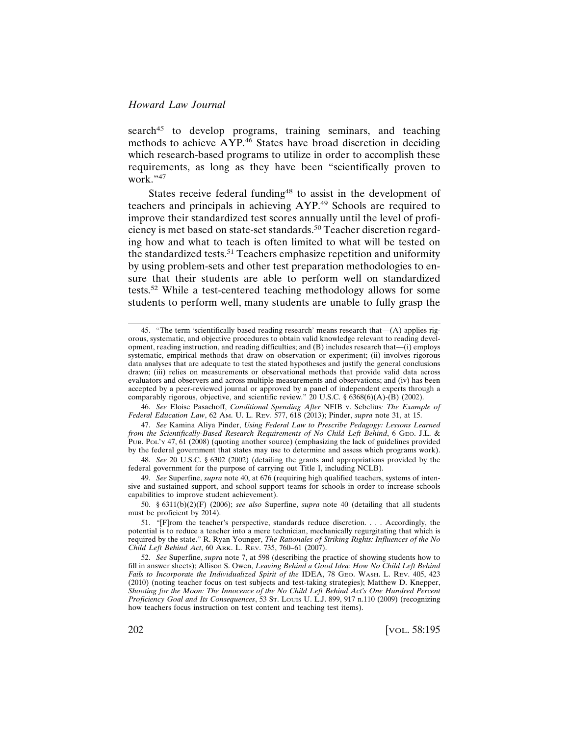search[45] to develop programs, training seminars, and teaching methods to achieve AYP.[46] States have broad discretion in deciding which research-based programs to utilize in order to accomplish these requirements, as long as they have been "scientifically proven to work."[47]

States receive federal funding[48] to assist in the development of teachers and principals in achieving AYP.[49] Schools are required to improve their standardized test scores annually until the level of proficiency is met based on state-set standards.[50] Teacher discretion regarding how and what to teach is often limited to what will be tested on the standardized tests.[51] Teachers emphasize repetition and uniformity by using problem-sets and other test preparation methodologies to ensure that their students are able to perform well on standardized tests.[52] While a test-centered teaching methodology allows for some students to perform well, many students are unable to fully grasp the

---

45. "The term 'scientifically based reading research' means research that—(A) applies rigorous, systematic, and objective procedures to obtain valid knowledge relevant to reading development, reading instruction, and reading difficulties; and (B) includes research that—(i) employs systematic, empirical methods that draw on observation or experiment; (ii) involves rigorous data analyses that are adequate to test the stated hypotheses and justify the general conclusions drawn; (iii) relies on measurements or observational methods that provide valid data across evaluators and observers and across multiple measurements and observations; and (iv) has been accepted by a peer-reviewed journal or approved by a panel of independent experts through a comparably rigorous, objective, and scientific review." 20 U.S.C. § 6368(6)(A)-(B) (2002).

46. *See* Eloise Pasachoff, *Conditional Spending After* NFIB v. Sebelius*: The Example of Federal Education Law*, 62 AM. U. L. REV. 577, 618 (2013); Pinder, *supra* note 31, at 15.

47. *See* Kamina Aliya Pinder, *Using Federal Law to Prescribe Pedagogy: Lessons Learned from the Scientifically-Based Research Requirements of No Child Left Behind*, 6 GEO. J.L. & PUB. POL'Y 47, 61 (2008) (quoting another source) (emphasizing the lack of guidelines provided by the federal government that states may use to determine and assess which programs work).

48. *See* 20 U.S.C. § 6302 (2002) (detailing the grants and appropriations provided by the federal government for the purpose of carrying out Title I, including NCLB).

49. *See* Superfine, *supra* note 40, at 676 (requiring high qualified teachers, systems of intensive and sustained support, and school support teams for schools in order to increase schools capabilities to improve student achievement).

50. § 6311(b)(2)(F) (2006); *see also* Superfine, *supra* note 40 (detailing that all students must be proficient by 2014).

51. "[F]rom the teacher's perspective, standards reduce discretion. . . . Accordingly, the potential is to reduce a teacher into a mere technician, mechanically regurgitating that which is required by the state." R. Ryan Younger, *The Rationales of Striking Rights: Influences of the No Child Left Behind Act*, 60 ARK. L. REV. 735, 760–61 (2007).

52. *See* Superfine, *supra* note 7, at 598 (describing the practice of showing students how to fill in answer sheets); Allison S. Owen, *Leaving Behind a Good Idea: How No Child Left Behind Fails to Incorporate the Individualized Spirit of the* IDEA, 78 GEO. WASH. L. REV. 405, 423 (2010) (noting teacher focus on test subjects and test-taking strategies); Matthew D. Knepper, *Shooting for the Moon: The Innocence of the No Child Left Behind Act's One Hundred Percent Proficiency Goal and Its Consequences*, 53 ST. LOUIS U. L.J. 899, 917 n.110 (2009) (recognizing how teachers focus instruction on test content and teaching test items).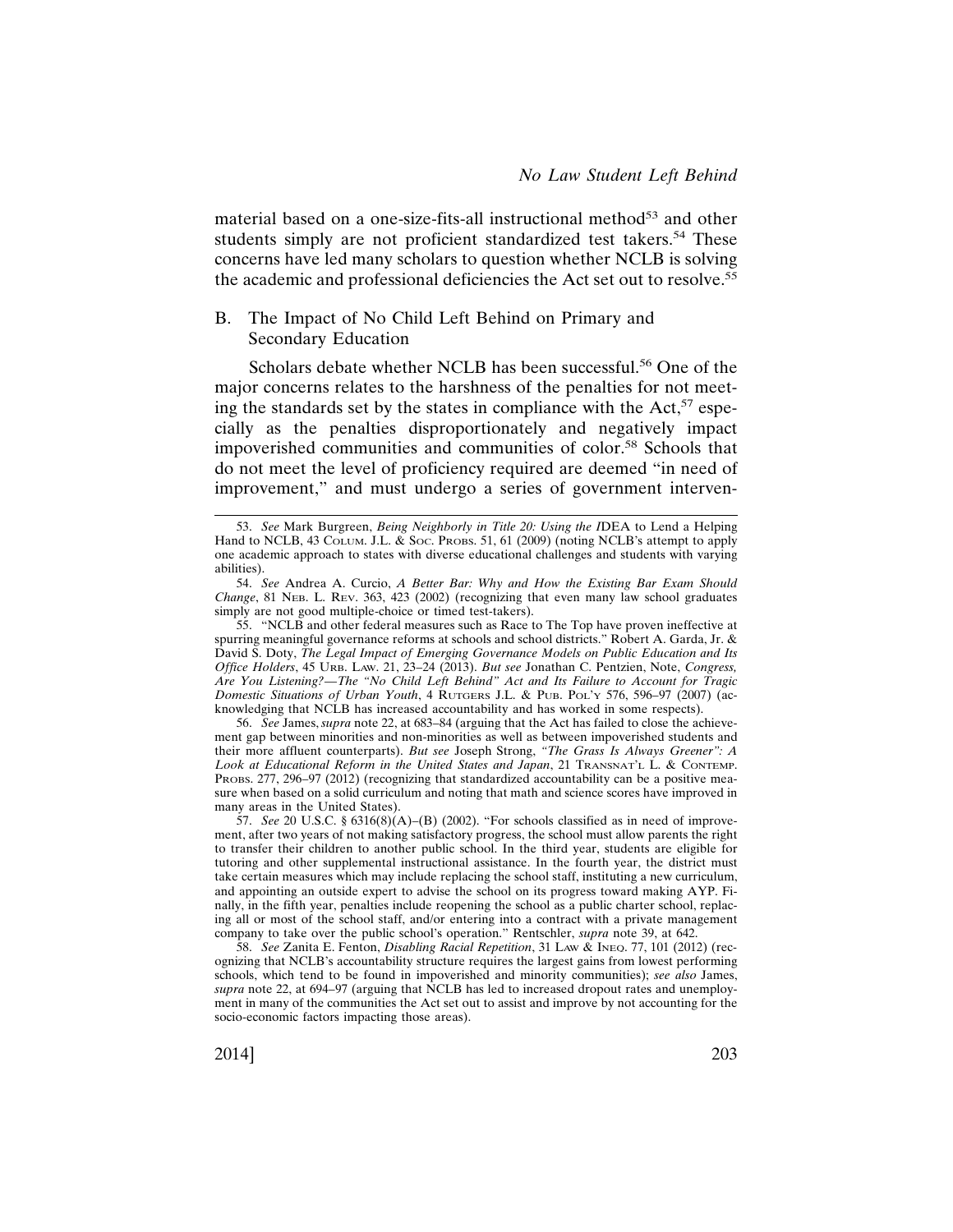material based on a one-size-fits-all instructional method[53] and other students simply are not proficient standardized test takers.[54] These concerns have led many scholars to question whether NCLB is solving the academic and professional deficiencies the Act set out to resolve.[55]

### B. The Impact of No Child Left Behind on Primary and Secondary Education

Scholars debate whether NCLB has been successful.[56] One of the major concerns relates to the harshness of the penalties for not meeting the standards set by the states in compliance with the Act,[57] especially as the penalties disproportionately and negatively impact impoverished communities and communities of color.[58] Schools that do not meet the level of proficiency required are deemed "in need of improvement," and must undergo a series of government interven-

---

53. *See* Mark Burgreen, *Being Neighborly in Title 20: Using the I*DEA *to Lend a Helping Hand to NCLB*, 43 Colum. J.L. & Soc. Probs. 51, 61 (2009) (noting NCLB's attempt to apply one academic approach to states with diverse educational challenges and students with varying abilities).

54. *See* Andrea A. Curcio, *A Better Bar: Why and How the Existing Bar Exam Should Change*, 81 Neb. L. Rev. 363, 423 (2002) (recognizing that even many law school graduates simply are not good multiple-choice or timed test-takers).

55. "NCLB and other federal measures such as Race to The Top have proven ineffective at spurring meaningful governance reforms at schools and school districts." Robert A. Garda, Jr. & David S. Doty, *The Legal Impact of Emerging Governance Models on Public Education and Its Office Holders*, 45 Urb. Law. 21, 23–24 (2013). *But see* Jonathan C. Pentzien, Note, *Congress, Are You Listening?—The "No Child Left Behind" Act and Its Failure to Account for Tragic Domestic Situations of Urban Youth*, 4 Rutgers J.L. & Pub. Pol'y 576, 596–97 (2007) (acknowledging that NCLB has increased accountability and has worked in some respects).

56. *See* James, *supra* note 22, at 683–84 (arguing that the Act has failed to close the achievement gap between minorities and non-minorities as well as between impoverished students and their more affluent counterparts). *But see* Joseph Strong, *"The Grass Is Always Greener": A Look at Educational Reform in the United States and Japan*, 21 Transnat'l L. & Contemp. Probs. 277, 296–97 (2012) (recognizing that standardized accountability can be a positive measure when based on a solid curriculum and noting that math and science scores have improved in many areas in the United States).

57. *See* 20 U.S.C. § 6316(8)(A)–(B) (2002). "For schools classified as in need of improvement, after two years of not making satisfactory progress, the school must allow parents the right to transfer their children to another public school. In the third year, students are eligible for tutoring and other supplemental instructional assistance. In the fourth year, the district must take certain measures which may include replacing the school staff, instituting a new curriculum, and appointing an outside expert to advise the school on its progress toward making AYP. Finally, in the fifth year, penalties include reopening the school as a public charter school, replacing all or most of the school staff, and/or entering into a contract with a private management company to take over the public school's operation." Rentschler, *supra* note 39, at 642.

58. *See* Zanita E. Fenton, *Disabling Racial Repetition*, 31 Law & Ineq. 77, 101 (2012) (recognizing that NCLB's accountability structure requires the largest gains from lowest performing schools, which tend to be found in impoverished and minority communities); *see also* James, *supra* note 22, at 694–97 (arguing that NCLB has led to increased dropout rates and unemployment in many of the communities the Act set out to assist and improve by not accounting for the socio-economic factors impacting those areas).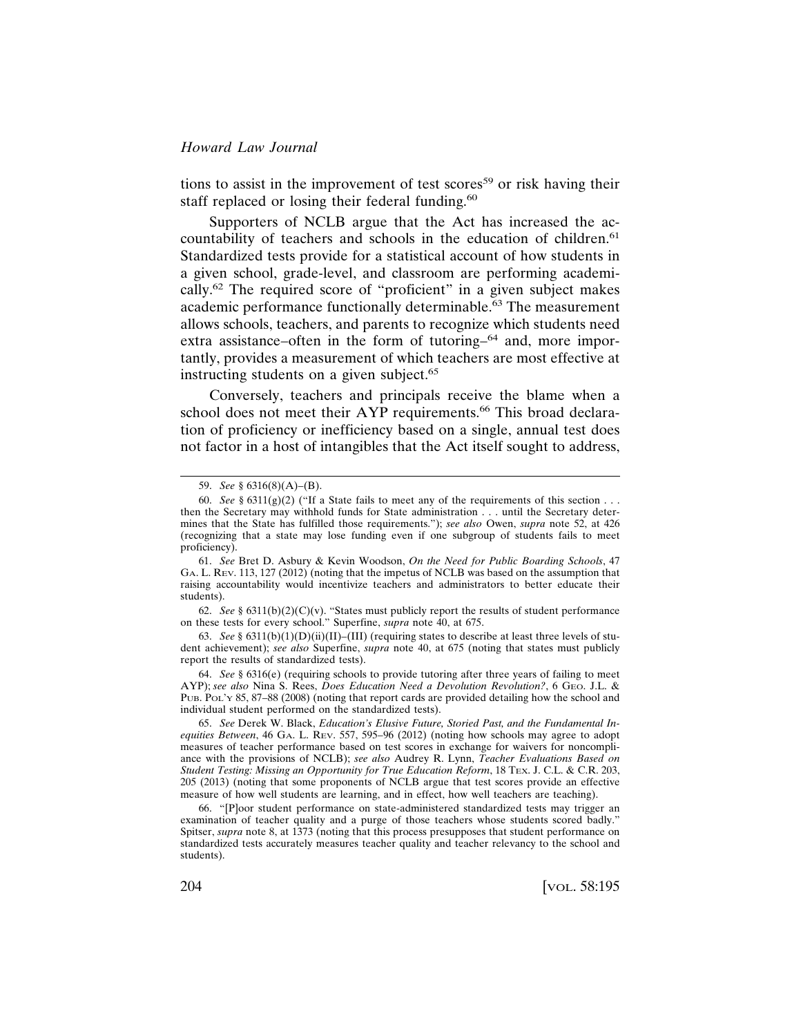tions to assist in the improvement of test scores[59] or risk having their staff replaced or losing their federal funding.[60]

Supporters of NCLB argue that the Act has increased the accountability of teachers and schools in the education of children.[61] Standardized tests provide for a statistical account of how students in a given school, grade-level, and classroom are performing academically.[62] The required score of "proficient" in a given subject makes academic performance functionally determinable.[63] The measurement allows schools, teachers, and parents to recognize which students need extra assistance–often in the form of tutoring–[64] and, more importantly, provides a measurement of which teachers are most effective at instructing students on a given subject.[65]

Conversely, teachers and principals receive the blame when a school does not meet their AYP requirements.[66] This broad declaration of proficiency or inefficiency based on a single, annual test does not factor in a host of intangibles that the Act itself sought to address,

---

59. *See* § 6316(8)(A)–(B).

60. *See* § 6311(g)(2) ("If a State fails to meet any of the requirements of this section . . . then the Secretary may withhold funds for State administration . . . until the Secretary determines that the State has fulfilled those requirements."); *see also* Owen, *supra* note 52, at 426 (recognizing that a state may lose funding even if one subgroup of students fails to meet proficiency).

61. *See* Bret D. Asbury & Kevin Woodson, *On the Need for Public Boarding Schools*, 47 GA. L. REV. 113, 127 (2012) (noting that the impetus of NCLB was based on the assumption that raising accountability would incentivize teachers and administrators to better educate their students).

62. *See* § 6311(b)(2)(C)(v). "States must publicly report the results of student performance on these tests for every school." Superfine, *supra* note 40, at 675.

63. *See* § 6311(b)(1)(D)(ii)(II)–(III) (requiring states to describe at least three levels of student achievement); *see also* Superfine, *supra* note 40, at 675 (noting that states must publicly report the results of standardized tests).

64. *See* § 6316(e) (requiring schools to provide tutoring after three years of failing to meet AYP); *see also* Nina S. Rees, *Does Education Need a Devolution Revolution?*, 6 GEO. J.L. & PUB. POL'Y 85, 87–88 (2008) (noting that report cards are provided detailing how the school and individual student performed on the standardized tests).

65. *See* Derek W. Black, *Education's Elusive Future, Storied Past, and the Fundamental Inequities Between*, 46 GA. L. REV. 557, 595–96 (2012) (noting how schools may agree to adopt measures of teacher performance based on test scores in exchange for waivers for noncompliance with the provisions of NCLB); *see also* Audrey R. Lynn, *Teacher Evaluations Based on Student Testing: Missing an Opportunity for True Education Reform*, 18 TEX. J. C.L. & C.R. 203, 205 (2013) (noting that some proponents of NCLB argue that test scores provide an effective measure of how well students are learning, and in effect, how well teachers are teaching).

66. "[P]oor student performance on state-administered standardized tests may trigger an examination of teacher quality and a purge of those teachers whose students scored badly." Spitser, *supra* note 8, at 1373 (noting that this process presupposes that student performance on standardized tests accurately measures teacher quality and teacher relevancy to the school and students).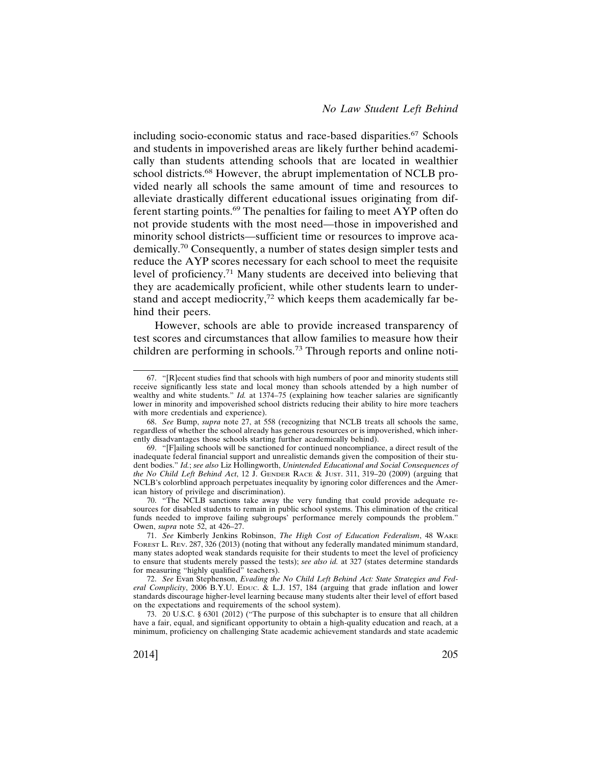including socio-economic status and race-based disparities.[67] Schools and students in impoverished areas are likely further behind academically than students attending schools that are located in wealthier school districts.[68] However, the abrupt implementation of NCLB provided nearly all schools the same amount of time and resources to alleviate drastically different educational issues originating from different starting points.[69] The penalties for failing to meet AYP often do not provide students with the most need—those in impoverished and minority school districts—sufficient time or resources to improve academically.[70] Consequently, a number of states design simpler tests and reduce the AYP scores necessary for each school to meet the requisite level of proficiency.[71] Many students are deceived into believing that they are academically proficient, while other students learn to understand and accept mediocrity,[72] which keeps them academically far behind their peers.

However, schools are able to provide increased transparency of test scores and circumstances that allow families to measure how their children are performing in schools.[73] Through reports and online noti-

---

67. "[R]ecent studies find that schools with high numbers of poor and minority students still receive significantly less state and local money than schools attended by a high number of wealthy and white students." *Id.* at 1374–75 (explaining how teacher salaries are significantly lower in minority and impoverished school districts reducing their ability to hire more teachers with more credentials and experience).

68. *See* Bump, *supra* note 27, at 558 (recognizing that NCLB treats all schools the same, regardless of whether the school already has generous resources or is impoverished, which inherently disadvantages those schools starting further academically behind).

69. "[F]ailing schools will be sanctioned for continued noncompliance, a direct result of the inadequate federal financial support and unrealistic demands given the composition of their student bodies." *Id.*; *see also* Liz Hollingworth, *Unintended Educational and Social Consequences of the No Child Left Behind Act*, 12 J. GENDER RACE & JUST. 311, 319–20 (2009) (arguing that NCLB's colorblind approach perpetuates inequality by ignoring color differences and the American history of privilege and discrimination).

70. "The NCLB sanctions take away the very funding that could provide adequate resources for disabled students to remain in public school systems. This elimination of the critical funds needed to improve failing subgroups' performance merely compounds the problem." Owen, *supra* note 52, at 426–27.

71. *See* Kimberly Jenkins Robinson, *The High Cost of Education Federalism*, 48 WAKE FOREST L. REV. 287, 326 (2013) (noting that without any federally mandated minimum standard, many states adopted weak standards requisite for their students to meet the level of proficiency to ensure that students merely passed the tests); *see also id.* at 327 (states determine standards for measuring "highly qualified" teachers).

72. *See* Evan Stephenson, *Evading the No Child Left Behind Act: State Strategies and Federal Complicity*, 2006 B.Y.U. EDUC. & L.J. 157, 184 (arguing that grade inflation and lower standards discourage higher-level learning because many students alter their level of effort based on the expectations and requirements of the school system).

73. 20 U.S.C. § 6301 (2012) ("The purpose of this subchapter is to ensure that all children have a fair, equal, and significant opportunity to obtain a high-quality education and reach, at a minimum, proficiency on challenging State academic achievement standards and state academic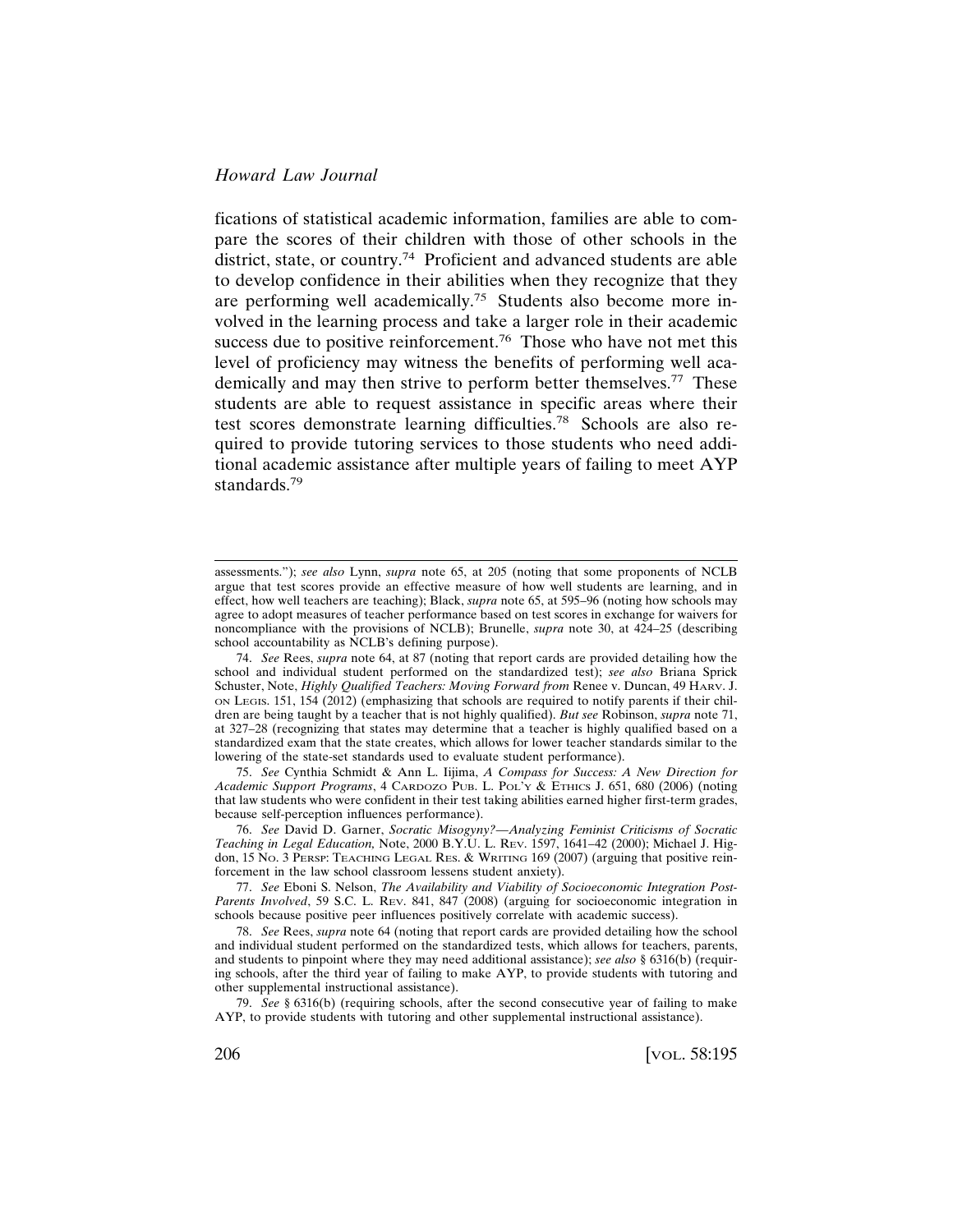fications of statistical academic information, families are able to compare the scores of their children with those of other schools in the district, state, or country.[74] Proficient and advanced students are able to develop confidence in their abilities when they recognize that they are performing well academically.[75] Students also become more involved in the learning process and take a larger role in their academic success due to positive reinforcement.[76] Those who have not met this level of proficiency may witness the benefits of performing well academically and may then strive to perform better themselves.[77] These students are able to request assistance in specific areas where their test scores demonstrate learning difficulties.[78] Schools are also required to provide tutoring services to those students who need additional academic assistance after multiple years of failing to meet AYP standards.[79]

---

assessments."); *see also* Lynn, *supra* note 65, at 205 (noting that some proponents of NCLB argue that test scores provide an effective measure of how well students are learning, and in effect, how well teachers are teaching); Black, *supra* note 65, at 595–96 (noting how schools may agree to adopt measures of teacher performance based on test scores in exchange for waivers for noncompliance with the provisions of NCLB); Brunelle, *supra* note 30, at 424–25 (describing school accountability as NCLB's defining purpose).

74. *See* Rees, *supra* note 64, at 87 (noting that report cards are provided detailing how the school and individual student performed on the standardized test); *see also* Briana Sprick Schuster, Note, *Highly Qualified Teachers: Moving Forward from* Renee v. Duncan, 49 HARV. J. ON LEGIS. 151, 154 (2012) (emphasizing that schools are required to notify parents if their children are being taught by a teacher that is not highly qualified). *But see* Robinson, *supra* note 71, at 327–28 (recognizing that states may determine that a teacher is highly qualified based on a standardized exam that the state creates, which allows for lower teacher standards similar to the lowering of the state-set standards used to evaluate student performance).

75. *See* Cynthia Schmidt & Ann L. Iijima, *A Compass for Success: A New Direction for Academic Support Programs*, 4 CARDOZO PUB. L. POL'Y & ETHICS J. 651, 680 (2006) (noting that law students who were confident in their test taking abilities earned higher first-term grades, because self-perception influences performance).

76. *See* David D. Garner, *Socratic Misogyny?—Analyzing Feminist Criticisms of Socratic Teaching in Legal Education,* Note, 2000 B.Y.U. L. REV. 1597, 1641–42 (2000); Michael J. Higdon, 15 NO. 3 PERSP: TEACHING LEGAL RES. & WRITING 169 (2007) (arguing that positive reinforcement in the law school classroom lessens student anxiety).

77. *See* Eboni S. Nelson, *The Availability and Viability of Socioeconomic Integration Post-Parents Involved*, 59 S.C. L. REV. 841, 847 (2008) (arguing for socioeconomic integration in schools because positive peer influences positively correlate with academic success).

78. *See* Rees, *supra* note 64 (noting that report cards are provided detailing how the school and individual student performed on the standardized tests, which allows for teachers, parents, and students to pinpoint where they may need additional assistance); *see also* § 6316(b) (requiring schools, after the third year of failing to make AYP, to provide students with tutoring and other supplemental instructional assistance).

79. *See* § 6316(b) (requiring schools, after the second consecutive year of failing to make AYP, to provide students with tutoring and other supplemental instructional assistance).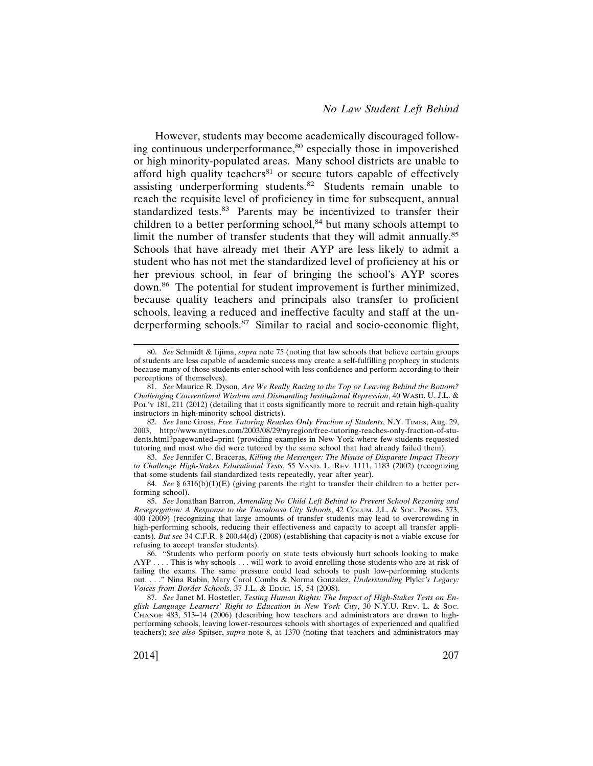However, students may become academically discouraged following continuous underperformance,[80] especially those in impoverished or high minority-populated areas. Many school districts are unable to afford high quality teachers[81] or secure tutors capable of effectively assisting underperforming students.[82] Students remain unable to reach the requisite level of proficiency in time for subsequent, annual standardized tests.[83] Parents may be incentivized to transfer their children to a better performing school,[84] but many schools attempt to limit the number of transfer students that they will admit annually.[85] Schools that have already met their AYP are less likely to admit a student who has not met the standardized level of proficiency at his or her previous school, in fear of bringing the school's AYP scores down.[86] The potential for student improvement is further minimized, because quality teachers and principals also transfer to proficient schools, leaving a reduced and ineffective faculty and staff at the underperforming schools.[87] Similar to racial and socio-economic flight,

---

80. *See* Schmidt & Iijima, *supra* note 75 (noting that law schools that believe certain groups of students are less capable of academic success may create a self-fulfilling prophecy in students because many of those students enter school with less confidence and perform according to their perceptions of themselves).

81. *See* Maurice R. Dyson, *Are We Really Racing to the Top or Leaving Behind the Bottom? Challenging Conventional Wisdom and Dismantling Institutional Repression*, 40 WASH. U. J.L. & POL'Y 181, 211 (2012) (detailing that it costs significantly more to recruit and retain high-quality instructors in high-minority school districts).

82. *See* Jane Gross, *Free Tutoring Reaches Only Fraction of Students*, N.Y. TIMES, Aug. 29, 2003, http://www.nytimes.com/2003/08/29/nyregion/free-tutoring-reaches-only-fraction-of-students.html?pagewanted=print (providing examples in New York where few students requested tutoring and most who did were tutored by the same school that had already failed them).

83. *See* Jennifer C. Braceras, *Killing the Messenger: The Misuse of Disparate Impact Theory to Challenge High-Stakes Educational Tests*, 55 VAND. L. REV. 1111, 1183 (2002) (recognizing that some students fail standardized tests repeatedly, year after year).

84. *See* § 6316(b)(1)(E) (giving parents the right to transfer their children to a better performing school).

85. *See* Jonathan Barron, *Amending No Child Left Behind to Prevent School Rezoning and Resegregation: A Response to the Tuscaloosa City Schools*, 42 COLUM. J.L. & SOC. PROBS. 373, 400 (2009) (recognizing that large amounts of transfer students may lead to overcrowding in high-performing schools, reducing their effectiveness and capacity to accept all transfer applicants). *But see* 34 C.F.R. § 200.44(d) (2008) (establishing that capacity is not a viable excuse for refusing to accept transfer students).

86. "Students who perform poorly on state tests obviously hurt schools looking to make AYP . . . . This is why schools . . . will work to avoid enrolling those students who are at risk of failing the exams. The same pressure could lead schools to push low-performing students out. . . ." Nina Rabin, Mary Carol Combs & Norma Gonzalez, *Understanding* Plyler*'s Legacy: Voices from Border Schools*, 37 J.L. & EDUC. 15, 54 (2008).

87. *See* Janet M. Hostetler, *Testing Human Rights: The Impact of High-Stakes Tests on English Language Learners' Right to Education in New York City*, 30 N.Y.U. REV. L. & SOC. CHANGE 483, 513–14 (2006) (describing how teachers and administrators are drawn to high-performing schools, leaving lower-resources schools with shortages of experienced and qualified teachers); *see also* Spitser, *supra* note 8, at 1370 (noting that teachers and administrators may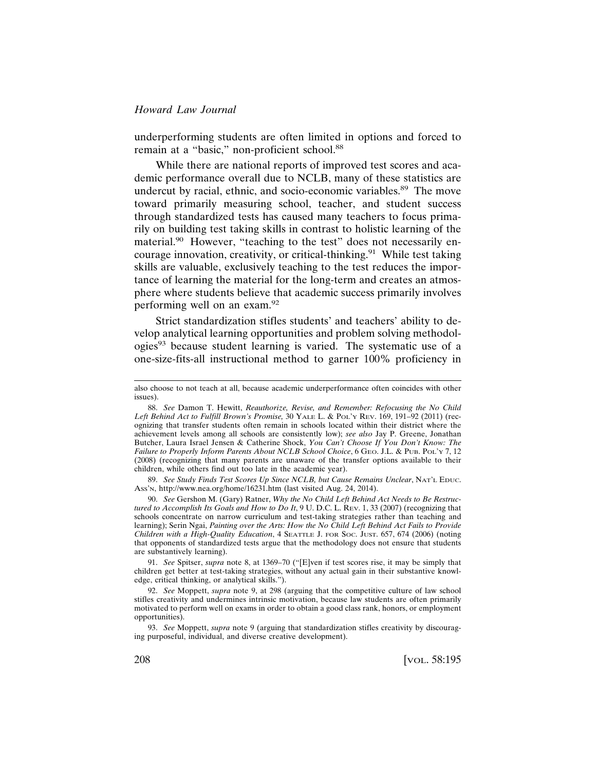underperforming students are often limited in options and forced to remain at a "basic," non-proficient school.[88]

While there are national reports of improved test scores and academic performance overall due to NCLB, many of these statistics are undercut by racial, ethnic, and socio-economic variables.[89] The move toward primarily measuring school, teacher, and student success through standardized tests has caused many teachers to focus primarily on building test taking skills in contrast to holistic learning of the material.[90] However, "teaching to the test" does not necessarily encourage innovation, creativity, or critical-thinking.[91] While test taking skills are valuable, exclusively teaching to the test reduces the importance of learning the material for the long-term and creates an atmosphere where students believe that academic success primarily involves performing well on an exam.[92]

Strict standardization stifles students' and teachers' ability to develop analytical learning opportunities and problem solving methodologies[93] because student learning is varied. The systematic use of a one-size-fits-all instructional method to garner 100% proficiency in

---

also choose to not teach at all, because academic underperformance often coincides with other issues).

88. *See* Damon T. Hewitt, *Reauthorize, Revise, and Remember: Refocusing the No Child Left Behind Act to Fulfill Brown's Promise,* 30 YALE L. & POL'Y REV. 169, 191–92 (2011) (recognizing that transfer students often remain in schools located within their district where the achievement levels among all schools are consistently low); *see also* Jay P. Greene, Jonathan Butcher, Laura Israel Jensen & Catherine Shock, *You Can't Choose If You Don't Know: The Failure to Properly Inform Parents About NCLB School Choice*, 6 GEO. J.L. & PUB. POL'Y 7, 12 (2008) (recognizing that many parents are unaware of the transfer options available to their children, while others find out too late in the academic year).

89. *See Study Finds Test Scores Up Since NCLB, but Cause Remains Unclear*, NAT'L EDUC. ASS'N, http://www.nea.org/home/16231.htm (last visited Aug. 24, 2014).

90. *See* Gershon M. (Gary) Ratner, *Why the No Child Left Behind Act Needs to Be Restructured to Accomplish Its Goals and How to Do It*, 9 U. D.C. L. REV. 1, 33 (2007) (recognizing that schools concentrate on narrow curriculum and test-taking strategies rather than teaching and learning); Serin Ngai, *Painting over the Arts: How the No Child Left Behind Act Fails to Provide Children with a High-Quality Education*, 4 SEATTLE J. FOR SOC. JUST. 657, 674 (2006) (noting that opponents of standardized tests argue that the methodology does not ensure that students are substantively learning).

91. *See* Spitser, *supra* note 8, at 1369–70 ("[E]ven if test scores rise, it may be simply that children get better at test-taking strategies, without any actual gain in their substantive knowledge, critical thinking, or analytical skills.").

92. *See* Moppett, *supra* note 9, at 298 (arguing that the competitive culture of law school stifles creativity and undermines intrinsic motivation, because law students are often primarily motivated to perform well on exams in order to obtain a good class rank, honors, or employment opportunities).

93. *See* Moppett, *supra* note 9 (arguing that standardization stifles creativity by discouraging purposeful, individual, and diverse creative development).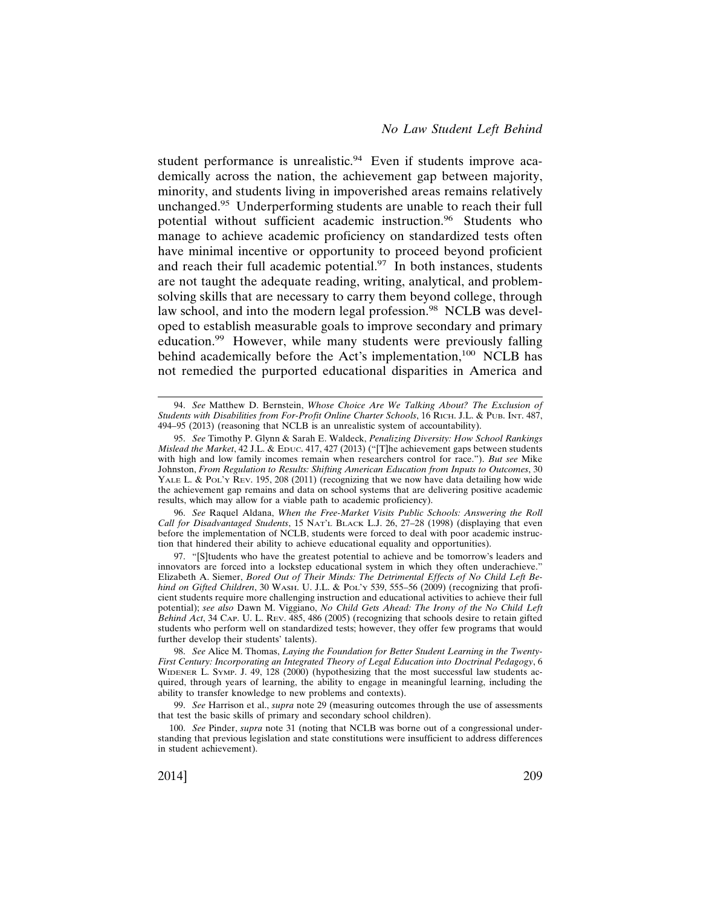student performance is unrealistic.[94] Even if students improve academically across the nation, the achievement gap between majority, minority, and students living in impoverished areas remains relatively unchanged.[95] Underperforming students are unable to reach their full potential without sufficient academic instruction.[96] Students who manage to achieve academic proficiency on standardized tests often have minimal incentive or opportunity to proceed beyond proficient and reach their full academic potential.[97] In both instances, students are not taught the adequate reading, writing, analytical, and problem-solving skills that are necessary to carry them beyond college, through law school, and into the modern legal profession.[98] NCLB was developed to establish measurable goals to improve secondary and primary education.[99] However, while many students were previously falling behind academically before the Act's implementation,[100] NCLB has not remedied the purported educational disparities in America and

---

94. *See* Matthew D. Bernstein, *Whose Choice Are We Talking About? The Exclusion of Students with Disabilities from For-Profit Online Charter Schools*, 16 RICH. J.L. & PUB. INT. 487, 494–95 (2013) (reasoning that NCLB is an unrealistic system of accountability).

95. *See* Timothy P. Glynn & Sarah E. Waldeck, *Penalizing Diversity: How School Rankings Mislead the Market*, 42 J.L. & EDUC. 417, 427 (2013) ("[T]he achievement gaps between students with high and low family incomes remain when researchers control for race."). *But see* Mike Johnston, *From Regulation to Results: Shifting American Education from Inputs to Outcomes*, 30 YALE L. & POL'Y REV. 195, 208 (2011) (recognizing that we now have data detailing how wide the achievement gap remains and data on school systems that are delivering positive academic results, which may allow for a viable path to academic proficiency).

96. *See* Raquel Aldana, *When the Free-Market Visits Public Schools: Answering the Roll Call for Disadvantaged Students*, 15 NAT'L BLACK L.J. 26, 27–28 (1998) (displaying that even before the implementation of NCLB, students were forced to deal with poor academic instruction that hindered their ability to achieve educational equality and opportunities).

97. "[S]tudents who have the greatest potential to achieve and be tomorrow's leaders and innovators are forced into a lockstep educational system in which they often underachieve." Elizabeth A. Siemer, *Bored Out of Their Minds: The Detrimental Effects of No Child Left Behind on Gifted Children*, 30 WASH. U. J.L. & POL'Y 539, 555–56 (2009) (recognizing that proficient students require more challenging instruction and educational activities to achieve their full potential); *see also* Dawn M. Viggiano, *No Child Gets Ahead: The Irony of the No Child Left Behind Act*, 34 CAP. U. L. REV. 485, 486 (2005) (recognizing that schools desire to retain gifted students who perform well on standardized tests; however, they offer few programs that would further develop their students' talents).

98. *See* Alice M. Thomas, *Laying the Foundation for Better Student Learning in the Twenty-First Century: Incorporating an Integrated Theory of Legal Education into Doctrinal Pedagogy*, 6 WIDENER L. SYMP. J. 49, 128 (2000) (hypothesizing that the most successful law students acquired, through years of learning, the ability to engage in meaningful learning, including the ability to transfer knowledge to new problems and contexts).

99. *See* Harrison et al., *supra* note 29 (measuring outcomes through the use of assessments that test the basic skills of primary and secondary school children).

100. *See* Pinder, *supra* note 31 (noting that NCLB was borne out of a congressional understanding that previous legislation and state constitutions were insufficient to address differences in student achievement).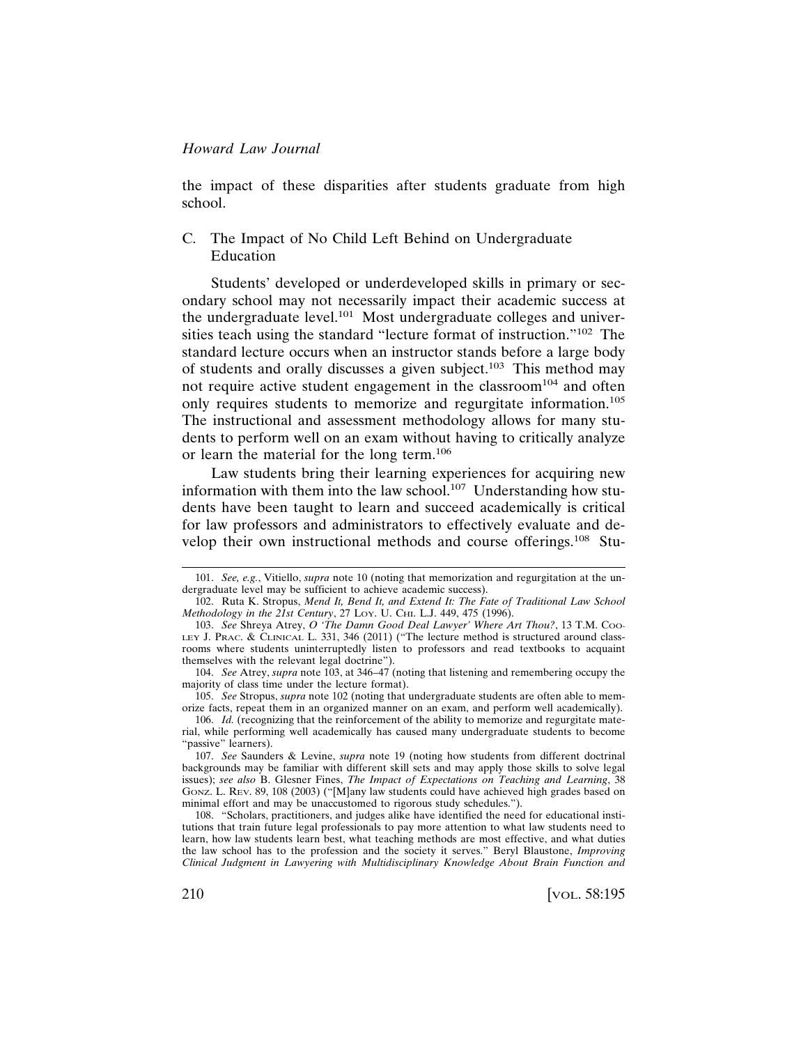the impact of these disparities after students graduate from high school.

### C. The Impact of No Child Left Behind on Undergraduate Education

Students' developed or underdeveloped skills in primary or secondary school may not necessarily impact their academic success at the undergraduate level.[101] Most undergraduate colleges and universities teach using the standard "lecture format of instruction."[102] The standard lecture occurs when an instructor stands before a large body of students and orally discusses a given subject.[103] This method may not require active student engagement in the classroom[104] and often only requires students to memorize and regurgitate information.[105] The instructional and assessment methodology allows for many students to perform well on an exam without having to critically analyze or learn the material for the long term.[106]

Law students bring their learning experiences for acquiring new information with them into the law school.[107] Understanding how students have been taught to learn and succeed academically is critical for law professors and administrators to effectively evaluate and develop their own instructional methods and course offerings.[108] Stu-

---

101. *See, e.g.*, Vitiello, *supra* note 10 (noting that memorization and regurgitation at the undergraduate level may be sufficient to achieve academic success).

102. Ruta K. Stropus, *Mend It, Bend It, and Extend It: The Fate of Traditional Law School Methodology in the 21st Century*, 27 LOY. U. CHI. L.J. 449, 475 (1996).

103. *See* Shreya Atrey, *O 'The Damn Good Deal Lawyer' Where Art Thou?*, 13 T.M. COOLEY J. PRAC. & CLINICAL L. 331, 346 (2011) ("The lecture method is structured around classrooms where students uninterruptedly listen to professors and read textbooks to acquaint themselves with the relevant legal doctrine").

104. *See* Atrey, *supra* note 103, at 346–47 (noting that listening and remembering occupy the majority of class time under the lecture format).

105. *See* Stropus, *supra* note 102 (noting that undergraduate students are often able to memorize facts, repeat them in an organized manner on an exam, and perform well academically).

106. *Id.* (recognizing that the reinforcement of the ability to memorize and regurgitate material, while performing well academically has caused many undergraduate students to become "passive" learners).

107. *See* Saunders & Levine, *supra* note 19 (noting how students from different doctrinal backgrounds may be familiar with different skill sets and may apply those skills to solve legal issues); *see also* B. Glesner Fines, *The Impact of Expectations on Teaching and Learning*, 38 GONZ. L. REV. 89, 108 (2003) ("[M]any law students could have achieved high grades based on minimal effort and may be unaccustomed to rigorous study schedules.").

108. "Scholars, practitioners, and judges alike have identified the need for educational institutions that train future legal professionals to pay more attention to what law students need to learn, how law students learn best, what teaching methods are most effective, and what duties the law school has to the profession and the society it serves." Beryl Blaustone, *Improving Clinical Judgment in Lawyering with Multidisciplinary Knowledge About Brain Function and*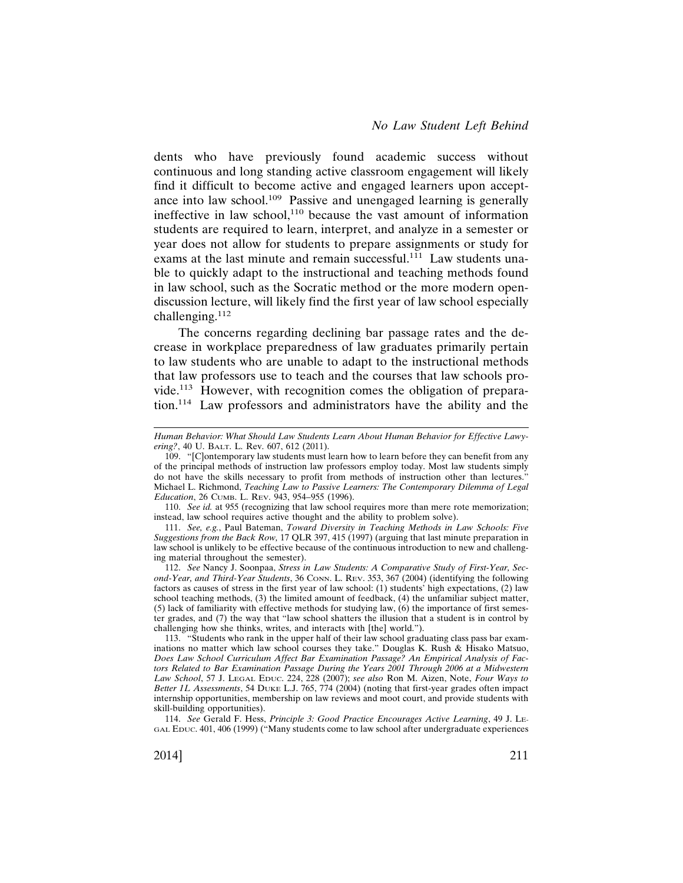dents who have previously found academic success without continuous and long standing active classroom engagement will likely find it difficult to become active and engaged learners upon acceptance into law school.[109] Passive and unengaged learning is generally ineffective in law school,[110] because the vast amount of information students are required to learn, interpret, and analyze in a semester or year does not allow for students to prepare assignments or study for exams at the last minute and remain successful.[111] Law students unable to quickly adapt to the instructional and teaching methods found in law school, such as the Socratic method or the more modern open-discussion lecture, will likely find the first year of law school especially challenging.[112]

The concerns regarding declining bar passage rates and the decrease in workplace preparedness of law graduates primarily pertain to law students who are unable to adapt to the instructional methods that law professors use to teach and the courses that law schools provide.[113] However, with recognition comes the obligation of preparation.[114] Law professors and administrators have the ability and the

---

*Human Behavior: What Should Law Students Learn About Human Behavior for Effective Lawyering?*, 40 U. BALT. L. Rev. 607, 612 (2011).

109. "[C]ontemporary law students must learn how to learn before they can benefit from any of the principal methods of instruction law professors employ today. Most law students simply do not have the skills necessary to profit from methods of instruction other than lectures." Michael L. Richmond, *Teaching Law to Passive Learners: The Contemporary Dilemma of Legal Education*, 26 CUMB. L. REV. 943, 954–955 (1996).

110. *See id.* at 955 (recognizing that law school requires more than mere rote memorization; instead, law school requires active thought and the ability to problem solve).

111. *See, e.g.*, Paul Bateman, *Toward Diversity in Teaching Methods in Law Schools: Five Suggestions from the Back Row,* 17 QLR 397, 415 (1997) (arguing that last minute preparation in law school is unlikely to be effective because of the continuous introduction to new and challenging material throughout the semester).

112. *See* Nancy J. Soonpaa, *Stress in Law Students: A Comparative Study of First-Year, Second-Year, and Third-Year Students*, 36 CONN. L. REV. 353, 367 (2004) (identifying the following factors as causes of stress in the first year of law school: (1) students' high expectations, (2) law school teaching methods, (3) the limited amount of feedback, (4) the unfamiliar subject matter, (5) lack of familiarity with effective methods for studying law, (6) the importance of first semester grades, and (7) the way that "law school shatters the illusion that a student is in control by challenging how she thinks, writes, and interacts with [the] world.").

113. "Students who rank in the upper half of their law school graduating class pass bar examinations no matter which law school courses they take." Douglas K. Rush & Hisako Matsuo, *Does Law School Curriculum Affect Bar Examination Passage? An Empirical Analysis of Factors Related to Bar Examination Passage During the Years 2001 Through 2006 at a Midwestern Law School*, 57 J. LEGAL EDUC. 224, 228 (2007); *see also* Ron M. Aizen, Note, *Four Ways to Better 1L Assessments*, 54 DUKE L.J. 765, 774 (2004) (noting that first-year grades often impact internship opportunities, membership on law reviews and moot court, and provide students with skill-building opportunities).

114. *See* Gerald F. Hess, *Principle 3: Good Practice Encourages Active Learning*, 49 J. LEGAL EDUC. 401, 406 (1999) ("Many students come to law school after undergraduate experiences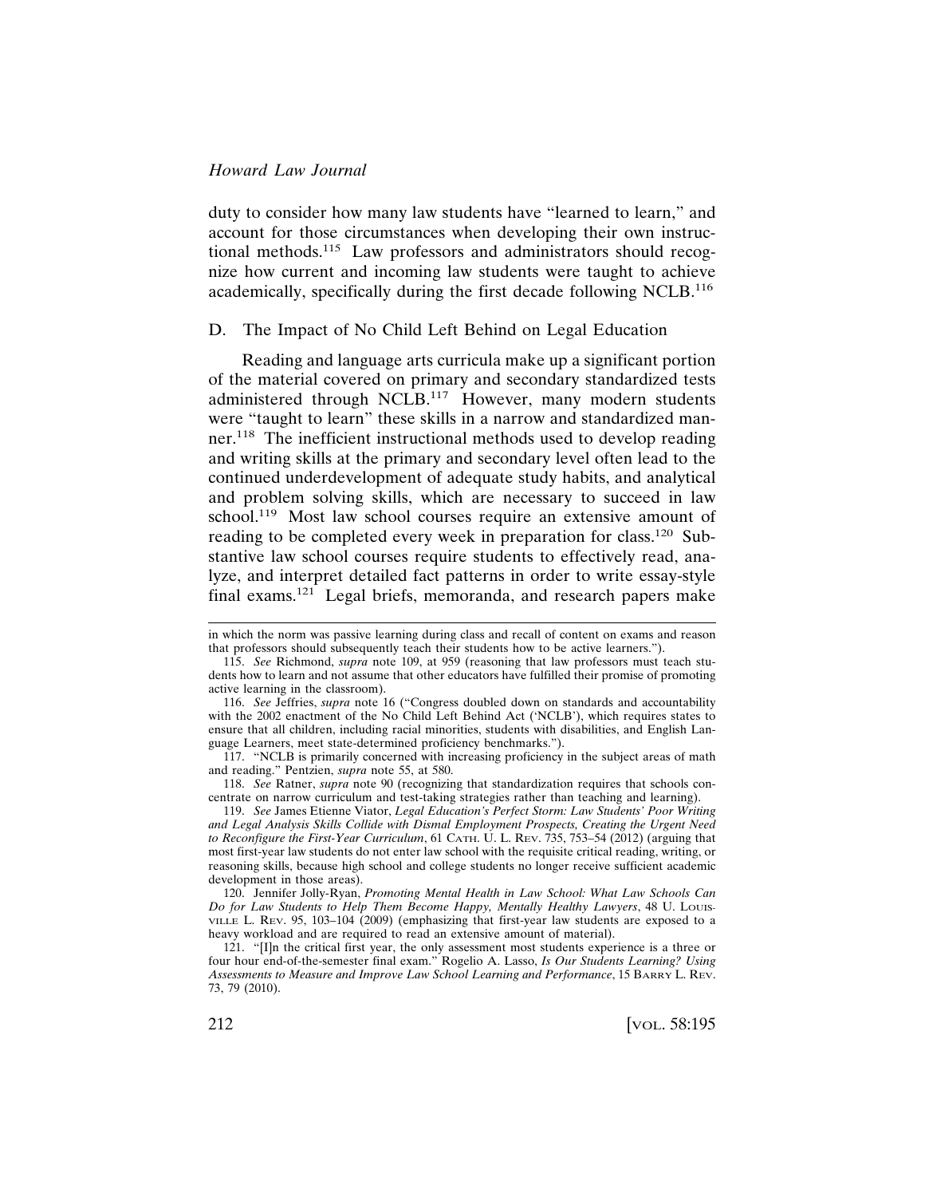duty to consider how many law students have "learned to learn," and account for those circumstances when developing their own instructional methods.[115] Law professors and administrators should recognize how current and incoming law students were taught to achieve academically, specifically during the first decade following NCLB.[116]

### D. The Impact of No Child Left Behind on Legal Education

Reading and language arts curricula make up a significant portion of the material covered on primary and secondary standardized tests administered through NCLB.[117] However, many modern students were "taught to learn" these skills in a narrow and standardized manner.[118] The inefficient instructional methods used to develop reading and writing skills at the primary and secondary level often lead to the continued underdevelopment of adequate study habits, and analytical and problem solving skills, which are necessary to succeed in law school.[119] Most law school courses require an extensive amount of reading to be completed every week in preparation for class.[120] Substantive law school courses require students to effectively read, analyze, and interpret detailed fact patterns in order to write essay-style final exams.[121] Legal briefs, memoranda, and research papers make

---

in which the norm was passive learning during class and recall of content on exams and reason that professors should subsequently teach their students how to be active learners.").

115. *See* Richmond, *supra* note 109, at 959 (reasoning that law professors must teach students how to learn and not assume that other educators have fulfilled their promise of promoting active learning in the classroom).

116. *See* Jeffries, *supra* note 16 ("Congress doubled down on standards and accountability with the 2002 enactment of the No Child Left Behind Act ('NCLB'), which requires states to ensure that all children, including racial minorities, students with disabilities, and English Language Learners, meet state-determined proficiency benchmarks.").

117. "NCLB is primarily concerned with increasing proficiency in the subject areas of math and reading." Pentzien, *supra* note 55, at 580.

118. *See* Ratner, *supra* note 90 (recognizing that standardization requires that schools concentrate on narrow curriculum and test-taking strategies rather than teaching and learning).

119. *See* James Etienne Viator, *Legal Education's Perfect Storm: Law Students' Poor Writing and Legal Analysis Skills Collide with Dismal Employment Prospects, Creating the Urgent Need to Reconfigure the First-Year Curriculum*, 61 CATH. U. L. REV. 735, 753–54 (2012) (arguing that most first-year law students do not enter law school with the requisite critical reading, writing, or reasoning skills, because high school and college students no longer receive sufficient academic development in those areas).

120. Jennifer Jolly-Ryan, *Promoting Mental Health in Law School: What Law Schools Can Do for Law Students to Help Them Become Happy, Mentally Healthy Lawyers*, 48 U. LOUISVILLE L. REV. 95, 103–104 (2009) (emphasizing that first-year law students are exposed to a heavy workload and are required to read an extensive amount of material).

121. "[I]n the critical first year, the only assessment most students experience is a three or four hour end-of-the-semester final exam." Rogelio A. Lasso, *Is Our Students Learning? Using Assessments to Measure and Improve Law School Learning and Performance*, 15 BARRY L. REV. 73, 79 (2010).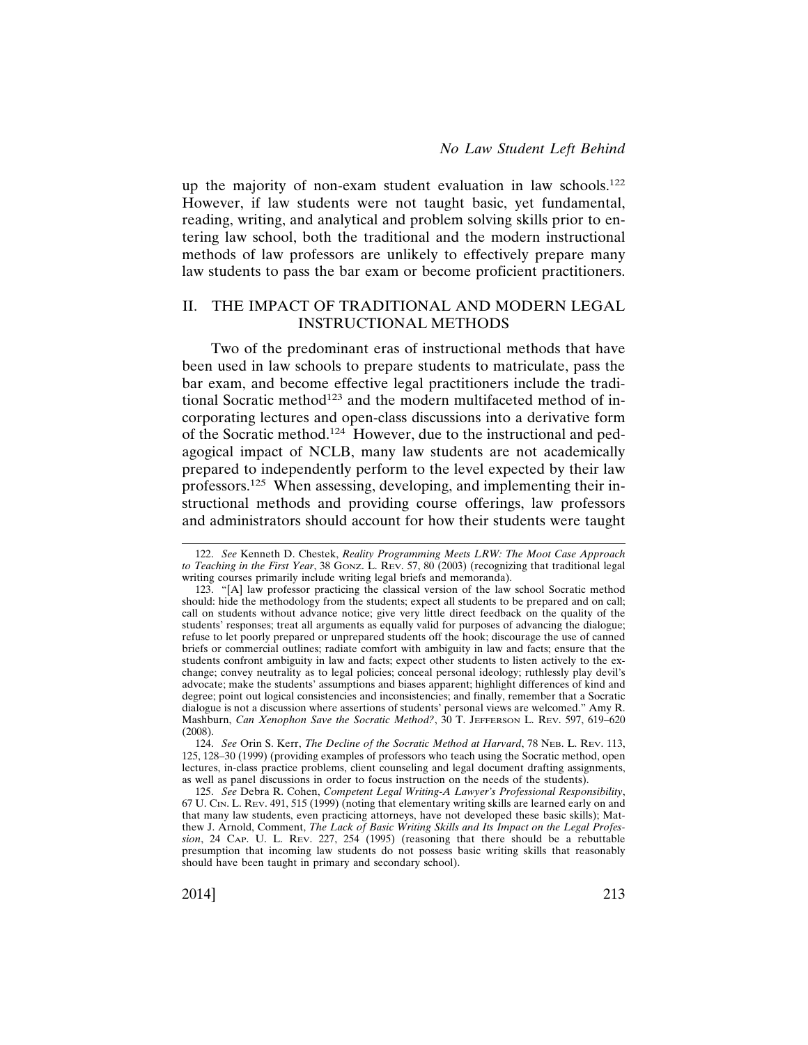up the majority of non-exam student evaluation in law schools.[122] However, if law students were not taught basic, yet fundamental, reading, writing, and analytical and problem solving skills prior to entering law school, both the traditional and the modern instructional methods of law professors are unlikely to effectively prepare many law students to pass the bar exam or become proficient practitioners.

## II. THE IMPACT OF TRADITIONAL AND MODERN LEGAL INSTRUCTIONAL METHODS

Two of the predominant eras of instructional methods that have been used in law schools to prepare students to matriculate, pass the bar exam, and become effective legal practitioners include the traditional Socratic method[123] and the modern multifaceted method of incorporating lectures and open-class discussions into a derivative form of the Socratic method.[124] However, due to the instructional and pedagogical impact of NCLB, many law students are not academically prepared to independently perform to the level expected by their law professors.[125] When assessing, developing, and implementing their instructional methods and providing course offerings, law professors and administrators should account for how their students were taught

---

122. *See* Kenneth D. Chestek, *Reality Programming Meets LRW: The Moot Case Approach to Teaching in the First Year*, 38 GONZ. L. REV. 57, 80 (2003) (recognizing that traditional legal writing courses primarily include writing legal briefs and memoranda).

123. "[A] law professor practicing the classical version of the law school Socratic method should: hide the methodology from the students; expect all students to be prepared and on call; call on students without advance notice; give very little direct feedback on the quality of the students' responses; treat all arguments as equally valid for purposes of advancing the dialogue; refuse to let poorly prepared or unprepared students off the hook; discourage the use of canned briefs or commercial outlines; radiate comfort with ambiguity in law and facts; ensure that the students confront ambiguity in law and facts; expect other students to listen actively to the exchange; convey neutrality as to legal policies; conceal personal ideology; ruthlessly play devil's advocate; make the students' assumptions and biases apparent; highlight differences of kind and degree; point out logical consistencies and inconsistencies; and finally, remember that a Socratic dialogue is not a discussion where assertions of students' personal views are welcomed." Amy R. Mashburn, *Can Xenophon Save the Socratic Method?*, 30 T. JEFFERSON L. REV. 597, 619–620 (2008).

124. *See* Orin S. Kerr, *The Decline of the Socratic Method at Harvard*, 78 NEB. L. REV. 113, 125, 128–30 (1999) (providing examples of professors who teach using the Socratic method, open lectures, in-class practice problems, client counseling and legal document drafting assignments, as well as panel discussions in order to focus instruction on the needs of the students).

125. *See* Debra R. Cohen, *Competent Legal Writing-A Lawyer's Professional Responsibility*, 67 U. CIN. L. REV. 491, 515 (1999) (noting that elementary writing skills are learned early on and that many law students, even practicing attorneys, have not developed these basic skills); Matthew J. Arnold, Comment, *The Lack of Basic Writing Skills and Its Impact on the Legal Profession*, 24 CAP. U. L. REV. 227, 254 (1995) (reasoning that there should be a rebuttable presumption that incoming law students do not possess basic writing skills that reasonably should have been taught in primary and secondary school).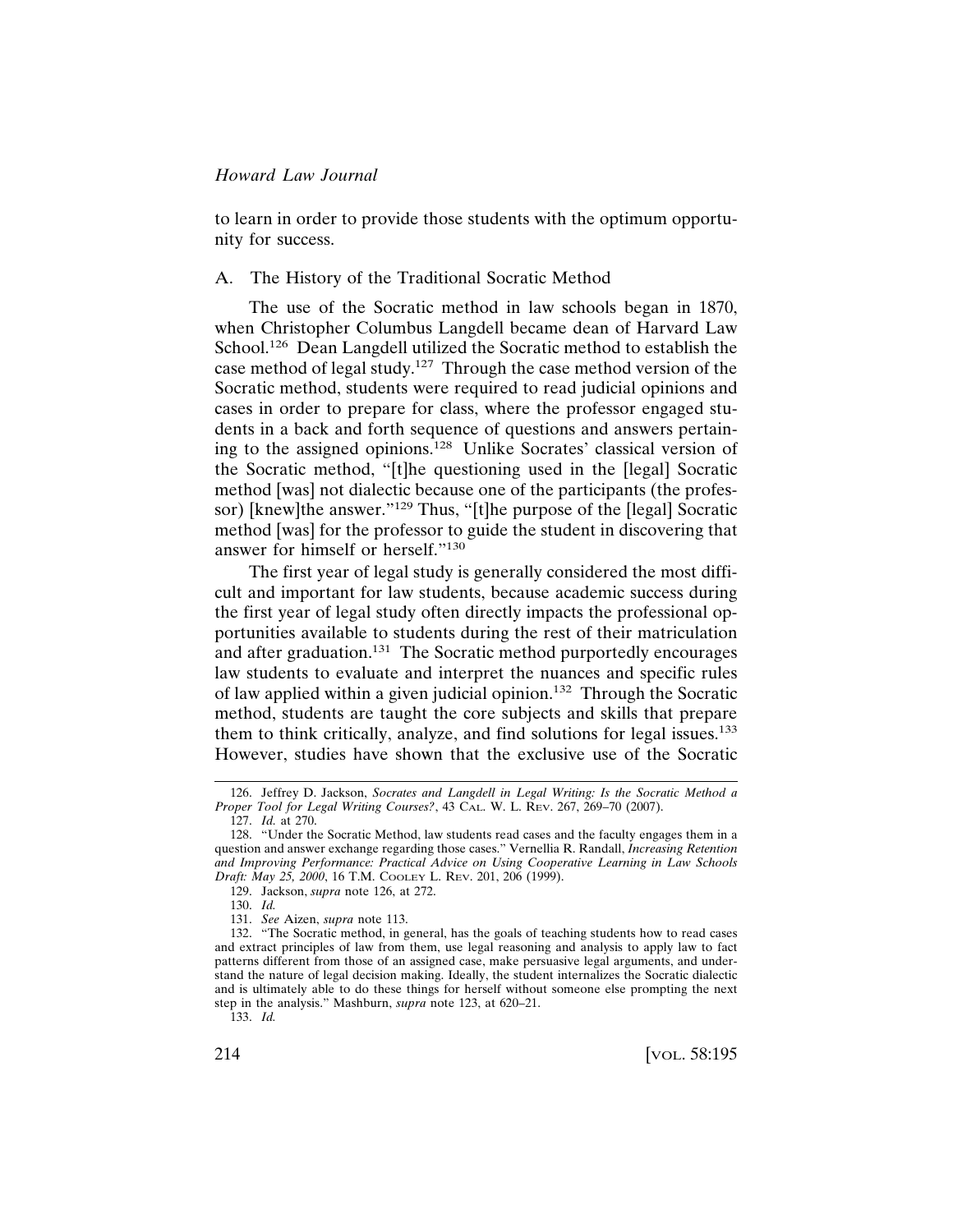to learn in order to provide those students with the optimum opportunity for success.

### A. The History of the Traditional Socratic Method

The use of the Socratic method in law schools began in 1870, when Christopher Columbus Langdell became dean of Harvard Law School.[126] Dean Langdell utilized the Socratic method to establish the case method of legal study.[127] Through the case method version of the Socratic method, students were required to read judicial opinions and cases in order to prepare for class, where the professor engaged students in a back and forth sequence of questions and answers pertaining to the assigned opinions.[128] Unlike Socrates' classical version of the Socratic method, "[t]he questioning used in the [legal] Socratic method [was] not dialectic because one of the participants (the professor) [knew]the answer."[129] Thus, "[t]he purpose of the [legal] Socratic method [was] for the professor to guide the student in discovering that answer for himself or herself."[130]

The first year of legal study is generally considered the most difficult and important for law students, because academic success during the first year of legal study often directly impacts the professional opportunities available to students during the rest of their matriculation and after graduation.[131] The Socratic method purportedly encourages law students to evaluate and interpret the nuances and specific rules of law applied within a given judicial opinion.[132] Through the Socratic method, students are taught the core subjects and skills that prepare them to think critically, analyze, and find solutions for legal issues.[133] However, studies have shown that the exclusive use of the Socratic

---

126. Jeffrey D. Jackson, *Socrates and Langdell in Legal Writing: Is the Socratic Method a Proper Tool for Legal Writing Courses?*, 43 CAL. W. L. REV. 267, 269–70 (2007).

127. *Id.* at 270.

128. "Under the Socratic Method, law students read cases and the faculty engages them in a question and answer exchange regarding those cases." Vernellia R. Randall, *Increasing Retention and Improving Performance: Practical Advice on Using Cooperative Learning in Law Schools Draft: May 25, 2000*, 16 T.M. COOLEY L. REV. 201, 206 (1999).

129. Jackson, *supra* note 126, at 272.

130. *Id.*

131. *See* Aizen, *supra* note 113.

132. "The Socratic method, in general, has the goals of teaching students how to read cases and extract principles of law from them, use legal reasoning and analysis to apply law to fact patterns different from those of an assigned case, make persuasive legal arguments, and understand the nature of legal decision making. Ideally, the student internalizes the Socratic dialectic and is ultimately able to do these things for herself without someone else prompting the next step in the analysis." Mashburn, *supra* note 123, at 620–21.

133. *Id.*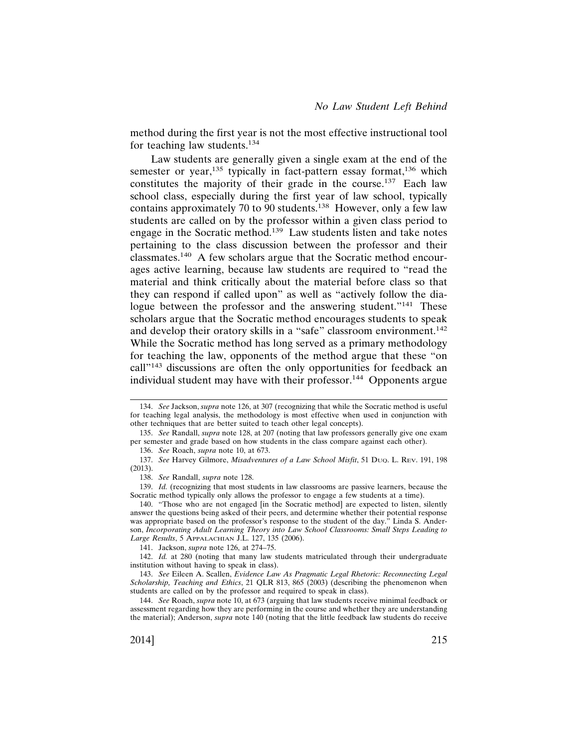method during the first year is not the most effective instructional tool for teaching law students.[134]

Law students are generally given a single exam at the end of the semester or year,[135] typically in fact-pattern essay format,[136] which constitutes the majority of their grade in the course.[137] Each law school class, especially during the first year of law school, typically contains approximately 70 to 90 students.[138] However, only a few law students are called on by the professor within a given class period to engage in the Socratic method.[139] Law students listen and take notes pertaining to the class discussion between the professor and their classmates.[140] A few scholars argue that the Socratic method encourages active learning, because law students are required to "read the material and think critically about the material before class so that they can respond if called upon" as well as "actively follow the dialogue between the professor and the answering student."[141] These scholars argue that the Socratic method encourages students to speak and develop their oratory skills in a "safe" classroom environment.[142] While the Socratic method has long served as a primary methodology for teaching the law, opponents of the method argue that these "on call"[143] discussions are often the only opportunities for feedback an individual student may have with their professor.[144] Opponents argue

134. *See* Jackson, *supra* note 126, at 307 (recognizing that while the Socratic method is useful for teaching legal analysis, the methodology is most effective when used in conjunction with other techniques that are better suited to teach other legal concepts).

135. *See* Randall, *supra* note 128, at 207 (noting that law professors generally give one exam per semester and grade based on how students in the class compare against each other).

136. *See* Roach, *supra* note 10, at 673.

137. *See* Harvey Gilmore, *Misadventures of a Law School Misfit*, 51 DUQ. L. REV. 191, 198 (2013).

138. *See* Randall, *supra* note 128.

139. *Id.* (recognizing that most students in law classrooms are passive learners, because the Socratic method typically only allows the professor to engage a few students at a time).

140. "Those who are not engaged [in the Socratic method] are expected to listen, silently answer the questions being asked of their peers, and determine whether their potential response was appropriate based on the professor's response to the student of the day." Linda S. Anderson, *Incorporating Adult Learning Theory into Law School Classrooms: Small Steps Leading to Large Results*, 5 APPALACHIAN J.L. 127, 135 (2006).

141. Jackson, *supra* note 126, at 274–75.

142. *Id.* at 280 (noting that many law students matriculated through their undergraduate institution without having to speak in class).

143. *See* Eileen A. Scallen, *Evidence Law As Pragmatic Legal Rhetoric: Reconnecting Legal Scholarship, Teaching and Ethics*, 21 QLR 813, 865 (2003) (describing the phenomenon when students are called on by the professor and required to speak in class).

144. *See* Roach, *supra* note 10, at 673 (arguing that law students receive minimal feedback or assessment regarding how they are performing in the course and whether they are understanding the material); Anderson, *supra* note 140 (noting that the little feedback law students do receive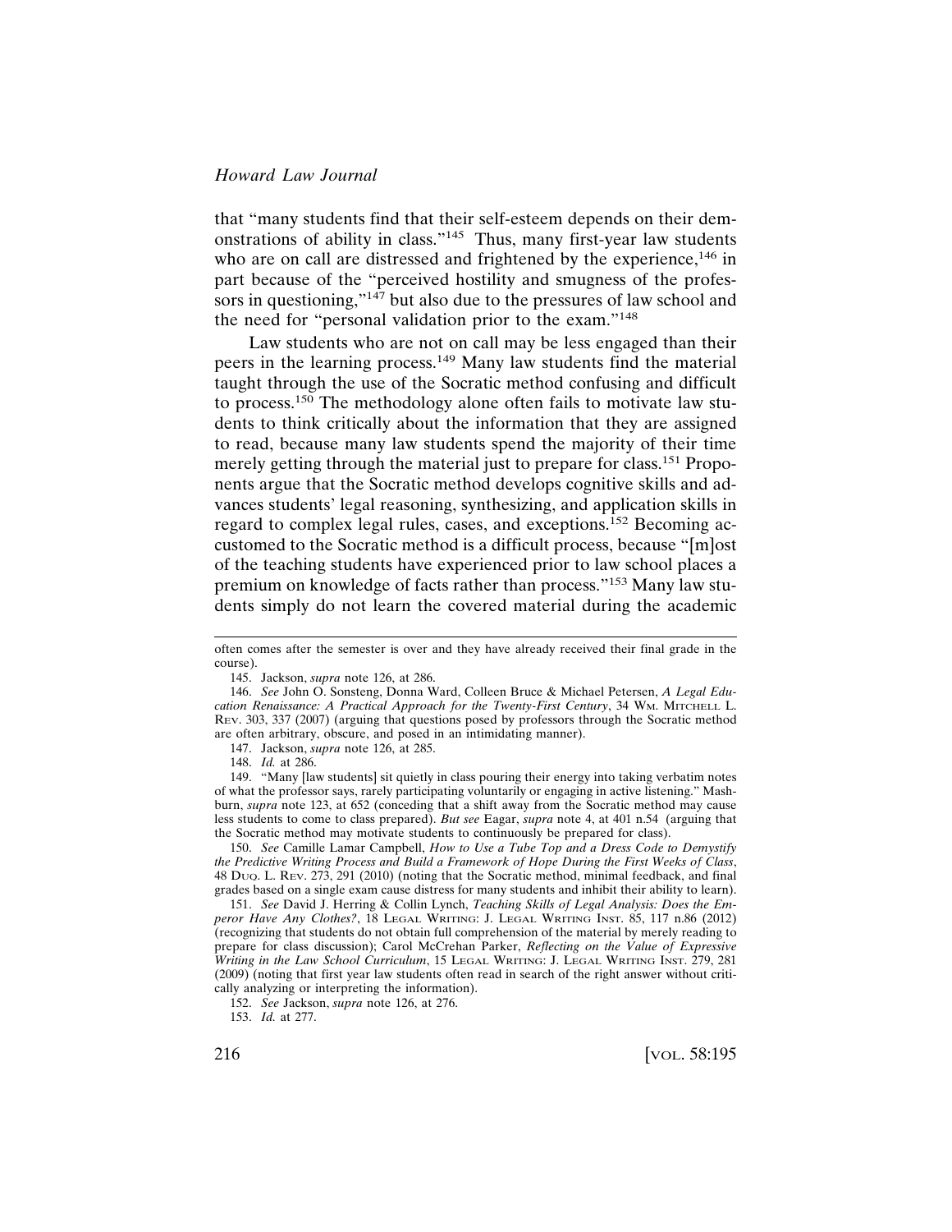that "many students find that their self-esteem depends on their demonstrations of ability in class."[145] Thus, many first-year law students who are on call are distressed and frightened by the experience,[146] in part because of the "perceived hostility and smugness of the professors in questioning,"[147] but also due to the pressures of law school and the need for "personal validation prior to the exam."[148]

Law students who are not on call may be less engaged than their peers in the learning process.[149] Many law students find the material taught through the use of the Socratic method confusing and difficult to process.[150] The methodology alone often fails to motivate law students to think critically about the information that they are assigned to read, because many law students spend the majority of their time merely getting through the material just to prepare for class.[151] Proponents argue that the Socratic method develops cognitive skills and advances students' legal reasoning, synthesizing, and application skills in regard to complex legal rules, cases, and exceptions.[152] Becoming accustomed to the Socratic method is a difficult process, because "[m]ost of the teaching students have experienced prior to law school places a premium on knowledge of facts rather than process."[153] Many law students simply do not learn the covered material during the academic

---

often comes after the semester is over and they have already received their final grade in the course).

145. Jackson, *supra* note 126, at 286.

146. *See* John O. Sonsteng, Donna Ward, Colleen Bruce & Michael Petersen, *A Legal Education Renaissance: A Practical Approach for the Twenty-First Century*, 34 WM. MITCHELL L. REV. 303, 337 (2007) (arguing that questions posed by professors through the Socratic method are often arbitrary, obscure, and posed in an intimidating manner).

147. Jackson, *supra* note 126, at 285.

148. *Id.* at 286.

149. "Many [law students] sit quietly in class pouring their energy into taking verbatim notes of what the professor says, rarely participating voluntarily or engaging in active listening." Mashburn, *supra* note 123, at 652 (conceding that a shift away from the Socratic method may cause less students to come to class prepared). *But see* Eagar, *supra* note 4, at 401 n.54 (arguing that the Socratic method may motivate students to continuously be prepared for class).

150. *See* Camille Lamar Campbell, *How to Use a Tube Top and a Dress Code to Demystify the Predictive Writing Process and Build a Framework of Hope During the First Weeks of Class*, 48 DUQ. L. REV. 273, 291 (2010) (noting that the Socratic method, minimal feedback, and final grades based on a single exam cause distress for many students and inhibit their ability to learn).

151. *See* David J. Herring & Collin Lynch, *Teaching Skills of Legal Analysis: Does the Emperor Have Any Clothes?*, 18 LEGAL WRITING: J. LEGAL WRITING INST. 85, 117 n.86 (2012) (recognizing that students do not obtain full comprehension of the material by merely reading to prepare for class discussion); Carol McCrehan Parker, *Reflecting on the Value of Expressive Writing in the Law School Curriculum*, 15 LEGAL WRITING: J. LEGAL WRITING INST. 279, 281 (2009) (noting that first year law students often read in search of the right answer without critically analyzing or interpreting the information).

152. *See* Jackson, *supra* note 126, at 276.

153. *Id.* at 277.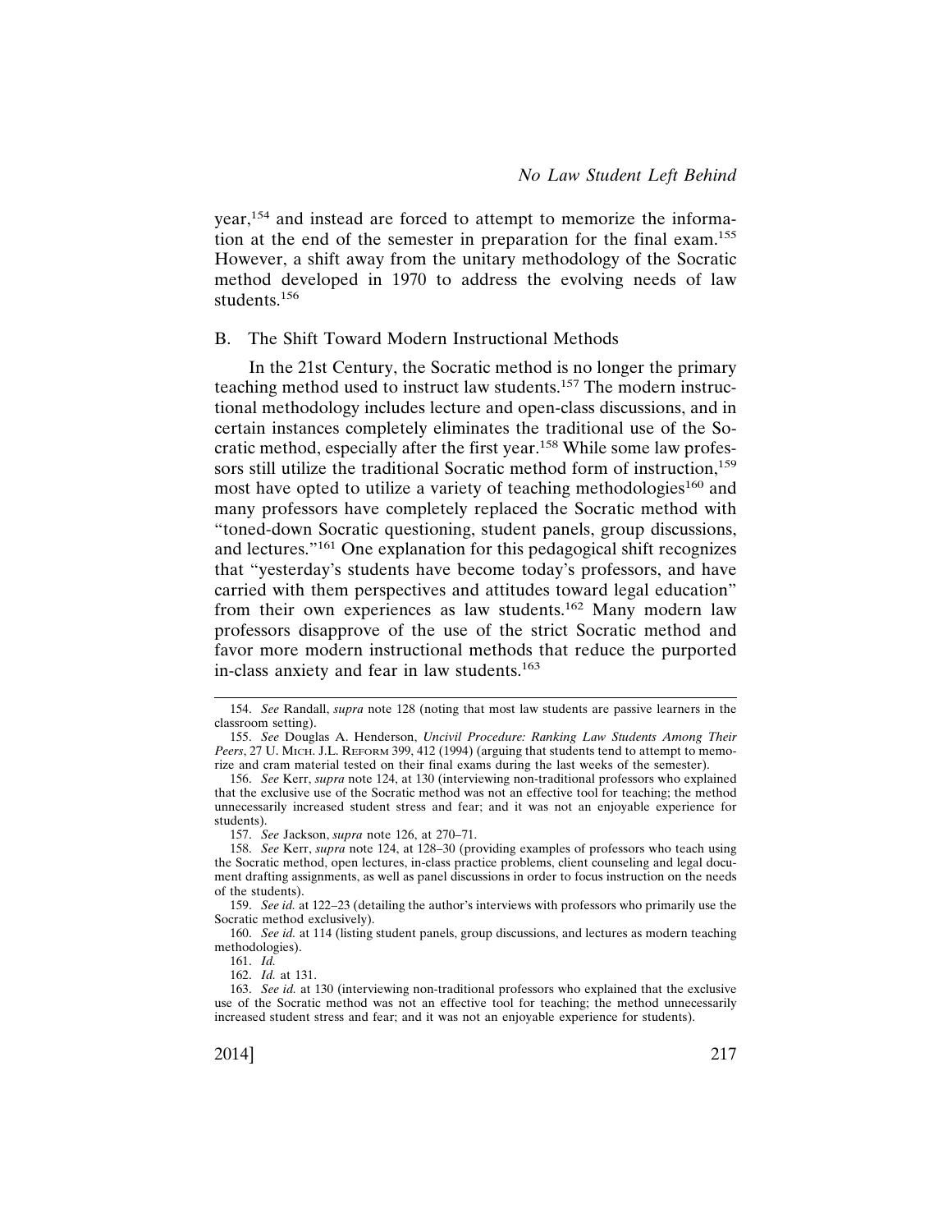year,[154] and instead are forced to attempt to memorize the information at the end of the semester in preparation for the final exam.[155] However, a shift away from the unitary methodology of the Socratic method developed in 1970 to address the evolving needs of law students.[156]

## B. The Shift Toward Modern Instructional Methods

In the 21st Century, the Socratic method is no longer the primary teaching method used to instruct law students.[157] The modern instructional methodology includes lecture and open-class discussions, and in certain instances completely eliminates the traditional use of the Socratic method, especially after the first year.[158] While some law professors still utilize the traditional Socratic method form of instruction,[159] most have opted to utilize a variety of teaching methodologies[160] and many professors have completely replaced the Socratic method with "toned-down Socratic questioning, student panels, group discussions, and lectures."[161] One explanation for this pedagogical shift recognizes that "yesterday's students have become today's professors, and have carried with them perspectives and attitudes toward legal education" from their own experiences as law students.[162] Many modern law professors disapprove of the use of the strict Socratic method and favor more modern instructional methods that reduce the purported in-class anxiety and fear in law students.[163]

---

154. *See* Randall, *supra* note 128 (noting that most law students are passive learners in the classroom setting).

155. *See* Douglas A. Henderson, *Uncivil Procedure: Ranking Law Students Among Their Peers*, 27 U. MICH. J.L. REFORM 399, 412 (1994) (arguing that students tend to attempt to memorize and cram material tested on their final exams during the last weeks of the semester).

156. *See* Kerr, *supra* note 124, at 130 (interviewing non-traditional professors who explained that the exclusive use of the Socratic method was not an effective tool for teaching; the method unnecessarily increased student stress and fear; and it was not an enjoyable experience for students).

157. *See* Jackson, *supra* note 126, at 270–71.

158. *See* Kerr, *supra* note 124, at 128–30 (providing examples of professors who teach using the Socratic method, open lectures, in-class practice problems, client counseling and legal document drafting assignments, as well as panel discussions in order to focus instruction on the needs of the students).

159. *See id.* at 122–23 (detailing the author's interviews with professors who primarily use the Socratic method exclusively).

160. *See id.* at 114 (listing student panels, group discussions, and lectures as modern teaching methodologies).

161. *Id.*

162. *Id.* at 131.

163. *See id.* at 130 (interviewing non-traditional professors who explained that the exclusive use of the Socratic method was not an effective tool for teaching; the method unnecessarily increased student stress and fear; and it was not an enjoyable experience for students).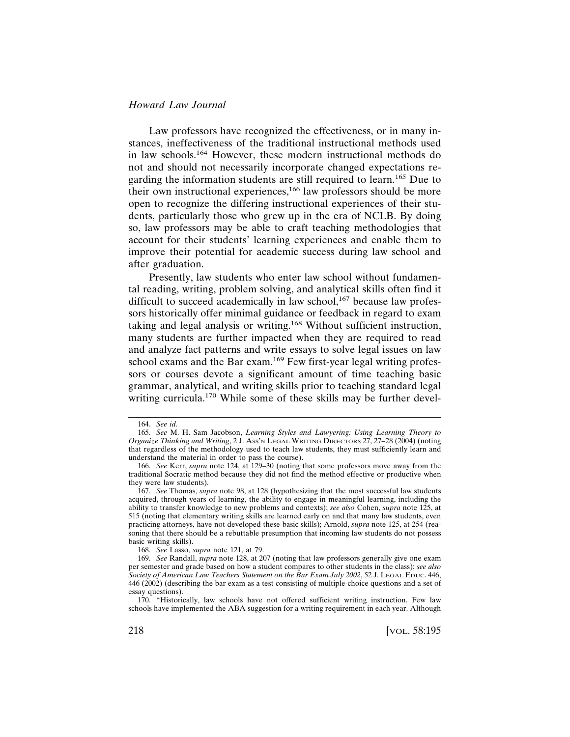Law professors have recognized the effectiveness, or in many instances, ineffectiveness of the traditional instructional methods used in law schools.[164] However, these modern instructional methods do not and should not necessarily incorporate changed expectations regarding the information students are still required to learn.[165] Due to their own instructional experiences,[166] law professors should be more open to recognize the differing instructional experiences of their students, particularly those who grew up in the era of NCLB. By doing so, law professors may be able to craft teaching methodologies that account for their students' learning experiences and enable them to improve their potential for academic success during law school and after graduation.

Presently, law students who enter law school without fundamental reading, writing, problem solving, and analytical skills often find it difficult to succeed academically in law school,[167] because law professors historically offer minimal guidance or feedback in regard to exam taking and legal analysis or writing.[168] Without sufficient instruction, many students are further impacted when they are required to read and analyze fact patterns and write essays to solve legal issues on law school exams and the Bar exam.[169] Few first-year legal writing professors or courses devote a significant amount of time teaching basic grammar, analytical, and writing skills prior to teaching standard legal writing curricula.[170] While some of these skills may be further devel-

---

164. *See id.*

165. *See* M. H. Sam Jacobson, *Learning Styles and Lawyering: Using Learning Theory to Organize Thinking and Writing*, 2 J. Ass'n Legal Writing Directors 27, 27–28 (2004) (noting that regardless of the methodology used to teach law students, they must sufficiently learn and understand the material in order to pass the course).

166. *See* Kerr, *supra* note 124, at 129–30 (noting that some professors move away from the traditional Socratic method because they did not find the method effective or productive when they were law students).

167. *See* Thomas, *supra* note 98, at 128 (hypothesizing that the most successful law students acquired, through years of learning, the ability to engage in meaningful learning, including the ability to transfer knowledge to new problems and contexts); *see also* Cohen, *supra* note 125, at 515 (noting that elementary writing skills are learned early on and that many law students, even practicing attorneys, have not developed these basic skills); Arnold, *supra* note 125, at 254 (reasoning that there should be a rebuttable presumption that incoming law students do not possess basic writing skills).

168. *See* Lasso, *supra* note 121, at 79.

169. *See* Randall, *supra* note 128, at 207 (noting that law professors generally give one exam per semester and grade based on how a student compares to other students in the class); *see also* *Society of American Law Teachers Statement on the Bar Exam July 2002*, 52 J. Legal Educ. 446, 446 (2002) (describing the bar exam as a test consisting of multiple-choice questions and a set of essay questions).

170. "Historically, law schools have not offered sufficient writing instruction. Few law schools have implemented the ABA suggestion for a writing requirement in each year. Although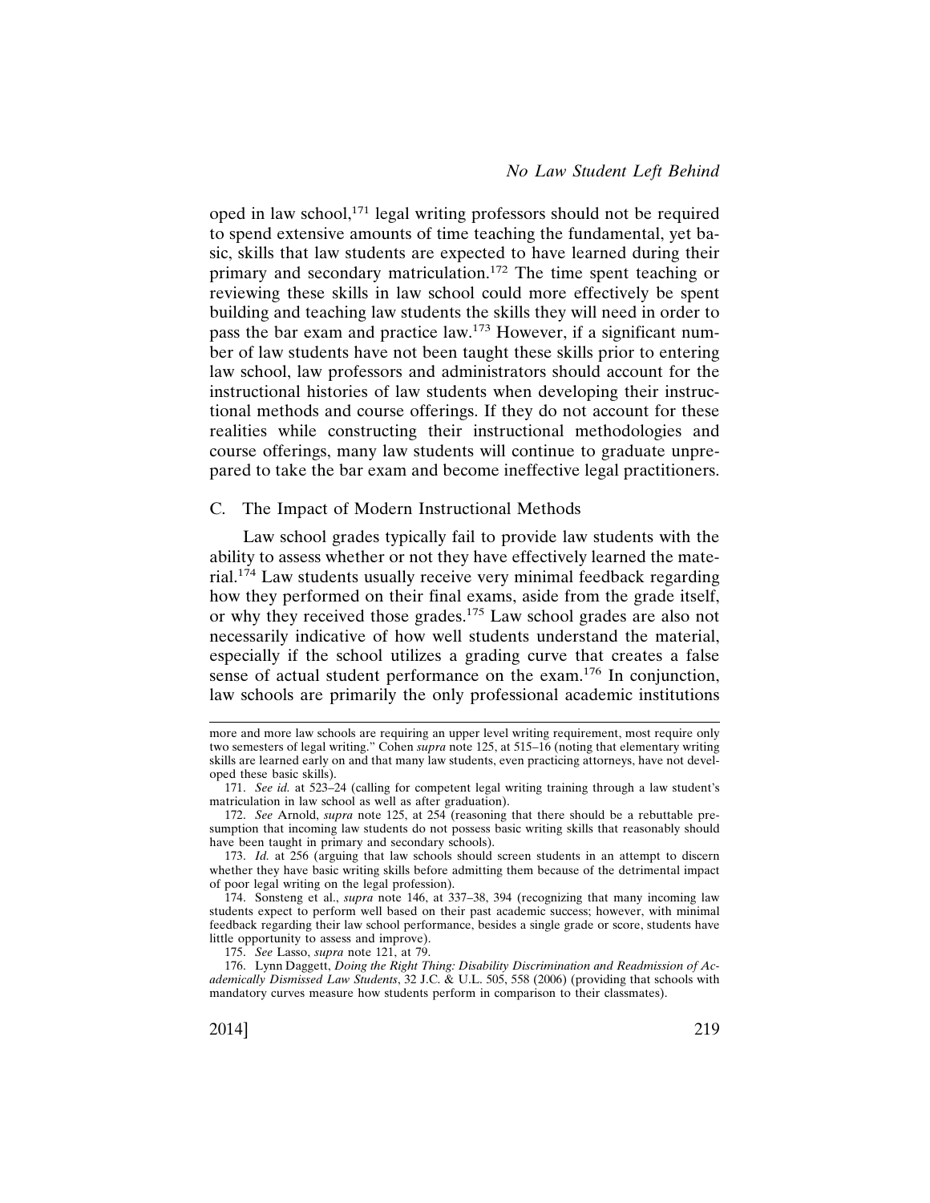oped in law school,[171] legal writing professors should not be required to spend extensive amounts of time teaching the fundamental, yet basic, skills that law students are expected to have learned during their primary and secondary matriculation.[172] The time spent teaching or reviewing these skills in law school could more effectively be spent building and teaching law students the skills they will need in order to pass the bar exam and practice law.[173] However, if a significant number of law students have not been taught these skills prior to entering law school, law professors and administrators should account for the instructional histories of law students when developing their instructional methods and course offerings. If they do not account for these realities while constructing their instructional methodologies and course offerings, many law students will continue to graduate unprepared to take the bar exam and become ineffective legal practitioners.

### C. The Impact of Modern Instructional Methods

Law school grades typically fail to provide law students with the ability to assess whether or not they have effectively learned the material.[174] Law students usually receive very minimal feedback regarding how they performed on their final exams, aside from the grade itself, or why they received those grades.[175] Law school grades are also not necessarily indicative of how well students understand the material, especially if the school utilizes a grading curve that creates a false sense of actual student performance on the exam.[176] In conjunction, law schools are primarily the only professional academic institutions

---

more and more law schools are requiring an upper level writing requirement, most require only two semesters of legal writing." Cohen *supra* note 125, at 515–16 (noting that elementary writing skills are learned early on and that many law students, even practicing attorneys, have not developed these basic skills).

171. *See id.* at 523–24 (calling for competent legal writing training through a law student's matriculation in law school as well as after graduation).

172. *See* Arnold, *supra* note 125, at 254 (reasoning that there should be a rebuttable presumption that incoming law students do not possess basic writing skills that reasonably should have been taught in primary and secondary schools).

173. *Id.* at 256 (arguing that law schools should screen students in an attempt to discern whether they have basic writing skills before admitting them because of the detrimental impact of poor legal writing on the legal profession).

174. Sonsteng et al., *supra* note 146, at 337–38, 394 (recognizing that many incoming law students expect to perform well based on their past academic success; however, with minimal feedback regarding their law school performance, besides a single grade or score, students have little opportunity to assess and improve).

175. *See* Lasso, *supra* note 121, at 79.

176. Lynn Daggett, *Doing the Right Thing: Disability Discrimination and Readmission of Academically Dismissed Law Students*, 32 J.C. & U.L. 505, 558 (2006) (providing that schools with mandatory curves measure how students perform in comparison to their classmates).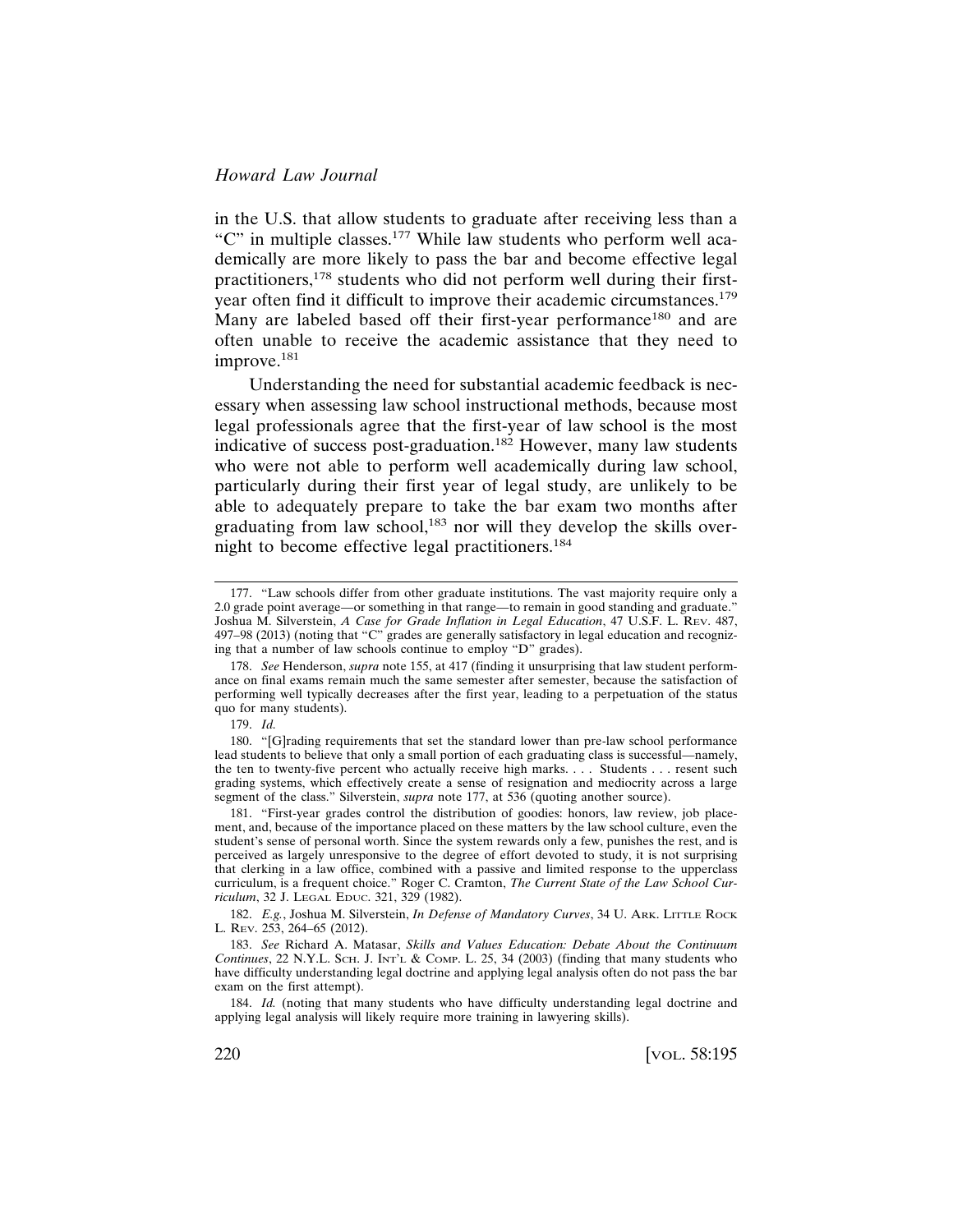in the U.S. that allow students to graduate after receiving less than a "C" in multiple classes.[177] While law students who perform well academically are more likely to pass the bar and become effective legal practitioners,[178] students who did not perform well during their first-year often find it difficult to improve their academic circumstances.[179] Many are labeled based off their first-year performance[180] and are often unable to receive the academic assistance that they need to improve.[181]

Understanding the need for substantial academic feedback is necessary when assessing law school instructional methods, because most legal professionals agree that the first-year of law school is the most indicative of success post-graduation.[182] However, many law students who were not able to perform well academically during law school, particularly during their first year of legal study, are unlikely to be able to adequately prepare to take the bar exam two months after graduating from law school,[183] nor will they develop the skills overnight to become effective legal practitioners.[184]

---

177. "Law schools differ from other graduate institutions. The vast majority require only a 2.0 grade point average—or something in that range—to remain in good standing and graduate." Joshua M. Silverstein, *A Case for Grade Inflation in Legal Education*, 47 U.S.F. L. REV. 487, 497–98 (2013) (noting that "C" grades are generally satisfactory in legal education and recognizing that a number of law schools continue to employ "D" grades).

178. *See* Henderson, *supra* note 155, at 417 (finding it unsurprising that law student performance on final exams remain much the same semester after semester, because the satisfaction of performing well typically decreases after the first year, leading to a perpetuation of the status quo for many students).

179. *Id.*

180. "[G]rading requirements that set the standard lower than pre-law school performance lead students to believe that only a small portion of each graduating class is successful—namely, the ten to twenty-five percent who actually receive high marks. . . . Students . . . resent such grading systems, which effectively create a sense of resignation and mediocrity across a large segment of the class." Silverstein, *supra* note 177, at 536 (quoting another source).

181. "First-year grades control the distribution of goodies: honors, law review, job placement, and, because of the importance placed on these matters by the law school culture, even the student's sense of personal worth. Since the system rewards only a few, punishes the rest, and is perceived as largely unresponsive to the degree of effort devoted to study, it is not surprising that clerking in a law office, combined with a passive and limited response to the upperclass curriculum, is a frequent choice." Roger C. Cramton, *The Current State of the Law School Curriculum*, 32 J. LEGAL EDUC. 321, 329 (1982).

182. *E.g.*, Joshua M. Silverstein, *In Defense of Mandatory Curves*, 34 U. ARK. LITTLE ROCK L. REV. 253, 264–65 (2012).

183. *See* Richard A. Matasar, *Skills and Values Education: Debate About the Continuum Continues*, 22 N.Y.L. SCH. J. INT'L & COMP. L. 25, 34 (2003) (finding that many students who have difficulty understanding legal doctrine and applying legal analysis often do not pass the bar exam on the first attempt).

184. *Id.* (noting that many students who have difficulty understanding legal doctrine and applying legal analysis will likely require more training in lawyering skills).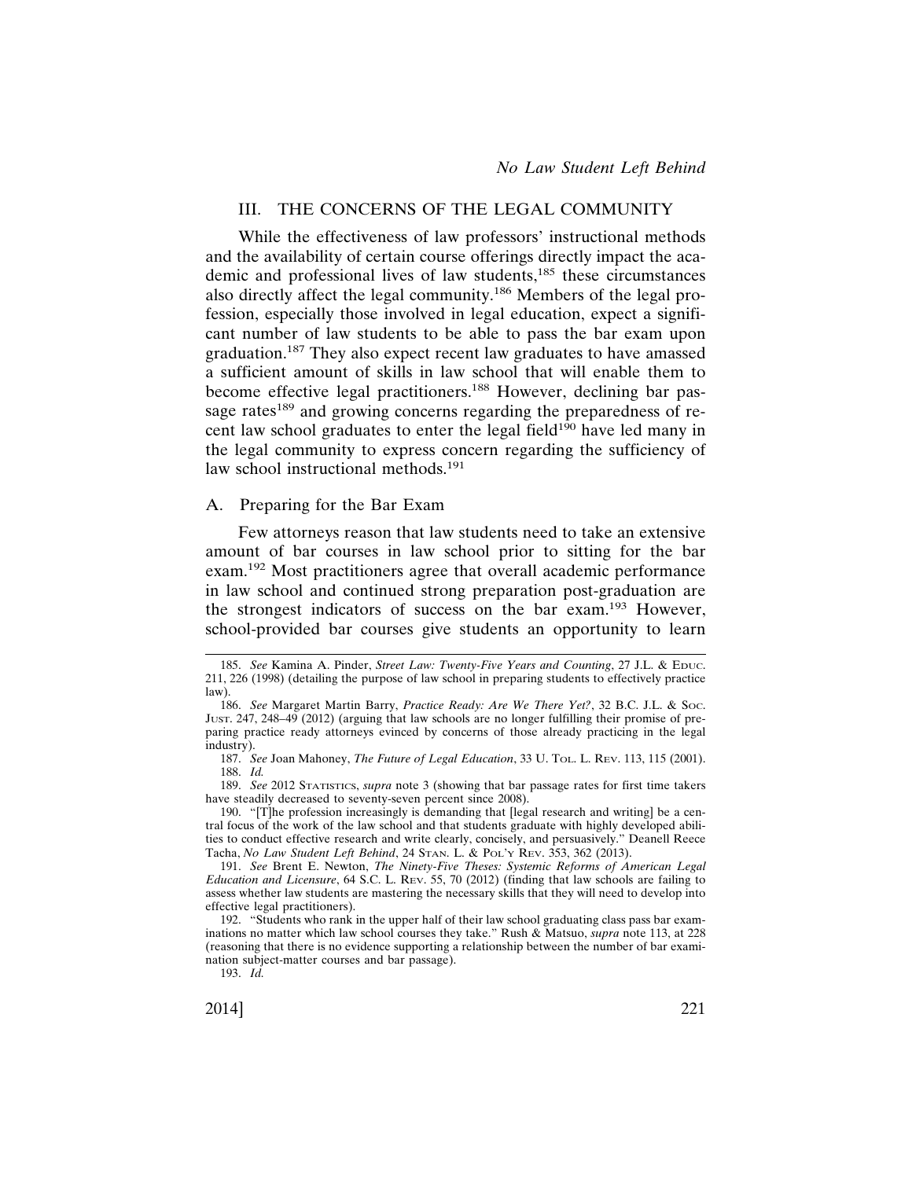## III. THE CONCERNS OF THE LEGAL COMMUNITY

While the effectiveness of law professors' instructional methods and the availability of certain course offerings directly impact the academic and professional lives of law students,[185] these circumstances also directly affect the legal community.[186] Members of the legal profession, especially those involved in legal education, expect a significant number of law students to be able to pass the bar exam upon graduation.[187] They also expect recent law graduates to have amassed a sufficient amount of skills in law school that will enable them to become effective legal practitioners.[188] However, declining bar passage rates[189] and growing concerns regarding the preparedness of recent law school graduates to enter the legal field[190] have led many in the legal community to express concern regarding the sufficiency of law school instructional methods.[191]

### A. Preparing for the Bar Exam

Few attorneys reason that law students need to take an extensive amount of bar courses in law school prior to sitting for the bar exam.[192] Most practitioners agree that overall academic performance in law school and continued strong preparation post-graduation are the strongest indicators of success on the bar exam.[193] However, school-provided bar courses give students an opportunity to learn

---

185. *See* Kamina A. Pinder, *Street Law: Twenty-Five Years and Counting*, 27 J.L. & EDUC. 211, 226 (1998) (detailing the purpose of law school in preparing students to effectively practice law).

186. *See* Margaret Martin Barry, *Practice Ready: Are We There Yet?*, 32 B.C. J.L. & SOC. JUST. 247, 248–49 (2012) (arguing that law schools are no longer fulfilling their promise of preparing practice ready attorneys evinced by concerns of those already practicing in the legal industry).

187. *See* Joan Mahoney, *The Future of Legal Education*, 33 U. TOL. L. REV. 113, 115 (2001).

188. *Id.*

189. *See* 2012 STATISTICS, *supra* note 3 (showing that bar passage rates for first time takers have steadily decreased to seventy-seven percent since 2008).

190. "[T]he profession increasingly is demanding that [legal research and writing] be a central focus of the work of the law school and that students graduate with highly developed abilities to conduct effective research and write clearly, concisely, and persuasively." Deanell Reece Tacha, *No Law Student Left Behind*, 24 STAN. L. & POL'Y REV. 353, 362 (2013).

191. *See* Brent E. Newton, *The Ninety-Five Theses: Systemic Reforms of American Legal Education and Licensure*, 64 S.C. L. REV. 55, 70 (2012) (finding that law schools are failing to assess whether law students are mastering the necessary skills that they will need to develop into effective legal practitioners).

192. "Students who rank in the upper half of their law school graduating class pass bar examinations no matter which law school courses they take." Rush & Matsuo, *supra* note 113, at 228 (reasoning that there is no evidence supporting a relationship between the number of bar examination subject-matter courses and bar passage).

193. *Id.*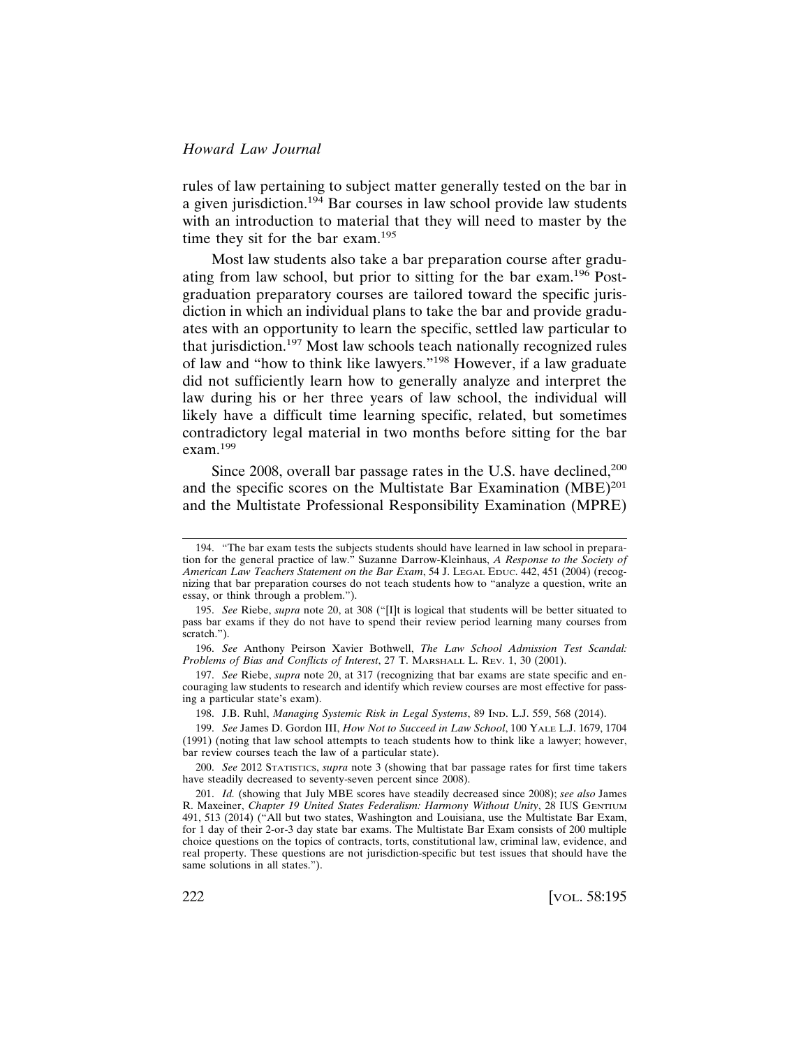rules of law pertaining to subject matter generally tested on the bar in a given jurisdiction.[194] Bar courses in law school provide law students with an introduction to material that they will need to master by the time they sit for the bar exam.[195]

Most law students also take a bar preparation course after graduating from law school, but prior to sitting for the bar exam.[196] Post-graduation preparatory courses are tailored toward the specific jurisdiction in which an individual plans to take the bar and provide graduates with an opportunity to learn the specific, settled law particular to that jurisdiction.[197] Most law schools teach nationally recognized rules of law and "how to think like lawyers."[198] However, if a law graduate did not sufficiently learn how to generally analyze and interpret the law during his or her three years of law school, the individual will likely have a difficult time learning specific, related, but sometimes contradictory legal material in two months before sitting for the bar exam.[199]

Since 2008, overall bar passage rates in the U.S. have declined,[200] and the specific scores on the Multistate Bar Examination (MBE)[201] and the Multistate Professional Responsibility Examination (MPRE)

---

194. "The bar exam tests the subjects students should have learned in law school in preparation for the general practice of law." Suzanne Darrow-Kleinhaus, *A Response to the Society of American Law Teachers Statement on the Bar Exam*, 54 J. LEGAL EDUC. 442, 451 (2004) (recognizing that bar preparation courses do not teach students how to "analyze a question, write an essay, or think through a problem.").

195. *See* Riebe, *supra* note 20, at 308 ("[I]t is logical that students will be better situated to pass bar exams if they do not have to spend their review period learning many courses from scratch.").

196. *See* Anthony Peirson Xavier Bothwell, *The Law School Admission Test Scandal: Problems of Bias and Conflicts of Interest*, 27 T. MARSHALL L. REV. 1, 30 (2001).

197. *See* Riebe, *supra* note 20, at 317 (recognizing that bar exams are state specific and encouraging law students to research and identify which review courses are most effective for passing a particular state's exam).

198. J.B. Ruhl, *Managing Systemic Risk in Legal Systems*, 89 IND. L.J. 559, 568 (2014).

199. *See* James D. Gordon III, *How Not to Succeed in Law School*, 100 YALE L.J. 1679, 1704 (1991) (noting that law school attempts to teach students how to think like a lawyer; however, bar review courses teach the law of a particular state).

200. *See* 2012 STATISTICS, *supra* note 3 (showing that bar passage rates for first time takers have steadily decreased to seventy-seven percent since 2008).

201. *Id.* (showing that July MBE scores have steadily decreased since 2008); *see also* James R. Maxeiner, *Chapter 19 United States Federalism: Harmony Without Unity*, 28 IUS GENTIUM 491, 513 (2014) ("All but two states, Washington and Louisiana, use the Multistate Bar Exam, for 1 day of their 2-or-3 day state bar exams. The Multistate Bar Exam consists of 200 multiple choice questions on the topics of contracts, torts, constitutional law, criminal law, evidence, and real property. These questions are not jurisdiction-specific but test issues that should have the same solutions in all states.").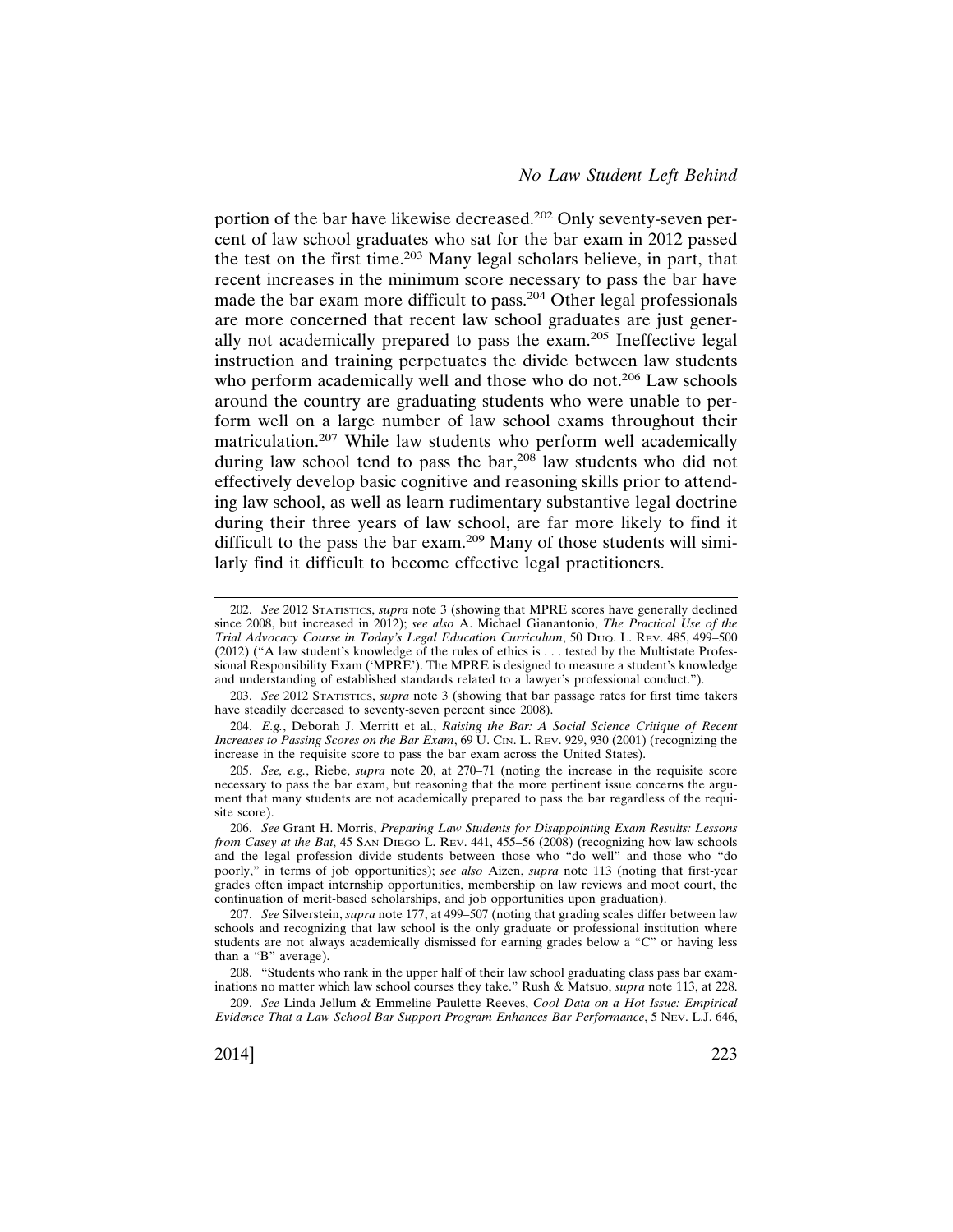portion of the bar have likewise decreased.[202] Only seventy-seven percent of law school graduates who sat for the bar exam in 2012 passed the test on the first time.[203] Many legal scholars believe, in part, that recent increases in the minimum score necessary to pass the bar have made the bar exam more difficult to pass.[204] Other legal professionals are more concerned that recent law school graduates are just generally not academically prepared to pass the exam.[205] Ineffective legal instruction and training perpetuates the divide between law students who perform academically well and those who do not.[206] Law schools around the country are graduating students who were unable to perform well on a large number of law school exams throughout their matriculation.[207] While law students who perform well academically during law school tend to pass the bar,[208] law students who did not effectively develop basic cognitive and reasoning skills prior to attending law school, as well as learn rudimentary substantive legal doctrine during their three years of law school, are far more likely to find it difficult to the pass the bar exam.[209] Many of those students will similarly find it difficult to become effective legal practitioners.

---

202. *See* 2012 Statistics, *supra* note 3 (showing that MPRE scores have generally declined since 2008, but increased in 2012); *see also* A. Michael Gianantonio, *The Practical Use of the Trial Advocacy Course in Today's Legal Education Curriculum*, 50 Duq. L. Rev. 485, 499–500 (2012) ("A law student's knowledge of the rules of ethics is . . . tested by the Multistate Professional Responsibility Exam ('MPRE'). The MPRE is designed to measure a student's knowledge and understanding of established standards related to a lawyer's professional conduct.").

203. *See* 2012 Statistics, *supra* note 3 (showing that bar passage rates for first time takers have steadily decreased to seventy-seven percent since 2008).

204. *E.g.*, Deborah J. Merritt et al., *Raising the Bar: A Social Science Critique of Recent Increases to Passing Scores on the Bar Exam*, 69 U. Cin. L. Rev. 929, 930 (2001) (recognizing the increase in the requisite score to pass the bar exam across the United States).

205. *See, e.g.*, Riebe, *supra* note 20, at 270–71 (noting the increase in the requisite score necessary to pass the bar exam, but reasoning that the more pertinent issue concerns the argument that many students are not academically prepared to pass the bar regardless of the requisite score).

206. *See* Grant H. Morris, *Preparing Law Students for Disappointing Exam Results: Lessons from Casey at the Bat*, 45 San Diego L. Rev. 441, 455–56 (2008) (recognizing how law schools and the legal profession divide students between those who "do well" and those who "do poorly," in terms of job opportunities); *see also* Aizen, *supra* note 113 (noting that first-year grades often impact internship opportunities, membership on law reviews and moot court, the continuation of merit-based scholarships, and job opportunities upon graduation).

207. *See* Silverstein, *supra* note 177, at 499–507 (noting that grading scales differ between law schools and recognizing that law school is the only graduate or professional institution where students are not always academically dismissed for earning grades below a "C" or having less than a "B" average).

208. "Students who rank in the upper half of their law school graduating class pass bar examinations no matter which law school courses they take." Rush & Matsuo, *supra* note 113, at 228.

209. *See* Linda Jellum & Emmeline Paulette Reeves, *Cool Data on a Hot Issue: Empirical Evidence That a Law School Bar Support Program Enhances Bar Performance*, 5 Nev. L.J. 646,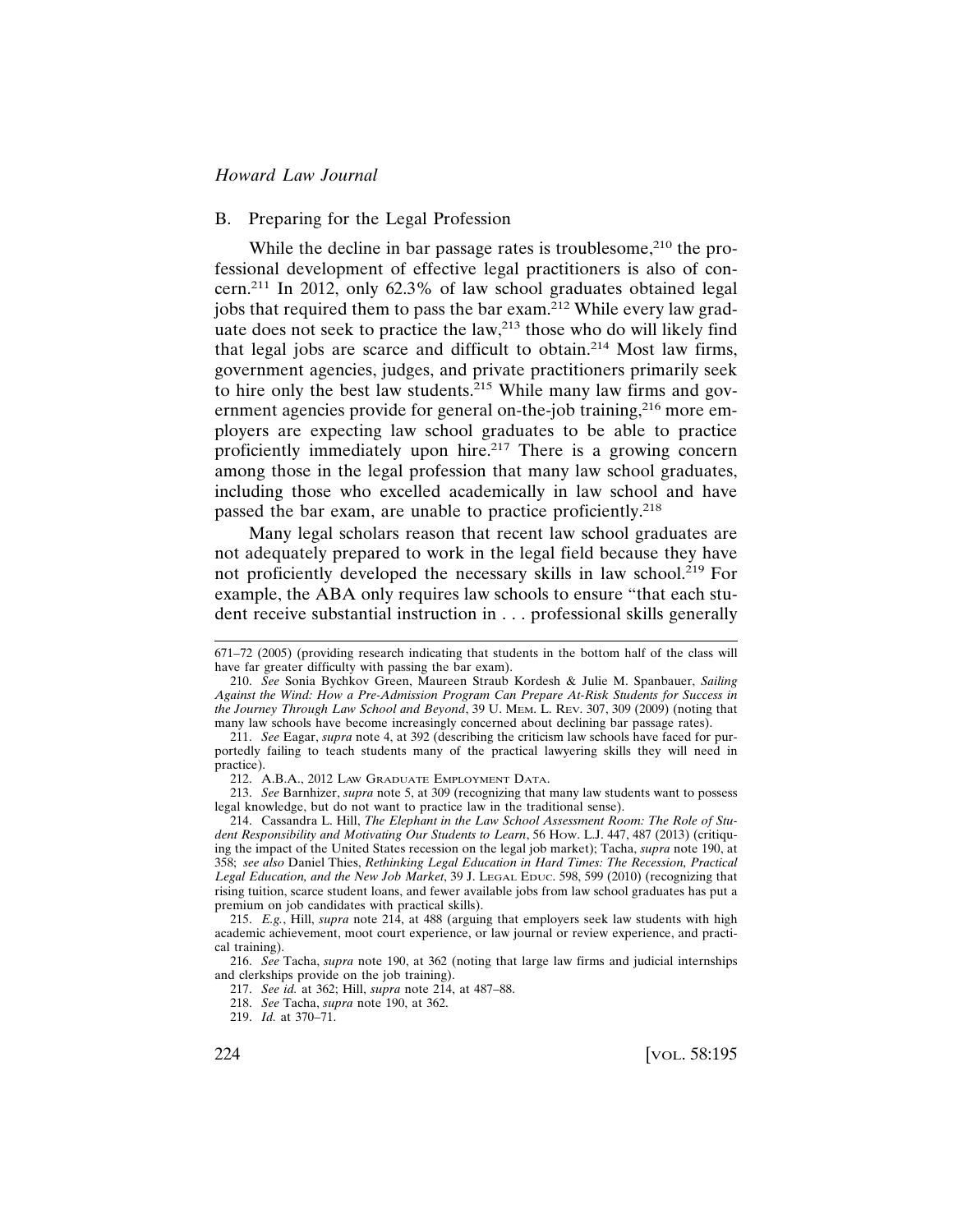## B. Preparing for the Legal Profession

While the decline in bar passage rates is troublesome,[210] the professional development of effective legal practitioners is also of concern.[211] In 2012, only 62.3% of law school graduates obtained legal jobs that required them to pass the bar exam.[212] While every law graduate does not seek to practice the law,[213] those who do will likely find that legal jobs are scarce and difficult to obtain.[214] Most law firms, government agencies, judges, and private practitioners primarily seek to hire only the best law students.[215] While many law firms and government agencies provide for general on-the-job training,[216] more employers are expecting law school graduates to be able to practice proficiently immediately upon hire.[217] There is a growing concern among those in the legal profession that many law school graduates, including those who excelled academically in law school and have passed the bar exam, are unable to practice proficiently.[218]

Many legal scholars reason that recent law school graduates are not adequately prepared to work in the legal field because they have not proficiently developed the necessary skills in law school.[219] For example, the ABA only requires law schools to ensure "that each student receive substantial instruction in . . . professional skills generally

---

671–72 (2005) (providing research indicating that students in the bottom half of the class will have far greater difficulty with passing the bar exam).

210. *See* Sonia Bychkov Green, Maureen Straub Kordesh & Julie M. Spanbauer, *Sailing Against the Wind: How a Pre-Admission Program Can Prepare At-Risk Students for Success in the Journey Through Law School and Beyond*, 39 U. MEM. L. REV. 307, 309 (2009) (noting that many law schools have become increasingly concerned about declining bar passage rates).

211. *See* Eagar, *supra* note 4, at 392 (describing the criticism law schools have faced for purportedly failing to teach students many of the practical lawyering skills they will need in practice).

212. A.B.A., 2012 LAW GRADUATE EMPLOYMENT DATA.

213. *See* Barnhizer, *supra* note 5, at 309 (recognizing that many law students want to possess legal knowledge, but do not want to practice law in the traditional sense).

214. Cassandra L. Hill, *The Elephant in the Law School Assessment Room: The Role of Student Responsibility and Motivating Our Students to Learn*, 56 HOW. L.J. 447, 487 (2013) (critiquing the impact of the United States recession on the legal job market); Tacha, *supra* note 190, at 358; *see also* Daniel Thies, *Rethinking Legal Education in Hard Times: The Recession, Practical Legal Education, and the New Job Market*, 39 J. LEGAL EDUC. 598, 599 (2010) (recognizing that rising tuition, scarce student loans, and fewer available jobs from law school graduates has put a premium on job candidates with practical skills).

215. *E.g.*, Hill, *supra* note 214, at 488 (arguing that employers seek law students with high academic achievement, moot court experience, or law journal or review experience, and practical training).

216. *See* Tacha, *supra* note 190, at 362 (noting that large law firms and judicial internships and clerkships provide on the job training).

217. *See id.* at 362; Hill, *supra* note 214, at 487–88.

218. *See* Tacha, *supra* note 190, at 362.

219. *Id.* at 370–71.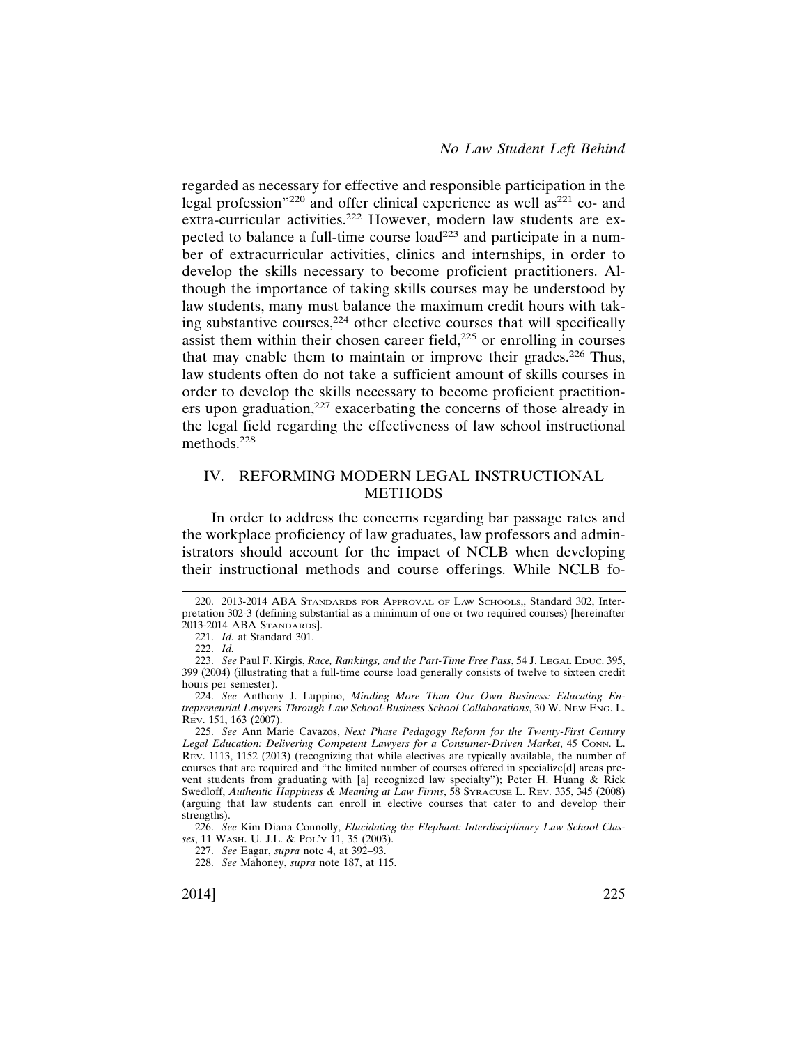regarded as necessary for effective and responsible participation in the legal profession"[220] and offer clinical experience as well as[221] co- and extra-curricular activities.[222] However, modern law students are expected to balance a full-time course load[223] and participate in a number of extracurricular activities, clinics and internships, in order to develop the skills necessary to become proficient practitioners. Although the importance of taking skills courses may be understood by law students, many must balance the maximum credit hours with taking substantive courses,[224] other elective courses that will specifically assist them within their chosen career field,[225] or enrolling in courses that may enable them to maintain or improve their grades.[226] Thus, law students often do not take a sufficient amount of skills courses in order to develop the skills necessary to become proficient practitioners upon graduation,[227] exacerbating the concerns of those already in the legal field regarding the effectiveness of law school instructional methods.[228]

## IV. REFORMING MODERN LEGAL INSTRUCTIONAL METHODS

In order to address the concerns regarding bar passage rates and the workplace proficiency of law graduates, law professors and administrators should account for the impact of NCLB when developing their instructional methods and course offerings. While NCLB fo-

---

220. 2013-2014 ABA STANDARDS FOR APPROVAL OF LAW SCHOOLS,, Standard 302, Interpretation 302-3 (defining substantial as a minimum of one or two required courses) [hereinafter 2013-2014 ABA STANDARDS].

221. *Id.* at Standard 301.

222. *Id.*

223. *See* Paul F. Kirgis, *Race, Rankings, and the Part-Time Free Pass*, 54 J. LEGAL EDUC. 395, 399 (2004) (illustrating that a full-time course load generally consists of twelve to sixteen credit hours per semester).

224. *See* Anthony J. Luppino, *Minding More Than Our Own Business: Educating Entrepreneurial Lawyers Through Law School-Business School Collaborations*, 30 W. NEW ENG. L. REV. 151, 163 (2007).

225. *See* Ann Marie Cavazos, *Next Phase Pedagogy Reform for the Twenty-First Century Legal Education: Delivering Competent Lawyers for a Consumer-Driven Market*, 45 CONN. L. REV. 1113, 1152 (2013) (recognizing that while electives are typically available, the number of courses that are required and "the limited number of courses offered in specialize[d] areas prevent students from graduating with [a] recognized law specialty"); Peter H. Huang & Rick Swedloff, *Authentic Happiness & Meaning at Law Firms*, 58 SYRACUSE L. REV. 335, 345 (2008) (arguing that law students can enroll in elective courses that cater to and develop their strengths).

226. *See* Kim Diana Connolly, *Elucidating the Elephant: Interdisciplinary Law School Classes*, 11 WASH. U. J.L. & POL'Y 11, 35 (2003).

227. *See* Eagar, *supra* note 4, at 392–93.

228. *See* Mahoney, *supra* note 187, at 115.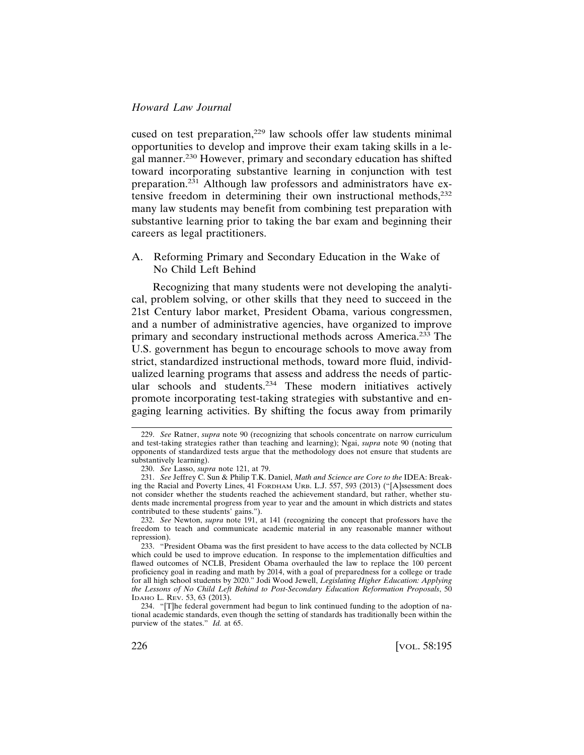cused on test preparation,[229] law schools offer law students minimal opportunities to develop and improve their exam taking skills in a legal manner.[230] However, primary and secondary education has shifted toward incorporating substantive learning in conjunction with test preparation.[231] Although law professors and administrators have extensive freedom in determining their own instructional methods,[232] many law students may benefit from combining test preparation with substantive learning prior to taking the bar exam and beginning their careers as legal practitioners.

### A. Reforming Primary and Secondary Education in the Wake of No Child Left Behind

Recognizing that many students were not developing the analytical, problem solving, or other skills that they need to succeed in the 21st Century labor market, President Obama, various congressmen, and a number of administrative agencies, have organized to improve primary and secondary instructional methods across America.[233] The U.S. government has begun to encourage schools to move away from strict, standardized instructional methods, toward more fluid, individualized learning programs that assess and address the needs of particular schools and students.[234] These modern initiatives actively promote incorporating test-taking strategies with substantive and engaging learning activities. By shifting the focus away from primarily

---

229. *See* Ratner, *supra* note 90 (recognizing that schools concentrate on narrow curriculum and test-taking strategies rather than teaching and learning); Ngai, *supra* note 90 (noting that opponents of standardized tests argue that the methodology does not ensure that students are substantively learning).

230. *See* Lasso, *supra* note 121, at 79.

231. *See* Jeffrey C. Sun & Philip T.K. Daniel, *Math and Science are Core to the* IDEA: Breaking the Racial and Poverty Lines, 41 FORDHAM URB. L.J. 557, 593 (2013) ("[A]ssessment does not consider whether the students reached the achievement standard, but rather, whether students made incremental progress from year to year and the amount in which districts and states contributed to these students' gains.").

232. *See* Newton, *supra* note 191, at 141 (recognizing the concept that professors have the freedom to teach and communicate academic material in any reasonable manner without repression).

233. "President Obama was the first president to have access to the data collected by NCLB which could be used to improve education. In response to the implementation difficulties and flawed outcomes of NCLB, President Obama overhauled the law to replace the 100 percent proficiency goal in reading and math by 2014, with a goal of preparedness for a college or trade for all high school students by 2020." Jodi Wood Jewell, *Legislating Higher Education: Applying the Lessons of No Child Left Behind to Post-Secondary Education Reformation Proposals*, 50 IDAHO L. REV. 53, 63 (2013).

234. "[T]he federal government had begun to link continued funding to the adoption of national academic standards, even though the setting of standards has traditionally been within the purview of the states." *Id.* at 65.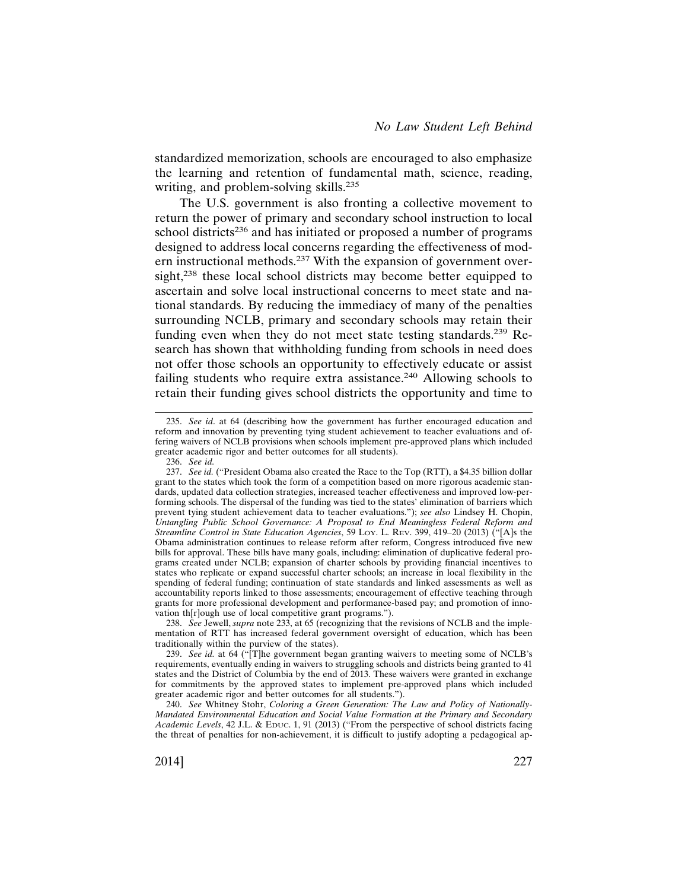standardized memorization, schools are encouraged to also emphasize the learning and retention of fundamental math, science, reading, writing, and problem-solving skills.[235]

The U.S. government is also fronting a collective movement to return the power of primary and secondary school instruction to local school districts[236] and has initiated or proposed a number of programs designed to address local concerns regarding the effectiveness of modern instructional methods.[237] With the expansion of government oversight,[238] these local school districts may become better equipped to ascertain and solve local instructional concerns to meet state and national standards. By reducing the immediacy of many of the penalties surrounding NCLB, primary and secondary schools may retain their funding even when they do not meet state testing standards.[239] Research has shown that withholding funding from schools in need does not offer those schools an opportunity to effectively educate or assist failing students who require extra assistance.[240] Allowing schools to retain their funding gives school districts the opportunity and time to

---

235. *See id*. at 64 (describing how the government has further encouraged education and reform and innovation by preventing tying student achievement to teacher evaluations and offering waivers of NCLB provisions when schools implement pre-approved plans which included greater academic rigor and better outcomes for all students).

236. *See id.*

237. *See id.* ("President Obama also created the Race to the Top (RTT), a $4.35 billion dollar grant to the states which took the form of a competition based on more rigorous academic standards, updated data collection strategies, increased teacher effectiveness and improved low-performing schools. The dispersal of the funding was tied to the states' elimination of barriers which prevent tying student achievement data to teacher evaluations."); *see also* Lindsey H. Chopin, *Untangling Public School Governance: A Proposal to End Meaningless Federal Reform and Streamline Control in State Education Agencies*, 59 Loy. L. Rev. 399, 419–20 (2013) ("[A]s the Obama administration continues to release reform after reform, Congress introduced five new bills for approval. These bills have many goals, including: elimination of duplicative federal programs created under NCLB; expansion of charter schools by providing financial incentives to states who replicate or expand successful charter schools; an increase in local flexibility in the spending of federal funding; continuation of state standards and linked assessments as well as accountability reports linked to those assessments; encouragement of effective teaching through grants for more professional development and performance-based pay; and promotion of innovation th[r]ough use of local competitive grant programs.").

238. *See* Jewell, *supra* note 233, at 65 (recognizing that the revisions of NCLB and the implementation of RTT has increased federal government oversight of education, which has been traditionally within the purview of the states).

239. *See id.* at 64 ("[T]he government began granting waivers to meeting some of NCLB's requirements, eventually ending in waivers to struggling schools and districts being granted to 41 states and the District of Columbia by the end of 2013. These waivers were granted in exchange for commitments by the approved states to implement pre-approved plans which included greater academic rigor and better outcomes for all students.").

240. *See* Whitney Stohr, *Coloring a Green Generation: The Law and Policy of Nationally-Mandated Environmental Education and Social Value Formation at the Primary and Secondary Academic Levels*, 42 J.L. & Educ. 1, 91 (2013) ("From the perspective of school districts facing the threat of penalties for non-achievement, it is difficult to justify adopting a pedagogical ap-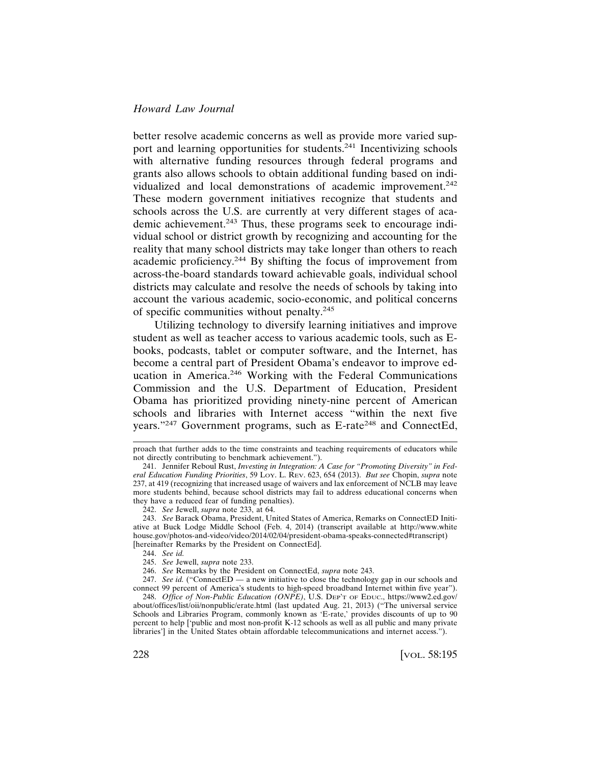better resolve academic concerns as well as provide more varied support and learning opportunities for students.[241] Incentivizing schools with alternative funding resources through federal programs and grants also allows schools to obtain additional funding based on individualized and local demonstrations of academic improvement.[242] These modern government initiatives recognize that students and schools across the U.S. are currently at very different stages of academic achievement.[243] Thus, these programs seek to encourage individual school or district growth by recognizing and accounting for the reality that many school districts may take longer than others to reach academic proficiency.[244] By shifting the focus of improvement from across-the-board standards toward achievable goals, individual school districts may calculate and resolve the needs of schools by taking into account the various academic, socio-economic, and political concerns of specific communities without penalty.[245]

Utilizing technology to diversify learning initiatives and improve student as well as teacher access to various academic tools, such as E-books, podcasts, tablet or computer software, and the Internet, has become a central part of President Obama's endeavor to improve education in America.[246] Working with the Federal Communications Commission and the U.S. Department of Education, President Obama has prioritized providing ninety-nine percent of American schools and libraries with Internet access "within the next five years."[247] Government programs, such as E-rate[248] and ConnectEd,

---

proach that further adds to the time constraints and teaching requirements of educators while not directly contributing to benchmark achievement.").

241. Jennifer Reboul Rust, *Investing in Integration: A Case for "Promoting Diversity" in Federal Education Funding Priorities*, 59 LOY. L. REV. 623, 654 (2013). *But see* Chopin, *supra* note 237, at 419 (recognizing that increased usage of waivers and lax enforcement of NCLB may leave more students behind, because school districts may fail to address educational concerns when they have a reduced fear of funding penalties).

242. *See* Jewell, *supra* note 233, at 64.

243. *See* Barack Obama, President, United States of America, Remarks on ConnectED Initiative at Buck Lodge Middle School (Feb. 4, 2014) (transcript available at http://www.whitehouse.gov/photos-and-video/video/2014/02/04/president-obama-speaks-connected#transcript) [hereinafter Remarks by the President on ConnectEd].

244. *See id.*

245. *See* Jewell, *supra* note 233.

246. *See* Remarks by the President on ConnectEd, *supra* note 243.

247. *See id.* ("ConnectED — a new initiative to close the technology gap in our schools and connect 99 percent of America's students to high-speed broadband Internet within five year").

248. *Office of Non-Public Education (ONPE)*, U.S. DEP'T OF EDUC., https://www2.ed.gov/about/offices/list/oii/nonpublic/erate.html (last updated Aug. 21, 2013) ("The universal service Schools and Libraries Program, commonly known as 'E-rate,' provides discounts of up to 90 percent to help ['public and most non-profit K-12 schools as well as all public and many private libraries'] in the United States obtain affordable telecommunications and internet access.").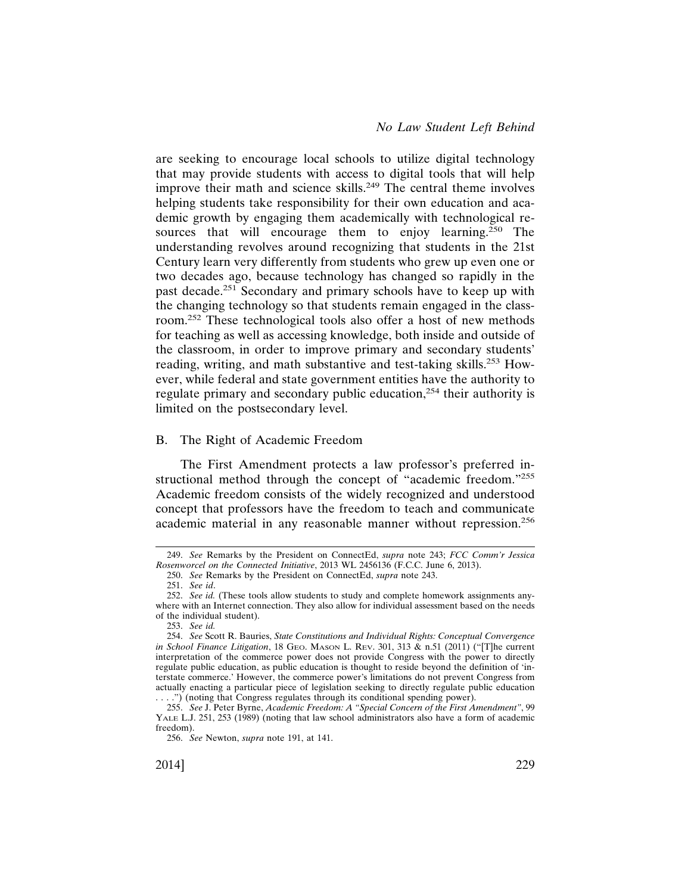are seeking to encourage local schools to utilize digital technology that may provide students with access to digital tools that will help improve their math and science skills.[249] The central theme involves helping students take responsibility for their own education and academic growth by engaging them academically with technological resources that will encourage them to enjoy learning.[250] The understanding revolves around recognizing that students in the 21st Century learn very differently from students who grew up even one or two decades ago, because technology has changed so rapidly in the past decade.[251] Secondary and primary schools have to keep up with the changing technology so that students remain engaged in the classroom.[252] These technological tools also offer a host of new methods for teaching as well as accessing knowledge, both inside and outside of the classroom, in order to improve primary and secondary students' reading, writing, and math substantive and test-taking skills.[253] However, while federal and state government entities have the authority to regulate primary and secondary public education,[254] their authority is limited on the postsecondary level.

## B. The Right of Academic Freedom

The First Amendment protects a law professor's preferred instructional method through the concept of "academic freedom."[255] Academic freedom consists of the widely recognized and understood concept that professors have the freedom to teach and communicate academic material in any reasonable manner without repression.[256]

---

249. *See* Remarks by the President on ConnectEd, *supra* note 243; *FCC Comm'r Jessica Rosenworcel on the Connected Initiative*, 2013 WL 2456136 (F.C.C. June 6, 2013).

250. *See* Remarks by the President on ConnectEd, *supra* note 243.

251. *See id*.

252. *See id.* (These tools allow students to study and complete homework assignments anywhere with an Internet connection. They also allow for individual assessment based on the needs of the individual student).

253. *See id.*

254. *See* Scott R. Bauries, *State Constitutions and Individual Rights: Conceptual Convergence in School Finance Litigation*, 18 Geo. Mason L. Rev. 301, 313 & n.51 (2011) ("[T]he current interpretation of the commerce power does not provide Congress with the power to directly regulate public education, as public education is thought to reside beyond the definition of 'interstate commerce.' However, the commerce power's limitations do not prevent Congress from actually enacting a particular piece of legislation seeking to directly regulate public education . . . .") (noting that Congress regulates through its conditional spending power).

255. *See* J. Peter Byrne, *Academic Freedom: A "Special Concern of the First Amendment"*, 99 Yale L.J. 251, 253 (1989) (noting that law school administrators also have a form of academic freedom).

256. *See* Newton, *supra* note 191, at 141.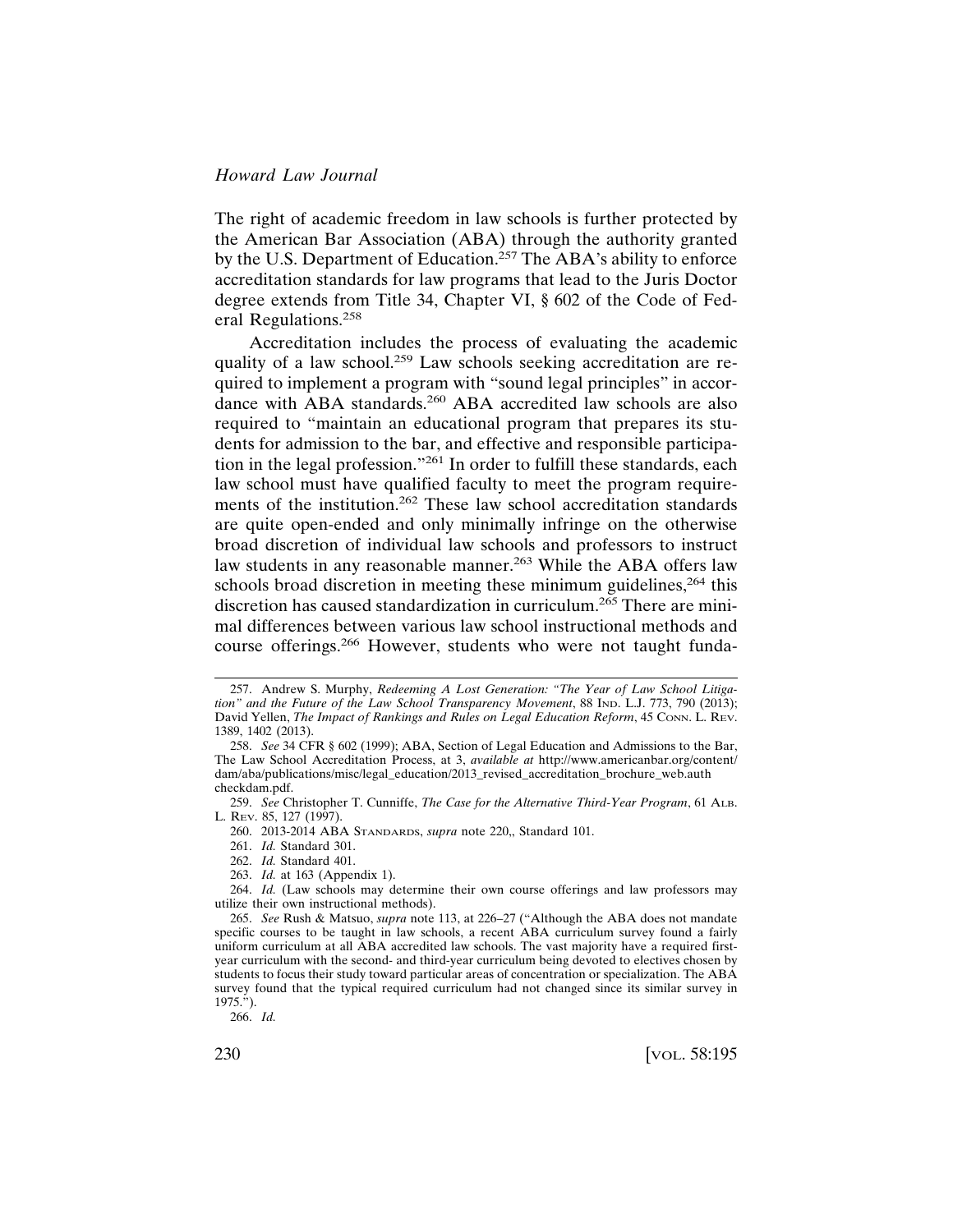The right of academic freedom in law schools is further protected by the American Bar Association (ABA) through the authority granted by the U.S. Department of Education.[257] The ABA's ability to enforce accreditation standards for law programs that lead to the Juris Doctor degree extends from Title 34, Chapter VI, § 602 of the Code of Federal Regulations.[258]

Accreditation includes the process of evaluating the academic quality of a law school.[259] Law schools seeking accreditation are required to implement a program with "sound legal principles" in accordance with ABA standards.[260] ABA accredited law schools are also required to "maintain an educational program that prepares its students for admission to the bar, and effective and responsible participation in the legal profession."[261] In order to fulfill these standards, each law school must have qualified faculty to meet the program requirements of the institution.[262] These law school accreditation standards are quite open-ended and only minimally infringe on the otherwise broad discretion of individual law schools and professors to instruct law students in any reasonable manner.[263] While the ABA offers law schools broad discretion in meeting these minimum guidelines,[264] this discretion has caused standardization in curriculum.[265] There are minimal differences between various law school instructional methods and course offerings.[266] However, students who were not taught funda-

---

257. Andrew S. Murphy, *Redeeming A Lost Generation: "The Year of Law School Litigation" and the Future of the Law School Transparency Movement*, 88 IND. L.J. 773, 790 (2013); David Yellen, *The Impact of Rankings and Rules on Legal Education Reform*, 45 CONN. L. REV. 1389, 1402 (2013).

258. *See* 34 CFR § 602 (1999); ABA, Section of Legal Education and Admissions to the Bar, The Law School Accreditation Process, at 3, *available at* http://www.americanbar.org/content/dam/aba/publications/misc/legal_education/2013_revised_accreditation_brochure_web.authcheckdam.pdf.

259. *See* Christopher T. Cunniffe, *The Case for the Alternative Third-Year Program*, 61 ALB. L. REV. 85, 127 (1997).

260. 2013-2014 ABA STANDARDS, *supra* note 220,, Standard 101.

261. *Id.* Standard 301.

262. *Id.* Standard 401.

263. *Id.* at 163 (Appendix 1).

264. *Id.* (Law schools may determine their own course offerings and law professors may utilize their own instructional methods).

265. *See* Rush & Matsuo, *supra* note 113, at 226–27 ("Although the ABA does not mandate specific courses to be taught in law schools, a recent ABA curriculum survey found a fairly uniform curriculum at all ABA accredited law schools. The vast majority have a required first-year curriculum with the second- and third-year curriculum being devoted to electives chosen by students to focus their study toward particular areas of concentration or specialization. The ABA survey found that the typical required curriculum had not changed since its similar survey in 1975.").

266. *Id.*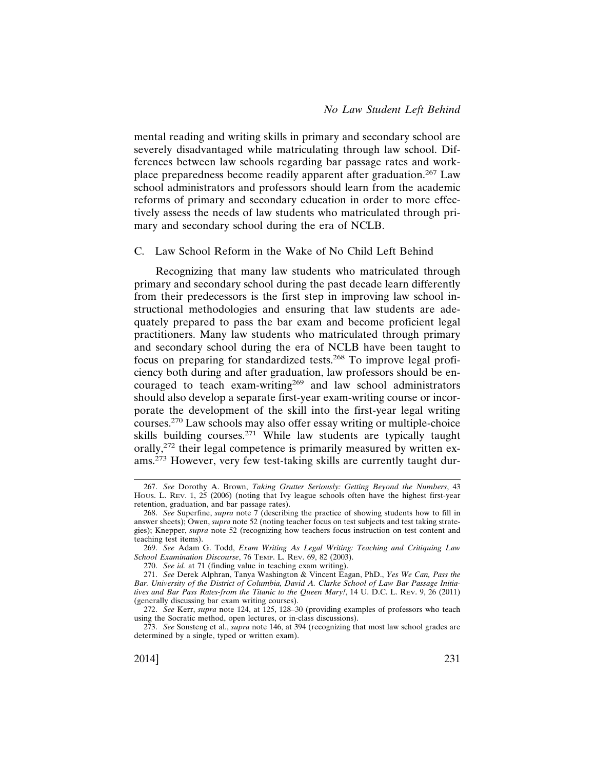mental reading and writing skills in primary and secondary school are severely disadvantaged while matriculating through law school. Differences between law schools regarding bar passage rates and workplace preparedness become readily apparent after graduation.[267] Law school administrators and professors should learn from the academic reforms of primary and secondary education in order to more effectively assess the needs of law students who matriculated through primary and secondary school during the era of NCLB.

### C. Law School Reform in the Wake of No Child Left Behind

Recognizing that many law students who matriculated through primary and secondary school during the past decade learn differently from their predecessors is the first step in improving law school instructional methodologies and ensuring that law students are adequately prepared to pass the bar exam and become proficient legal practitioners. Many law students who matriculated through primary and secondary school during the era of NCLB have been taught to focus on preparing for standardized tests.[268] To improve legal proficiency both during and after graduation, law professors should be encouraged to teach exam-writing[269] and law school administrators should also develop a separate first-year exam-writing course or incorporate the development of the skill into the first-year legal writing courses.[270] Law schools may also offer essay writing or multiple-choice skills building courses.[271] While law students are typically taught orally,[272] their legal competence is primarily measured by written exams.[273] However, very few test-taking skills are currently taught dur-

---

267. *See* Dorothy A. Brown, *Taking Grutter Seriously: Getting Beyond the Numbers*, 43 Hous. L. Rev. 1, 25 (2006) (noting that Ivy league schools often have the highest first-year retention, graduation, and bar passage rates).

268. *See* Superfine, *supra* note 7 (describing the practice of showing students how to fill in answer sheets); Owen, *supra* note 52 (noting teacher focus on test subjects and test taking strategies); Knepper, *supra* note 52 (recognizing how teachers focus instruction on test content and teaching test items).

269. *See* Adam G. Todd, *Exam Writing As Legal Writing: Teaching and Critiquing Law School Examination Discourse*, 76 Temp. L. Rev. 69, 82 (2003).

270. *See id.* at 71 (finding value in teaching exam writing).

271. *See* Derek Alphran, Tanya Washington & Vincent Eagan, PhD., *Yes We Can, Pass the Bar. University of the District of Columbia, David A. Clarke School of Law Bar Passage Initiatives and Bar Pass Rates-from the Titanic to the Queen Mary!*, 14 U. D.C. L. Rev. 9, 26 (2011) (generally discussing bar exam writing courses).

272. *See* Kerr, *supra* note 124, at 125, 128–30 (providing examples of professors who teach using the Socratic method, open lectures, or in-class discussions).

273. *See* Sonsteng et al., *supra* note 146, at 394 (recognizing that most law school grades are determined by a single, typed or written exam).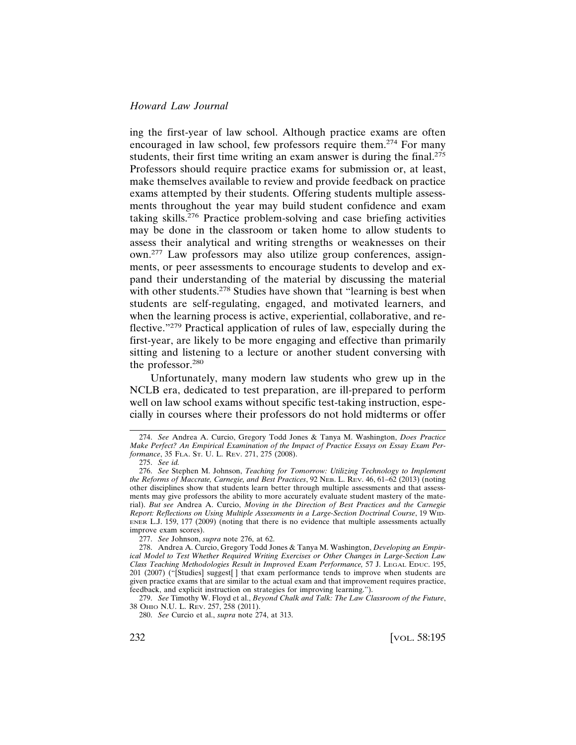ing the first-year of law school. Although practice exams are often encouraged in law school, few professors require them.[274] For many students, their first time writing an exam answer is during the final.[275] Professors should require practice exams for submission or, at least, make themselves available to review and provide feedback on practice exams attempted by their students. Offering students multiple assessments throughout the year may build student confidence and exam taking skills.[276] Practice problem-solving and case briefing activities may be done in the classroom or taken home to allow students to assess their analytical and writing strengths or weaknesses on their own.[277] Law professors may also utilize group conferences, assignments, or peer assessments to encourage students to develop and expand their understanding of the material by discussing the material with other students.[278] Studies have shown that "learning is best when students are self-regulating, engaged, and motivated learners, and when the learning process is active, experiential, collaborative, and reflective."[279] Practical application of rules of law, especially during the first-year, are likely to be more engaging and effective than primarily sitting and listening to a lecture or another student conversing with the professor.[280]

Unfortunately, many modern law students who grew up in the NCLB era, dedicated to test preparation, are ill-prepared to perform well on law school exams without specific test-taking instruction, especially in courses where their professors do not hold midterms or offer

---

274. *See* Andrea A. Curcio, Gregory Todd Jones & Tanya M. Washington, *Does Practice Make Perfect? An Empirical Examination of the Impact of Practice Essays on Essay Exam Performance*, 35 FLA. ST. U. L. REV. 271, 275 (2008).

275. *See id.*

276. *See* Stephen M. Johnson, *Teaching for Tomorrow: Utilizing Technology to Implement the Reforms of Maccrate, Carnegie, and Best Practices*, 92 NEB. L. REV. 46, 61–62 (2013) (noting other disciplines show that students learn better through multiple assessments and that assessments may give professors the ability to more accurately evaluate student mastery of the material). *But see* Andrea A. Curcio, *Moving in the Direction of Best Practices and the Carnegie Report: Reflections on Using Multiple Assessments in a Large-Section Doctrinal Course*, 19 WIDENER L.J. 159, 177 (2009) (noting that there is no evidence that multiple assessments actually improve exam scores).

277. *See* Johnson, *supra* note 276, at 62.

278. Andrea A. Curcio, Gregory Todd Jones & Tanya M. Washington, *Developing an Empirical Model to Test Whether Required Writing Exercises or Other Changes in Large-Section Law Class Teaching Methodologies Result in Improved Exam Performance,* 57 J. LEGAL EDUC. 195, 201 (2007) ("[Studies] suggest[ ] that exam performance tends to improve when students are given practice exams that are similar to the actual exam and that improvement requires practice, feedback, and explicit instruction on strategies for improving learning.").

279. *See* Timothy W. Floyd et al., *Beyond Chalk and Talk: The Law Classroom of the Future*, 38 OHIO N.U. L. REV. 257, 258 (2011).

280. *See* Curcio et al., *supra* note 274, at 313.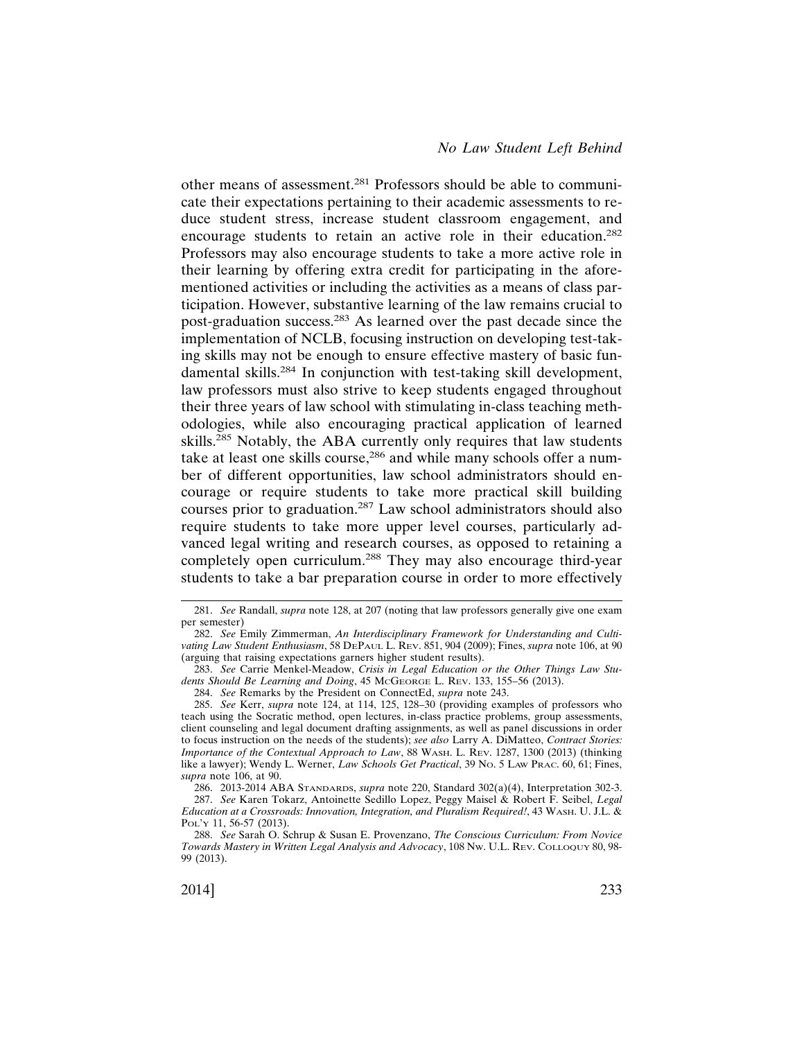other means of assessment.[281] Professors should be able to communicate their expectations pertaining to their academic assessments to reduce student stress, increase student classroom engagement, and encourage students to retain an active role in their education.[282] Professors may also encourage students to take a more active role in their learning by offering extra credit for participating in the aforementioned activities or including the activities as a means of class participation. However, substantive learning of the law remains crucial to post-graduation success.[283] As learned over the past decade since the implementation of NCLB, focusing instruction on developing test-taking skills may not be enough to ensure effective mastery of basic fundamental skills.[284] In conjunction with test-taking skill development, law professors must also strive to keep students engaged throughout their three years of law school with stimulating in-class teaching methodologies, while also encouraging practical application of learned skills.[285] Notably, the ABA currently only requires that law students take at least one skills course,[286] and while many schools offer a number of different opportunities, law school administrators should encourage or require students to take more practical skill building courses prior to graduation.[287] Law school administrators should also require students to take more upper level courses, particularly advanced legal writing and research courses, as opposed to retaining a completely open curriculum.[288] They may also encourage third-year students to take a bar preparation course in order to more effectively

---

281. *See* Randall, *supra* note 128, at 207 (noting that law professors generally give one exam per semester)

282. *See* Emily Zimmerman, *An Interdisciplinary Framework for Understanding and Cultivating Law Student Enthusiasm*, 58 DePaul L. Rev. 851, 904 (2009); Fines, *supra* note 106, at 90 (arguing that raising expectations garners higher student results).

283. *See* Carrie Menkel-Meadow, *Crisis in Legal Education or the Other Things Law Students Should Be Learning and Doing*, 45 McGeorge L. Rev. 133, 155–56 (2013).

284. *See* Remarks by the President on ConnectEd, *supra* note 243.

285. *See* Kerr, *supra* note 124, at 114, 125, 128–30 (providing examples of professors who teach using the Socratic method, open lectures, in-class practice problems, group assessments, client counseling and legal document drafting assignments, as well as panel discussions in order to focus instruction on the needs of the students); *see also* Larry A. DiMatteo, *Contract Stories: Importance of the Contextual Approach to Law*, 88 Wash. L. Rev. 1287, 1300 (2013) (thinking like a lawyer); Wendy L. Werner, *Law Schools Get Practical*, 39 No. 5 Law Prac. 60, 61; Fines, *supra* note 106, at 90.

286. 2013-2014 ABA Standards, *supra* note 220, Standard 302(a)(4), Interpretation 302-3.

287. *See* Karen Tokarz, Antoinette Sedillo Lopez, Peggy Maisel & Robert F. Seibel, *Legal Education at a Crossroads: Innovation, Integration, and Pluralism Required!*, 43 Wash. U. J.L. & Pol'y 11, 56-57 (2013).

288. *See* Sarah O. Schrup & Susan E. Provenzano, *The Conscious Curriculum: From Novice Towards Mastery in Written Legal Analysis and Advocacy*, 108 Nw. U.L. Rev. Colloquy 80, 98-99 (2013).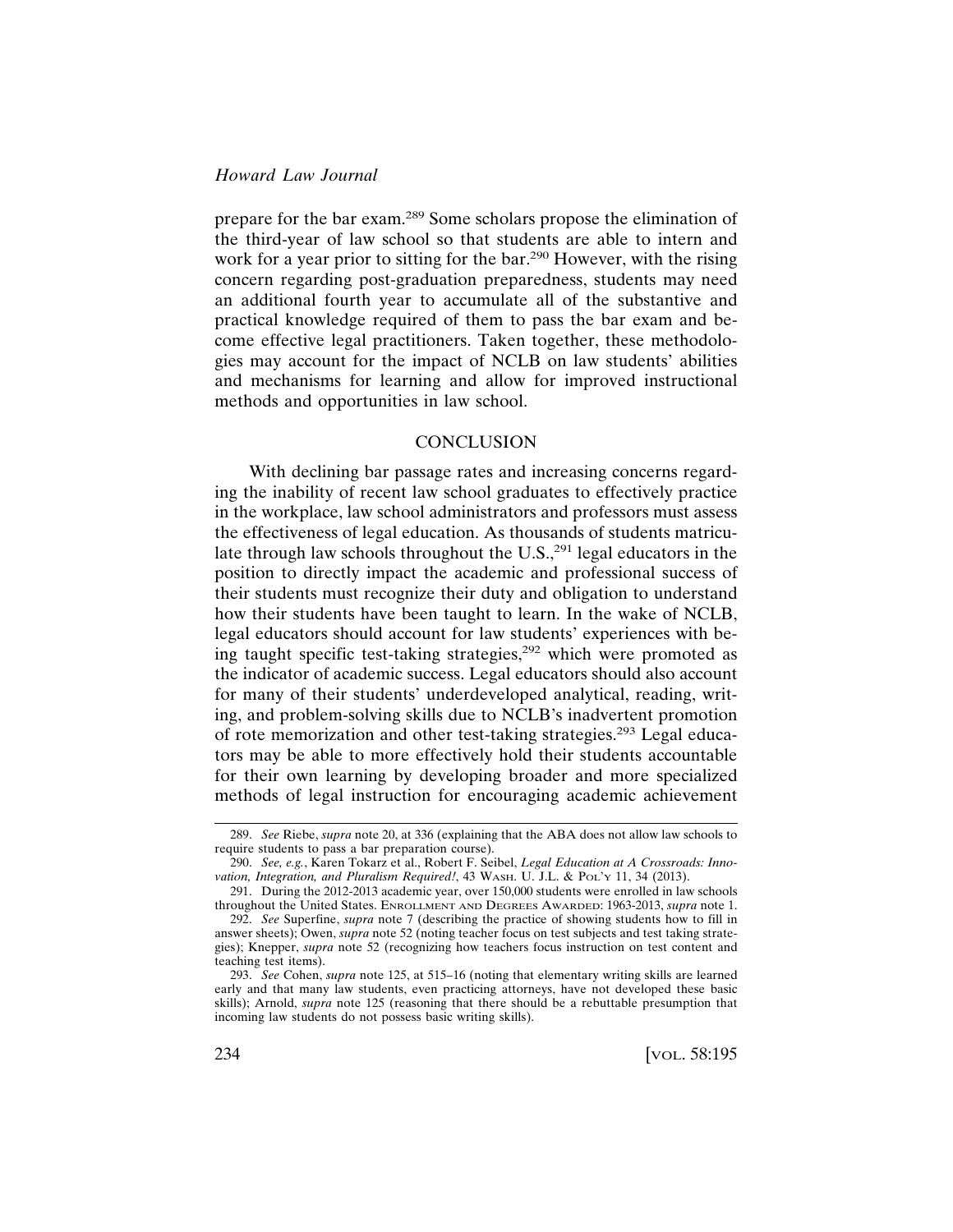prepare for the bar exam.[289] Some scholars propose the elimination of the third-year of law school so that students are able to intern and work for a year prior to sitting for the bar.[290] However, with the rising concern regarding post-graduation preparedness, students may need an additional fourth year to accumulate all of the substantive and practical knowledge required of them to pass the bar exam and become effective legal practitioners. Taken together, these methodologies may account for the impact of NCLB on law students' abilities and mechanisms for learning and allow for improved instructional methods and opportunities in law school.

## CONCLUSION

With declining bar passage rates and increasing concerns regarding the inability of recent law school graduates to effectively practice in the workplace, law school administrators and professors must assess the effectiveness of legal education. As thousands of students matriculate through law schools throughout the U.S.,[291] legal educators in the position to directly impact the academic and professional success of their students must recognize their duty and obligation to understand how their students have been taught to learn. In the wake of NCLB, legal educators should account for law students' experiences with being taught specific test-taking strategies,[292] which were promoted as the indicator of academic success. Legal educators should also account for many of their students' underdeveloped analytical, reading, writing, and problem-solving skills due to NCLB's inadvertent promotion of rote memorization and other test-taking strategies.[293] Legal educators may be able to more effectively hold their students accountable for their own learning by developing broader and more specialized methods of legal instruction for encouraging academic achievement

---

289. *See* Riebe, *supra* note 20, at 336 (explaining that the ABA does not allow law schools to require students to pass a bar preparation course).

290. *See, e.g.*, Karen Tokarz et al., Robert F. Seibel, *Legal Education at A Crossroads: Innovation, Integration, and Pluralism Required!*, 43 WASH. U. J.L. & POL'Y 11, 34 (2013).

291. During the 2012-2013 academic year, over 150,000 students were enrolled in law schools throughout the United States. ENROLLMENT AND DEGREES AWARDED: 1963-2013, *supra* note 1.

292. *See* Superfine, *supra* note 7 (describing the practice of showing students how to fill in answer sheets); Owen, *supra* note 52 (noting teacher focus on test subjects and test taking strategies); Knepper, *supra* note 52 (recognizing how teachers focus instruction on test content and teaching test items).

293. *See* Cohen, *supra* note 125, at 515–16 (noting that elementary writing skills are learned early and that many law students, even practicing attorneys, have not developed these basic skills); Arnold, *supra* note 125 (reasoning that there should be a rebuttable presumption that incoming law students do not possess basic writing skills).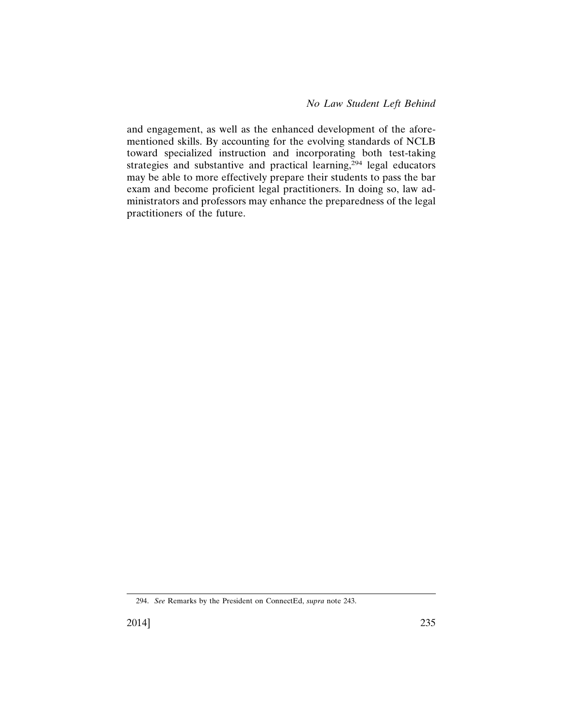and engagement, as well as the enhanced development of the aforementioned skills. By accounting for the evolving standards of NCLB toward specialized instruction and incorporating both test-taking strategies and substantive and practical learning,[294] legal educators may be able to more effectively prepare their students to pass the bar exam and become proficient legal practitioners. In doing so, law administrators and professors may enhance the preparedness of the legal practitioners of the future.

294. *See* Remarks by the President on ConnectEd, *supra* note 243.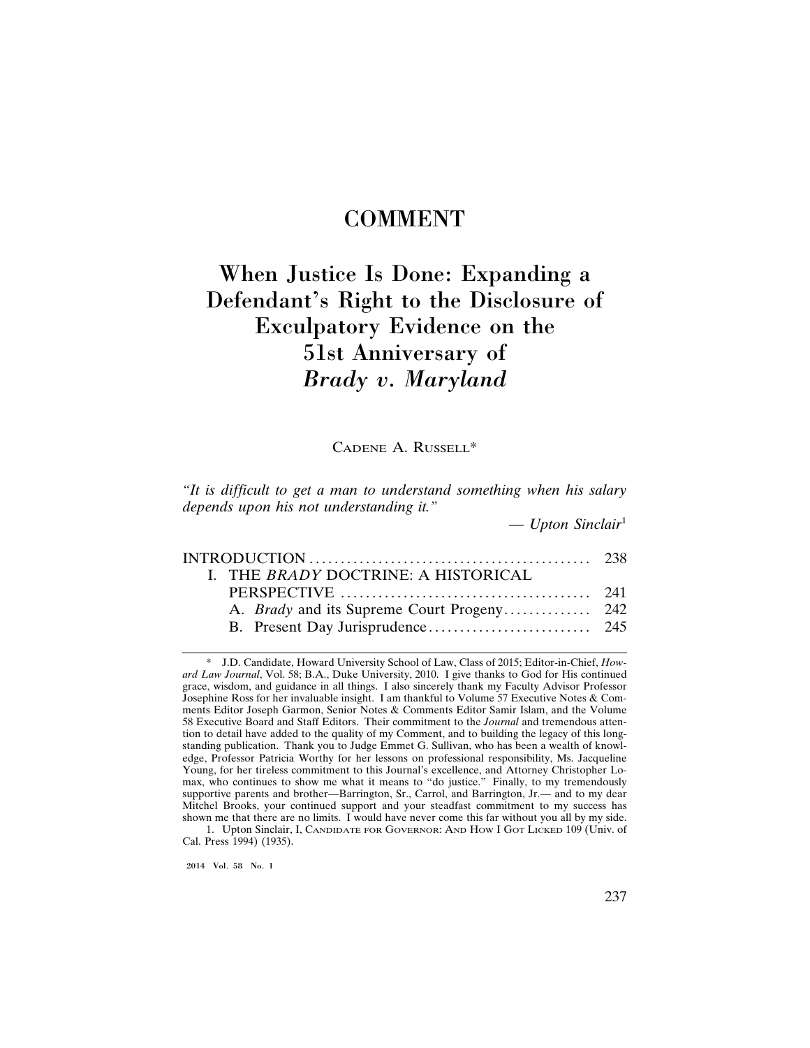# COMMENT

# When Justice Is Done: Expanding a Defendant's Right to the Disclosure of Exculpatory Evidence on the 51st Anniversary of *Brady v. Maryland*

CADENE A. RUSSELL*

*"It is difficult to get a man to understand something when his salary depends upon his not understanding it."*

*— Upton Sinclair*[1]

| | |
|---|---|
| INTRODUCTION | 238 |
| I. THE *BRADY* DOCTRINE: A HISTORICAL PERSPECTIVE | 241 |
| A. *Brady* and its Supreme Court Progeny | 242 |
| B. Present Day Jurisprudence | 245 |

---

\* J.D. Candidate, Howard University School of Law, Class of 2015; Editor-in-Chief, *Howard Law Journal*, Vol. 58; B.A., Duke University, 2010. I give thanks to God for His continued grace, wisdom, and guidance in all things. I also sincerely thank my Faculty Advisor Professor Josephine Ross for her invaluable insight. I am thankful to Volume 57 Executive Notes & Comments Editor Joseph Garmon, Senior Notes & Comments Editor Samir Islam, and the Volume 58 Executive Board and Staff Editors. Their commitment to the *Journal* and tremendous attention to detail have added to the quality of my Comment, and to building the legacy of this long-standing publication. Thank you to Judge Emmet G. Sullivan, who has been a wealth of knowledge, Professor Patricia Worthy for her lessons on professional responsibility, Ms. Jacqueline Young, for her tireless commitment to this Journal's excellence, and Attorney Christopher Lomax, who continues to show me what it means to "do justice." Finally, to my tremendously supportive parents and brother—Barrington, Sr., Carrol, and Barrington, Jr.— and to my dear Mitchel Brooks, your continued support and your steadfast commitment to my success has shown me that there are no limits. I would have never come this far without you all by my side.

1. Upton Sinclair, I, CANDIDATE FOR GOVERNOR: AND HOW I GOT LICKED 109 (Univ. of Cal. Press 1994) (1935).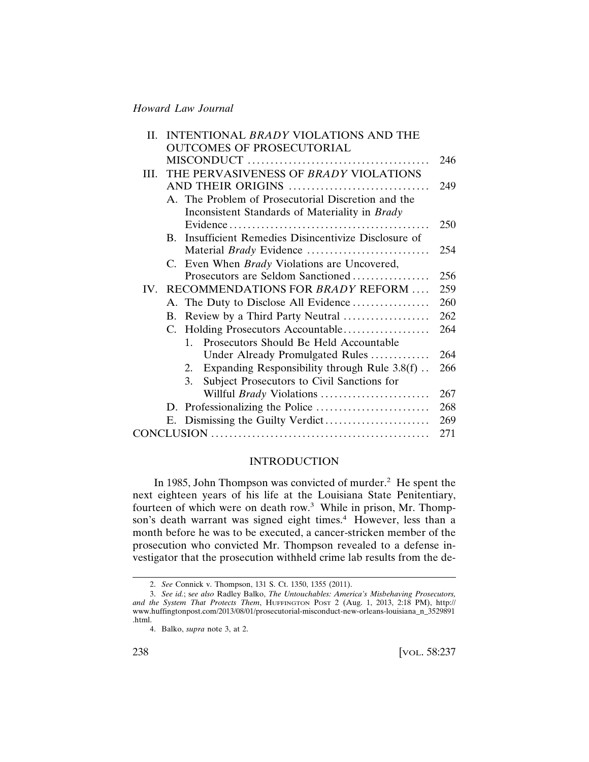| | | |
|---|---|---|
| II. | INTENTIONAL *BRADY* VIOLATIONS AND THE OUTCOMES OF PROSECUTORIAL MISCONDUCT | 246 |
| III. | THE PERVASIVENESS OF *BRADY* VIOLATIONS AND THEIR ORIGINS | 249 |
| | A. The Problem of Prosecutorial Discretion and the Inconsistent Standards of Materiality in *Brady* Evidence | 250 |
| | B. Insufficient Remedies Disincentivize Disclosure of Material *Brady* Evidence | 254 |
| | C. Even When *Brady* Violations are Uncovered, Prosecutors are Seldom Sanctioned | 256 |
| IV. | RECOMMENDATIONS FOR *BRADY* REFORM | 259 |
| | A. The Duty to Disclose All Evidence | 260 |
| | B. Review by a Third Party Neutral | 262 |
| | C. Holding Prosecutors Accountable | 264 |
| | 1. Prosecutors Should Be Held Accountable Under Already Promulgated Rules | 264 |
| | 2. Expanding Responsibility through Rule 3.8(f) | 266 |
| | 3. Subject Prosecutors to Civil Sanctions for Willful *Brady* Violations | 267 |
| | D. Professionalizing the Police | 268 |
| | E. Dismissing the Guilty Verdict | 269 |
| CONCLUSION | | 271 |

## INTRODUCTION

In 1985, John Thompson was convicted of murder.[2] He spent the next eighteen years of his life at the Louisiana State Penitentiary, fourteen of which were on death row.[3] While in prison, Mr. Thompson's death warrant was signed eight times.[4] However, less than a month before he was to be executed, a cancer-stricken member of the prosecution who convicted Mr. Thompson revealed to a defense investigator that the prosecution withheld crime lab results from the de-

---

2. *See* Connick v. Thompson, 131 S. Ct. 1350, 1355 (2011).

3. *See id.*; *see also* Radley Balko, *The Untouchables: America's Misbehaving Prosecutors, and the System That Protects Them*, HUFFINGTON POST 2 (Aug. 1, 2013, 2:18 PM), http://www.huffingtonpost.com/2013/08/01/prosecutorial-misconduct-new-orleans-louisiana_n_3529891.html.

4. Balko, *supra* note 3, at 2.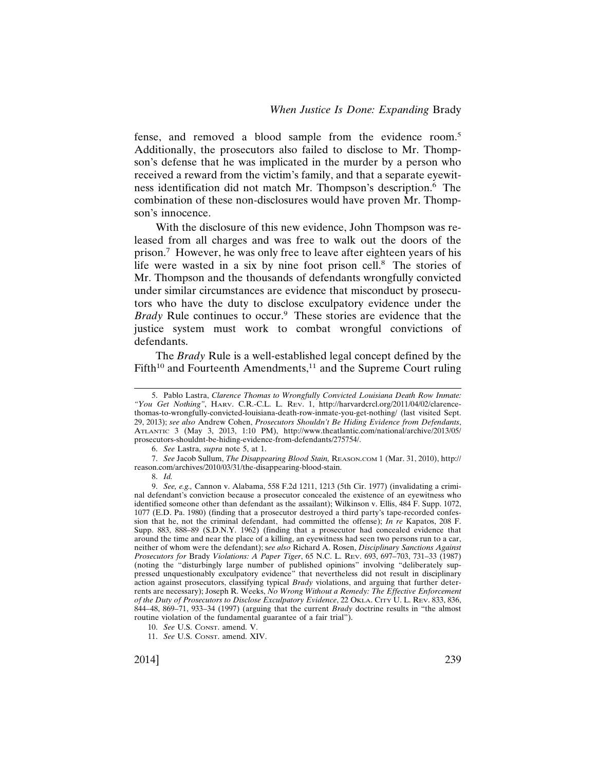fense, and removed a blood sample from the evidence room.[5] Additionally, the prosecutors also failed to disclose to Mr. Thompson's defense that he was implicated in the murder by a person who received a reward from the victim's family, and that a separate eyewitness identification did not match Mr. Thompson's description.[6] The combination of these non-disclosures would have proven Mr. Thompson's innocence.

With the disclosure of this new evidence, John Thompson was released from all charges and was free to walk out the doors of the prison.[7] However, he was only free to leave after eighteen years of his life were wasted in a six by nine foot prison cell.[8] The stories of Mr. Thompson and the thousands of defendants wrongfully convicted under similar circumstances are evidence that misconduct by prosecutors who have the duty to disclose exculpatory evidence under the *Brady* Rule continues to occur.[9] These stories are evidence that the justice system must work to combat wrongful convictions of defendants.

The *Brady* Rule is a well-established legal concept defined by the Fifth[10] and Fourteenth Amendments,[11] and the Supreme Court ruling

---

5. Pablo Lastra, *Clarence Thomas to Wrongfully Convicted Louisiana Death Row Inmate: "You Get Nothing"*, HARV. C.R.-C.L. L. REV. 1, http://harvardcrcl.org/2011/04/02/clarence-thomas-to-wrongfully-convicted-louisiana-death-row-inmate-you-get-nothing/ (last visited Sept. 29, 2013); *see also* Andrew Cohen, *Prosecutors Shouldn't Be Hiding Evidence from Defendants*, ATLANTIC 3 (May 3, 2013, 1:10 PM), http://www.theatlantic.com/national/archive/2013/05/prosecutors-shouldnt-be-hiding-evidence-from-defendants/275754/.

6. *See* Lastra, *supra* note 5, at 1.

7. *See* Jacob Sullum, *The Disappearing Blood Stain,* REASON.COM 1 (Mar. 31, 2010), http://reason.com/archives/2010/03/31/the-disappearing-blood-stain.

8. *Id.*

9. *See, e.g.,* Cannon v. Alabama, 558 F.2d 1211, 1213 (5th Cir. 1977) (invalidating a criminal defendant's conviction because a prosecutor concealed the existence of an eyewitness who identified someone other than defendant as the assailant); Wilkinson v. Ellis, 484 F. Supp. 1072, 1077 (E.D. Pa. 1980) (finding that a prosecutor destroyed a third party's tape-recorded confession that he, not the criminal defendant, had committed the offense); *In re* Kapatos, 208 F. Supp. 883, 888–89 (S.D.N.Y. 1962) (finding that a prosecutor had concealed evidence that around the time and near the place of a killing, an eyewitness had seen two persons run to a car, neither of whom were the defendant); s*ee also* Richard A. Rosen, *Disciplinary Sanctions Against Prosecutors for* Brady *Violations: A Paper Tiger*, 65 N.C. L. REV. 693, 697–703, 731–33 (1987) (noting the "disturbingly large number of published opinions" involving "deliberately suppressed unquestionably exculpatory evidence" that nevertheless did not result in disciplinary action against prosecutors, classifying typical *Brady* violations, and arguing that further deterrents are necessary); Joseph R. Weeks, *No Wrong Without a Remedy: The Effective Enforcement of the Duty of Prosecutors to Disclose Exculpatory Evidence*, 22 OKLA. CITY U. L. REV. 833, 836, 844–48, 869–71, 933–34 (1997) (arguing that the current *Brady* doctrine results in "the almost routine violation of the fundamental guarantee of a fair trial").

10. *See* U.S. CONST. amend. V.

11. *See* U.S. CONST. amend. XIV.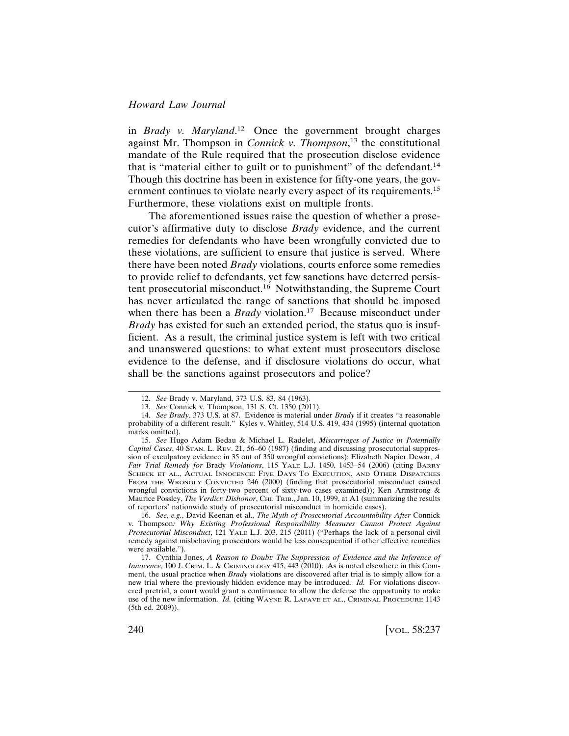in *Brady v. Maryland*.[12] Once the government brought charges against Mr. Thompson in *Connick v. Thompson*,[13] the constitutional mandate of the Rule required that the prosecution disclose evidence that is "material either to guilt or to punishment" of the defendant.[14] Though this doctrine has been in existence for fifty-one years, the government continues to violate nearly every aspect of its requirements.[15] Furthermore, these violations exist on multiple fronts.

The aforementioned issues raise the question of whether a prosecutor's affirmative duty to disclose *Brady* evidence, and the current remedies for defendants who have been wrongfully convicted due to these violations, are sufficient to ensure that justice is served. Where there have been noted *Brady* violations, courts enforce some remedies to provide relief to defendants, yet few sanctions have deterred persistent prosecutorial misconduct.[16] Notwithstanding, the Supreme Court has never articulated the range of sanctions that should be imposed when there has been a *Brady* violation.[17] Because misconduct under *Brady* has existed for such an extended period, the status quo is insufficient. As a result, the criminal justice system is left with two critical and unanswered questions: to what extent must prosecutors disclose evidence to the defense, and if disclosure violations do occur, what shall be the sanctions against prosecutors and police?

---

12. *See* Brady v. Maryland, 373 U.S. 83, 84 (1963).

13. *See* Connick v. Thompson, 131 S. Ct. 1350 (2011).

14. *See Brady*, 373 U.S. at 87. Evidence is material under *Brady* if it creates "a reasonable probability of a different result." Kyles v. Whitley, 514 U.S. 419, 434 (1995) (internal quotation marks omitted).

15. *See* Hugo Adam Bedau & Michael L. Radelet, *Miscarriages of Justice in Potentially Capital Cases*, 40 STAN. L. REV. 21, 56–60 (1987) (finding and discussing prosecutorial suppression of exculpatory evidence in 35 out of 350 wrongful convictions); Elizabeth Napier Dewar, *A Fair Trial Remedy for* Brady *Violations*, 115 YALE L.J. 1450, 1453–54 (2006) (citing BARRY SCHECK ET AL., ACTUAL INNOCENCE: FIVE DAYS TO EXECUTION, AND OTHER DISPATCHES FROM THE WRONGLY CONVICTED 246 (2000) (finding that prosecutorial misconduct caused wrongful convictions in forty-two percent of sixty-two cases examined)); Ken Armstrong & Maurice Possley, *The Verdict: Dishonor*, CHI. TRIB., Jan. 10, 1999, at A1 (summarizing the results of reporters' nationwide study of prosecutorial misconduct in homicide cases).

16. *See*, *e.g.*, David Keenan et al., *The Myth of Prosecutorial Accountability After* Connick v. Thompson*: Why Existing Professional Responsibility Measures Cannot Protect Against Prosecutorial Misconduct*, 121 YALE L.J. 203, 215 (2011) ("Perhaps the lack of a personal civil remedy against misbehaving prosecutors would be less consequential if other effective remedies were available.").

17. Cynthia Jones, *A Reason to Doubt: The Suppression of Evidence and the Inference of Innocence*, 100 J. CRIM. L. & CRIMINOLOGY 415, 443 (2010). As is noted elsewhere in this Comment, the usual practice when *Brady* violations are discovered after trial is to simply allow for a new trial where the previously hidden evidence may be introduced. *Id.* For violations discovered pretrial, a court would grant a continuance to allow the defense the opportunity to make use of the new information. *Id.* (citing WAYNE R. LAFAVE ET AL., CRIMINAL PROCEDURE 1143 (5th ed. 2009)).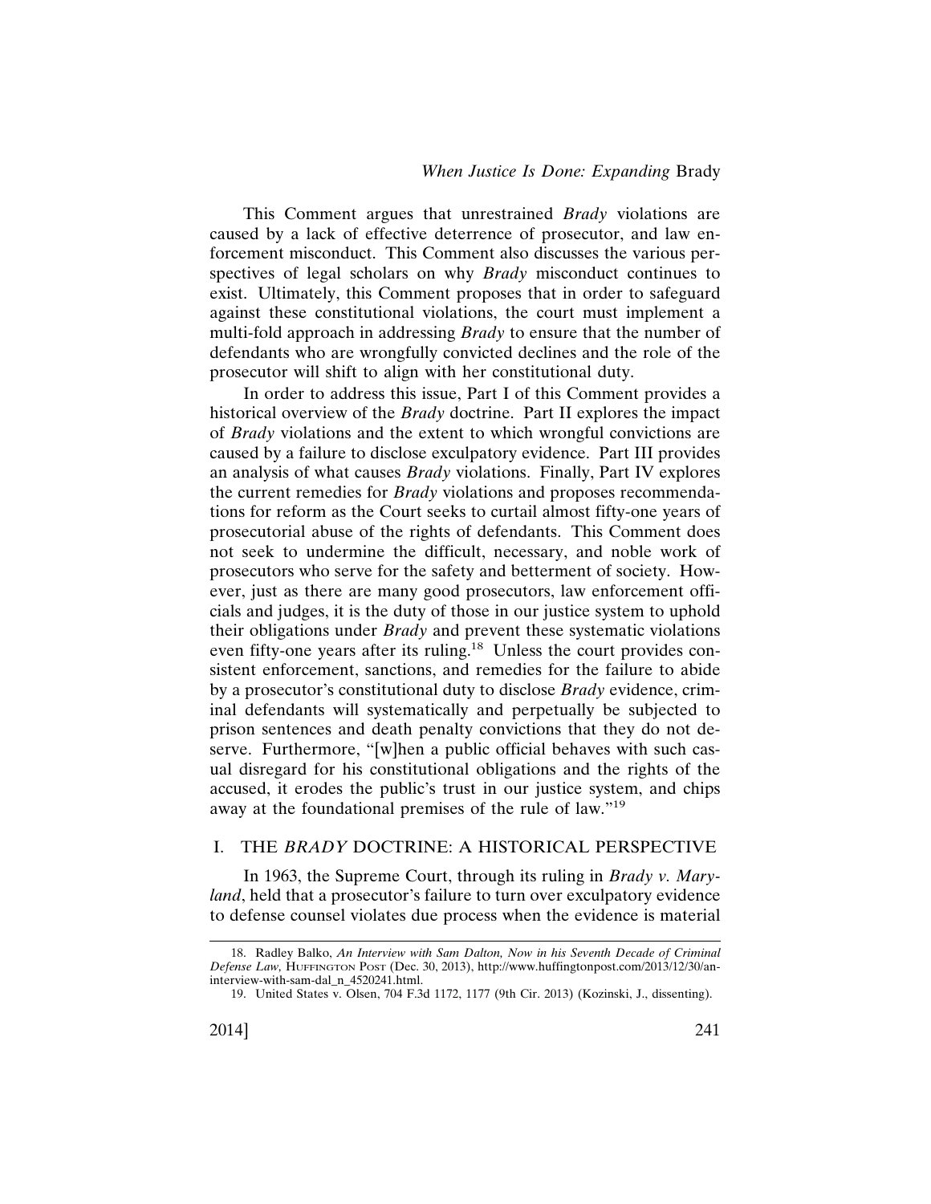This Comment argues that unrestrained *Brady* violations are caused by a lack of effective deterrence of prosecutor, and law enforcement misconduct. This Comment also discusses the various perspectives of legal scholars on why *Brady* misconduct continues to exist. Ultimately, this Comment proposes that in order to safeguard against these constitutional violations, the court must implement a multi-fold approach in addressing *Brady* to ensure that the number of defendants who are wrongfully convicted declines and the role of the prosecutor will shift to align with her constitutional duty.

In order to address this issue, Part I of this Comment provides a historical overview of the *Brady* doctrine. Part II explores the impact of *Brady* violations and the extent to which wrongful convictions are caused by a failure to disclose exculpatory evidence. Part III provides an analysis of what causes *Brady* violations. Finally, Part IV explores the current remedies for *Brady* violations and proposes recommendations for reform as the Court seeks to curtail almost fifty-one years of prosecutorial abuse of the rights of defendants. This Comment does not seek to undermine the difficult, necessary, and noble work of prosecutors who serve for the safety and betterment of society. However, just as there are many good prosecutors, law enforcement officials and judges, it is the duty of those in our justice system to uphold their obligations under *Brady* and prevent these systematic violations even fifty-one years after its ruling.[18] Unless the court provides consistent enforcement, sanctions, and remedies for the failure to abide by a prosecutor's constitutional duty to disclose *Brady* evidence, criminal defendants will systematically and perpetually be subjected to prison sentences and death penalty convictions that they do not deserve. Furthermore, "[w]hen a public official behaves with such casual disregard for his constitutional obligations and the rights of the accused, it erodes the public's trust in our justice system, and chips away at the foundational premises of the rule of law."[19]

## I. THE *BRADY* DOCTRINE: A HISTORICAL PERSPECTIVE

In 1963, the Supreme Court, through its ruling in *Brady v. Maryland*, held that a prosecutor's failure to turn over exculpatory evidence to defense counsel violates due process when the evidence is material

---

18. Radley Balko, *An Interview with Sam Dalton, Now in his Seventh Decade of Criminal Defense Law,* HUFFINGTON POST (Dec. 30, 2013), http://www.huffingtonpost.com/2013/12/30/an-interview-with-sam-dal_n_4520241.html.

19. United States v. Olsen, 704 F.3d 1172, 1177 (9th Cir. 2013) (Kozinski, J., dissenting).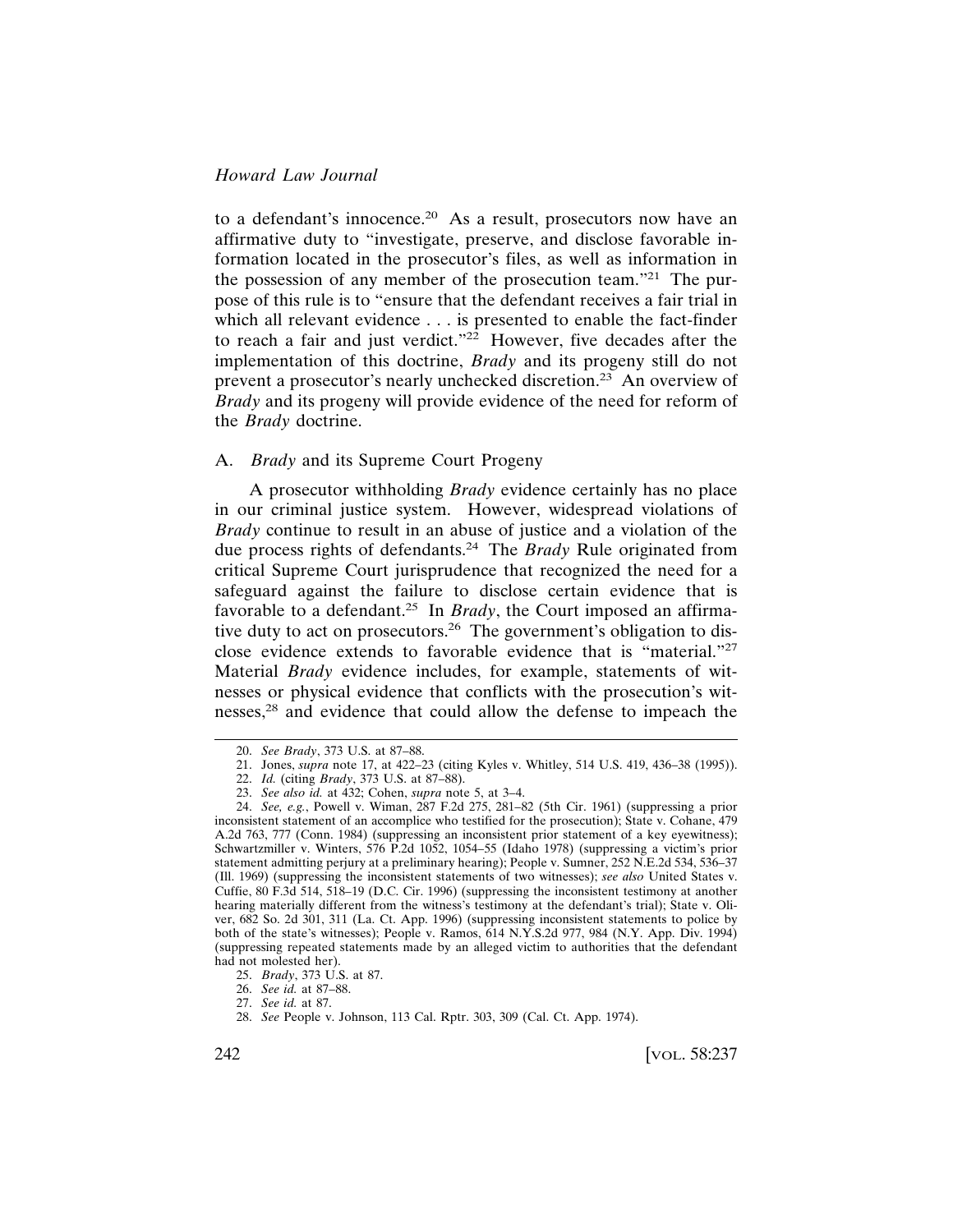to a defendant's innocence.[20] As a result, prosecutors now have an affirmative duty to "investigate, preserve, and disclose favorable information located in the prosecutor's files, as well as information in the possession of any member of the prosecution team."[21] The purpose of this rule is to "ensure that the defendant receives a fair trial in which all relevant evidence . . . is presented to enable the fact-finder to reach a fair and just verdict."[22] However, five decades after the implementation of this doctrine, *Brady* and its progeny still do not prevent a prosecutor's nearly unchecked discretion.[23] An overview of *Brady* and its progeny will provide evidence of the need for reform of the *Brady* doctrine.

### A. *Brady* and its Supreme Court Progeny

A prosecutor withholding *Brady* evidence certainly has no place in our criminal justice system. However, widespread violations of *Brady* continue to result in an abuse of justice and a violation of the due process rights of defendants.[24] The *Brady* Rule originated from critical Supreme Court jurisprudence that recognized the need for a safeguard against the failure to disclose certain evidence that is favorable to a defendant.[25] In *Brady*, the Court imposed an affirmative duty to act on prosecutors.[26] The government's obligation to disclose evidence extends to favorable evidence that is "material."[27] Material *Brady* evidence includes, for example, statements of witnesses or physical evidence that conflicts with the prosecution's witnesses,[28] and evidence that could allow the defense to impeach the

---

20. *See Brady*, 373 U.S. at 87–88.

21. Jones, *supra* note 17, at 422–23 (citing Kyles v. Whitley, 514 U.S. 419, 436–38 (1995)).

22. *Id.* (citing *Brady*, 373 U.S. at 87–88).

23. *See also id.* at 432; Cohen, *supra* note 5, at 3–4.

24. *See, e.g.*, Powell v. Wiman, 287 F.2d 275, 281–82 (5th Cir. 1961) (suppressing a prior inconsistent statement of an accomplice who testified for the prosecution); State v. Cohane, 479 A.2d 763, 777 (Conn. 1984) (suppressing an inconsistent prior statement of a key eyewitness); Schwartzmiller v. Winters, 576 P.2d 1052, 1054–55 (Idaho 1978) (suppressing a victim's prior statement admitting perjury at a preliminary hearing); People v. Sumner, 252 N.E.2d 534, 536–37 (Ill. 1969) (suppressing the inconsistent statements of two witnesses); *see also* United States v. Cuffie, 80 F.3d 514, 518–19 (D.C. Cir. 1996) (suppressing the inconsistent testimony at another hearing materially different from the witness's testimony at the defendant's trial); State v. Oliver, 682 So. 2d 301, 311 (La. Ct. App. 1996) (suppressing inconsistent statements to police by both of the state's witnesses); People v. Ramos, 614 N.Y.S.2d 977, 984 (N.Y. App. Div. 1994) (suppressing repeated statements made by an alleged victim to authorities that the defendant had not molested her).

25. *Brady*, 373 U.S. at 87.

26. *See id.* at 87–88.

27. *See id.* at 87.

28. *See* People v. Johnson, 113 Cal. Rptr. 303, 309 (Cal. Ct. App. 1974).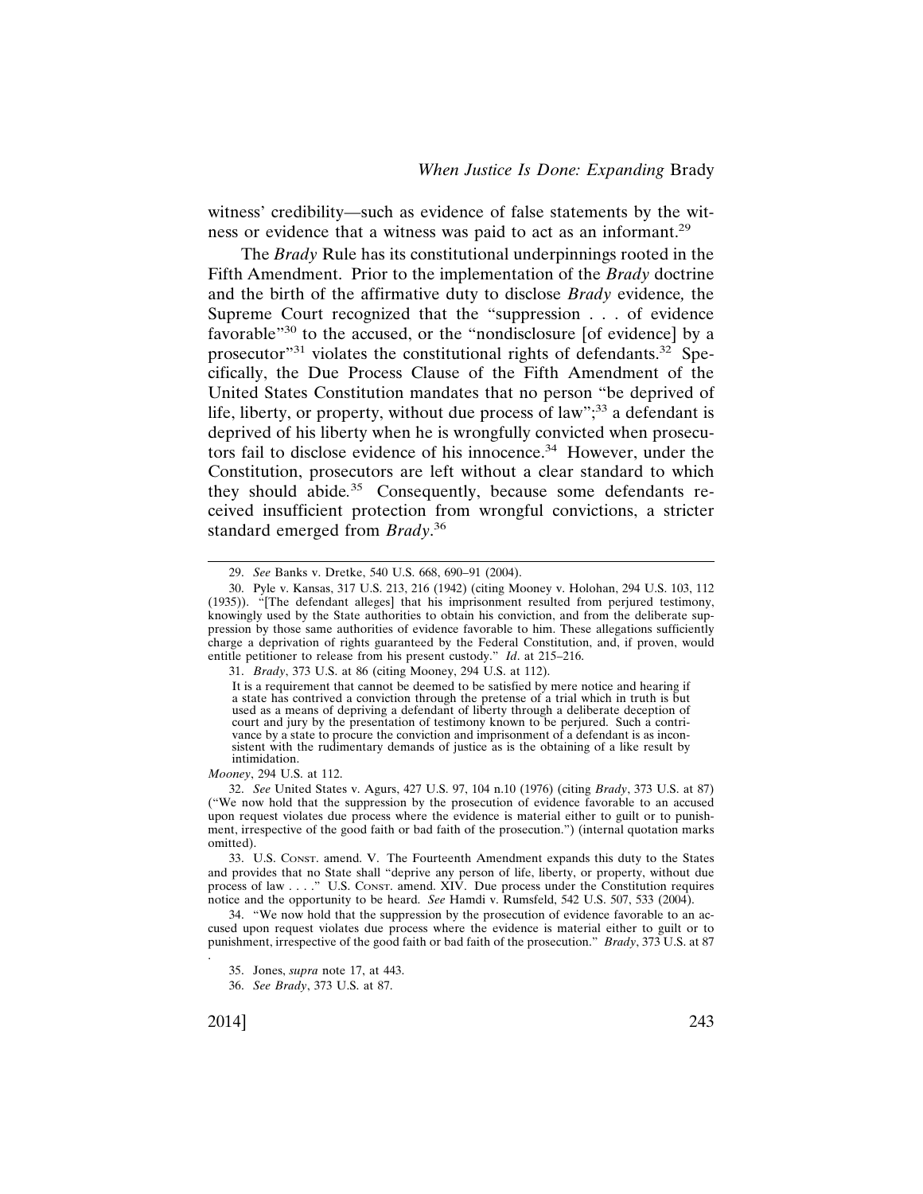witness' credibility—such as evidence of false statements by the witness or evidence that a witness was paid to act as an informant.[29]

The *Brady* Rule has its constitutional underpinnings rooted in the Fifth Amendment. Prior to the implementation of the *Brady* doctrine and the birth of the affirmative duty to disclose *Brady* evidence*,* the Supreme Court recognized that the "suppression . . . of evidence favorable"[30] to the accused, or the "nondisclosure [of evidence] by a prosecutor"[31] violates the constitutional rights of defendants.[32] Specifically, the Due Process Clause of the Fifth Amendment of the United States Constitution mandates that no person "be deprived of life, liberty, or property, without due process of law";[33] a defendant is deprived of his liberty when he is wrongfully convicted when prosecutors fail to disclose evidence of his innocence.[34] However, under the Constitution, prosecutors are left without a clear standard to which they should abide*.*[35] Consequently, because some defendants received insufficient protection from wrongful convictions, a stricter standard emerged from *Brady*.[36]

---

29. *See* Banks v. Dretke, 540 U.S. 668, 690–91 (2004).

30. Pyle v. Kansas, 317 U.S. 213, 216 (1942) (citing Mooney v. Holohan, 294 U.S. 103, 112 (1935)). "[The defendant alleges] that his imprisonment resulted from perjured testimony, knowingly used by the State authorities to obtain his conviction, and from the deliberate suppression by those same authorities of evidence favorable to him. These allegations sufficiently charge a deprivation of rights guaranteed by the Federal Constitution, and, if proven, would entitle petitioner to release from his present custody." *Id*. at 215–216.

31. *Brady*, 373 U.S. at 86 (citing Mooney, 294 U.S. at 112).

> It is a requirement that cannot be deemed to be satisfied by mere notice and hearing if a state has contrived a conviction through the pretense of a trial which in truth is but used as a means of depriving a defendant of liberty through a deliberate deception of court and jury by the presentation of testimony known to be perjured. Such a contrivance by a state to procure the conviction and imprisonment of a defendant is as inconsistent with the rudimentary demands of justice as is the obtaining of a like result by intimidation.

*Mooney*, 294 U.S. at 112.

32. *See* United States v. Agurs, 427 U.S. 97, 104 n.10 (1976) (citing *Brady*, 373 U.S. at 87) ("We now hold that the suppression by the prosecution of evidence favorable to an accused upon request violates due process where the evidence is material either to guilt or to punishment, irrespective of the good faith or bad faith of the prosecution.") (internal quotation marks omitted).

33. U.S. Const. amend. V. The Fourteenth Amendment expands this duty to the States and provides that no State shall "deprive any person of life, liberty, or property, without due process of law . . . ." U.S. Const. amend. XIV. Due process under the Constitution requires notice and the opportunity to be heard. *See* Hamdi v. Rumsfeld, 542 U.S. 507, 533 (2004).

34. "We now hold that the suppression by the prosecution of evidence favorable to an accused upon request violates due process where the evidence is material either to guilt or to punishment, irrespective of the good faith or bad faith of the prosecution." *Brady*, 373 U.S. at 87.

35. Jones, *supra* note 17, at 443.

36. *See Brady*, 373 U.S. at 87.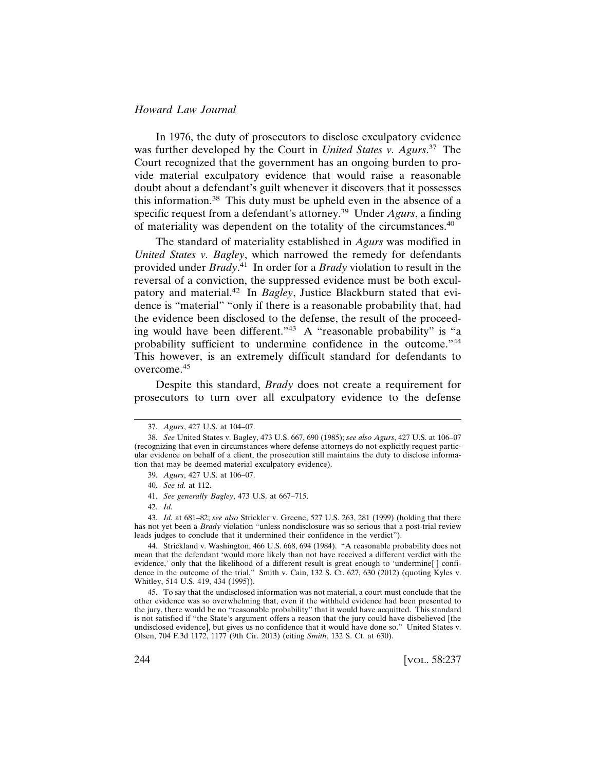In 1976, the duty of prosecutors to disclose exculpatory evidence was further developed by the Court in *United States v. Agurs*.[37] The Court recognized that the government has an ongoing burden to provide material exculpatory evidence that would raise a reasonable doubt about a defendant's guilt whenever it discovers that it possesses this information.[38] This duty must be upheld even in the absence of a specific request from a defendant's attorney.[39] Under *Agurs*, a finding of materiality was dependent on the totality of the circumstances.[40]

The standard of materiality established in *Agurs* was modified in *United States v. Bagley*, which narrowed the remedy for defendants provided under *Brady*.[41] In order for a *Brady* violation to result in the reversal of a conviction, the suppressed evidence must be both exculpatory and material.[42] In *Bagley*, Justice Blackburn stated that evidence is "material" "only if there is a reasonable probability that, had the evidence been disclosed to the defense, the result of the proceeding would have been different."[43] A "reasonable probability" is "a probability sufficient to undermine confidence in the outcome."[44] This however, is an extremely difficult standard for defendants to overcome.[45]

Despite this standard, *Brady* does not create a requirement for prosecutors to turn over all exculpatory evidence to the defense

---

37. *Agurs*, 427 U.S. at 104–07.

38. *See* United States v. Bagley, 473 U.S. 667, 690 (1985); *see also Agurs*, 427 U.S. at 106–07 (recognizing that even in circumstances where defense attorneys do not explicitly request particular evidence on behalf of a client, the prosecution still maintains the duty to disclose information that may be deemed material exculpatory evidence).

39. *Agurs*, 427 U.S. at 106–07.

40. *See id.* at 112.

41. *See generally Bagley*, 473 U.S. at 667–715.

42. *Id.*

43. *Id.* at 681–82; *see also* Strickler v. Greene, 527 U.S. 263, 281 (1999) (holding that there has not yet been a *Brady* violation "unless nondisclosure was so serious that a post-trial review leads judges to conclude that it undermined their confidence in the verdict").

44. Strickland v. Washington, 466 U.S. 668, 694 (1984). "A reasonable probability does not mean that the defendant 'would more likely than not have received a different verdict with the evidence,' only that the likelihood of a different result is great enough to 'undermine[ ] confidence in the outcome of the trial." Smith v. Cain, 132 S. Ct. 627, 630 (2012) (quoting Kyles v. Whitley, 514 U.S. 419, 434 (1995)).

45. To say that the undisclosed information was not material, a court must conclude that the other evidence was so overwhelming that, even if the withheld evidence had been presented to the jury, there would be no "reasonable probability" that it would have acquitted. This standard is not satisfied if "the State's argument offers a reason that the jury could have disbelieved [the undisclosed evidence], but gives us no confidence that it would have done so." United States v. Olsen, 704 F.3d 1172, 1177 (9th Cir. 2013) (citing *Smith*, 132 S. Ct. at 630).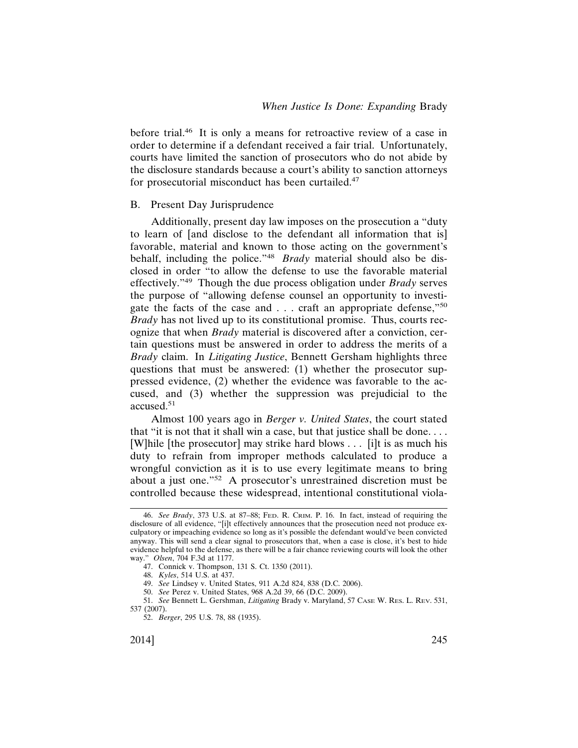before trial.[46] It is only a means for retroactive review of a case in order to determine if a defendant received a fair trial. Unfortunately, courts have limited the sanction of prosecutors who do not abide by the disclosure standards because a court's ability to sanction attorneys for prosecutorial misconduct has been curtailed.[47]

## B. Present Day Jurisprudence

Additionally, present day law imposes on the prosecution a "duty to learn of [and disclose to the defendant all information that is] favorable, material and known to those acting on the government's behalf, including the police."[48] *Brady* material should also be disclosed in order "to allow the defense to use the favorable material effectively."[49] Though the due process obligation under *Brady* serves the purpose of "allowing defense counsel an opportunity to investigate the facts of the case and . . . craft an appropriate defense,"[50] *Brady* has not lived up to its constitutional promise. Thus, courts recognize that when *Brady* material is discovered after a conviction, certain questions must be answered in order to address the merits of a *Brady* claim. In *Litigating Justice*, Bennett Gersham highlights three questions that must be answered: (1) whether the prosecutor suppressed evidence, (2) whether the evidence was favorable to the accused, and (3) whether the suppression was prejudicial to the accused.[51]

Almost 100 years ago in *Berger v. United States*, the court stated that "it is not that it shall win a case, but that justice shall be done. . . . [W]hile [the prosecutor] may strike hard blows . . . [i]t is as much his duty to refrain from improper methods calculated to produce a wrongful conviction as it is to use every legitimate means to bring about a just one."[52] A prosecutor's unrestrained discretion must be controlled because these widespread, intentional constitutional viola-

---

46. *See Brady*, 373 U.S. at 87–88; Fed. R. Crim. P. 16. In fact, instead of requiring the disclosure of all evidence, "[i]t effectively announces that the prosecution need not produce exculpatory or impeaching evidence so long as it's possible the defendant would've been convicted anyway. This will send a clear signal to prosecutors that, when a case is close, it's best to hide evidence helpful to the defense, as there will be a fair chance reviewing courts will look the other way." *Olsen*, 704 F.3d at 1177.

47. Connick v. Thompson, 131 S. Ct. 1350 (2011).

48. *Kyles*, 514 U.S. at 437.

49. *See* Lindsey v. United States, 911 A.2d 824, 838 (D.C. 2006).

50. *See* Perez v. United States, 968 A.2d 39, 66 (D.C. 2009).

51. *See* Bennett L. Gershman, *Litigating* Brady v. Maryland, 57 Case W. Res. L. Rev. 531, 537 (2007).

52. *Berger*, 295 U.S. 78, 88 (1935).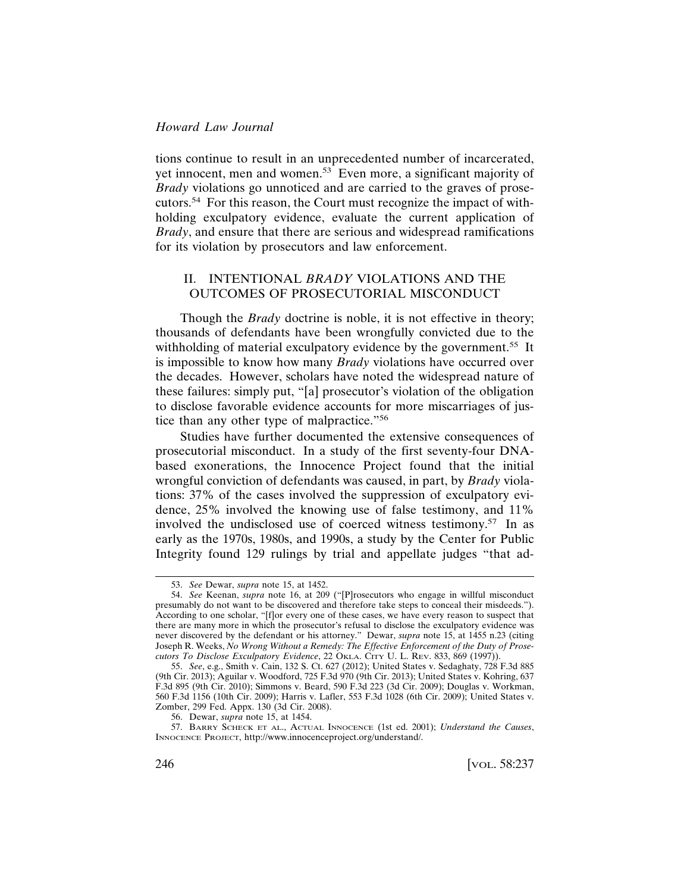tions continue to result in an unprecedented number of incarcerated, yet innocent, men and women.[53] Even more, a significant majority of *Brady* violations go unnoticed and are carried to the graves of prosecutors.[54] For this reason, the Court must recognize the impact of withholding exculpatory evidence, evaluate the current application of *Brady*, and ensure that there are serious and widespread ramifications for its violation by prosecutors and law enforcement.

## II. INTENTIONAL *BRADY* VIOLATIONS AND THE OUTCOMES OF PROSECUTORIAL MISCONDUCT

Though the *Brady* doctrine is noble, it is not effective in theory; thousands of defendants have been wrongfully convicted due to the withholding of material exculpatory evidence by the government.[55] It is impossible to know how many *Brady* violations have occurred over the decades. However, scholars have noted the widespread nature of these failures: simply put, "[a] prosecutor's violation of the obligation to disclose favorable evidence accounts for more miscarriages of justice than any other type of malpractice."[56]

Studies have further documented the extensive consequences of prosecutorial misconduct. In a study of the first seventy-four DNA-based exonerations, the Innocence Project found that the initial wrongful conviction of defendants was caused, in part, by *Brady* violations: 37% of the cases involved the suppression of exculpatory evidence, 25% involved the knowing use of false testimony, and 11% involved the undisclosed use of coerced witness testimony.[57] In as early as the 1970s, 1980s, and 1990s, a study by the Center for Public Integrity found 129 rulings by trial and appellate judges "that ad-

---

53. *See* Dewar, *supra* note 15, at 1452.

54. *See* Keenan, *supra* note 16, at 209 ("[P]rosecutors who engage in willful misconduct presumably do not want to be discovered and therefore take steps to conceal their misdeeds."). According to one scholar, "[f]or every one of these cases, we have every reason to suspect that there are many more in which the prosecutor's refusal to disclose the exculpatory evidence was never discovered by the defendant or his attorney." Dewar, *supra* note 15, at 1455 n.23 (citing Joseph R. Weeks, *No Wrong Without a Remedy: The Effective Enforcement of the Duty of Prosecutors To Disclose Exculpatory Evidence*, 22 OKLA. CITY U. L. REV. 833, 869 (1997)).

55. *See*, e.g., Smith v. Cain, 132 S. Ct. 627 (2012); United States v. Sedaghaty, 728 F.3d 885 (9th Cir. 2013); Aguilar v. Woodford, 725 F.3d 970 (9th Cir. 2013); United States v. Kohring, 637 F.3d 895 (9th Cir. 2010); Simmons v. Beard, 590 F.3d 223 (3d Cir. 2009); Douglas v. Workman, 560 F.3d 1156 (10th Cir. 2009); Harris v. Lafler, 553 F.3d 1028 (6th Cir. 2009); United States v. Zomber, 299 Fed. Appx. 130 (3d Cir. 2008).

56. Dewar, *supra* note 15, at 1454.

57. BARRY SCHECK ET AL., ACTUAL INNOCENCE (1st ed. 2001); *Understand the Causes*, INNOCENCE PROJECT, http://www.innocenceproject.org/understand/.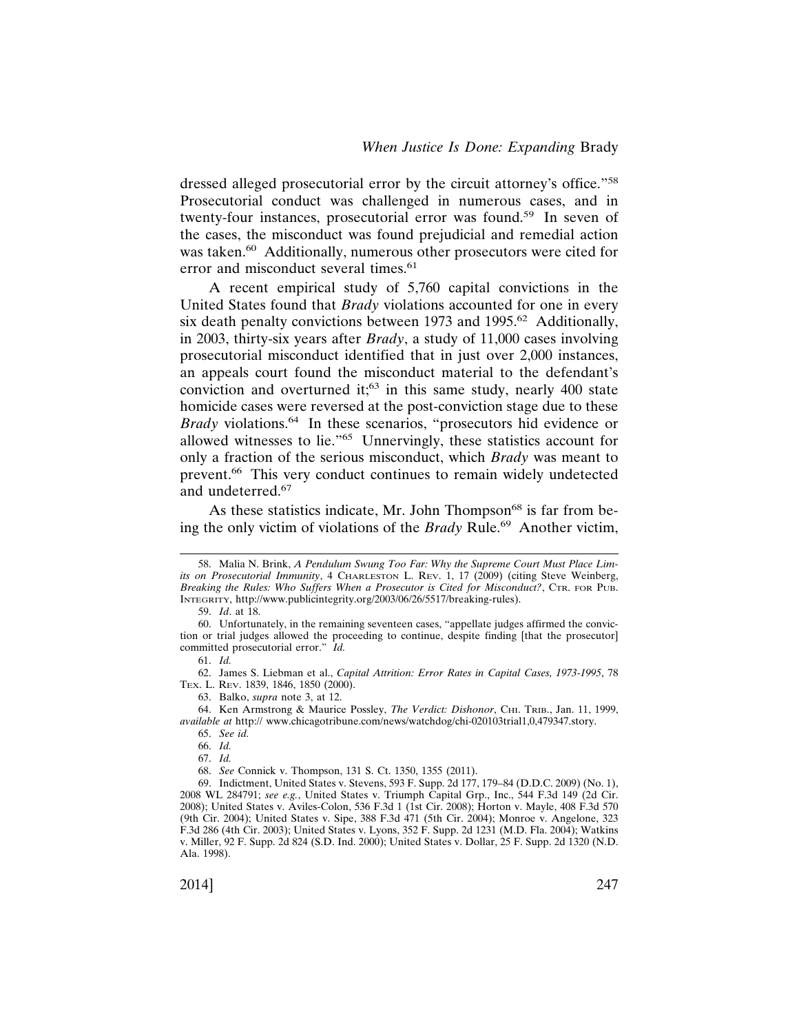dressed alleged prosecutorial error by the circuit attorney's office."[58] Prosecutorial conduct was challenged in numerous cases, and in twenty-four instances, prosecutorial error was found.[59] In seven of the cases, the misconduct was found prejudicial and remedial action was taken.[60] Additionally, numerous other prosecutors were cited for error and misconduct several times.[61]

A recent empirical study of 5,760 capital convictions in the United States found that *Brady* violations accounted for one in every six death penalty convictions between 1973 and 1995.[62] Additionally, in 2003, thirty-six years after *Brady*, a study of 11,000 cases involving prosecutorial misconduct identified that in just over 2,000 instances, an appeals court found the misconduct material to the defendant's conviction and overturned it;[63] in this same study, nearly 400 state homicide cases were reversed at the post-conviction stage due to these *Brady* violations.[64] In these scenarios, "prosecutors hid evidence or allowed witnesses to lie."[65] Unnervingly, these statistics account for only a fraction of the serious misconduct, which *Brady* was meant to prevent.[66] This very conduct continues to remain widely undetected and undeterred.[67]

As these statistics indicate, Mr. John Thompson[68] is far from being the only victim of violations of the *Brady* Rule.[69] Another victim,

---

58. Malia N. Brink, *A Pendulum Swung Too Far: Why the Supreme Court Must Place Limits on Prosecutorial Immunity*, 4 Charleston L. Rev. 1, 17 (2009) (citing Steve Weinberg, *Breaking the Rules: Who Suffers When a Prosecutor is Cited for Misconduct?*, Ctr. for Pub. Integrity, http://www.publicintegrity.org/2003/06/26/5517/breaking-rules).

59. *Id*. at 18.

60. Unfortunately, in the remaining seventeen cases, "appellate judges affirmed the conviction or trial judges allowed the proceeding to continue, despite finding [that the prosecutor] committed prosecutorial error." *Id.*

61. *Id.*

62. James S. Liebman et al., *Capital Attrition: Error Rates in Capital Cases, 1973-1995*, 78 Tex. L. Rev. 1839, 1846, 1850 (2000).

63. Balko, *supra* note 3, at 12.

64. Ken Armstrong & Maurice Possley, *The Verdict: Dishonor*, Chi. Trib., Jan. 11, 1999, *available at* http:// www.chicagotribune.com/news/watchdog/chi-020103trial1,0,479347.story.

65. *See id.*

66. *Id.*

67. *Id.*

68. *See* Connick v. Thompson, 131 S. Ct. 1350, 1355 (2011).

69. Indictment, United States v. Stevens, 593 F. Supp. 2d 177, 179–84 (D.D.C. 2009) (No. 1), 2008 WL 284791; *see e.g.*, United States v. Triumph Capital Grp., Inc., 544 F.3d 149 (2d Cir. 2008); United States v. Aviles-Colon, 536 F.3d 1 (1st Cir. 2008); Horton v. Mayle, 408 F.3d 570 (9th Cir. 2004); United States v. Sipe, 388 F.3d 471 (5th Cir. 2004); Monroe v. Angelone, 323 F.3d 286 (4th Cir. 2003); United States v. Lyons, 352 F. Supp. 2d 1231 (M.D. Fla. 2004); Watkins v. Miller, 92 F. Supp. 2d 824 (S.D. Ind. 2000); United States v. Dollar, 25 F. Supp. 2d 1320 (N.D. Ala. 1998).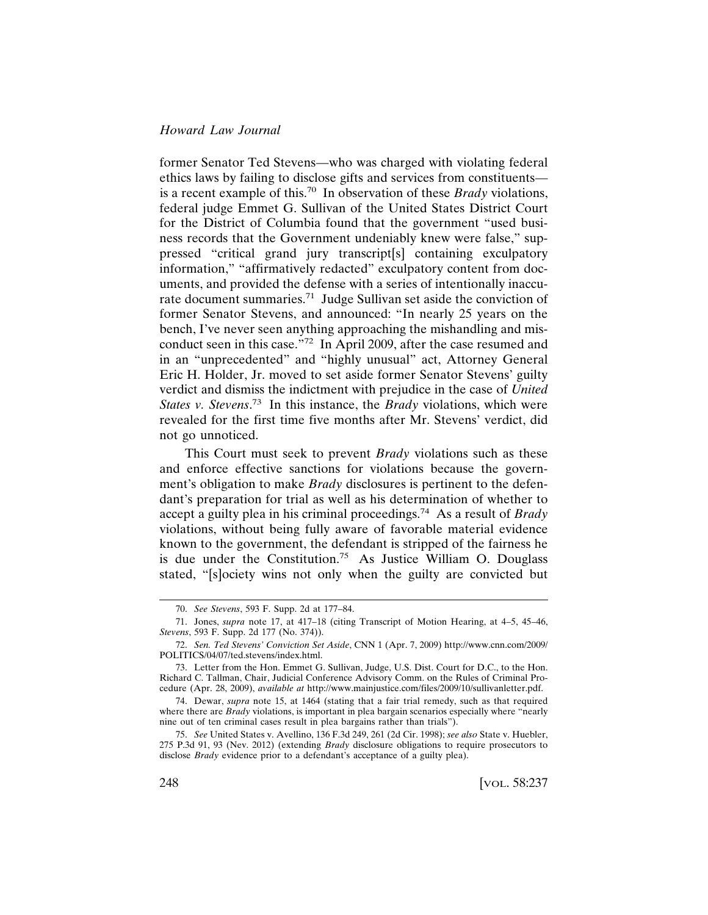former Senator Ted Stevens—who was charged with violating federal ethics laws by failing to disclose gifts and services from constituents—is a recent example of this.[70] In observation of these *Brady* violations, federal judge Emmet G. Sullivan of the United States District Court for the District of Columbia found that the government "used business records that the Government undeniably knew were false," suppressed "critical grand jury transcript[s] containing exculpatory information," "affirmatively redacted" exculpatory content from documents, and provided the defense with a series of intentionally inaccurate document summaries.[71] Judge Sullivan set aside the conviction of former Senator Stevens, and announced: "In nearly 25 years on the bench, I've never seen anything approaching the mishandling and misconduct seen in this case."[72] In April 2009, after the case resumed and in an "unprecedented" and "highly unusual" act, Attorney General Eric H. Holder, Jr. moved to set aside former Senator Stevens' guilty verdict and dismiss the indictment with prejudice in the case of *United States v. Stevens*.[73] In this instance, the *Brady* violations, which were revealed for the first time five months after Mr. Stevens' verdict, did not go unnoticed.

This Court must seek to prevent *Brady* violations such as these and enforce effective sanctions for violations because the government's obligation to make *Brady* disclosures is pertinent to the defendant's preparation for trial as well as his determination of whether to accept a guilty plea in his criminal proceedings.[74] As a result of *Brady* violations, without being fully aware of favorable material evidence known to the government, the defendant is stripped of the fairness he is due under the Constitution.[75] As Justice William O. Douglass stated, "[s]ociety wins not only when the guilty are convicted but

---

70. *See Stevens*, 593 F. Supp. 2d at 177–84.

71. Jones, *supra* note 17, at 417–18 (citing Transcript of Motion Hearing, at 4–5, 45–46, *Stevens*, 593 F. Supp. 2d 177 (No. 374)).

72. *Sen. Ted Stevens' Conviction Set Aside*, CNN 1 (Apr. 7, 2009) http://www.cnn.com/2009/POLITICS/04/07/ted.stevens/index.html.

73. Letter from the Hon. Emmet G. Sullivan, Judge, U.S. Dist. Court for D.C., to the Hon. Richard C. Tallman, Chair, Judicial Conference Advisory Comm. on the Rules of Criminal Procedure (Apr. 28, 2009), *available at* http://www.mainjustice.com/files/2009/10/sullivanletter.pdf.

74. Dewar, *supra* note 15, at 1464 (stating that a fair trial remedy, such as that required where there are *Brady* violations, is important in plea bargain scenarios especially where "nearly nine out of ten criminal cases result in plea bargains rather than trials").

75. *See* United States v. Avellino, 136 F.3d 249, 261 (2d Cir. 1998); *see also* State v. Huebler, 275 P.3d 91, 93 (Nev. 2012) (extending *Brady* disclosure obligations to require prosecutors to disclose *Brady* evidence prior to a defendant's acceptance of a guilty plea).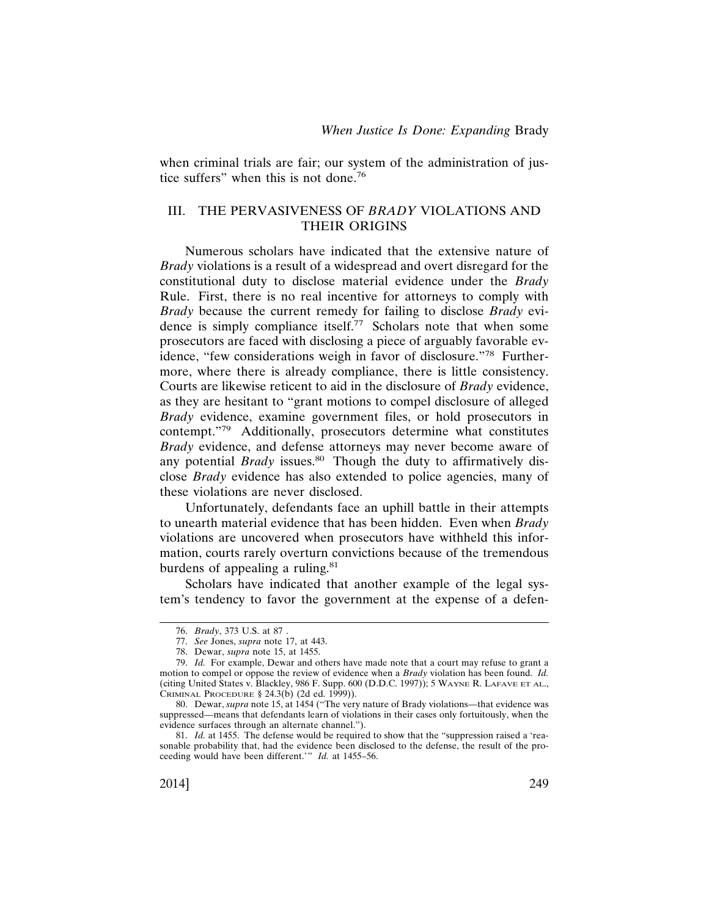when criminal trials are fair; our system of the administration of justice suffers" when this is not done.[76]

## III. THE PERVASIVENESS OF *BRADY* VIOLATIONS AND THEIR ORIGINS

Numerous scholars have indicated that the extensive nature of *Brady* violations is a result of a widespread and overt disregard for the constitutional duty to disclose material evidence under the *Brady* Rule. First, there is no real incentive for attorneys to comply with *Brady* because the current remedy for failing to disclose *Brady* evidence is simply compliance itself.[77] Scholars note that when some prosecutors are faced with disclosing a piece of arguably favorable evidence, "few considerations weigh in favor of disclosure."[78] Furthermore, where there is already compliance, there is little consistency. Courts are likewise reticent to aid in the disclosure of *Brady* evidence, as they are hesitant to "grant motions to compel disclosure of alleged *Brady* evidence, examine government files, or hold prosecutors in contempt."[79] Additionally, prosecutors determine what constitutes *Brady* evidence, and defense attorneys may never become aware of any potential *Brady* issues.[80] Though the duty to affirmatively disclose *Brady* evidence has also extended to police agencies, many of these violations are never disclosed.

Unfortunately, defendants face an uphill battle in their attempts to unearth material evidence that has been hidden. Even when *Brady* violations are uncovered when prosecutors have withheld this information, courts rarely overturn convictions because of the tremendous burdens of appealing a ruling.[81]

Scholars have indicated that another example of the legal system's tendency to favor the government at the expense of a defen-

---

76. *Brady*, 373 U.S. at 87 .

77. *See* Jones, *supra* note 17, at 443.

78. Dewar, *supra* note 15, at 1455.

79. *Id.* For example, Dewar and others have made note that a court may refuse to grant a motion to compel or oppose the review of evidence when a *Brady* violation has been found. *Id.* (citing United States v. Blackley, 986 F. Supp. 600 (D.D.C. 1997)); 5 WAYNE R. LAFAVE ET AL., CRIMINAL PROCEDURE § 24.3(b) (2d ed. 1999)).

80. Dewar, *supra* note 15, at 1454 ("The very nature of Brady violations—that evidence was suppressed—means that defendants learn of violations in their cases only fortuitously, when the evidence surfaces through an alternate channel.").

81. *Id.* at 1455. The defense would be required to show that the "suppression raised a 'reasonable probability that, had the evidence been disclosed to the defense, the result of the proceeding would have been different.'" *Id.* at 1455–56.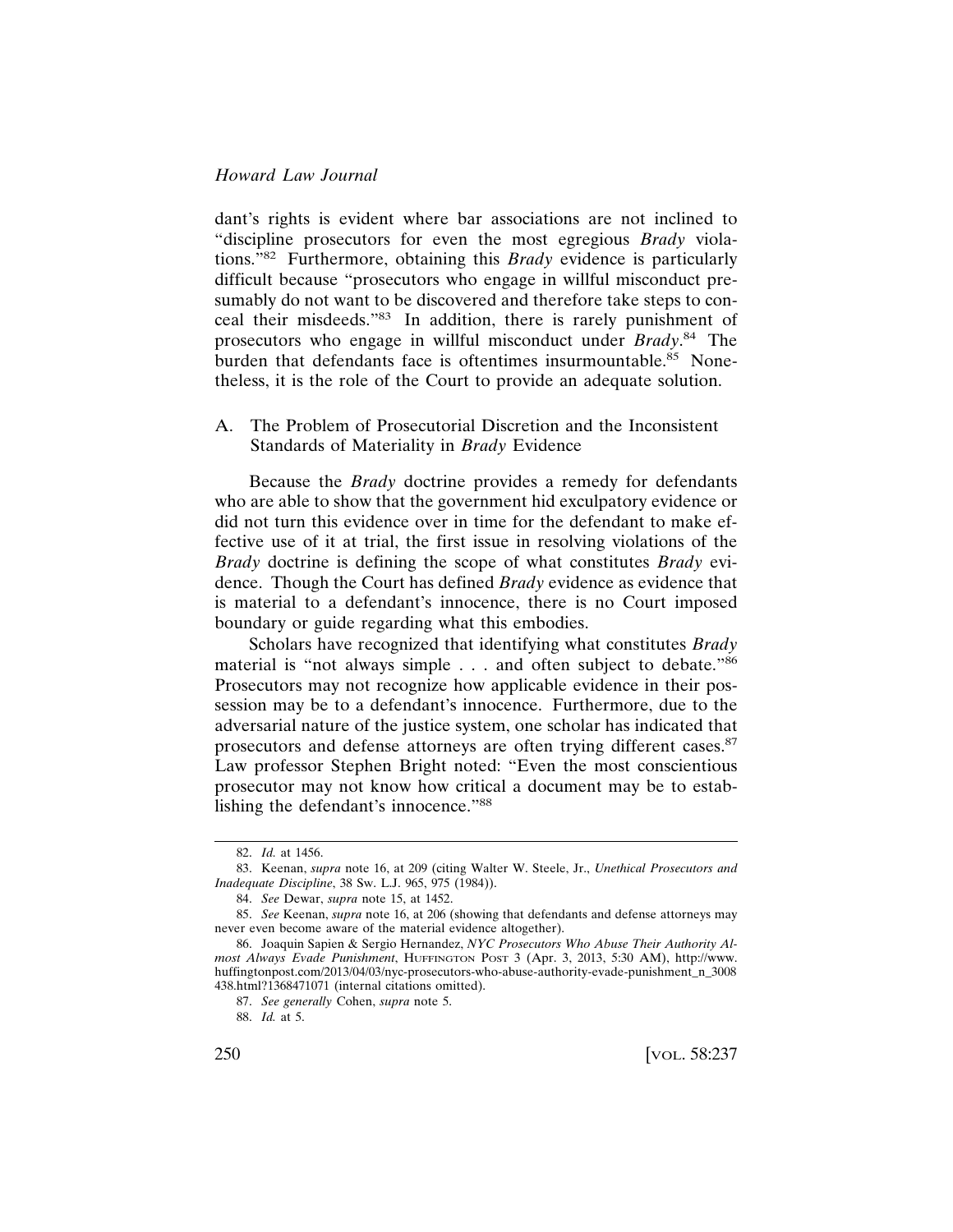dant's rights is evident where bar associations are not inclined to "discipline prosecutors for even the most egregious *Brady* violations."[82] Furthermore, obtaining this *Brady* evidence is particularly difficult because "prosecutors who engage in willful misconduct presumably do not want to be discovered and therefore take steps to conceal their misdeeds."[83] In addition, there is rarely punishment of prosecutors who engage in willful misconduct under *Brady*.[84] The burden that defendants face is oftentimes insurmountable.[85] Nonetheless, it is the role of the Court to provide an adequate solution.

## A. The Problem of Prosecutorial Discretion and the Inconsistent Standards of Materiality in *Brady* Evidence

Because the *Brady* doctrine provides a remedy for defendants who are able to show that the government hid exculpatory evidence or did not turn this evidence over in time for the defendant to make effective use of it at trial, the first issue in resolving violations of the *Brady* doctrine is defining the scope of what constitutes *Brady* evidence. Though the Court has defined *Brady* evidence as evidence that is material to a defendant's innocence, there is no Court imposed boundary or guide regarding what this embodies.

Scholars have recognized that identifying what constitutes *Brady* material is "not always simple . . . and often subject to debate."[86] Prosecutors may not recognize how applicable evidence in their possession may be to a defendant's innocence. Furthermore, due to the adversarial nature of the justice system, one scholar has indicated that prosecutors and defense attorneys are often trying different cases.[87] Law professor Stephen Bright noted: "Even the most conscientious prosecutor may not know how critical a document may be to establishing the defendant's innocence."[88]

---

82. *Id.* at 1456.

83. Keenan, *supra* note 16, at 209 (citing Walter W. Steele, Jr., *Unethical Prosecutors and Inadequate Discipline*, 38 Sw. L.J. 965, 975 (1984)).

84. *See* Dewar, *supra* note 15, at 1452.

85. *See* Keenan, *supra* note 16, at 206 (showing that defendants and defense attorneys may never even become aware of the material evidence altogether).

86. Joaquin Sapien & Sergio Hernandez, *NYC Prosecutors Who Abuse Their Authority Almost Always Evade Punishment*, HUFFINGTON POST 3 (Apr. 3, 2013, 5:30 AM), http://www.huffingtonpost.com/2013/04/03/nyc-prosecutors-who-abuse-authority-evade-punishment_n_3008438.html?1368471071 (internal citations omitted).

87. *See generally* Cohen, *supra* note 5.

88. *Id.* at 5.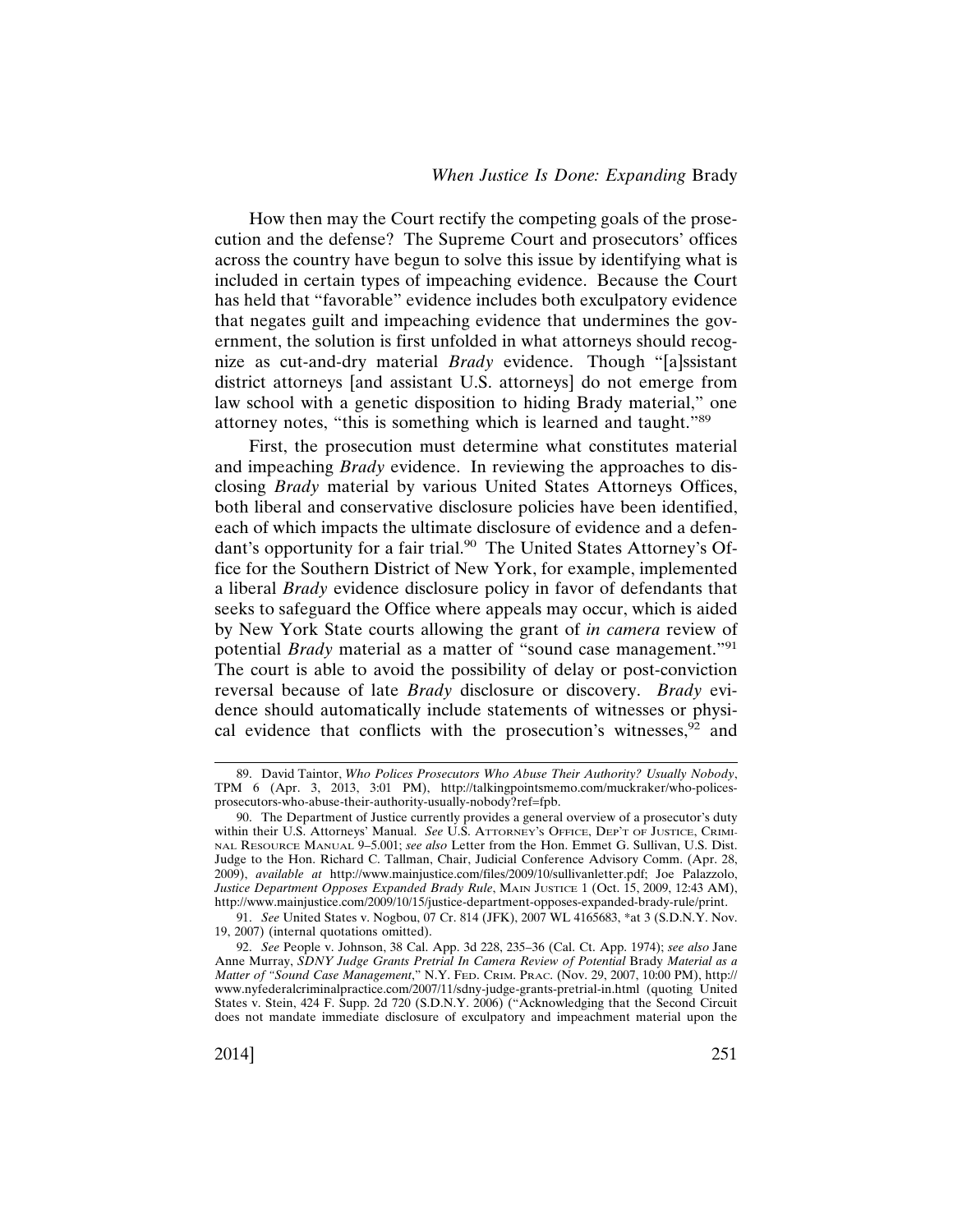How then may the Court rectify the competing goals of the prosecution and the defense? The Supreme Court and prosecutors' offices across the country have begun to solve this issue by identifying what is included in certain types of impeaching evidence. Because the Court has held that "favorable" evidence includes both exculpatory evidence that negates guilt and impeaching evidence that undermines the government, the solution is first unfolded in what attorneys should recognize as cut-and-dry material *Brady* evidence. Though "[a]ssistant district attorneys [and assistant U.S. attorneys] do not emerge from law school with a genetic disposition to hiding Brady material," one attorney notes, "this is something which is learned and taught."[89]

First, the prosecution must determine what constitutes material and impeaching *Brady* evidence. In reviewing the approaches to disclosing *Brady* material by various United States Attorneys Offices, both liberal and conservative disclosure policies have been identified, each of which impacts the ultimate disclosure of evidence and a defendant's opportunity for a fair trial.[90] The United States Attorney's Office for the Southern District of New York, for example, implemented a liberal *Brady* evidence disclosure policy in favor of defendants that seeks to safeguard the Office where appeals may occur, which is aided by New York State courts allowing the grant of *in camera* review of potential *Brady* material as a matter of "sound case management."[91] The court is able to avoid the possibility of delay or post-conviction reversal because of late *Brady* disclosure or discovery. *Brady* evidence should automatically include statements of witnesses or physical evidence that conflicts with the prosecution's witnesses,[92] and

---

89. David Taintor, *Who Polices Prosecutors Who Abuse Their Authority? Usually Nobody*, TPM 6 (Apr. 3, 2013, 3:01 PM), http://talkingpointsmemo.com/muckraker/who-polices-prosecutors-who-abuse-their-authority-usually-nobody?ref=fpb.

90. The Department of Justice currently provides a general overview of a prosecutor's duty within their U.S. Attorneys' Manual. *See* U.S. Attorney's Office, Dep't of Justice, Criminal Resource Manual 9–5.001; *see also* Letter from the Hon. Emmet G. Sullivan, U.S. Dist. Judge to the Hon. Richard C. Tallman, Chair, Judicial Conference Advisory Comm. (Apr. 28, 2009), *available at* http://www.mainjustice.com/files/2009/10/sullivanletter.pdf; Joe Palazzolo, *Justice Department Opposes Expanded Brady Rule*, Main Justice 1 (Oct. 15, 2009, 12:43 AM), http://www.mainjustice.com/2009/10/15/justice-department-opposes-expanded-brady-rule/print.

91. *See* United States v. Nogbou, 07 Cr. 814 (JFK), 2007 WL 4165683, *at 3 (S.D.N.Y. Nov. 19, 2007) (internal quotations omitted).

92. *See* People v. Johnson, 38 Cal. App. 3d 228, 235–36 (Cal. Ct. App. 1974); *see also* Jane Anne Murray, *SDNY Judge Grants Pretrial In Camera Review of Potential* Brady *Material as a Matter of "Sound Case Management*," N.Y. Fed. Crim. Prac. (Nov. 29, 2007, 10:00 PM), http://www.nyfederalcriminalpractice.com/2007/11/sdny-judge-grants-pretrial-in.html (quoting United States v. Stein, 424 F. Supp. 2d 720 (S.D.N.Y. 2006) ("Acknowledging that the Second Circuit does not mandate immediate disclosure of exculpatory and impeachment material upon the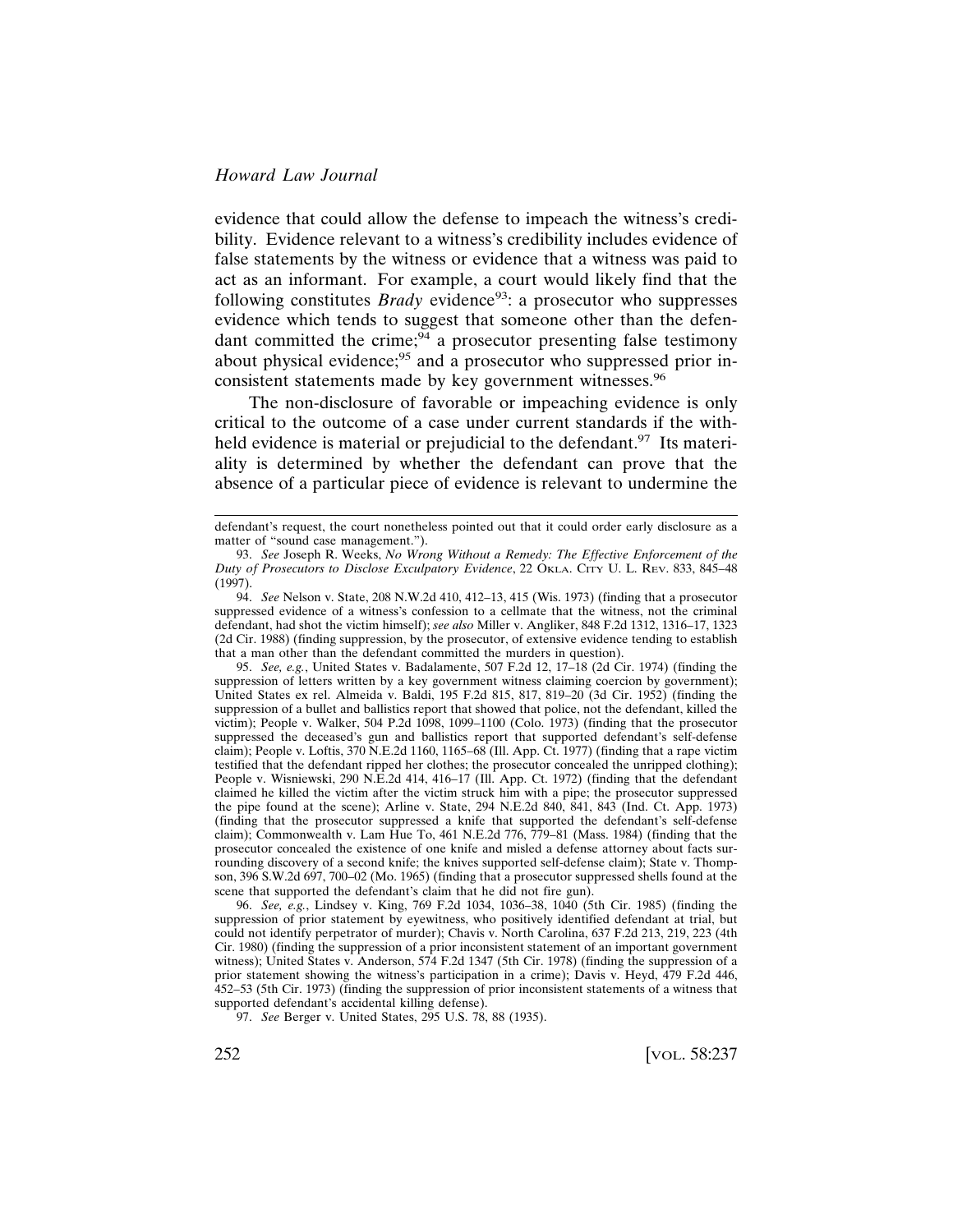evidence that could allow the defense to impeach the witness's credibility. Evidence relevant to a witness's credibility includes evidence of false statements by the witness or evidence that a witness was paid to act as an informant. For example, a court would likely find that the following constitutes *Brady* evidence[93]: a prosecutor who suppresses evidence which tends to suggest that someone other than the defendant committed the crime;[94] a prosecutor presenting false testimony about physical evidence;[95] and a prosecutor who suppressed prior inconsistent statements made by key government witnesses.[96]

The non-disclosure of favorable or impeaching evidence is only critical to the outcome of a case under current standards if the withheld evidence is material or prejudicial to the defendant.[97] Its materiality is determined by whether the defendant can prove that the absence of a particular piece of evidence is relevant to undermine the

---

defendant's request, the court nonetheless pointed out that it could order early disclosure as a matter of "sound case management.").

93. *See* Joseph R. Weeks, *No Wrong Without a Remedy: The Effective Enforcement of the Duty of Prosecutors to Disclose Exculpatory Evidence*, 22 OKLA. CITY U. L. REV. 833, 845–48 (1997).

94. *See* Nelson v. State, 208 N.W.2d 410, 412–13, 415 (Wis. 1973) (finding that a prosecutor suppressed evidence of a witness's confession to a cellmate that the witness, not the criminal defendant, had shot the victim himself); *see also* Miller v. Angliker, 848 F.2d 1312, 1316–17, 1323 (2d Cir. 1988) (finding suppression, by the prosecutor, of extensive evidence tending to establish that a man other than the defendant committed the murders in question).

95. *See, e.g.*, United States v. Badalamente, 507 F.2d 12, 17–18 (2d Cir. 1974) (finding the suppression of letters written by a key government witness claiming coercion by government); United States ex rel. Almeida v. Baldi, 195 F.2d 815, 817, 819–20 (3d Cir. 1952) (finding the suppression of a bullet and ballistics report that showed that police, not the defendant, killed the victim); People v. Walker, 504 P.2d 1098, 1099–1100 (Colo. 1973) (finding that the prosecutor suppressed the deceased's gun and ballistics report that supported defendant's self-defense claim); People v. Loftis, 370 N.E.2d 1160, 1165–68 (Ill. App. Ct. 1977) (finding that a rape victim testified that the defendant ripped her clothes; the prosecutor concealed the unripped clothing); People v. Wisniewski, 290 N.E.2d 414, 416–17 (Ill. App. Ct. 1972) (finding that the defendant claimed he killed the victim after the victim struck him with a pipe; the prosecutor suppressed the pipe found at the scene); Arline v. State, 294 N.E.2d 840, 841, 843 (Ind. Ct. App. 1973) (finding that the prosecutor suppressed a knife that supported the defendant's self-defense claim); Commonwealth v. Lam Hue To, 461 N.E.2d 776, 779–81 (Mass. 1984) (finding that the prosecutor concealed the existence of one knife and misled a defense attorney about facts surrounding discovery of a second knife; the knives supported self-defense claim); State v. Thompson, 396 S.W.2d 697, 700–02 (Mo. 1965) (finding that a prosecutor suppressed shells found at the scene that supported the defendant's claim that he did not fire gun).

96. *See, e.g.*, Lindsey v. King, 769 F.2d 1034, 1036–38, 1040 (5th Cir. 1985) (finding the suppression of prior statement by eyewitness, who positively identified defendant at trial, but could not identify perpetrator of murder); Chavis v. North Carolina, 637 F.2d 213, 219, 223 (4th Cir. 1980) (finding the suppression of a prior inconsistent statement of an important government witness); United States v. Anderson, 574 F.2d 1347 (5th Cir. 1978) (finding the suppression of a prior statement showing the witness's participation in a crime); Davis v. Heyd, 479 F.2d 446, 452–53 (5th Cir. 1973) (finding the suppression of prior inconsistent statements of a witness that supported defendant's accidental killing defense).

97. *See* Berger v. United States, 295 U.S. 78, 88 (1935).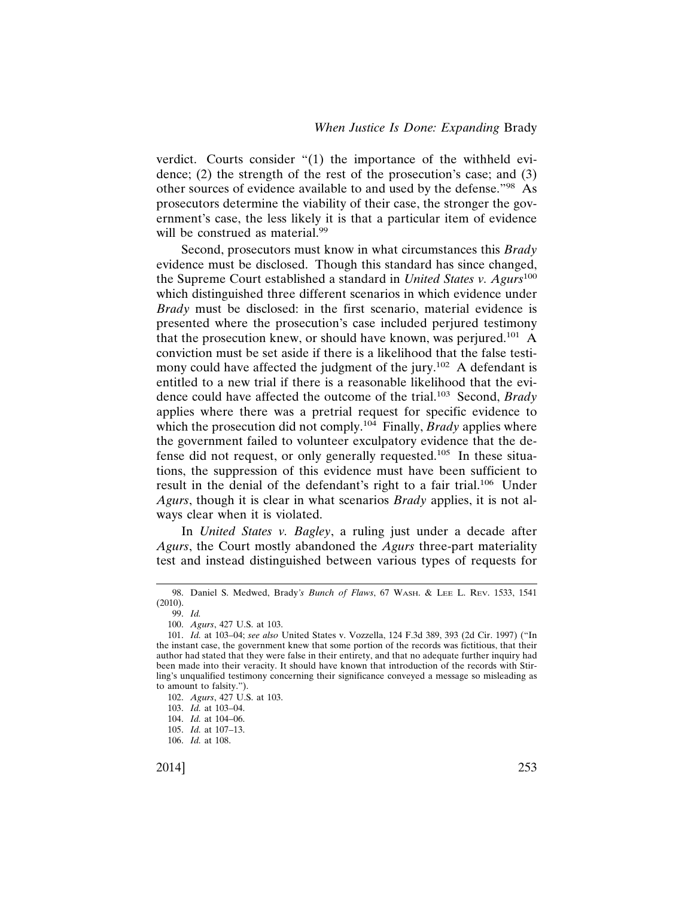verdict. Courts consider "(1) the importance of the withheld evidence; (2) the strength of the rest of the prosecution's case; and (3) other sources of evidence available to and used by the defense."[98] As prosecutors determine the viability of their case, the stronger the government's case, the less likely it is that a particular item of evidence will be construed as material.[99]

Second, prosecutors must know in what circumstances this *Brady* evidence must be disclosed. Though this standard has since changed, the Supreme Court established a standard in *United States v. Agurs*[100] which distinguished three different scenarios in which evidence under *Brady* must be disclosed: in the first scenario, material evidence is presented where the prosecution's case included perjured testimony that the prosecution knew, or should have known, was perjured.[101] A conviction must be set aside if there is a likelihood that the false testimony could have affected the judgment of the jury.[102] A defendant is entitled to a new trial if there is a reasonable likelihood that the evidence could have affected the outcome of the trial.[103] Second, *Brady* applies where there was a pretrial request for specific evidence to which the prosecution did not comply.[104] Finally, *Brady* applies where the government failed to volunteer exculpatory evidence that the defense did not request, or only generally requested.[105] In these situations, the suppression of this evidence must have been sufficient to result in the denial of the defendant's right to a fair trial.[106] Under *Agurs*, though it is clear in what scenarios *Brady* applies, it is not always clear when it is violated.

In *United States v. Bagley*, a ruling just under a decade after *Agurs*, the Court mostly abandoned the *Agurs* three-part materiality test and instead distinguished between various types of requests for

---

98. Daniel S. Medwed, Brady*'s Bunch of Flaws*, 67 WASH. & LEE L. REV. 1533, 1541 (2010).

99. *Id.*

100. *Agurs*, 427 U.S. at 103.

101. *Id.* at 103–04; *see also* United States v. Vozzella, 124 F.3d 389, 393 (2d Cir. 1997) ("In the instant case, the government knew that some portion of the records was fictitious, that their author had stated that they were false in their entirety, and that no adequate further inquiry had been made into their veracity. It should have known that introduction of the records with Stirling's unqualified testimony concerning their significance conveyed a message so misleading as to amount to falsity.").

102. *Agurs*, 427 U.S. at 103.

103. *Id.* at 103–04.

104. *Id.* at 104–06.

105. *Id.* at 107–13.

106. *Id.* at 108.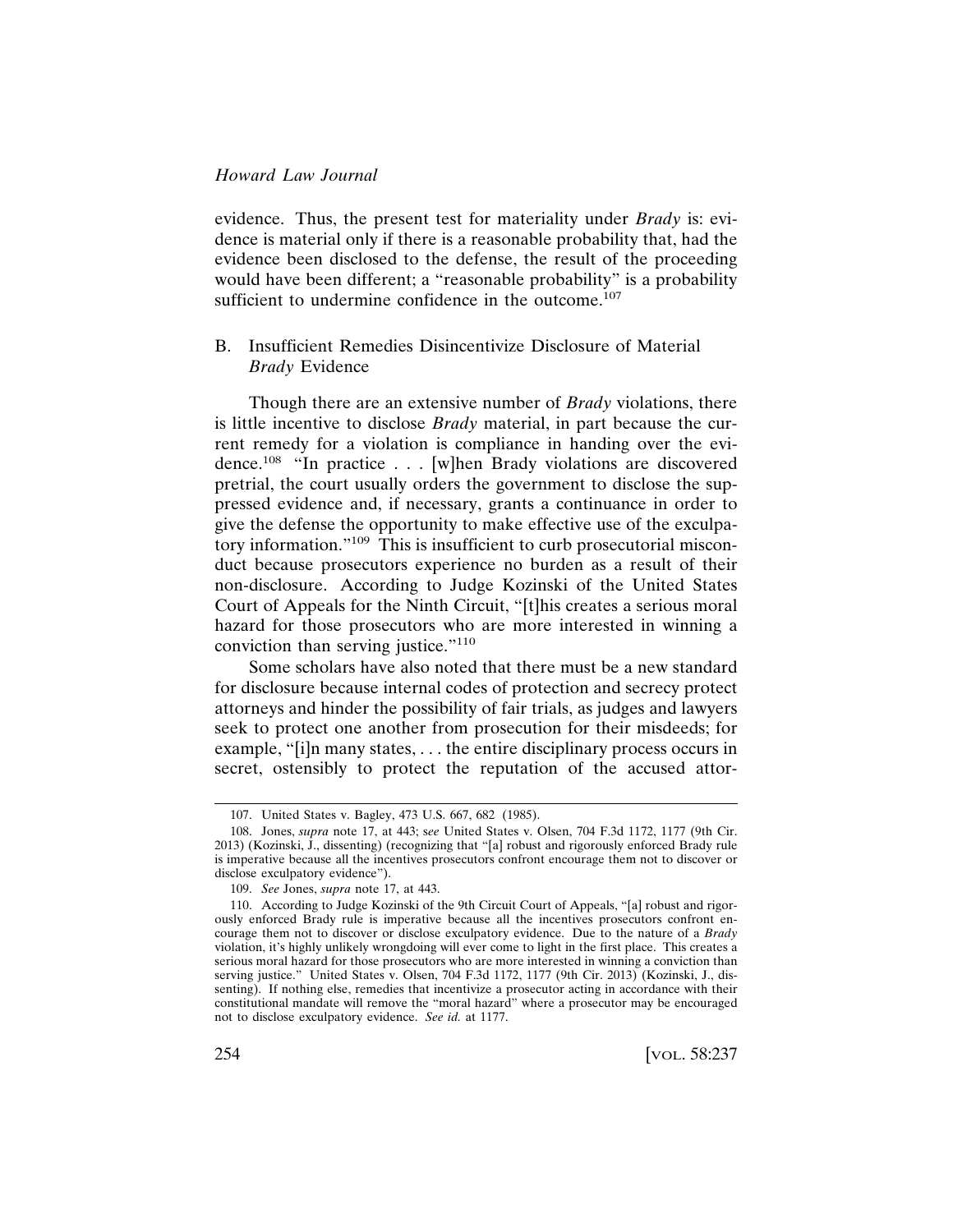evidence. Thus, the present test for materiality under *Brady* is: evidence is material only if there is a reasonable probability that, had the evidence been disclosed to the defense, the result of the proceeding would have been different; a "reasonable probability" is a probability sufficient to undermine confidence in the outcome.[107]

### B. Insufficient Remedies Disincentivize Disclosure of Material *Brady* Evidence

Though there are an extensive number of *Brady* violations, there is little incentive to disclose *Brady* material, in part because the current remedy for a violation is compliance in handing over the evidence.[108] "In practice . . . [w]hen Brady violations are discovered pretrial, the court usually orders the government to disclose the suppressed evidence and, if necessary, grants a continuance in order to give the defense the opportunity to make effective use of the exculpatory information."[109] This is insufficient to curb prosecutorial misconduct because prosecutors experience no burden as a result of their non-disclosure. According to Judge Kozinski of the United States Court of Appeals for the Ninth Circuit, "[t]his creates a serious moral hazard for those prosecutors who are more interested in winning a conviction than serving justice."[110]

Some scholars have also noted that there must be a new standard for disclosure because internal codes of protection and secrecy protect attorneys and hinder the possibility of fair trials, as judges and lawyers seek to protect one another from prosecution for their misdeeds; for example, "[i]n many states, . . . the entire disciplinary process occurs in secret, ostensibly to protect the reputation of the accused attor-

---

107. United States v. Bagley, 473 U.S. 667, 682 (1985).

108. Jones, *supra* note 17, at 443; s*ee* United States v. Olsen, 704 F.3d 1172, 1177 (9th Cir. 2013) (Kozinski, J., dissenting) (recognizing that "[a] robust and rigorously enforced Brady rule is imperative because all the incentives prosecutors confront encourage them not to discover or disclose exculpatory evidence").

109. *See* Jones, *supra* note 17, at 443.

110. According to Judge Kozinski of the 9th Circuit Court of Appeals, "[a] robust and rigorously enforced Brady rule is imperative because all the incentives prosecutors confront encourage them not to discover or disclose exculpatory evidence. Due to the nature of a *Brady* violation, it's highly unlikely wrongdoing will ever come to light in the first place. This creates a serious moral hazard for those prosecutors who are more interested in winning a conviction than serving justice." United States v. Olsen, 704 F.3d 1172, 1177 (9th Cir. 2013) (Kozinski, J., dissenting). If nothing else, remedies that incentivize a prosecutor acting in accordance with their constitutional mandate will remove the "moral hazard" where a prosecutor may be encouraged not to disclose exculpatory evidence. *See id.* at 1177.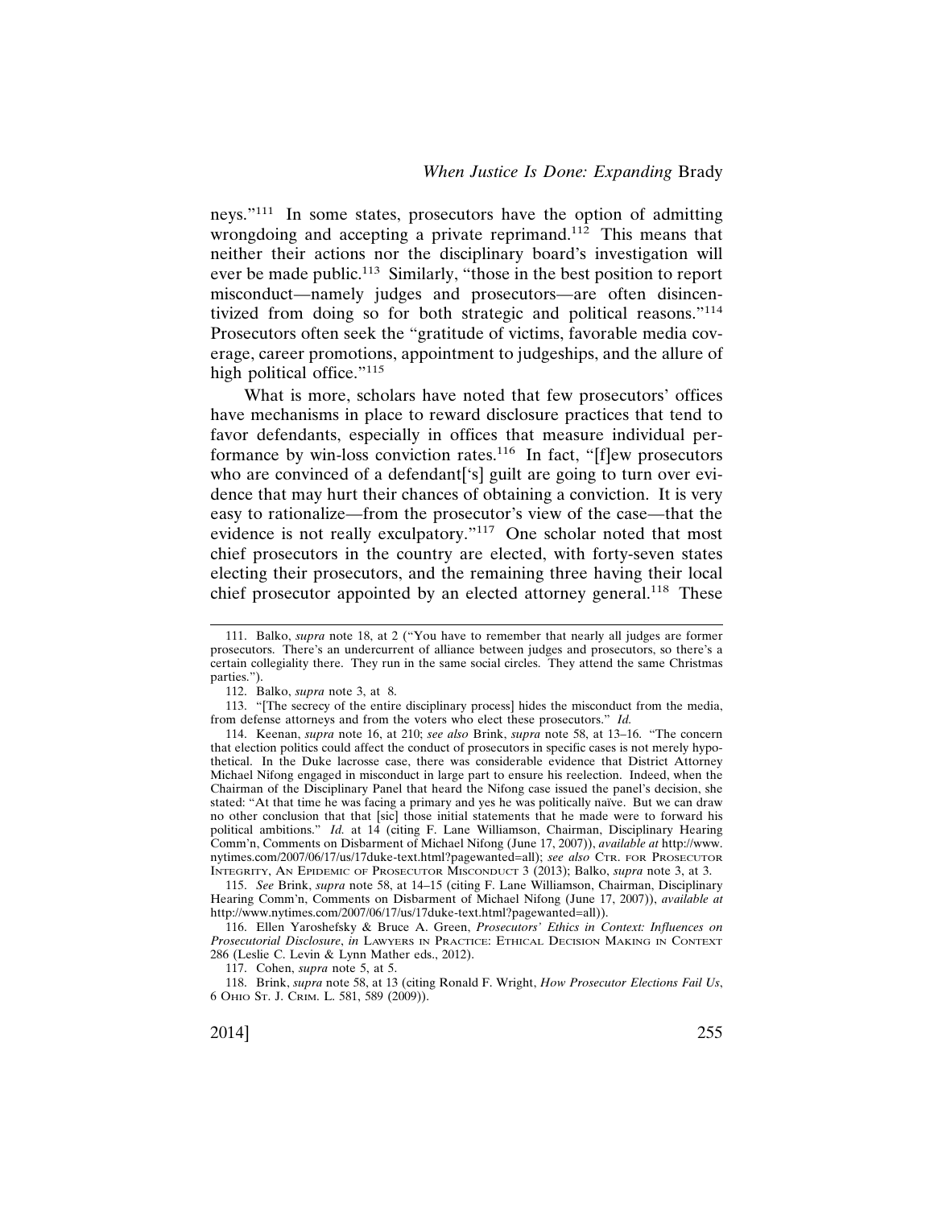neys."[111] In some states, prosecutors have the option of admitting wrongdoing and accepting a private reprimand.[112] This means that neither their actions nor the disciplinary board's investigation will ever be made public.[113] Similarly, "those in the best position to report misconduct—namely judges and prosecutors—are often disincentivized from doing so for both strategic and political reasons."[114] Prosecutors often seek the "gratitude of victims, favorable media coverage, career promotions, appointment to judgeships, and the allure of high political office."[115]

What is more, scholars have noted that few prosecutors' offices have mechanisms in place to reward disclosure practices that tend to favor defendants, especially in offices that measure individual performance by win-loss conviction rates.[116] In fact, "[f]ew prosecutors who are convinced of a defendant['s] guilt are going to turn over evidence that may hurt their chances of obtaining a conviction. It is very easy to rationalize—from the prosecutor's view of the case—that the evidence is not really exculpatory."[117] One scholar noted that most chief prosecutors in the country are elected, with forty-seven states electing their prosecutors, and the remaining three having their local chief prosecutor appointed by an elected attorney general.[118] These

---

111. Balko, *supra* note 18, at 2 ("You have to remember that nearly all judges are former prosecutors. There's an undercurrent of alliance between judges and prosecutors, so there's a certain collegiality there. They run in the same social circles. They attend the same Christmas parties.").

112. Balko, *supra* note 3, at 8.

113. "[The secrecy of the entire disciplinary process] hides the misconduct from the media, from defense attorneys and from the voters who elect these prosecutors." *Id.*

114. Keenan, *supra* note 16, at 210; *see also* Brink, *supra* note 58, at 13–16. "The concern that election politics could affect the conduct of prosecutors in specific cases is not merely hypothetical. In the Duke lacrosse case, there was considerable evidence that District Attorney Michael Nifong engaged in misconduct in large part to ensure his reelection. Indeed, when the Chairman of the Disciplinary Panel that heard the Nifong case issued the panel's decision, she stated: "At that time he was facing a primary and yes he was politically naïve. But we can draw no other conclusion that that [sic] those initial statements that he made were to forward his political ambitions." *Id.* at 14 (citing F. Lane Williamson, Chairman, Disciplinary Hearing Comm'n, Comments on Disbarment of Michael Nifong (June 17, 2007)), *available at* http://www.nytimes.com/2007/06/17/us/17duke-text.html?pagewanted=all); *see also* CTR. FOR PROSECUTOR INTEGRITY, AN EPIDEMIC OF PROSECUTOR MISCONDUCT 3 (2013); Balko, *supra* note 3, at 3.

115. *See* Brink, *supra* note 58, at 14–15 (citing F. Lane Williamson, Chairman, Disciplinary Hearing Comm'n, Comments on Disbarment of Michael Nifong (June 17, 2007)), *available at* http://www.nytimes.com/2007/06/17/us/17duke-text.html?pagewanted=all)).

116. Ellen Yaroshefsky & Bruce A. Green, *Prosecutors' Ethics in Context: Influences on Prosecutorial Disclosure*, *in* LAWYERS IN PRACTICE: ETHICAL DECISION MAKING IN CONTEXT 286 (Leslie C. Levin & Lynn Mather eds., 2012).

117. Cohen, *supra* note 5, at 5.

118. Brink, *supra* note 58, at 13 (citing Ronald F. Wright, *How Prosecutor Elections Fail Us*, 6 OHIO ST. J. CRIM. L. 581, 589 (2009)).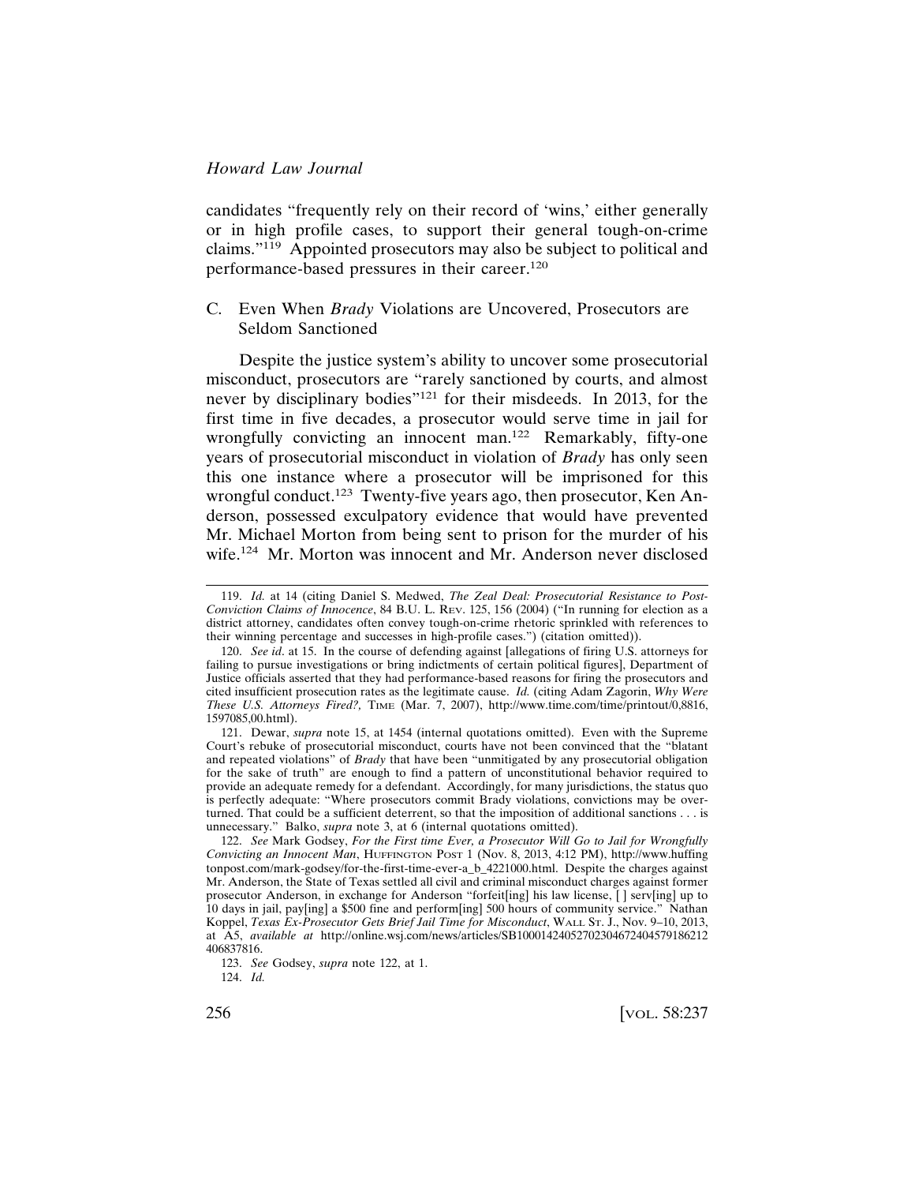candidates "frequently rely on their record of 'wins,' either generally or in high profile cases, to support their general tough-on-crime claims."[119] Appointed prosecutors may also be subject to political and performance-based pressures in their career.[120]

### C. Even When *Brady* Violations are Uncovered, Prosecutors are Seldom Sanctioned

Despite the justice system's ability to uncover some prosecutorial misconduct, prosecutors are "rarely sanctioned by courts, and almost never by disciplinary bodies"[121] for their misdeeds. In 2013, for the first time in five decades, a prosecutor would serve time in jail for wrongfully convicting an innocent man.[122] Remarkably, fifty-one years of prosecutorial misconduct in violation of *Brady* has only seen this one instance where a prosecutor will be imprisoned for this wrongful conduct.[123] Twenty-five years ago, then prosecutor, Ken Anderson, possessed exculpatory evidence that would have prevented Mr. Michael Morton from being sent to prison for the murder of his wife.[124] Mr. Morton was innocent and Mr. Anderson never disclosed

---

119. *Id.* at 14 (citing Daniel S. Medwed, *The Zeal Deal: Prosecutorial Resistance to Post-Conviction Claims of Innocence*, 84 B.U. L. REV. 125, 156 (2004) ("In running for election as a district attorney, candidates often convey tough-on-crime rhetoric sprinkled with references to their winning percentage and successes in high-profile cases.") (citation omitted)).

120. *See id*. at 15. In the course of defending against [allegations of firing U.S. attorneys for failing to pursue investigations or bring indictments of certain political figures], Department of Justice officials asserted that they had performance-based reasons for firing the prosecutors and cited insufficient prosecution rates as the legitimate cause. *Id.* (citing Adam Zagorin, *Why Were These U.S. Attorneys Fired?,* TIME (Mar. 7, 2007), http://www.time.com/time/printout/0,8816, 1597085,00.html).

121. Dewar, *supra* note 15, at 1454 (internal quotations omitted). Even with the Supreme Court's rebuke of prosecutorial misconduct, courts have not been convinced that the "blatant and repeated violations" of *Brady* that have been "unmitigated by any prosecutorial obligation for the sake of truth" are enough to find a pattern of unconstitutional behavior required to provide an adequate remedy for a defendant. Accordingly, for many jurisdictions, the status quo is perfectly adequate: "Where prosecutors commit Brady violations, convictions may be overturned. That could be a sufficient deterrent, so that the imposition of additional sanctions . . . is unnecessary." Balko, *supra* note 3, at 6 (internal quotations omitted).

122. *See* Mark Godsey, *For the First time Ever, a Prosecutor Will Go to Jail for Wrongfully Convicting an Innocent Man*, HUFFINGTON POST 1 (Nov. 8, 2013, 4:12 PM), http://www.huffingtonpost.com/mark-godsey/for-the-first-time-ever-a_b_4221000.html. Despite the charges against Mr. Anderson, the State of Texas settled all civil and criminal misconduct charges against former prosecutor Anderson, in exchange for Anderson "forfeit[ing] his law license, [ ] serv[ing] up to 10 days in jail, pay[ing] a $500 fine and perform[ing] 500 hours of community service." Nathan Koppel, *Texas Ex-Prosecutor Gets Brief Jail Time for Misconduct*, WALL ST. J., Nov. 9–10, 2013, at A5, *available at* http://online.wsj.com/news/articles/SB10001424052702304672404579186212406837816.

123. *See* Godsey, *supra* note 122, at 1.

124. *Id.*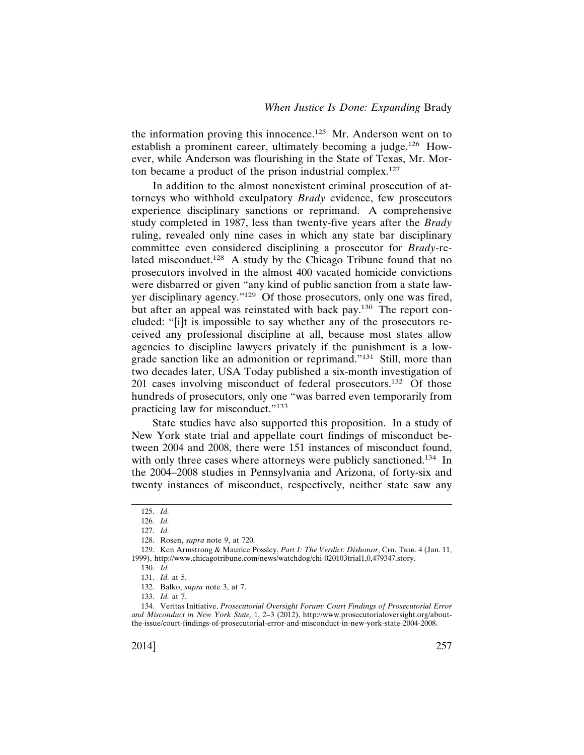the information proving this innocence.[125] Mr. Anderson went on to establish a prominent career, ultimately becoming a judge.[126] However, while Anderson was flourishing in the State of Texas, Mr. Morton became a product of the prison industrial complex.[127]

In addition to the almost nonexistent criminal prosecution of attorneys who withhold exculpatory *Brady* evidence, few prosecutors experience disciplinary sanctions or reprimand. A comprehensive study completed in 1987, less than twenty-five years after the *Brady* ruling, revealed only nine cases in which any state bar disciplinary committee even considered disciplining a prosecutor for *Brady*-related misconduct.[128] A study by the Chicago Tribune found that no prosecutors involved in the almost 400 vacated homicide convictions were disbarred or given "any kind of public sanction from a state lawyer disciplinary agency."[129] Of those prosecutors, only one was fired, but after an appeal was reinstated with back pay.[130] The report concluded: "[i]t is impossible to say whether any of the prosecutors received any professional discipline at all, because most states allow agencies to discipline lawyers privately if the punishment is a low-grade sanction like an admonition or reprimand."[131] Still, more than two decades later, USA Today published a six-month investigation of 201 cases involving misconduct of federal prosecutors.[132] Of those hundreds of prosecutors, only one "was barred even temporarily from practicing law for misconduct."[133]

State studies have also supported this proposition. In a study of New York state trial and appellate court findings of misconduct between 2004 and 2008, there were 151 instances of misconduct found, with only three cases where attorneys were publicly sanctioned.[134] In the 2004–2008 studies in Pennsylvania and Arizona, of forty-six and twenty instances of misconduct, respectively, neither state saw any

---

125. *Id.*

126. *Id.*

127. *Id.*

128. Rosen, *supra* note 9, at 720.

129. Ken Armstrong & Maurice Possley, *Part 1: The Verdict: Dishonor*, CHI. TRIB. 4 (Jan. 11, 1999), http://www.chicagotribune.com/news/watchdog/chi-020103trial1,0,479347.story.

130. *Id.*

131. *Id.* at 5.

132. Balko, *supra* note 3, at 7.

133. *Id.* at 7.

134. Veritas Initiative, *Prosecutorial Oversight Forum: Court Findings of Prosecutorial Error and Misconduct in New York State,* 1, 2–3 (2012), http://www.prosecutorialoversight.org/about-the-issue/court-findings-of-prosecutorial-error-and-misconduct-in-new-york-state-2004-2008.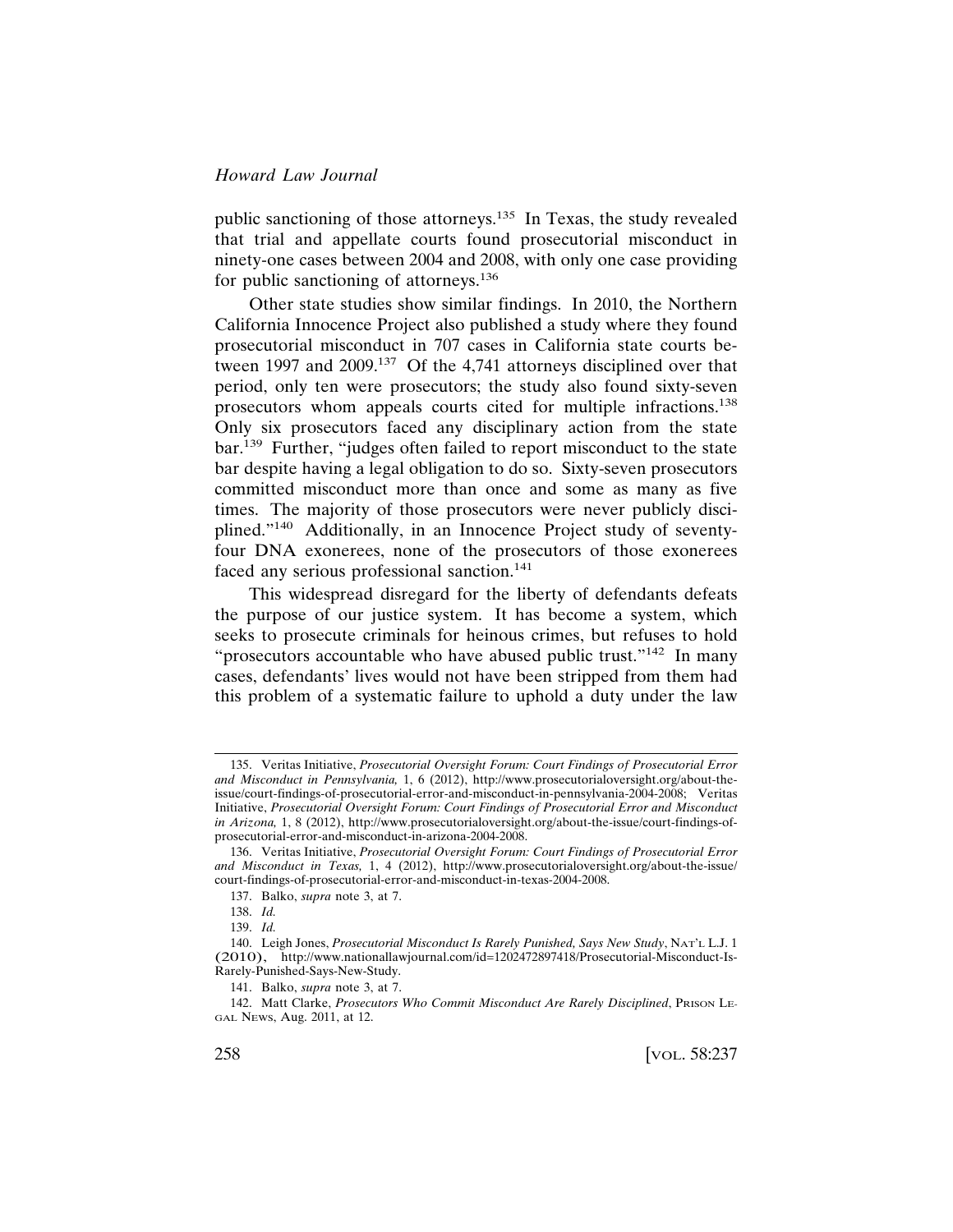public sanctioning of those attorneys.[135] In Texas, the study revealed that trial and appellate courts found prosecutorial misconduct in ninety-one cases between 2004 and 2008, with only one case providing for public sanctioning of attorneys.[136]

Other state studies show similar findings. In 2010, the Northern California Innocence Project also published a study where they found prosecutorial misconduct in 707 cases in California state courts between 1997 and 2009.[137] Of the 4,741 attorneys disciplined over that period, only ten were prosecutors; the study also found sixty-seven prosecutors whom appeals courts cited for multiple infractions.[138] Only six prosecutors faced any disciplinary action from the state bar.[139] Further, "judges often failed to report misconduct to the state bar despite having a legal obligation to do so. Sixty-seven prosecutors committed misconduct more than once and some as many as five times. The majority of those prosecutors were never publicly disciplined."[140] Additionally, in an Innocence Project study of seventy-four DNA exonerees, none of the prosecutors of those exonerees faced any serious professional sanction.[141]

This widespread disregard for the liberty of defendants defeats the purpose of our justice system. It has become a system, which seeks to prosecute criminals for heinous crimes, but refuses to hold "prosecutors accountable who have abused public trust."[142] In many cases, defendants' lives would not have been stripped from them had this problem of a systematic failure to uphold a duty under the law

---

135. Veritas Initiative, *Prosecutorial Oversight Forum: Court Findings of Prosecutorial Error and Misconduct in Pennsylvania,* 1, 6 (2012), http://www.prosecutorialoversight.org/about-the-issue/court-findings-of-prosecutorial-error-and-misconduct-in-pennsylvania-2004-2008; Veritas Initiative, *Prosecutorial Oversight Forum: Court Findings of Prosecutorial Error and Misconduct in Arizona,* 1, 8 (2012), http://www.prosecutorialoversight.org/about-the-issue/court-findings-of-prosecutorial-error-and-misconduct-in-arizona-2004-2008.

136. Veritas Initiative, *Prosecutorial Oversight Forum: Court Findings of Prosecutorial Error and Misconduct in Texas,* 1, 4 (2012), http://www.prosecutorialoversight.org/about-the-issue/court-findings-of-prosecutorial-error-and-misconduct-in-texas-2004-2008.

137. Balko, *supra* note 3, at 7.

138. *Id.*

139. *Id.*

140. Leigh Jones, *Prosecutorial Misconduct Is Rarely Punished, Says New Study*, NAT'L L.J. 1 (2010), http://www.nationallawjournal.com/id=1202472897418/Prosecutorial-Misconduct-Is-Rarely-Punished-Says-New-Study.

141. Balko, *supra* note 3, at 7.

142. Matt Clarke, *Prosecutors Who Commit Misconduct Are Rarely Disciplined*, PRISON LEGAL NEWS, Aug. 2011, at 12.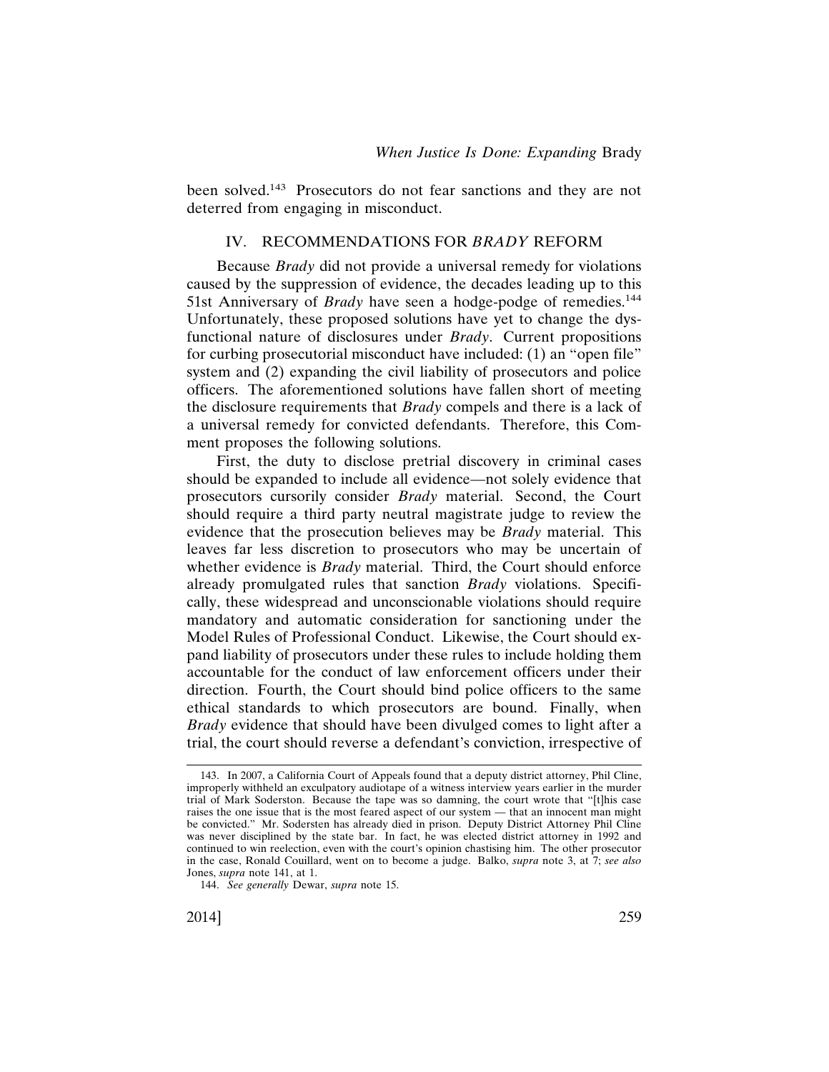been solved.[143] Prosecutors do not fear sanctions and they are not deterred from engaging in misconduct.

## IV. RECOMMENDATIONS FOR *BRADY* REFORM

Because *Brady* did not provide a universal remedy for violations caused by the suppression of evidence, the decades leading up to this 51st Anniversary of *Brady* have seen a hodge-podge of remedies.[144] Unfortunately, these proposed solutions have yet to change the dysfunctional nature of disclosures under *Brady*. Current propositions for curbing prosecutorial misconduct have included: (1) an "open file" system and (2) expanding the civil liability of prosecutors and police officers. The aforementioned solutions have fallen short of meeting the disclosure requirements that *Brady* compels and there is a lack of a universal remedy for convicted defendants. Therefore, this Comment proposes the following solutions.

First, the duty to disclose pretrial discovery in criminal cases should be expanded to include all evidence—not solely evidence that prosecutors cursorily consider *Brady* material. Second, the Court should require a third party neutral magistrate judge to review the evidence that the prosecution believes may be *Brady* material. This leaves far less discretion to prosecutors who may be uncertain of whether evidence is *Brady* material. Third, the Court should enforce already promulgated rules that sanction *Brady* violations. Specifically, these widespread and unconscionable violations should require mandatory and automatic consideration for sanctioning under the Model Rules of Professional Conduct. Likewise, the Court should expand liability of prosecutors under these rules to include holding them accountable for the conduct of law enforcement officers under their direction. Fourth, the Court should bind police officers to the same ethical standards to which prosecutors are bound. Finally, when *Brady* evidence that should have been divulged comes to light after a trial, the court should reverse a defendant's conviction, irrespective of

---

143. In 2007, a California Court of Appeals found that a deputy district attorney, Phil Cline, improperly withheld an exculpatory audiotape of a witness interview years earlier in the murder trial of Mark Soderston. Because the tape was so damning, the court wrote that "[t]his case raises the one issue that is the most feared aspect of our system — that an innocent man might be convicted." Mr. Sodersten has already died in prison. Deputy District Attorney Phil Cline was never disciplined by the state bar. In fact, he was elected district attorney in 1992 and continued to win reelection, even with the court's opinion chastising him. The other prosecutor in the case, Ronald Couillard, went on to become a judge. Balko, *supra* note 3, at 7; *see also* Jones, *supra* note 141, at 1.

144. *See generally* Dewar, *supra* note 15.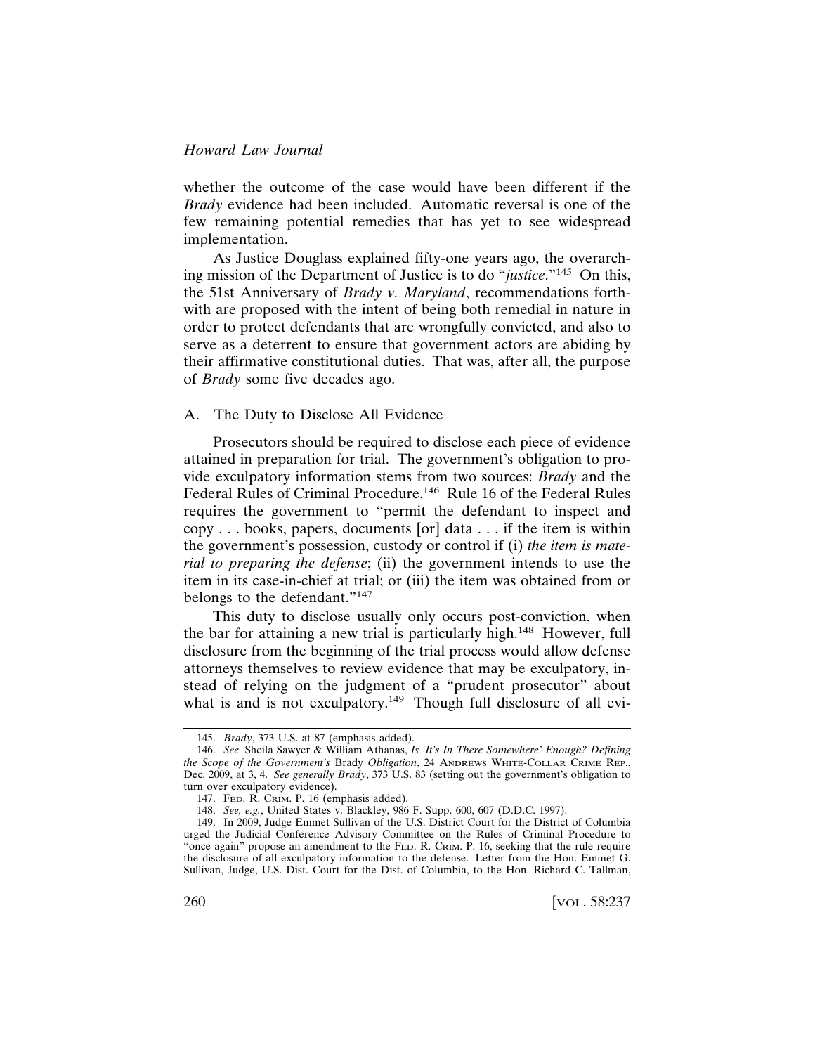whether the outcome of the case would have been different if the *Brady* evidence had been included. Automatic reversal is one of the few remaining potential remedies that has yet to see widespread implementation.

As Justice Douglass explained fifty-one years ago, the overarching mission of the Department of Justice is to do "*justice*."[145] On this, the 51st Anniversary of *Brady v. Maryland*, recommendations forthwith are proposed with the intent of being both remedial in nature in order to protect defendants that are wrongfully convicted, and also to serve as a deterrent to ensure that government actors are abiding by their affirmative constitutional duties. That was, after all, the purpose of *Brady* some five decades ago.

### A. The Duty to Disclose All Evidence

Prosecutors should be required to disclose each piece of evidence attained in preparation for trial. The government's obligation to provide exculpatory information stems from two sources: *Brady* and the Federal Rules of Criminal Procedure.[146] Rule 16 of the Federal Rules requires the government to "permit the defendant to inspect and copy . . . books, papers, documents [or] data . . . if the item is within the government's possession, custody or control if (i) *the item is material to preparing the defense*; (ii) the government intends to use the item in its case-in-chief at trial; or (iii) the item was obtained from or belongs to the defendant."[147]

This duty to disclose usually only occurs post-conviction, when the bar for attaining a new trial is particularly high.[148] However, full disclosure from the beginning of the trial process would allow defense attorneys themselves to review evidence that may be exculpatory, instead of relying on the judgment of a "prudent prosecutor" about what is and is not exculpatory.[149] Though full disclosure of all evi-

---

145. *Brady*, 373 U.S. at 87 (emphasis added).

146. *See* Sheila Sawyer & William Athanas, *Is 'It's In There Somewhere' Enough? Defining the Scope of the Government's* Brady *Obligation*, 24 Andrews White-Collar Crime Rep., Dec. 2009, at 3, 4. *See generally Brady*, 373 U.S. 83 (setting out the government's obligation to turn over exculpatory evidence).

147. Fed. R. Crim. P. 16 (emphasis added).

148. *See, e.g.*, United States v. Blackley, 986 F. Supp. 600, 607 (D.D.C. 1997).

149. In 2009, Judge Emmet Sullivan of the U.S. District Court for the District of Columbia urged the Judicial Conference Advisory Committee on the Rules of Criminal Procedure to "once again" propose an amendment to the Fed. R. Crim. P. 16, seeking that the rule require the disclosure of all exculpatory information to the defense. Letter from the Hon. Emmet G. Sullivan, Judge, U.S. Dist. Court for the Dist. of Columbia, to the Hon. Richard C. Tallman,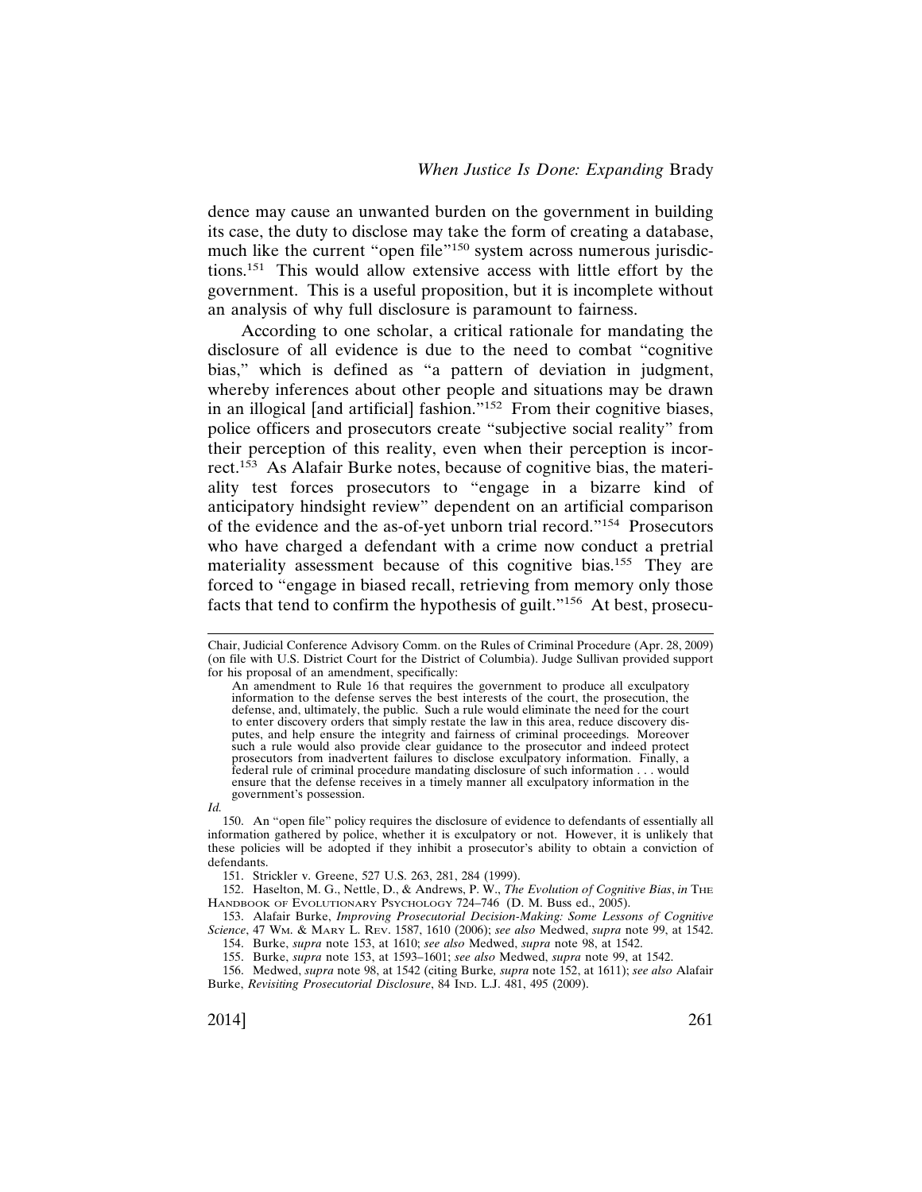dence may cause an unwanted burden on the government in building its case, the duty to disclose may take the form of creating a database, much like the current "open file"[150] system across numerous jurisdictions.[151] This would allow extensive access with little effort by the government. This is a useful proposition, but it is incomplete without an analysis of why full disclosure is paramount to fairness.

According to one scholar, a critical rationale for mandating the disclosure of all evidence is due to the need to combat "cognitive bias," which is defined as "a pattern of deviation in judgment, whereby inferences about other people and situations may be drawn in an illogical [and artificial] fashion."[152] From their cognitive biases, police officers and prosecutors create "subjective social reality" from their perception of this reality, even when their perception is incorrect.[153] As Alafair Burke notes, because of cognitive bias, the materiality test forces prosecutors to "engage in a bizarre kind of anticipatory hindsight review" dependent on an artificial comparison of the evidence and the as-of-yet unborn trial record."[154] Prosecutors who have charged a defendant with a crime now conduct a pretrial materiality assessment because of this cognitive bias.[155] They are forced to "engage in biased recall, retrieving from memory only those facts that tend to confirm the hypothesis of guilt."[156] At best, prosecu-

---

Chair, Judicial Conference Advisory Comm. on the Rules of Criminal Procedure (Apr. 28, 2009) (on file with U.S. District Court for the District of Columbia). Judge Sullivan provided support for his proposal of an amendment, specifically:

> An amendment to Rule 16 that requires the government to produce all exculpatory information to the defense serves the best interests of the court, the prosecution, the defense, and, ultimately, the public. Such a rule would eliminate the need for the court to enter discovery orders that simply restate the law in this area, reduce discovery disputes, and help ensure the integrity and fairness of criminal proceedings. Moreover such a rule would also provide clear guidance to the prosecutor and indeed protect prosecutors from inadvertent failures to disclose exculpatory information. Finally, a federal rule of criminal procedure mandating disclosure of such information . . . would ensure that the defense receives in a timely manner all exculpatory information in the government's possession.

*Id.*

150. An "open file" policy requires the disclosure of evidence to defendants of essentially all information gathered by police, whether it is exculpatory or not. However, it is unlikely that these policies will be adopted if they inhibit a prosecutor's ability to obtain a conviction of defendants.

151. Strickler v. Greene, 527 U.S. 263, 281, 284 (1999).

152. Haselton, M. G., Nettle, D., & Andrews, P. W., *The Evolution of Cognitive Bias*, *in* The Handbook of Evolutionary Psychology 724–746 (D. M. Buss ed., 2005).

153. Alafair Burke, *Improving Prosecutorial Decision-Making: Some Lessons of Cognitive Science*, 47 Wm. & Mary L. Rev. 1587, 1610 (2006); *see also* Medwed, *supra* note 99, at 1542.

154. Burke, *supra* note 153, at 1610; *see also* Medwed, *supra* note 98, at 1542.

155. Burke, *supra* note 153, at 1593–1601; *see also* Medwed, *supra* note 99, at 1542.

156. Medwed, *supra* note 98, at 1542 (citing Burke*, supra* note 152, at 1611); *see also* Alafair Burke, *Revisiting Prosecutorial Disclosure*, 84 Ind. L.J. 481, 495 (2009).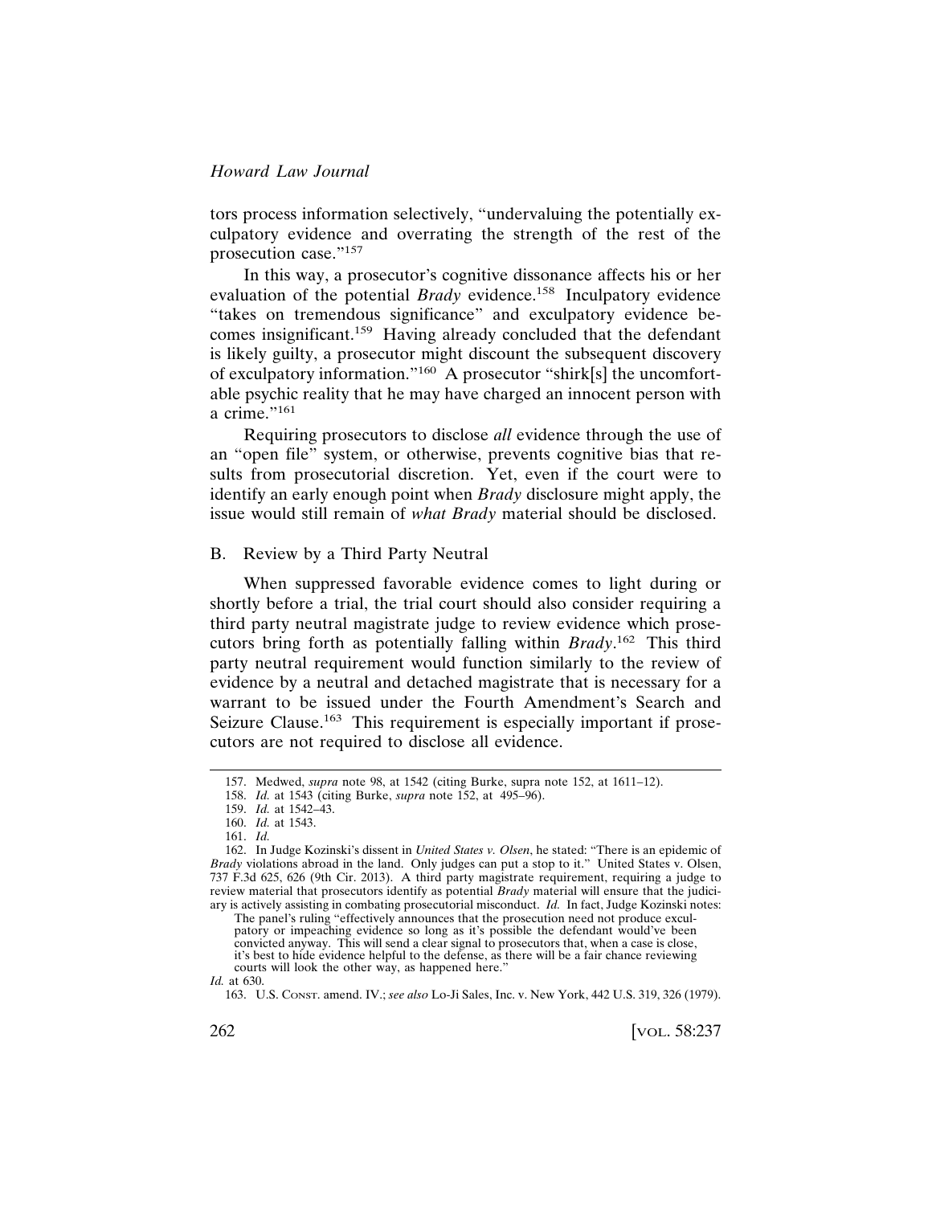tors process information selectively, "undervaluing the potentially exculpatory evidence and overrating the strength of the rest of the prosecution case."[157]

In this way, a prosecutor's cognitive dissonance affects his or her evaluation of the potential *Brady* evidence.[158] Inculpatory evidence "takes on tremendous significance" and exculpatory evidence becomes insignificant.[159] Having already concluded that the defendant is likely guilty, a prosecutor might discount the subsequent discovery of exculpatory information."[160] A prosecutor "shirk[s] the uncomfortable psychic reality that he may have charged an innocent person with a crime."[161]

Requiring prosecutors to disclose *all* evidence through the use of an "open file" system, or otherwise, prevents cognitive bias that results from prosecutorial discretion. Yet, even if the court were to identify an early enough point when *Brady* disclosure might apply, the issue would still remain of *what Brady* material should be disclosed.

## B. Review by a Third Party Neutral

When suppressed favorable evidence comes to light during or shortly before a trial, the trial court should also consider requiring a third party neutral magistrate judge to review evidence which prosecutors bring forth as potentially falling within *Brady*.[162] This third party neutral requirement would function similarly to the review of evidence by a neutral and detached magistrate that is necessary for a warrant to be issued under the Fourth Amendment's Search and Seizure Clause.[163] This requirement is especially important if prosecutors are not required to disclose all evidence.

---

157. Medwed, *supra* note 98, at 1542 (citing Burke, supra note 152, at 1611–12).

158. *Id.* at 1543 (citing Burke, *supra* note 152, at 495–96).

159. *Id.* at 1542–43.

160. *Id.* at 1543.

161. *Id.*

162. In Judge Kozinski's dissent in *United States v. Olsen*, he stated: "There is an epidemic of *Brady* violations abroad in the land. Only judges can put a stop to it." United States v. Olsen, 737 F.3d 625, 626 (9th Cir. 2013). A third party magistrate requirement, requiring a judge to review material that prosecutors identify as potential *Brady* material will ensure that the judiciary is actively assisting in combating prosecutorial misconduct. *Id.* In fact, Judge Kozinski notes:

> The panel's ruling "effectively announces that the prosecution need not produce exculpatory or impeaching evidence so long as it's possible the defendant would've been convicted anyway. This will send a clear signal to prosecutors that, when a case is close, it's best to hide evidence helpful to the defense, as there will be a fair chance reviewing courts will look the other way, as happened here."

*Id.* at 630.

163. U.S. Const. amend. IV.; *see also* Lo-Ji Sales, Inc. v. New York, 442 U.S. 319, 326 (1979).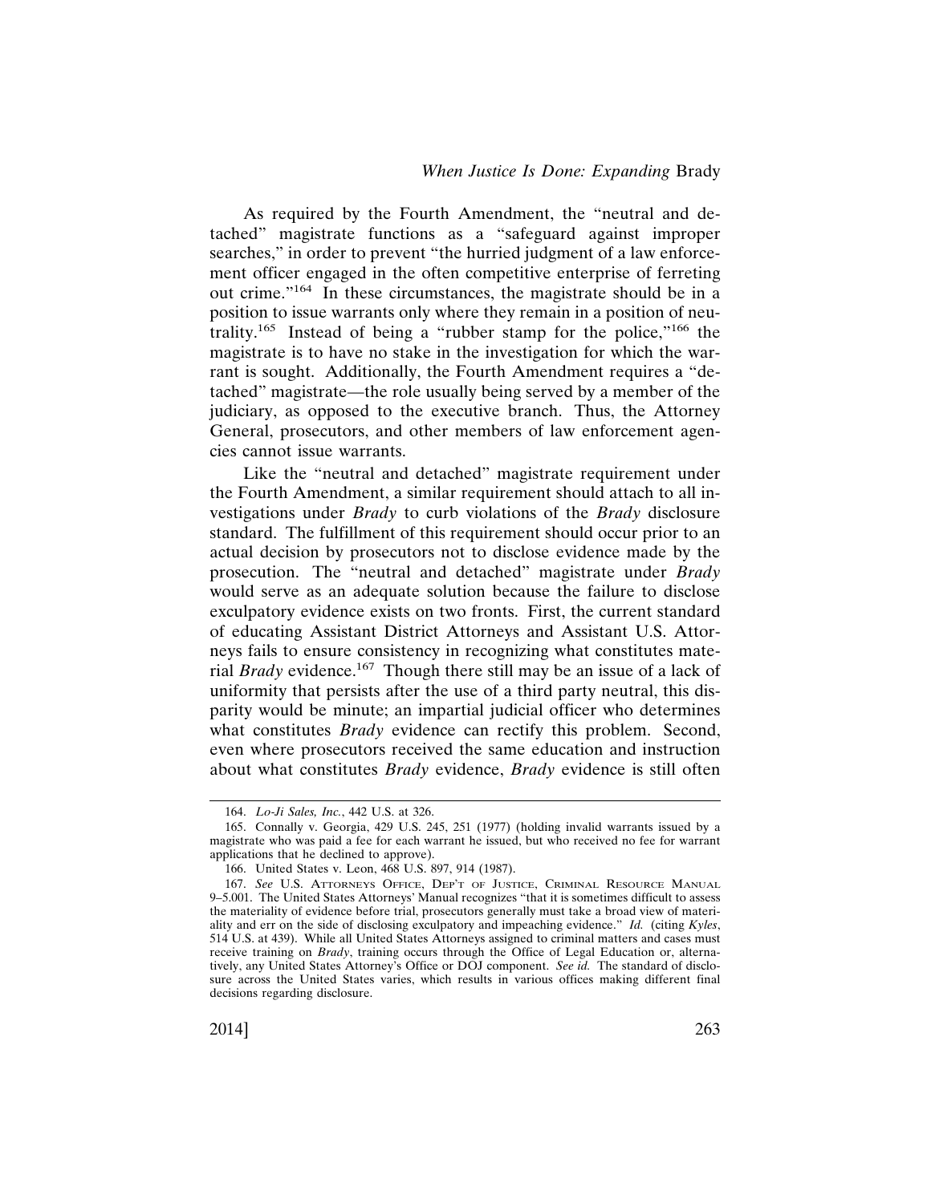As required by the Fourth Amendment, the "neutral and detached" magistrate functions as a "safeguard against improper searches," in order to prevent "the hurried judgment of a law enforcement officer engaged in the often competitive enterprise of ferreting out crime."[164] In these circumstances, the magistrate should be in a position to issue warrants only where they remain in a position of neutrality.[165] Instead of being a "rubber stamp for the police,"[166] the magistrate is to have no stake in the investigation for which the warrant is sought. Additionally, the Fourth Amendment requires a "detached" magistrate—the role usually being served by a member of the judiciary, as opposed to the executive branch. Thus, the Attorney General, prosecutors, and other members of law enforcement agencies cannot issue warrants.

Like the "neutral and detached" magistrate requirement under the Fourth Amendment, a similar requirement should attach to all investigations under *Brady* to curb violations of the *Brady* disclosure standard. The fulfillment of this requirement should occur prior to an actual decision by prosecutors not to disclose evidence made by the prosecution. The "neutral and detached" magistrate under *Brady* would serve as an adequate solution because the failure to disclose exculpatory evidence exists on two fronts. First, the current standard of educating Assistant District Attorneys and Assistant U.S. Attorneys fails to ensure consistency in recognizing what constitutes material *Brady* evidence.[167] Though there still may be an issue of a lack of uniformity that persists after the use of a third party neutral, this disparity would be minute; an impartial judicial officer who determines what constitutes *Brady* evidence can rectify this problem. Second, even where prosecutors received the same education and instruction about what constitutes *Brady* evidence, *Brady* evidence is still often

---

164. *Lo-Ji Sales, Inc.*, 442 U.S. at 326.

165. Connally v. Georgia, 429 U.S. 245, 251 (1977) (holding invalid warrants issued by a magistrate who was paid a fee for each warrant he issued, but who received no fee for warrant applications that he declined to approve).

166. United States v. Leon, 468 U.S. 897, 914 (1987).

167. *See* U.S. Attorneys Office, Dep't of Justice, Criminal Resource Manual 9–5.001. The United States Attorneys' Manual recognizes "that it is sometimes difficult to assess the materiality of evidence before trial, prosecutors generally must take a broad view of materiality and err on the side of disclosing exculpatory and impeaching evidence." *Id.* (citing *Kyles*, 514 U.S. at 439). While all United States Attorneys assigned to criminal matters and cases must receive training on *Brady*, training occurs through the Office of Legal Education or, alternatively, any United States Attorney's Office or DOJ component. *See id.* The standard of disclosure across the United States varies, which results in various offices making different final decisions regarding disclosure.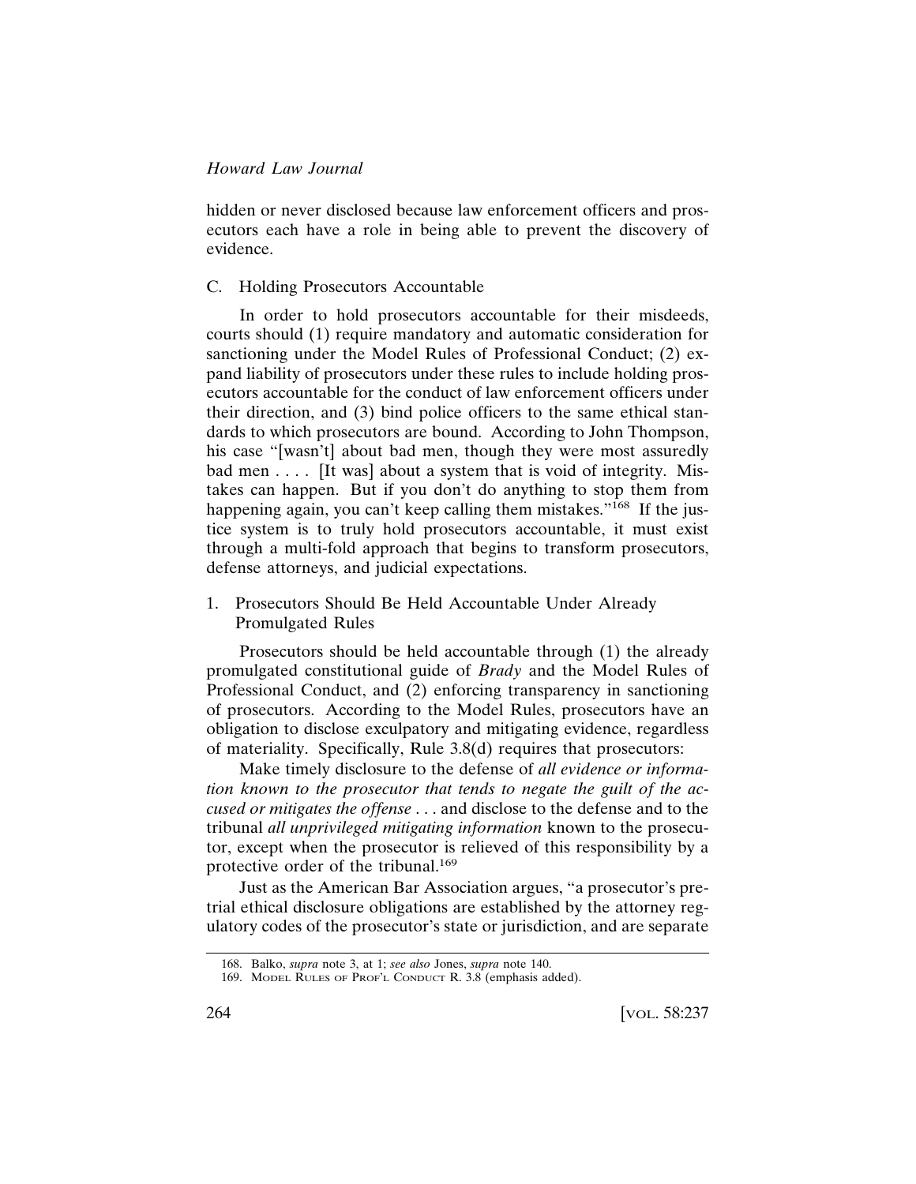hidden or never disclosed because law enforcement officers and prosecutors each have a role in being able to prevent the discovery of evidence.

### C. Holding Prosecutors Accountable

In order to hold prosecutors accountable for their misdeeds, courts should (1) require mandatory and automatic consideration for sanctioning under the Model Rules of Professional Conduct; (2) expand liability of prosecutors under these rules to include holding prosecutors accountable for the conduct of law enforcement officers under their direction, and (3) bind police officers to the same ethical standards to which prosecutors are bound. According to John Thompson, his case "[wasn't] about bad men, though they were most assuredly bad men . . . . [It was] about a system that is void of integrity. Mistakes can happen. But if you don't do anything to stop them from happening again, you can't keep calling them mistakes."[168] If the justice system is to truly hold prosecutors accountable, it must exist through a multi-fold approach that begins to transform prosecutors, defense attorneys, and judicial expectations.

#### 1. Prosecutors Should Be Held Accountable Under Already Promulgated Rules

Prosecutors should be held accountable through (1) the already promulgated constitutional guide of *Brady* and the Model Rules of Professional Conduct, and (2) enforcing transparency in sanctioning of prosecutors. According to the Model Rules, prosecutors have an obligation to disclose exculpatory and mitigating evidence, regardless of materiality. Specifically, Rule 3.8(d) requires that prosecutors:

> Make timely disclosure to the defense of *all evidence or information known to the prosecutor that tends to negate the guilt of the accused or mitigates the offense* . . . and disclose to the defense and to the tribunal *all unprivileged mitigating information* known to the prosecutor, except when the prosecutor is relieved of this responsibility by a protective order of the tribunal.[169]

Just as the American Bar Association argues, "a prosecutor's pretrial ethical disclosure obligations are established by the attorney regulatory codes of the prosecutor's state or jurisdiction, and are separate

---

168. Balko, *supra* note 3, at 1; *see also* Jones, *supra* note 140.

169. MODEL RULES OF PROF'L CONDUCT R. 3.8 (emphasis added).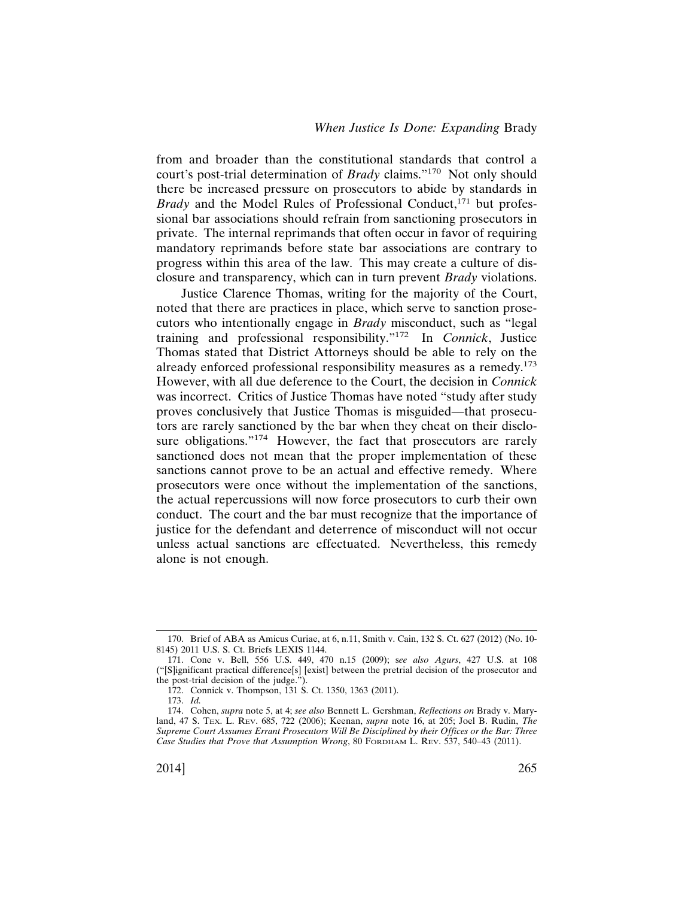from and broader than the constitutional standards that control a court's post-trial determination of *Brady* claims."[170] Not only should there be increased pressure on prosecutors to abide by standards in *Brady* and the Model Rules of Professional Conduct,[171] but professional bar associations should refrain from sanctioning prosecutors in private. The internal reprimands that often occur in favor of requiring mandatory reprimands before state bar associations are contrary to progress within this area of the law. This may create a culture of disclosure and transparency, which can in turn prevent *Brady* violations.

Justice Clarence Thomas, writing for the majority of the Court, noted that there are practices in place, which serve to sanction prosecutors who intentionally engage in *Brady* misconduct, such as "legal training and professional responsibility."[172] In *Connick*, Justice Thomas stated that District Attorneys should be able to rely on the already enforced professional responsibility measures as a remedy.[173] However, with all due deference to the Court, the decision in *Connick* was incorrect. Critics of Justice Thomas have noted "study after study proves conclusively that Justice Thomas is misguided—that prosecutors are rarely sanctioned by the bar when they cheat on their disclosure obligations."[174] However, the fact that prosecutors are rarely sanctioned does not mean that the proper implementation of these sanctions cannot prove to be an actual and effective remedy. Where prosecutors were once without the implementation of the sanctions, the actual repercussions will now force prosecutors to curb their own conduct. The court and the bar must recognize that the importance of justice for the defendant and deterrence of misconduct will not occur unless actual sanctions are effectuated. Nevertheless, this remedy alone is not enough.

---

170. Brief of ABA as Amicus Curiae, at 6, n.11, Smith v. Cain, 132 S. Ct. 627 (2012) (No. 10-8145) 2011 U.S. S. Ct. Briefs LEXIS 1144.

171. Cone v. Bell, 556 U.S. 449, 470 n.15 (2009); s*ee also Agurs*, 427 U.S. at 108 ("[S]ignificant practical difference[s] [exist] between the pretrial decision of the prosecutor and the post-trial decision of the judge.").

172. Connick v. Thompson, 131 S. Ct. 1350, 1363 (2011).

173. *Id.*

174. Cohen, *supra* note 5, at 4; *see also* Bennett L. Gershman, *Reflections on* Brady v. Maryland, 47 S. TEX. L. REV. 685, 722 (2006); Keenan, *supra* note 16, at 205; Joel B. Rudin, *The Supreme Court Assumes Errant Prosecutors Will Be Disciplined by their Offices or the Bar: Three Case Studies that Prove that Assumption Wrong*, 80 FORDHAM L. REV. 537, 540–43 (2011).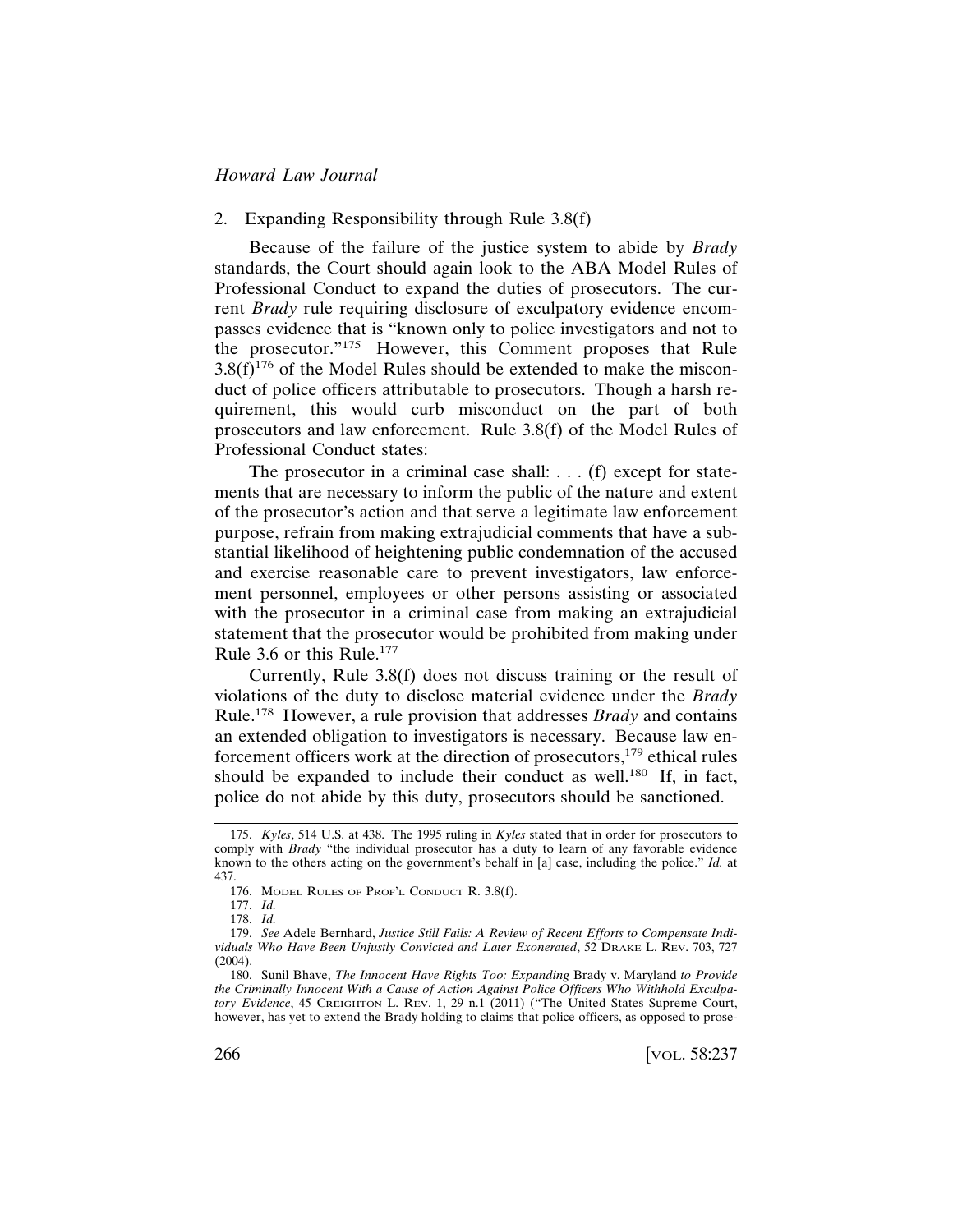### 2. Expanding Responsibility through Rule 3.8(f)

Because of the failure of the justice system to abide by *Brady* standards, the Court should again look to the ABA Model Rules of Professional Conduct to expand the duties of prosecutors. The current *Brady* rule requiring disclosure of exculpatory evidence encompasses evidence that is "known only to police investigators and not to the prosecutor."[175] However, this Comment proposes that Rule 3.8(f)[176] of the Model Rules should be extended to make the misconduct of police officers attributable to prosecutors. Though a harsh requirement, this would curb misconduct on the part of both prosecutors and law enforcement. Rule 3.8(f) of the Model Rules of Professional Conduct states:

> The prosecutor in a criminal case shall: . . . (f) except for statements that are necessary to inform the public of the nature and extent of the prosecutor's action and that serve a legitimate law enforcement purpose, refrain from making extrajudicial comments that have a substantial likelihood of heightening public condemnation of the accused and exercise reasonable care to prevent investigators, law enforcement personnel, employees or other persons assisting or associated with the prosecutor in a criminal case from making an extrajudicial statement that the prosecutor would be prohibited from making under Rule 3.6 or this Rule.[177]

Currently, Rule 3.8(f) does not discuss training or the result of violations of the duty to disclose material evidence under the *Brady* Rule.[178] However, a rule provision that addresses *Brady* and contains an extended obligation to investigators is necessary. Because law enforcement officers work at the direction of prosecutors,[179] ethical rules should be expanded to include their conduct as well.[180] If, in fact, police do not abide by this duty, prosecutors should be sanctioned.

---

175. *Kyles*, 514 U.S. at 438. The 1995 ruling in *Kyles* stated that in order for prosecutors to comply with *Brady* "the individual prosecutor has a duty to learn of any favorable evidence known to the others acting on the government's behalf in [a] case, including the police." *Id.* at 437.

176. MODEL RULES OF PROF'L CONDUCT R. 3.8(f).

177. *Id.*

178. *Id.*

179. *See* Adele Bernhard, *Justice Still Fails: A Review of Recent Efforts to Compensate Individuals Who Have Been Unjustly Convicted and Later Exonerated*, 52 DRAKE L. REV. 703, 727 (2004).

180. Sunil Bhave, *The Innocent Have Rights Too: Expanding* Brady v. Maryland *to Provide the Criminally Innocent With a Cause of Action Against Police Officers Who Withhold Exculpatory Evidence*, 45 CREIGHTON L. REV. 1, 29 n.1 (2011) ("The United States Supreme Court, however, has yet to extend the Brady holding to claims that police officers, as opposed to prose-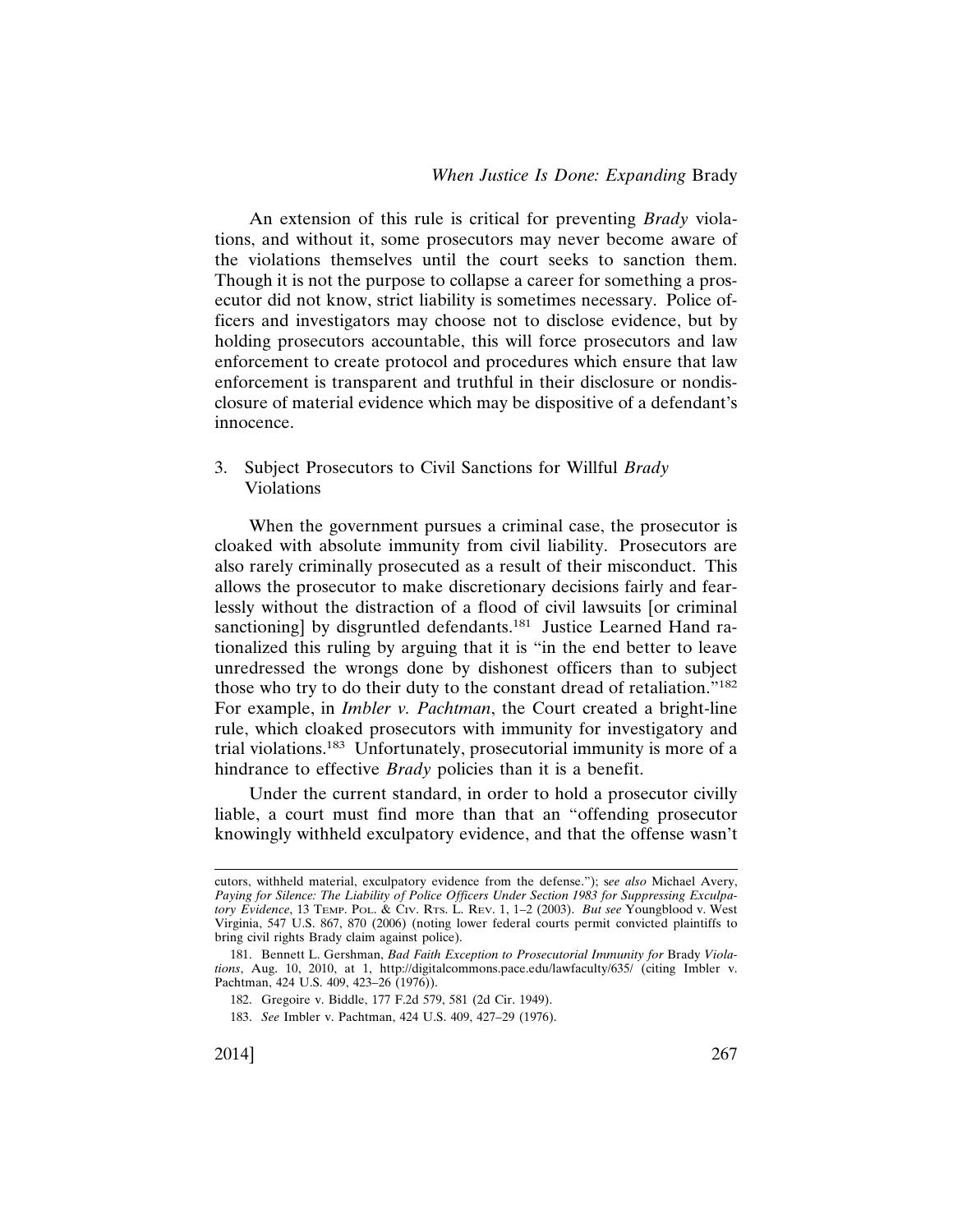An extension of this rule is critical for preventing *Brady* violations, and without it, some prosecutors may never become aware of the violations themselves until the court seeks to sanction them. Though it is not the purpose to collapse a career for something a prosecutor did not know, strict liability is sometimes necessary. Police officers and investigators may choose not to disclose evidence, but by holding prosecutors accountable, this will force prosecutors and law enforcement to create protocol and procedures which ensure that law enforcement is transparent and truthful in their disclosure or nondisclosure of material evidence which may be dispositive of a defendant's innocence.

### 3. Subject Prosecutors to Civil Sanctions for Willful *Brady* Violations

When the government pursues a criminal case, the prosecutor is cloaked with absolute immunity from civil liability. Prosecutors are also rarely criminally prosecuted as a result of their misconduct. This allows the prosecutor to make discretionary decisions fairly and fearlessly without the distraction of a flood of civil lawsuits [or criminal sanctioning] by disgruntled defendants.[181] Justice Learned Hand rationalized this ruling by arguing that it is "in the end better to leave unredressed the wrongs done by dishonest officers than to subject those who try to do their duty to the constant dread of retaliation."[182] For example, in *Imbler v. Pachtman*, the Court created a bright-line rule, which cloaked prosecutors with immunity for investigatory and trial violations.[183] Unfortunately, prosecutorial immunity is more of a hindrance to effective *Brady* policies than it is a benefit.

Under the current standard, in order to hold a prosecutor civilly liable, a court must find more than that an "offending prosecutor knowingly withheld exculpatory evidence, and that the offense wasn't

---

cutors, withheld material, exculpatory evidence from the defense."); *see also* Michael Avery, *Paying for Silence: The Liability of Police Officers Under Section 1983 for Suppressing Exculpatory Evidence*, 13 TEMP. POL. & CIV. RTS. L. REV. 1, 1–2 (2003). *But see* Youngblood v. West Virginia, 547 U.S. 867, 870 (2006) (noting lower federal courts permit convicted plaintiffs to bring civil rights Brady claim against police).

181. Bennett L. Gershman, *Bad Faith Exception to Prosecutorial Immunity for* Brady *Violations*, Aug. 10, 2010, at 1, http://digitalcommons.pace.edu/lawfaculty/635/ (citing Imbler v. Pachtman, 424 U.S. 409, 423–26 (1976)).

182. Gregoire v. Biddle, 177 F.2d 579, 581 (2d Cir. 1949).

183. *See* Imbler v. Pachtman, 424 U.S. 409, 427–29 (1976).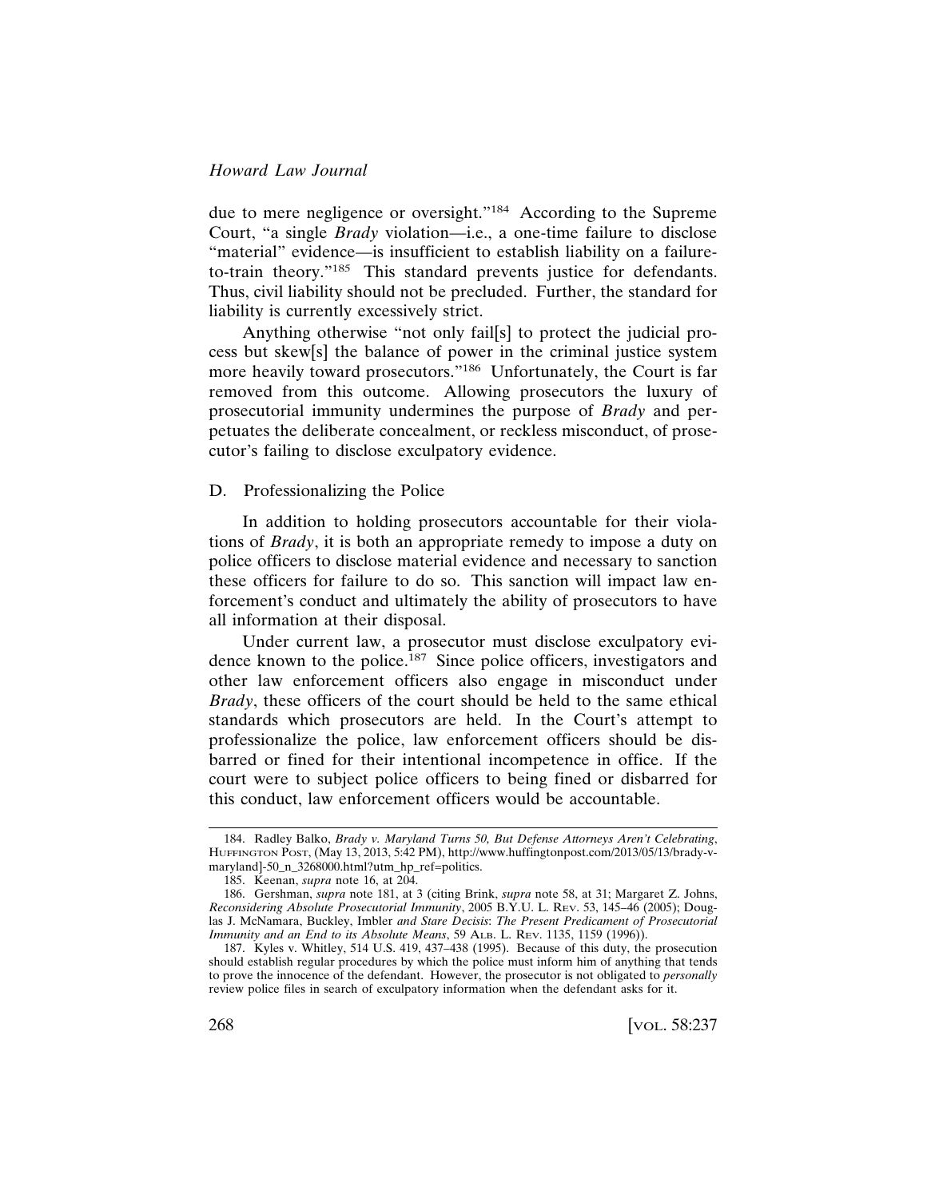due to mere negligence or oversight."[184] According to the Supreme Court, "a single *Brady* violation—i.e., a one-time failure to disclose "material" evidence—is insufficient to establish liability on a failure-to-train theory."[185] This standard prevents justice for defendants. Thus, civil liability should not be precluded. Further, the standard for liability is currently excessively strict.

Anything otherwise "not only fail[s] to protect the judicial process but skew[s] the balance of power in the criminal justice system more heavily toward prosecutors."[186] Unfortunately, the Court is far removed from this outcome. Allowing prosecutors the luxury of prosecutorial immunity undermines the purpose of *Brady* and perpetuates the deliberate concealment, or reckless misconduct, of prosecutor's failing to disclose exculpatory evidence.

### D. Professionalizing the Police

In addition to holding prosecutors accountable for their violations of *Brady*, it is both an appropriate remedy to impose a duty on police officers to disclose material evidence and necessary to sanction these officers for failure to do so. This sanction will impact law enforcement's conduct and ultimately the ability of prosecutors to have all information at their disposal.

Under current law, a prosecutor must disclose exculpatory evidence known to the police.[187] Since police officers, investigators and other law enforcement officers also engage in misconduct under *Brady*, these officers of the court should be held to the same ethical standards which prosecutors are held. In the Court's attempt to professionalize the police, law enforcement officers should be disbarred or fined for their intentional incompetence in office. If the court were to subject police officers to being fined or disbarred for this conduct, law enforcement officers would be accountable.

---

184. Radley Balko, *Brady v. Maryland Turns 50, But Defense Attorneys Aren't Celebrating*, HUFFINGTON POST, (May 13, 2013, 5:42 PM), http://www.huffingtonpost.com/2013/05/13/brady-v-maryland]-50_n_3268000.html?utm_hp_ref=politics.

185. Keenan, *supra* note 16, at 204.

186. Gershman, *supra* note 181, at 3 (citing Brink, *supra* note 58, at 31; Margaret Z. Johns, *Reconsidering Absolute Prosecutorial Immunity*, 2005 B.Y.U. L. REV. 53, 145–46 (2005); Douglas J. McNamara, Buckley, Imbler *and Stare Decisis*: *The Present Predicament of Prosecutorial Immunity and an End to its Absolute Means*, 59 ALB. L. REV. 1135, 1159 (1996)).

187. Kyles v. Whitley, 514 U.S. 419, 437–438 (1995). Because of this duty, the prosecution should establish regular procedures by which the police must inform him of anything that tends to prove the innocence of the defendant. However, the prosecutor is not obligated to *personally* review police files in search of exculpatory information when the defendant asks for it.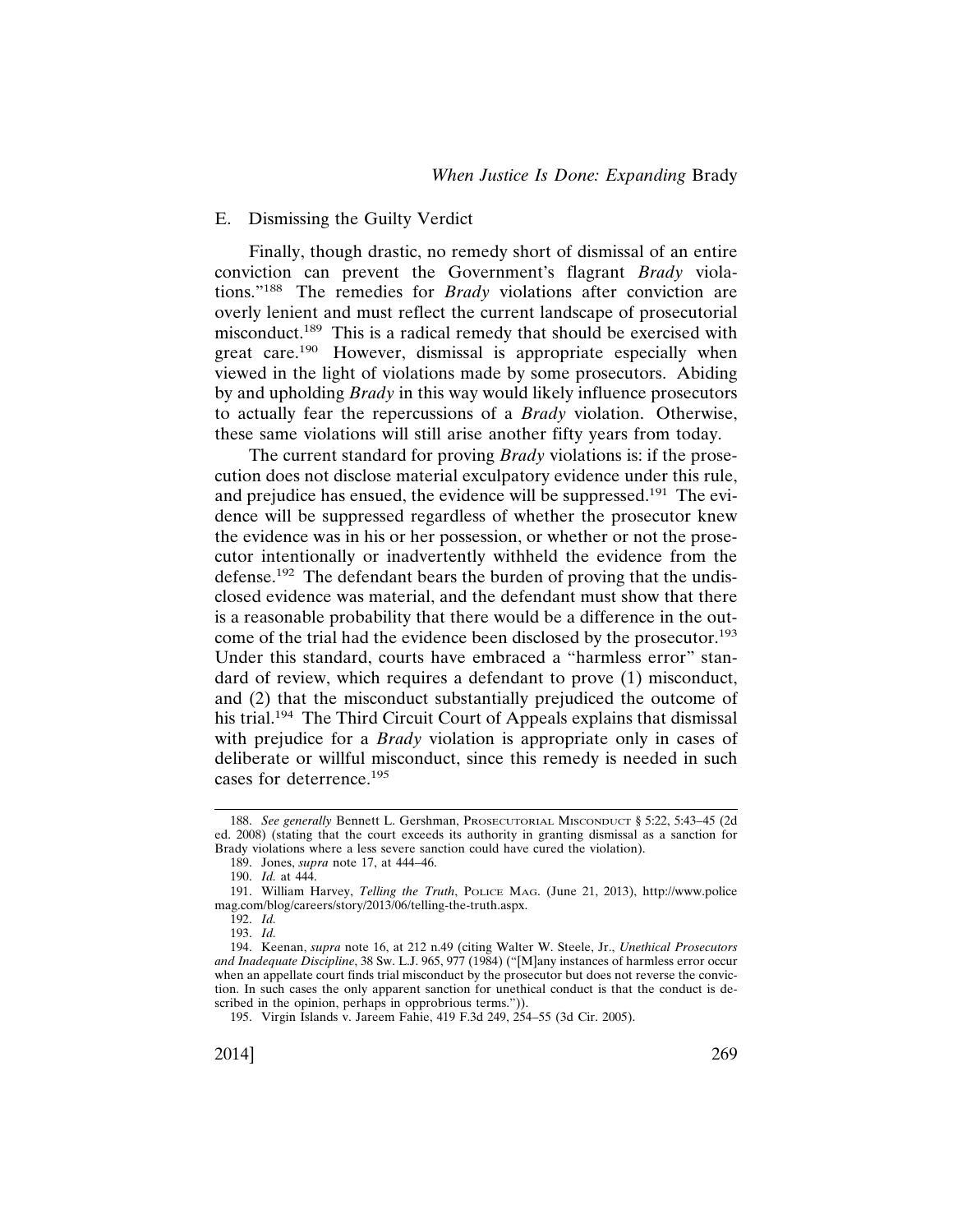## E. Dismissing the Guilty Verdict

Finally, though drastic, no remedy short of dismissal of an entire conviction can prevent the Government's flagrant *Brady* violations."[188] The remedies for *Brady* violations after conviction are overly lenient and must reflect the current landscape of prosecutorial misconduct.[189] This is a radical remedy that should be exercised with great care.[190] However, dismissal is appropriate especially when viewed in the light of violations made by some prosecutors. Abiding by and upholding *Brady* in this way would likely influence prosecutors to actually fear the repercussions of a *Brady* violation. Otherwise, these same violations will still arise another fifty years from today.

The current standard for proving *Brady* violations is: if the prosecution does not disclose material exculpatory evidence under this rule, and prejudice has ensued, the evidence will be suppressed.[191] The evidence will be suppressed regardless of whether the prosecutor knew the evidence was in his or her possession, or whether or not the prosecutor intentionally or inadvertently withheld the evidence from the defense.[192] The defendant bears the burden of proving that the undisclosed evidence was material, and the defendant must show that there is a reasonable probability that there would be a difference in the outcome of the trial had the evidence been disclosed by the prosecutor.[193] Under this standard, courts have embraced a "harmless error" standard of review, which requires a defendant to prove (1) misconduct, and (2) that the misconduct substantially prejudiced the outcome of his trial.[194] The Third Circuit Court of Appeals explains that dismissal with prejudice for a *Brady* violation is appropriate only in cases of deliberate or willful misconduct, since this remedy is needed in such cases for deterrence.[195]

---

188. *See generally* Bennett L. Gershman, PROSECUTORIAL MISCONDUCT § 5:22, 5:43–45 (2d ed. 2008) (stating that the court exceeds its authority in granting dismissal as a sanction for Brady violations where a less severe sanction could have cured the violation).

189. Jones, *supra* note 17, at 444–46.

190. *Id.* at 444.

191. William Harvey, *Telling the Truth*, POLICE MAG. (June 21, 2013), http://www.policemag.com/blog/careers/story/2013/06/telling-the-truth.aspx.

192. *Id.*

193. *Id.*

194. Keenan, *supra* note 16, at 212 n.49 (citing Walter W. Steele, Jr., *Unethical Prosecutors and Inadequate Discipline*, 38 Sw. L.J. 965, 977 (1984) ("[M]any instances of harmless error occur when an appellate court finds trial misconduct by the prosecutor but does not reverse the conviction. In such cases the only apparent sanction for unethical conduct is that the conduct is described in the opinion, perhaps in opprobrious terms.")).

195. Virgin Islands v. Jareem Fahie, 419 F.3d 249, 254–55 (3d Cir. 2005).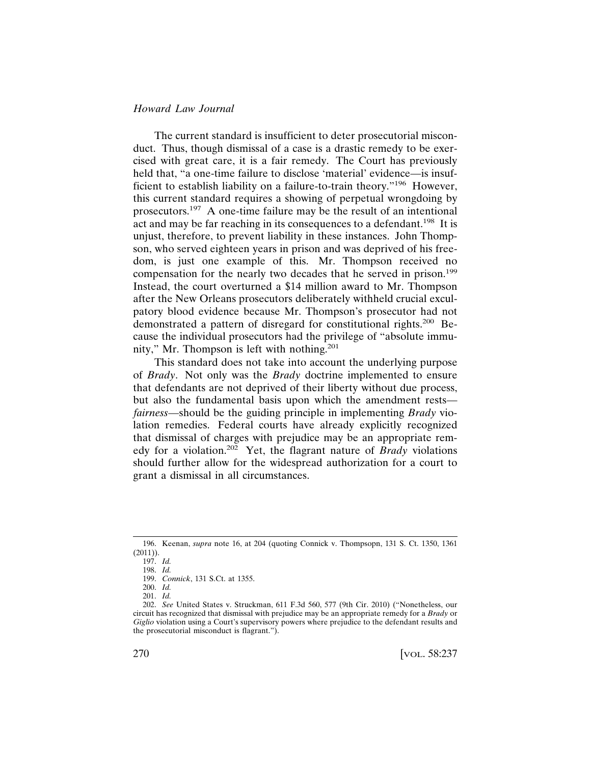The current standard is insufficient to deter prosecutorial misconduct. Thus, though dismissal of a case is a drastic remedy to be exercised with great care, it is a fair remedy. The Court has previously held that, "a one-time failure to disclose 'material' evidence—is insufficient to establish liability on a failure-to-train theory."[196] However, this current standard requires a showing of perpetual wrongdoing by prosecutors.[197] A one-time failure may be the result of an intentional act and may be far reaching in its consequences to a defendant.[198] It is unjust, therefore, to prevent liability in these instances. John Thompson, who served eighteen years in prison and was deprived of his freedom, is just one example of this. Mr. Thompson received no compensation for the nearly two decades that he served in prison.[199] Instead, the court overturned a $14 million award to Mr. Thompson after the New Orleans prosecutors deliberately withheld crucial exculpatory blood evidence because Mr. Thompson's prosecutor had not demonstrated a pattern of disregard for constitutional rights.[200] Because the individual prosecutors had the privilege of "absolute immunity," Mr. Thompson is left with nothing.[201]

This standard does not take into account the underlying purpose of *Brady*. Not only was the *Brady* doctrine implemented to ensure that defendants are not deprived of their liberty without due process, but also the fundamental basis upon which the amendment rests—*fairness*—should be the guiding principle in implementing *Brady* violation remedies. Federal courts have already explicitly recognized that dismissal of charges with prejudice may be an appropriate remedy for a violation.[202] Yet, the flagrant nature of *Brady* violations should further allow for the widespread authorization for a court to grant a dismissal in all circumstances.

---

196. Keenan, *supra* note 16, at 204 (quoting Connick v. Thompsopn, 131 S. Ct. 1350, 1361 (2011)).

197. *Id.*

198. *Id.*

199. *Connick*, 131 S.Ct. at 1355.

200. *Id.*

201. *Id.*

202. *See* United States v. Struckman, 611 F.3d 560, 577 (9th Cir. 2010) ("Nonetheless, our circuit has recognized that dismissal with prejudice may be an appropriate remedy for a *Brady* or *Giglio* violation using a Court's supervisory powers where prejudice to the defendant results and the prosecutorial misconduct is flagrant.").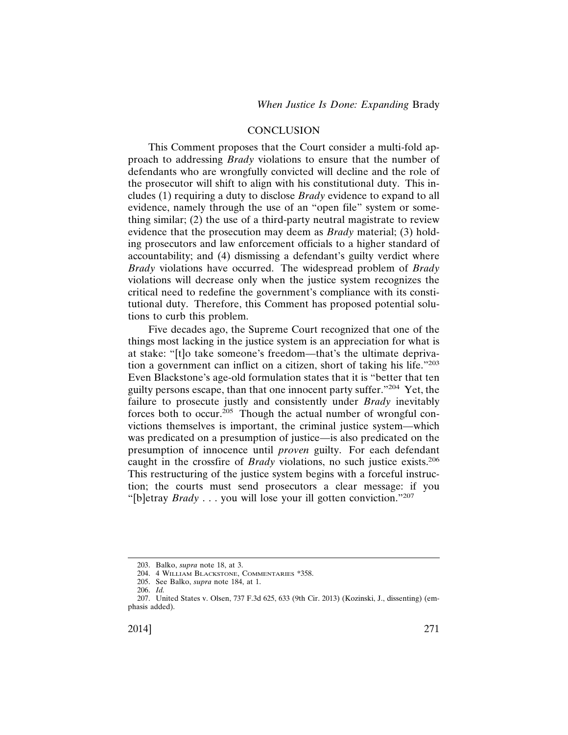## CONCLUSION

This Comment proposes that the Court consider a multi-fold approach to addressing *Brady* violations to ensure that the number of defendants who are wrongfully convicted will decline and the role of the prosecutor will shift to align with his constitutional duty. This includes (1) requiring a duty to disclose *Brady* evidence to expand to all evidence, namely through the use of an "open file" system or something similar; (2) the use of a third-party neutral magistrate to review evidence that the prosecution may deem as *Brady* material; (3) holding prosecutors and law enforcement officials to a higher standard of accountability; and (4) dismissing a defendant's guilty verdict where *Brady* violations have occurred. The widespread problem of *Brady* violations will decrease only when the justice system recognizes the critical need to redefine the government's compliance with its constitutional duty. Therefore, this Comment has proposed potential solutions to curb this problem.

Five decades ago, the Supreme Court recognized that one of the things most lacking in the justice system is an appreciation for what is at stake: "[t]o take someone's freedom—that's the ultimate deprivation a government can inflict on a citizen, short of taking his life."[203] Even Blackstone's age-old formulation states that it is "better that ten guilty persons escape, than that one innocent party suffer."[204] Yet, the failure to prosecute justly and consistently under *Brady* inevitably forces both to occur.[205] Though the actual number of wrongful convictions themselves is important, the criminal justice system—which was predicated on a presumption of justice—is also predicated on the presumption of innocence until *proven* guilty. For each defendant caught in the crossfire of *Brady* violations, no such justice exists.[206] This restructuring of the justice system begins with a forceful instruction; the courts must send prosecutors a clear message: if you "[b]etray *Brady* . . . you will lose your ill gotten conviction."[207]

---

203. Balko, *supra* note 18, at 3.

204. 4 WILLIAM BLACKSTONE, COMMENTARIES *358.

205. See Balko, *supra* note 184, at 1.

206. *Id.*

207. United States v. Olsen, 737 F.3d 625, 633 (9th Cir. 2013) (Kozinski, J., dissenting) (emphasis added).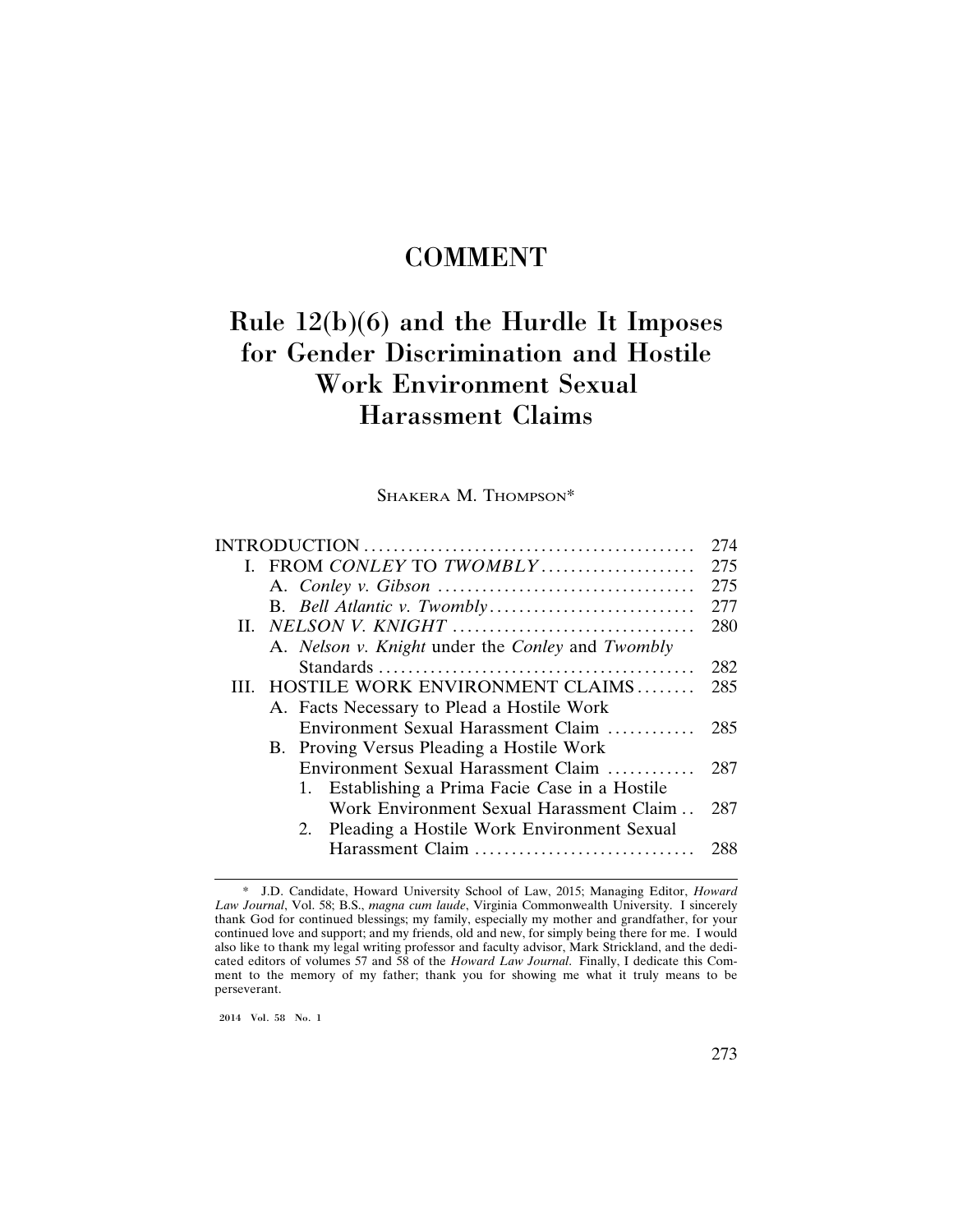# COMMENT

# Rule 12(b)(6) and the Hurdle It Imposes for Gender Discrimination and Hostile Work Environment Sexual Harassment Claims

Shakera M. Thompson*

| | |
|---|---|
| INTRODUCTION | 274 |
| I. FROM *CONLEY* TO *TWOMBLY* | 275 |
| A. *Conley v. Gibson* | 275 |
| B. *Bell Atlantic v. Twombly* | 277 |
| II. *NELSON V. KNIGHT* | 280 |
| A. *Nelson v. Knight* under the *Conley* and *Twombly* Standards | 282 |
| III. HOSTILE WORK ENVIRONMENT CLAIMS | 285 |
| A. Facts Necessary to Plead a Hostile Work Environment Sexual Harassment Claim | 285 |
| B. Proving Versus Pleading a Hostile Work Environment Sexual Harassment Claim | 287 |
| 1. Establishing a Prima Facie *C*ase in a Hostile Work Environment Sexual Harassment Claim | 287 |
| 2. Pleading a Hostile Work Environment Sexual Harassment Claim | 288 |

\* J.D. Candidate, Howard University School of Law, 2015; Managing Editor, *Howard Law Journal*, Vol. 58; B.S., *magna cum laude*, Virginia Commonwealth University. I sincerely thank God for continued blessings; my family, especially my mother and grandfather, for your continued love and support; and my friends, old and new, for simply being there for me. I would also like to thank my legal writing professor and faculty advisor, Mark Strickland, and the dedicated editors of volumes 57 and 58 of the *Howard Law Journal*. Finally, I dedicate this Comment to the memory of my father; thank you for showing me what it truly means to be perseverant.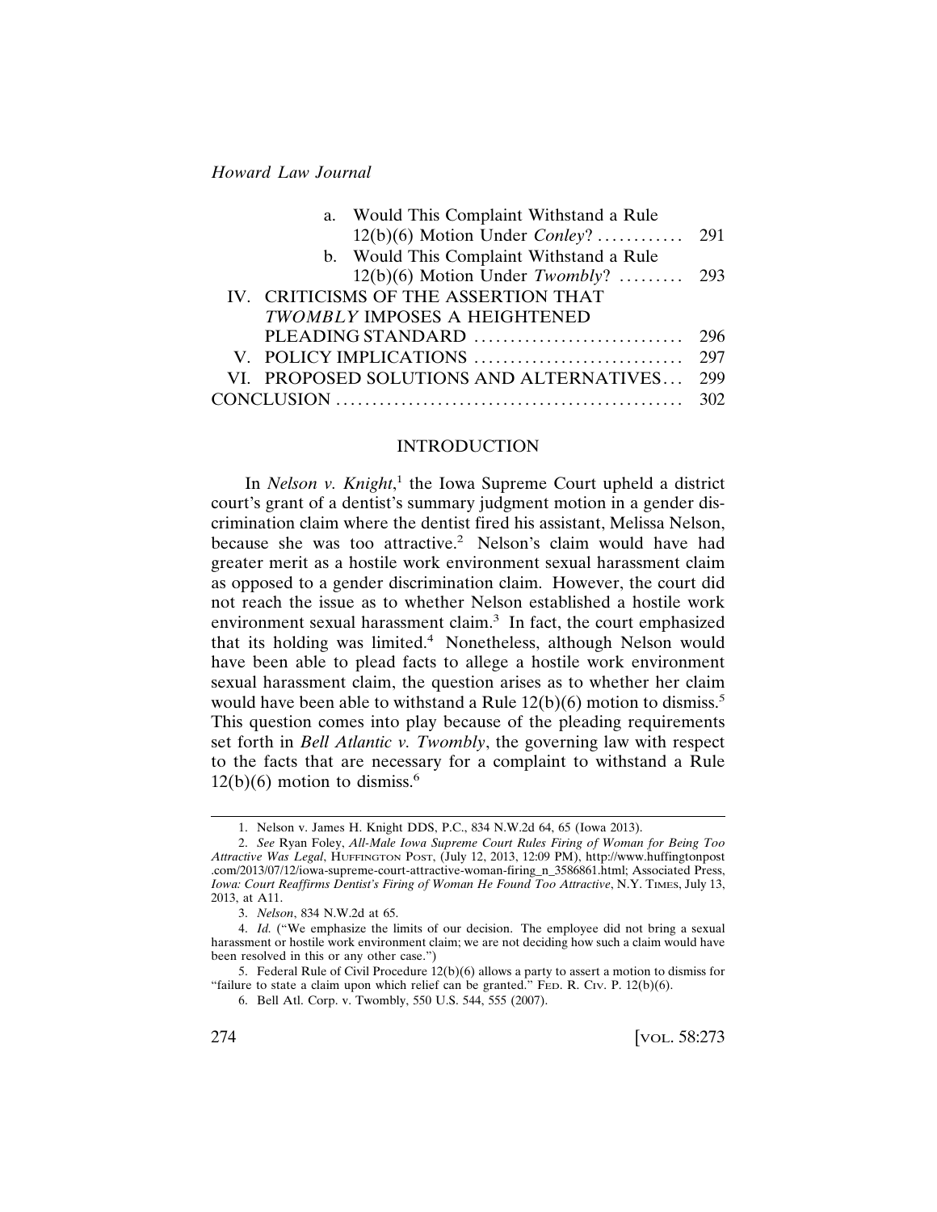a. Would This Complaint Withstand a Rule 12(b)(6) Motion Under *Conley*? ............ 291

b. Would This Complaint Withstand a Rule 12(b)(6) Motion Under *Twombly*? ......... 293

IV. CRITICISMS OF THE ASSERTION THAT *TWOMBLY* IMPOSES A HEIGHTENED PLEADING STANDARD ............................ 296

V. POLICY IMPLICATIONS ............................ 297

VI. PROPOSED SOLUTIONS AND ALTERNATIVES... 299

CONCLUSION ............................................... 302

## INTRODUCTION

In *Nelson v. Knight*,[1] the Iowa Supreme Court upheld a district court's grant of a dentist's summary judgment motion in a gender discrimination claim where the dentist fired his assistant, Melissa Nelson, because she was too attractive.[2] Nelson's claim would have had greater merit as a hostile work environment sexual harassment claim as opposed to a gender discrimination claim. However, the court did not reach the issue as to whether Nelson established a hostile work environment sexual harassment claim.[3] In fact, the court emphasized that its holding was limited.[4] Nonetheless, although Nelson would have been able to plead facts to allege a hostile work environment sexual harassment claim, the question arises as to whether her claim would have been able to withstand a Rule 12(b)(6) motion to dismiss.[5] This question comes into play because of the pleading requirements set forth in *Bell Atlantic v. Twombly*, the governing law with respect to the facts that are necessary for a complaint to withstand a Rule 12(b)(6) motion to dismiss.[6]

---

1. Nelson v. James H. Knight DDS, P.C., 834 N.W.2d 64, 65 (Iowa 2013).

2. *See* Ryan Foley, *All-Male Iowa Supreme Court Rules Firing of Woman for Being Too Attractive Was Legal*, HUFFINGTON POST, (July 12, 2013, 12:09 PM), http://www.huffingtonpost.com/2013/07/12/iowa-supreme-court-attractive-woman-firing_n_3586861.html; Associated Press, *Iowa: Court Reaffirms Dentist's Firing of Woman He Found Too Attractive*, N.Y. TIMES, July 13, 2013, at A11.

3. *Nelson*, 834 N.W.2d at 65.

4. *Id.* ("We emphasize the limits of our decision. The employee did not bring a sexual harassment or hostile work environment claim; we are not deciding how such a claim would have been resolved in this or any other case.")

5. Federal Rule of Civil Procedure 12(b)(6) allows a party to assert a motion to dismiss for "failure to state a claim upon which relief can be granted." FED. R. CIV. P. 12(b)(6).

6. Bell Atl. Corp. v. Twombly, 550 U.S. 544, 555 (2007).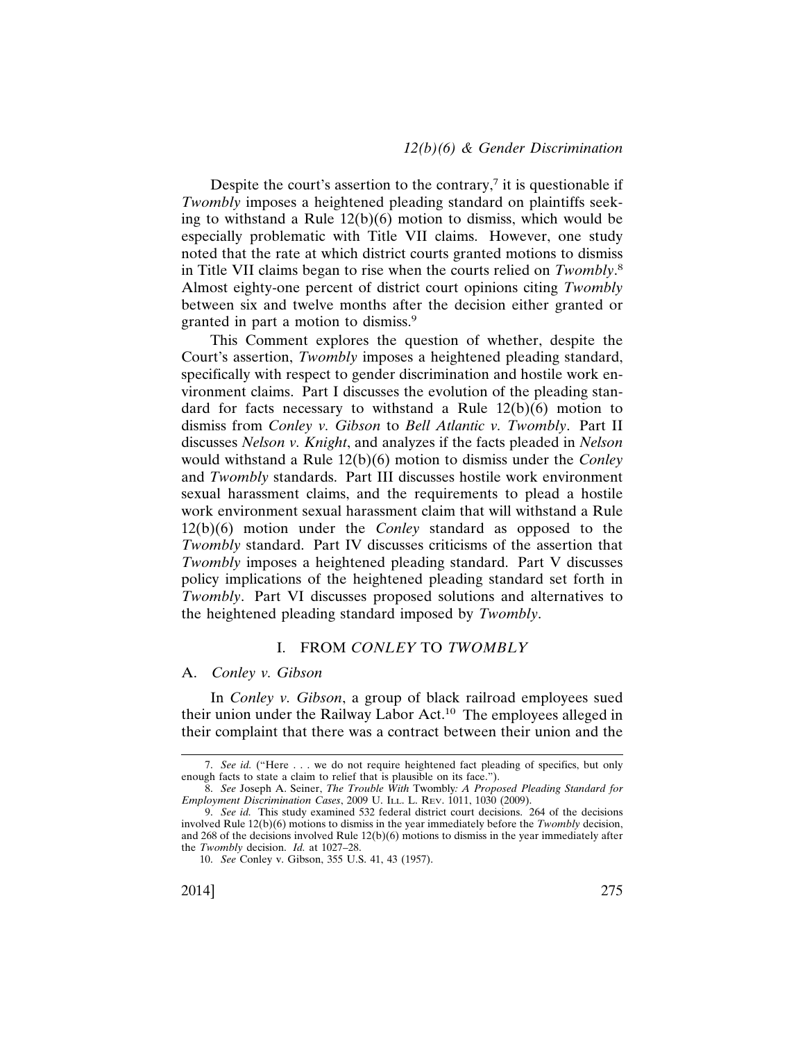Despite the court's assertion to the contrary,[7] it is questionable if *Twombly* imposes a heightened pleading standard on plaintiffs seeking to withstand a Rule 12(b)(6) motion to dismiss, which would be especially problematic with Title VII claims. However, one study noted that the rate at which district courts granted motions to dismiss in Title VII claims began to rise when the courts relied on *Twombly*.[8] Almost eighty-one percent of district court opinions citing *Twombly* between six and twelve months after the decision either granted or granted in part a motion to dismiss.[9]

This Comment explores the question of whether, despite the Court's assertion, *Twombly* imposes a heightened pleading standard, specifically with respect to gender discrimination and hostile work environment claims. Part I discusses the evolution of the pleading standard for facts necessary to withstand a Rule 12(b)(6) motion to dismiss from *Conley v. Gibson* to *Bell Atlantic v. Twombly*. Part II discusses *Nelson v. Knight*, and analyzes if the facts pleaded in *Nelson* would withstand a Rule 12(b)(6) motion to dismiss under the *Conley* and *Twombly* standards. Part III discusses hostile work environment sexual harassment claims, and the requirements to plead a hostile work environment sexual harassment claim that will withstand a Rule 12(b)(6) motion under the *Conley* standard as opposed to the *Twombly* standard. Part IV discusses criticisms of the assertion that *Twombly* imposes a heightened pleading standard. Part V discusses policy implications of the heightened pleading standard set forth in *Twombly*. Part VI discusses proposed solutions and alternatives to the heightened pleading standard imposed by *Twombly*.

## I. FROM *CONLEY* TO *TWOMBLY*

### A. *Conley v. Gibson*

In *Conley v. Gibson*, a group of black railroad employees sued their union under the Railway Labor Act.[10] The employees alleged in their complaint that there was a contract between their union and the

---

7. *See id.* ("Here . . . we do not require heightened fact pleading of specifics, but only enough facts to state a claim to relief that is plausible on its face.").

8. *See* Joseph A. Seiner, *The Trouble With* Twombly*: A Proposed Pleading Standard for Employment Discrimination Cases*, 2009 U. Ill. L. Rev. 1011, 1030 (2009).

9. *See id.* This study examined 532 federal district court decisions. 264 of the decisions involved Rule 12(b)(6) motions to dismiss in the year immediately before the *Twombly* decision, and 268 of the decisions involved Rule 12(b)(6) motions to dismiss in the year immediately after the *Twombly* decision. *Id.* at 1027–28.

10. *See* Conley v. Gibson, 355 U.S. 41, 43 (1957).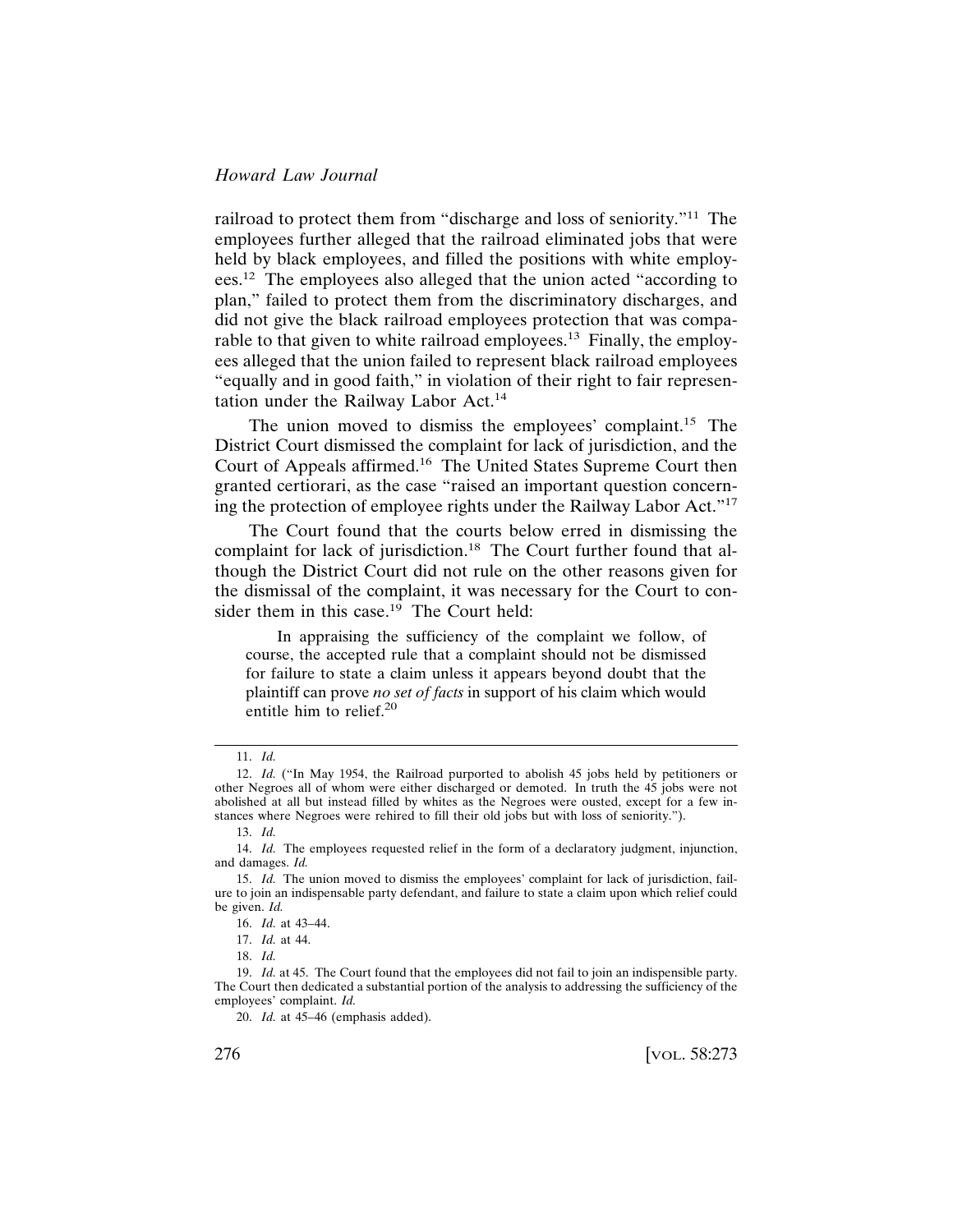railroad to protect them from "discharge and loss of seniority."[11] The employees further alleged that the railroad eliminated jobs that were held by black employees, and filled the positions with white employees.[12] The employees also alleged that the union acted "according to plan," failed to protect them from the discriminatory discharges, and did not give the black railroad employees protection that was comparable to that given to white railroad employees.[13] Finally, the employees alleged that the union failed to represent black railroad employees "equally and in good faith," in violation of their right to fair representation under the Railway Labor Act.[14]

The union moved to dismiss the employees' complaint.[15] The District Court dismissed the complaint for lack of jurisdiction, and the Court of Appeals affirmed.[16] The United States Supreme Court then granted certiorari, as the case "raised an important question concerning the protection of employee rights under the Railway Labor Act."[17]

The Court found that the courts below erred in dismissing the complaint for lack of jurisdiction.[18] The Court further found that although the District Court did not rule on the other reasons given for the dismissal of the complaint, it was necessary for the Court to consider them in this case.[19] The Court held:

> In appraising the sufficiency of the complaint we follow, of course, the accepted rule that a complaint should not be dismissed for failure to state a claim unless it appears beyond doubt that the plaintiff can prove *no set of facts* in support of his claim which would entitle him to relief.[20]

---

11. *Id.*

12. *Id.* ("In May 1954, the Railroad purported to abolish 45 jobs held by petitioners or other Negroes all of whom were either discharged or demoted. In truth the 45 jobs were not abolished at all but instead filled by whites as the Negroes were ousted, except for a few instances where Negroes were rehired to fill their old jobs but with loss of seniority.").

13. *Id.*

14. *Id.* The employees requested relief in the form of a declaratory judgment, injunction, and damages. *Id.*

15. *Id.* The union moved to dismiss the employees' complaint for lack of jurisdiction, failure to join an indispensable party defendant, and failure to state a claim upon which relief could be given. *Id.*

16. *Id.* at 43–44.

17. *Id.* at 44.

18. *Id.*

19. *Id.* at 45. The Court found that the employees did not fail to join an indispensible party. The Court then dedicated a substantial portion of the analysis to addressing the sufficiency of the employees' complaint. *Id.*

20. *Id.* at 45–46 (emphasis added).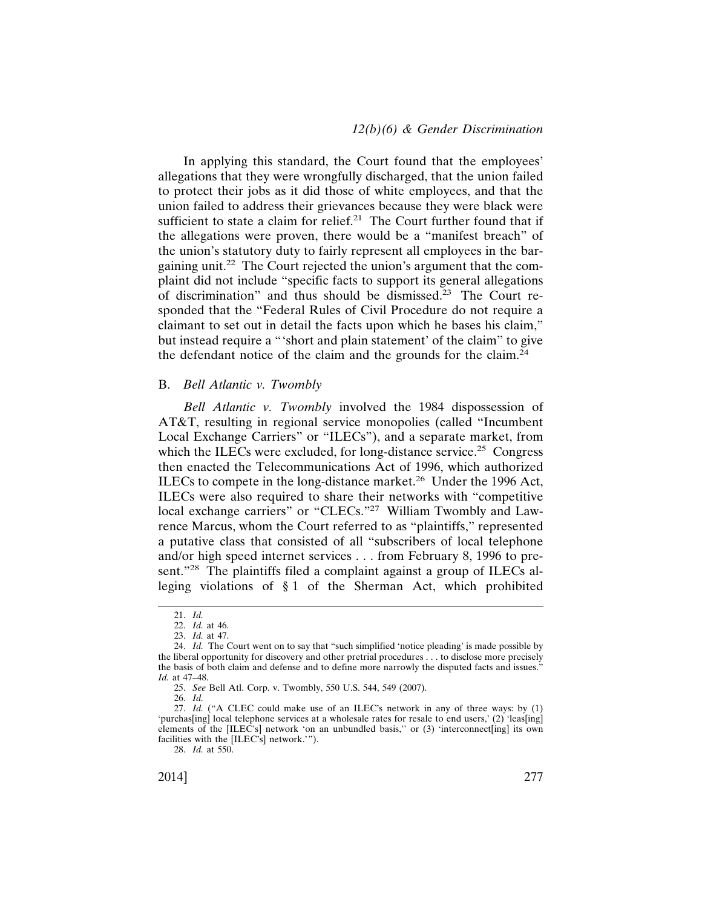In applying this standard, the Court found that the employees' allegations that they were wrongfully discharged, that the union failed to protect their jobs as it did those of white employees, and that the union failed to address their grievances because they were black were sufficient to state a claim for relief.[21] The Court further found that if the allegations were proven, there would be a "manifest breach" of the union's statutory duty to fairly represent all employees in the bargaining unit.[22] The Court rejected the union's argument that the complaint did not include "specific facts to support its general allegations of discrimination" and thus should be dismissed.[23] The Court responded that the "Federal Rules of Civil Procedure do not require a claimant to set out in detail the facts upon which he bases his claim," but instead require a "'short and plain statement' of the claim" to give the defendant notice of the claim and the grounds for the claim.[24]

## B. *Bell Atlantic v. Twombly*

*Bell Atlantic v. Twombly* involved the 1984 dispossession of AT&T, resulting in regional service monopolies (called "Incumbent Local Exchange Carriers" or "ILECs"), and a separate market, from which the ILECs were excluded, for long-distance service.[25] Congress then enacted the Telecommunications Act of 1996, which authorized ILECs to compete in the long-distance market.[26] Under the 1996 Act, ILECs were also required to share their networks with "competitive local exchange carriers" or "CLECs."[27] William Twombly and Lawrence Marcus, whom the Court referred to as "plaintiffs," represented a putative class that consisted of all "subscribers of local telephone and/or high speed internet services . . . from February 8, 1996 to present."[28] The plaintiffs filed a complaint against a group of ILECs alleging violations of § 1 of the Sherman Act, which prohibited

---

21. *Id.*

22. *Id.* at 46.

23. *Id.* at 47.

24. *Id.* The Court went on to say that "such simplified 'notice pleading' is made possible by the liberal opportunity for discovery and other pretrial procedures . . . to disclose more precisely the basis of both claim and defense and to define more narrowly the disputed facts and issues." *Id.* at 47–48.

25. *See* Bell Atl. Corp. v. Twombly, 550 U.S. 544, 549 (2007).

26. *Id.*

27. *Id.* ("A CLEC could make use of an ILEC's network in any of three ways: by (1) 'purchas[ing] local telephone services at a wholesale rates for resale to end users,' (2) 'leas[ing] elements of the [ILEC's] network 'on an unbundled basis,'' or (3) 'interconnect[ing] its own facilities with the [ILEC's] network.'").

28. *Id.* at 550.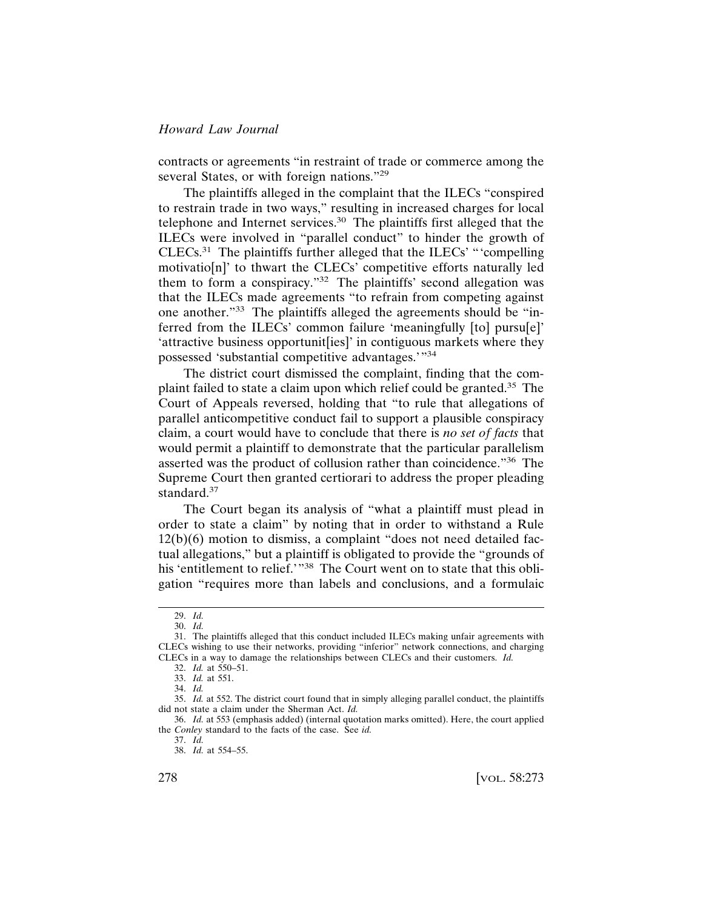contracts or agreements "in restraint of trade or commerce among the several States, or with foreign nations."[29]

The plaintiffs alleged in the complaint that the ILECs "conspired to restrain trade in two ways," resulting in increased charges for local telephone and Internet services.[30] The plaintiffs first alleged that the ILECs were involved in "parallel conduct" to hinder the growth of CLECs.[31] The plaintiffs further alleged that the ILECs' "'compelling motivatio[n]' to thwart the CLECs' competitive efforts naturally led them to form a conspiracy."[32] The plaintiffs' second allegation was that the ILECs made agreements "to refrain from competing against one another."[33] The plaintiffs alleged the agreements should be "inferred from the ILECs' common failure 'meaningfully [to] pursu[e]' 'attractive business opportunit[ies]' in contiguous markets where they possessed 'substantial competitive advantages.'"[34]

The district court dismissed the complaint, finding that the complaint failed to state a claim upon which relief could be granted.[35] The Court of Appeals reversed, holding that "to rule that allegations of parallel anticompetitive conduct fail to support a plausible conspiracy claim, a court would have to conclude that there is *no set of facts* that would permit a plaintiff to demonstrate that the particular parallelism asserted was the product of collusion rather than coincidence."[36] The Supreme Court then granted certiorari to address the proper pleading standard.[37]

The Court began its analysis of "what a plaintiff must plead in order to state a claim" by noting that in order to withstand a Rule 12(b)(6) motion to dismiss, a complaint "does not need detailed factual allegations," but a plaintiff is obligated to provide the "grounds of his 'entitlement to relief.'"[38] The Court went on to state that this obligation "requires more than labels and conclusions, and a formulaic

---

29. *Id.*

30. *Id.*

31. The plaintiffs alleged that this conduct included ILECs making unfair agreements with CLECs wishing to use their networks, providing "inferior" network connections, and charging CLECs in a way to damage the relationships between CLECs and their customers. *Id.*

32. *Id.* at 550–51.

33. *Id.* at 551.

34. *Id.*

35. *Id.* at 552. The district court found that in simply alleging parallel conduct, the plaintiffs did not state a claim under the Sherman Act. *Id.*

36. *Id.* at 553 (emphasis added) (internal quotation marks omitted). Here, the court applied the *Conley* standard to the facts of the case. See *id.*

37. *Id.*

38. *Id.* at 554–55.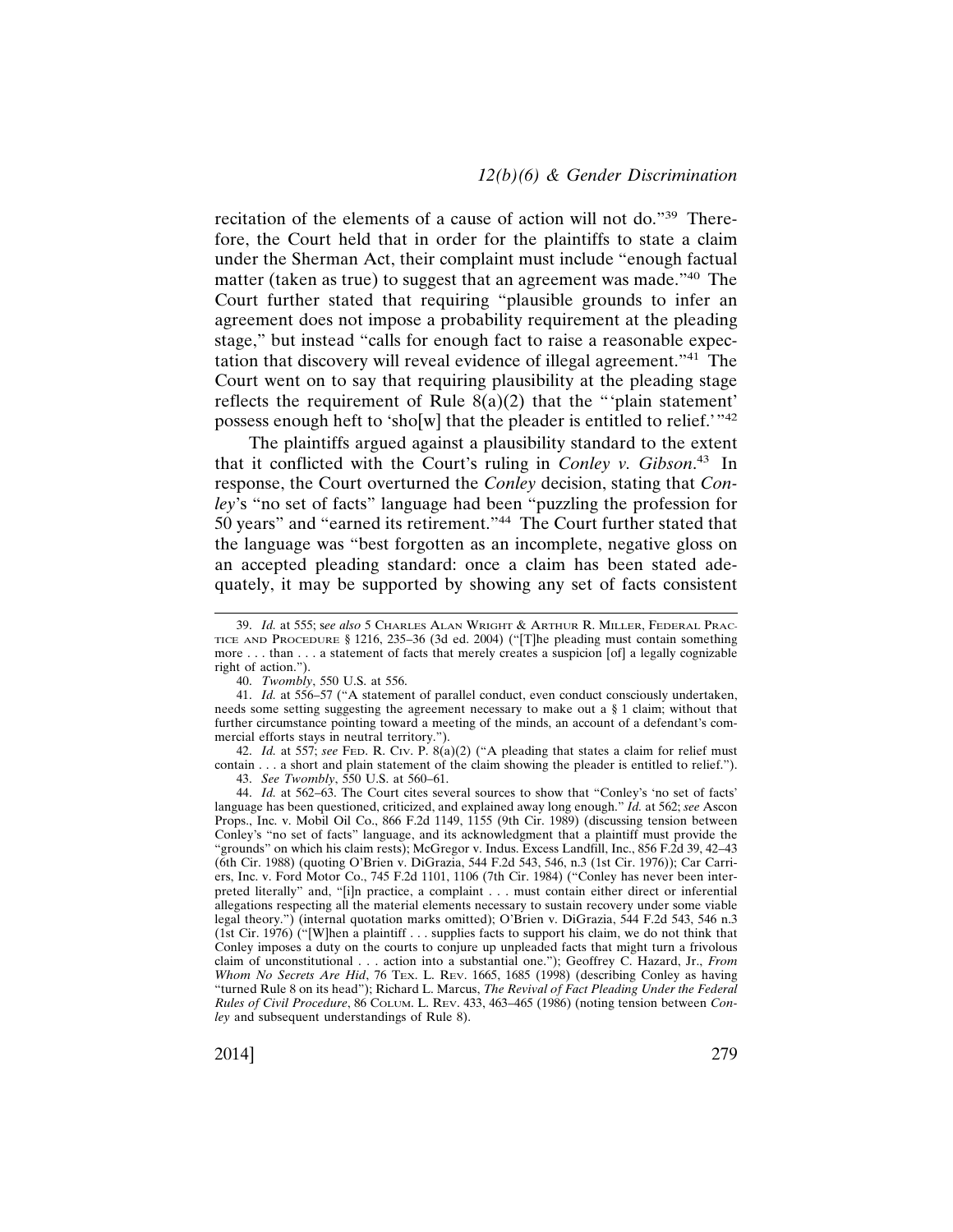recitation of the elements of a cause of action will not do."[39] Therefore, the Court held that in order for the plaintiffs to state a claim under the Sherman Act, their complaint must include "enough factual matter (taken as true) to suggest that an agreement was made."[40] The Court further stated that requiring "plausible grounds to infer an agreement does not impose a probability requirement at the pleading stage," but instead "calls for enough fact to raise a reasonable expectation that discovery will reveal evidence of illegal agreement."[41] The Court went on to say that requiring plausibility at the pleading stage reflects the requirement of Rule 8(a)(2) that the "'plain statement' possess enough heft to 'sho[w] that the pleader is entitled to relief.'"[42]

The plaintiffs argued against a plausibility standard to the extent that it conflicted with the Court's ruling in *Conley v. Gibson*.[43] In response, the Court overturned the *Conley* decision, stating that *Conley*'s "no set of facts" language had been "puzzling the profession for 50 years" and "earned its retirement."[44] The Court further stated that the language was "best forgotten as an incomplete, negative gloss on an accepted pleading standard: once a claim has been stated adequately, it may be supported by showing any set of facts consistent

---

39. *Id.* at 555; *see also* 5 Charles Alan Wright & Arthur R. Miller, Federal Practice and Procedure § 1216, 235–36 (3d ed. 2004) ("[T]he pleading must contain something more . . . than . . . a statement of facts that merely creates a suspicion [of] a legally cognizable right of action.").

40. *Twombly*, 550 U.S. at 556.

41. *Id.* at 556–57 ("A statement of parallel conduct, even conduct consciously undertaken, needs some setting suggesting the agreement necessary to make out a § 1 claim; without that further circumstance pointing toward a meeting of the minds, an account of a defendant's commercial efforts stays in neutral territory.").

42. *Id.* at 557; *see* Fed. R. Civ. P. 8(a)(2) ("A pleading that states a claim for relief must contain . . . a short and plain statement of the claim showing the pleader is entitled to relief.").

43. *See Twombly*, 550 U.S. at 560–61.

44. *Id.* at 562–63. The Court cites several sources to show that "Conley's 'no set of facts' language has been questioned, criticized, and explained away long enough." *Id.* at 562; *see* Ascon Props., Inc. v. Mobil Oil Co., 866 F.2d 1149, 1155 (9th Cir. 1989) (discussing tension between Conley's "no set of facts" language, and its acknowledgment that a plaintiff must provide the "grounds" on which his claim rests); McGregor v. Indus. Excess Landfill, Inc., 856 F.2d 39, 42–43 (6th Cir. 1988) (quoting O'Brien v. DiGrazia, 544 F.2d 543, 546, n.3 (1st Cir. 1976)); Car Carriers, Inc. v. Ford Motor Co., 745 F.2d 1101, 1106 (7th Cir. 1984) ("Conley has never been interpreted literally" and, "[i]n practice, a complaint . . . must contain either direct or inferential allegations respecting all the material elements necessary to sustain recovery under some viable legal theory.") (internal quotation marks omitted); O'Brien v. DiGrazia, 544 F.2d 543, 546 n.3 (1st Cir. 1976) ("[W]hen a plaintiff . . . supplies facts to support his claim, we do not think that Conley imposes a duty on the courts to conjure up unpleaded facts that might turn a frivolous claim of unconstitutional . . . action into a substantial one."); Geoffrey C. Hazard, Jr., *From Whom No Secrets Are Hid*, 76 Tex. L. Rev. 1665, 1685 (1998) (describing Conley as having "turned Rule 8 on its head"); Richard L. Marcus, *The Revival of Fact Pleading Under the Federal Rules of Civil Procedure*, 86 Colum. L. Rev. 433, 463–465 (1986) (noting tension between *Conley* and subsequent understandings of Rule 8).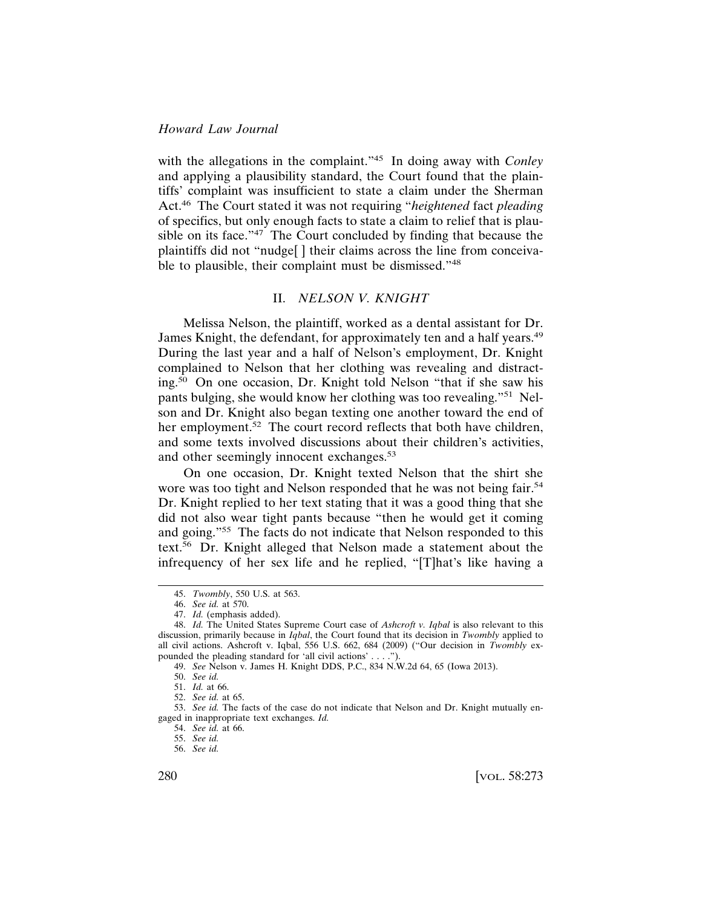with the allegations in the complaint."[45] In doing away with *Conley* and applying a plausibility standard, the Court found that the plaintiffs' complaint was insufficient to state a claim under the Sherman Act.[46] The Court stated it was not requiring "*heightened* fact *pleading* of specifics, but only enough facts to state a claim to relief that is plausible on its face."[47] The Court concluded by finding that because the plaintiffs did not "nudge[ ] their claims across the line from conceivable to plausible, their complaint must be dismissed."[48]

## II. *NELSON V. KNIGHT*

Melissa Nelson, the plaintiff, worked as a dental assistant for Dr. James Knight, the defendant, for approximately ten and a half years.[49] During the last year and a half of Nelson's employment, Dr. Knight complained to Nelson that her clothing was revealing and distracting.[50] On one occasion, Dr. Knight told Nelson "that if she saw his pants bulging, she would know her clothing was too revealing."[51] Nelson and Dr. Knight also began texting one another toward the end of her employment.[52] The court record reflects that both have children, and some texts involved discussions about their children's activities, and other seemingly innocent exchanges.[53]

On one occasion, Dr. Knight texted Nelson that the shirt she wore was too tight and Nelson responded that he was not being fair.[54] Dr. Knight replied to her text stating that it was a good thing that she did not also wear tight pants because "then he would get it coming and going."[55] The facts do not indicate that Nelson responded to this text.[56] Dr. Knight alleged that Nelson made a statement about the infrequency of her sex life and he replied, "[T]hat's like having a

---

45. *Twombly*, 550 U.S. at 563.

46. *See id.* at 570.

47. *Id.* (emphasis added).

48. *Id.* The United States Supreme Court case of *Ashcroft v. Iqbal* is also relevant to this discussion, primarily because in *Iqbal*, the Court found that its decision in *Twombly* applied to all civil actions. Ashcroft v. Iqbal, 556 U.S. 662, 684 (2009) ("Our decision in *Twombly* expounded the pleading standard for 'all civil actions' . . . .").

49. *See* Nelson v. James H. Knight DDS, P.C., 834 N.W.2d 64, 65 (Iowa 2013).

50. *See id.*

51. *Id.* at 66.

52. *See id.* at 65.

53. *See id.* The facts of the case do not indicate that Nelson and Dr. Knight mutually engaged in inappropriate text exchanges. *Id.*

54. *See id.* at 66.

55. *See id.*

56. *See id.*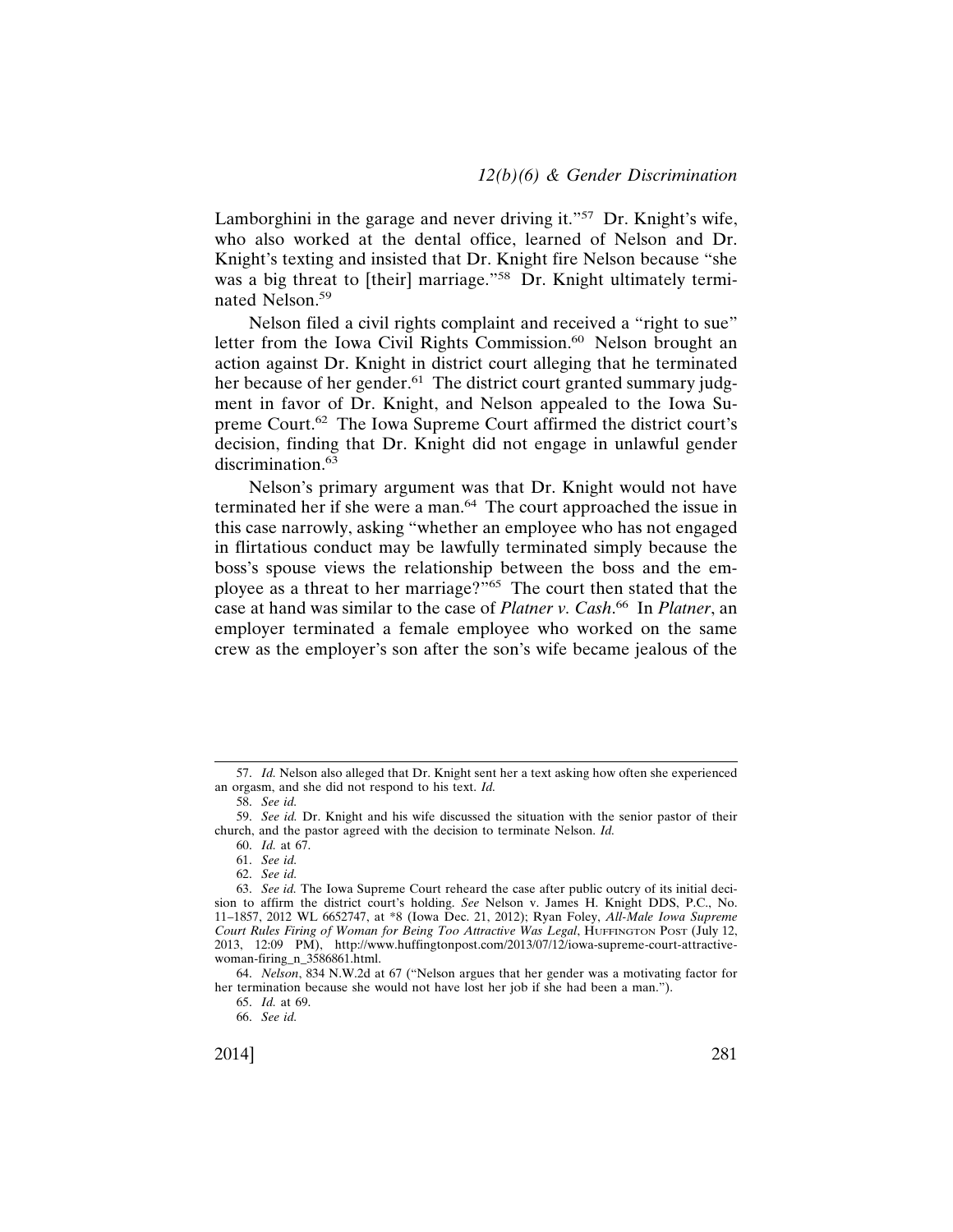Lamborghini in the garage and never driving it."[57] Dr. Knight's wife, who also worked at the dental office, learned of Nelson and Dr. Knight's texting and insisted that Dr. Knight fire Nelson because "she was a big threat to [their] marriage."[58] Dr. Knight ultimately terminated Nelson.[59]

Nelson filed a civil rights complaint and received a "right to sue" letter from the Iowa Civil Rights Commission.[60] Nelson brought an action against Dr. Knight in district court alleging that he terminated her because of her gender.[61] The district court granted summary judgment in favor of Dr. Knight, and Nelson appealed to the Iowa Supreme Court.[62] The Iowa Supreme Court affirmed the district court's decision, finding that Dr. Knight did not engage in unlawful gender discrimination.[63]

Nelson's primary argument was that Dr. Knight would not have terminated her if she were a man.[64] The court approached the issue in this case narrowly, asking "whether an employee who has not engaged in flirtatious conduct may be lawfully terminated simply because the boss's spouse views the relationship between the boss and the employee as a threat to her marriage?"[65] The court then stated that the case at hand was similar to the case of *Platner v. Cash*.[66] In *Platner*, an employer terminated a female employee who worked on the same crew as the employer's son after the son's wife became jealous of the

---

57. *Id.* Nelson also alleged that Dr. Knight sent her a text asking how often she experienced an orgasm, and she did not respond to his text. *Id.*

58. *See id.*

59. *See id.* Dr. Knight and his wife discussed the situation with the senior pastor of their church, and the pastor agreed with the decision to terminate Nelson. *Id.*

60. *Id.* at 67.

61. *See id.*

62. *See id.*

63. *See id.* The Iowa Supreme Court reheard the case after public outcry of its initial decision to affirm the district court's holding. *See* Nelson v. James H. Knight DDS, P.C., No. 11–1857, 2012 WL 6652747, at *8 (Iowa Dec. 21, 2012); Ryan Foley, *All-Male Iowa Supreme Court Rules Firing of Woman for Being Too Attractive Was Legal*, HUFFINGTON POST (July 12, 2013, 12:09 PM), http://www.huffingtonpost.com/2013/07/12/iowa-supreme-court-attractive-woman-firing_n_3586861.html.

64. *Nelson*, 834 N.W.2d at 67 ("Nelson argues that her gender was a motivating factor for her termination because she would not have lost her job if she had been a man.").

65. *Id.* at 69.

66. *See id.*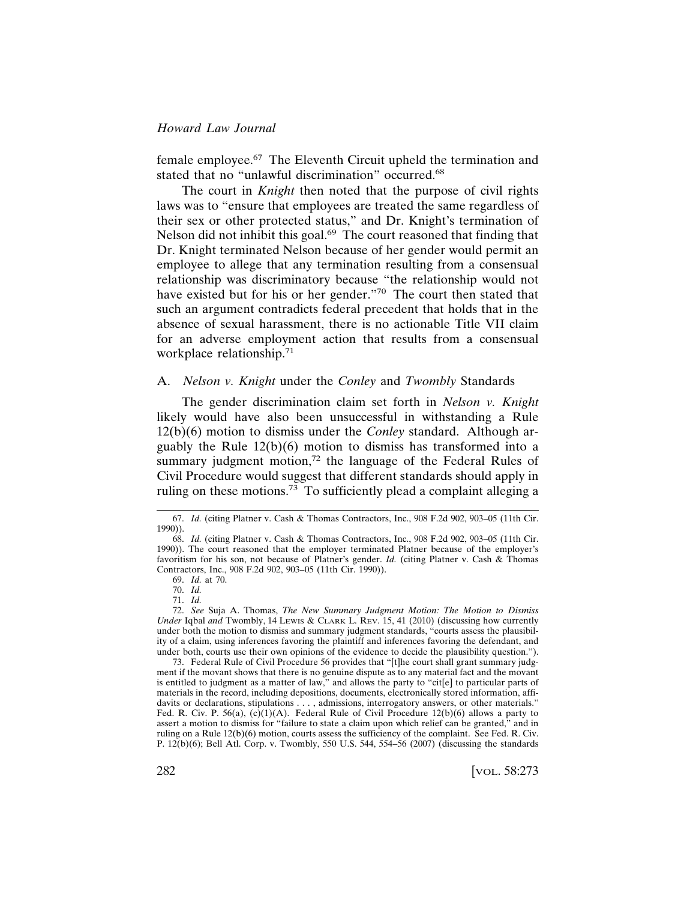female employee.[67] The Eleventh Circuit upheld the termination and stated that no "unlawful discrimination" occurred.[68]

The court in *Knight* then noted that the purpose of civil rights laws was to "ensure that employees are treated the same regardless of their sex or other protected status," and Dr. Knight's termination of Nelson did not inhibit this goal.[69] The court reasoned that finding that Dr. Knight terminated Nelson because of her gender would permit an employee to allege that any termination resulting from a consensual relationship was discriminatory because "the relationship would not have existed but for his or her gender."[70] The court then stated that such an argument contradicts federal precedent that holds that in the absence of sexual harassment, there is no actionable Title VII claim for an adverse employment action that results from a consensual workplace relationship.[71]

### A. *Nelson v. Knight* under the *Conley* and *Twombly* Standards

The gender discrimination claim set forth in *Nelson v. Knight* likely would have also been unsuccessful in withstanding a Rule 12(b)(6) motion to dismiss under the *Conley* standard. Although arguably the Rule 12(b)(6) motion to dismiss has transformed into a summary judgment motion,[72] the language of the Federal Rules of Civil Procedure would suggest that different standards should apply in ruling on these motions.[73] To sufficiently plead a complaint alleging a

---

67. *Id.* (citing Platner v. Cash & Thomas Contractors, Inc., 908 F.2d 902, 903–05 (11th Cir. 1990)).

68. *Id.* (citing Platner v. Cash & Thomas Contractors, Inc., 908 F.2d 902, 903–05 (11th Cir. 1990)). The court reasoned that the employer terminated Platner because of the employer's favoritism for his son, not because of Platner's gender. *Id.* (citing Platner v. Cash & Thomas Contractors, Inc., 908 F.2d 902, 903–05 (11th Cir. 1990)).

69. *Id.* at 70.

70. *Id.*

71. *Id.*

72. *See* Suja A. Thomas, *The New Summary Judgment Motion: The Motion to Dismiss Under* Iqbal *and* Twombly, 14 LEWIS & CLARK L. REV. 15, 41 (2010) (discussing how currently under both the motion to dismiss and summary judgment standards, "courts assess the plausibility of a claim, using inferences favoring the plaintiff and inferences favoring the defendant, and under both, courts use their own opinions of the evidence to decide the plausibility question.").

73. Federal Rule of Civil Procedure 56 provides that "[t]he court shall grant summary judgment if the movant shows that there is no genuine dispute as to any material fact and the movant is entitled to judgment as a matter of law," and allows the party to "cit[e] to particular parts of materials in the record, including depositions, documents, electronically stored information, affidavits or declarations, stipulations . . . , admissions, interrogatory answers, or other materials." Fed. R. Civ. P. 56(a), (c)(1)(A). Federal Rule of Civil Procedure 12(b)(6) allows a party to assert a motion to dismiss for "failure to state a claim upon which relief can be granted," and in ruling on a Rule 12(b)(6) motion, courts assess the sufficiency of the complaint. See Fed. R. Civ. P. 12(b)(6); Bell Atl. Corp. v. Twombly, 550 U.S. 544, 554–56 (2007) (discussing the standards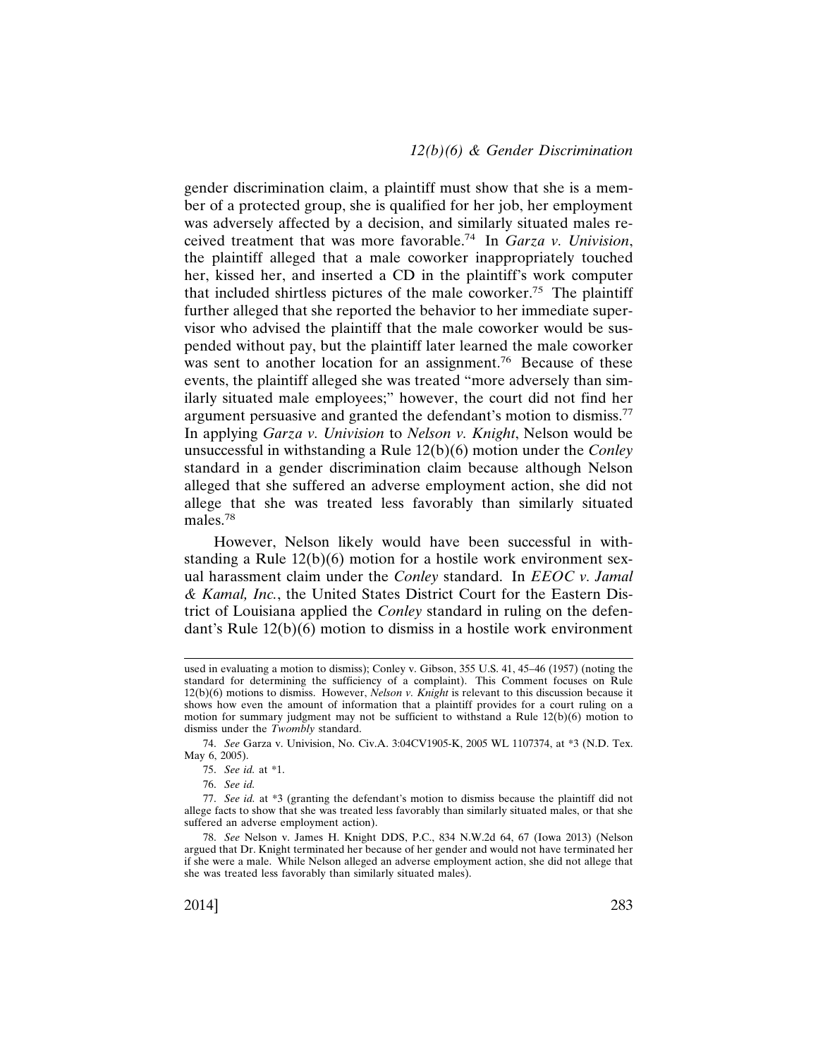gender discrimination claim, a plaintiff must show that she is a member of a protected group, she is qualified for her job, her employment was adversely affected by a decision, and similarly situated males received treatment that was more favorable.[74] In *Garza v. Univision*, the plaintiff alleged that a male coworker inappropriately touched her, kissed her, and inserted a CD in the plaintiff's work computer that included shirtless pictures of the male coworker.[75] The plaintiff further alleged that she reported the behavior to her immediate supervisor who advised the plaintiff that the male coworker would be suspended without pay, but the plaintiff later learned the male coworker was sent to another location for an assignment.[76] Because of these events, the plaintiff alleged she was treated "more adversely than similarly situated male employees;" however, the court did not find her argument persuasive and granted the defendant's motion to dismiss.[77] In applying *Garza v. Univision* to *Nelson v. Knight*, Nelson would be unsuccessful in withstanding a Rule 12(b)(6) motion under the *Conley* standard in a gender discrimination claim because although Nelson alleged that she suffered an adverse employment action, she did not allege that she was treated less favorably than similarly situated males.[78]

However, Nelson likely would have been successful in withstanding a Rule 12(b)(6) motion for a hostile work environment sexual harassment claim under the *Conley* standard. In *EEOC v. Jamal & Kamal, Inc.*, the United States District Court for the Eastern District of Louisiana applied the *Conley* standard in ruling on the defendant's Rule 12(b)(6) motion to dismiss in a hostile work environment

---

used in evaluating a motion to dismiss); Conley v. Gibson, 355 U.S. 41, 45–46 (1957) (noting the standard for determining the sufficiency of a complaint). This Comment focuses on Rule 12(b)(6) motions to dismiss. However, *Nelson v. Knight* is relevant to this discussion because it shows how even the amount of information that a plaintiff provides for a court ruling on a motion for summary judgment may not be sufficient to withstand a Rule 12(b)(6) motion to dismiss under the *Twombly* standard.

74. *See* Garza v. Univision, No. Civ.A. 3:04CV1905-K, 2005 WL 1107374, at *3 (N.D. Tex. May 6, 2005).

75. *See id.* at *1.

76. *See id.*

77. *See id.* at *3 (granting the defendant's motion to dismiss because the plaintiff did not allege facts to show that she was treated less favorably than similarly situated males, or that she suffered an adverse employment action).

78. *See* Nelson v. James H. Knight DDS, P.C., 834 N.W.2d 64, 67 (Iowa 2013) (Nelson argued that Dr. Knight terminated her because of her gender and would not have terminated her if she were a male. While Nelson alleged an adverse employment action, she did not allege that she was treated less favorably than similarly situated males).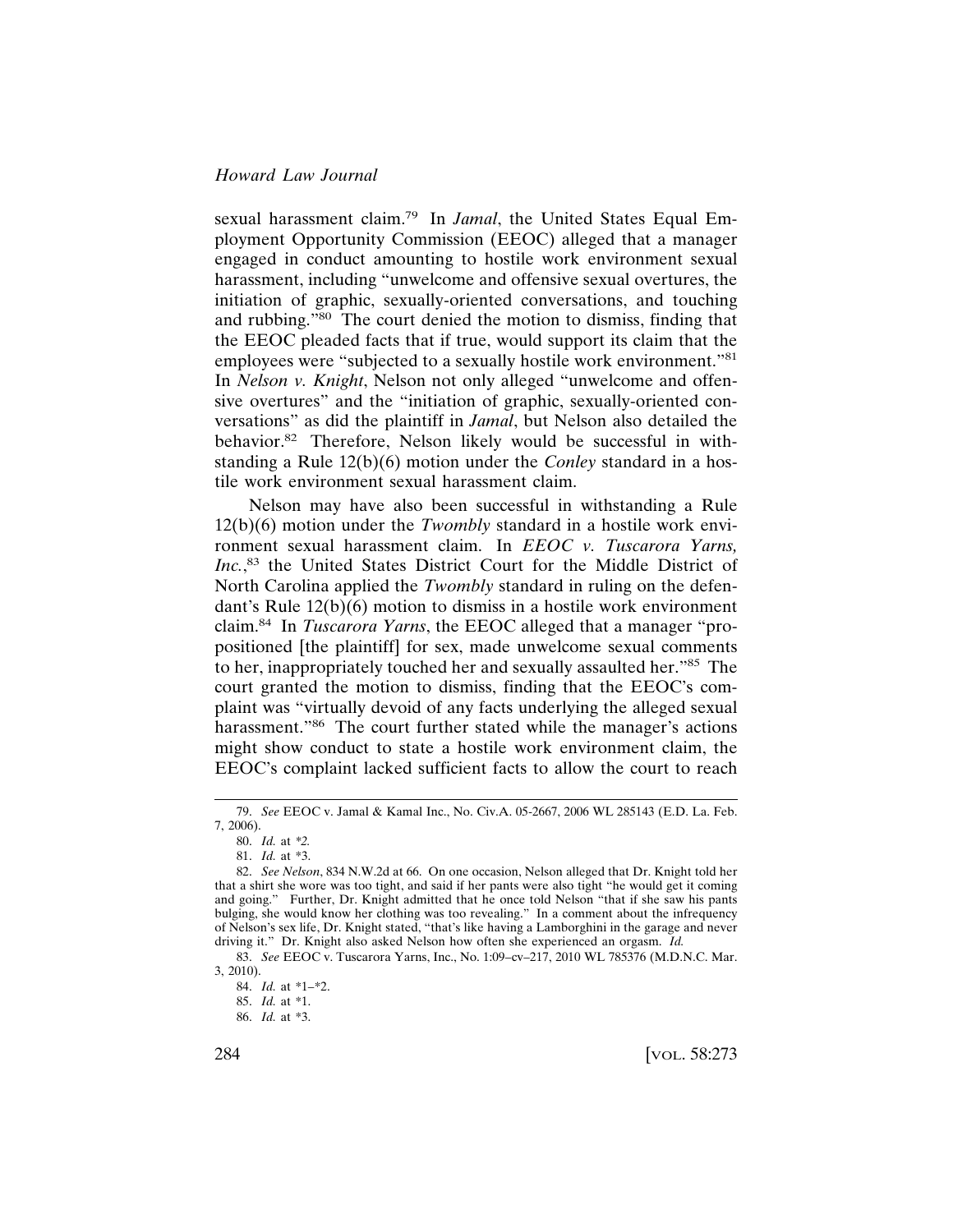sexual harassment claim.[79] In *Jamal*, the United States Equal Employment Opportunity Commission (EEOC) alleged that a manager engaged in conduct amounting to hostile work environment sexual harassment, including "unwelcome and offensive sexual overtures, the initiation of graphic, sexually-oriented conversations, and touching and rubbing."[80] The court denied the motion to dismiss, finding that the EEOC pleaded facts that if true, would support its claim that the employees were "subjected to a sexually hostile work environment."[81] In *Nelson v. Knight*, Nelson not only alleged "unwelcome and offensive overtures" and the "initiation of graphic, sexually-oriented conversations" as did the plaintiff in *Jamal*, but Nelson also detailed the behavior.[82] Therefore, Nelson likely would be successful in withstanding a Rule 12(b)(6) motion under the *Conley* standard in a hostile work environment sexual harassment claim.

Nelson may have also been successful in withstanding a Rule 12(b)(6) motion under the *Twombly* standard in a hostile work environment sexual harassment claim. In *EEOC v. Tuscarora Yarns, Inc.*,[83] the United States District Court for the Middle District of North Carolina applied the *Twombly* standard in ruling on the defendant's Rule 12(b)(6) motion to dismiss in a hostile work environment claim.[84] In *Tuscarora Yarns*, the EEOC alleged that a manager "propositioned [the plaintiff] for sex, made unwelcome sexual comments to her, inappropriately touched her and sexually assaulted her."[85] The court granted the motion to dismiss, finding that the EEOC's complaint was "virtually devoid of any facts underlying the alleged sexual harassment."[86] The court further stated while the manager's actions might show conduct to state a hostile work environment claim, the EEOC's complaint lacked sufficient facts to allow the court to reach

---

79. *See* EEOC v. Jamal & Kamal Inc., No. Civ.A. 05-2667, 2006 WL 285143 (E.D. La. Feb. 7, 2006).

80. *Id.* at *2.

81. *Id.* at *3.

82. *See Nelson*, 834 N.W.2d at 66. On one occasion, Nelson alleged that Dr. Knight told her that a shirt she wore was too tight, and said if her pants were also tight "he would get it coming and going." Further, Dr. Knight admitted that he once told Nelson "that if she saw his pants bulging, she would know her clothing was too revealing." In a comment about the infrequency of Nelson's sex life, Dr. Knight stated, "that's like having a Lamborghini in the garage and never driving it." Dr. Knight also asked Nelson how often she experienced an orgasm. *Id.*

83. *See* EEOC v. Tuscarora Yarns, Inc., No. 1:09–cv–217, 2010 WL 785376 (M.D.N.C. Mar. 3, 2010).

84. *Id.* at *1–*2.

85. *Id.* at *1.

86. *Id.* at *3.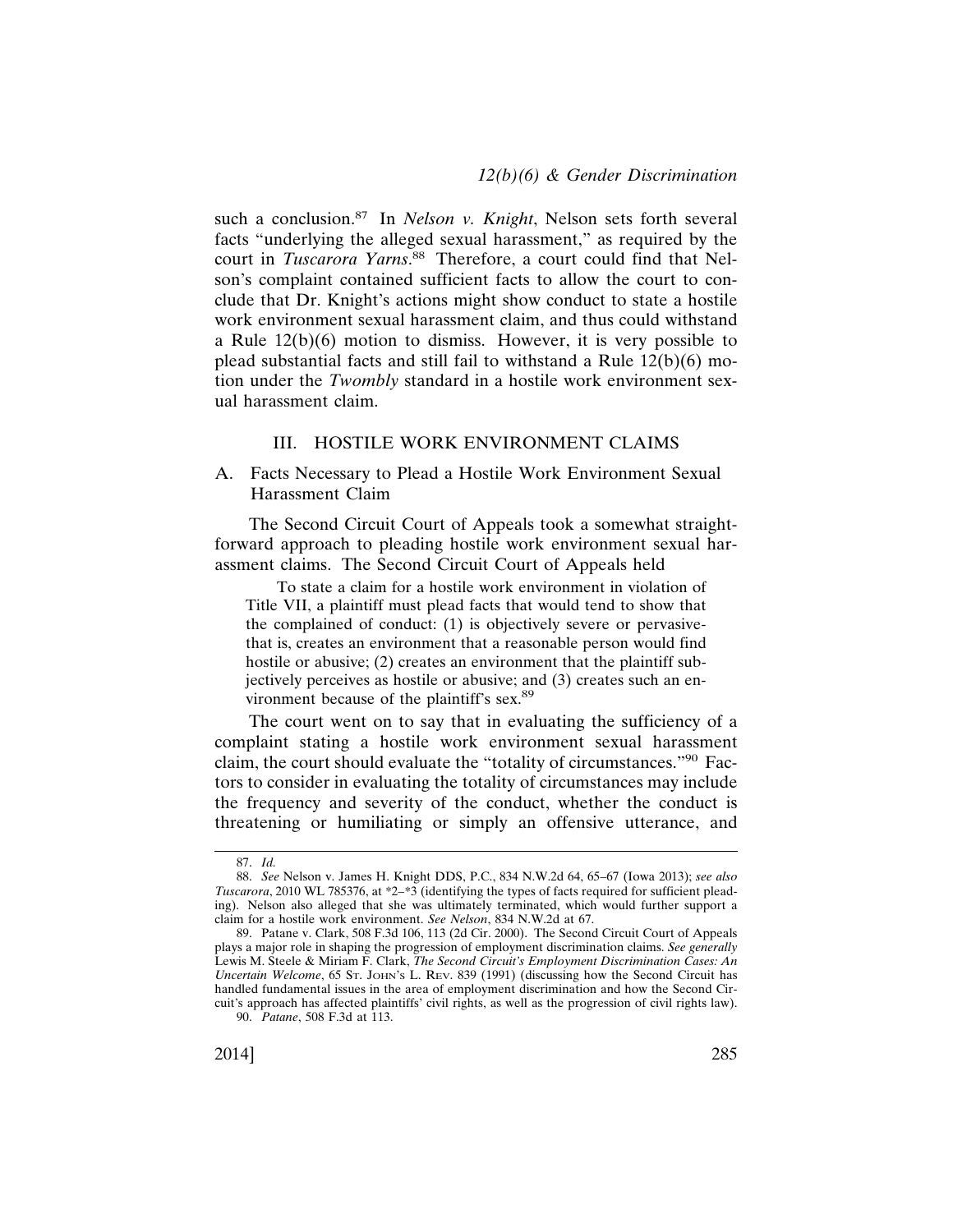such a conclusion.[87] In *Nelson v. Knight*, Nelson sets forth several facts "underlying the alleged sexual harassment," as required by the court in *Tuscarora Yarns*.[88] Therefore, a court could find that Nelson's complaint contained sufficient facts to allow the court to conclude that Dr. Knight's actions might show conduct to state a hostile work environment sexual harassment claim, and thus could withstand a Rule 12(b)(6) motion to dismiss. However, it is very possible to plead substantial facts and still fail to withstand a Rule 12(b)(6) motion under the *Twombly* standard in a hostile work environment sexual harassment claim.

## III. HOSTILE WORK ENVIRONMENT CLAIMS

### A. Facts Necessary to Plead a Hostile Work Environment Sexual Harassment Claim

The Second Circuit Court of Appeals took a somewhat straightforward approach to pleading hostile work environment sexual harassment claims. The Second Circuit Court of Appeals held

> To state a claim for a hostile work environment in violation of Title VII, a plaintiff must plead facts that would tend to show that the complained of conduct: (1) is objectively severe or pervasive-that is, creates an environment that a reasonable person would find hostile or abusive; (2) creates an environment that the plaintiff subjectively perceives as hostile or abusive; and (3) creates such an environment because of the plaintiff's sex.[89]

The court went on to say that in evaluating the sufficiency of a complaint stating a hostile work environment sexual harassment claim, the court should evaluate the "totality of circumstances."[90] Factors to consider in evaluating the totality of circumstances may include the frequency and severity of the conduct, whether the conduct is threatening or humiliating or simply an offensive utterance, and

---

87. *Id.*

88. *See* Nelson v. James H. Knight DDS, P.C., 834 N.W.2d 64, 65–67 (Iowa 2013); *see also Tuscarora*, 2010 WL 785376, at *2–*3 (identifying the types of facts required for sufficient pleading). Nelson also alleged that she was ultimately terminated, which would further support a claim for a hostile work environment. *See Nelson*, 834 N.W.2d at 67.

89. Patane v. Clark, 508 F.3d 106, 113 (2d Cir. 2000). The Second Circuit Court of Appeals plays a major role in shaping the progression of employment discrimination claims. *See generally* Lewis M. Steele & Miriam F. Clark, *The Second Circuit's Employment Discrimination Cases: An Uncertain Welcome*, 65 St. John's L. Rev. 839 (1991) (discussing how the Second Circuit has handled fundamental issues in the area of employment discrimination and how the Second Circuit's approach has affected plaintiffs' civil rights, as well as the progression of civil rights law).

90. *Patane*, 508 F.3d at 113.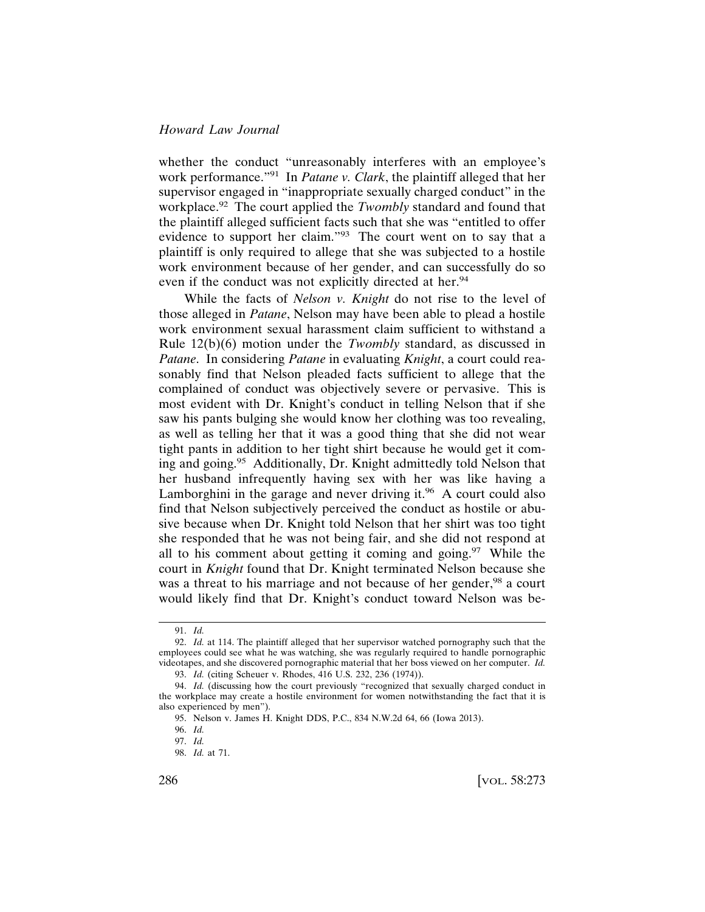whether the conduct "unreasonably interferes with an employee's work performance."[91] In *Patane v. Clark*, the plaintiff alleged that her supervisor engaged in "inappropriate sexually charged conduct" in the workplace.[92] The court applied the *Twombly* standard and found that the plaintiff alleged sufficient facts such that she was "entitled to offer evidence to support her claim."[93] The court went on to say that a plaintiff is only required to allege that she was subjected to a hostile work environment because of her gender, and can successfully do so even if the conduct was not explicitly directed at her.[94]

While the facts of *Nelson v. Knight* do not rise to the level of those alleged in *Patane*, Nelson may have been able to plead a hostile work environment sexual harassment claim sufficient to withstand a Rule 12(b)(6) motion under the *Twombly* standard, as discussed in *Patane*. In considering *Patane* in evaluating *Knight*, a court could reasonably find that Nelson pleaded facts sufficient to allege that the complained of conduct was objectively severe or pervasive. This is most evident with Dr. Knight's conduct in telling Nelson that if she saw his pants bulging she would know her clothing was too revealing, as well as telling her that it was a good thing that she did not wear tight pants in addition to her tight shirt because he would get it coming and going.[95] Additionally, Dr. Knight admittedly told Nelson that her husband infrequently having sex with her was like having a Lamborghini in the garage and never driving it.[96] A court could also find that Nelson subjectively perceived the conduct as hostile or abusive because when Dr. Knight told Nelson that her shirt was too tight she responded that he was not being fair, and she did not respond at all to his comment about getting it coming and going.[97] While the court in *Knight* found that Dr. Knight terminated Nelson because she was a threat to his marriage and not because of her gender,[98] a court would likely find that Dr. Knight's conduct toward Nelson was be-

---

91. *Id.*

92. *Id.* at 114. The plaintiff alleged that her supervisor watched pornography such that the employees could see what he was watching, she was regularly required to handle pornographic videotapes, and she discovered pornographic material that her boss viewed on her computer. *Id.*

93. *Id.* (citing Scheuer v. Rhodes, 416 U.S. 232, 236 (1974)).

94. *Id.* (discussing how the court previously "recognized that sexually charged conduct in the workplace may create a hostile environment for women notwithstanding the fact that it is also experienced by men").

95. Nelson v. James H. Knight DDS, P.C., 834 N.W.2d 64, 66 (Iowa 2013).

96. *Id.*

97. *Id.*

98. *Id.* at 71.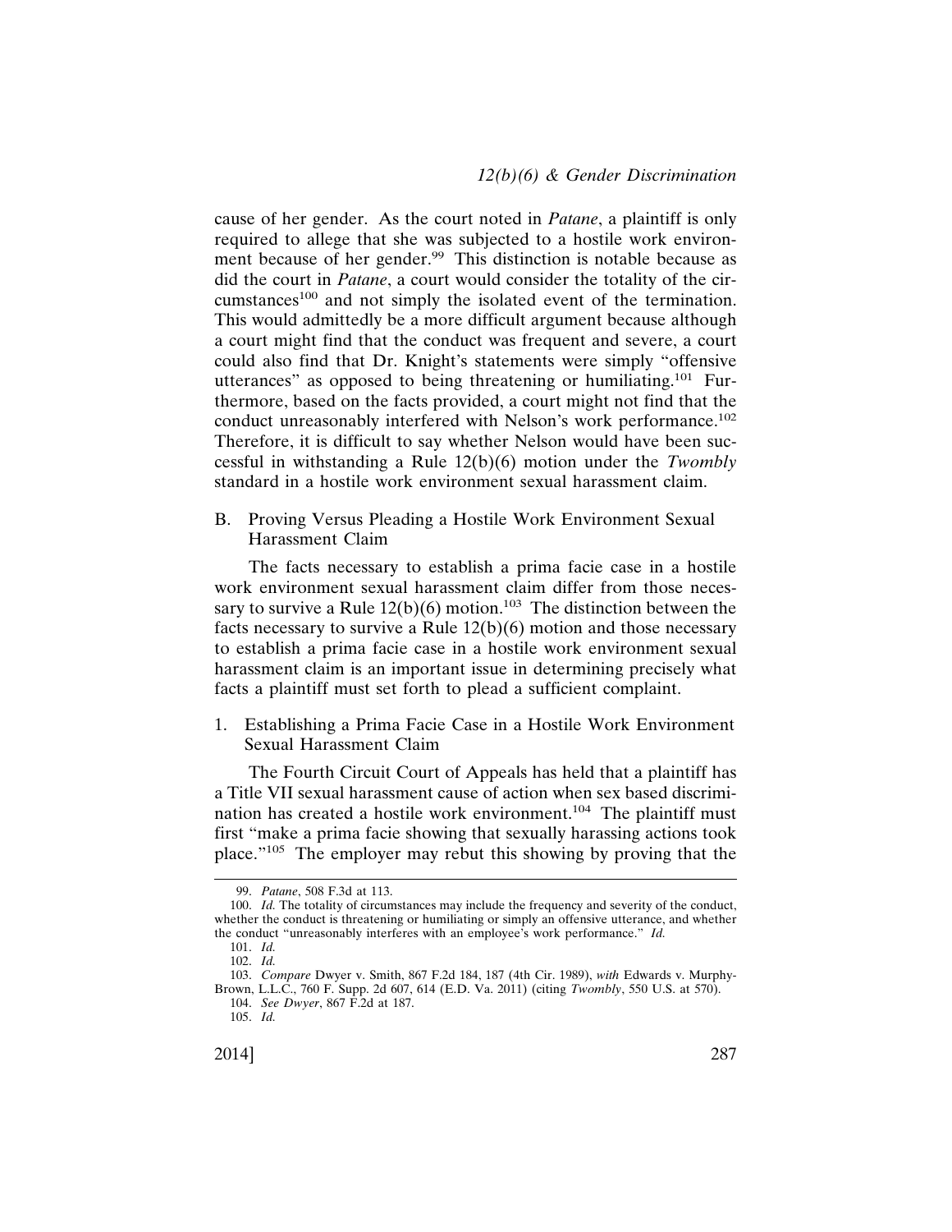cause of her gender. As the court noted in *Patane*, a plaintiff is only required to allege that she was subjected to a hostile work environment because of her gender.[99] This distinction is notable because as did the court in *Patane*, a court would consider the totality of the circumstances[100] and not simply the isolated event of the termination. This would admittedly be a more difficult argument because although a court might find that the conduct was frequent and severe, a court could also find that Dr. Knight's statements were simply "offensive utterances" as opposed to being threatening or humiliating.[101] Furthermore, based on the facts provided, a court might not find that the conduct unreasonably interfered with Nelson's work performance.[102] Therefore, it is difficult to say whether Nelson would have been successful in withstanding a Rule 12(b)(6) motion under the *Twombly* standard in a hostile work environment sexual harassment claim.

### B. Proving Versus Pleading a Hostile Work Environment Sexual Harassment Claim

The facts necessary to establish a prima facie case in a hostile work environment sexual harassment claim differ from those necessary to survive a Rule 12(b)(6) motion.[103] The distinction between the facts necessary to survive a Rule 12(b)(6) motion and those necessary to establish a prima facie case in a hostile work environment sexual harassment claim is an important issue in determining precisely what facts a plaintiff must set forth to plead a sufficient complaint.

#### 1. Establishing a Prima Facie Case in a Hostile Work Environment Sexual Harassment Claim

The Fourth Circuit Court of Appeals has held that a plaintiff has a Title VII sexual harassment cause of action when sex based discrimination has created a hostile work environment.[104] The plaintiff must first "make a prima facie showing that sexually harassing actions took place."[105] The employer may rebut this showing by proving that the

---

99. *Patane*, 508 F.3d at 113.

100. *Id.* The totality of circumstances may include the frequency and severity of the conduct, whether the conduct is threatening or humiliating or simply an offensive utterance, and whether the conduct "unreasonably interferes with an employee's work performance." *Id.*

101. *Id.*

102. *Id.*

103. *Compare* Dwyer v. Smith, 867 F.2d 184, 187 (4th Cir. 1989), *with* Edwards v. Murphy-Brown, L.L.C., 760 F. Supp. 2d 607, 614 (E.D. Va. 2011) (citing *Twombly*, 550 U.S. at 570).

104. *See Dwyer*, 867 F.2d at 187.

105. *Id.*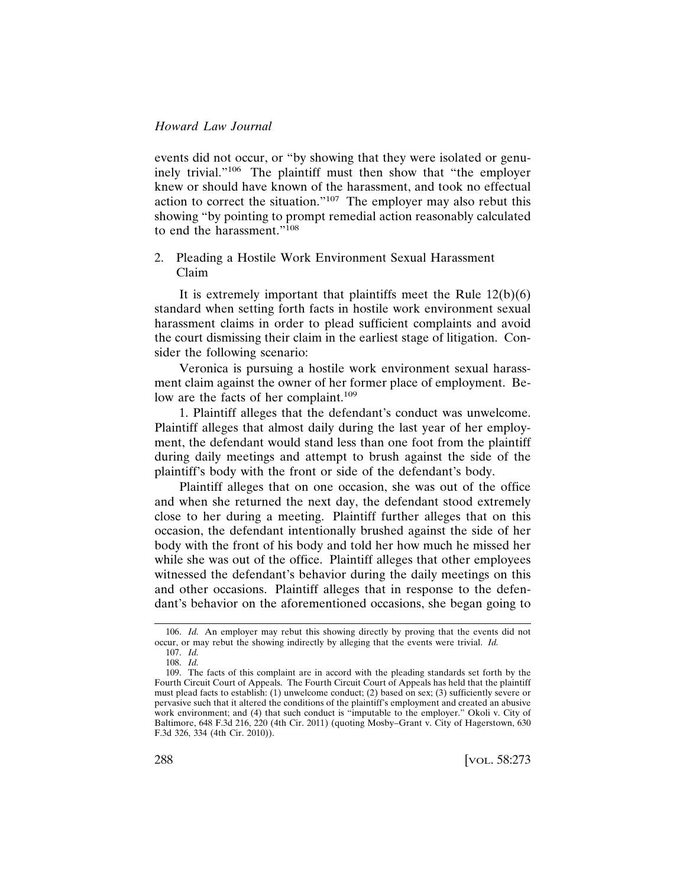events did not occur, or "by showing that they were isolated or genuinely trivial."[106] The plaintiff must then show that "the employer knew or should have known of the harassment, and took no effectual action to correct the situation."[107] The employer may also rebut this showing "by pointing to prompt remedial action reasonably calculated to end the harassment."[108]

2. Pleading a Hostile Work Environment Sexual Harassment Claim

It is extremely important that plaintiffs meet the Rule 12(b)(6) standard when setting forth facts in hostile work environment sexual harassment claims in order to plead sufficient complaints and avoid the court dismissing their claim in the earliest stage of litigation. Consider the following scenario:

Veronica is pursuing a hostile work environment sexual harassment claim against the owner of her former place of employment. Below are the facts of her complaint.[109]

1. Plaintiff alleges that the defendant's conduct was unwelcome. Plaintiff alleges that almost daily during the last year of her employment, the defendant would stand less than one foot from the plaintiff during daily meetings and attempt to brush against the side of the plaintiff's body with the front or side of the defendant's body.

Plaintiff alleges that on one occasion, she was out of the office and when she returned the next day, the defendant stood extremely close to her during a meeting. Plaintiff further alleges that on this occasion, the defendant intentionally brushed against the side of her body with the front of his body and told her how much he missed her while she was out of the office. Plaintiff alleges that other employees witnessed the defendant's behavior during the daily meetings on this and other occasions. Plaintiff alleges that in response to the defendant's behavior on the aforementioned occasions, she began going to

---

106. *Id.* An employer may rebut this showing directly by proving that the events did not occur, or may rebut the showing indirectly by alleging that the events were trivial. *Id.*

107. *Id.*

108. *Id.*

109. The facts of this complaint are in accord with the pleading standards set forth by the Fourth Circuit Court of Appeals. The Fourth Circuit Court of Appeals has held that the plaintiff must plead facts to establish: (1) unwelcome conduct; (2) based on sex; (3) sufficiently severe or pervasive such that it altered the conditions of the plaintiff's employment and created an abusive work environment; and (4) that such conduct is "imputable to the employer." Okoli v. City of Baltimore, 648 F.3d 216, 220 (4th Cir. 2011) (quoting Mosby–Grant v. City of Hagerstown, 630 F.3d 326, 334 (4th Cir. 2010)).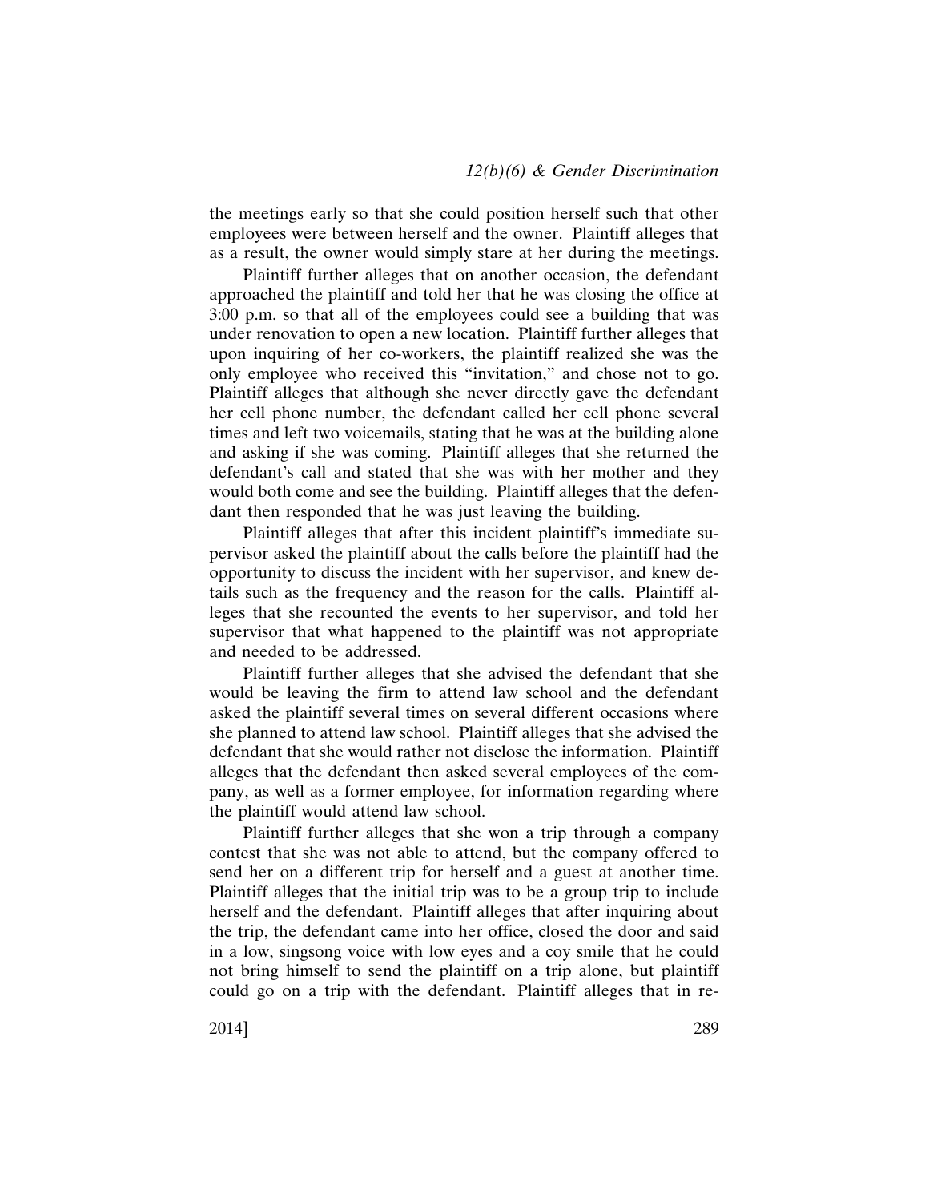the meetings early so that she could position herself such that other employees were between herself and the owner. Plaintiff alleges that as a result, the owner would simply stare at her during the meetings.

Plaintiff further alleges that on another occasion, the defendant approached the plaintiff and told her that he was closing the office at 3:00 p.m. so that all of the employees could see a building that was under renovation to open a new location. Plaintiff further alleges that upon inquiring of her co-workers, the plaintiff realized she was the only employee who received this "invitation," and chose not to go. Plaintiff alleges that although she never directly gave the defendant her cell phone number, the defendant called her cell phone several times and left two voicemails, stating that he was at the building alone and asking if she was coming. Plaintiff alleges that she returned the defendant's call and stated that she was with her mother and they would both come and see the building. Plaintiff alleges that the defendant then responded that he was just leaving the building.

Plaintiff alleges that after this incident plaintiff's immediate supervisor asked the plaintiff about the calls before the plaintiff had the opportunity to discuss the incident with her supervisor, and knew details such as the frequency and the reason for the calls. Plaintiff alleges that she recounted the events to her supervisor, and told her supervisor that what happened to the plaintiff was not appropriate and needed to be addressed.

Plaintiff further alleges that she advised the defendant that she would be leaving the firm to attend law school and the defendant asked the plaintiff several times on several different occasions where she planned to attend law school. Plaintiff alleges that she advised the defendant that she would rather not disclose the information. Plaintiff alleges that the defendant then asked several employees of the company, as well as a former employee, for information regarding where the plaintiff would attend law school.

Plaintiff further alleges that she won a trip through a company contest that she was not able to attend, but the company offered to send her on a different trip for herself and a guest at another time. Plaintiff alleges that the initial trip was to be a group trip to include herself and the defendant. Plaintiff alleges that after inquiring about the trip, the defendant came into her office, closed the door and said in a low, singsong voice with low eyes and a coy smile that he could not bring himself to send the plaintiff on a trip alone, but plaintiff could go on a trip with the defendant. Plaintiff alleges that in re-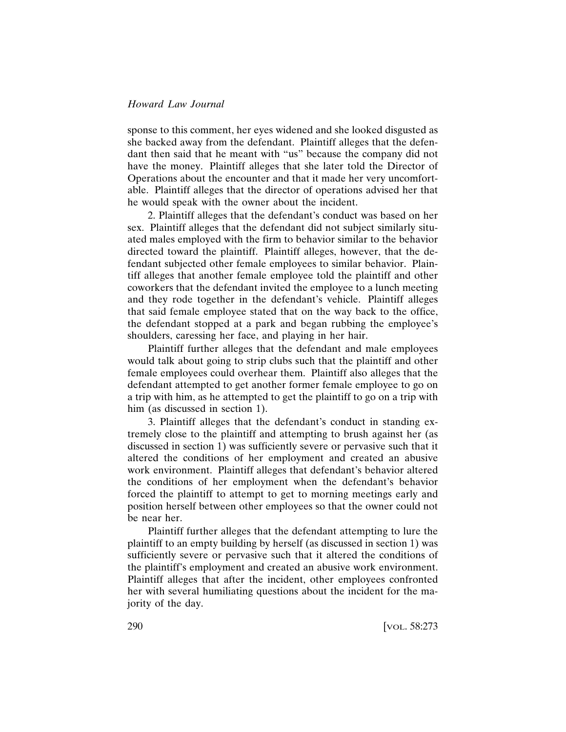sponse to this comment, her eyes widened and she looked disgusted as she backed away from the defendant. Plaintiff alleges that the defendant then said that he meant with "us" because the company did not have the money. Plaintiff alleges that she later told the Director of Operations about the encounter and that it made her very uncomfortable. Plaintiff alleges that the director of operations advised her that he would speak with the owner about the incident.

2. Plaintiff alleges that the defendant's conduct was based on her sex. Plaintiff alleges that the defendant did not subject similarly situated males employed with the firm to behavior similar to the behavior directed toward the plaintiff. Plaintiff alleges, however, that the defendant subjected other female employees to similar behavior. Plaintiff alleges that another female employee told the plaintiff and other coworkers that the defendant invited the employee to a lunch meeting and they rode together in the defendant's vehicle. Plaintiff alleges that said female employee stated that on the way back to the office, the defendant stopped at a park and began rubbing the employee's shoulders, caressing her face, and playing in her hair.

Plaintiff further alleges that the defendant and male employees would talk about going to strip clubs such that the plaintiff and other female employees could overhear them. Plaintiff also alleges that the defendant attempted to get another former female employee to go on a trip with him, as he attempted to get the plaintiff to go on a trip with him (as discussed in section 1).

3. Plaintiff alleges that the defendant's conduct in standing extremely close to the plaintiff and attempting to brush against her (as discussed in section 1) was sufficiently severe or pervasive such that it altered the conditions of her employment and created an abusive work environment. Plaintiff alleges that defendant's behavior altered the conditions of her employment when the defendant's behavior forced the plaintiff to attempt to get to morning meetings early and position herself between other employees so that the owner could not be near her.

Plaintiff further alleges that the defendant attempting to lure the plaintiff to an empty building by herself (as discussed in section 1) was sufficiently severe or pervasive such that it altered the conditions of the plaintiff's employment and created an abusive work environment. Plaintiff alleges that after the incident, other employees confronted her with several humiliating questions about the incident for the majority of the day.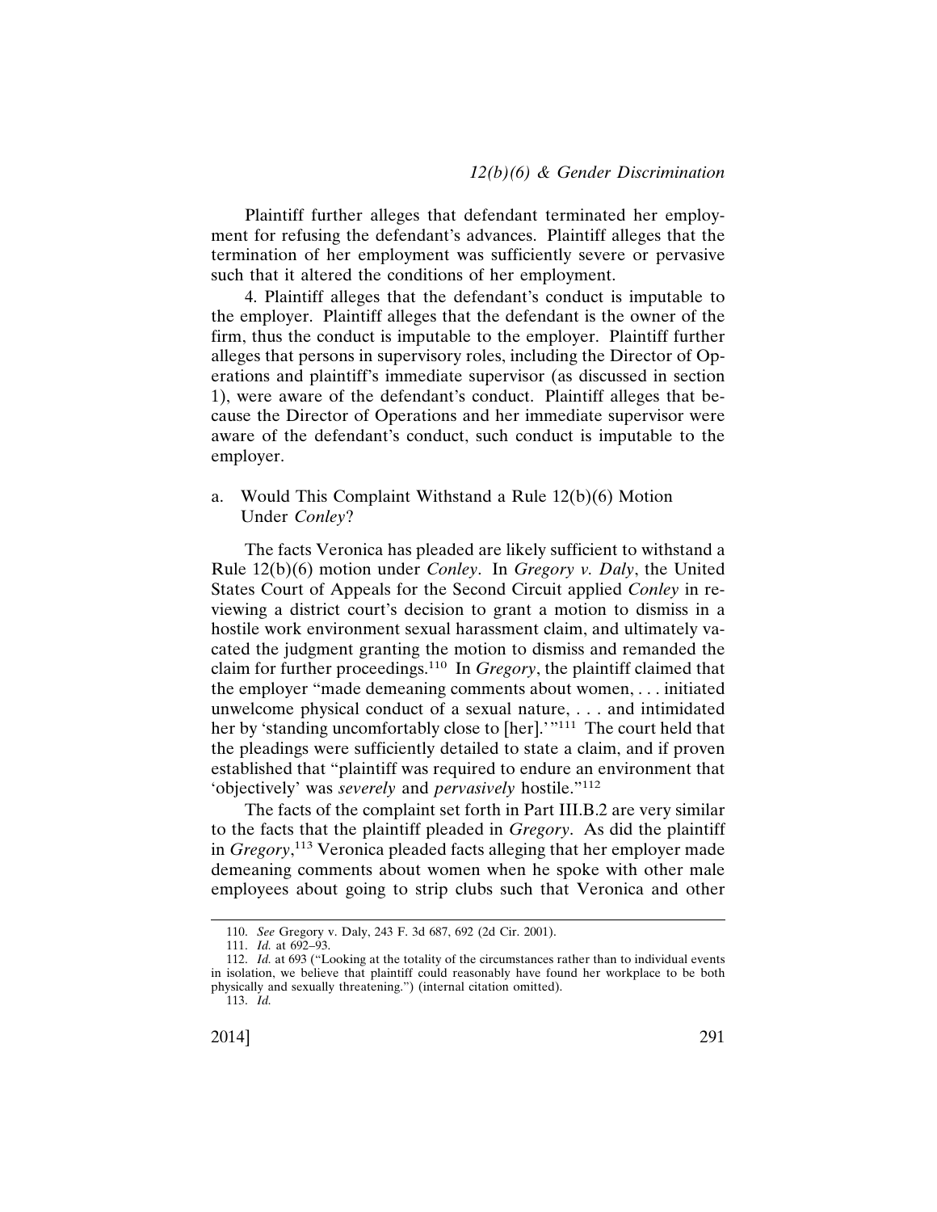Plaintiff further alleges that defendant terminated her employment for refusing the defendant's advances. Plaintiff alleges that the termination of her employment was sufficiently severe or pervasive such that it altered the conditions of her employment.

4. Plaintiff alleges that the defendant's conduct is imputable to the employer. Plaintiff alleges that the defendant is the owner of the firm, thus the conduct is imputable to the employer. Plaintiff further alleges that persons in supervisory roles, including the Director of Operations and plaintiff's immediate supervisor (as discussed in section 1), were aware of the defendant's conduct. Plaintiff alleges that because the Director of Operations and her immediate supervisor were aware of the defendant's conduct, such conduct is imputable to the employer.

a. Would This Complaint Withstand a Rule 12(b)(6) Motion Under *Conley*?

The facts Veronica has pleaded are likely sufficient to withstand a Rule 12(b)(6) motion under *Conley*. In *Gregory v. Daly*, the United States Court of Appeals for the Second Circuit applied *Conley* in reviewing a district court's decision to grant a motion to dismiss in a hostile work environment sexual harassment claim, and ultimately vacated the judgment granting the motion to dismiss and remanded the claim for further proceedings.[110] In *Gregory*, the plaintiff claimed that the employer "made demeaning comments about women, . . . initiated unwelcome physical conduct of a sexual nature, . . . and intimidated her by 'standing uncomfortably close to [her].'"[111] The court held that the pleadings were sufficiently detailed to state a claim, and if proven established that "plaintiff was required to endure an environment that 'objectively' was *severely* and *pervasively* hostile."[112]

The facts of the complaint set forth in Part III.B.2 are very similar to the facts that the plaintiff pleaded in *Gregory*. As did the plaintiff in *Gregory*,[113] Veronica pleaded facts alleging that her employer made demeaning comments about women when he spoke with other male employees about going to strip clubs such that Veronica and other

110. *See* Gregory v. Daly, 243 F. 3d 687, 692 (2d Cir. 2001).

111. *Id.* at 692–93.

112. *Id.* at 693 ("Looking at the totality of the circumstances rather than to individual events in isolation, we believe that plaintiff could reasonably have found her workplace to be both physically and sexually threatening.") (internal citation omitted).

113. *Id.*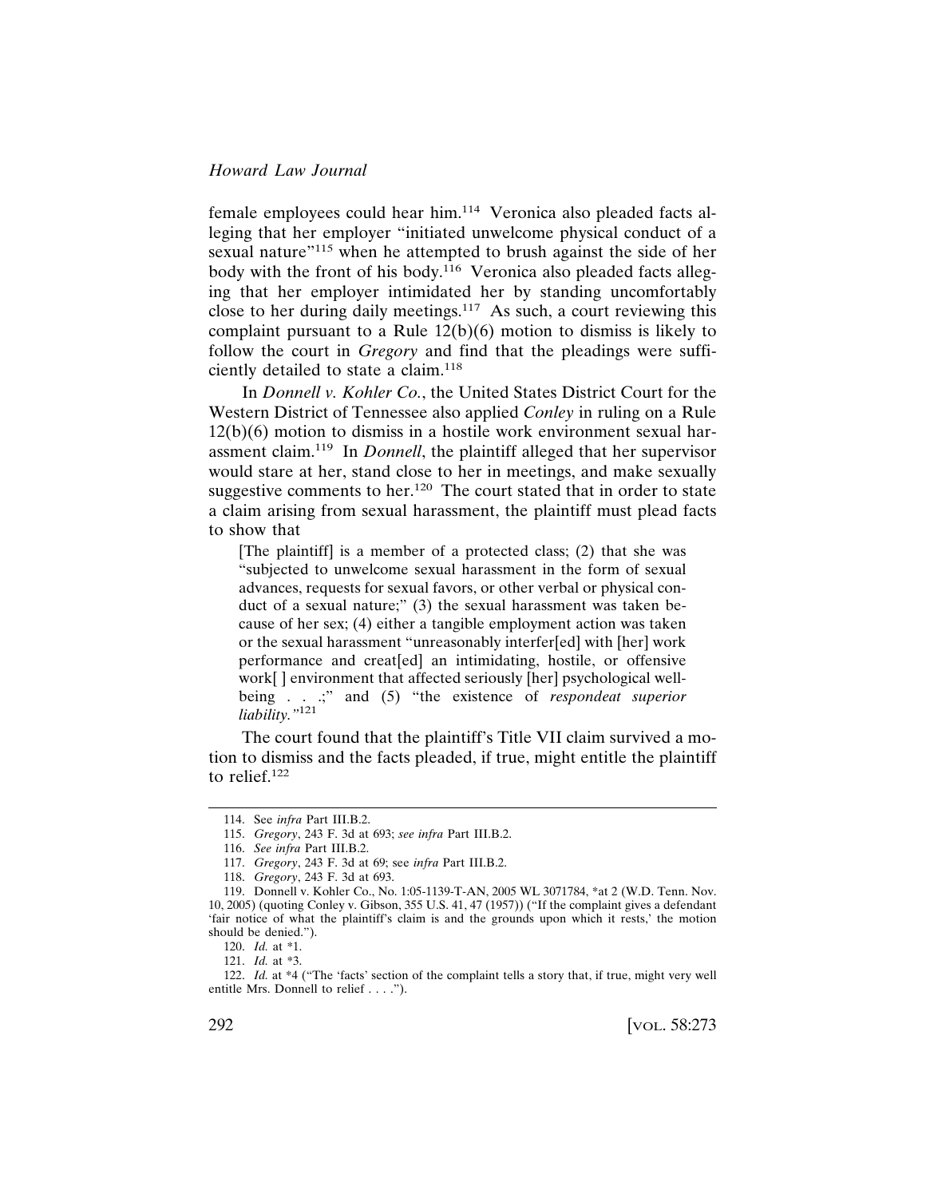female employees could hear him.[114] Veronica also pleaded facts alleging that her employer "initiated unwelcome physical conduct of a sexual nature"[115] when he attempted to brush against the side of her body with the front of his body.[116] Veronica also pleaded facts alleging that her employer intimidated her by standing uncomfortably close to her during daily meetings.[117] As such, a court reviewing this complaint pursuant to a Rule 12(b)(6) motion to dismiss is likely to follow the court in *Gregory* and find that the pleadings were sufficiently detailed to state a claim.[118]

In *Donnell v. Kohler Co.*, the United States District Court for the Western District of Tennessee also applied *Conley* in ruling on a Rule 12(b)(6) motion to dismiss in a hostile work environment sexual harassment claim.[119] In *Donnell*, the plaintiff alleged that her supervisor would stare at her, stand close to her in meetings, and make sexually suggestive comments to her.[120] The court stated that in order to state a claim arising from sexual harassment, the plaintiff must plead facts to show that

> [The plaintiff] is a member of a protected class; (2) that she was "subjected to unwelcome sexual harassment in the form of sexual advances, requests for sexual favors, or other verbal or physical conduct of a sexual nature;" (3) the sexual harassment was taken because of her sex; (4) either a tangible employment action was taken or the sexual harassment "unreasonably interfer[ed] with [her] work performance and creat[ed] an intimidating, hostile, or offensive work[ ] environment that affected seriously [her] psychological well-being . . .;" and (5) "the existence of *respondeat superior liability.*"[121]

The court found that the plaintiff's Title VII claim survived a motion to dismiss and the facts pleaded, if true, might entitle the plaintiff to relief.[122]

---

114. See *infra* Part III.B.2.

115. *Gregory*, 243 F. 3d at 693; *see infra* Part III.B.2.

116. *See infra* Part III.B.2.

117. *Gregory*, 243 F. 3d at 69; see *infra* Part III.B.2.

118. *Gregory*, 243 F. 3d at 693.

119. Donnell v. Kohler Co., No. 1:05-1139-T-AN, 2005 WL 3071784, \*at 2 (W.D. Tenn. Nov. 10, 2005) (quoting Conley v. Gibson, 355 U.S. 41, 47 (1957)) ("If the complaint gives a defendant 'fair notice of what the plaintiff's claim is and the grounds upon which it rests,' the motion should be denied.").

120. *Id.* at \*1.

121. *Id.* at \*3.

122. *Id.* at \*4 ("The 'facts' section of the complaint tells a story that, if true, might very well entitle Mrs. Donnell to relief . . . .").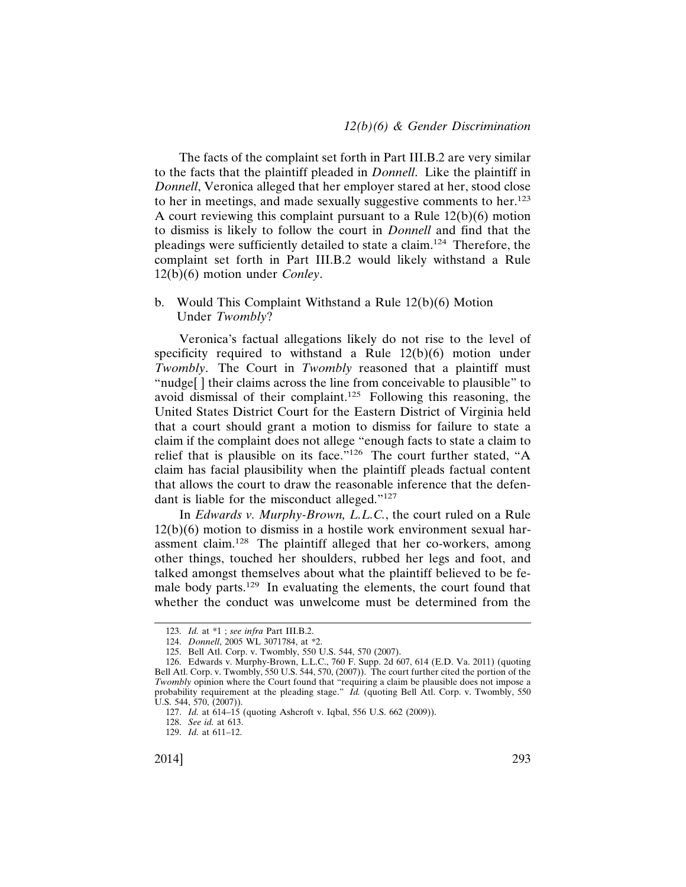The facts of the complaint set forth in Part III.B.2 are very similar to the facts that the plaintiff pleaded in *Donnell*. Like the plaintiff in *Donnell*, Veronica alleged that her employer stared at her, stood close to her in meetings, and made sexually suggestive comments to her.[123] A court reviewing this complaint pursuant to a Rule 12(b)(6) motion to dismiss is likely to follow the court in *Donnell* and find that the pleadings were sufficiently detailed to state a claim.[124] Therefore, the complaint set forth in Part III.B.2 would likely withstand a Rule 12(b)(6) motion under *Conley*.

b. Would This Complaint Withstand a Rule 12(b)(6) Motion Under *Twombly*?

Veronica's factual allegations likely do not rise to the level of specificity required to withstand a Rule 12(b)(6) motion under *Twombly*. The Court in *Twombly* reasoned that a plaintiff must "nudge[ ] their claims across the line from conceivable to plausible" to avoid dismissal of their complaint.[125] Following this reasoning, the United States District Court for the Eastern District of Virginia held that a court should grant a motion to dismiss for failure to state a claim if the complaint does not allege "enough facts to state a claim to relief that is plausible on its face."[126] The court further stated, "A claim has facial plausibility when the plaintiff pleads factual content that allows the court to draw the reasonable inference that the defendant is liable for the misconduct alleged."[127]

In *Edwards v. Murphy-Brown, L.L.C.*, the court ruled on a Rule 12(b)(6) motion to dismiss in a hostile work environment sexual harassment claim.[128] The plaintiff alleged that her co-workers, among other things, touched her shoulders, rubbed her legs and foot, and talked amongst themselves about what the plaintiff believed to be female body parts.[129] In evaluating the elements, the court found that whether the conduct was unwelcome must be determined from the

---

123. *Id.* at *1 ; *see infra* Part III.B.2.

124. *Donnell*, 2005 WL 3071784, at *2.

125. Bell Atl. Corp. v. Twombly, 550 U.S. 544, 570 (2007).

126. Edwards v. Murphy-Brown, L.L.C., 760 F. Supp. 2d 607, 614 (E.D. Va. 2011) (quoting Bell Atl. Corp. v. Twombly, 550 U.S. 544, 570, (2007)). The court further cited the portion of the *Twombly* opinion where the Court found that "requiring a claim be plausible does not impose a probability requirement at the pleading stage." *Id.* (quoting Bell Atl. Corp. v. Twombly, 550 U.S. 544, 570, (2007)).

127. *Id.* at 614–15 (quoting Ashcroft v. Iqbal, 556 U.S. 662 (2009)).

128. *See id.* at 613.

129. *Id.* at 611–12.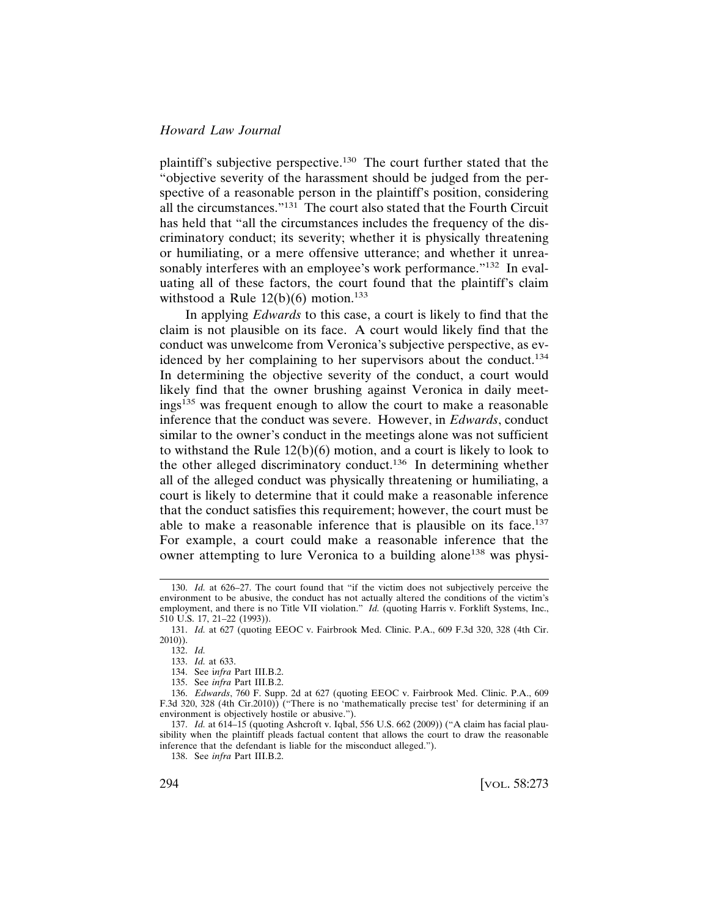plaintiff's subjective perspective.[130] The court further stated that the "objective severity of the harassment should be judged from the perspective of a reasonable person in the plaintiff's position, considering all the circumstances."[131] The court also stated that the Fourth Circuit has held that "all the circumstances includes the frequency of the discriminatory conduct; its severity; whether it is physically threatening or humiliating, or a mere offensive utterance; and whether it unreasonably interferes with an employee's work performance."[132] In evaluating all of these factors, the court found that the plaintiff's claim withstood a Rule 12(b)(6) motion.[133]

In applying *Edwards* to this case, a court is likely to find that the claim is not plausible on its face. A court would likely find that the conduct was unwelcome from Veronica's subjective perspective, as evidenced by her complaining to her supervisors about the conduct.[134] In determining the objective severity of the conduct, a court would likely find that the owner brushing against Veronica in daily meetings[135] was frequent enough to allow the court to make a reasonable inference that the conduct was severe. However, in *Edwards*, conduct similar to the owner's conduct in the meetings alone was not sufficient to withstand the Rule 12(b)(6) motion, and a court is likely to look to the other alleged discriminatory conduct.[136] In determining whether all of the alleged conduct was physically threatening or humiliating, a court is likely to determine that it could make a reasonable inference that the conduct satisfies this requirement; however, the court must be able to make a reasonable inference that is plausible on its face.[137] For example, a court could make a reasonable inference that the owner attempting to lure Veronica to a building alone[138] was physi-

---

130. *Id.* at 626–27. The court found that "if the victim does not subjectively perceive the environment to be abusive, the conduct has not actually altered the conditions of the victim's employment, and there is no Title VII violation." *Id.* (quoting Harris v. Forklift Systems, Inc., 510 U.S. 17, 21–22 (1993)).

131. *Id.* at 627 (quoting EEOC v. Fairbrook Med. Clinic. P.A., 609 F.3d 320, 328 (4th Cir. 2010)).

132. *Id.*

133. *Id.* at 633.

134. See i*nfra* Part III.B.2.

135. See *infra* Part III.B.2.

136. *Edwards*, 760 F. Supp. 2d at 627 (quoting EEOC v. Fairbrook Med. Clinic. P.A., 609 F.3d 320, 328 (4th Cir.2010)) ("There is no 'mathematically precise test' for determining if an environment is objectively hostile or abusive.").

137. *Id.* at 614–15 (quoting Ashcroft v. Iqbal, 556 U.S. 662 (2009)) ("A claim has facial plausibility when the plaintiff pleads factual content that allows the court to draw the reasonable inference that the defendant is liable for the misconduct alleged.").

138. See *infra* Part III.B.2.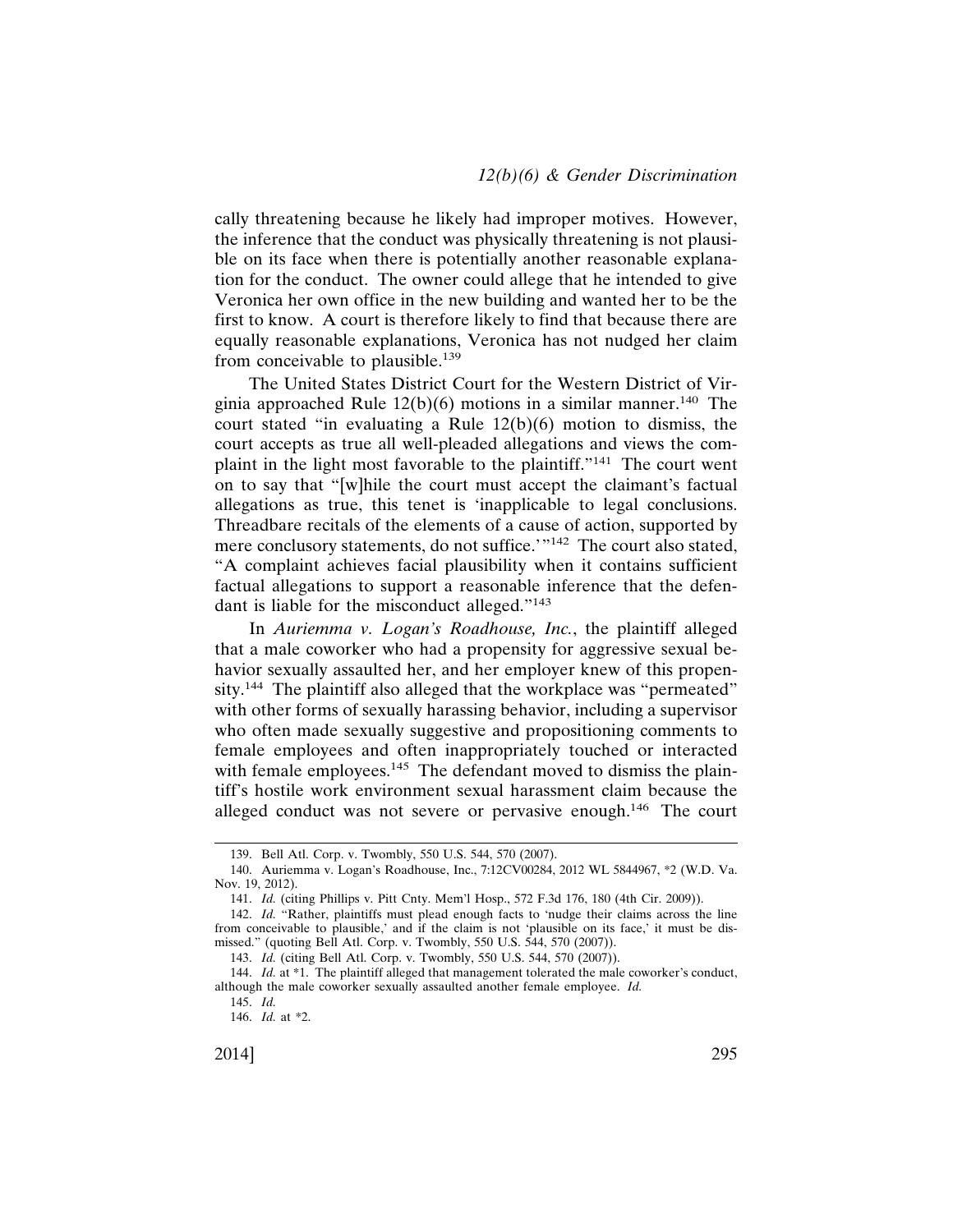cally threatening because he likely had improper motives. However, the inference that the conduct was physically threatening is not plausible on its face when there is potentially another reasonable explanation for the conduct. The owner could allege that he intended to give Veronica her own office in the new building and wanted her to be the first to know. A court is therefore likely to find that because there are equally reasonable explanations, Veronica has not nudged her claim from conceivable to plausible.[139]

The United States District Court for the Western District of Virginia approached Rule 12(b)(6) motions in a similar manner.[140] The court stated "in evaluating a Rule 12(b)(6) motion to dismiss, the court accepts as true all well-pleaded allegations and views the complaint in the light most favorable to the plaintiff."[141] The court went on to say that "[w]hile the court must accept the claimant's factual allegations as true, this tenet is 'inapplicable to legal conclusions. Threadbare recitals of the elements of a cause of action, supported by mere conclusory statements, do not suffice.'"[142] The court also stated, "A complaint achieves facial plausibility when it contains sufficient factual allegations to support a reasonable inference that the defendant is liable for the misconduct alleged."[143]

In *Auriemma v. Logan's Roadhouse, Inc.*, the plaintiff alleged that a male coworker who had a propensity for aggressive sexual behavior sexually assaulted her, and her employer knew of this propensity.[144] The plaintiff also alleged that the workplace was "permeated" with other forms of sexually harassing behavior, including a supervisor who often made sexually suggestive and propositioning comments to female employees and often inappropriately touched or interacted with female employees.[145] The defendant moved to dismiss the plaintiff's hostile work environment sexual harassment claim because the alleged conduct was not severe or pervasive enough.[146] The court

---

139. Bell Atl. Corp. v. Twombly, 550 U.S. 544, 570 (2007).

140. Auriemma v. Logan's Roadhouse, Inc., 7:12CV00284, 2012 WL 5844967, *2 (W.D. Va. Nov. 19, 2012).

141. *Id.* (citing Phillips v. Pitt Cnty. Mem'l Hosp., 572 F.3d 176, 180 (4th Cir. 2009)).

142. *Id.* "Rather, plaintiffs must plead enough facts to 'nudge their claims across the line from conceivable to plausible,' and if the claim is not 'plausible on its face,' it must be dismissed." (quoting Bell Atl. Corp. v. Twombly, 550 U.S. 544, 570 (2007)).

143. *Id.* (citing Bell Atl. Corp. v. Twombly, 550 U.S. 544, 570 (2007)).

144. *Id.* at *1. The plaintiff alleged that management tolerated the male coworker's conduct, although the male coworker sexually assaulted another female employee. *Id.*

145. *Id.*

146. *Id.* at *2.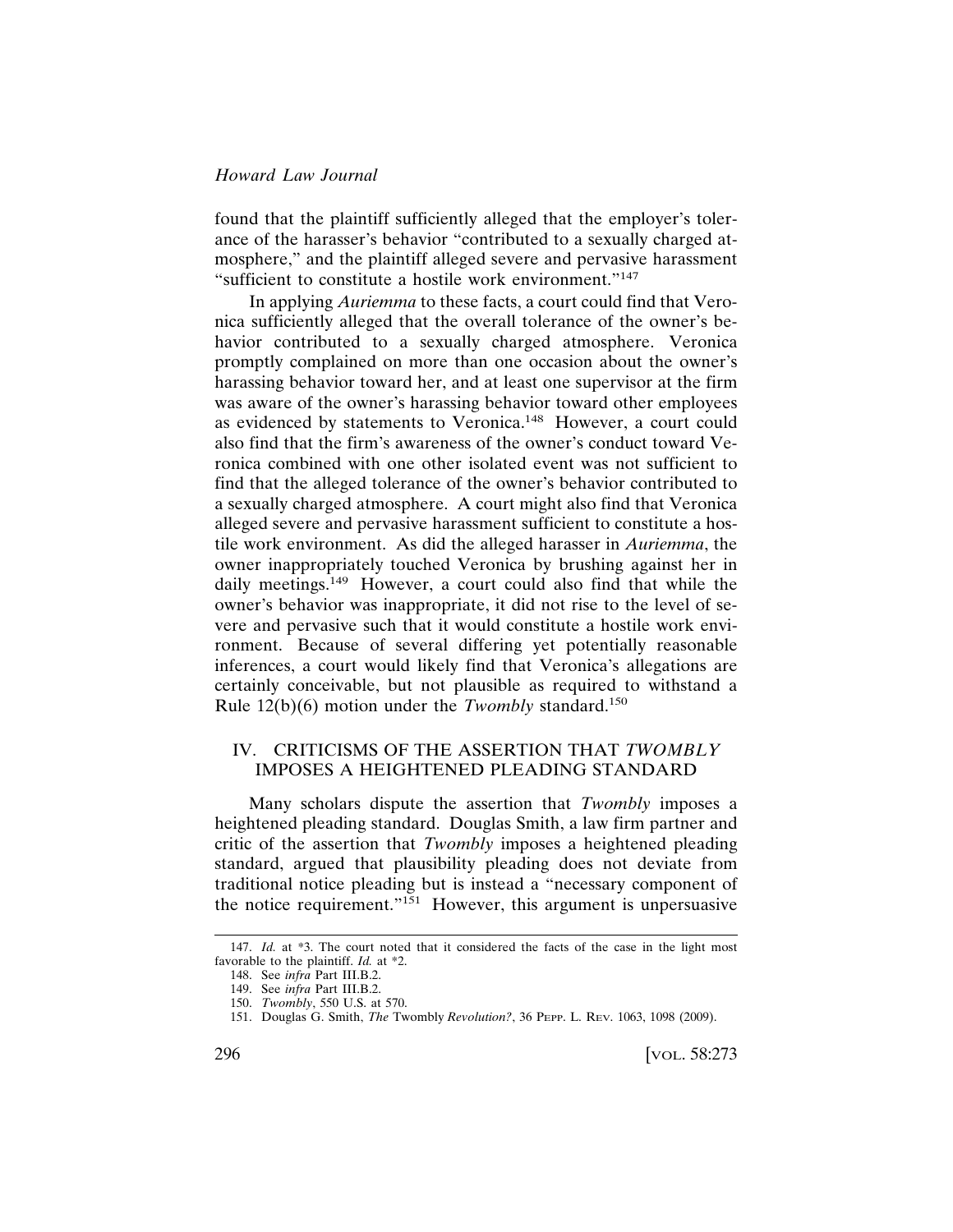found that the plaintiff sufficiently alleged that the employer's tolerance of the harasser's behavior "contributed to a sexually charged atmosphere," and the plaintiff alleged severe and pervasive harassment "sufficient to constitute a hostile work environment."[147]

In applying *Auriemma* to these facts, a court could find that Veronica sufficiently alleged that the overall tolerance of the owner's behavior contributed to a sexually charged atmosphere. Veronica promptly complained on more than one occasion about the owner's harassing behavior toward her, and at least one supervisor at the firm was aware of the owner's harassing behavior toward other employees as evidenced by statements to Veronica.[148] However, a court could also find that the firm's awareness of the owner's conduct toward Veronica combined with one other isolated event was not sufficient to find that the alleged tolerance of the owner's behavior contributed to a sexually charged atmosphere. A court might also find that Veronica alleged severe and pervasive harassment sufficient to constitute a hostile work environment. As did the alleged harasser in *Auriemma*, the owner inappropriately touched Veronica by brushing against her in daily meetings.[149] However, a court could also find that while the owner's behavior was inappropriate, it did not rise to the level of severe and pervasive such that it would constitute a hostile work environment. Because of several differing yet potentially reasonable inferences, a court would likely find that Veronica's allegations are certainly conceivable, but not plausible as required to withstand a Rule 12(b)(6) motion under the *Twombly* standard.[150]

## IV. CRITICISMS OF THE ASSERTION THAT *TWOMBLY* IMPOSES A HEIGHTENED PLEADING STANDARD

Many scholars dispute the assertion that *Twombly* imposes a heightened pleading standard. Douglas Smith, a law firm partner and critic of the assertion that *Twombly* imposes a heightened pleading standard, argued that plausibility pleading does not deviate from traditional notice pleading but is instead a "necessary component of the notice requirement."[151] However, this argument is unpersuasive

---

147. *Id.* at *3. The court noted that it considered the facts of the case in the light most favorable to the plaintiff. *Id.* at *2.

148. See *infra* Part III.B.2.

149. See *infra* Part III.B.2.

150. *Twombly*, 550 U.S. at 570.

151. Douglas G. Smith, *The* Twombly *Revolution?*, 36 PEPP. L. REV. 1063, 1098 (2009).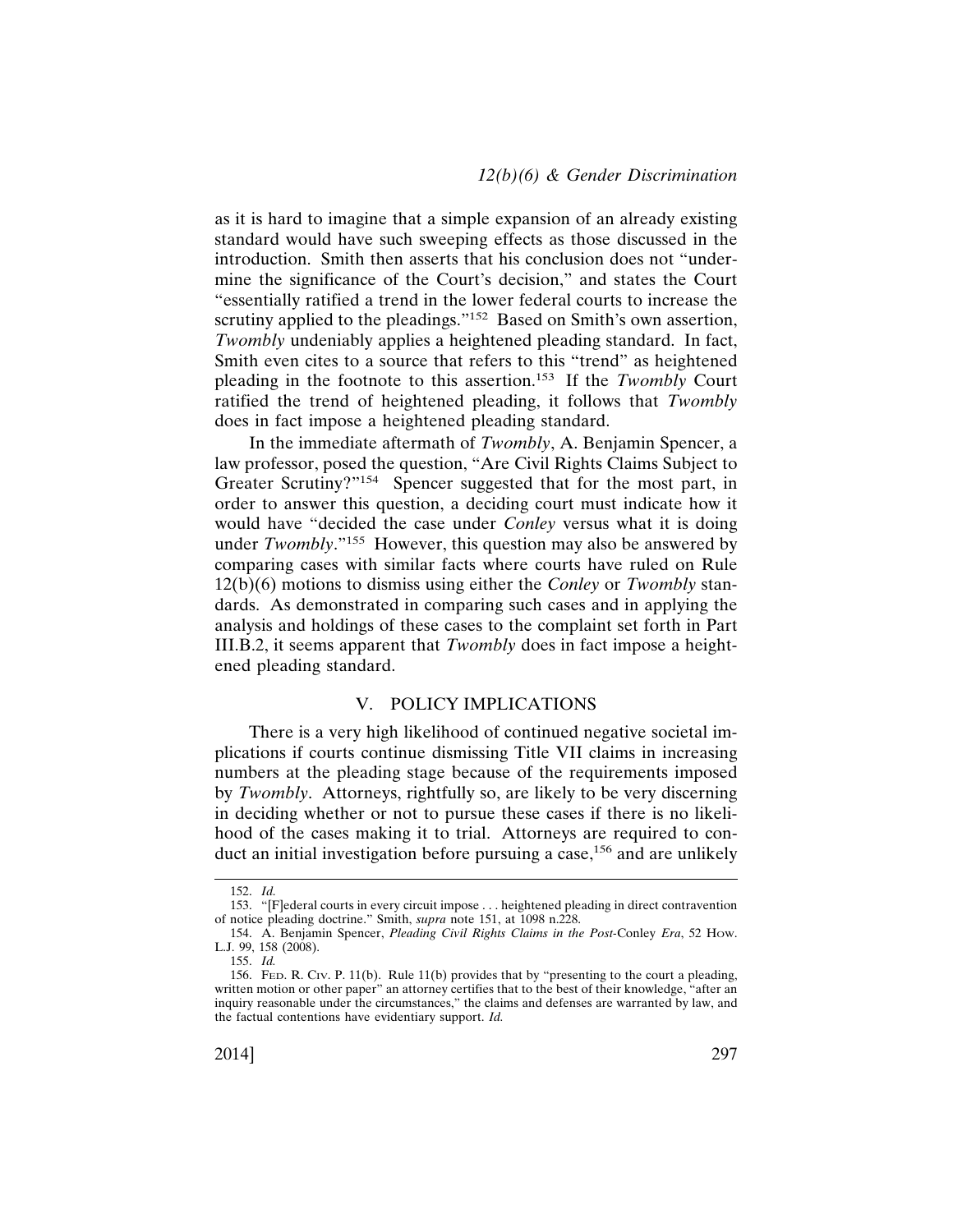as it is hard to imagine that a simple expansion of an already existing standard would have such sweeping effects as those discussed in the introduction. Smith then asserts that his conclusion does not "undermine the significance of the Court's decision," and states the Court "essentially ratified a trend in the lower federal courts to increase the scrutiny applied to the pleadings."[152] Based on Smith's own assertion, *Twombly* undeniably applies a heightened pleading standard. In fact, Smith even cites to a source that refers to this "trend" as heightened pleading in the footnote to this assertion.[153] If the *Twombly* Court ratified the trend of heightened pleading, it follows that *Twombly* does in fact impose a heightened pleading standard.

In the immediate aftermath of *Twombly*, A. Benjamin Spencer, a law professor, posed the question, "Are Civil Rights Claims Subject to Greater Scrutiny?"[154] Spencer suggested that for the most part, in order to answer this question, a deciding court must indicate how it would have "decided the case under *Conley* versus what it is doing under *Twombly*."[155] However, this question may also be answered by comparing cases with similar facts where courts have ruled on Rule 12(b)(6) motions to dismiss using either the *Conley* or *Twombly* standards. As demonstrated in comparing such cases and in applying the analysis and holdings of these cases to the complaint set forth in Part III.B.2, it seems apparent that *Twombly* does in fact impose a heightened pleading standard.

## V. POLICY IMPLICATIONS

There is a very high likelihood of continued negative societal implications if courts continue dismissing Title VII claims in increasing numbers at the pleading stage because of the requirements imposed by *Twombly*. Attorneys, rightfully so, are likely to be very discerning in deciding whether or not to pursue these cases if there is no likelihood of the cases making it to trial. Attorneys are required to conduct an initial investigation before pursuing a case,[156] and are unlikely

---

152. *Id.*

153. "[F]ederal courts in every circuit impose . . . heightened pleading in direct contravention of notice pleading doctrine." Smith, *supra* note 151, at 1098 n.228.

154. A. Benjamin Spencer, *Pleading Civil Rights Claims in the Post-*Conley *Era*, 52 How. L.J. 99, 158 (2008).

155. *Id.*

156. Fed. R. Civ. P. 11(b). Rule 11(b) provides that by "presenting to the court a pleading, written motion or other paper" an attorney certifies that to the best of their knowledge, "after an inquiry reasonable under the circumstances," the claims and defenses are warranted by law, and the factual contentions have evidentiary support. *Id.*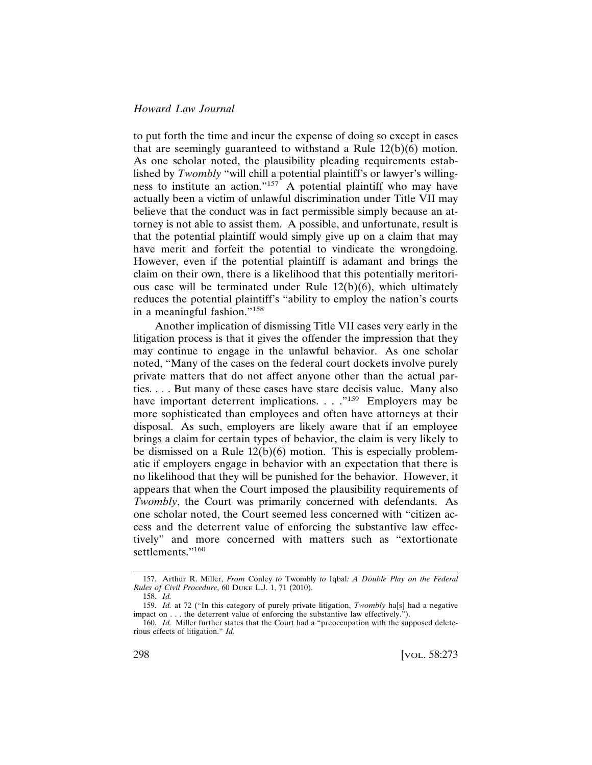to put forth the time and incur the expense of doing so except in cases that are seemingly guaranteed to withstand a Rule 12(b)(6) motion. As one scholar noted, the plausibility pleading requirements established by *Twombly* "will chill a potential plaintiff's or lawyer's willingness to institute an action."[157] A potential plaintiff who may have actually been a victim of unlawful discrimination under Title VII may believe that the conduct was in fact permissible simply because an attorney is not able to assist them. A possible, and unfortunate, result is that the potential plaintiff would simply give up on a claim that may have merit and forfeit the potential to vindicate the wrongdoing. However, even if the potential plaintiff is adamant and brings the claim on their own, there is a likelihood that this potentially meritorious case will be terminated under Rule 12(b)(6), which ultimately reduces the potential plaintiff's "ability to employ the nation's courts in a meaningful fashion."[158]

Another implication of dismissing Title VII cases very early in the litigation process is that it gives the offender the impression that they may continue to engage in the unlawful behavior. As one scholar noted, "Many of the cases on the federal court dockets involve purely private matters that do not affect anyone other than the actual parties. . . . But many of these cases have stare decisis value. Many also have important deterrent implications. . . ."[159] Employers may be more sophisticated than employees and often have attorneys at their disposal. As such, employers are likely aware that if an employee brings a claim for certain types of behavior, the claim is very likely to be dismissed on a Rule 12(b)(6) motion. This is especially problematic if employers engage in behavior with an expectation that there is no likelihood that they will be punished for the behavior. However, it appears that when the Court imposed the plausibility requirements of *Twombly*, the Court was primarily concerned with defendants. As one scholar noted, the Court seemed less concerned with "citizen access and the deterrent value of enforcing the substantive law effectively" and more concerned with matters such as "extortionate settlements."[160]

---

157. Arthur R. Miller, *From* Conley *to* Twombly *to* Iqbal*: A Double Play on the Federal Rules of Civil Procedure*, 60 DUKE L.J. 1, 71 (2010).

158. *Id.*

159. *Id.* at 72 ("In this category of purely private litigation, *Twombly* ha[s] had a negative impact on . . . the deterrent value of enforcing the substantive law effectively.").

160. *Id.* Miller further states that the Court had a "preoccupation with the supposed deleterious effects of litigation." *Id.*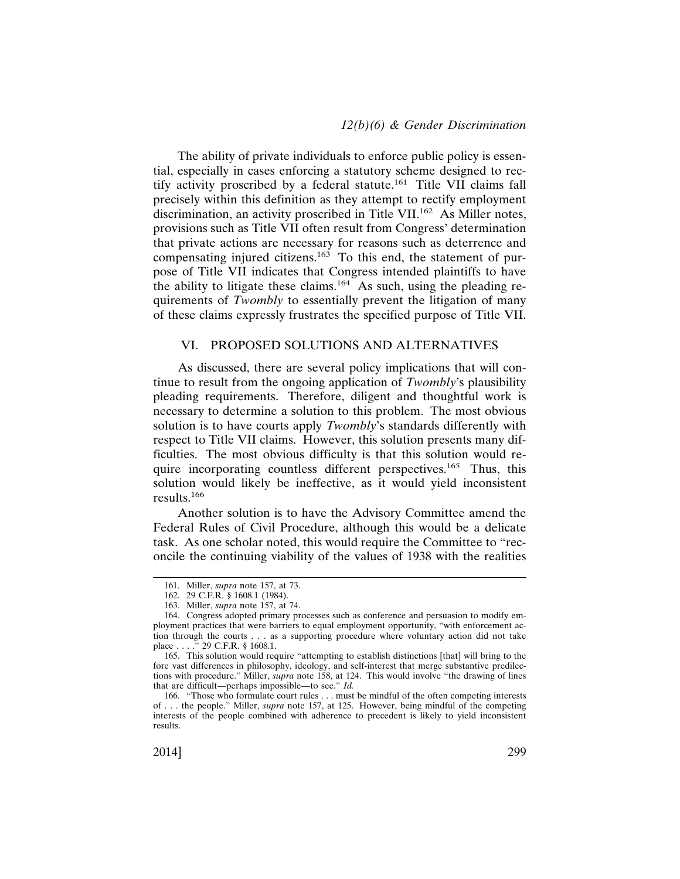The ability of private individuals to enforce public policy is essential, especially in cases enforcing a statutory scheme designed to rectify activity proscribed by a federal statute.[161] Title VII claims fall precisely within this definition as they attempt to rectify employment discrimination, an activity proscribed in Title VII.[162] As Miller notes, provisions such as Title VII often result from Congress' determination that private actions are necessary for reasons such as deterrence and compensating injured citizens.[163] To this end, the statement of purpose of Title VII indicates that Congress intended plaintiffs to have the ability to litigate these claims.[164] As such, using the pleading requirements of *Twombly* to essentially prevent the litigation of many of these claims expressly frustrates the specified purpose of Title VII.

## VI. PROPOSED SOLUTIONS AND ALTERNATIVES

As discussed, there are several policy implications that will continue to result from the ongoing application of *Twombly*'s plausibility pleading requirements. Therefore, diligent and thoughtful work is necessary to determine a solution to this problem. The most obvious solution is to have courts apply *Twombly*'s standards differently with respect to Title VII claims. However, this solution presents many difficulties. The most obvious difficulty is that this solution would require incorporating countless different perspectives.[165] Thus, this solution would likely be ineffective, as it would yield inconsistent results.[166]

Another solution is to have the Advisory Committee amend the Federal Rules of Civil Procedure, although this would be a delicate task. As one scholar noted, this would require the Committee to "reconcile the continuing viability of the values of 1938 with the realities

---

161. Miller, *supra* note 157, at 73.

162. 29 C.F.R. § 1608.1 (1984).

163. Miller, *supra* note 157, at 74.

164. Congress adopted primary processes such as conference and persuasion to modify employment practices that were barriers to equal employment opportunity, "with enforcement action through the courts . . . as a supporting procedure where voluntary action did not take place . . . ." 29 C.F.R. § 1608.1.

165. This solution would require "attempting to establish distinctions [that] will bring to the fore vast differences in philosophy, ideology, and self-interest that merge substantive predilections with procedure." Miller, *supra* note 158, at 124. This would involve "the drawing of lines that are difficult—perhaps impossible—to see." *Id.*

166. "Those who formulate court rules . . . must be mindful of the often competing interests of . . . the people." Miller, *supra* note 157, at 125. However, being mindful of the competing interests of the people combined with adherence to precedent is likely to yield inconsistent results.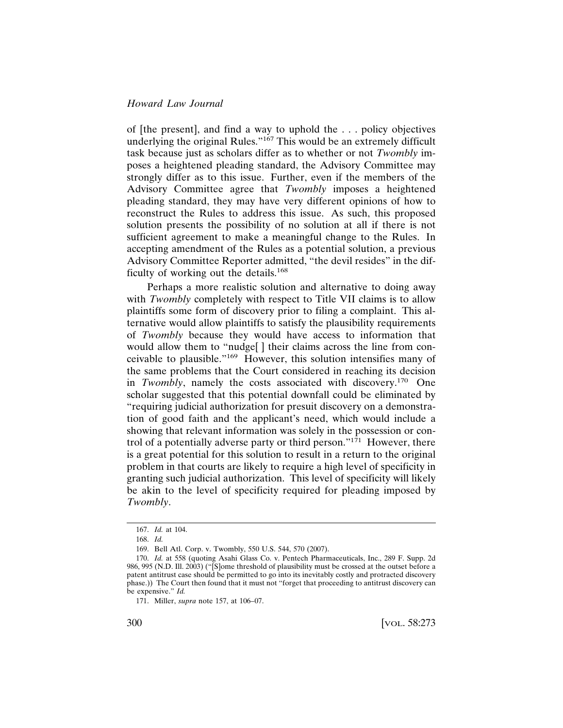of [the present], and find a way to uphold the . . . policy objectives underlying the original Rules."[167] This would be an extremely difficult task because just as scholars differ as to whether or not *Twombly* imposes a heightened pleading standard, the Advisory Committee may strongly differ as to this issue. Further, even if the members of the Advisory Committee agree that *Twombly* imposes a heightened pleading standard, they may have very different opinions of how to reconstruct the Rules to address this issue. As such, this proposed solution presents the possibility of no solution at all if there is not sufficient agreement to make a meaningful change to the Rules. In accepting amendment of the Rules as a potential solution, a previous Advisory Committee Reporter admitted, "the devil resides" in the difficulty of working out the details.[168]

Perhaps a more realistic solution and alternative to doing away with *Twombly* completely with respect to Title VII claims is to allow plaintiffs some form of discovery prior to filing a complaint. This alternative would allow plaintiffs to satisfy the plausibility requirements of *Twombly* because they would have access to information that would allow them to "nudge[ ] their claims across the line from conceivable to plausible."[169] However, this solution intensifies many of the same problems that the Court considered in reaching its decision in *Twombly*, namely the costs associated with discovery.[170] One scholar suggested that this potential downfall could be eliminated by "requiring judicial authorization for presuit discovery on a demonstration of good faith and the applicant's need, which would include a showing that relevant information was solely in the possession or control of a potentially adverse party or third person."[171] However, there is a great potential for this solution to result in a return to the original problem in that courts are likely to require a high level of specificity in granting such judicial authorization. This level of specificity will likely be akin to the level of specificity required for pleading imposed by *Twombly*.

167. *Id.* at 104.

168. *Id.*

169. Bell Atl. Corp. v. Twombly, 550 U.S. 544, 570 (2007).

170. *Id.* at 558 (quoting Asahi Glass Co. v. Pentech Pharmaceuticals, Inc., 289 F. Supp. 2d 986, 995 (N.D. Ill. 2003) ("[S]ome threshold of plausibility must be crossed at the outset before a patent antitrust case should be permitted to go into its inevitably costly and protracted discovery phase.)) The Court then found that it must not "forget that proceeding to antitrust discovery can be expensive." *Id.*

171. Miller, *supra* note 157, at 106–07.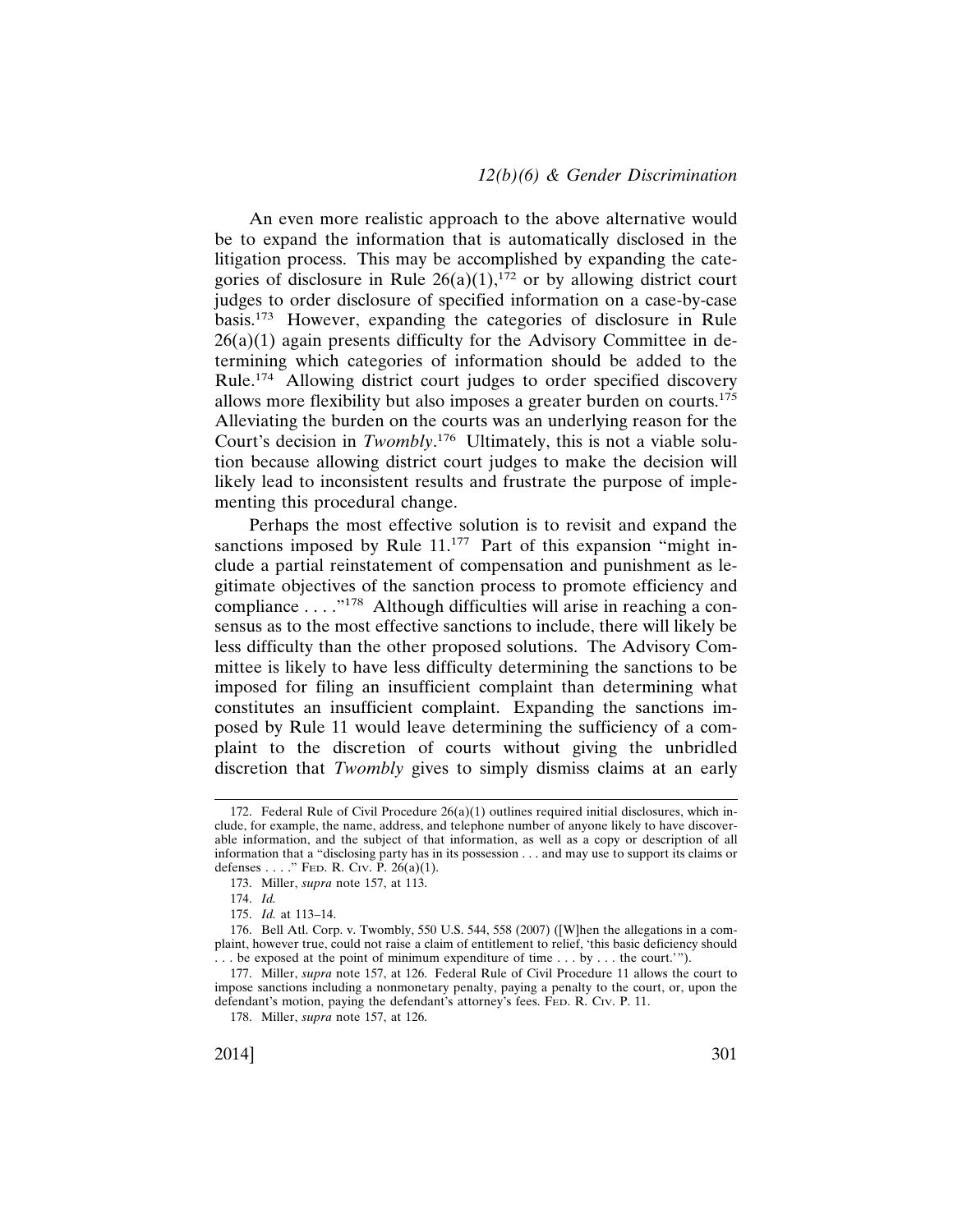An even more realistic approach to the above alternative would be to expand the information that is automatically disclosed in the litigation process. This may be accomplished by expanding the categories of disclosure in Rule 26(a)(1),[172] or by allowing district court judges to order disclosure of specified information on a case-by-case basis.[173] However, expanding the categories of disclosure in Rule 26(a)(1) again presents difficulty for the Advisory Committee in determining which categories of information should be added to the Rule.[174] Allowing district court judges to order specified discovery allows more flexibility but also imposes a greater burden on courts.[175] Alleviating the burden on the courts was an underlying reason for the Court's decision in *Twombly*.[176] Ultimately, this is not a viable solution because allowing district court judges to make the decision will likely lead to inconsistent results and frustrate the purpose of implementing this procedural change.

Perhaps the most effective solution is to revisit and expand the sanctions imposed by Rule 11.[177] Part of this expansion "might include a partial reinstatement of compensation and punishment as legitimate objectives of the sanction process to promote efficiency and compliance . . . ."[178] Although difficulties will arise in reaching a consensus as to the most effective sanctions to include, there will likely be less difficulty than the other proposed solutions. The Advisory Committee is likely to have less difficulty determining the sanctions to be imposed for filing an insufficient complaint than determining what constitutes an insufficient complaint. Expanding the sanctions imposed by Rule 11 would leave determining the sufficiency of a complaint to the discretion of courts without giving the unbridled discretion that *Twombly* gives to simply dismiss claims at an early

---

172. Federal Rule of Civil Procedure 26(a)(1) outlines required initial disclosures, which include, for example, the name, address, and telephone number of anyone likely to have discoverable information, and the subject of that information, as well as a copy or description of all information that a "disclosing party has in its possession . . . and may use to support its claims or defenses . . . ." FED. R. CIV. P. 26(a)(1).

173. Miller, *supra* note 157, at 113.

174. *Id.*

175. *Id.* at 113–14.

176. Bell Atl. Corp. v. Twombly, 550 U.S. 544, 558 (2007) ([W]hen the allegations in a complaint, however true, could not raise a claim of entitlement to relief, 'this basic deficiency should . . . be exposed at the point of minimum expenditure of time . . . by . . . the court.'").

177. Miller, *supra* note 157, at 126. Federal Rule of Civil Procedure 11 allows the court to impose sanctions including a nonmonetary penalty, paying a penalty to the court, or, upon the defendant's motion, paying the defendant's attorney's fees. FED. R. CIV. P. 11.

178. Miller, *supra* note 157, at 126.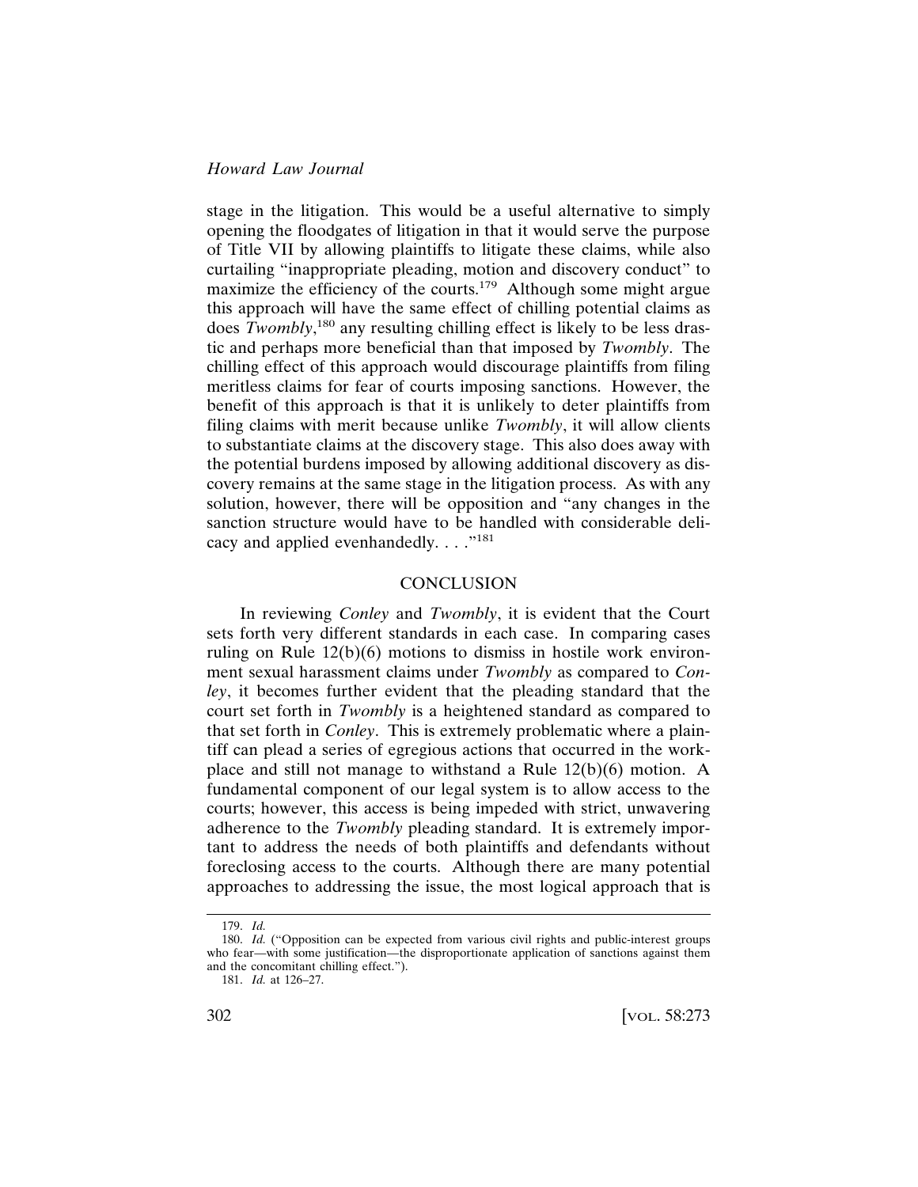stage in the litigation. This would be a useful alternative to simply opening the floodgates of litigation in that it would serve the purpose of Title VII by allowing plaintiffs to litigate these claims, while also curtailing "inappropriate pleading, motion and discovery conduct" to maximize the efficiency of the courts.[179] Although some might argue this approach will have the same effect of chilling potential claims as does *Twombly*,[180] any resulting chilling effect is likely to be less drastic and perhaps more beneficial than that imposed by *Twombly*. The chilling effect of this approach would discourage plaintiffs from filing meritless claims for fear of courts imposing sanctions. However, the benefit of this approach is that it is unlikely to deter plaintiffs from filing claims with merit because unlike *Twombly*, it will allow clients to substantiate claims at the discovery stage. This also does away with the potential burdens imposed by allowing additional discovery as discovery remains at the same stage in the litigation process. As with any solution, however, there will be opposition and "any changes in the sanction structure would have to be handled with considerable delicacy and applied evenhandedly. . . ."[181]

## CONCLUSION

In reviewing *Conley* and *Twombly*, it is evident that the Court sets forth very different standards in each case. In comparing cases ruling on Rule 12(b)(6) motions to dismiss in hostile work environment sexual harassment claims under *Twombly* as compared to *Conley*, it becomes further evident that the pleading standard that the court set forth in *Twombly* is a heightened standard as compared to that set forth in *Conley*. This is extremely problematic where a plaintiff can plead a series of egregious actions that occurred in the workplace and still not manage to withstand a Rule 12(b)(6) motion. A fundamental component of our legal system is to allow access to the courts; however, this access is being impeded with strict, unwavering adherence to the *Twombly* pleading standard. It is extremely important to address the needs of both plaintiffs and defendants without foreclosing access to the courts. Although there are many potential approaches to addressing the issue, the most logical approach that is

179. *Id.*

180. *Id.* ("Opposition can be expected from various civil rights and public-interest groups who fear—with some justification—the disproportionate application of sanctions against them and the concomitant chilling effect.").

181. *Id.* at 126–27.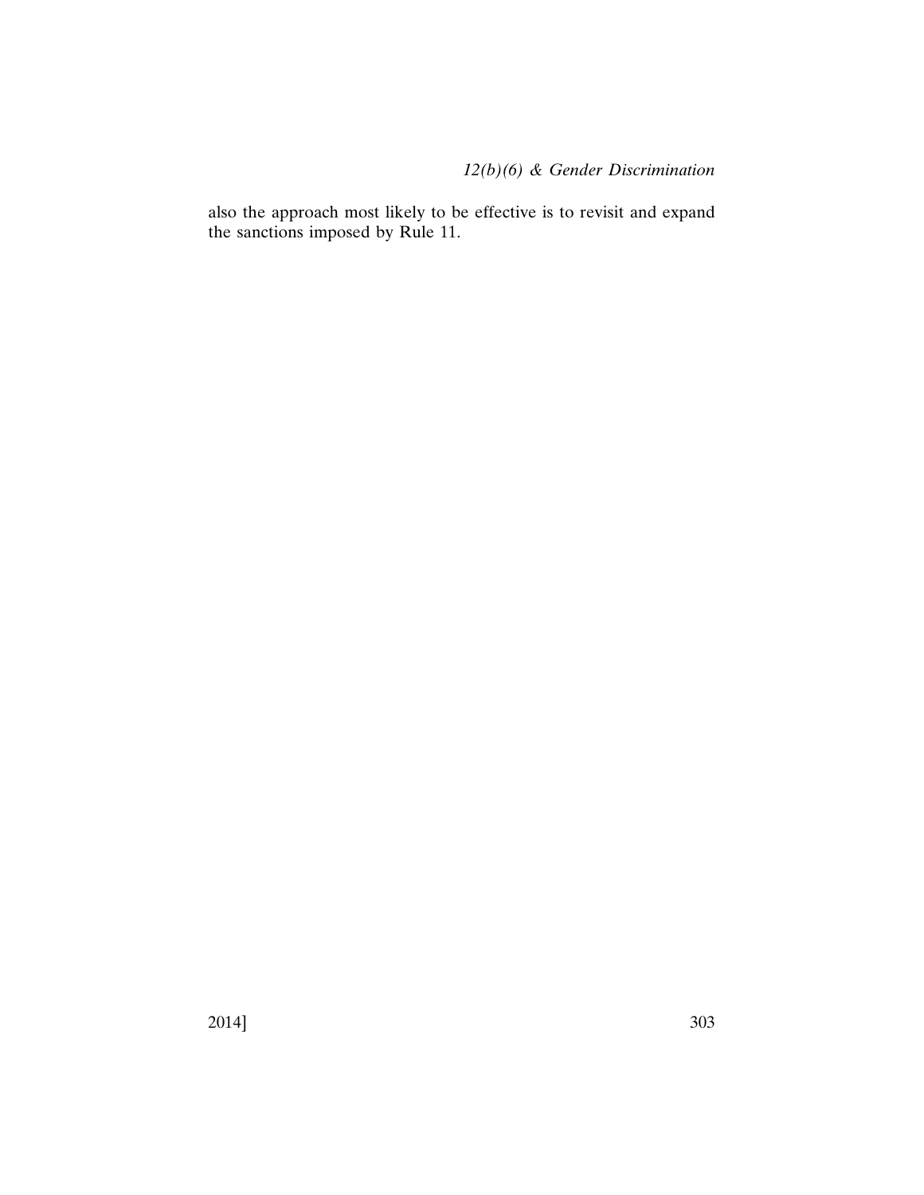also the approach most likely to be effective is to revisit and expand the sanctions imposed by Rule 11.